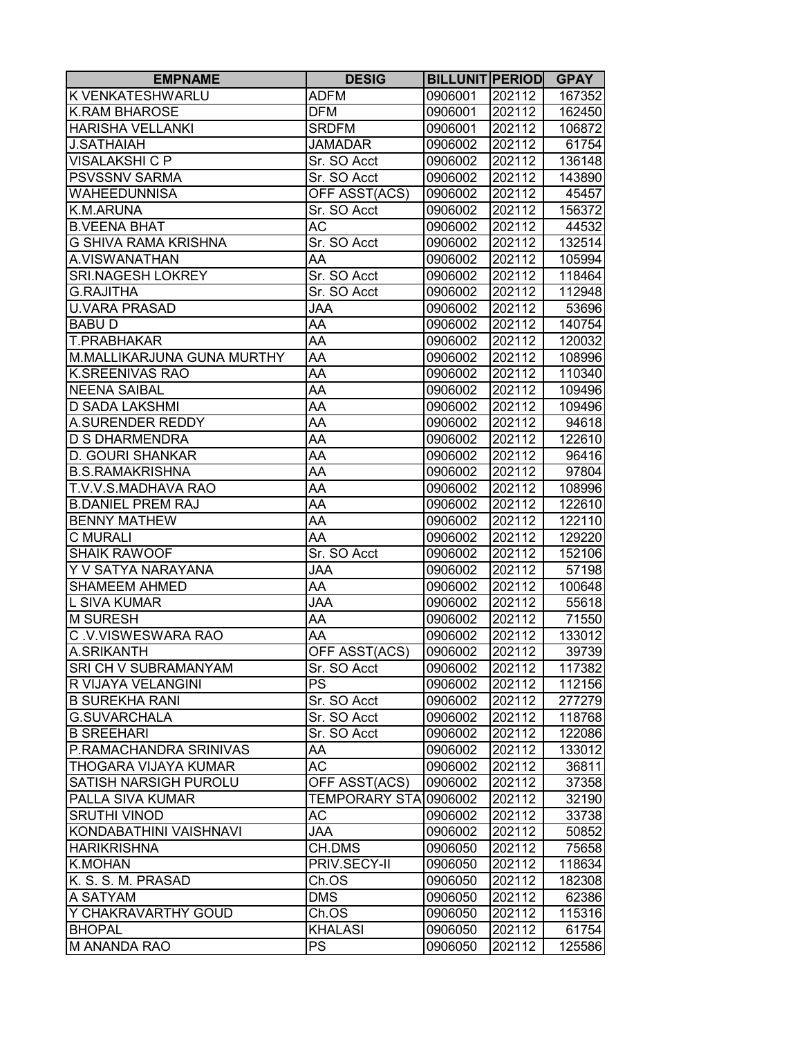| EMPNAME | DESIG | BILLUNIT | PERIOD | GPAY |
| --- | --- | --- | --- | --- |
| K VENKATESHWARLU | ADFM | 0906001 | 202112 | 167352 |
| K.RAM BHAROSE | DFM | 0906001 | 202112 | 162450 |
| HARISHA VELLANKI | SRDFM | 0906001 | 202112 | 106872 |
| J.SATHAIAH | JAMADAR | 0906002 | 202112 | 61754 |
| VISALAKSHI C P | Sr. SO Acct | 0906002 | 202112 | 136148 |
| PSVSSNV SARMA | Sr. SO Acct | 0906002 | 202112 | 143890 |
| WAHEEDUNNISA | OFF ASST(ACS) | 0906002 | 202112 | 45457 |
| K.M.ARUNA | Sr. SO Acct | 0906002 | 202112 | 156372 |
| B.VEENA BHAT | AC | 0906002 | 202112 | 44532 |
| G SHIVA RAMA KRISHNA | Sr. SO Acct | 0906002 | 202112 | 132514 |
| A.VISWANATHAN | AA | 0906002 | 202112 | 105994 |
| SRI.NAGESH LOKREY | Sr. SO Acct | 0906002 | 202112 | 118464 |
| G.RAJITHA | Sr. SO Acct | 0906002 | 202112 | 112948 |
| U.VARA PRASAD | JAA | 0906002 | 202112 | 53696 |
| BABU D | AA | 0906002 | 202112 | 140754 |
| T.PRABHAKAR | AA | 0906002 | 202112 | 120032 |
| M.MALLIKARJUNA GUNA MURTHY | AA | 0906002 | 202112 | 108996 |
| K.SREENIVAS RAO | AA | 0906002 | 202112 | 110340 |
| NEENA SAIBAL | AA | 0906002 | 202112 | 109496 |
| D SADA LAKSHMI | AA | 0906002 | 202112 | 109496 |
| A.SURENDER REDDY | AA | 0906002 | 202112 | 94618 |
| D S DHARMENDRA | AA | 0906002 | 202112 | 122610 |
| D. GOURI SHANKAR | AA | 0906002 | 202112 | 96416 |
| B.S.RAMAKRISHNA | AA | 0906002 | 202112 | 97804 |
| T.V.V.S.MADHAVA RAO | AA | 0906002 | 202112 | 108996 |
| B.DANIEL PREM RAJ | AA | 0906002 | 202112 | 122610 |
| BENNY MATHEW | AA | 0906002 | 202112 | 122110 |
| C MURALI | AA | 0906002 | 202112 | 129220 |
| SHAIK RAWOOF | Sr. SO Acct | 0906002 | 202112 | 152106 |
| Y V SATYA NARAYANA | JAA | 0906002 | 202112 | 57198 |
| SHAMEEM AHMED | AA | 0906002 | 202112 | 100648 |
| L SIVA KUMAR | JAA | 0906002 | 202112 | 55618 |
| M SURESH | AA | 0906002 | 202112 | 71550 |
| C .V.VISWESWARA RAO | AA | 0906002 | 202112 | 133012 |
| A.SRIKANTH | OFF ASST(ACS) | 0906002 | 202112 | 39739 |
| SRI CH V SUBRAMANYAM | Sr. SO Acct | 0906002 | 202112 | 117382 |
| R VIJAYA VELANGINI | PS | 0906002 | 202112 | 112156 |
| B SUREKHA RANI | Sr. SO Acct | 0906002 | 202112 | 277279 |
| G.SUVARCHALA | Sr. SO Acct | 0906002 | 202112 | 118768 |
| B SREEHARI | Sr. SO Acct | 0906002 | 202112 | 122086 |
| P.RAMACHANDRA SRINIVAS | AA | 0906002 | 202112 | 133012 |
| THOGARA VIJAYA KUMAR | AC | 0906002 | 202112 | 36811 |
| SATISH NARSIGH PUROLU | OFF ASST(ACS) | 0906002 | 202112 | 37358 |
| PALLA SIVA KUMAR | TEMPORARY STA | 0906002 | 202112 | 32190 |
| SRUTHI VINOD | AC | 0906002 | 202112 | 33738 |
| KONDABATHINI VAISHNAVI | JAA | 0906002 | 202112 | 50852 |
| HARIKRISHNA | CH.DMS | 0906050 | 202112 | 75658 |
| K.MOHAN | PRIV.SECY-II | 0906050 | 202112 | 118634 |
| K. S. S. M. PRASAD | Ch.OS | 0906050 | 202112 | 182308 |
| A SATYAM | DMS | 0906050 | 202112 | 62386 |
| Y CHAKRAVARTHY GOUD | Ch.OS | 0906050 | 202112 | 115316 |
| BHOPAL | KHALASI | 0906050 | 202112 | 61754 |
| M ANANDA RAO | PS | 0906050 | 202112 | 125586 |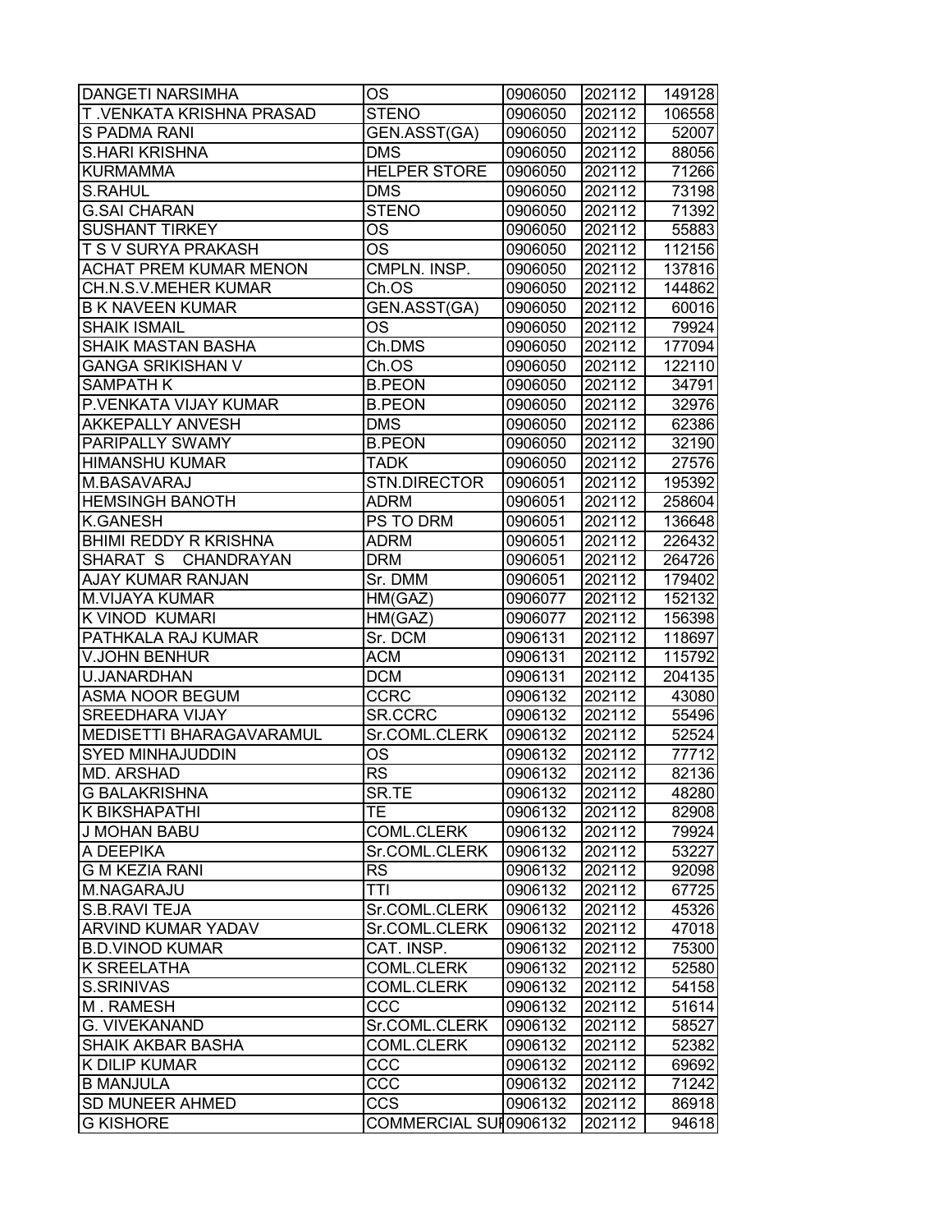| DANGETI NARSIMHA | OS | 0906050 | 202112 | 149128 |
|---|---|---|---|---|
| T .VENKATA KRISHNA PRASAD | STENO | 0906050 | 202112 | 106558 |
| S PADMA RANI | GEN.ASST(GA) | 0906050 | 202112 | 52007 |
| S.HARI KRISHNA | DMS | 0906050 | 202112 | 88056 |
| KURMAMMA | HELPER STORE | 0906050 | 202112 | 71266 |
| S.RAHUL | DMS | 0906050 | 202112 | 73198 |
| G.SAI CHARAN | STENO | 0906050 | 202112 | 71392 |
| SUSHANT TIRKEY | OS | 0906050 | 202112 | 55883 |
| T S V SURYA PRAKASH | OS | 0906050 | 202112 | 112156 |
| ACHAT PREM KUMAR MENON | CMPLN. INSP. | 0906050 | 202112 | 137816 |
| CH.N.S.V.MEHER KUMAR | Ch.OS | 0906050 | 202112 | 144862 |
| B K NAVEEN KUMAR | GEN.ASST(GA) | 0906050 | 202112 | 60016 |
| SHAIK ISMAIL | OS | 0906050 | 202112 | 79924 |
| SHAIK MASTAN BASHA | Ch.DMS | 0906050 | 202112 | 177094 |
| GANGA SRIKISHAN V | Ch.OS | 0906050 | 202112 | 122110 |
| SAMPATH K | B.PEON | 0906050 | 202112 | 34791 |
| P.VENKATA VIJAY KUMAR | B.PEON | 0906050 | 202112 | 32976 |
| AKKEPALLY ANVESH | DMS | 0906050 | 202112 | 62386 |
| PARIPALLY SWAMY | B.PEON | 0906050 | 202112 | 32190 |
| HIMANSHU KUMAR | TADK | 0906050 | 202112 | 27576 |
| M.BASAVARAJ | STN.DIRECTOR | 0906051 | 202112 | 195392 |
| HEMSINGH BANOTH | ADRM | 0906051 | 202112 | 258604 |
| K.GANESH | PS TO DRM | 0906051 | 202112 | 136648 |
| BHIMI REDDY R KRISHNA | ADRM | 0906051 | 202112 | 226432 |
| SHARAT S CHANDRAYAN | DRM | 0906051 | 202112 | 264726 |
| AJAY KUMAR RANJAN | Sr. DMM | 0906051 | 202112 | 179402 |
| M.VIJAYA KUMAR | HM(GAZ) | 0906077 | 202112 | 152132 |
| K VINOD KUMARI | HM(GAZ) | 0906077 | 202112 | 156398 |
| PATHKALA RAJ KUMAR | Sr. DCM | 0906131 | 202112 | 118697 |
| V.JOHN BENHUR | ACM | 0906131 | 202112 | 115792 |
| U.JANARDHAN | DCM | 0906131 | 202112 | 204135 |
| ASMA NOOR BEGUM | CCRC | 0906132 | 202112 | 43080 |
| SREEDHARA VIJAY | SR.CCRC | 0906132 | 202112 | 55496 |
| MEDISETTI BHARAGAVARAMUL | Sr.COML.CLERK | 0906132 | 202112 | 52524 |
| SYED MINHAJUDDIN | OS | 0906132 | 202112 | 77712 |
| MD. ARSHAD | RS | 0906132 | 202112 | 82136 |
| G BALAKRISHNA | SR.TE | 0906132 | 202112 | 48280 |
| K BIKSHAPATHI | TE | 0906132 | 202112 | 82908 |
| J MOHAN BABU | COML.CLERK | 0906132 | 202112 | 79924 |
| A DEEPIKA | Sr.COML.CLERK | 0906132 | 202112 | 53227 |
| G M KEZIA RANI | RS | 0906132 | 202112 | 92098 |
| M.NAGARAJU | TTI | 0906132 | 202112 | 67725 |
| S.B.RAVI TEJA | Sr.COML.CLERK | 0906132 | 202112 | 45326 |
| ARVIND KUMAR YADAV | Sr.COML.CLERK | 0906132 | 202112 | 47018 |
| B.D.VINOD KUMAR | CAT. INSP. | 0906132 | 202112 | 75300 |
| K SREELATHA | COML.CLERK | 0906132 | 202112 | 52580 |
| S.SRINIVAS | COML.CLERK | 0906132 | 202112 | 54158 |
| M . RAMESH | CCC | 0906132 | 202112 | 51614 |
| G. VIVEKANAND | Sr.COML.CLERK | 0906132 | 202112 | 58527 |
| SHAIK AKBAR BASHA | COML.CLERK | 0906132 | 202112 | 52382 |
| K DILIP KUMAR | CCC | 0906132 | 202112 | 69692 |
| B MANJULA | CCC | 0906132 | 202112 | 71242 |
| SD MUNEER AHMED | CCS | 0906132 | 202112 | 86918 |
| G KISHORE | COMMERCIAL SU | 0906132 | 202112 | 94618 |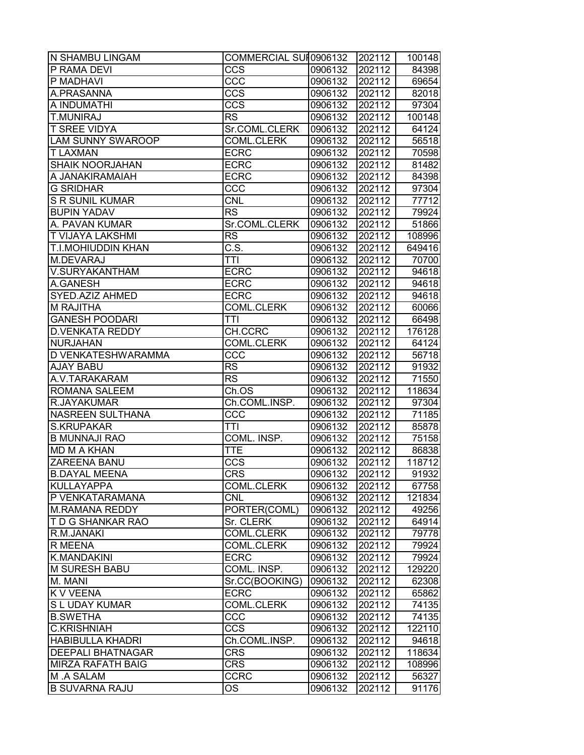| N SHAMBU LINGAM | COMMERCIAL SUI | 0906132 | 202112 | 100148 |
|---|---|---|---|---|
| P RAMA DEVI | CCS | 0906132 | 202112 | 84398 |
| P MADHAVI | CCC | 0906132 | 202112 | 69654 |
| A.PRASANNA | CCS | 0906132 | 202112 | 82018 |
| A INDUMATHI | CCS | 0906132 | 202112 | 97304 |
| T.MUNIRAJ | RS | 0906132 | 202112 | 100148 |
| T SREE VIDYA | Sr.COML.CLERK | 0906132 | 202112 | 64124 |
| LAM SUNNY SWAROOP | COML.CLERK | 0906132 | 202112 | 56518 |
| T LAXMAN | ECRC | 0906132 | 202112 | 70598 |
| SHAIK NOORJAHAN | ECRC | 0906132 | 202112 | 81482 |
| A JANAKIRAMAIAH | ECRC | 0906132 | 202112 | 84398 |
| G SRIDHAR | CCC | 0906132 | 202112 | 97304 |
| S R SUNIL KUMAR | CNL | 0906132 | 202112 | 77712 |
| BUPIN YADAV | RS | 0906132 | 202112 | 79924 |
| A. PAVAN KUMAR | Sr.COML.CLERK | 0906132 | 202112 | 51866 |
| T VIJAYA LAKSHMI | RS | 0906132 | 202112 | 108996 |
| T.I.MOHIUDDIN KHAN | C.S. | 0906132 | 202112 | 649416 |
| M.DEVARAJ | TTI | 0906132 | 202112 | 70700 |
| V.SURYAKANTHAM | ECRC | 0906132 | 202112 | 94618 |
| A.GANESH | ECRC | 0906132 | 202112 | 94618 |
| SYED.AZIZ AHMED | ECRC | 0906132 | 202112 | 94618 |
| M RAJITHA | COML.CLERK | 0906132 | 202112 | 60066 |
| GANESH POODARI | TTI | 0906132 | 202112 | 66498 |
| D.VENKATA REDDY | CH.CCRC | 0906132 | 202112 | 176128 |
| NURJAHAN | COML.CLERK | 0906132 | 202112 | 64124 |
| D VENKATESHWARAMMA | CCC | 0906132 | 202112 | 56718 |
| AJAY BABU | RS | 0906132 | 202112 | 91932 |
| A.V.TARAKARAM | RS | 0906132 | 202112 | 71550 |
| ROMANA SALEEM | Ch.OS | 0906132 | 202112 | 118634 |
| R.JAYAKUMAR | Ch.COML.INSP. | 0906132 | 202112 | 97304 |
| NASREEN SULTHANA | CCC | 0906132 | 202112 | 71185 |
| S.KRUPAKAR | TTI | 0906132 | 202112 | 85878 |
| B MUNNAJI RAO | COML. INSP. | 0906132 | 202112 | 75158 |
| MD M A KHAN | TTE | 0906132 | 202112 | 86838 |
| ZAREENA BANU | CCS | 0906132 | 202112 | 118712 |
| B.DAYAL MEENA | CRS | 0906132 | 202112 | 91932 |
| KULLAYAPPA | COML.CLERK | 0906132 | 202112 | 67758 |
| P VENKATARAMANA | CNL | 0906132 | 202112 | 121834 |
| M.RAMANA REDDY | PORTER(COML) | 0906132 | 202112 | 49256 |
| T D G SHANKAR RAO | Sr. CLERK | 0906132 | 202112 | 64914 |
| R.M.JANAKI | COML.CLERK | 0906132 | 202112 | 79778 |
| R MEENA | COML.CLERK | 0906132 | 202112 | 79924 |
| K.MANDAKINI | ECRC | 0906132 | 202112 | 79924 |
| M SURESH BABU | COML. INSP. | 0906132 | 202112 | 129220 |
| M. MANI | Sr.CC(BOOKING) | 0906132 | 202112 | 62308 |
| K V VEENA | ECRC | 0906132 | 202112 | 65862 |
| S L UDAY KUMAR | COML.CLERK | 0906132 | 202112 | 74135 |
| B.SWETHA | CCC | 0906132 | 202112 | 74135 |
| C.KRISHNIAH | CCS | 0906132 | 202112 | 122110 |
| HABIBULLA KHADRI | Ch.COML.INSP. | 0906132 | 202112 | 94618 |
| DEEPALI BHATNAGAR | CRS | 0906132 | 202112 | 118634 |
| MIRZA RAFATH BAIG | CRS | 0906132 | 202112 | 108996 |
| M .A SALAM | CCRC | 0906132 | 202112 | 56327 |
| B SUVARNA RAJU | OS | 0906132 | 202112 | 91176 |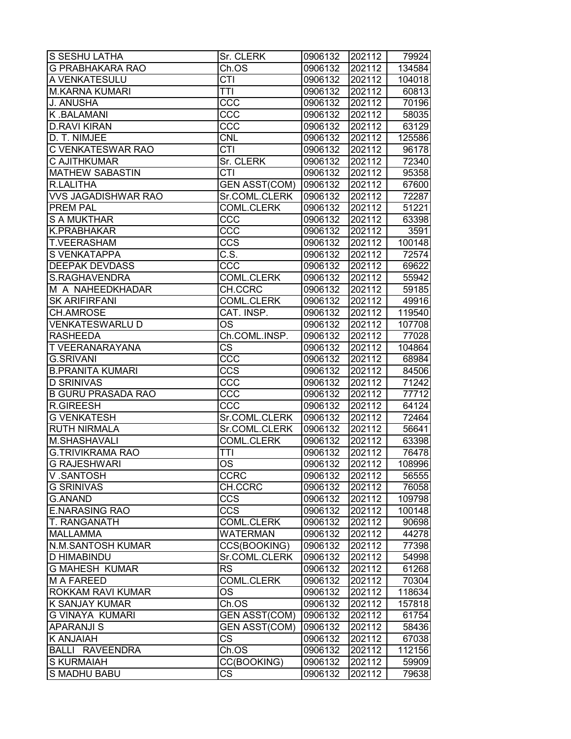| S SESHU LATHA | Sr. CLERK | 0906132 | 202112 | 79924 |
|---|---|---|---|---|
| G PRABHAKARA RAO | Ch.OS | 0906132 | 202112 | 134584 |
| A VENKATESULU | CTI | 0906132 | 202112 | 104018 |
| M.KARNA KUMARI | TTI | 0906132 | 202112 | 60813 |
| J. ANUSHA | CCC | 0906132 | 202112 | 70196 |
| K .BALAMANI | CCC | 0906132 | 202112 | 58035 |
| D.RAVI KIRAN | CCC | 0906132 | 202112 | 63129 |
| D. T. NIMJEE | CNL | 0906132 | 202112 | 125586 |
| C VENKATESWAR RAO | CTI | 0906132 | 202112 | 96178 |
| C AJITHKUMAR | Sr. CLERK | 0906132 | 202112 | 72340 |
| MATHEW SABASTIN | CTI | 0906132 | 202112 | 95358 |
| R.LALITHA | GEN ASST(COM) | 0906132 | 202112 | 67600 |
| VVS JAGADISHWAR RAO | Sr.COML.CLERK | 0906132 | 202112 | 72287 |
| PREM PAL | COML.CLERK | 0906132 | 202112 | 51221 |
| S A MUKTHAR | CCC | 0906132 | 202112 | 63398 |
| K.PRABHAKAR | CCC | 0906132 | 202112 | 3591 |
| T.VEERASHAM | CCS | 0906132 | 202112 | 100148 |
| S VENKATAPPA | C.S. | 0906132 | 202112 | 72574 |
| DEEPAK DEVDASS | CCC | 0906132 | 202112 | 69622 |
| S.RAGHAVENDRA | COML.CLERK | 0906132 | 202112 | 55942 |
| M A NAHEEDKHADAR | CH.CCRC | 0906132 | 202112 | 59185 |
| SK ARIFIRFANI | COML.CLERK | 0906132 | 202112 | 49916 |
| CH.AMROSE | CAT. INSP. | 0906132 | 202112 | 119540 |
| VENKATESWARLU D | OS | 0906132 | 202112 | 107708 |
| RASHEEDA | Ch.COML.INSP. | 0906132 | 202112 | 77028 |
| T VEERANARAYANA | CS | 0906132 | 202112 | 104864 |
| G.SRIVANI | CCC | 0906132 | 202112 | 68984 |
| B.PRANITA KUMARI | CCS | 0906132 | 202112 | 84506 |
| D SRINIVAS | CCC | 0906132 | 202112 | 71242 |
| B GURU PRASADA RAO | CCC | 0906132 | 202112 | 77712 |
| R.GIREESH | CCC | 0906132 | 202112 | 64124 |
| G VENKATESH | Sr.COML.CLERK | 0906132 | 202112 | 72464 |
| RUTH NIRMALA | Sr.COML.CLERK | 0906132 | 202112 | 56641 |
| M.SHASHAVALI | COML.CLERK | 0906132 | 202112 | 63398 |
| G.TRIVIKRAMA RAO | TTI | 0906132 | 202112 | 76478 |
| G RAJESHWARI | OS | 0906132 | 202112 | 108996 |
| V .SANTOSH | CCRC | 0906132 | 202112 | 56555 |
| G SRINIVAS | CH.CCRC | 0906132 | 202112 | 76058 |
| G.ANAND | CCS | 0906132 | 202112 | 109798 |
| E.NARASING RAO | CCS | 0906132 | 202112 | 100148 |
| T. RANGANATH | COML.CLERK | 0906132 | 202112 | 90698 |
| MALLAMMA | WATERMAN | 0906132 | 202112 | 44278 |
| N.M.SANTOSH KUMAR | CCS(BOOKING) | 0906132 | 202112 | 77398 |
| D HIMABINDU | Sr.COML.CLERK | 0906132 | 202112 | 54998 |
| G MAHESH KUMAR | RS | 0906132 | 202112 | 61268 |
| M A FAREED | COML.CLERK | 0906132 | 202112 | 70304 |
| ROKKAM RAVI KUMAR | OS | 0906132 | 202112 | 118634 |
| K SANJAY KUMAR | Ch.OS | 0906132 | 202112 | 157818 |
| G VINAYA KUMARI | GEN ASST(COM) | 0906132 | 202112 | 61754 |
| APARANJI S | GEN ASST(COM) | 0906132 | 202112 | 58436 |
| K ANJAIAH | CS | 0906132 | 202112 | 67038 |
| BALLI RAVEENDRA | Ch.OS | 0906132 | 202112 | 112156 |
| S KURMAIAH | CC(BOOKING) | 0906132 | 202112 | 59909 |
| S MADHU BABU | CS | 0906132 | 202112 | 79638 |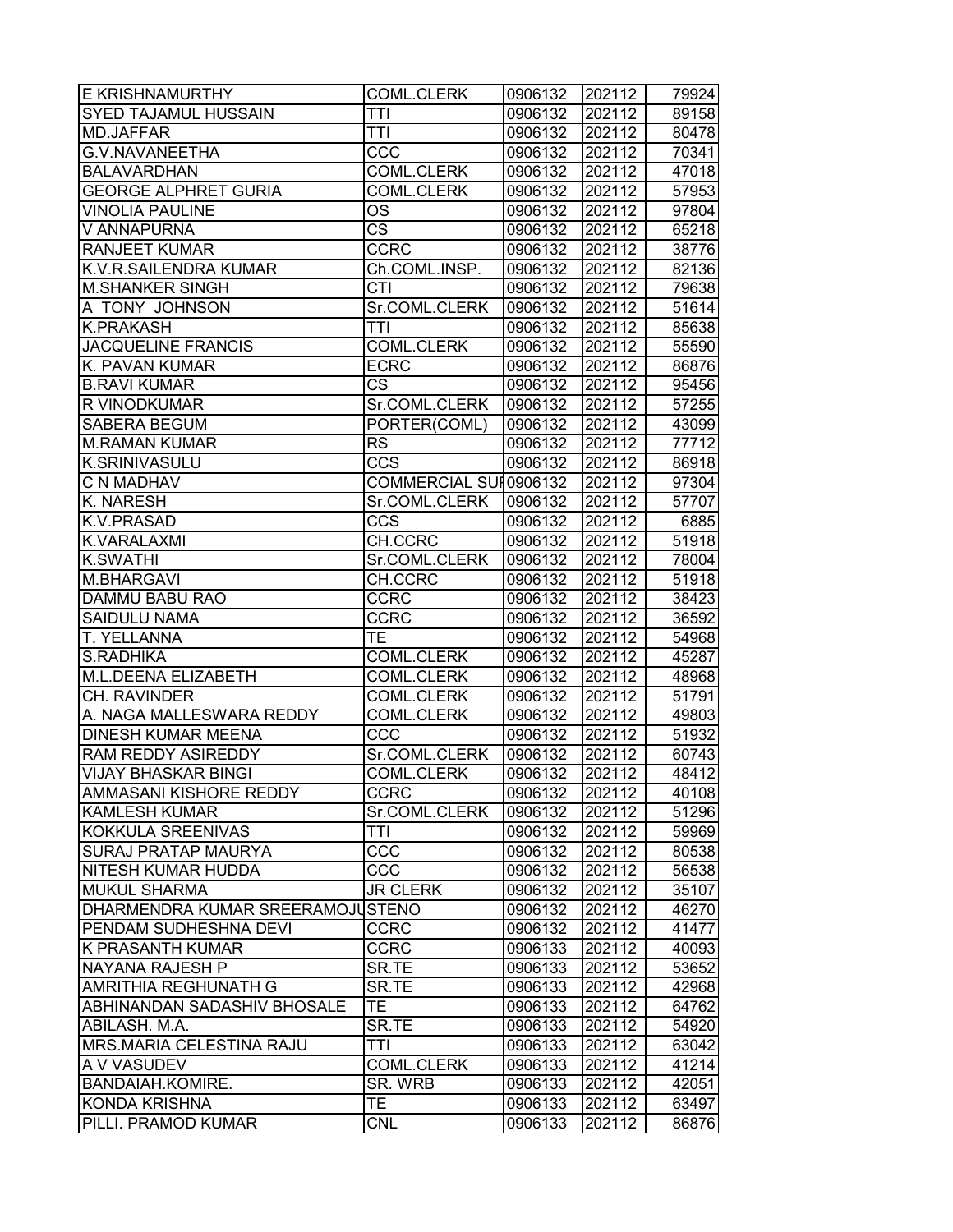| | | | | |
|---|---|---|---|---|
| E KRISHNAMURTHY | COML.CLERK | 0906132 | 202112 | 79924 |
| SYED TAJAMUL HUSSAIN | TTI | 0906132 | 202112 | 89158 |
| MD.JAFFAR | TTI | 0906132 | 202112 | 80478 |
| G.V.NAVANEETHA | CCC | 0906132 | 202112 | 70341 |
| BALAVARDHAN | COML.CLERK | 0906132 | 202112 | 47018 |
| GEORGE ALPHRET GURIA | COML.CLERK | 0906132 | 202112 | 57953 |
| VINOLIA PAULINE | OS | 0906132 | 202112 | 97804 |
| V ANNAPURNA | CS | 0906132 | 202112 | 65218 |
| RANJEET KUMAR | CCRC | 0906132 | 202112 | 38776 |
| K.V.R.SAILENDRA KUMAR | Ch.COML.INSP. | 0906132 | 202112 | 82136 |
| M.SHANKER SINGH | CTI | 0906132 | 202112 | 79638 |
| A TONY JOHNSON | Sr.COML.CLERK | 0906132 | 202112 | 51614 |
| K.PRAKASH | TTI | 0906132 | 202112 | 85638 |
| JACQUELINE FRANCIS | COML.CLERK | 0906132 | 202112 | 55590 |
| K. PAVAN KUMAR | ECRC | 0906132 | 202112 | 86876 |
| B.RAVI KUMAR | CS | 0906132 | 202112 | 95456 |
| R VINODKUMAR | Sr.COML.CLERK | 0906132 | 202112 | 57255 |
| SABERA BEGUM | PORTER(COML) | 0906132 | 202112 | 43099 |
| M.RAMAN KUMAR | RS | 0906132 | 202112 | 77712 |
| K.SRINIVASULU | CCS | 0906132 | 202112 | 86918 |
| C N MADHAV | COMMERCIAL SUI | 0906132 | 202112 | 97304 |
| K. NARESH | Sr.COML.CLERK | 0906132 | 202112 | 57707 |
| K.V.PRASAD | CCS | 0906132 | 202112 | 6885 |
| K.VARALAXMI | CH.CCRC | 0906132 | 202112 | 51918 |
| K.SWATHI | Sr.COML.CLERK | 0906132 | 202112 | 78004 |
| M.BHARGAVI | CH.CCRC | 0906132 | 202112 | 51918 |
| DAMMU BABU RAO | CCRC | 0906132 | 202112 | 38423 |
| SAIDULU NAMA | CCRC | 0906132 | 202112 | 36592 |
| T. YELLANNA | TE | 0906132 | 202112 | 54968 |
| S.RADHIKA | COML.CLERK | 0906132 | 202112 | 45287 |
| M.L.DEENA ELIZABETH | COML.CLERK | 0906132 | 202112 | 48968 |
| CH. RAVINDER | COML.CLERK | 0906132 | 202112 | 51791 |
| A. NAGA MALLESWARA REDDY | COML.CLERK | 0906132 | 202112 | 49803 |
| DINESH KUMAR MEENA | CCC | 0906132 | 202112 | 51932 |
| RAM REDDY ASIREDDY | Sr.COML.CLERK | 0906132 | 202112 | 60743 |
| VIJAY BHASKAR BINGI | COML.CLERK | 0906132 | 202112 | 48412 |
| AMMASANI KISHORE REDDY | CCRC | 0906132 | 202112 | 40108 |
| KAMLESH KUMAR | Sr.COML.CLERK | 0906132 | 202112 | 51296 |
| KOKKULA SREENIVAS | TTI | 0906132 | 202112 | 59969 |
| SURAJ PRATAP MAURYA | CCC | 0906132 | 202112 | 80538 |
| NITESH KUMAR HUDDA | CCC | 0906132 | 202112 | 56538 |
| MUKUL SHARMA | JR CLERK | 0906132 | 202112 | 35107 |
| DHARMENDRA KUMAR SREERAMOJU | STENO | 0906132 | 202112 | 46270 |
| PENDAM SUDHESHNA DEVI | CCRC | 0906132 | 202112 | 41477 |
| K PRASANTH KUMAR | CCRC | 0906133 | 202112 | 40093 |
| NAYANA RAJESH P | SR.TE | 0906133 | 202112 | 53652 |
| AMRITHIA REGHUNATH G | SR.TE | 0906133 | 202112 | 42968 |
| ABHINANDAN SADASHIV BHOSALE | TE | 0906133 | 202112 | 64762 |
| ABILASH. M.A. | SR.TE | 0906133 | 202112 | 54920 |
| MRS.MARIA CELESTINA RAJU | TTI | 0906133 | 202112 | 63042 |
| A V VASUDEV | COML.CLERK | 0906133 | 202112 | 41214 |
| BANDAIAH.KOMIRE. | SR. WRB | 0906133 | 202112 | 42051 |
| KONDA KRISHNA | TE | 0906133 | 202112 | 63497 |
| PILLI. PRAMOD KUMAR | CNL | 0906133 | 202112 | 86876 |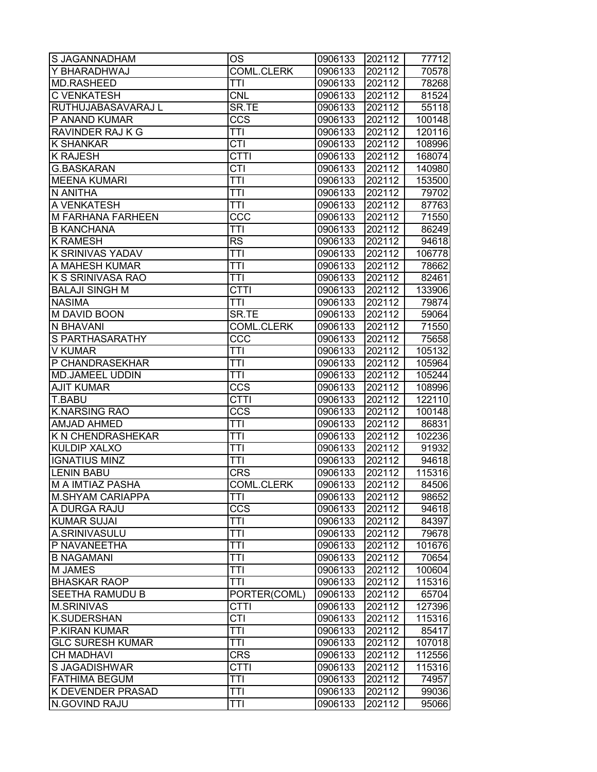| S JAGANNADHAM | OS | 0906133 | 202112 | 77712 |
|---|---|---|---|---|
| Y BHARADHWAJ | COML.CLERK | 0906133 | 202112 | 70578 |
| MD.RASHEED | TTI | 0906133 | 202112 | 78268 |
| C VENKATESH | CNL | 0906133 | 202112 | 81524 |
| RUTHUJABASAVARAJ L | SR.TE | 0906133 | 202112 | 55118 |
| P ANAND KUMAR | CCS | 0906133 | 202112 | 100148 |
| RAVINDER RAJ K G | TTI | 0906133 | 202112 | 120116 |
| K SHANKAR | CTI | 0906133 | 202112 | 108996 |
| K RAJESH | CTTI | 0906133 | 202112 | 168074 |
| G.BASKARAN | CTI | 0906133 | 202112 | 140980 |
| MEENA KUMARI | TTI | 0906133 | 202112 | 153500 |
| N ANITHA | TTI | 0906133 | 202112 | 79702 |
| A VENKATESH | TTI | 0906133 | 202112 | 87763 |
| M FARHANA FARHEEN | CCC | 0906133 | 202112 | 71550 |
| B KANCHANA | TTI | 0906133 | 202112 | 86249 |
| K RAMESH | RS | 0906133 | 202112 | 94618 |
| K SRINIVAS YADAV | TTI | 0906133 | 202112 | 106778 |
| A MAHESH KUMAR | TTI | 0906133 | 202112 | 78662 |
| K S SRINIVASA RAO | TTI | 0906133 | 202112 | 82461 |
| BALAJI SINGH M | CTTI | 0906133 | 202112 | 133906 |
| NASIMA | TTI | 0906133 | 202112 | 79874 |
| M DAVID BOON | SR.TE | 0906133 | 202112 | 59064 |
| N BHAVANI | COML.CLERK | 0906133 | 202112 | 71550 |
| S PARTHASARATHY | CCC | 0906133 | 202112 | 75658 |
| V KUMAR | TTI | 0906133 | 202112 | 105132 |
| P CHANDRASEKHAR | TTI | 0906133 | 202112 | 105964 |
| MD.JAMEEL UDDIN | TTI | 0906133 | 202112 | 105244 |
| AJIT KUMAR | CCS | 0906133 | 202112 | 108996 |
| T.BABU | CTTI | 0906133 | 202112 | 122110 |
| K.NARSING RAO | CCS | 0906133 | 202112 | 100148 |
| AMJAD AHMED | TTI | 0906133 | 202112 | 86831 |
| K N CHENDRASHEKAR | TTI | 0906133 | 202112 | 102236 |
| KULDIP XALXO | TTI | 0906133 | 202112 | 91932 |
| IGNATIUS MINZ | TTI | 0906133 | 202112 | 94618 |
| LENIN BABU | CRS | 0906133 | 202112 | 115316 |
| M A IMTIAZ PASHA | COML.CLERK | 0906133 | 202112 | 84506 |
| M.SHYAM CARIAPPA | TTI | 0906133 | 202112 | 98652 |
| A DURGA RAJU | CCS | 0906133 | 202112 | 94618 |
| KUMAR SUJAI | TTI | 0906133 | 202112 | 84397 |
| A.SRINIVASULU | TTI | 0906133 | 202112 | 79678 |
| P NAVANEETHA | TTI | 0906133 | 202112 | 101676 |
| B NAGAMANI | TTI | 0906133 | 202112 | 70654 |
| M JAMES | TTI | 0906133 | 202112 | 100604 |
| BHASKAR RAOP | TTI | 0906133 | 202112 | 115316 |
| SEETHA RAMUDU B | PORTER(COML) | 0906133 | 202112 | 65704 |
| M.SRINIVAS | CTTI | 0906133 | 202112 | 127396 |
| K.SUDERSHAN | CTI | 0906133 | 202112 | 115316 |
| P.KIRAN KUMAR | TTI | 0906133 | 202112 | 85417 |
| GLC SURESH KUMAR | TTI | 0906133 | 202112 | 107018 |
| CH MADHAVI | CRS | 0906133 | 202112 | 112556 |
| S JAGADISHWAR | CTTI | 0906133 | 202112 | 115316 |
| FATHIMA BEGUM | TTI | 0906133 | 202112 | 74957 |
| K DEVENDER PRASAD | TTI | 0906133 | 202112 | 99036 |
| N.GOVIND RAJU | TTI | 0906133 | 202112 | 95066 |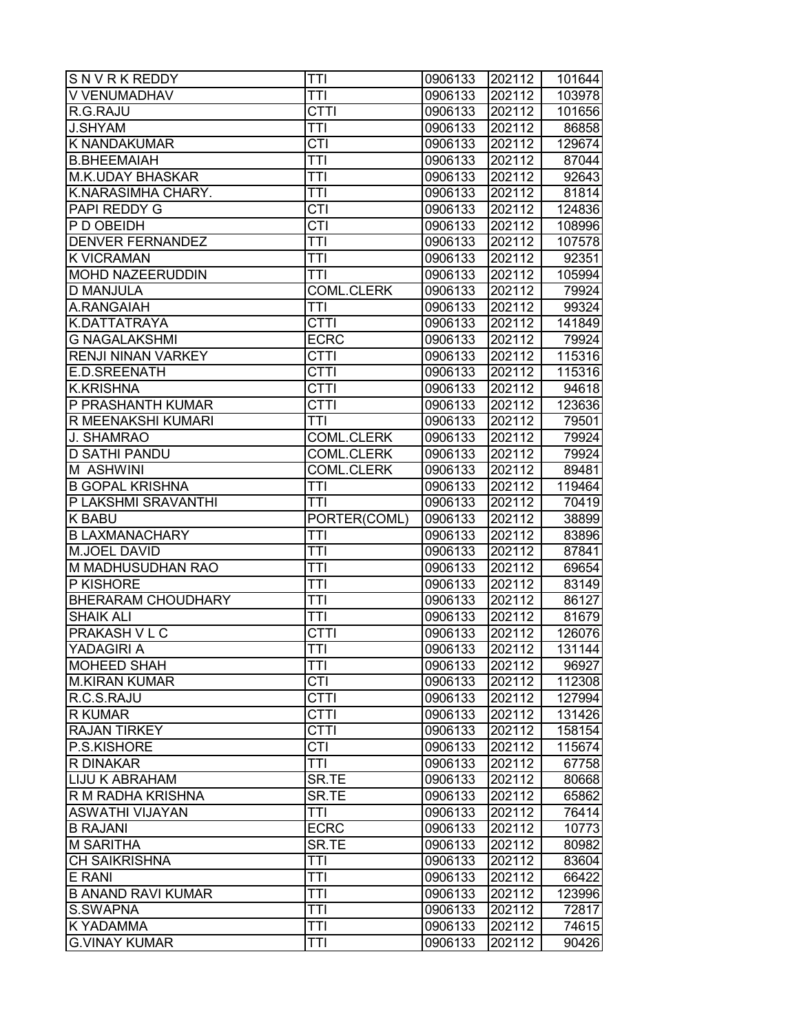| S N V R K REDDY | TTI | 0906133 | 202112 | 101644 |
|---|---|---|---|---|
| V VENUMADHAV | TTI | 0906133 | 202112 | 103978 |
| R.G.RAJU | CTTI | 0906133 | 202112 | 101656 |
| J.SHYAM | TTI | 0906133 | 202112 | 86858 |
| K NANDAKUMAR | CTI | 0906133 | 202112 | 129674 |
| B.BHEEMAIAH | TTI | 0906133 | 202112 | 87044 |
| M.K.UDAY BHASKAR | TTI | 0906133 | 202112 | 92643 |
| K.NARASIMHA CHARY. | TTI | 0906133 | 202112 | 81814 |
| PAPI REDDY G | CTI | 0906133 | 202112 | 124836 |
| P D OBEIDH | CTI | 0906133 | 202112 | 108996 |
| DENVER FERNANDEZ | TTI | 0906133 | 202112 | 107578 |
| K VICRAMAN | TTI | 0906133 | 202112 | 92351 |
| MOHD NAZEERUDDIN | TTI | 0906133 | 202112 | 105994 |
| D MANJULA | COML.CLERK | 0906133 | 202112 | 79924 |
| A.RANGAIAH | TTI | 0906133 | 202112 | 99324 |
| K.DATTATRAYA | CTTI | 0906133 | 202112 | 141849 |
| G NAGALAKSHMI | ECRC | 0906133 | 202112 | 79924 |
| RENJI NINAN VARKEY | CTTI | 0906133 | 202112 | 115316 |
| E.D.SREENATH | CTTI | 0906133 | 202112 | 115316 |
| K.KRISHNA | CTTI | 0906133 | 202112 | 94618 |
| P PRASHANTH KUMAR | CTTI | 0906133 | 202112 | 123636 |
| R MEENAKSHI KUMARI | TTI | 0906133 | 202112 | 79501 |
| J. SHAMRAO | COML.CLERK | 0906133 | 202112 | 79924 |
| D SATHI PANDU | COML.CLERK | 0906133 | 202112 | 79924 |
| M ASHWINI | COML.CLERK | 0906133 | 202112 | 89481 |
| B GOPAL KRISHNA | TTI | 0906133 | 202112 | 119464 |
| P LAKSHMI SRAVANTHI | TTI | 0906133 | 202112 | 70419 |
| K BABU | PORTER(COML) | 0906133 | 202112 | 38899 |
| B LAXMANACHARY | TTI | 0906133 | 202112 | 83896 |
| M.JOEL DAVID | TTI | 0906133 | 202112 | 87841 |
| M MADHUSUDHAN RAO | TTI | 0906133 | 202112 | 69654 |
| P KISHORE | TTI | 0906133 | 202112 | 83149 |
| BHERARAM CHOUDHARY | TTI | 0906133 | 202112 | 86127 |
| SHAIK ALI | TTI | 0906133 | 202112 | 81679 |
| PRAKASH V L C | CTTI | 0906133 | 202112 | 126076 |
| YADAGIRI A | TTI | 0906133 | 202112 | 131144 |
| MOHEED SHAH | TTI | 0906133 | 202112 | 96927 |
| M.KIRAN KUMAR | CTI | 0906133 | 202112 | 112308 |
| R.C.S.RAJU | CTTI | 0906133 | 202112 | 127994 |
| R KUMAR | CTTI | 0906133 | 202112 | 131426 |
| RAJAN TIRKEY | CTTI | 0906133 | 202112 | 158154 |
| P.S.KISHORE | CTI | 0906133 | 202112 | 115674 |
| R DINAKAR | TTI | 0906133 | 202112 | 67758 |
| LIJU K ABRAHAM | SR.TE | 0906133 | 202112 | 80668 |
| R M RADHA KRISHNA | SR.TE | 0906133 | 202112 | 65862 |
| ASWATHI VIJAYAN | TTI | 0906133 | 202112 | 76414 |
| B RAJANI | ECRC | 0906133 | 202112 | 10773 |
| M SARITHA | SR.TE | 0906133 | 202112 | 80982 |
| CH SAIKRISHNA | TTI | 0906133 | 202112 | 83604 |
| E RANI | TTI | 0906133 | 202112 | 66422 |
| B ANAND RAVI KUMAR | TTI | 0906133 | 202112 | 123996 |
| S.SWAPNA | TTI | 0906133 | 202112 | 72817 |
| K YADAMMA | TTI | 0906133 | 202112 | 74615 |
| G.VINAY KUMAR | TTI | 0906133 | 202112 | 90426 |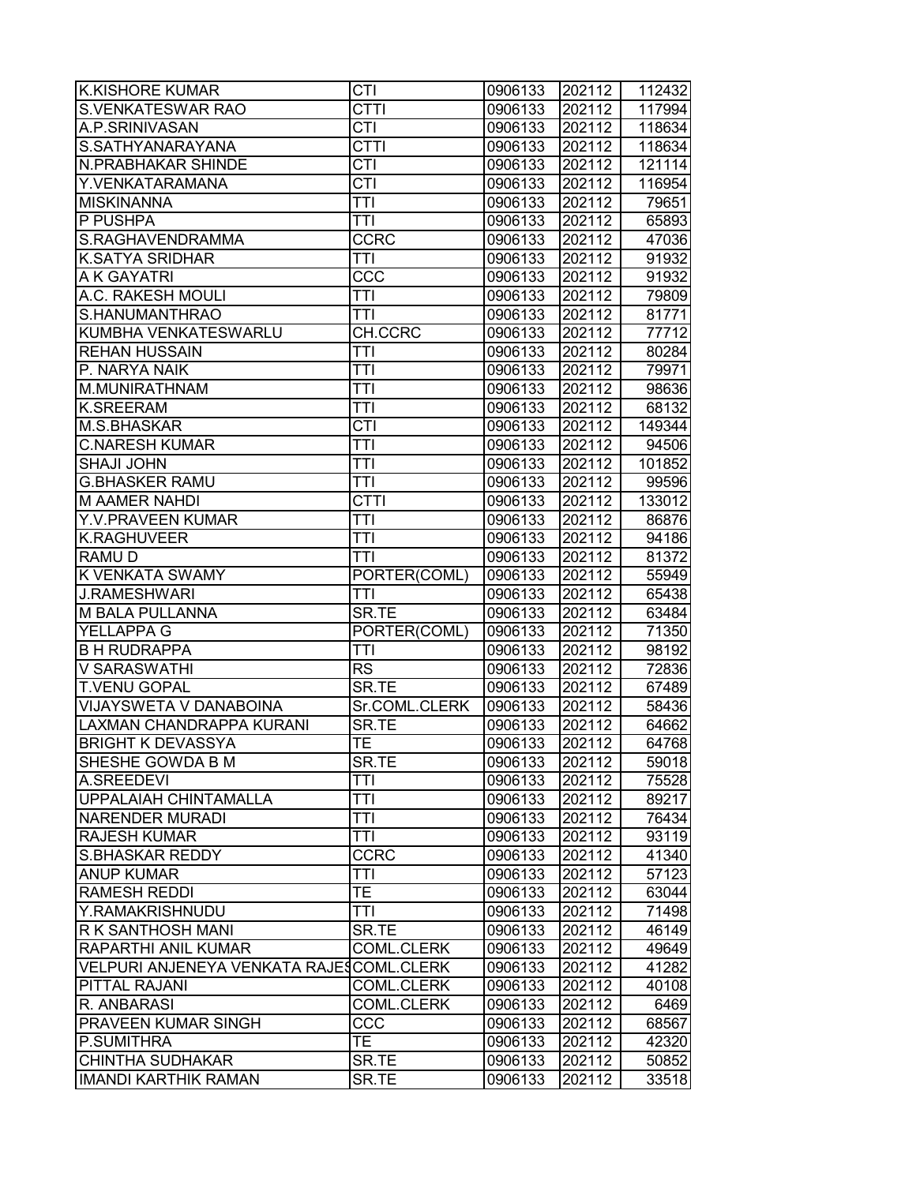| K.KISHORE KUMAR | CTI | 0906133 | 202112 | 112432 |
|---|---|---|---|---|
| S.VENKATESWAR RAO | CTTI | 0906133 | 202112 | 117994 |
| A.P.SRINIVASAN | CTI | 0906133 | 202112 | 118634 |
| S.SATHYANARAYANA | CTTI | 0906133 | 202112 | 118634 |
| N.PRABHAKAR SHINDE | CTI | 0906133 | 202112 | 121114 |
| Y.VENKATARAMANA | CTI | 0906133 | 202112 | 116954 |
| MISKINANNA | TTI | 0906133 | 202112 | 79651 |
| P PUSHPA | TTI | 0906133 | 202112 | 65893 |
| S.RAGHAVENDRAMMA | CCRC | 0906133 | 202112 | 47036 |
| K.SATYA SRIDHAR | TTI | 0906133 | 202112 | 91932 |
| A K GAYATRI | CCC | 0906133 | 202112 | 91932 |
| A.C. RAKESH MOULI | TTI | 0906133 | 202112 | 79809 |
| S.HANUMANTHRAO | TTI | 0906133 | 202112 | 81771 |
| KUMBHA VENKATESWARLU | CH.CCRC | 0906133 | 202112 | 77712 |
| REHAN HUSSAIN | TTI | 0906133 | 202112 | 80284 |
| P. NARYA NAIK | TTI | 0906133 | 202112 | 79971 |
| M.MUNIRATHNAM | TTI | 0906133 | 202112 | 98636 |
| K.SREERAM | TTI | 0906133 | 202112 | 68132 |
| M.S.BHASKAR | CTI | 0906133 | 202112 | 149344 |
| C.NARESH KUMAR | TTI | 0906133 | 202112 | 94506 |
| SHAJI JOHN | TTI | 0906133 | 202112 | 101852 |
| G.BHASKER RAMU | TTI | 0906133 | 202112 | 99596 |
| M AAMER NAHDI | CTTI | 0906133 | 202112 | 133012 |
| Y.V.PRAVEEN KUMAR | TTI | 0906133 | 202112 | 86876 |
| K.RAGHUVEER | TTI | 0906133 | 202112 | 94186 |
| RAMU D | TTI | 0906133 | 202112 | 81372 |
| K VENKATA SWAMY | PORTER(COML) | 0906133 | 202112 | 55949 |
| J.RAMESHWARI | TTI | 0906133 | 202112 | 65438 |
| M BALA PULLANNA | SR.TE | 0906133 | 202112 | 63484 |
| YELLAPPA G | PORTER(COML) | 0906133 | 202112 | 71350 |
| B H RUDRAPPA | TTI | 0906133 | 202112 | 98192 |
| V SARASWATHI | RS | 0906133 | 202112 | 72836 |
| T.VENU GOPAL | SR.TE | 0906133 | 202112 | 67489 |
| VIJAYSWETA V DANABOINA | Sr.COML.CLERK | 0906133 | 202112 | 58436 |
| LAXMAN CHANDRAPPA KURANI | SR.TE | 0906133 | 202112 | 64662 |
| BRIGHT K DEVASSYA | TE | 0906133 | 202112 | 64768 |
| SHESHE GOWDA B M | SR.TE | 0906133 | 202112 | 59018 |
| A.SREEDEVI | TTI | 0906133 | 202112 | 75528 |
| UPPALAIAH CHINTAMALLA | TTI | 0906133 | 202112 | 89217 |
| NARENDER MURADI | TTI | 0906133 | 202112 | 76434 |
| RAJESH KUMAR | TTI | 0906133 | 202112 | 93119 |
| S.BHASKAR REDDY | CCRC | 0906133 | 202112 | 41340 |
| ANUP KUMAR | TTI | 0906133 | 202112 | 57123 |
| RAMESH REDDI | TE | 0906133 | 202112 | 63044 |
| Y.RAMAKRISHNUDU | TTI | 0906133 | 202112 | 71498 |
| R K SANTHOSH MANI | SR.TE | 0906133 | 202112 | 46149 |
| RAPARTHI ANIL KUMAR | COML.CLERK | 0906133 | 202112 | 49649 |
| VELPURI ANJENEYA VENKATA RAJES | COML.CLERK | 0906133 | 202112 | 41282 |
| PITTAL RAJANI | COML.CLERK | 0906133 | 202112 | 40108 |
| R. ANBARASI | COML.CLERK | 0906133 | 202112 | 6469 |
| PRAVEEN KUMAR SINGH | CCC | 0906133 | 202112 | 68567 |
| P.SUMITHRA | TE | 0906133 | 202112 | 42320 |
| CHINTHA SUDHAKAR | SR.TE | 0906133 | 202112 | 50852 |
| IMANDI KARTHIK RAMAN | SR.TE | 0906133 | 202112 | 33518 |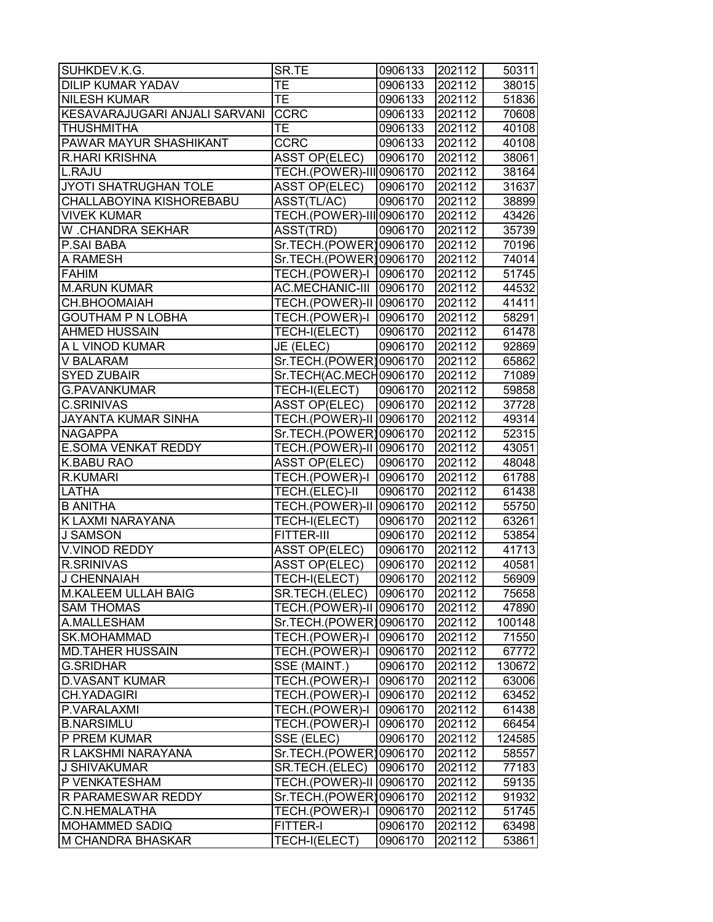| SUHKDEV.K.G. | SR.TE | 0906133 | 202112 | 50311 |
|---|---|---|---|---|
| DILIP KUMAR YADAV | TE | 0906133 | 202112 | 38015 |
| NILESH KUMAR | TE | 0906133 | 202112 | 51836 |
| KESAVARAJUGARI ANJALI SARVANI | CCRC | 0906133 | 202112 | 70608 |
| THUSHMITHA | TE | 0906133 | 202112 | 40108 |
| PAWAR MAYUR SHASHIKANT | CCRC | 0906133 | 202112 | 40108 |
| R.HARI KRISHNA | ASST OP(ELEC) | 0906170 | 202112 | 38061 |
| L.RAJU | TECH.(POWER)-III | 0906170 | 202112 | 38164 |
| JYOTI SHATRUGHAN TOLE | ASST OP(ELEC) | 0906170 | 202112 | 31637 |
| CHALLABOYINA KISHOREBABU | ASST(TL/AC) | 0906170 | 202112 | 38899 |
| VIVEK KUMAR | TECH.(POWER)-III | 0906170 | 202112 | 43426 |
| W .CHANDRA SEKHAR | ASST(TRD) | 0906170 | 202112 | 35739 |
| P.SAI BABA | Sr.TECH.(POWER) | 0906170 | 202112 | 70196 |
| A RAMESH | Sr.TECH.(POWER) | 0906170 | 202112 | 74014 |
| FAHIM | TECH.(POWER)-I | 0906170 | 202112 | 51745 |
| M.ARUN KUMAR | AC.MECHANIC-III | 0906170 | 202112 | 44532 |
| CH.BHOOMAIAH | TECH.(POWER)-II | 0906170 | 202112 | 41411 |
| GOUTHAM P N LOBHA | TECH.(POWER)-I | 0906170 | 202112 | 58291 |
| AHMED HUSSAIN | TECH-I(ELECT) | 0906170 | 202112 | 61478 |
| A L VINOD KUMAR | JE (ELEC) | 0906170 | 202112 | 92869 |
| V BALARAM | Sr.TECH.(POWER) | 0906170 | 202112 | 65862 |
| SYED ZUBAIR | Sr.TECH(AC.MECH | 0906170 | 202112 | 71089 |
| G.PAVANKUMAR | TECH-I(ELECT) | 0906170 | 202112 | 59858 |
| C.SRINIVAS | ASST OP(ELEC) | 0906170 | 202112 | 37728 |
| JAYANTA KUMAR SINHA | TECH.(POWER)-II | 0906170 | 202112 | 49314 |
| NAGAPPA | Sr.TECH.(POWER) | 0906170 | 202112 | 52315 |
| E.SOMA VENKAT REDDY | TECH.(POWER)-II | 0906170 | 202112 | 43051 |
| K.BABU RAO | ASST OP(ELEC) | 0906170 | 202112 | 48048 |
| R.KUMARI | TECH.(POWER)-I | 0906170 | 202112 | 61788 |
| LATHA | TECH.(ELEC)-II | 0906170 | 202112 | 61438 |
| B ANITHA | TECH.(POWER)-II | 0906170 | 202112 | 55750 |
| K LAXMI NARAYANA | TECH-I(ELECT) | 0906170 | 202112 | 63261 |
| J SAMSON | FITTER-III | 0906170 | 202112 | 53854 |
| V.VINOD REDDY | ASST OP(ELEC) | 0906170 | 202112 | 41713 |
| R.SRINIVAS | ASST OP(ELEC) | 0906170 | 202112 | 40581 |
| J CHENNAIAH | TECH-I(ELECT) | 0906170 | 202112 | 56909 |
| M.KALEEM ULLAH BAIG | SR.TECH.(ELEC) | 0906170 | 202112 | 75658 |
| SAM THOMAS | TECH.(POWER)-II | 0906170 | 202112 | 47890 |
| A.MALLESHAM | Sr.TECH.(POWER) | 0906170 | 202112 | 100148 |
| SK.MOHAMMAD | TECH.(POWER)-I | 0906170 | 202112 | 71550 |
| MD.TAHER HUSSAIN | TECH.(POWER)-I | 0906170 | 202112 | 67772 |
| G.SRIDHAR | SSE (MAINT.) | 0906170 | 202112 | 130672 |
| D.VASANT KUMAR | TECH.(POWER)-I | 0906170 | 202112 | 63006 |
| CH.YADAGIRI | TECH.(POWER)-I | 0906170 | 202112 | 63452 |
| P.VARALAXMI | TECH.(POWER)-I | 0906170 | 202112 | 61438 |
| B.NARSIMLU | TECH.(POWER)-I | 0906170 | 202112 | 66454 |
| P PREM KUMAR | SSE (ELEC) | 0906170 | 202112 | 124585 |
| R LAKSHMI NARAYANA | Sr.TECH.(POWER) | 0906170 | 202112 | 58557 |
| J SHIVAKUMAR | SR.TECH.(ELEC) | 0906170 | 202112 | 77183 |
| P VENKATESHAM | TECH.(POWER)-II | 0906170 | 202112 | 59135 |
| R PARAMESWAR REDDY | Sr.TECH.(POWER) | 0906170 | 202112 | 91932 |
| C.N.HEMALATHA | TECH.(POWER)-I | 0906170 | 202112 | 51745 |
| MOHAMMED SADIQ | FITTER-I | 0906170 | 202112 | 63498 |
| M CHANDRA BHASKAR | TECH-I(ELECT) | 0906170 | 202112 | 53861 |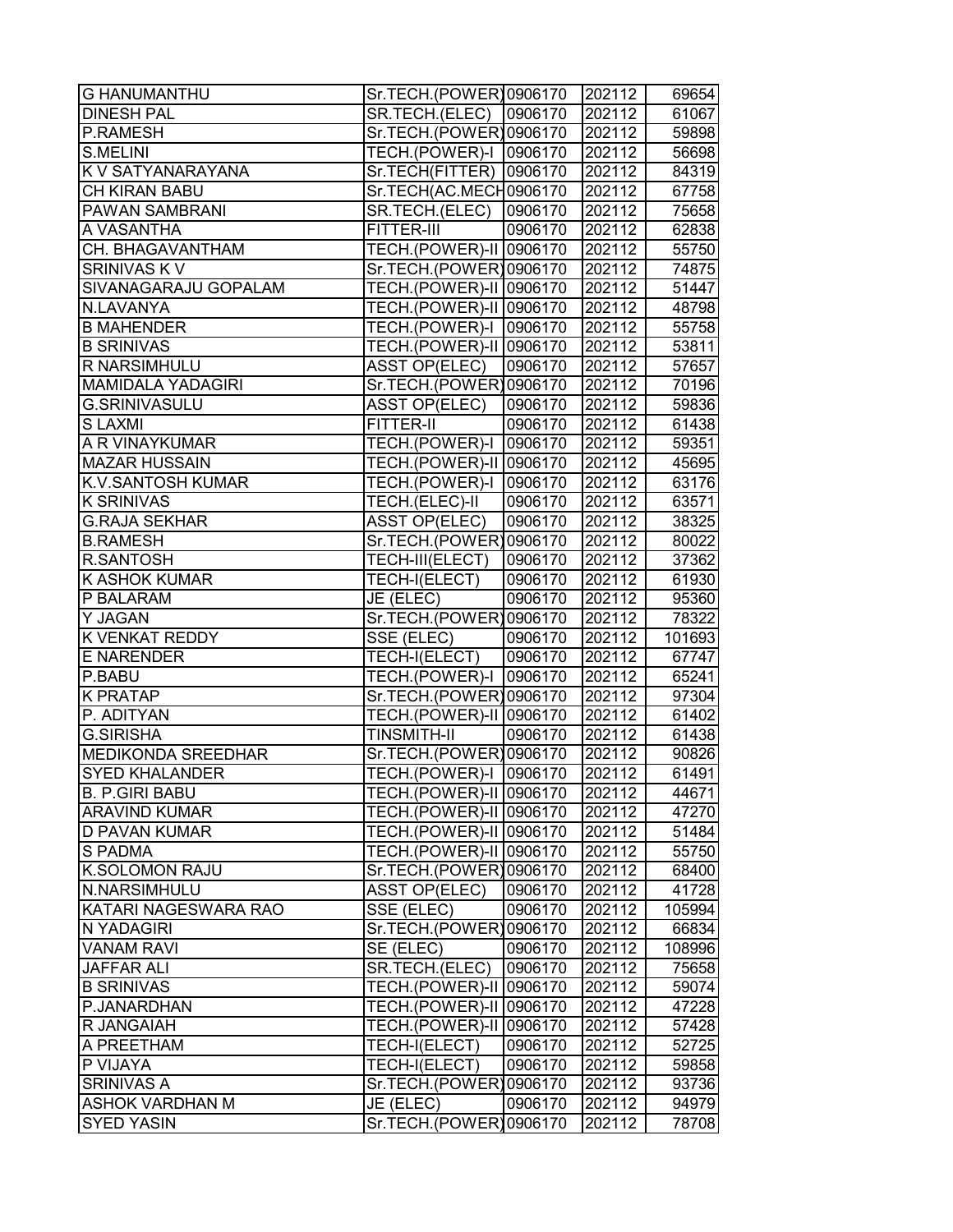| | | | | |
|---|---|---|---|---|
| G HANUMANTHU | Sr.TECH.(POWER) | 0906170 | 202112 | 69654 |
| DINESH PAL | SR.TECH.(ELEC) | 0906170 | 202112 | 61067 |
| P.RAMESH | Sr.TECH.(POWER) | 0906170 | 202112 | 59898 |
| S.MELINI | TECH.(POWER)-I | 0906170 | 202112 | 56698 |
| K V SATYANARAYANA | Sr.TECH(FITTER) | 0906170 | 202112 | 84319 |
| CH KIRAN BABU | Sr.TECH(AC.MECH | 0906170 | 202112 | 67758 |
| PAWAN SAMBRANI | SR.TECH.(ELEC) | 0906170 | 202112 | 75658 |
| A VASANTHA | FITTER-III | 0906170 | 202112 | 62838 |
| CH. BHAGAVANTHAM | TECH.(POWER)-II | 0906170 | 202112 | 55750 |
| SRINIVAS K V | Sr.TECH.(POWER) | 0906170 | 202112 | 74875 |
| SIVANAGARAJU GOPALAM | TECH.(POWER)-II | 0906170 | 202112 | 51447 |
| N.LAVANYA | TECH.(POWER)-II | 0906170 | 202112 | 48798 |
| B MAHENDER | TECH.(POWER)-I | 0906170 | 202112 | 55758 |
| B SRINIVAS | TECH.(POWER)-II | 0906170 | 202112 | 53811 |
| R NARSIMHULU | ASST OP(ELEC) | 0906170 | 202112 | 57657 |
| MAMIDALA YADAGIRI | Sr.TECH.(POWER) | 0906170 | 202112 | 70196 |
| G.SRINIVASULU | ASST OP(ELEC) | 0906170 | 202112 | 59836 |
| S LAXMI | FITTER-II | 0906170 | 202112 | 61438 |
| A R VINAYKUMAR | TECH.(POWER)-I | 0906170 | 202112 | 59351 |
| MAZAR HUSSAIN | TECH.(POWER)-II | 0906170 | 202112 | 45695 |
| K.V.SANTOSH KUMAR | TECH.(POWER)-I | 0906170 | 202112 | 63176 |
| K SRINIVAS | TECH.(ELEC)-II | 0906170 | 202112 | 63571 |
| G.RAJA SEKHAR | ASST OP(ELEC) | 0906170 | 202112 | 38325 |
| B.RAMESH | Sr.TECH.(POWER) | 0906170 | 202112 | 80022 |
| R.SANTOSH | TECH-III(ELECT) | 0906170 | 202112 | 37362 |
| K ASHOK KUMAR | TECH-I(ELECT) | 0906170 | 202112 | 61930 |
| P BALARAM | JE (ELEC) | 0906170 | 202112 | 95360 |
| Y JAGAN | Sr.TECH.(POWER) | 0906170 | 202112 | 78322 |
| K VENKAT REDDY | SSE (ELEC) | 0906170 | 202112 | 101693 |
| E NARENDER | TECH-I(ELECT) | 0906170 | 202112 | 67747 |
| P.BABU | TECH.(POWER)-I | 0906170 | 202112 | 65241 |
| K PRATAP | Sr.TECH.(POWER) | 0906170 | 202112 | 97304 |
| P. ADITYAN | TECH.(POWER)-II | 0906170 | 202112 | 61402 |
| G.SIRISHA | TINSMITH-II | 0906170 | 202112 | 61438 |
| MEDIKONDA SREEDHAR | Sr.TECH.(POWER) | 0906170 | 202112 | 90826 |
| SYED KHALANDER | TECH.(POWER)-I | 0906170 | 202112 | 61491 |
| B. P.GIRI BABU | TECH.(POWER)-II | 0906170 | 202112 | 44671 |
| ARAVIND KUMAR | TECH.(POWER)-II | 0906170 | 202112 | 47270 |
| D PAVAN KUMAR | TECH.(POWER)-II | 0906170 | 202112 | 51484 |
| S PADMA | TECH.(POWER)-II | 0906170 | 202112 | 55750 |
| K.SOLOMON RAJU | Sr.TECH.(POWER) | 0906170 | 202112 | 68400 |
| N.NARSIMHULU | ASST OP(ELEC) | 0906170 | 202112 | 41728 |
| KATARI NAGESWARA RAO | SSE (ELEC) | 0906170 | 202112 | 105994 |
| N YADAGIRI | Sr.TECH.(POWER) | 0906170 | 202112 | 66834 |
| VANAM RAVI | SE (ELEC) | 0906170 | 202112 | 108996 |
| JAFFAR ALI | SR.TECH.(ELEC) | 0906170 | 202112 | 75658 |
| B SRINIVAS | TECH.(POWER)-II | 0906170 | 202112 | 59074 |
| P.JANARDHAN | TECH.(POWER)-II | 0906170 | 202112 | 47228 |
| R JANGAIAH | TECH.(POWER)-II | 0906170 | 202112 | 57428 |
| A PREETHAM | TECH-I(ELECT) | 0906170 | 202112 | 52725 |
| P VIJAYA | TECH-I(ELECT) | 0906170 | 202112 | 59858 |
| SRINIVAS A | Sr.TECH.(POWER) | 0906170 | 202112 | 93736 |
| ASHOK VARDHAN M | JE (ELEC) | 0906170 | 202112 | 94979 |
| SYED YASIN | Sr.TECH.(POWER) | 0906170 | 202112 | 78708 |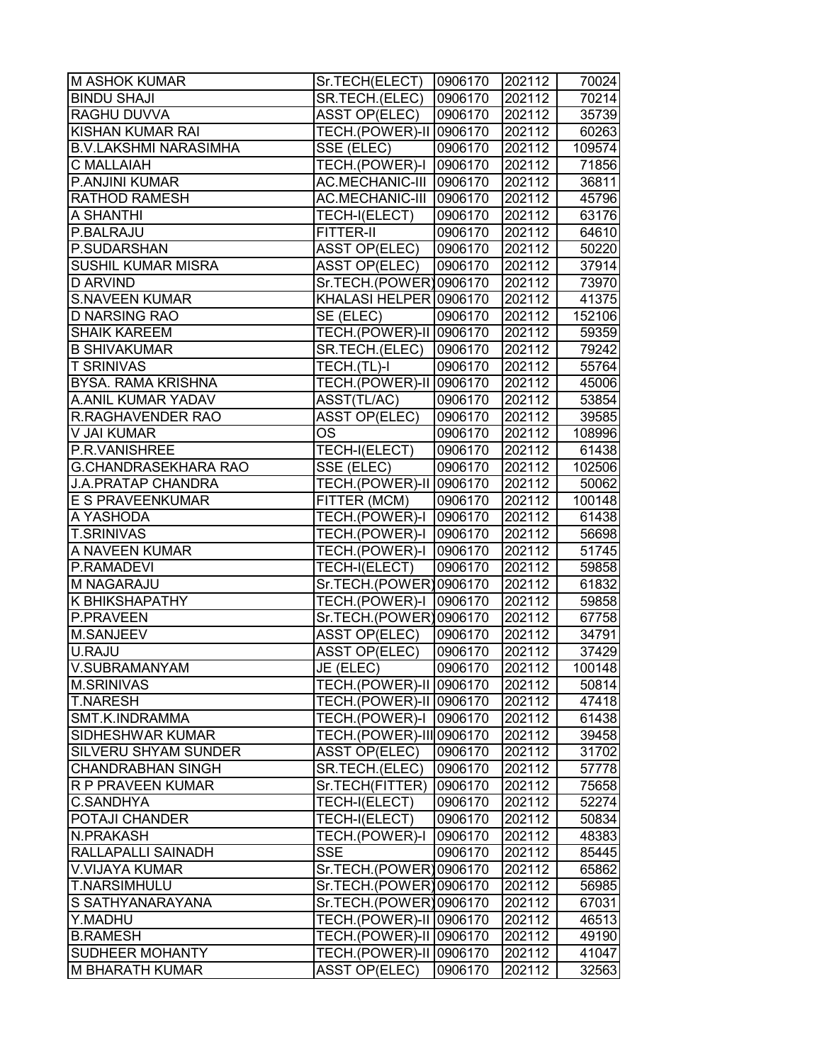| | | | | |
|---|---|---|---|---|
| M ASHOK KUMAR | Sr.TECH(ELECT) | 0906170 | 202112 | 70024 |
| BINDU SHAJI | SR.TECH.(ELEC) | 0906170 | 202112 | 70214 |
| RAGHU DUVVA | ASST OP(ELEC) | 0906170 | 202112 | 35739 |
| KISHAN KUMAR RAI | TECH.(POWER)-II | 0906170 | 202112 | 60263 |
| B.V.LAKSHMI NARASIMHA | SSE (ELEC) | 0906170 | 202112 | 109574 |
| C MALLAIAH | TECH.(POWER)-I | 0906170 | 202112 | 71856 |
| P.ANJINI KUMAR | AC.MECHANIC-III | 0906170 | 202112 | 36811 |
| RATHOD RAMESH | AC.MECHANIC-III | 0906170 | 202112 | 45796 |
| A SHANTHI | TECH-I(ELECT) | 0906170 | 202112 | 63176 |
| P.BALRAJU | FITTER-II | 0906170 | 202112 | 64610 |
| P.SUDARSHAN | ASST OP(ELEC) | 0906170 | 202112 | 50220 |
| SUSHIL KUMAR MISRA | ASST OP(ELEC) | 0906170 | 202112 | 37914 |
| D ARVIND | Sr.TECH.(POWER) | 0906170 | 202112 | 73970 |
| S.NAVEEN KUMAR | KHALASI HELPER | 0906170 | 202112 | 41375 |
| D NARSING RAO | SE (ELEC) | 0906170 | 202112 | 152106 |
| SHAIK KAREEM | TECH.(POWER)-II | 0906170 | 202112 | 59359 |
| B SHIVAKUMAR | SR.TECH.(ELEC) | 0906170 | 202112 | 79242 |
| T SRINIVAS | TECH.(TL)-I | 0906170 | 202112 | 55764 |
| BYSA. RAMA KRISHNA | TECH.(POWER)-II | 0906170 | 202112 | 45006 |
| A.ANIL KUMAR YADAV | ASST(TL/AC) | 0906170 | 202112 | 53854 |
| R.RAGHAVENDER RAO | ASST OP(ELEC) | 0906170 | 202112 | 39585 |
| V JAI KUMAR | OS | 0906170 | 202112 | 108996 |
| P.R.VANISHREE | TECH-I(ELECT) | 0906170 | 202112 | 61438 |
| G.CHANDRASEKHARA RAO | SSE (ELEC) | 0906170 | 202112 | 102506 |
| J.A.PRATAP CHANDRA | TECH.(POWER)-II | 0906170 | 202112 | 50062 |
| E S PRAVEENKUMAR | FITTER (MCM) | 0906170 | 202112 | 100148 |
| A YASHODA | TECH.(POWER)-I | 0906170 | 202112 | 61438 |
| T.SRINIVAS | TECH.(POWER)-I | 0906170 | 202112 | 56698 |
| A NAVEEN KUMAR | TECH.(POWER)-I | 0906170 | 202112 | 51745 |
| P.RAMADEVI | TECH-I(ELECT) | 0906170 | 202112 | 59858 |
| M NAGARAJU | Sr.TECH.(POWER) | 0906170 | 202112 | 61832 |
| K BHIKSHAPATHY | TECH.(POWER)-I | 0906170 | 202112 | 59858 |
| P.PRAVEEN | Sr.TECH.(POWER) | 0906170 | 202112 | 67758 |
| M.SANJEEV | ASST OP(ELEC) | 0906170 | 202112 | 34791 |
| U.RAJU | ASST OP(ELEC) | 0906170 | 202112 | 37429 |
| V.SUBRAMANYAM | JE (ELEC) | 0906170 | 202112 | 100148 |
| M.SRINIVAS | TECH.(POWER)-II | 0906170 | 202112 | 50814 |
| T.NARESH | TECH.(POWER)-II | 0906170 | 202112 | 47418 |
| SMT.K.INDRAMMA | TECH.(POWER)-I | 0906170 | 202112 | 61438 |
| SIDHESHWAR KUMAR | TECH.(POWER)-III | 0906170 | 202112 | 39458 |
| SILVERU SHYAM SUNDER | ASST OP(ELEC) | 0906170 | 202112 | 31702 |
| CHANDRABHAN SINGH | SR.TECH.(ELEC) | 0906170 | 202112 | 57778 |
| R P PRAVEEN KUMAR | Sr.TECH(FITTER) | 0906170 | 202112 | 75658 |
| C.SANDHYA | TECH-I(ELECT) | 0906170 | 202112 | 52274 |
| POTAJI CHANDER | TECH-I(ELECT) | 0906170 | 202112 | 50834 |
| N.PRAKASH | TECH.(POWER)-I | 0906170 | 202112 | 48383 |
| RALLAPALLI SAINADH | SSE | 0906170 | 202112 | 85445 |
| V.VIJAYA KUMAR | Sr.TECH.(POWER) | 0906170 | 202112 | 65862 |
| T.NARSIMHULU | Sr.TECH.(POWER) | 0906170 | 202112 | 56985 |
| S SATHYANARAYANA | Sr.TECH.(POWER) | 0906170 | 202112 | 67031 |
| Y.MADHU | TECH.(POWER)-II | 0906170 | 202112 | 46513 |
| B.RAMESH | TECH.(POWER)-II | 0906170 | 202112 | 49190 |
| SUDHEER MOHANTY | TECH.(POWER)-II | 0906170 | 202112 | 41047 |
| M BHARATH KUMAR | ASST OP(ELEC) | 0906170 | 202112 | 32563 |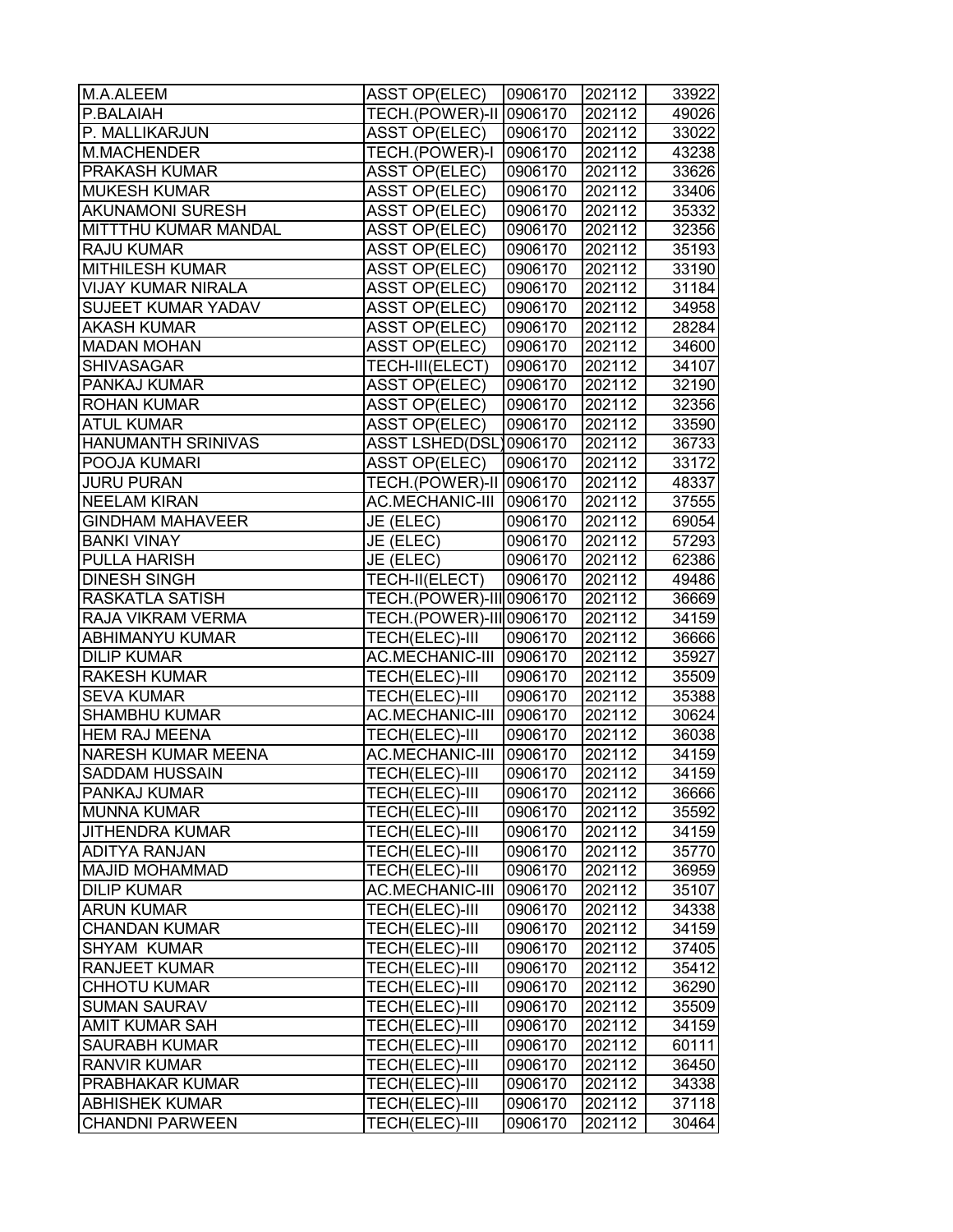| | | | | |
|---|---|---|---|---|
| M.A.ALEEM | ASST OP(ELEC) | 0906170 | 202112 | 33922 |
| P.BALAIAH | TECH.(POWER)-II | 0906170 | 202112 | 49026 |
| P. MALLIKARJUN | ASST OP(ELEC) | 0906170 | 202112 | 33022 |
| M.MACHENDER | TECH.(POWER)-I | 0906170 | 202112 | 43238 |
| PRAKASH KUMAR | ASST OP(ELEC) | 0906170 | 202112 | 33626 |
| MUKESH KUMAR | ASST OP(ELEC) | 0906170 | 202112 | 33406 |
| AKUNAMONI SURESH | ASST OP(ELEC) | 0906170 | 202112 | 35332 |
| MITTTHU KUMAR MANDAL | ASST OP(ELEC) | 0906170 | 202112 | 32356 |
| RAJU KUMAR | ASST OP(ELEC) | 0906170 | 202112 | 35193 |
| MITHILESH KUMAR | ASST OP(ELEC) | 0906170 | 202112 | 33190 |
| VIJAY KUMAR NIRALA | ASST OP(ELEC) | 0906170 | 202112 | 31184 |
| SUJEET KUMAR YADAV | ASST OP(ELEC) | 0906170 | 202112 | 34958 |
| AKASH KUMAR | ASST OP(ELEC) | 0906170 | 202112 | 28284 |
| MADAN MOHAN | ASST OP(ELEC) | 0906170 | 202112 | 34600 |
| SHIVASAGAR | TECH-III(ELECT) | 0906170 | 202112 | 34107 |
| PANKAJ KUMAR | ASST OP(ELEC) | 0906170 | 202112 | 32190 |
| ROHAN KUMAR | ASST OP(ELEC) | 0906170 | 202112 | 32356 |
| ATUL KUMAR | ASST OP(ELEC) | 0906170 | 202112 | 33590 |
| HANUMANTH SRINIVAS | ASST LSHED(DSL) | 0906170 | 202112 | 36733 |
| POOJA KUMARI | ASST OP(ELEC) | 0906170 | 202112 | 33172 |
| JURU PURAN | TECH.(POWER)-II | 0906170 | 202112 | 48337 |
| NEELAM KIRAN | AC.MECHANIC-III | 0906170 | 202112 | 37555 |
| GINDHAM MAHAVEER | JE (ELEC) | 0906170 | 202112 | 69054 |
| BANKI VINAY | JE (ELEC) | 0906170 | 202112 | 57293 |
| PULLA HARISH | JE (ELEC) | 0906170 | 202112 | 62386 |
| DINESH SINGH | TECH-II(ELECT) | 0906170 | 202112 | 49486 |
| RASKATLA SATISH | TECH.(POWER)-III | 0906170 | 202112 | 36669 |
| RAJA VIKRAM VERMA | TECH.(POWER)-III | 0906170 | 202112 | 34159 |
| ABHIMANYU KUMAR | TECH(ELEC)-III | 0906170 | 202112 | 36666 |
| DILIP KUMAR | AC.MECHANIC-III | 0906170 | 202112 | 35927 |
| RAKESH KUMAR | TECH(ELEC)-III | 0906170 | 202112 | 35509 |
| SEVA KUMAR | TECH(ELEC)-III | 0906170 | 202112 | 35388 |
| SHAMBHU KUMAR | AC.MECHANIC-III | 0906170 | 202112 | 30624 |
| HEM RAJ MEENA | TECH(ELEC)-III | 0906170 | 202112 | 36038 |
| NARESH KUMAR MEENA | AC.MECHANIC-III | 0906170 | 202112 | 34159 |
| SADDAM HUSSAIN | TECH(ELEC)-III | 0906170 | 202112 | 34159 |
| PANKAJ KUMAR | TECH(ELEC)-III | 0906170 | 202112 | 36666 |
| MUNNA KUMAR | TECH(ELEC)-III | 0906170 | 202112 | 35592 |
| JITHENDRA KUMAR | TECH(ELEC)-III | 0906170 | 202112 | 34159 |
| ADITYA RANJAN | TECH(ELEC)-III | 0906170 | 202112 | 35770 |
| MAJID MOHAMMAD | TECH(ELEC)-III | 0906170 | 202112 | 36959 |
| DILIP KUMAR | AC.MECHANIC-III | 0906170 | 202112 | 35107 |
| ARUN KUMAR | TECH(ELEC)-III | 0906170 | 202112 | 34338 |
| CHANDAN KUMAR | TECH(ELEC)-III | 0906170 | 202112 | 34159 |
| SHYAM KUMAR | TECH(ELEC)-III | 0906170 | 202112 | 37405 |
| RANJEET KUMAR | TECH(ELEC)-III | 0906170 | 202112 | 35412 |
| CHHOTU KUMAR | TECH(ELEC)-III | 0906170 | 202112 | 36290 |
| SUMAN SAURAV | TECH(ELEC)-III | 0906170 | 202112 | 35509 |
| AMIT KUMAR SAH | TECH(ELEC)-III | 0906170 | 202112 | 34159 |
| SAURABH KUMAR | TECH(ELEC)-III | 0906170 | 202112 | 60111 |
| RANVIR KUMAR | TECH(ELEC)-III | 0906170 | 202112 | 36450 |
| PRABHAKAR KUMAR | TECH(ELEC)-III | 0906170 | 202112 | 34338 |
| ABHISHEK KUMAR | TECH(ELEC)-III | 0906170 | 202112 | 37118 |
| CHANDNI PARWEEN | TECH(ELEC)-III | 0906170 | 202112 | 30464 |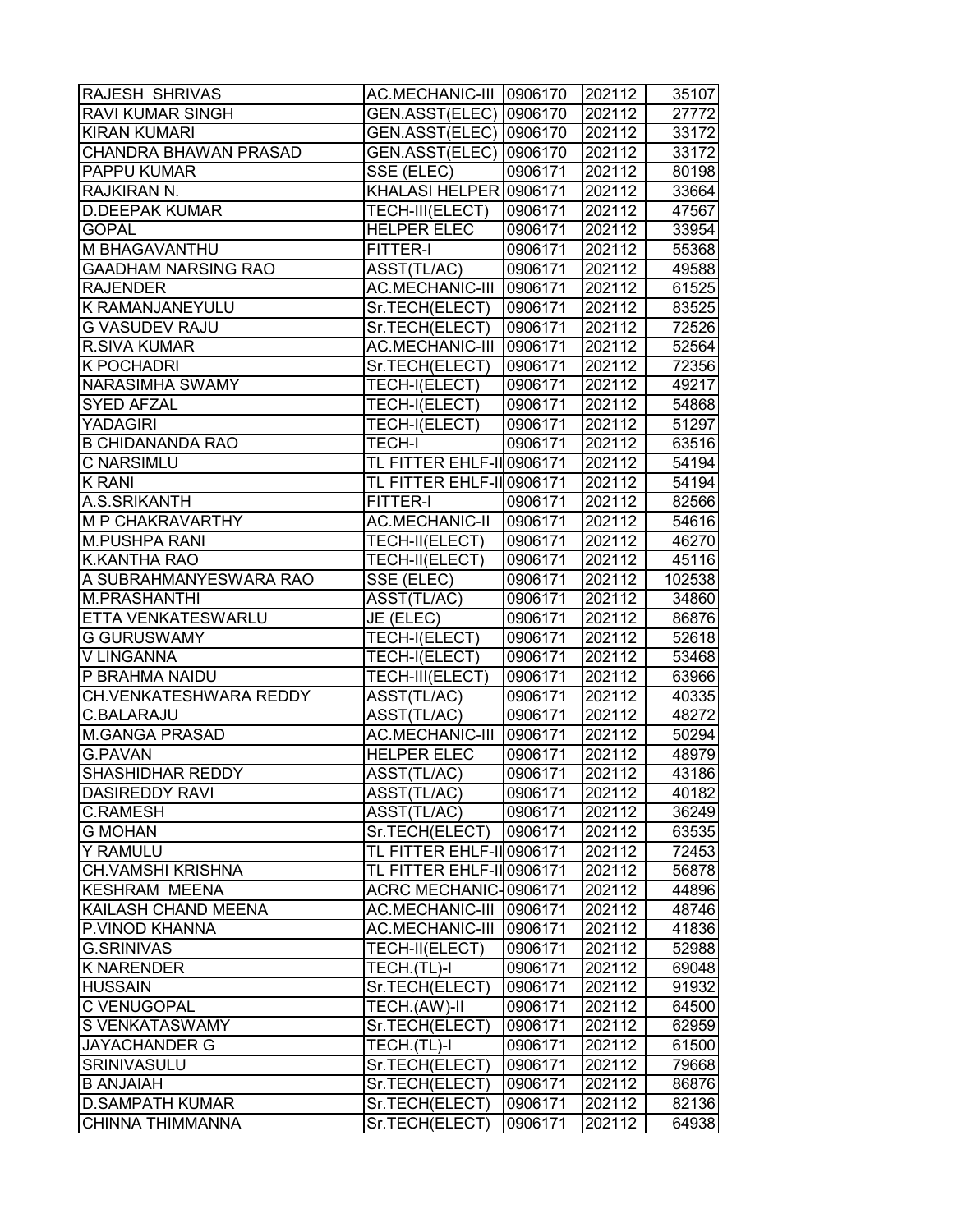| | | | | |
|---|---|---|---|---|
| RAJESH SHRIVAS | AC.MECHANIC-III | 0906170 | 202112 | 35107 |
| RAVI KUMAR SINGH | GEN.ASST(ELEC) | 0906170 | 202112 | 27772 |
| KIRAN KUMARI | GEN.ASST(ELEC) | 0906170 | 202112 | 33172 |
| CHANDRA BHAWAN PRASAD | GEN.ASST(ELEC) | 0906170 | 202112 | 33172 |
| PAPPU KUMAR | SSE (ELEC) | 0906171 | 202112 | 80198 |
| RAJKIRAN N. | KHALASI HELPER | 0906171 | 202112 | 33664 |
| D.DEEPAK KUMAR | TECH-III(ELECT) | 0906171 | 202112 | 47567 |
| GOPAL | HELPER ELEC | 0906171 | 202112 | 33954 |
| M BHAGAVANTHU | FITTER-I | 0906171 | 202112 | 55368 |
| GAADHAM NARSING RAO | ASST(TL/AC) | 0906171 | 202112 | 49588 |
| RAJENDER | AC.MECHANIC-III | 0906171 | 202112 | 61525 |
| K RAMANJANEYULU | Sr.TECH(ELECT) | 0906171 | 202112 | 83525 |
| G VASUDEV RAJU | Sr.TECH(ELECT) | 0906171 | 202112 | 72526 |
| R.SIVA KUMAR | AC.MECHANIC-III | 0906171 | 202112 | 52564 |
| K POCHADRI | Sr.TECH(ELECT) | 0906171 | 202112 | 72356 |
| NARASIMHA SWAMY | TECH-I(ELECT) | 0906171 | 202112 | 49217 |
| SYED AFZAL | TECH-I(ELECT) | 0906171 | 202112 | 54868 |
| YADAGIRI | TECH-I(ELECT) | 0906171 | 202112 | 51297 |
| B CHIDANANDA RAO | TECH-I | 0906171 | 202112 | 63516 |
| C NARSIMLU | TL FITTER EHLF-II | 0906171 | 202112 | 54194 |
| K RANI | TL FITTER EHLF-II | 0906171 | 202112 | 54194 |
| A.S.SRIKANTH | FITTER-I | 0906171 | 202112 | 82566 |
| M P CHAKRAVARTHY | AC.MECHANIC-II | 0906171 | 202112 | 54616 |
| M.PUSHPA RANI | TECH-II(ELECT) | 0906171 | 202112 | 46270 |
| K.KANTHA RAO | TECH-II(ELECT) | 0906171 | 202112 | 45116 |
| A SUBRAHMANYESWARA RAO | SSE (ELEC) | 0906171 | 202112 | 102538 |
| M.PRASHANTHI | ASST(TL/AC) | 0906171 | 202112 | 34860 |
| ETTA VENKATESWARLU | JE (ELEC) | 0906171 | 202112 | 86876 |
| G GURUSWAMY | TECH-I(ELECT) | 0906171 | 202112 | 52618 |
| V LINGANNA | TECH-I(ELECT) | 0906171 | 202112 | 53468 |
| P BRAHMA NAIDU | TECH-III(ELECT) | 0906171 | 202112 | 63966 |
| CH.VENKATESHWARA REDDY | ASST(TL/AC) | 0906171 | 202112 | 40335 |
| C.BALARAJU | ASST(TL/AC) | 0906171 | 202112 | 48272 |
| M.GANGA PRASAD | AC.MECHANIC-III | 0906171 | 202112 | 50294 |
| G.PAVAN | HELPER ELEC | 0906171 | 202112 | 48979 |
| SHASHIDHAR REDDY | ASST(TL/AC) | 0906171 | 202112 | 43186 |
| DASIREDDY RAVI | ASST(TL/AC) | 0906171 | 202112 | 40182 |
| C.RAMESH | ASST(TL/AC) | 0906171 | 202112 | 36249 |
| G MOHAN | Sr.TECH(ELECT) | 0906171 | 202112 | 63535 |
| Y RAMULU | TL FITTER EHLF-II | 0906171 | 202112 | 72453 |
| CH.VAMSHI KRISHNA | TL FITTER EHLF-II | 0906171 | 202112 | 56878 |
| KESHRAM MEENA | ACRC MECHANIC- | 0906171 | 202112 | 44896 |
| KAILASH CHAND MEENA | AC.MECHANIC-III | 0906171 | 202112 | 48746 |
| P.VINOD KHANNA | AC.MECHANIC-III | 0906171 | 202112 | 41836 |
| G.SRINIVAS | TECH-II(ELECT) | 0906171 | 202112 | 52988 |
| K NARENDER | TECH.(TL)-I | 0906171 | 202112 | 69048 |
| HUSSAIN | Sr.TECH(ELECT) | 0906171 | 202112 | 91932 |
| C VENUGOPAL | TECH.(AW)-II | 0906171 | 202112 | 64500 |
| S VENKATASWAMY | Sr.TECH(ELECT) | 0906171 | 202112 | 62959 |
| JAYACHANDER G | TECH.(TL)-I | 0906171 | 202112 | 61500 |
| SRINIVASULU | Sr.TECH(ELECT) | 0906171 | 202112 | 79668 |
| B ANJAIAH | Sr.TECH(ELECT) | 0906171 | 202112 | 86876 |
| D.SAMPATH KUMAR | Sr.TECH(ELECT) | 0906171 | 202112 | 82136 |
| CHINNA THIMMANNA | Sr.TECH(ELECT) | 0906171 | 202112 | 64938 |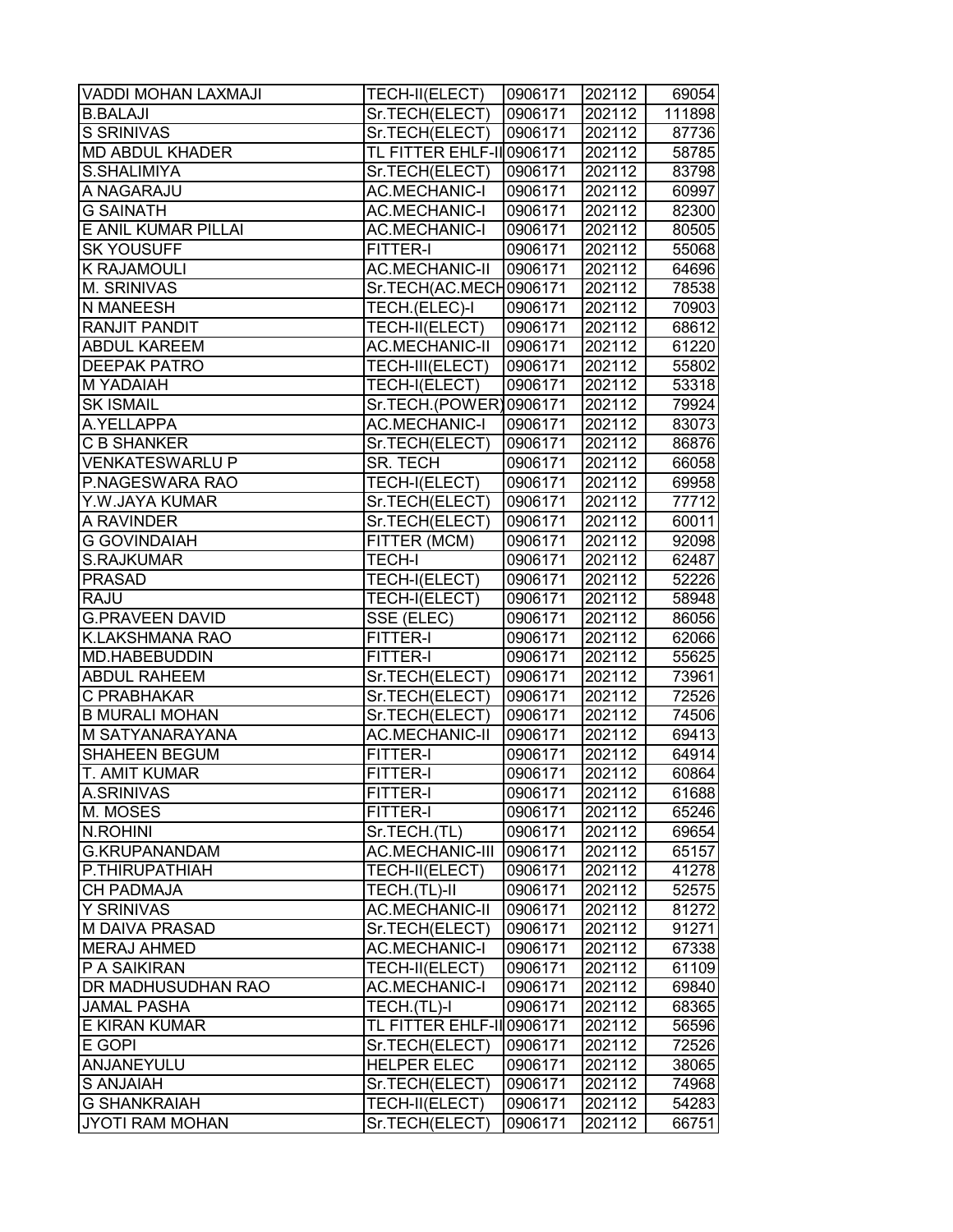| VADDI MOHAN LAXMAJI | TECH-II(ELECT) | 0906171 | 202112 | 69054 |
|---|---|---|---|---|
| B.BALAJI | Sr.TECH(ELECT) | 0906171 | 202112 | 111898 |
| S SRINIVAS | Sr.TECH(ELECT) | 0906171 | 202112 | 87736 |
| MD ABDUL KHADER | TL FITTER EHLF-II | 0906171 | 202112 | 58785 |
| S.SHALIMIYA | Sr.TECH(ELECT) | 0906171 | 202112 | 83798 |
| A NAGARAJU | AC.MECHANIC-I | 0906171 | 202112 | 60997 |
| G SAINATH | AC.MECHANIC-I | 0906171 | 202112 | 82300 |
| E ANIL KUMAR PILLAI | AC.MECHANIC-I | 0906171 | 202112 | 80505 |
| SK YOUSUFF | FITTER-I | 0906171 | 202112 | 55068 |
| K RAJAMOULI | AC.MECHANIC-II | 0906171 | 202112 | 64696 |
| M. SRINIVAS | Sr.TECH(AC.MECH | 0906171 | 202112 | 78538 |
| N MANEESH | TECH.(ELEC)-I | 0906171 | 202112 | 70903 |
| RANJIT PANDIT | TECH-II(ELECT) | 0906171 | 202112 | 68612 |
| ABDUL KAREEM | AC.MECHANIC-II | 0906171 | 202112 | 61220 |
| DEEPAK PATRO | TECH-III(ELECT) | 0906171 | 202112 | 55802 |
| M YADAIAH | TECH-I(ELECT) | 0906171 | 202112 | 53318 |
| SK ISMAIL | Sr.TECH.(POWER) | 0906171 | 202112 | 79924 |
| A.YELLAPPA | AC.MECHANIC-I | 0906171 | 202112 | 83073 |
| C B SHANKER | Sr.TECH(ELECT) | 0906171 | 202112 | 86876 |
| VENKATESWARLU P | SR. TECH | 0906171 | 202112 | 66058 |
| P.NAGESWARA RAO | TECH-I(ELECT) | 0906171 | 202112 | 69958 |
| Y.W.JAYA KUMAR | Sr.TECH(ELECT) | 0906171 | 202112 | 77712 |
| A RAVINDER | Sr.TECH(ELECT) | 0906171 | 202112 | 60011 |
| G GOVINDAIAH | FITTER (MCM) | 0906171 | 202112 | 92098 |
| S.RAJKUMAR | TECH-I | 0906171 | 202112 | 62487 |
| PRASAD | TECH-I(ELECT) | 0906171 | 202112 | 52226 |
| RAJU | TECH-I(ELECT) | 0906171 | 202112 | 58948 |
| G.PRAVEEN DAVID | SSE (ELEC) | 0906171 | 202112 | 86056 |
| K.LAKSHMANA RAO | FITTER-I | 0906171 | 202112 | 62066 |
| MD.HABEBUDDIN | FITTER-I | 0906171 | 202112 | 55625 |
| ABDUL RAHEEM | Sr.TECH(ELECT) | 0906171 | 202112 | 73961 |
| C PRABHAKAR | Sr.TECH(ELECT) | 0906171 | 202112 | 72526 |
| B MURALI MOHAN | Sr.TECH(ELECT) | 0906171 | 202112 | 74506 |
| M SATYANARAYANA | AC.MECHANIC-II | 0906171 | 202112 | 69413 |
| SHAHEEN BEGUM | FITTER-I | 0906171 | 202112 | 64914 |
| T. AMIT KUMAR | FITTER-I | 0906171 | 202112 | 60864 |
| A.SRINIVAS | FITTER-I | 0906171 | 202112 | 61688 |
| M. MOSES | FITTER-I | 0906171 | 202112 | 65246 |
| N.ROHINI | Sr.TECH.(TL) | 0906171 | 202112 | 69654 |
| G.KRUPANANDAM | AC.MECHANIC-III | 0906171 | 202112 | 65157 |
| P.THIRUPATHIAH | TECH-II(ELECT) | 0906171 | 202112 | 41278 |
| CH PADMAJA | TECH.(TL)-II | 0906171 | 202112 | 52575 |
| Y SRINIVAS | AC.MECHANIC-II | 0906171 | 202112 | 81272 |
| M DAIVA PRASAD | Sr.TECH(ELECT) | 0906171 | 202112 | 91271 |
| MERAJ AHMED | AC.MECHANIC-I | 0906171 | 202112 | 67338 |
| P A SAIKIRAN | TECH-II(ELECT) | 0906171 | 202112 | 61109 |
| DR MADHUSUDHAN RAO | AC.MECHANIC-I | 0906171 | 202112 | 69840 |
| JAMAL PASHA | TECH.(TL)-I | 0906171 | 202112 | 68365 |
| E KIRAN KUMAR | TL FITTER EHLF-II | 0906171 | 202112 | 56596 |
| E GOPI | Sr.TECH(ELECT) | 0906171 | 202112 | 72526 |
| ANJANEYULU | HELPER ELEC | 0906171 | 202112 | 38065 |
| S ANJAIAH | Sr.TECH(ELECT) | 0906171 | 202112 | 74968 |
| G SHANKRAIAH | TECH-II(ELECT) | 0906171 | 202112 | 54283 |
| JYOTI RAM MOHAN | Sr.TECH(ELECT) | 0906171 | 202112 | 66751 |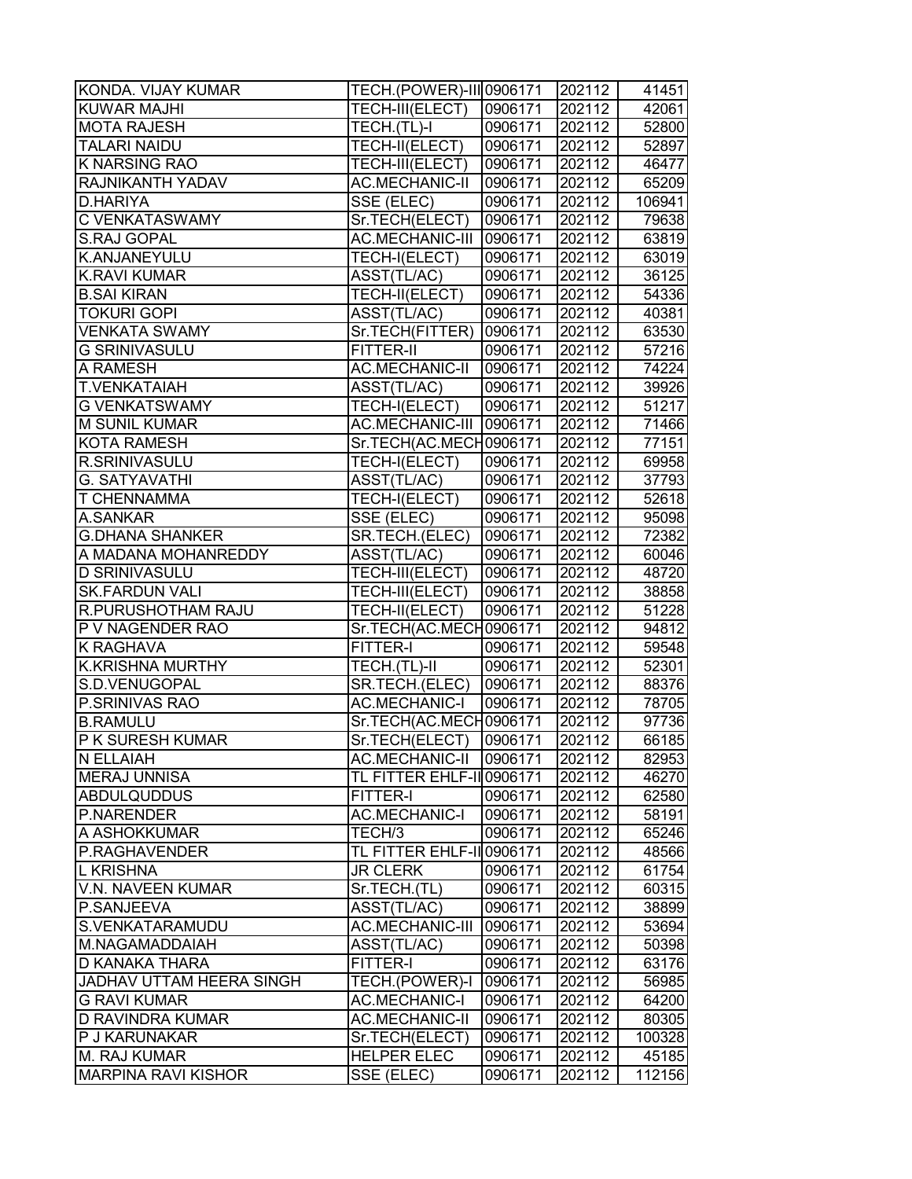| | | | | |
|---|---|---|---|---|
| KONDA. VIJAY KUMAR | TECH.(POWER)-III | 0906171 | 202112 | 41451 |
| KUWAR MAJHI | TECH-III(ELECT) | 0906171 | 202112 | 42061 |
| MOTA RAJESH | TECH.(TL)-I | 0906171 | 202112 | 52800 |
| TALARI NAIDU | TECH-II(ELECT) | 0906171 | 202112 | 52897 |
| K NARSING RAO | TECH-III(ELECT) | 0906171 | 202112 | 46477 |
| RAJNIKANTH YADAV | AC.MECHANIC-II | 0906171 | 202112 | 65209 |
| D.HARIYA | SSE (ELEC) | 0906171 | 202112 | 106941 |
| C VENKATASWAMY | Sr.TECH(ELECT) | 0906171 | 202112 | 79638 |
| S.RAJ GOPAL | AC.MECHANIC-III | 0906171 | 202112 | 63819 |
| K.ANJANEYULU | TECH-I(ELECT) | 0906171 | 202112 | 63019 |
| K.RAVI KUMAR | ASST(TL/AC) | 0906171 | 202112 | 36125 |
| B.SAI KIRAN | TECH-II(ELECT) | 0906171 | 202112 | 54336 |
| TOKURI GOPI | ASST(TL/AC) | 0906171 | 202112 | 40381 |
| VENKATA SWAMY | Sr.TECH(FITTER) | 0906171 | 202112 | 63530 |
| G SRINIVASULU | FITTER-II | 0906171 | 202112 | 57216 |
| A RAMESH | AC.MECHANIC-II | 0906171 | 202112 | 74224 |
| T.VENKATAIAH | ASST(TL/AC) | 0906171 | 202112 | 39926 |
| G VENKATSWAMY | TECH-I(ELECT) | 0906171 | 202112 | 51217 |
| M SUNIL KUMAR | AC.MECHANIC-III | 0906171 | 202112 | 71466 |
| KOTA RAMESH | Sr.TECH(AC.MECH | 0906171 | 202112 | 77151 |
| R.SRINIVASULU | TECH-I(ELECT) | 0906171 | 202112 | 69958 |
| G. SATYAVATHI | ASST(TL/AC) | 0906171 | 202112 | 37793 |
| T CHENNAMMA | TECH-I(ELECT) | 0906171 | 202112 | 52618 |
| A.SANKAR | SSE (ELEC) | 0906171 | 202112 | 95098 |
| G.DHANA SHANKER | SR.TECH.(ELEC) | 0906171 | 202112 | 72382 |
| A MADANA MOHANREDDY | ASST(TL/AC) | 0906171 | 202112 | 60046 |
| D SRINIVASULU | TECH-III(ELECT) | 0906171 | 202112 | 48720 |
| SK.FARDUN VALI | TECH-III(ELECT) | 0906171 | 202112 | 38858 |
| R.PURUSHOTHAM RAJU | TECH-II(ELECT) | 0906171 | 202112 | 51228 |
| P V NAGENDER RAO | Sr.TECH(AC.MECH | 0906171 | 202112 | 94812 |
| K RAGHAVA | FITTER-I | 0906171 | 202112 | 59548 |
| K.KRISHNA MURTHY | TECH.(TL)-II | 0906171 | 202112 | 52301 |
| S.D.VENUGOPAL | SR.TECH.(ELEC) | 0906171 | 202112 | 88376 |
| P.SRINIVAS RAO | AC.MECHANIC-I | 0906171 | 202112 | 78705 |
| B.RAMULU | Sr.TECH(AC.MECH | 0906171 | 202112 | 97736 |
| P K SURESH KUMAR | Sr.TECH(ELECT) | 0906171 | 202112 | 66185 |
| N ELLAIAH | AC.MECHANIC-II | 0906171 | 202112 | 82953 |
| MERAJ UNNISA | TL FITTER EHLF-II | 0906171 | 202112 | 46270 |
| ABDULQUDDUS | FITTER-I | 0906171 | 202112 | 62580 |
| P.NARENDER | AC.MECHANIC-I | 0906171 | 202112 | 58191 |
| A ASHOKKUMAR | TECH/3 | 0906171 | 202112 | 65246 |
| P.RAGHAVENDER | TL FITTER EHLF-II | 0906171 | 202112 | 48566 |
| L KRISHNA | JR CLERK | 0906171 | 202112 | 61754 |
| V.N. NAVEEN KUMAR | Sr.TECH.(TL) | 0906171 | 202112 | 60315 |
| P.SANJEEVA | ASST(TL/AC) | 0906171 | 202112 | 38899 |
| S.VENKATARAMUDU | AC.MECHANIC-III | 0906171 | 202112 | 53694 |
| M.NAGAMADDAIAH | ASST(TL/AC) | 0906171 | 202112 | 50398 |
| D KANAKA THARA | FITTER-I | 0906171 | 202112 | 63176 |
| JADHAV UTTAM HEERA SINGH | TECH.(POWER)-I | 0906171 | 202112 | 56985 |
| G RAVI KUMAR | AC.MECHANIC-I | 0906171 | 202112 | 64200 |
| D RAVINDRA KUMAR | AC.MECHANIC-II | 0906171 | 202112 | 80305 |
| P J KARUNAKAR | Sr.TECH(ELECT) | 0906171 | 202112 | 100328 |
| M. RAJ KUMAR | HELPER ELEC | 0906171 | 202112 | 45185 |
| MARPINA RAVI KISHOR | SSE (ELEC) | 0906171 | 202112 | 112156 |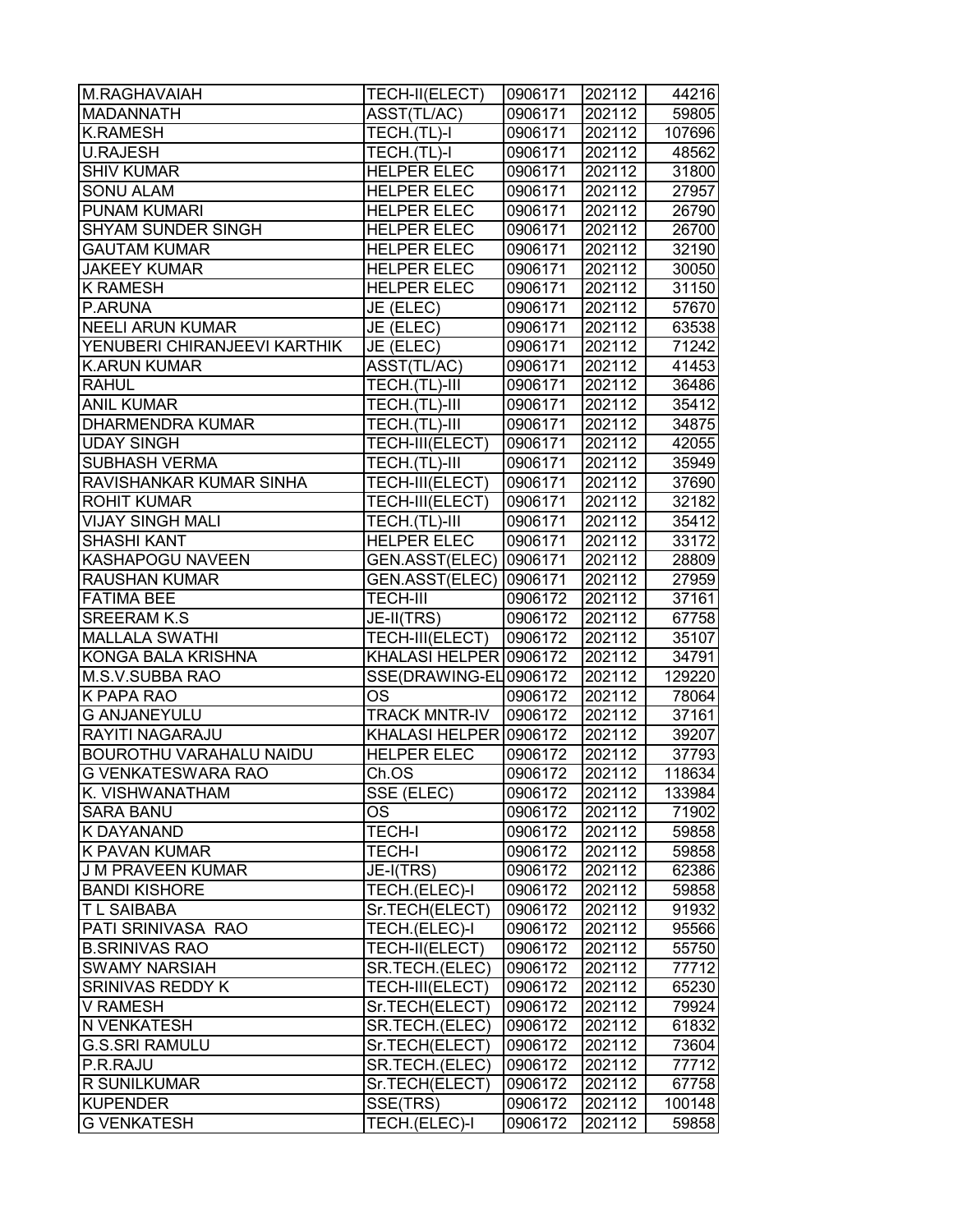| | | | | |
|---|---|---|---|---|
| M.RAGHAVAIAH | TECH-II(ELECT) | 0906171 | 202112 | 44216 |
| MADANNATH | ASST(TL/AC) | 0906171 | 202112 | 59805 |
| K.RAMESH | TECH.(TL)-I | 0906171 | 202112 | 107696 |
| U.RAJESH | TECH.(TL)-I | 0906171 | 202112 | 48562 |
| SHIV KUMAR | HELPER ELEC | 0906171 | 202112 | 31800 |
| SONU ALAM | HELPER ELEC | 0906171 | 202112 | 27957 |
| PUNAM KUMARI | HELPER ELEC | 0906171 | 202112 | 26790 |
| SHYAM SUNDER SINGH | HELPER ELEC | 0906171 | 202112 | 26700 |
| GAUTAM KUMAR | HELPER ELEC | 0906171 | 202112 | 32190 |
| JAKEEY KUMAR | HELPER ELEC | 0906171 | 202112 | 30050 |
| K RAMESH | HELPER ELEC | 0906171 | 202112 | 31150 |
| P.ARUNA | JE (ELEC) | 0906171 | 202112 | 57670 |
| NEELI ARUN KUMAR | JE (ELEC) | 0906171 | 202112 | 63538 |
| YENUBERI CHIRANJEEVI KARTHIK | JE (ELEC) | 0906171 | 202112 | 71242 |
| K.ARUN KUMAR | ASST(TL/AC) | 0906171 | 202112 | 41453 |
| RAHUL | TECH.(TL)-III | 0906171 | 202112 | 36486 |
| ANIL KUMAR | TECH.(TL)-III | 0906171 | 202112 | 35412 |
| DHARMENDRA KUMAR | TECH.(TL)-III | 0906171 | 202112 | 34875 |
| UDAY SINGH | TECH-III(ELECT) | 0906171 | 202112 | 42055 |
| SUBHASH VERMA | TECH.(TL)-III | 0906171 | 202112 | 35949 |
| RAVISHANKAR KUMAR SINHA | TECH-III(ELECT) | 0906171 | 202112 | 37690 |
| ROHIT KUMAR | TECH-III(ELECT) | 0906171 | 202112 | 32182 |
| VIJAY SINGH MALI | TECH.(TL)-III | 0906171 | 202112 | 35412 |
| SHASHI KANT | HELPER ELEC | 0906171 | 202112 | 33172 |
| KASHAPOGU NAVEEN | GEN.ASST(ELEC) | 0906171 | 202112 | 28809 |
| RAUSHAN KUMAR | GEN.ASST(ELEC) | 0906171 | 202112 | 27959 |
| FATIMA BEE | TECH-III | 0906172 | 202112 | 37161 |
| SREERAM K.S | JE-II(TRS) | 0906172 | 202112 | 67758 |
| MALLALA SWATHI | TECH-III(ELECT) | 0906172 | 202112 | 35107 |
| KONGA BALA KRISHNA | KHALASI HELPER | 0906172 | 202112 | 34791 |
| M.S.V.SUBBA RAO | SSE(DRAWING-EL | 0906172 | 202112 | 129220 |
| K PAPA RAO | OS | 0906172 | 202112 | 78064 |
| G ANJANEYULU | TRACK MNTR-IV | 0906172 | 202112 | 37161 |
| RAYITI NAGARAJU | KHALASI HELPER | 0906172 | 202112 | 39207 |
| BOUROTHU VARAHALU NAIDU | HELPER ELEC | 0906172 | 202112 | 37793 |
| G VENKATESWARA RAO | Ch.OS | 0906172 | 202112 | 118634 |
| K. VISHWANATHAM | SSE (ELEC) | 0906172 | 202112 | 133984 |
| SARA BANU | OS | 0906172 | 202112 | 71902 |
| K DAYANAND | TECH-I | 0906172 | 202112 | 59858 |
| K PAVAN KUMAR | TECH-I | 0906172 | 202112 | 59858 |
| J M PRAVEEN KUMAR | JE-I(TRS) | 0906172 | 202112 | 62386 |
| BANDI KISHORE | TECH.(ELEC)-I | 0906172 | 202112 | 59858 |
| T L SAIBABA | Sr.TECH(ELECT) | 0906172 | 202112 | 91932 |
| PATI SRINIVASA RAO | TECH.(ELEC)-I | 0906172 | 202112 | 95566 |
| B.SRINIVAS RAO | TECH-II(ELECT) | 0906172 | 202112 | 55750 |
| SWAMY NARSIAH | SR.TECH.(ELEC) | 0906172 | 202112 | 77712 |
| SRINIVAS REDDY K | TECH-III(ELECT) | 0906172 | 202112 | 65230 |
| V RAMESH | Sr.TECH(ELECT) | 0906172 | 202112 | 79924 |
| N VENKATESH | SR.TECH.(ELEC) | 0906172 | 202112 | 61832 |
| G.S.SRI RAMULU | Sr.TECH(ELECT) | 0906172 | 202112 | 73604 |
| P.R.RAJU | SR.TECH.(ELEC) | 0906172 | 202112 | 77712 |
| R SUNILKUMAR | Sr.TECH(ELECT) | 0906172 | 202112 | 67758 |
| KUPENDER | SSE(TRS) | 0906172 | 202112 | 100148 |
| G VENKATESH | TECH.(ELEC)-I | 0906172 | 202112 | 59858 |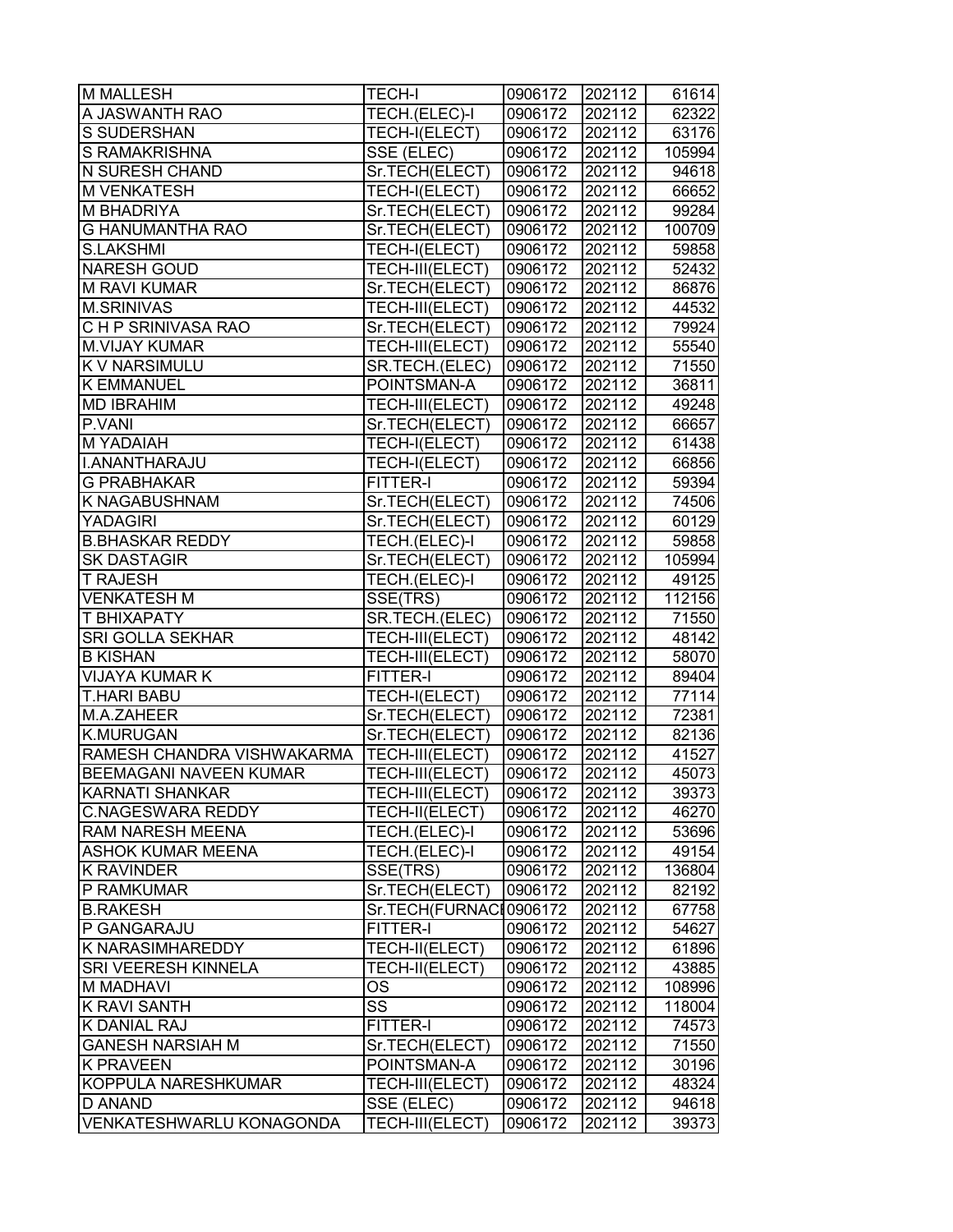| M MALLESH | TECH-I | 0906172 | 202112 | 61614 |
|---|---|---|---|---|
| A JASWANTH RAO | TECH.(ELEC)-I | 0906172 | 202112 | 62322 |
| S SUDERSHAN | TECH-I(ELECT) | 0906172 | 202112 | 63176 |
| S RAMAKRISHNA | SSE (ELEC) | 0906172 | 202112 | 105994 |
| N SURESH CHAND | Sr.TECH(ELECT) | 0906172 | 202112 | 94618 |
| M VENKATESH | TECH-I(ELECT) | 0906172 | 202112 | 66652 |
| M BHADRIYA | Sr.TECH(ELECT) | 0906172 | 202112 | 99284 |
| G HANUMANTHA RAO | Sr.TECH(ELECT) | 0906172 | 202112 | 100709 |
| S.LAKSHMI | TECH-I(ELECT) | 0906172 | 202112 | 59858 |
| NARESH GOUD | TECH-III(ELECT) | 0906172 | 202112 | 52432 |
| M RAVI KUMAR | Sr.TECH(ELECT) | 0906172 | 202112 | 86876 |
| M.SRINIVAS | TECH-III(ELECT) | 0906172 | 202112 | 44532 |
| C H P SRINIVASA RAO | Sr.TECH(ELECT) | 0906172 | 202112 | 79924 |
| M.VIJAY KUMAR | TECH-III(ELECT) | 0906172 | 202112 | 55540 |
| K V NARSIMULU | SR.TECH.(ELEC) | 0906172 | 202112 | 71550 |
| K EMMANUEL | POINTSMAN-A | 0906172 | 202112 | 36811 |
| MD IBRAHIM | TECH-III(ELECT) | 0906172 | 202112 | 49248 |
| P.VANI | Sr.TECH(ELECT) | 0906172 | 202112 | 66657 |
| M YADAIAH | TECH-I(ELECT) | 0906172 | 202112 | 61438 |
| I.ANANTHARAJU | TECH-I(ELECT) | 0906172 | 202112 | 66856 |
| G PRABHAKAR | FITTER-I | 0906172 | 202112 | 59394 |
| K NAGABUSHNAM | Sr.TECH(ELECT) | 0906172 | 202112 | 74506 |
| YADAGIRI | Sr.TECH(ELECT) | 0906172 | 202112 | 60129 |
| B.BHASKAR REDDY | TECH.(ELEC)-I | 0906172 | 202112 | 59858 |
| SK DASTAGIR | Sr.TECH(ELECT) | 0906172 | 202112 | 105994 |
| T RAJESH | TECH.(ELEC)-I | 0906172 | 202112 | 49125 |
| VENKATESH M | SSE(TRS) | 0906172 | 202112 | 112156 |
| T BHIXAPATY | SR.TECH.(ELEC) | 0906172 | 202112 | 71550 |
| SRI GOLLA SEKHAR | TECH-III(ELECT) | 0906172 | 202112 | 48142 |
| B KISHAN | TECH-III(ELECT) | 0906172 | 202112 | 58070 |
| VIJAYA KUMAR K | FITTER-I | 0906172 | 202112 | 89404 |
| T.HARI BABU | TECH-I(ELECT) | 0906172 | 202112 | 77114 |
| M.A.ZAHEER | Sr.TECH(ELECT) | 0906172 | 202112 | 72381 |
| K.MURUGAN | Sr.TECH(ELECT) | 0906172 | 202112 | 82136 |
| RAMESH CHANDRA VISHWAKARMA | TECH-III(ELECT) | 0906172 | 202112 | 41527 |
| BEEMAGANI NAVEEN KUMAR | TECH-III(ELECT) | 0906172 | 202112 | 45073 |
| KARNATI SHANKAR | TECH-III(ELECT) | 0906172 | 202112 | 39373 |
| C.NAGESWARA REDDY | TECH-II(ELECT) | 0906172 | 202112 | 46270 |
| RAM NARESH MEENA | TECH.(ELEC)-I | 0906172 | 202112 | 53696 |
| ASHOK KUMAR MEENA | TECH.(ELEC)-I | 0906172 | 202112 | 49154 |
| K RAVINDER | SSE(TRS) | 0906172 | 202112 | 136804 |
| P RAMKUMAR | Sr.TECH(ELECT) | 0906172 | 202112 | 82192 |
| B.RAKESH | Sr.TECH(FURNACI | 0906172 | 202112 | 67758 |
| P GANGARAJU | FITTER-I | 0906172 | 202112 | 54627 |
| K NARASIMHAREDDY | TECH-II(ELECT) | 0906172 | 202112 | 61896 |
| SRI VEERESH KINNELA | TECH-II(ELECT) | 0906172 | 202112 | 43885 |
| M MADHAVI | OS | 0906172 | 202112 | 108996 |
| K RAVI SANTH | SS | 0906172 | 202112 | 118004 |
| K DANIAL RAJ | FITTER-I | 0906172 | 202112 | 74573 |
| GANESH NARSIAH M | Sr.TECH(ELECT) | 0906172 | 202112 | 71550 |
| K PRAVEEN | POINTSMAN-A | 0906172 | 202112 | 30196 |
| KOPPULA NARESHKUMAR | TECH-III(ELECT) | 0906172 | 202112 | 48324 |
| D ANAND | SSE (ELEC) | 0906172 | 202112 | 94618 |
| VENKATESHWARLU KONAGONDA | TECH-III(ELECT) | 0906172 | 202112 | 39373 |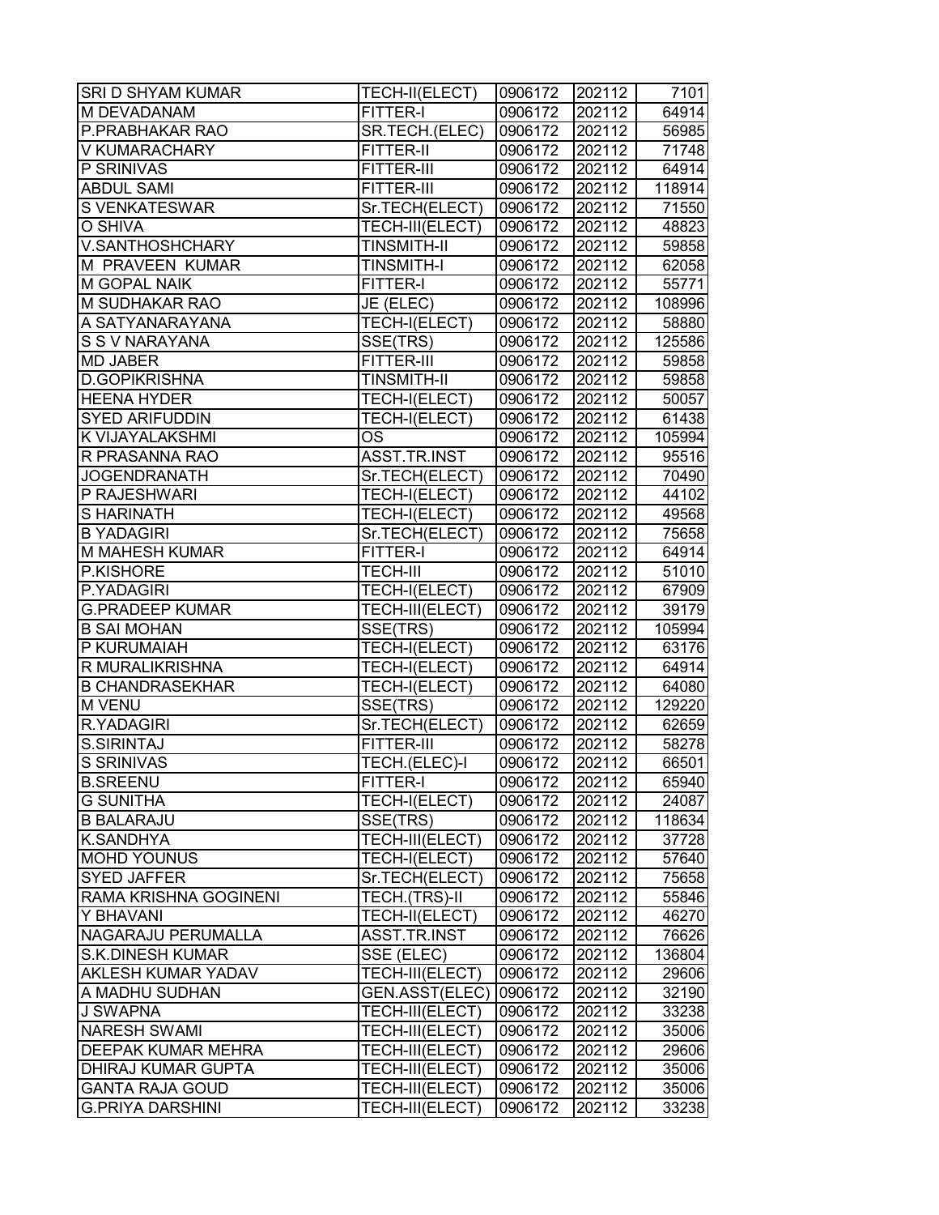| SRI D SHYAM KUMAR | TECH-II(ELECT) | 0906172 | 202112 | 7101 |
|---|---|---|---|---|
| M DEVADANAM | FITTER-I | 0906172 | 202112 | 64914 |
| P.PRABHAKAR RAO | SR.TECH.(ELEC) | 0906172 | 202112 | 56985 |
| V KUMARACHARY | FITTER-II | 0906172 | 202112 | 71748 |
| P SRINIVAS | FITTER-III | 0906172 | 202112 | 64914 |
| ABDUL SAMI | FITTER-III | 0906172 | 202112 | 118914 |
| S VENKATESWAR | Sr.TECH(ELECT) | 0906172 | 202112 | 71550 |
| O SHIVA | TECH-III(ELECT) | 0906172 | 202112 | 48823 |
| V.SANTHOSHCHARY | TINSMITH-II | 0906172 | 202112 | 59858 |
| M PRAVEEN KUMAR | TINSMITH-I | 0906172 | 202112 | 62058 |
| M GOPAL NAIK | FITTER-I | 0906172 | 202112 | 55771 |
| M SUDHAKAR RAO | JE (ELEC) | 0906172 | 202112 | 108996 |
| A SATYANARAYANA | TECH-I(ELECT) | 0906172 | 202112 | 58880 |
| S S V NARAYANA | SSE(TRS) | 0906172 | 202112 | 125586 |
| MD JABER | FITTER-III | 0906172 | 202112 | 59858 |
| D.GOPIKRISHNA | TINSMITH-II | 0906172 | 202112 | 59858 |
| HEENA HYDER | TECH-I(ELECT) | 0906172 | 202112 | 50057 |
| SYED ARIFUDDIN | TECH-I(ELECT) | 0906172 | 202112 | 61438 |
| K VIJAYALAKSHMI | OS | 0906172 | 202112 | 105994 |
| R PRASANNA RAO | ASST.TR.INST | 0906172 | 202112 | 95516 |
| JOGENDRANATH | Sr.TECH(ELECT) | 0906172 | 202112 | 70490 |
| P RAJESHWARI | TECH-I(ELECT) | 0906172 | 202112 | 44102 |
| S HARINATH | TECH-I(ELECT) | 0906172 | 202112 | 49568 |
| B YADAGIRI | Sr.TECH(ELECT) | 0906172 | 202112 | 75658 |
| M MAHESH KUMAR | FITTER-I | 0906172 | 202112 | 64914 |
| P.KISHORE | TECH-III | 0906172 | 202112 | 51010 |
| P.YADAGIRI | TECH-I(ELECT) | 0906172 | 202112 | 67909 |
| G.PRADEEP KUMAR | TECH-III(ELECT) | 0906172 | 202112 | 39179 |
| B SAI MOHAN | SSE(TRS) | 0906172 | 202112 | 105994 |
| P KURUMAIAH | TECH-I(ELECT) | 0906172 | 202112 | 63176 |
| R MURALIKRISHNA | TECH-I(ELECT) | 0906172 | 202112 | 64914 |
| B CHANDRASEKHAR | TECH-I(ELECT) | 0906172 | 202112 | 64080 |
| M VENU | SSE(TRS) | 0906172 | 202112 | 129220 |
| R.YADAGIRI | Sr.TECH(ELECT) | 0906172 | 202112 | 62659 |
| S.SIRINTAJ | FITTER-III | 0906172 | 202112 | 58278 |
| S SRINIVAS | TECH.(ELEC)-I | 0906172 | 202112 | 66501 |
| B.SREENU | FITTER-I | 0906172 | 202112 | 65940 |
| G SUNITHA | TECH-I(ELECT) | 0906172 | 202112 | 24087 |
| B BALARAJU | SSE(TRS) | 0906172 | 202112 | 118634 |
| K.SANDHYA | TECH-III(ELECT) | 0906172 | 202112 | 37728 |
| MOHD YOUNUS | TECH-I(ELECT) | 0906172 | 202112 | 57640 |
| SYED JAFFER | Sr.TECH(ELECT) | 0906172 | 202112 | 75658 |
| RAMA KRISHNA GOGINENI | TECH.(TRS)-II | 0906172 | 202112 | 55846 |
| Y BHAVANI | TECH-II(ELECT) | 0906172 | 202112 | 46270 |
| NAGARAJU PERUMALLA | ASST.TR.INST | 0906172 | 202112 | 76626 |
| S.K.DINESH KUMAR | SSE (ELEC) | 0906172 | 202112 | 136804 |
| AKLESH KUMAR YADAV | TECH-III(ELECT) | 0906172 | 202112 | 29606 |
| A MADHU SUDHAN | GEN.ASST(ELEC) | 0906172 | 202112 | 32190 |
| J SWAPNA | TECH-III(ELECT) | 0906172 | 202112 | 33238 |
| NARESH SWAMI | TECH-III(ELECT) | 0906172 | 202112 | 35006 |
| DEEPAK KUMAR MEHRA | TECH-III(ELECT) | 0906172 | 202112 | 29606 |
| DHIRAJ KUMAR GUPTA | TECH-III(ELECT) | 0906172 | 202112 | 35006 |
| GANTA RAJA GOUD | TECH-III(ELECT) | 0906172 | 202112 | 35006 |
| G.PRIYA DARSHINI | TECH-III(ELECT) | 0906172 | 202112 | 33238 |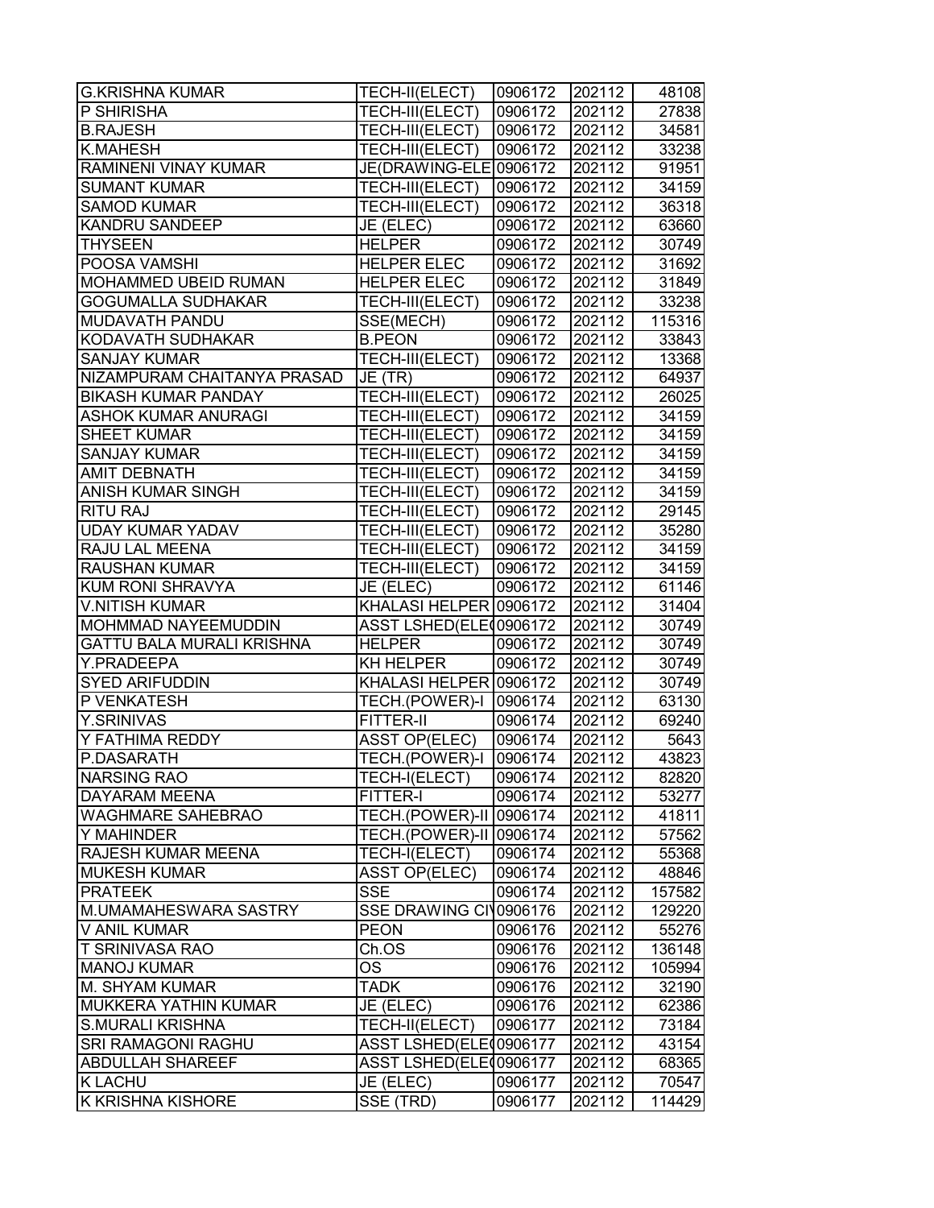| | | | | |
|---|---|---|---|---|
| G.KRISHNA KUMAR | TECH-II(ELECT) | 0906172 | 202112 | 48108 |
| P SHIRISHA | TECH-III(ELECT) | 0906172 | 202112 | 27838 |
| B.RAJESH | TECH-III(ELECT) | 0906172 | 202112 | 34581 |
| K.MAHESH | TECH-III(ELECT) | 0906172 | 202112 | 33238 |
| RAMINENI VINAY KUMAR | JE(DRAWING-ELE | 0906172 | 202112 | 91951 |
| SUMANT KUMAR | TECH-III(ELECT) | 0906172 | 202112 | 34159 |
| SAMOD KUMAR | TECH-III(ELECT) | 0906172 | 202112 | 36318 |
| KANDRU SANDEEP | JE (ELEC) | 0906172 | 202112 | 63660 |
| THYSEEN | HELPER | 0906172 | 202112 | 30749 |
| POOSA VAMSHI | HELPER ELEC | 0906172 | 202112 | 31692 |
| MOHAMMED UBEID RUMAN | HELPER ELEC | 0906172 | 202112 | 31849 |
| GOGUMALLA SUDHAKAR | TECH-III(ELECT) | 0906172 | 202112 | 33238 |
| MUDAVATH PANDU | SSE(MECH) | 0906172 | 202112 | 115316 |
| KODAVATH SUDHAKAR | B.PEON | 0906172 | 202112 | 33843 |
| SANJAY KUMAR | TECH-III(ELECT) | 0906172 | 202112 | 13368 |
| NIZAMPURAM CHAITANYA PRASAD | JE (TR) | 0906172 | 202112 | 64937 |
| BIKASH KUMAR PANDAY | TECH-III(ELECT) | 0906172 | 202112 | 26025 |
| ASHOK KUMAR ANURAGI | TECH-III(ELECT) | 0906172 | 202112 | 34159 |
| SHEET KUMAR | TECH-III(ELECT) | 0906172 | 202112 | 34159 |
| SANJAY KUMAR | TECH-III(ELECT) | 0906172 | 202112 | 34159 |
| AMIT DEBNATH | TECH-III(ELECT) | 0906172 | 202112 | 34159 |
| ANISH KUMAR SINGH | TECH-III(ELECT) | 0906172 | 202112 | 34159 |
| RITU RAJ | TECH-III(ELECT) | 0906172 | 202112 | 29145 |
| UDAY KUMAR YADAV | TECH-III(ELECT) | 0906172 | 202112 | 35280 |
| RAJU LAL MEENA | TECH-III(ELECT) | 0906172 | 202112 | 34159 |
| RAUSHAN KUMAR | TECH-III(ELECT) | 0906172 | 202112 | 34159 |
| KUM RONI SHRAVYA | JE (ELEC) | 0906172 | 202112 | 61146 |
| V.NITISH KUMAR | KHALASI HELPER | 0906172 | 202112 | 31404 |
| MOHMMAD NAYEEMUDDIN | ASST LSHED(ELE( | 0906172 | 202112 | 30749 |
| GATTU BALA MURALI KRISHNA | HELPER | 0906172 | 202112 | 30749 |
| Y.PRADEEPA | KH HELPER | 0906172 | 202112 | 30749 |
| SYED ARIFUDDIN | KHALASI HELPER | 0906172 | 202112 | 30749 |
| P VENKATESH | TECH.(POWER)-I | 0906174 | 202112 | 63130 |
| Y.SRINIVAS | FITTER-II | 0906174 | 202112 | 69240 |
| Y FATHIMA REDDY | ASST OP(ELEC) | 0906174 | 202112 | 5643 |
| P.DASARATH | TECH.(POWER)-I | 0906174 | 202112 | 43823 |
| NARSING RAO | TECH-I(ELECT) | 0906174 | 202112 | 82820 |
| DAYARAM MEENA | FITTER-I | 0906174 | 202112 | 53277 |
| WAGHMARE SAHEBRAO | TECH.(POWER)-II | 0906174 | 202112 | 41811 |
| Y MAHINDER | TECH.(POWER)-II | 0906174 | 202112 | 57562 |
| RAJESH KUMAR MEENA | TECH-I(ELECT) | 0906174 | 202112 | 55368 |
| MUKESH KUMAR | ASST OP(ELEC) | 0906174 | 202112 | 48846 |
| PRATEEK | SSE | 0906174 | 202112 | 157582 |
| M.UMAMAHESWARA SASTRY | SSE DRAWING CI\ | 0906176 | 202112 | 129220 |
| V ANIL KUMAR | PEON | 0906176 | 202112 | 55276 |
| T SRINIVASA RAO | Ch.OS | 0906176 | 202112 | 136148 |
| MANOJ KUMAR | OS | 0906176 | 202112 | 105994 |
| M. SHYAM KUMAR | TADK | 0906176 | 202112 | 32190 |
| MUKKERA YATHIN KUMAR | JE (ELEC) | 0906176 | 202112 | 62386 |
| S.MURALI KRISHNA | TECH-II(ELECT) | 0906177 | 202112 | 73184 |
| SRI RAMAGONI RAGHU | ASST LSHED(ELE( | 0906177 | 202112 | 43154 |
| ABDULLAH SHAREEF | ASST LSHED(ELE( | 0906177 | 202112 | 68365 |
| K LACHU | JE (ELEC) | 0906177 | 202112 | 70547 |
| K KRISHNA KISHORE | SSE (TRD) | 0906177 | 202112 | 114429 |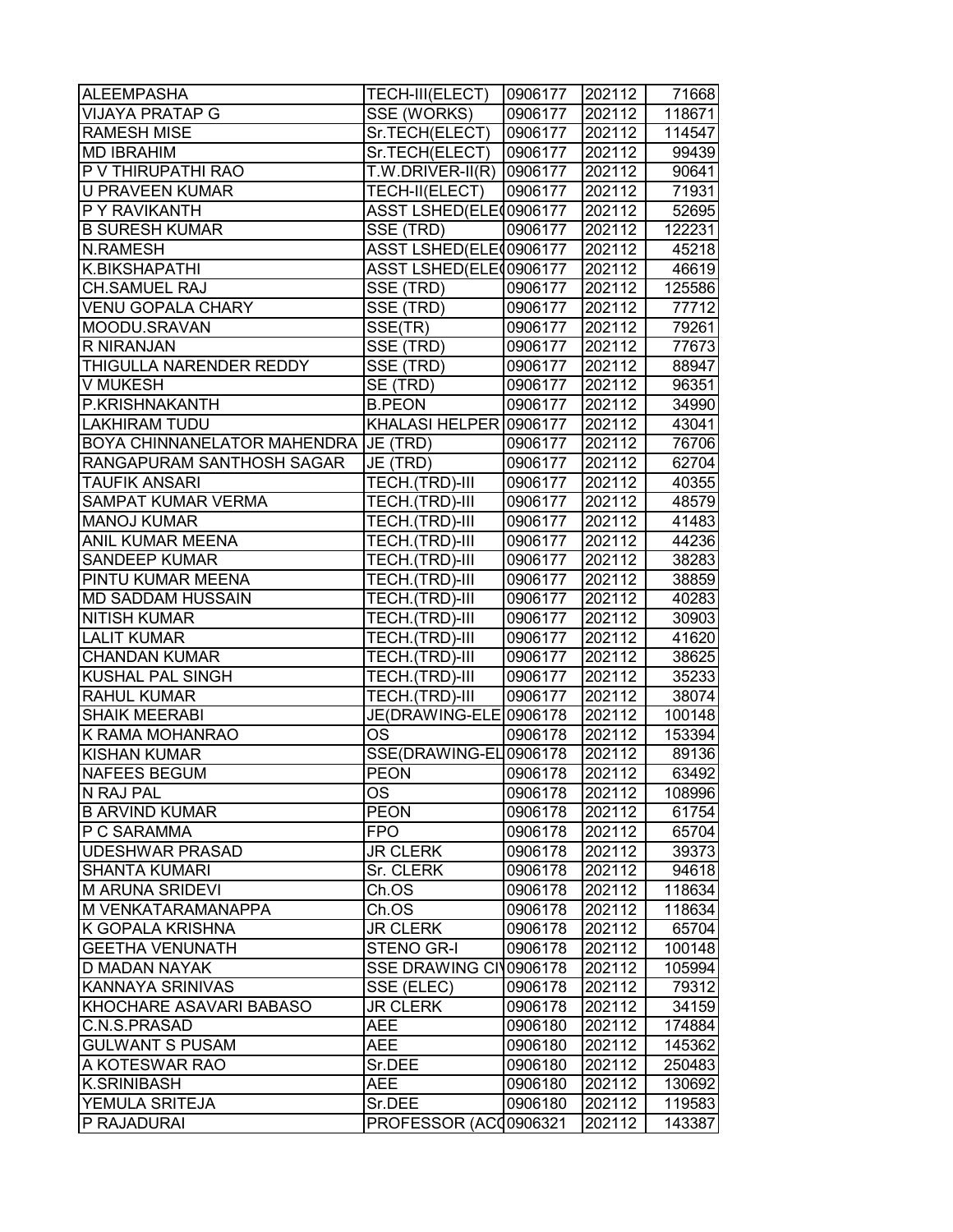| | | | | |
|---|---|---|---|---|
| ALEEMPASHA | TECH-III(ELECT) | 0906177 | 202112 | 71668 |
| VIJAYA PRATAP G | SSE (WORKS) | 0906177 | 202112 | 118671 |
| RAMESH MISE | Sr.TECH(ELECT) | 0906177 | 202112 | 114547 |
| MD IBRAHIM | Sr.TECH(ELECT) | 0906177 | 202112 | 99439 |
| P V THIRUPATHI RAO | T.W.DRIVER-II(R) | 0906177 | 202112 | 90641 |
| U PRAVEEN KUMAR | TECH-II(ELECT) | 0906177 | 202112 | 71931 |
| P Y RAVIKANTH | ASST LSHED(ELE( | 0906177 | 202112 | 52695 |
| B SURESH KUMAR | SSE (TRD) | 0906177 | 202112 | 122231 |
| N.RAMESH | ASST LSHED(ELE( | 0906177 | 202112 | 45218 |
| K.BIKSHAPATHI | ASST LSHED(ELE( | 0906177 | 202112 | 46619 |
| CH.SAMUEL RAJ | SSE (TRD) | 0906177 | 202112 | 125586 |
| VENU GOPALA CHARY | SSE (TRD) | 0906177 | 202112 | 77712 |
| MOODU.SRAVAN | SSE(TR) | 0906177 | 202112 | 79261 |
| R NIRANJAN | SSE (TRD) | 0906177 | 202112 | 77673 |
| THIGULLA NARENDER REDDY | SSE (TRD) | 0906177 | 202112 | 88947 |
| V MUKESH | SE (TRD) | 0906177 | 202112 | 96351 |
| P.KRISHNAKANTH | B.PEON | 0906177 | 202112 | 34990 |
| LAKHIRAM TUDU | KHALASI HELPER | 0906177 | 202112 | 43041 |
| BOYA CHINNANELATOR MAHENDRA | JE (TRD) | 0906177 | 202112 | 76706 |
| RANGAPURAM SANTHOSH SAGAR | JE (TRD) | 0906177 | 202112 | 62704 |
| TAUFIK ANSARI | TECH.(TRD)-III | 0906177 | 202112 | 40355 |
| SAMPAT KUMAR VERMA | TECH.(TRD)-III | 0906177 | 202112 | 48579 |
| MANOJ KUMAR | TECH.(TRD)-III | 0906177 | 202112 | 41483 |
| ANIL KUMAR MEENA | TECH.(TRD)-III | 0906177 | 202112 | 44236 |
| SANDEEP KUMAR | TECH.(TRD)-III | 0906177 | 202112 | 38283 |
| PINTU KUMAR MEENA | TECH.(TRD)-III | 0906177 | 202112 | 38859 |
| MD SADDAM HUSSAIN | TECH.(TRD)-III | 0906177 | 202112 | 40283 |
| NITISH KUMAR | TECH.(TRD)-III | 0906177 | 202112 | 30903 |
| LALIT KUMAR | TECH.(TRD)-III | 0906177 | 202112 | 41620 |
| CHANDAN KUMAR | TECH.(TRD)-III | 0906177 | 202112 | 38625 |
| KUSHAL PAL SINGH | TECH.(TRD)-III | 0906177 | 202112 | 35233 |
| RAHUL KUMAR | TECH.(TRD)-III | 0906177 | 202112 | 38074 |
| SHAIK MEERABI | JE(DRAWING-ELE | 0906178 | 202112 | 100148 |
| K RAMA MOHANRAO | OS | 0906178 | 202112 | 153394 |
| KISHAN KUMAR | SSE(DRAWING-EL | 0906178 | 202112 | 89136 |
| NAFEES BEGUM | PEON | 0906178 | 202112 | 63492 |
| N RAJ PAL | OS | 0906178 | 202112 | 108996 |
| B ARVIND KUMAR | PEON | 0906178 | 202112 | 61754 |
| P C SARAMMA | FPO | 0906178 | 202112 | 65704 |
| UDESHWAR PRASAD | JR CLERK | 0906178 | 202112 | 39373 |
| SHANTA KUMARI | Sr. CLERK | 0906178 | 202112 | 94618 |
| M ARUNA SRIDEVI | Ch.OS | 0906178 | 202112 | 118634 |
| M VENKATARAMANAPPA | Ch.OS | 0906178 | 202112 | 118634 |
| K GOPALA KRISHNA | JR CLERK | 0906178 | 202112 | 65704 |
| GEETHA VENUNATH | STENO GR-I | 0906178 | 202112 | 100148 |
| D MADAN NAYAK | SSE DRAWING CI\ | 0906178 | 202112 | 105994 |
| KANNAYA SRINIVAS | SSE (ELEC) | 0906178 | 202112 | 79312 |
| KHOCHARE ASAVARI BABASO | JR CLERK | 0906178 | 202112 | 34159 |
| C.N.S.PRASAD | AEE | 0906180 | 202112 | 174884 |
| GULWANT S PUSAM | AEE | 0906180 | 202112 | 145362 |
| A KOTESWAR RAO | Sr.DEE | 0906180 | 202112 | 250483 |
| K.SRINIBASH | AEE | 0906180 | 202112 | 130692 |
| YEMULA SRITEJA | Sr.DEE | 0906180 | 202112 | 119583 |
| P RAJADURAI | PROFESSOR (ACC | 0906321 | 202112 | 143387 |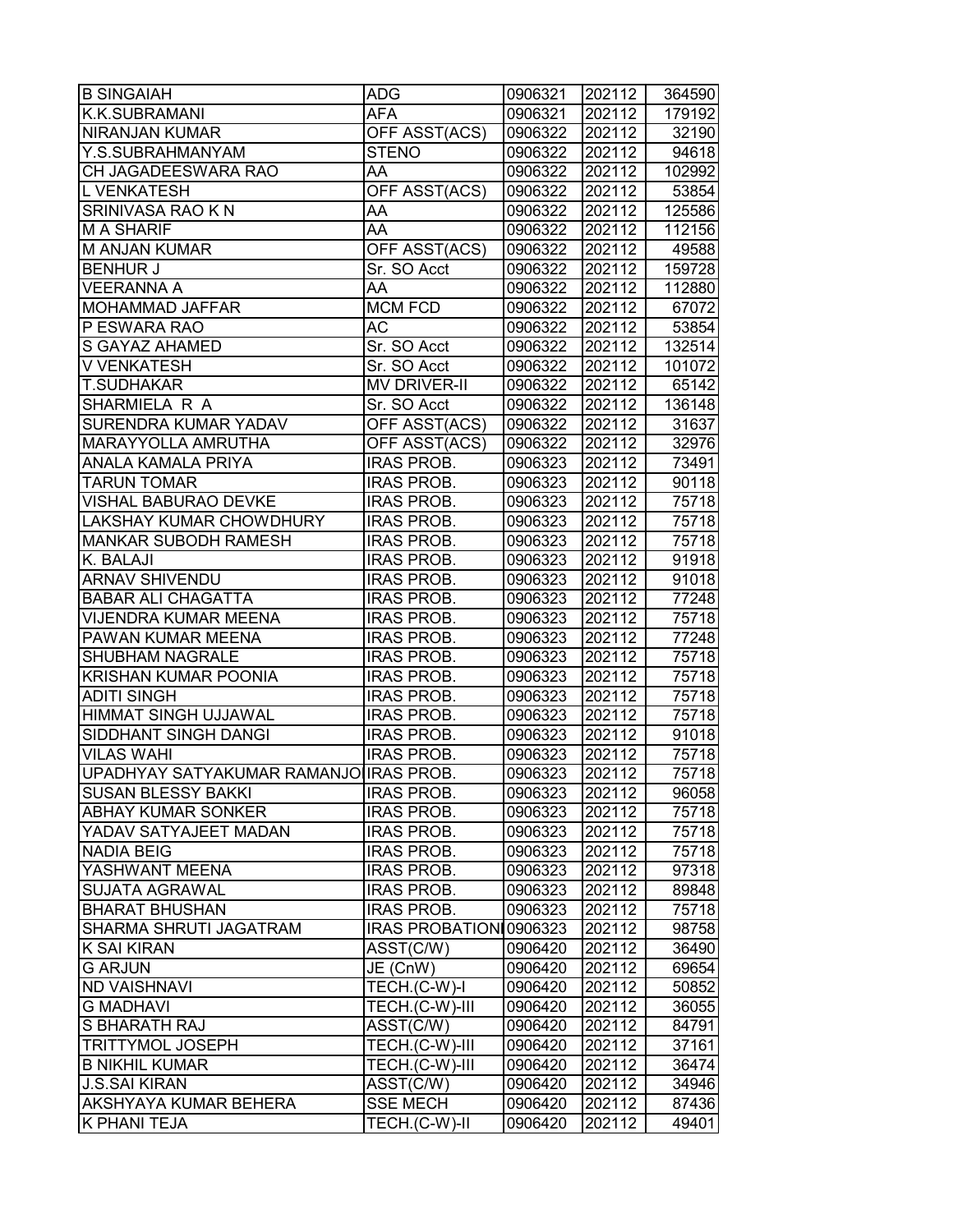| | | | | |
|---|---|---|---|---|
| B SINGAIAH | ADG | 0906321 | 202112 | 364590 |
| K.K.SUBRAMANI | AFA | 0906321 | 202112 | 179192 |
| NIRANJAN KUMAR | OFF ASST(ACS) | 0906322 | 202112 | 32190 |
| Y.S.SUBRAHMANYAM | STENO | 0906322 | 202112 | 94618 |
| CH JAGADEESWARA RAO | AA | 0906322 | 202112 | 102992 |
| L VENKATESH | OFF ASST(ACS) | 0906322 | 202112 | 53854 |
| SRINIVASA RAO K N | AA | 0906322 | 202112 | 125586 |
| M A SHARIF | AA | 0906322 | 202112 | 112156 |
| M ANJAN KUMAR | OFF ASST(ACS) | 0906322 | 202112 | 49588 |
| BENHUR J | Sr. SO Acct | 0906322 | 202112 | 159728 |
| VEERANNA A | AA | 0906322 | 202112 | 112880 |
| MOHAMMAD JAFFAR | MCM FCD | 0906322 | 202112 | 67072 |
| P ESWARA RAO | AC | 0906322 | 202112 | 53854 |
| S GAYAZ AHAMED | Sr. SO Acct | 0906322 | 202112 | 132514 |
| V VENKATESH | Sr. SO Acct | 0906322 | 202112 | 101072 |
| T.SUDHAKAR | MV DRIVER-II | 0906322 | 202112 | 65142 |
| SHARMIELA R A | Sr. SO Acct | 0906322 | 202112 | 136148 |
| SURENDRA KUMAR YADAV | OFF ASST(ACS) | 0906322 | 202112 | 31637 |
| MARAYYOLLA AMRUTHA | OFF ASST(ACS) | 0906322 | 202112 | 32976 |
| ANALA KAMALA PRIYA | IRAS PROB. | 0906323 | 202112 | 73491 |
| TARUN TOMAR | IRAS PROB. | 0906323 | 202112 | 90118 |
| VISHAL BABURAO DEVKE | IRAS PROB. | 0906323 | 202112 | 75718 |
| LAKSHAY KUMAR CHOWDHURY | IRAS PROB. | 0906323 | 202112 | 75718 |
| MANKAR SUBODH RAMESH | IRAS PROB. | 0906323 | 202112 | 75718 |
| K. BALAJI | IRAS PROB. | 0906323 | 202112 | 91918 |
| ARNAV SHIVENDU | IRAS PROB. | 0906323 | 202112 | 91018 |
| BABAR ALI CHAGATTA | IRAS PROB. | 0906323 | 202112 | 77248 |
| VIJENDRA KUMAR MEENA | IRAS PROB. | 0906323 | 202112 | 75718 |
| PAWAN KUMAR MEENA | IRAS PROB. | 0906323 | 202112 | 77248 |
| SHUBHAM NAGRALE | IRAS PROB. | 0906323 | 202112 | 75718 |
| KRISHAN KUMAR POONIA | IRAS PROB. | 0906323 | 202112 | 75718 |
| ADITI SINGH | IRAS PROB. | 0906323 | 202112 | 75718 |
| HIMMAT SINGH UJJAWAL | IRAS PROB. | 0906323 | 202112 | 75718 |
| SIDDHANT SINGH DANGI | IRAS PROB. | 0906323 | 202112 | 91018 |
| VILAS WAHI | IRAS PROB. | 0906323 | 202112 | 75718 |
| UPADHYAY SATYAKUMAR RAMANJO | IRAS PROB. | 0906323 | 202112 | 75718 |
| SUSAN BLESSY BAKKI | IRAS PROB. | 0906323 | 202112 | 96058 |
| ABHAY KUMAR SONKER | IRAS PROB. | 0906323 | 202112 | 75718 |
| YADAV SATYAJEET MADAN | IRAS PROB. | 0906323 | 202112 | 75718 |
| NADIA BEIG | IRAS PROB. | 0906323 | 202112 | 75718 |
| YASHWANT MEENA | IRAS PROB. | 0906323 | 202112 | 97318 |
| SUJATA AGRAWAL | IRAS PROB. | 0906323 | 202112 | 89848 |
| BHARAT BHUSHAN | IRAS PROB. | 0906323 | 202112 | 75718 |
| SHARMA SHRUTI JAGATRAM | IRAS PROBATIONI | 0906323 | 202112 | 98758 |
| K SAI KIRAN | ASST(C/W) | 0906420 | 202112 | 36490 |
| G ARJUN | JE (CnW) | 0906420 | 202112 | 69654 |
| ND VAISHNAVI | TECH.(C-W)-I | 0906420 | 202112 | 50852 |
| G MADHAVI | TECH.(C-W)-III | 0906420 | 202112 | 36055 |
| S BHARATH RAJ | ASST(C/W) | 0906420 | 202112 | 84791 |
| TRITTYMOL JOSEPH | TECH.(C-W)-III | 0906420 | 202112 | 37161 |
| B NIKHIL KUMAR | TECH.(C-W)-III | 0906420 | 202112 | 36474 |
| J.S.SAI KIRAN | ASST(C/W) | 0906420 | 202112 | 34946 |
| AKSHYAYA KUMAR BEHERA | SSE MECH | 0906420 | 202112 | 87436 |
| K PHANI TEJA | TECH.(C-W)-II | 0906420 | 202112 | 49401 |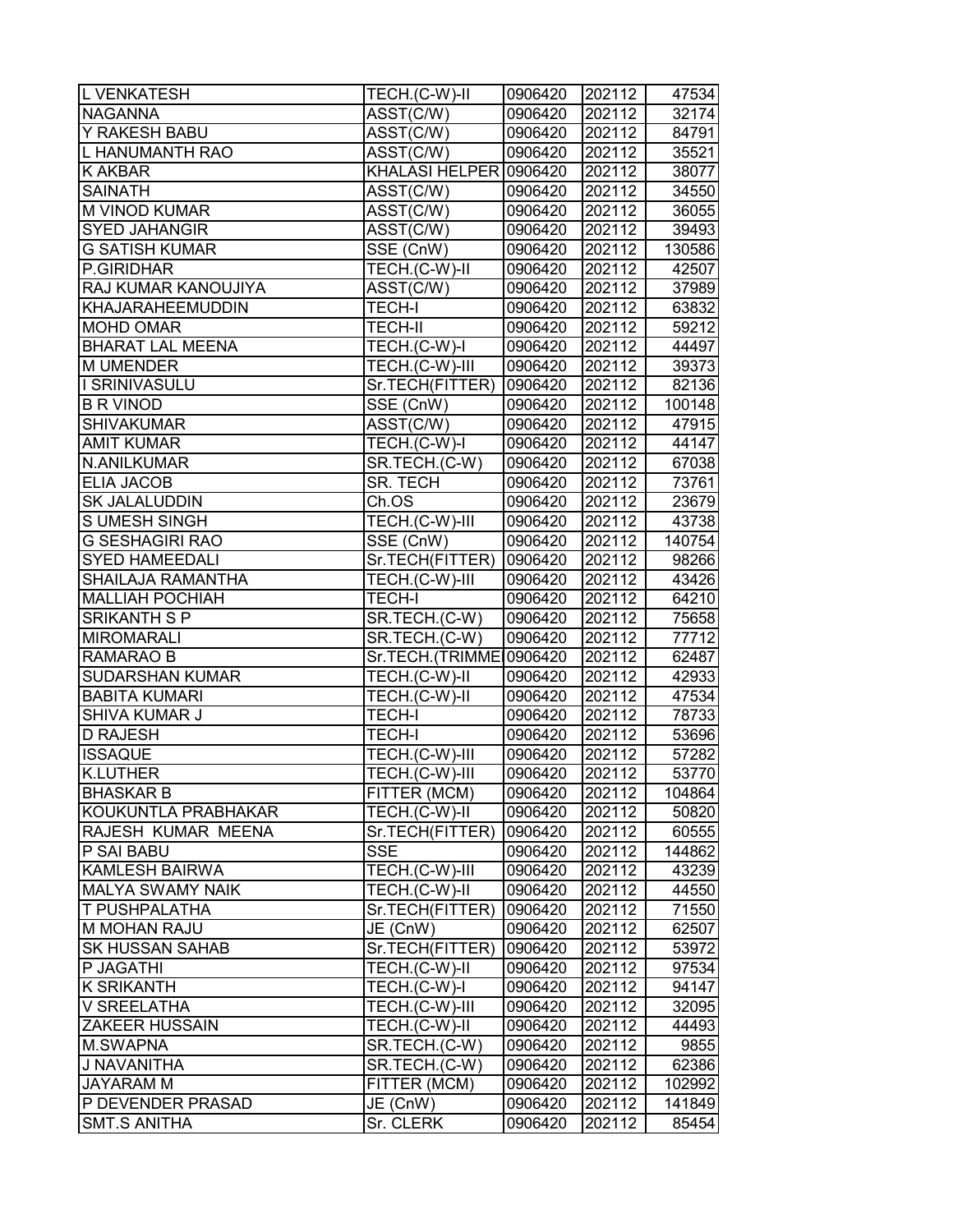| | | | | |
|---|---|---|---|---|
| L VENKATESH | TECH.(C-W)-II | 0906420 | 202112 | 47534 |
| NAGANNA | ASST(C/W) | 0906420 | 202112 | 32174 |
| Y RAKESH BABU | ASST(C/W) | 0906420 | 202112 | 84791 |
| L HANUMANTH RAO | ASST(C/W) | 0906420 | 202112 | 35521 |
| K AKBAR | KHALASI HELPER | 0906420 | 202112 | 38077 |
| SAINATH | ASST(C/W) | 0906420 | 202112 | 34550 |
| M VINOD KUMAR | ASST(C/W) | 0906420 | 202112 | 36055 |
| SYED JAHANGIR | ASST(C/W) | 0906420 | 202112 | 39493 |
| G SATISH KUMAR | SSE (CnW) | 0906420 | 202112 | 130586 |
| P.GIRIDHAR | TECH.(C-W)-II | 0906420 | 202112 | 42507 |
| RAJ KUMAR KANOUJIYA | ASST(C/W) | 0906420 | 202112 | 37989 |
| KHAJARAHEEMUDDIN | TECH-I | 0906420 | 202112 | 63832 |
| MOHD OMAR | TECH-II | 0906420 | 202112 | 59212 |
| BHARAT LAL MEENA | TECH.(C-W)-I | 0906420 | 202112 | 44497 |
| M UMENDER | TECH.(C-W)-III | 0906420 | 202112 | 39373 |
| I SRINIVASULU | Sr.TECH(FITTER) | 0906420 | 202112 | 82136 |
| B R VINOD | SSE (CnW) | 0906420 | 202112 | 100148 |
| SHIVAKUMAR | ASST(C/W) | 0906420 | 202112 | 47915 |
| AMIT KUMAR | TECH.(C-W)-I | 0906420 | 202112 | 44147 |
| N.ANILKUMAR | SR.TECH.(C-W) | 0906420 | 202112 | 67038 |
| ELIA JACOB | SR. TECH | 0906420 | 202112 | 73761 |
| SK JALALUDDIN | Ch.OS | 0906420 | 202112 | 23679 |
| S UMESH SINGH | TECH.(C-W)-III | 0906420 | 202112 | 43738 |
| G SESHAGIRI RAO | SSE (CnW) | 0906420 | 202112 | 140754 |
| SYED HAMEEDALI | Sr.TECH(FITTER) | 0906420 | 202112 | 98266 |
| SHAILAJA RAMANTHA | TECH.(C-W)-III | 0906420 | 202112 | 43426 |
| MALLIAH POCHIAH | TECH-I | 0906420 | 202112 | 64210 |
| SRIKANTH S P | SR.TECH.(C-W) | 0906420 | 202112 | 75658 |
| MIROMARALI | SR.TECH.(C-W) | 0906420 | 202112 | 77712 |
| RAMARAO B | Sr.TECH.(TRIMME | 0906420 | 202112 | 62487 |
| SUDARSHAN KUMAR | TECH.(C-W)-II | 0906420 | 202112 | 42933 |
| BABITA KUMARI | TECH.(C-W)-II | 0906420 | 202112 | 47534 |
| SHIVA KUMAR J | TECH-I | 0906420 | 202112 | 78733 |
| D RAJESH | TECH-I | 0906420 | 202112 | 53696 |
| ISSAQUE | TECH.(C-W)-III | 0906420 | 202112 | 57282 |
| K.LUTHER | TECH.(C-W)-III | 0906420 | 202112 | 53770 |
| BHASKAR B | FITTER (MCM) | 0906420 | 202112 | 104864 |
| KOUKUNTLA PRABHAKAR | TECH.(C-W)-II | 0906420 | 202112 | 50820 |
| RAJESH KUMAR MEENA | Sr.TECH(FITTER) | 0906420 | 202112 | 60555 |
| P SAI BABU | SSE | 0906420 | 202112 | 144862 |
| KAMLESH BAIRWA | TECH.(C-W)-III | 0906420 | 202112 | 43239 |
| MALYA SWAMY NAIK | TECH.(C-W)-II | 0906420 | 202112 | 44550 |
| T PUSHPALATHA | Sr.TECH(FITTER) | 0906420 | 202112 | 71550 |
| M MOHAN RAJU | JE (CnW) | 0906420 | 202112 | 62507 |
| SK HUSSAN SAHAB | Sr.TECH(FITTER) | 0906420 | 202112 | 53972 |
| P JAGATHI | TECH.(C-W)-II | 0906420 | 202112 | 97534 |
| K SRIKANTH | TECH.(C-W)-I | 0906420 | 202112 | 94147 |
| V SREELATHA | TECH.(C-W)-III | 0906420 | 202112 | 32095 |
| ZAKEER HUSSAIN | TECH.(C-W)-II | 0906420 | 202112 | 44493 |
| M.SWAPNA | SR.TECH.(C-W) | 0906420 | 202112 | 9855 |
| J NAVANITHA | SR.TECH.(C-W) | 0906420 | 202112 | 62386 |
| JAYARAM M | FITTER (MCM) | 0906420 | 202112 | 102992 |
| P DEVENDER PRASAD | JE (CnW) | 0906420 | 202112 | 141849 |
| SMT.S ANITHA | Sr. CLERK | 0906420 | 202112 | 85454 |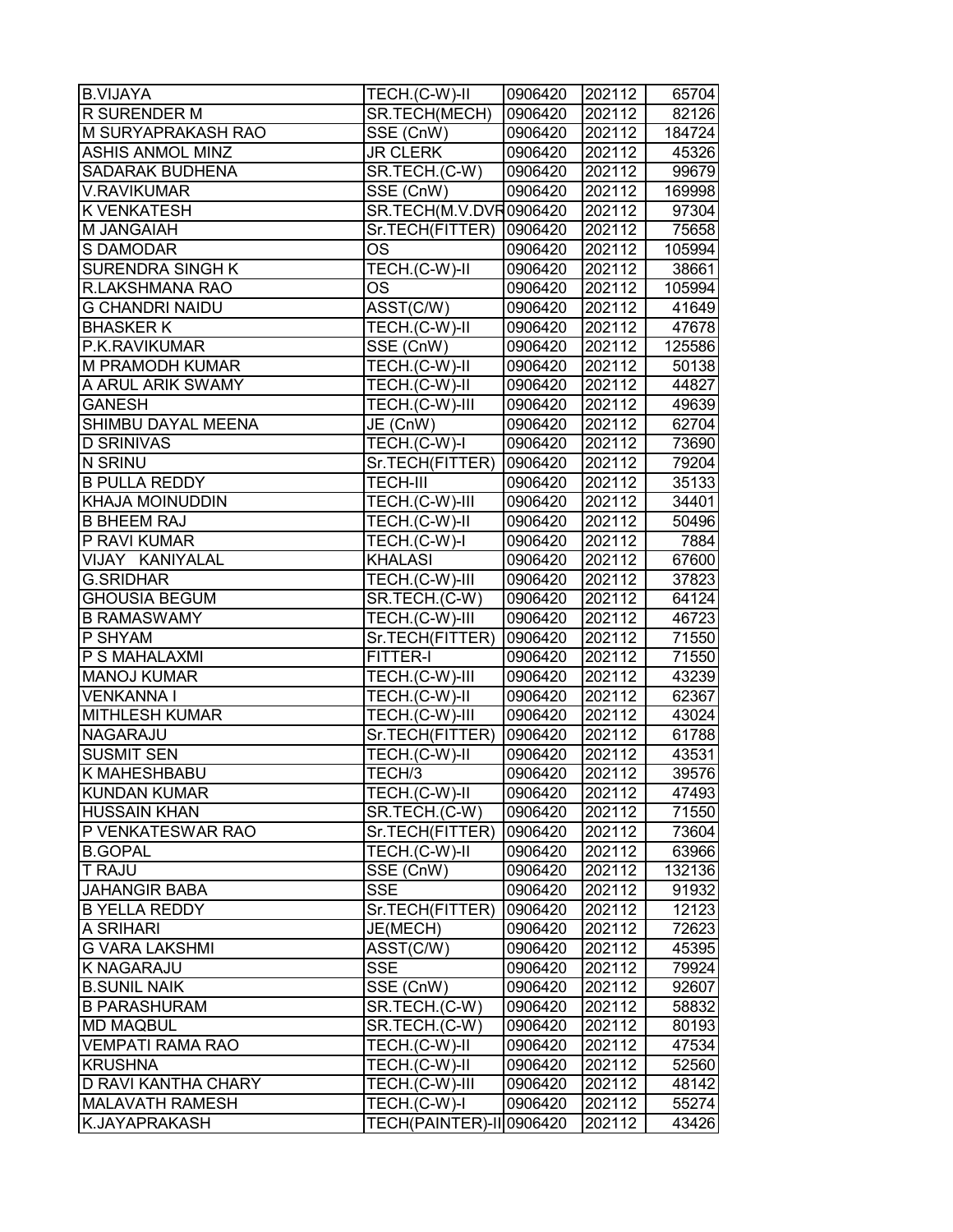| B.VIJAYA | TECH.(C-W)-II | 0906420 | 202112 | 65704 |
|---|---|---|---|---|
| R SURENDER M | SR.TECH(MECH) | 0906420 | 202112 | 82126 |
| M SURYAPRAKASH RAO | SSE (CnW) | 0906420 | 202112 | 184724 |
| ASHIS ANMOL MINZ | JR CLERK | 0906420 | 202112 | 45326 |
| SADARAK BUDHENA | SR.TECH.(C-W) | 0906420 | 202112 | 99679 |
| V.RAVIKUMAR | SSE (CnW) | 0906420 | 202112 | 169998 |
| K VENKATESH | SR.TECH(M.V.DVR | 0906420 | 202112 | 97304 |
| M JANGAIAH | Sr.TECH(FITTER) | 0906420 | 202112 | 75658 |
| S DAMODAR | OS | 0906420 | 202112 | 105994 |
| SURENDRA SINGH K | TECH.(C-W)-II | 0906420 | 202112 | 38661 |
| R.LAKSHMANA RAO | OS | 0906420 | 202112 | 105994 |
| G CHANDRI NAIDU | ASST(C/W) | 0906420 | 202112 | 41649 |
| BHASKER K | TECH.(C-W)-II | 0906420 | 202112 | 47678 |
| P.K.RAVIKUMAR | SSE (CnW) | 0906420 | 202112 | 125586 |
| M PRAMODH KUMAR | TECH.(C-W)-II | 0906420 | 202112 | 50138 |
| A ARUL ARIK SWAMY | TECH.(C-W)-II | 0906420 | 202112 | 44827 |
| GANESH | TECH.(C-W)-III | 0906420 | 202112 | 49639 |
| SHIMBU DAYAL MEENA | JE (CnW) | 0906420 | 202112 | 62704 |
| D SRINIVAS | TECH.(C-W)-I | 0906420 | 202112 | 73690 |
| N SRINU | Sr.TECH(FITTER) | 0906420 | 202112 | 79204 |
| B PULLA REDDY | TECH-III | 0906420 | 202112 | 35133 |
| KHAJA MOINUDDIN | TECH.(C-W)-III | 0906420 | 202112 | 34401 |
| B BHEEM RAJ | TECH.(C-W)-II | 0906420 | 202112 | 50496 |
| P RAVI KUMAR | TECH.(C-W)-I | 0906420 | 202112 | 7884 |
| VIJAY KANIYALAL | KHALASI | 0906420 | 202112 | 67600 |
| G.SRIDHAR | TECH.(C-W)-III | 0906420 | 202112 | 37823 |
| GHOUSIA BEGUM | SR.TECH.(C-W) | 0906420 | 202112 | 64124 |
| B RAMASWAMY | TECH.(C-W)-III | 0906420 | 202112 | 46723 |
| P SHYAM | Sr.TECH(FITTER) | 0906420 | 202112 | 71550 |
| P S MAHALAXMI | FITTER-I | 0906420 | 202112 | 71550 |
| MANOJ KUMAR | TECH.(C-W)-III | 0906420 | 202112 | 43239 |
| VENKANNA I | TECH.(C-W)-II | 0906420 | 202112 | 62367 |
| MITHLESH KUMAR | TECH.(C-W)-III | 0906420 | 202112 | 43024 |
| NAGARAJU | Sr.TECH(FITTER) | 0906420 | 202112 | 61788 |
| SUSMIT SEN | TECH.(C-W)-II | 0906420 | 202112 | 43531 |
| K MAHESHBABU | TECH/3 | 0906420 | 202112 | 39576 |
| KUNDAN KUMAR | TECH.(C-W)-II | 0906420 | 202112 | 47493 |
| HUSSAIN KHAN | SR.TECH.(C-W) | 0906420 | 202112 | 71550 |
| P VENKATESWAR RAO | Sr.TECH(FITTER) | 0906420 | 202112 | 73604 |
| B.GOPAL | TECH.(C-W)-II | 0906420 | 202112 | 63966 |
| T RAJU | SSE (CnW) | 0906420 | 202112 | 132136 |
| JAHANGIR BABA | SSE | 0906420 | 202112 | 91932 |
| B YELLA REDDY | Sr.TECH(FITTER) | 0906420 | 202112 | 12123 |
| A SRIHARI | JE(MECH) | 0906420 | 202112 | 72623 |
| G VARA LAKSHMI | ASST(C/W) | 0906420 | 202112 | 45395 |
| K NAGARAJU | SSE | 0906420 | 202112 | 79924 |
| B.SUNIL NAIK | SSE (CnW) | 0906420 | 202112 | 92607 |
| B PARASHURAM | SR.TECH.(C-W) | 0906420 | 202112 | 58832 |
| MD MAQBUL | SR.TECH.(C-W) | 0906420 | 202112 | 80193 |
| VEMPATI RAMA RAO | TECH.(C-W)-II | 0906420 | 202112 | 47534 |
| KRUSHNA | TECH.(C-W)-II | 0906420 | 202112 | 52560 |
| D RAVI KANTHA CHARY | TECH.(C-W)-III | 0906420 | 202112 | 48142 |
| MALAVATH RAMESH | TECH.(C-W)-I | 0906420 | 202112 | 55274 |
| K.JAYAPRAKASH | TECH(PAINTER)-II | 0906420 | 202112 | 43426 |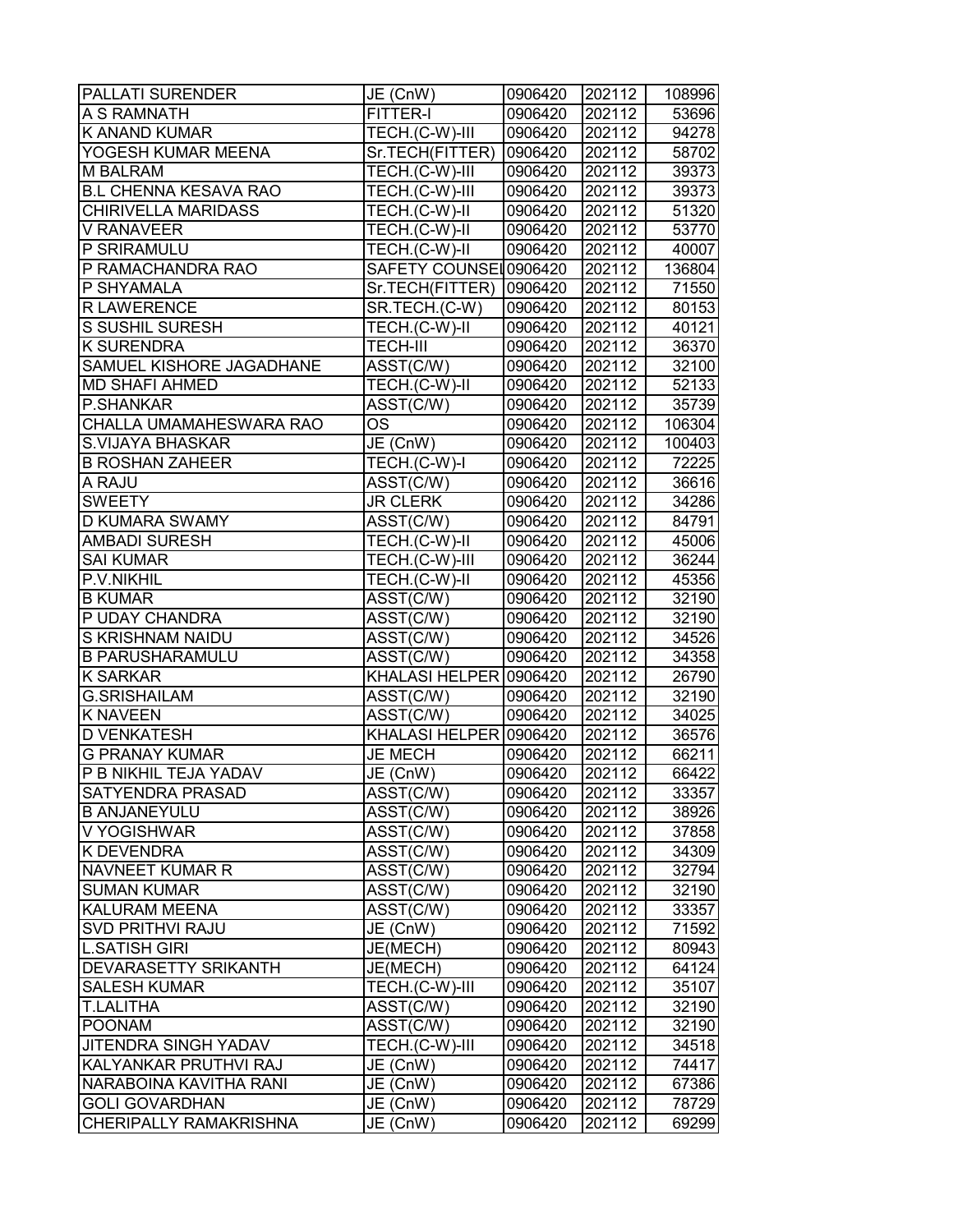| PALLATI SURENDER | JE (CnW) | 0906420 | 202112 | 108996 |
|---|---|---|---|---|
| A S RAMNATH | FITTER-I | 0906420 | 202112 | 53696 |
| K ANAND KUMAR | TECH.(C-W)-III | 0906420 | 202112 | 94278 |
| YOGESH KUMAR MEENA | Sr.TECH(FITTER) | 0906420 | 202112 | 58702 |
| M BALRAM | TECH.(C-W)-III | 0906420 | 202112 | 39373 |
| B.L CHENNA KESAVA RAO | TECH.(C-W)-III | 0906420 | 202112 | 39373 |
| CHIRIVELLA MARIDASS | TECH.(C-W)-II | 0906420 | 202112 | 51320 |
| V RANAVEER | TECH.(C-W)-II | 0906420 | 202112 | 53770 |
| P SRIRAMULU | TECH.(C-W)-II | 0906420 | 202112 | 40007 |
| P RAMACHANDRA RAO | SAFETY COUNSEL | 0906420 | 202112 | 136804 |
| P SHYAMALA | Sr.TECH(FITTER) | 0906420 | 202112 | 71550 |
| R LAWERENCE | SR.TECH.(C-W) | 0906420 | 202112 | 80153 |
| S SUSHIL SURESH | TECH.(C-W)-II | 0906420 | 202112 | 40121 |
| K SURENDRA | TECH-III | 0906420 | 202112 | 36370 |
| SAMUEL KISHORE JAGADHANE | ASST(C/W) | 0906420 | 202112 | 32100 |
| MD SHAFI AHMED | TECH.(C-W)-II | 0906420 | 202112 | 52133 |
| P.SHANKAR | ASST(C/W) | 0906420 | 202112 | 35739 |
| CHALLA UMAMAHESWARA RAO | OS | 0906420 | 202112 | 106304 |
| S.VIJAYA BHASKAR | JE (CnW) | 0906420 | 202112 | 100403 |
| B ROSHAN ZAHEER | TECH.(C-W)-I | 0906420 | 202112 | 72225 |
| A RAJU | ASST(C/W) | 0906420 | 202112 | 36616 |
| SWEETY | JR CLERK | 0906420 | 202112 | 34286 |
| D KUMARA SWAMY | ASST(C/W) | 0906420 | 202112 | 84791 |
| AMBADI SURESH | TECH.(C-W)-II | 0906420 | 202112 | 45006 |
| SAI KUMAR | TECH.(C-W)-III | 0906420 | 202112 | 36244 |
| P.V.NIKHIL | TECH.(C-W)-II | 0906420 | 202112 | 45356 |
| B KUMAR | ASST(C/W) | 0906420 | 202112 | 32190 |
| P UDAY CHANDRA | ASST(C/W) | 0906420 | 202112 | 32190 |
| S KRISHNAM NAIDU | ASST(C/W) | 0906420 | 202112 | 34526 |
| B PARUSHARAMULU | ASST(C/W) | 0906420 | 202112 | 34358 |
| K SARKAR | KHALASI HELPER | 0906420 | 202112 | 26790 |
| G.SRISHAILAM | ASST(C/W) | 0906420 | 202112 | 32190 |
| K NAVEEN | ASST(C/W) | 0906420 | 202112 | 34025 |
| D VENKATESH | KHALASI HELPER | 0906420 | 202112 | 36576 |
| G PRANAY KUMAR | JE MECH | 0906420 | 202112 | 66211 |
| P B NIKHIL TEJA YADAV | JE (CnW) | 0906420 | 202112 | 66422 |
| SATYENDRA PRASAD | ASST(C/W) | 0906420 | 202112 | 33357 |
| B ANJANEYULU | ASST(C/W) | 0906420 | 202112 | 38926 |
| V YOGISHWAR | ASST(C/W) | 0906420 | 202112 | 37858 |
| K DEVENDRA | ASST(C/W) | 0906420 | 202112 | 34309 |
| NAVNEET KUMAR R | ASST(C/W) | 0906420 | 202112 | 32794 |
| SUMAN KUMAR | ASST(C/W) | 0906420 | 202112 | 32190 |
| KALURAM MEENA | ASST(C/W) | 0906420 | 202112 | 33357 |
| SVD PRITHVI RAJU | JE (CnW) | 0906420 | 202112 | 71592 |
| L.SATISH GIRI | JE(MECH) | 0906420 | 202112 | 80943 |
| DEVARASETTY SRIKANTH | JE(MECH) | 0906420 | 202112 | 64124 |
| SALESH KUMAR | TECH.(C-W)-III | 0906420 | 202112 | 35107 |
| T.LALITHA | ASST(C/W) | 0906420 | 202112 | 32190 |
| POONAM | ASST(C/W) | 0906420 | 202112 | 32190 |
| JITENDRA SINGH YADAV | TECH.(C-W)-III | 0906420 | 202112 | 34518 |
| KALYANKAR PRUTHVI RAJ | JE (CnW) | 0906420 | 202112 | 74417 |
| NARABOINA KAVITHA RANI | JE (CnW) | 0906420 | 202112 | 67386 |
| GOLI GOVARDHAN | JE (CnW) | 0906420 | 202112 | 78729 |
| CHERIPALLY RAMAKRISHNA | JE (CnW) | 0906420 | 202112 | 69299 |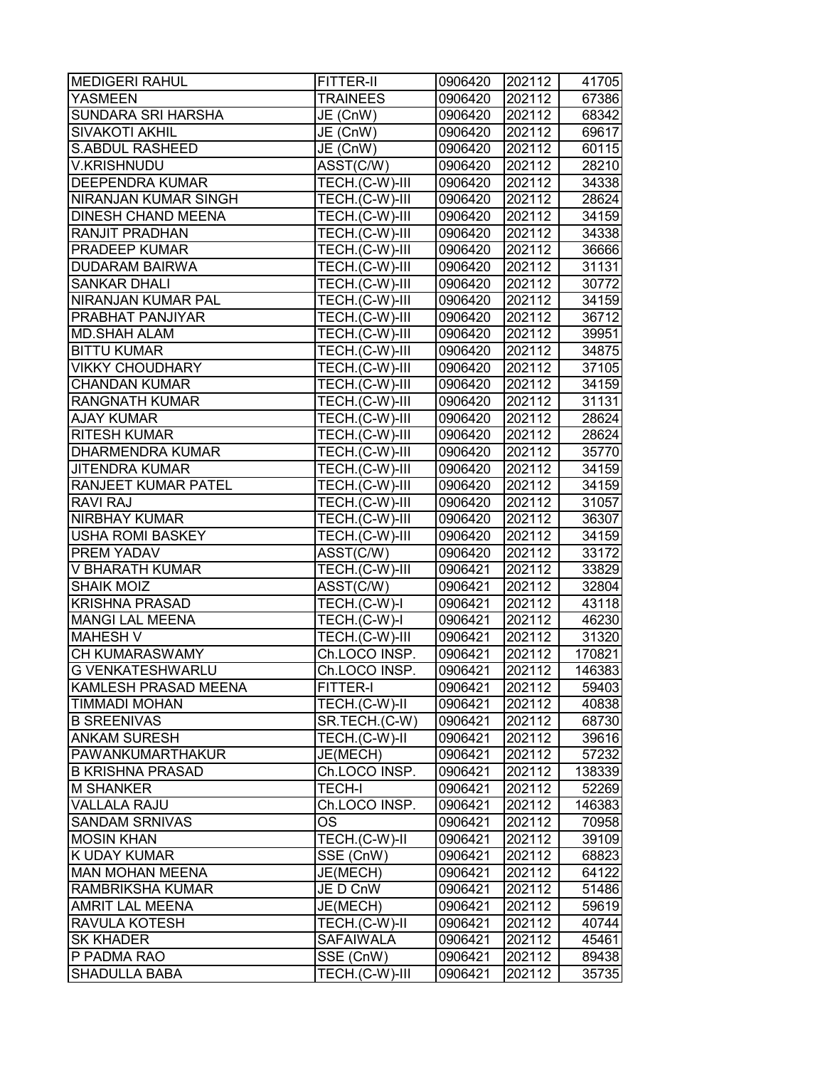| | | | | |
|---|---|---|---|---|
| MEDIGERI RAHUL | FITTER-II | 0906420 | 202112 | 41705 |
| YASMEEN | TRAINEES | 0906420 | 202112 | 67386 |
| SUNDARA SRI HARSHA | JE (CnW) | 0906420 | 202112 | 68342 |
| SIVAKOTI AKHIL | JE (CnW) | 0906420 | 202112 | 69617 |
| S.ABDUL RASHEED | JE (CnW) | 0906420 | 202112 | 60115 |
| V.KRISHNUDU | ASST(C/W) | 0906420 | 202112 | 28210 |
| DEEPENDRA KUMAR | TECH.(C-W)-III | 0906420 | 202112 | 34338 |
| NIRANJAN KUMAR SINGH | TECH.(C-W)-III | 0906420 | 202112 | 28624 |
| DINESH CHAND MEENA | TECH.(C-W)-III | 0906420 | 202112 | 34159 |
| RANJIT PRADHAN | TECH.(C-W)-III | 0906420 | 202112 | 34338 |
| PRADEEP KUMAR | TECH.(C-W)-III | 0906420 | 202112 | 36666 |
| DUDARAM BAIRWA | TECH.(C-W)-III | 0906420 | 202112 | 31131 |
| SANKAR DHALI | TECH.(C-W)-III | 0906420 | 202112 | 30772 |
| NIRANJAN KUMAR PAL | TECH.(C-W)-III | 0906420 | 202112 | 34159 |
| PRABHAT PANJIYAR | TECH.(C-W)-III | 0906420 | 202112 | 36712 |
| MD.SHAH ALAM | TECH.(C-W)-III | 0906420 | 202112 | 39951 |
| BITTU KUMAR | TECH.(C-W)-III | 0906420 | 202112 | 34875 |
| VIKKY CHOUDHARY | TECH.(C-W)-III | 0906420 | 202112 | 37105 |
| CHANDAN KUMAR | TECH.(C-W)-III | 0906420 | 202112 | 34159 |
| RANGNATH KUMAR | TECH.(C-W)-III | 0906420 | 202112 | 31131 |
| AJAY KUMAR | TECH.(C-W)-III | 0906420 | 202112 | 28624 |
| RITESH KUMAR | TECH.(C-W)-III | 0906420 | 202112 | 28624 |
| DHARMENDRA KUMAR | TECH.(C-W)-III | 0906420 | 202112 | 35770 |
| JITENDRA KUMAR | TECH.(C-W)-III | 0906420 | 202112 | 34159 |
| RANJEET KUMAR PATEL | TECH.(C-W)-III | 0906420 | 202112 | 34159 |
| RAVI RAJ | TECH.(C-W)-III | 0906420 | 202112 | 31057 |
| NIRBHAY KUMAR | TECH.(C-W)-III | 0906420 | 202112 | 36307 |
| USHA ROMI BASKEY | TECH.(C-W)-III | 0906420 | 202112 | 34159 |
| PREM YADAV | ASST(C/W) | 0906420 | 202112 | 33172 |
| V BHARATH KUMAR | TECH.(C-W)-III | 0906421 | 202112 | 33829 |
| SHAIK MOIZ | ASST(C/W) | 0906421 | 202112 | 32804 |
| KRISHNA PRASAD | TECH.(C-W)-I | 0906421 | 202112 | 43118 |
| MANGI LAL MEENA | TECH.(C-W)-I | 0906421 | 202112 | 46230 |
| MAHESH V | TECH.(C-W)-III | 0906421 | 202112 | 31320 |
| CH KUMARASWAMY | Ch.LOCO INSP. | 0906421 | 202112 | 170821 |
| G VENKATESHWARLU | Ch.LOCO INSP. | 0906421 | 202112 | 146383 |
| KAMLESH PRASAD MEENA | FITTER-I | 0906421 | 202112 | 59403 |
| TIMMADI MOHAN | TECH.(C-W)-II | 0906421 | 202112 | 40838 |
| B SREENIVAS | SR.TECH.(C-W) | 0906421 | 202112 | 68730 |
| ANKAM SURESH | TECH.(C-W)-II | 0906421 | 202112 | 39616 |
| PAWANKUMARTHAKUR | JE(MECH) | 0906421 | 202112 | 57232 |
| B KRISHNA PRASAD | Ch.LOCO INSP. | 0906421 | 202112 | 138339 |
| M SHANKER | TECH-I | 0906421 | 202112 | 52269 |
| VALLALA RAJU | Ch.LOCO INSP. | 0906421 | 202112 | 146383 |
| SANDAM SRNIVAS | OS | 0906421 | 202112 | 70958 |
| MOSIN KHAN | TECH.(C-W)-II | 0906421 | 202112 | 39109 |
| K UDAY KUMAR | SSE (CnW) | 0906421 | 202112 | 68823 |
| MAN MOHAN MEENA | JE(MECH) | 0906421 | 202112 | 64122 |
| RAMBRIKSHA KUMAR | JE D CnW | 0906421 | 202112 | 51486 |
| AMRIT LAL MEENA | JE(MECH) | 0906421 | 202112 | 59619 |
| RAVULA KOTESH | TECH.(C-W)-II | 0906421 | 202112 | 40744 |
| SK KHADER | SAFAIWALA | 0906421 | 202112 | 45461 |
| P PADMA RAO | SSE (CnW) | 0906421 | 202112 | 89438 |
| SHADULLA BABA | TECH.(C-W)-III | 0906421 | 202112 | 35735 |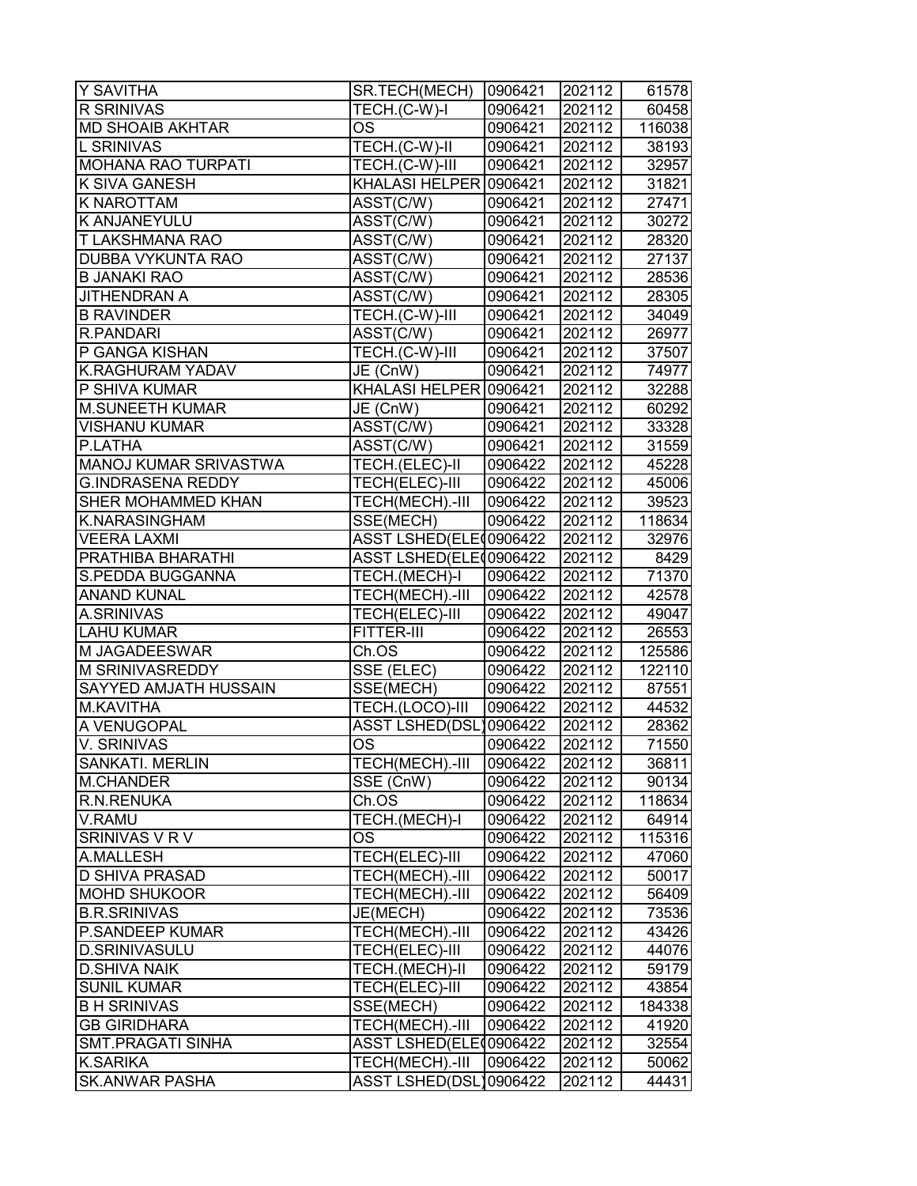| | | | | |
|---|---|---|---|---|
| Y SAVITHA | SR.TECH(MECH) | 0906421 | 202112 | 61578 |
| R SRINIVAS | TECH.(C-W)-I | 0906421 | 202112 | 60458 |
| MD SHOAIB AKHTAR | OS | 0906421 | 202112 | 116038 |
| L SRINIVAS | TECH.(C-W)-II | 0906421 | 202112 | 38193 |
| MOHANA RAO TURPATI | TECH.(C-W)-III | 0906421 | 202112 | 32957 |
| K SIVA GANESH | KHALASI HELPER | 0906421 | 202112 | 31821 |
| K NAROTTAM | ASST(C/W) | 0906421 | 202112 | 27471 |
| K ANJANEYULU | ASST(C/W) | 0906421 | 202112 | 30272 |
| T LAKSHMANA RAO | ASST(C/W) | 0906421 | 202112 | 28320 |
| DUBBA VYKUNTA RAO | ASST(C/W) | 0906421 | 202112 | 27137 |
| B JANAKI RAO | ASST(C/W) | 0906421 | 202112 | 28536 |
| JITHENDRAN A | ASST(C/W) | 0906421 | 202112 | 28305 |
| B RAVINDER | TECH.(C-W)-III | 0906421 | 202112 | 34049 |
| R.PANDARI | ASST(C/W) | 0906421 | 202112 | 26977 |
| P GANGA KISHAN | TECH.(C-W)-III | 0906421 | 202112 | 37507 |
| K.RAGHURAM YADAV | JE (CnW) | 0906421 | 202112 | 74977 |
| P SHIVA KUMAR | KHALASI HELPER | 0906421 | 202112 | 32288 |
| M.SUNEETH KUMAR | JE (CnW) | 0906421 | 202112 | 60292 |
| VISHANU KUMAR | ASST(C/W) | 0906421 | 202112 | 33328 |
| P.LATHA | ASST(C/W) | 0906421 | 202112 | 31559 |
| MANOJ KUMAR SRIVASTWA | TECH.(ELEC)-II | 0906422 | 202112 | 45228 |
| G.INDRASENA REDDY | TECH(ELEC)-III | 0906422 | 202112 | 45006 |
| SHER MOHAMMED KHAN | TECH(MECH).-III | 0906422 | 202112 | 39523 |
| K.NARASINGHAM | SSE(MECH) | 0906422 | 202112 | 118634 |
| VEERA LAXMI | ASST LSHED(ELE( | 0906422 | 202112 | 32976 |
| PRATHIBA BHARATHI | ASST LSHED(ELE( | 0906422 | 202112 | 8429 |
| S.PEDDA BUGGANNA | TECH.(MECH)-I | 0906422 | 202112 | 71370 |
| ANAND KUNAL | TECH(MECH).-III | 0906422 | 202112 | 42578 |
| A.SRINIVAS | TECH(ELEC)-III | 0906422 | 202112 | 49047 |
| LAHU KUMAR | FITTER-III | 0906422 | 202112 | 26553 |
| M JAGADEESWAR | Ch.OS | 0906422 | 202112 | 125586 |
| M SRINIVASREDDY | SSE (ELEC) | 0906422 | 202112 | 122110 |
| SAYYED AMJATH HUSSAIN | SSE(MECH) | 0906422 | 202112 | 87551 |
| M.KAVITHA | TECH.(LOCO)-III | 0906422 | 202112 | 44532 |
| A VENUGOPAL | ASST LSHED(DSL) | 0906422 | 202112 | 28362 |
| V. SRINIVAS | OS | 0906422 | 202112 | 71550 |
| SANKATI. MERLIN | TECH(MECH).-III | 0906422 | 202112 | 36811 |
| M.CHANDER | SSE (CnW) | 0906422 | 202112 | 90134 |
| R.N.RENUKA | Ch.OS | 0906422 | 202112 | 118634 |
| V.RAMU | TECH.(MECH)-I | 0906422 | 202112 | 64914 |
| SRINIVAS V R V | OS | 0906422 | 202112 | 115316 |
| A.MALLESH | TECH(ELEC)-III | 0906422 | 202112 | 47060 |
| D SHIVA PRASAD | TECH(MECH).-III | 0906422 | 202112 | 50017 |
| MOHD SHUKOOR | TECH(MECH).-III | 0906422 | 202112 | 56409 |
| B.R.SRINIVAS | JE(MECH) | 0906422 | 202112 | 73536 |
| P.SANDEEP KUMAR | TECH(MECH).-III | 0906422 | 202112 | 43426 |
| D.SRINIVASULU | TECH(ELEC)-III | 0906422 | 202112 | 44076 |
| D.SHIVA NAIK | TECH.(MECH)-II | 0906422 | 202112 | 59179 |
| SUNIL KUMAR | TECH(ELEC)-III | 0906422 | 202112 | 43854 |
| B H SRINIVAS | SSE(MECH) | 0906422 | 202112 | 184338 |
| GB GIRIDHARA | TECH(MECH).-III | 0906422 | 202112 | 41920 |
| SMT.PRAGATI SINHA | ASST LSHED(ELE( | 0906422 | 202112 | 32554 |
| K.SARIKA | TECH(MECH).-III | 0906422 | 202112 | 50062 |
| SK.ANWAR PASHA | ASST LSHED(DSL) | 0906422 | 202112 | 44431 |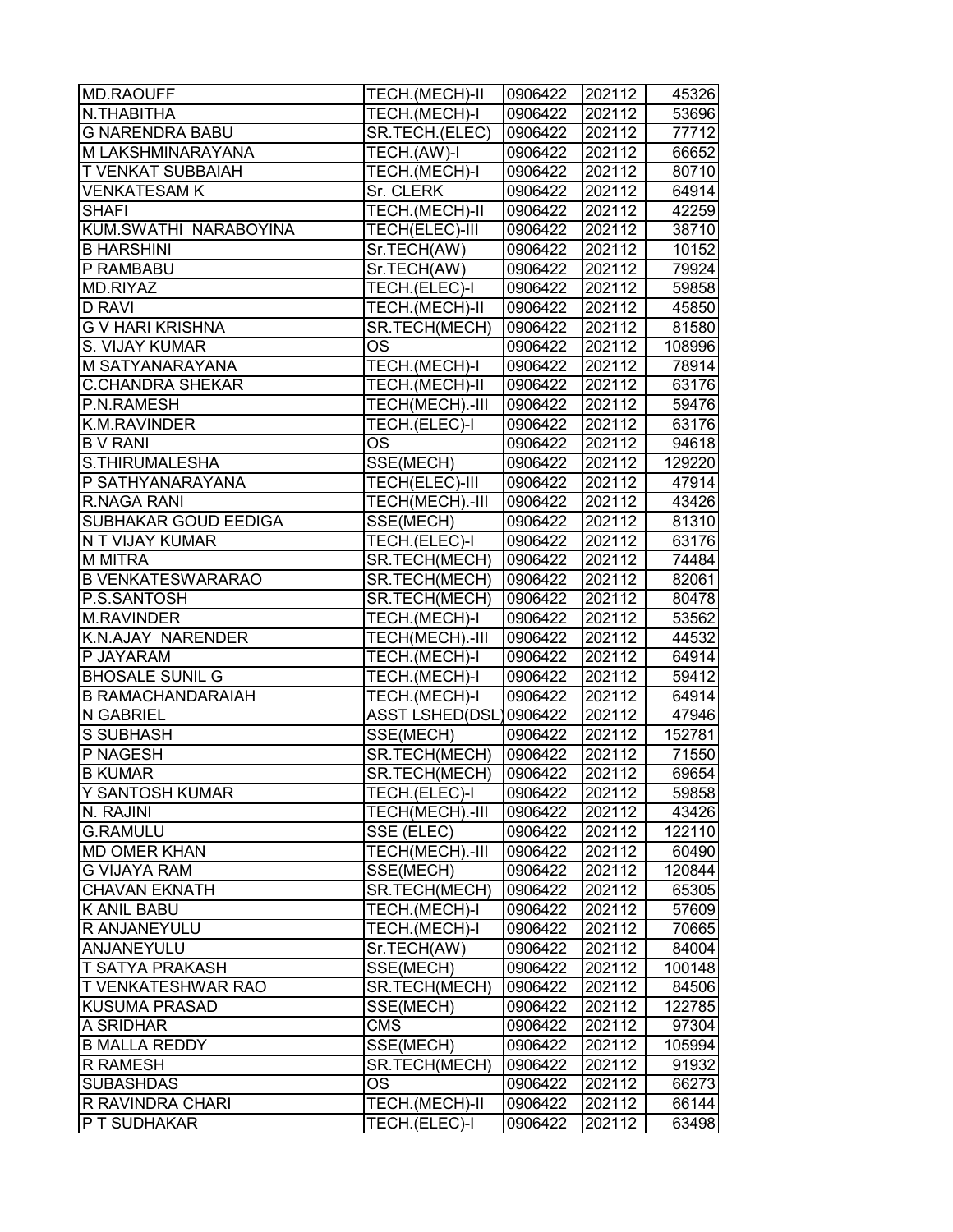| | | | | |
|---|---|---|---|---|
| MD.RAOUFF | TECH.(MECH)-II | 0906422 | 202112 | 45326 |
| N.THABITHA | TECH.(MECH)-I | 0906422 | 202112 | 53696 |
| G NARENDRA BABU | SR.TECH.(ELEC) | 0906422 | 202112 | 77712 |
| M LAKSHMINARAYANA | TECH.(AW)-I | 0906422 | 202112 | 66652 |
| T VENKAT SUBBAIAH | TECH.(MECH)-I | 0906422 | 202112 | 80710 |
| VENKATESAM K | Sr. CLERK | 0906422 | 202112 | 64914 |
| SHAFI | TECH.(MECH)-II | 0906422 | 202112 | 42259 |
| KUM.SWATHI NARABOYINA | TECH(ELEC)-III | 0906422 | 202112 | 38710 |
| B HARSHINI | Sr.TECH(AW) | 0906422 | 202112 | 10152 |
| P RAMBABU | Sr.TECH(AW) | 0906422 | 202112 | 79924 |
| MD.RIYAZ | TECH.(ELEC)-I | 0906422 | 202112 | 59858 |
| D RAVI | TECH.(MECH)-II | 0906422 | 202112 | 45850 |
| G V HARI KRISHNA | SR.TECH(MECH) | 0906422 | 202112 | 81580 |
| S. VIJAY KUMAR | OS | 0906422 | 202112 | 108996 |
| M SATYANARAYANA | TECH.(MECH)-I | 0906422 | 202112 | 78914 |
| C.CHANDRA SHEKAR | TECH.(MECH)-II | 0906422 | 202112 | 63176 |
| P.N.RAMESH | TECH(MECH).-III | 0906422 | 202112 | 59476 |
| K.M.RAVINDER | TECH.(ELEC)-I | 0906422 | 202112 | 63176 |
| B V RANI | OS | 0906422 | 202112 | 94618 |
| S.THIRUMALESHA | SSE(MECH) | 0906422 | 202112 | 129220 |
| P SATHYANARAYANA | TECH(ELEC)-III | 0906422 | 202112 | 47914 |
| R.NAGA RANI | TECH(MECH).-III | 0906422 | 202112 | 43426 |
| SUBHAKAR GOUD EEDIGA | SSE(MECH) | 0906422 | 202112 | 81310 |
| N T VIJAY KUMAR | TECH.(ELEC)-I | 0906422 | 202112 | 63176 |
| M MITRA | SR.TECH(MECH) | 0906422 | 202112 | 74484 |
| B VENKATESWARARAO | SR.TECH(MECH) | 0906422 | 202112 | 82061 |
| P.S.SANTOSH | SR.TECH(MECH) | 0906422 | 202112 | 80478 |
| M.RAVINDER | TECH.(MECH)-I | 0906422 | 202112 | 53562 |
| K.N.AJAY NARENDER | TECH(MECH).-III | 0906422 | 202112 | 44532 |
| P JAYARAM | TECH.(MECH)-I | 0906422 | 202112 | 64914 |
| BHOSALE SUNIL G | TECH.(MECH)-I | 0906422 | 202112 | 59412 |
| B RAMACHANDARAIAH | TECH.(MECH)-I | 0906422 | 202112 | 64914 |
| N GABRIEL | ASST LSHED(DSL) | 0906422 | 202112 | 47946 |
| S SUBHASH | SSE(MECH) | 0906422 | 202112 | 152781 |
| P NAGESH | SR.TECH(MECH) | 0906422 | 202112 | 71550 |
| B KUMAR | SR.TECH(MECH) | 0906422 | 202112 | 69654 |
| Y SANTOSH KUMAR | TECH.(ELEC)-I | 0906422 | 202112 | 59858 |
| N. RAJINI | TECH(MECH).-III | 0906422 | 202112 | 43426 |
| G.RAMULU | SSE (ELEC) | 0906422 | 202112 | 122110 |
| MD OMER KHAN | TECH(MECH).-III | 0906422 | 202112 | 60490 |
| G VIJAYA RAM | SSE(MECH) | 0906422 | 202112 | 120844 |
| CHAVAN EKNATH | SR.TECH(MECH) | 0906422 | 202112 | 65305 |
| K ANIL BABU | TECH.(MECH)-I | 0906422 | 202112 | 57609 |
| R ANJANEYULU | TECH.(MECH)-I | 0906422 | 202112 | 70665 |
| ANJANEYULU | Sr.TECH(AW) | 0906422 | 202112 | 84004 |
| T SATYA PRAKASH | SSE(MECH) | 0906422 | 202112 | 100148 |
| T VENKATESHWAR RAO | SR.TECH(MECH) | 0906422 | 202112 | 84506 |
| KUSUMA PRASAD | SSE(MECH) | 0906422 | 202112 | 122785 |
| A SRIDHAR | CMS | 0906422 | 202112 | 97304 |
| B MALLA REDDY | SSE(MECH) | 0906422 | 202112 | 105994 |
| R RAMESH | SR.TECH(MECH) | 0906422 | 202112 | 91932 |
| SUBASHDAS | OS | 0906422 | 202112 | 66273 |
| R RAVINDRA CHARI | TECH.(MECH)-II | 0906422 | 202112 | 66144 |
| P T SUDHAKAR | TECH.(ELEC)-I | 0906422 | 202112 | 63498 |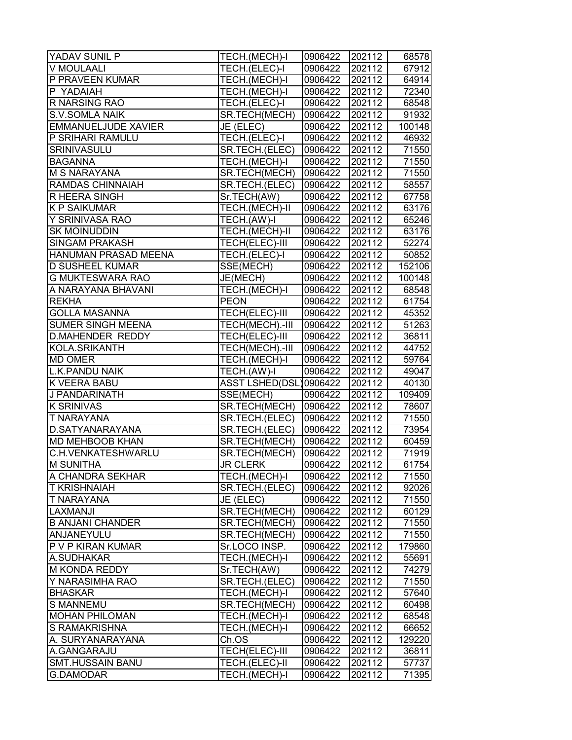| YADAV SUNIL P | TECH.(MECH)-I | 0906422 | 202112 | 68578 |
|---|---|---|---|---|
| V MOULAALI | TECH.(ELEC)-I | 0906422 | 202112 | 67912 |
| P PRAVEEN KUMAR | TECH.(MECH)-I | 0906422 | 202112 | 64914 |
| P YADAIAH | TECH.(MECH)-I | 0906422 | 202112 | 72340 |
| R NARSING RAO | TECH.(ELEC)-I | 0906422 | 202112 | 68548 |
| S.V.SOMLA NAIK | SR.TECH(MECH) | 0906422 | 202112 | 91932 |
| EMMANUELJUDE XAVIER | JE (ELEC) | 0906422 | 202112 | 100148 |
| P SRIHARI RAMULU | TECH.(ELEC)-I | 0906422 | 202112 | 46932 |
| SRINIVASULU | SR.TECH.(ELEC) | 0906422 | 202112 | 71550 |
| BAGANNA | TECH.(MECH)-I | 0906422 | 202112 | 71550 |
| M S NARAYANA | SR.TECH(MECH) | 0906422 | 202112 | 71550 |
| RAMDAS CHINNAIAH | SR.TECH.(ELEC) | 0906422 | 202112 | 58557 |
| R HEERA SINGH | Sr.TECH(AW) | 0906422 | 202112 | 67758 |
| K P SAIKUMAR | TECH.(MECH)-II | 0906422 | 202112 | 63176 |
| Y SRINIVASA RAO | TECH.(AW)-I | 0906422 | 202112 | 65246 |
| SK MOINUDDIN | TECH.(MECH)-II | 0906422 | 202112 | 63176 |
| SINGAM PRAKASH | TECH(ELEC)-III | 0906422 | 202112 | 52274 |
| HANUMAN PRASAD MEENA | TECH.(ELEC)-I | 0906422 | 202112 | 50852 |
| D SUSHEEL KUMAR | SSE(MECH) | 0906422 | 202112 | 152106 |
| G MUKTESWARA RAO | JE(MECH) | 0906422 | 202112 | 100148 |
| A NARAYANA BHAVANI | TECH.(MECH)-I | 0906422 | 202112 | 68548 |
| REKHA | PEON | 0906422 | 202112 | 61754 |
| GOLLA MASANNA | TECH(ELEC)-III | 0906422 | 202112 | 45352 |
| SUMER SINGH MEENA | TECH(MECH).-III | 0906422 | 202112 | 51263 |
| D.MAHENDER REDDY | TECH(ELEC)-III | 0906422 | 202112 | 36811 |
| KOLA.SRIKANTH | TECH(MECH).-III | 0906422 | 202112 | 44752 |
| MD OMER | TECH.(MECH)-I | 0906422 | 202112 | 59764 |
| L.K.PANDU NAIK | TECH.(AW)-I | 0906422 | 202112 | 49047 |
| K VEERA BABU | ASST LSHED(DSL) | 0906422 | 202112 | 40130 |
| J PANDARINATH | SSE(MECH) | 0906422 | 202112 | 109409 |
| K SRINIVAS | SR.TECH(MECH) | 0906422 | 202112 | 78607 |
| T NARAYANA | SR.TECH.(ELEC) | 0906422 | 202112 | 71550 |
| D.SATYANARAYANA | SR.TECH.(ELEC) | 0906422 | 202112 | 73954 |
| MD MEHBOOB KHAN | SR.TECH(MECH) | 0906422 | 202112 | 60459 |
| C.H.VENKATESHWARLU | SR.TECH(MECH) | 0906422 | 202112 | 71919 |
| M SUNITHA | JR CLERK | 0906422 | 202112 | 61754 |
| A CHANDRA SEKHAR | TECH.(MECH)-I | 0906422 | 202112 | 71550 |
| T KRISHNAIAH | SR.TECH.(ELEC) | 0906422 | 202112 | 92026 |
| T NARAYANA | JE (ELEC) | 0906422 | 202112 | 71550 |
| LAXMANJI | SR.TECH(MECH) | 0906422 | 202112 | 60129 |
| B ANJANI CHANDER | SR.TECH(MECH) | 0906422 | 202112 | 71550 |
| ANJANEYULU | SR.TECH(MECH) | 0906422 | 202112 | 71550 |
| P V P KIRAN KUMAR | Sr.LOCO INSP. | 0906422 | 202112 | 179860 |
| A.SUDHAKAR | TECH.(MECH)-I | 0906422 | 202112 | 55691 |
| M KONDA REDDY | Sr.TECH(AW) | 0906422 | 202112 | 74279 |
| Y NARASIMHA RAO | SR.TECH.(ELEC) | 0906422 | 202112 | 71550 |
| BHASKAR | TECH.(MECH)-I | 0906422 | 202112 | 57640 |
| S MANNEMU | SR.TECH(MECH) | 0906422 | 202112 | 60498 |
| MOHAN PHILOMAN | TECH.(MECH)-I | 0906422 | 202112 | 68548 |
| S RAMAKRISHNA | TECH.(MECH)-I | 0906422 | 202112 | 66652 |
| A. SURYANARAYANA | Ch.OS | 0906422 | 202112 | 129220 |
| A.GANGARAJU | TECH(ELEC)-III | 0906422 | 202112 | 36811 |
| SMT.HUSSAIN BANU | TECH.(ELEC)-II | 0906422 | 202112 | 57737 |
| G.DAMODAR | TECH.(MECH)-I | 0906422 | 202112 | 71395 |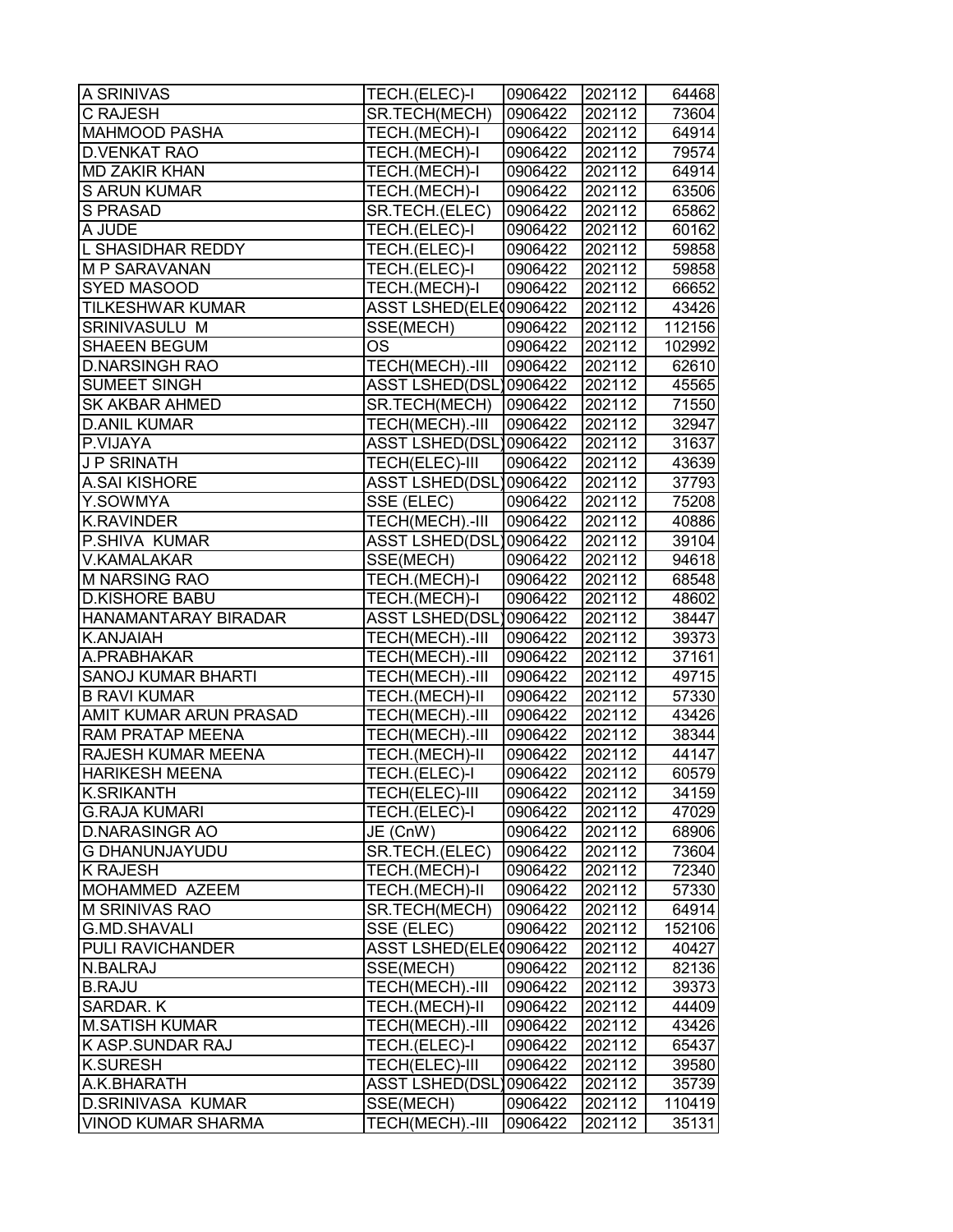| A SRINIVAS | TECH.(ELEC)-I | 0906422 | 202112 | 64468 |
|---|---|---|---|---|
| C RAJESH | SR.TECH(MECH) | 0906422 | 202112 | 73604 |
| MAHMOOD PASHA | TECH.(MECH)-I | 0906422 | 202112 | 64914 |
| D.VENKAT RAO | TECH.(MECH)-I | 0906422 | 202112 | 79574 |
| MD ZAKIR KHAN | TECH.(MECH)-I | 0906422 | 202112 | 64914 |
| S ARUN KUMAR | TECH.(MECH)-I | 0906422 | 202112 | 63506 |
| S PRASAD | SR.TECH.(ELEC) | 0906422 | 202112 | 65862 |
| A JUDE | TECH.(ELEC)-I | 0906422 | 202112 | 60162 |
| L SHASIDHAR REDDY | TECH.(ELEC)-I | 0906422 | 202112 | 59858 |
| M P SARAVANAN | TECH.(ELEC)-I | 0906422 | 202112 | 59858 |
| SYED MASOOD | TECH.(MECH)-I | 0906422 | 202112 | 66652 |
| TILKESHWAR KUMAR | ASST LSHED(ELE( | 0906422 | 202112 | 43426 |
| SRINIVASULU M | SSE(MECH) | 0906422 | 202112 | 112156 |
| SHAEEN BEGUM | OS | 0906422 | 202112 | 102992 |
| D.NARSINGH RAO | TECH(MECH).-III | 0906422 | 202112 | 62610 |
| SUMEET SINGH | ASST LSHED(DSL) | 0906422 | 202112 | 45565 |
| SK AKBAR AHMED | SR.TECH(MECH) | 0906422 | 202112 | 71550 |
| D.ANIL KUMAR | TECH(MECH).-III | 0906422 | 202112 | 32947 |
| P.VIJAYA | ASST LSHED(DSL) | 0906422 | 202112 | 31637 |
| J P SRINATH | TECH(ELEC)-III | 0906422 | 202112 | 43639 |
| A.SAI KISHORE | ASST LSHED(DSL) | 0906422 | 202112 | 37793 |
| Y.SOWMYA | SSE (ELEC) | 0906422 | 202112 | 75208 |
| K.RAVINDER | TECH(MECH).-III | 0906422 | 202112 | 40886 |
| P.SHIVA KUMAR | ASST LSHED(DSL) | 0906422 | 202112 | 39104 |
| V.KAMALAKAR | SSE(MECH) | 0906422 | 202112 | 94618 |
| M NARSING RAO | TECH.(MECH)-I | 0906422 | 202112 | 68548 |
| D.KISHORE BABU | TECH.(MECH)-I | 0906422 | 202112 | 48602 |
| HANAMANTARAY BIRADAR | ASST LSHED(DSL) | 0906422 | 202112 | 38447 |
| K.ANJAIAH | TECH(MECH).-III | 0906422 | 202112 | 39373 |
| A.PRABHAKAR | TECH(MECH).-III | 0906422 | 202112 | 37161 |
| SANOJ KUMAR BHARTI | TECH(MECH).-III | 0906422 | 202112 | 49715 |
| B RAVI KUMAR | TECH.(MECH)-II | 0906422 | 202112 | 57330 |
| AMIT KUMAR ARUN PRASAD | TECH(MECH).-III | 0906422 | 202112 | 43426 |
| RAM PRATAP MEENA | TECH(MECH).-III | 0906422 | 202112 | 38344 |
| RAJESH KUMAR MEENA | TECH.(MECH)-II | 0906422 | 202112 | 44147 |
| HARIKESH MEENA | TECH.(ELEC)-I | 0906422 | 202112 | 60579 |
| K.SRIKANTH | TECH(ELEC)-III | 0906422 | 202112 | 34159 |
| G.RAJA KUMARI | TECH.(ELEC)-I | 0906422 | 202112 | 47029 |
| D.NARASINGR AO | JE (CnW) | 0906422 | 202112 | 68906 |
| G DHANUNJAYUDU | SR.TECH.(ELEC) | 0906422 | 202112 | 73604 |
| K RAJESH | TECH.(MECH)-I | 0906422 | 202112 | 72340 |
| MOHAMMED AZEEM | TECH.(MECH)-II | 0906422 | 202112 | 57330 |
| M SRINIVAS RAO | SR.TECH(MECH) | 0906422 | 202112 | 64914 |
| G.MD.SHAVALI | SSE (ELEC) | 0906422 | 202112 | 152106 |
| PULI RAVICHANDER | ASST LSHED(ELE( | 0906422 | 202112 | 40427 |
| N.BALRAJ | SSE(MECH) | 0906422 | 202112 | 82136 |
| B.RAJU | TECH(MECH).-III | 0906422 | 202112 | 39373 |
| SARDAR. K | TECH.(MECH)-II | 0906422 | 202112 | 44409 |
| M.SATISH KUMAR | TECH(MECH).-III | 0906422 | 202112 | 43426 |
| K ASP.SUNDAR RAJ | TECH.(ELEC)-I | 0906422 | 202112 | 65437 |
| K.SURESH | TECH(ELEC)-III | 0906422 | 202112 | 39580 |
| A.K.BHARATH | ASST LSHED(DSL) | 0906422 | 202112 | 35739 |
| D.SRINIVASA KUMAR | SSE(MECH) | 0906422 | 202112 | 110419 |
| VINOD KUMAR SHARMA | TECH(MECH).-III | 0906422 | 202112 | 35131 |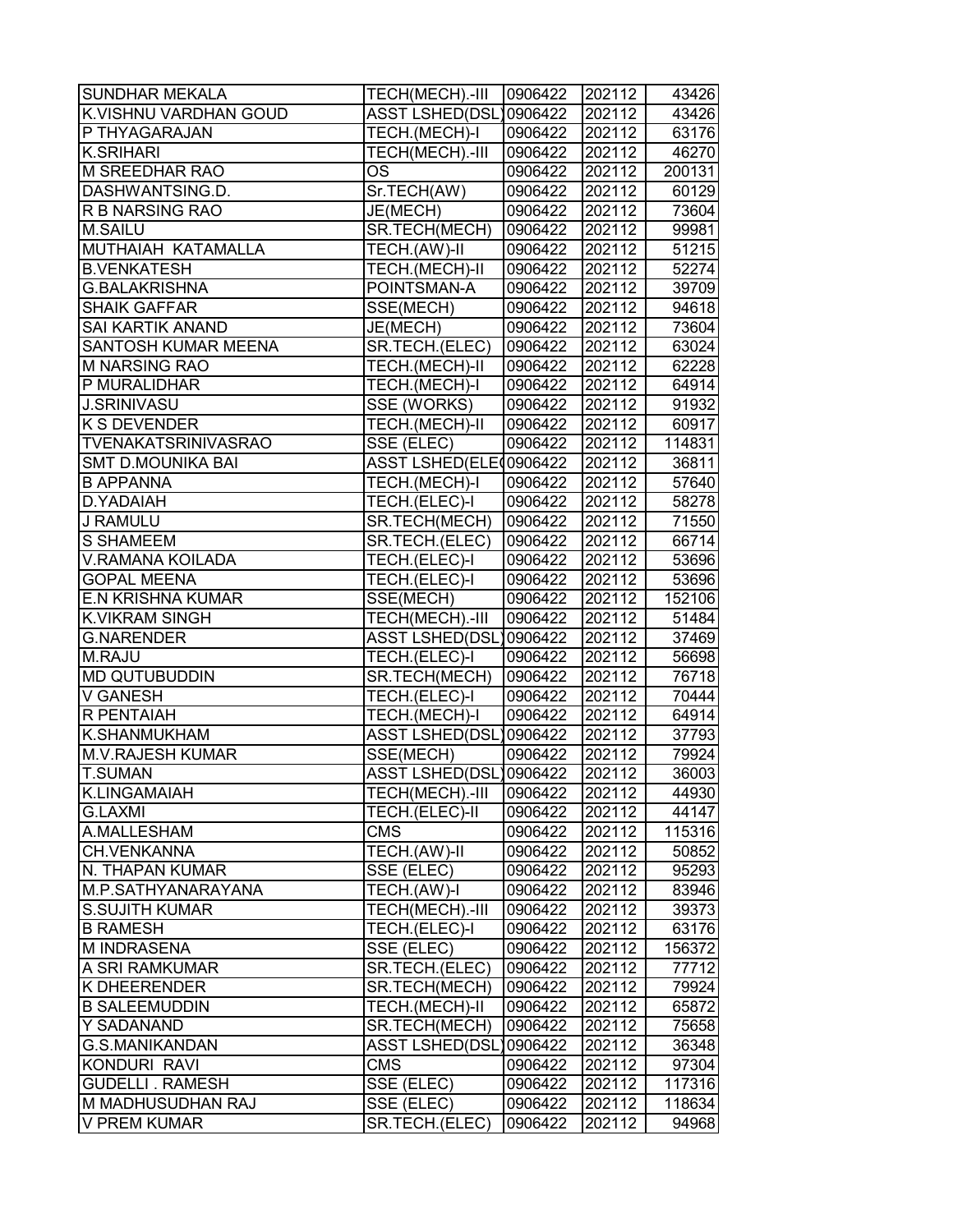| SUNDHAR MEKALA | TECH(MECH).-III | 0906422 | 202112 | 43426 |
|---|---|---|---|---|
| K.VISHNU VARDHAN GOUD | ASST LSHED(DSL) | 0906422 | 202112 | 43426 |
| P THYAGARAJAN | TECH.(MECH)-I | 0906422 | 202112 | 63176 |
| K.SRIHARI | TECH(MECH).-III | 0906422 | 202112 | 46270 |
| M SREEDHAR RAO | OS | 0906422 | 202112 | 200131 |
| DASHWANTSING.D. | Sr.TECH(AW) | 0906422 | 202112 | 60129 |
| R B NARSING RAO | JE(MECH) | 0906422 | 202112 | 73604 |
| M.SAILU | SR.TECH(MECH) | 0906422 | 202112 | 99981 |
| MUTHAIAH KATAMALLA | TECH.(AW)-II | 0906422 | 202112 | 51215 |
| B.VENKATESH | TECH.(MECH)-II | 0906422 | 202112 | 52274 |
| G.BALAKRISHNA | POINTSMAN-A | 0906422 | 202112 | 39709 |
| SHAIK GAFFAR | SSE(MECH) | 0906422 | 202112 | 94618 |
| SAI KARTIK ANAND | JE(MECH) | 0906422 | 202112 | 73604 |
| SANTOSH KUMAR MEENA | SR.TECH.(ELEC) | 0906422 | 202112 | 63024 |
| M NARSING RAO | TECH.(MECH)-II | 0906422 | 202112 | 62228 |
| P MURALIDHAR | TECH.(MECH)-I | 0906422 | 202112 | 64914 |
| J.SRINIVASU | SSE (WORKS) | 0906422 | 202112 | 91932 |
| K S DEVENDER | TECH.(MECH)-II | 0906422 | 202112 | 60917 |
| TVENAKATSRINIVASRAO | SSE (ELEC) | 0906422 | 202112 | 114831 |
| SMT D.MOUNIKA BAI | ASST LSHED(ELEC | 0906422 | 202112 | 36811 |
| B APPANNA | TECH.(MECH)-I | 0906422 | 202112 | 57640 |
| D.YADAIAH | TECH.(ELEC)-I | 0906422 | 202112 | 58278 |
| J RAMULU | SR.TECH(MECH) | 0906422 | 202112 | 71550 |
| S SHAMEEM | SR.TECH.(ELEC) | 0906422 | 202112 | 66714 |
| V.RAMANA KOILADA | TECH.(ELEC)-I | 0906422 | 202112 | 53696 |
| GOPAL MEENA | TECH.(ELEC)-I | 0906422 | 202112 | 53696 |
| E.N KRISHNA KUMAR | SSE(MECH) | 0906422 | 202112 | 152106 |
| K.VIKRAM SINGH | TECH(MECH).-III | 0906422 | 202112 | 51484 |
| G.NARENDER | ASST LSHED(DSL) | 0906422 | 202112 | 37469 |
| M.RAJU | TECH.(ELEC)-I | 0906422 | 202112 | 56698 |
| MD QUTUBUDDIN | SR.TECH(MECH) | 0906422 | 202112 | 76718 |
| V GANESH | TECH.(ELEC)-I | 0906422 | 202112 | 70444 |
| R PENTAIAH | TECH.(MECH)-I | 0906422 | 202112 | 64914 |
| K.SHANMUKHAM | ASST LSHED(DSL) | 0906422 | 202112 | 37793 |
| M.V.RAJESH KUMAR | SSE(MECH) | 0906422 | 202112 | 79924 |
| T.SUMAN | ASST LSHED(DSL) | 0906422 | 202112 | 36003 |
| K.LINGAMAIAH | TECH(MECH).-III | 0906422 | 202112 | 44930 |
| G.LAXMI | TECH.(ELEC)-II | 0906422 | 202112 | 44147 |
| A.MALLESHAM | CMS | 0906422 | 202112 | 115316 |
| CH.VENKANNA | TECH.(AW)-II | 0906422 | 202112 | 50852 |
| N. THAPAN KUMAR | SSE (ELEC) | 0906422 | 202112 | 95293 |
| M.P.SATHYANARAYANA | TECH.(AW)-I | 0906422 | 202112 | 83946 |
| S.SUJITH KUMAR | TECH(MECH).-III | 0906422 | 202112 | 39373 |
| B RAMESH | TECH.(ELEC)-I | 0906422 | 202112 | 63176 |
| M INDRASENA | SSE (ELEC) | 0906422 | 202112 | 156372 |
| A SRI RAMKUMAR | SR.TECH.(ELEC) | 0906422 | 202112 | 77712 |
| K DHEERENDER | SR.TECH(MECH) | 0906422 | 202112 | 79924 |
| B SALEEMUDDIN | TECH.(MECH)-II | 0906422 | 202112 | 65872 |
| Y SADANAND | SR.TECH(MECH) | 0906422 | 202112 | 75658 |
| G.S.MANIKANDAN | ASST LSHED(DSL) | 0906422 | 202112 | 36348 |
| KONDURI RAVI | CMS | 0906422 | 202112 | 97304 |
| GUDELLI . RAMESH | SSE (ELEC) | 0906422 | 202112 | 117316 |
| M MADHUSUDHAN RAJ | SSE (ELEC) | 0906422 | 202112 | 118634 |
| V PREM KUMAR | SR.TECH.(ELEC) | 0906422 | 202112 | 94968 |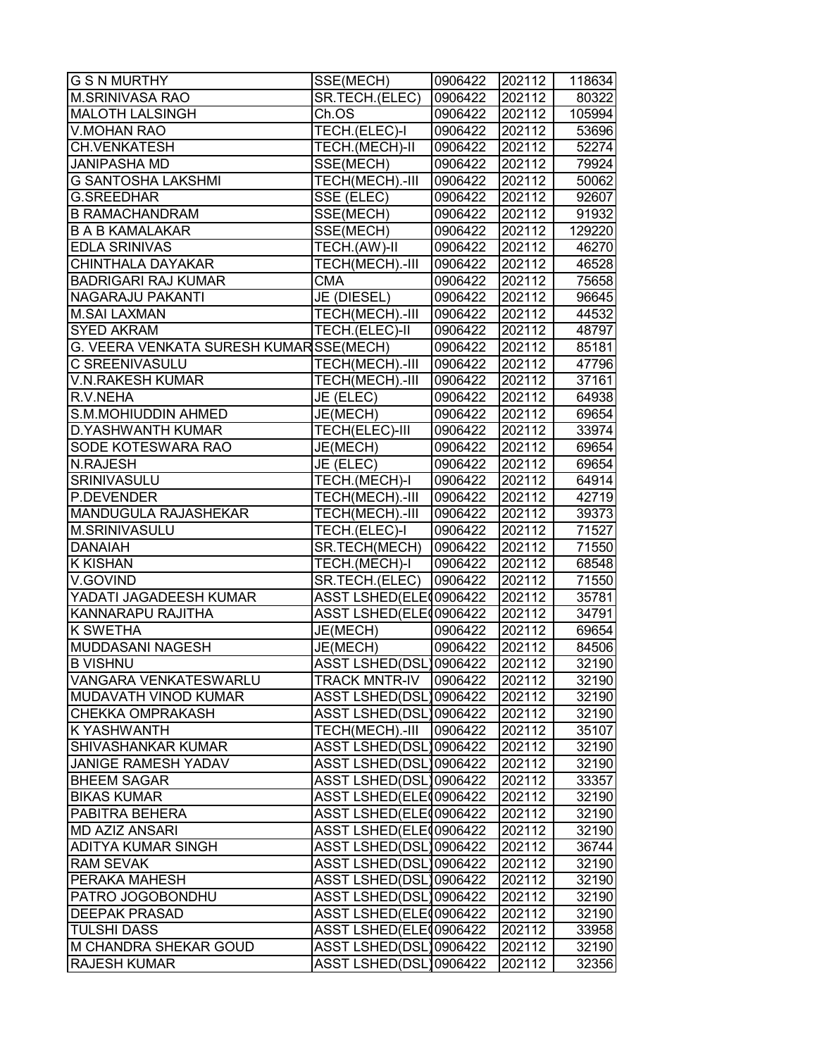| G S N MURTHY | SSE(MECH) | 0906422 | 202112 | 118634 |
|---|---|---|---|---|
| M.SRINIVASA RAO | SR.TECH.(ELEC) | 0906422 | 202112 | 80322 |
| MALOTH LALSINGH | Ch.OS | 0906422 | 202112 | 105994 |
| V.MOHAN RAO | TECH.(ELEC)-I | 0906422 | 202112 | 53696 |
| CH.VENKATESH | TECH.(MECH)-II | 0906422 | 202112 | 52274 |
| JANIPASHA MD | SSE(MECH) | 0906422 | 202112 | 79924 |
| G SANTOSHA LAKSHMI | TECH(MECH).-III | 0906422 | 202112 | 50062 |
| G.SREEDHAR | SSE (ELEC) | 0906422 | 202112 | 92607 |
| B RAMACHANDRAM | SSE(MECH) | 0906422 | 202112 | 91932 |
| B A B KAMALAKAR | SSE(MECH) | 0906422 | 202112 | 129220 |
| EDLA SRINIVAS | TECH.(AW)-II | 0906422 | 202112 | 46270 |
| CHINTHALA DAYAKAR | TECH(MECH).-III | 0906422 | 202112 | 46528 |
| BADRIGARI RAJ KUMAR | CMA | 0906422 | 202112 | 75658 |
| NAGARAJU PAKANTI | JE (DIESEL) | 0906422 | 202112 | 96645 |
| M.SAI LAXMAN | TECH(MECH).-III | 0906422 | 202112 | 44532 |
| SYED AKRAM | TECH.(ELEC)-II | 0906422 | 202112 | 48797 |
| G. VEERA VENKATA SURESH KUMAR | SSE(MECH) | 0906422 | 202112 | 85181 |
| C SREENIVASULU | TECH(MECH).-III | 0906422 | 202112 | 47796 |
| V.N.RAKESH KUMAR | TECH(MECH).-III | 0906422 | 202112 | 37161 |
| R.V.NEHA | JE (ELEC) | 0906422 | 202112 | 64938 |
| S.M.MOHIUDDIN AHMED | JE(MECH) | 0906422 | 202112 | 69654 |
| D.YASHWANTH KUMAR | TECH(ELEC)-III | 0906422 | 202112 | 33974 |
| SODE KOTESWARA RAO | JE(MECH) | 0906422 | 202112 | 69654 |
| N.RAJESH | JE (ELEC) | 0906422 | 202112 | 69654 |
| SRINIVASULU | TECH.(MECH)-I | 0906422 | 202112 | 64914 |
| P.DEVENDER | TECH(MECH).-III | 0906422 | 202112 | 42719 |
| MANDUGULA RAJASHEKAR | TECH(MECH).-III | 0906422 | 202112 | 39373 |
| M.SRINIVASULU | TECH.(ELEC)-I | 0906422 | 202112 | 71527 |
| DANAIAH | SR.TECH(MECH) | 0906422 | 202112 | 71550 |
| K KISHAN | TECH.(MECH)-I | 0906422 | 202112 | 68548 |
| V.GOVIND | SR.TECH.(ELEC) | 0906422 | 202112 | 71550 |
| YADATI JAGADEESH KUMAR | ASST LSHED(ELEC | 0906422 | 202112 | 35781 |
| KANNARAPU RAJITHA | ASST LSHED(ELEC | 0906422 | 202112 | 34791 |
| K SWETHA | JE(MECH) | 0906422 | 202112 | 69654 |
| MUDDASANI NAGESH | JE(MECH) | 0906422 | 202112 | 84506 |
| B VISHNU | ASST LSHED(DSL) | 0906422 | 202112 | 32190 |
| VANGARA VENKATESWARLU | TRACK MNTR-IV | 0906422 | 202112 | 32190 |
| MUDAVATH VINOD KUMAR | ASST LSHED(DSL) | 0906422 | 202112 | 32190 |
| CHEKKA OMPRAKASH | ASST LSHED(DSL) | 0906422 | 202112 | 32190 |
| K YASHWANTH | TECH(MECH).-III | 0906422 | 202112 | 35107 |
| SHIVASHANKAR KUMAR | ASST LSHED(DSL) | 0906422 | 202112 | 32190 |
| JANIGE RAMESH YADAV | ASST LSHED(DSL) | 0906422 | 202112 | 32190 |
| BHEEM SAGAR | ASST LSHED(DSL) | 0906422 | 202112 | 33357 |
| BIKAS KUMAR | ASST LSHED(ELEC | 0906422 | 202112 | 32190 |
| PABITRA BEHERA | ASST LSHED(ELEC | 0906422 | 202112 | 32190 |
| MD AZIZ ANSARI | ASST LSHED(ELEC | 0906422 | 202112 | 32190 |
| ADITYA KUMAR SINGH | ASST LSHED(DSL) | 0906422 | 202112 | 36744 |
| RAM SEVAK | ASST LSHED(DSL) | 0906422 | 202112 | 32190 |
| PERAKA MAHESH | ASST LSHED(DSL) | 0906422 | 202112 | 32190 |
| PATRO JOGOBONDHU | ASST LSHED(DSL) | 0906422 | 202112 | 32190 |
| DEEPAK PRASAD | ASST LSHED(ELEC | 0906422 | 202112 | 32190 |
| TULSHI DASS | ASST LSHED(ELEC | 0906422 | 202112 | 33958 |
| M CHANDRA SHEKAR GOUD | ASST LSHED(DSL) | 0906422 | 202112 | 32190 |
| RAJESH KUMAR | ASST LSHED(DSL) | 0906422 | 202112 | 32356 |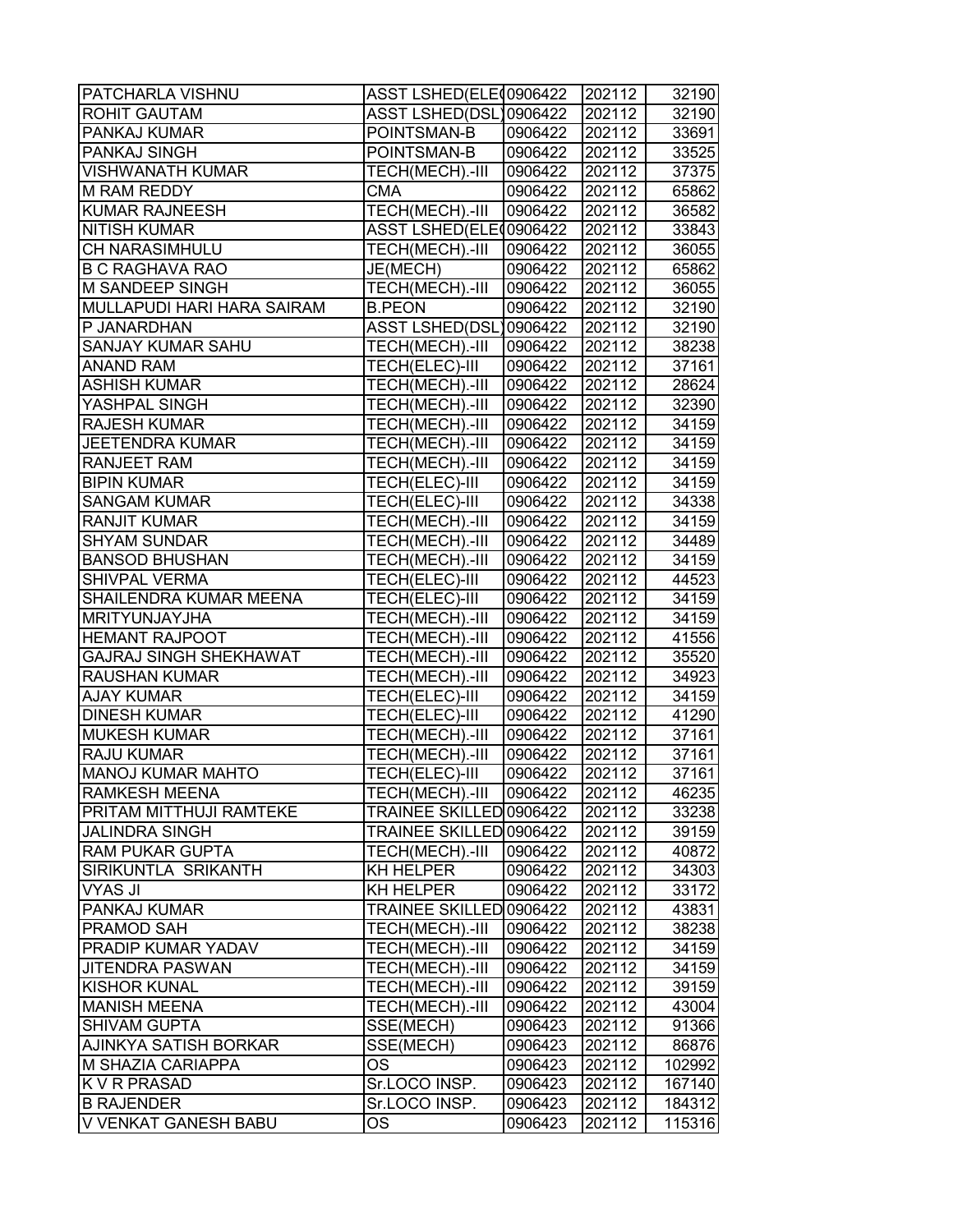| | | | | |
|---|---|---|---|---|
| PATCHARLA VISHNU | ASST LSHED(ELE( | 0906422 | 202112 | 32190 |
| ROHIT GAUTAM | ASST LSHED(DSL) | 0906422 | 202112 | 32190 |
| PANKAJ KUMAR | POINTSMAN-B | 0906422 | 202112 | 33691 |
| PANKAJ SINGH | POINTSMAN-B | 0906422 | 202112 | 33525 |
| VISHWANATH KUMAR | TECH(MECH).-III | 0906422 | 202112 | 37375 |
| M RAM REDDY | CMA | 0906422 | 202112 | 65862 |
| KUMAR RAJNEESH | TECH(MECH).-III | 0906422 | 202112 | 36582 |
| NITISH KUMAR | ASST LSHED(ELE( | 0906422 | 202112 | 33843 |
| CH NARASIMHULU | TECH(MECH).-III | 0906422 | 202112 | 36055 |
| B C RAGHAVA RAO | JE(MECH) | 0906422 | 202112 | 65862 |
| M SANDEEP SINGH | TECH(MECH).-III | 0906422 | 202112 | 36055 |
| MULLAPUDI HARI HARA SAIRAM | B.PEON | 0906422 | 202112 | 32190 |
| P JANARDHAN | ASST LSHED(DSL) | 0906422 | 202112 | 32190 |
| SANJAY KUMAR SAHU | TECH(MECH).-III | 0906422 | 202112 | 38238 |
| ANAND RAM | TECH(ELEC)-III | 0906422 | 202112 | 37161 |
| ASHISH KUMAR | TECH(MECH).-III | 0906422 | 202112 | 28624 |
| YASHPAL SINGH | TECH(MECH).-III | 0906422 | 202112 | 32390 |
| RAJESH KUMAR | TECH(MECH).-III | 0906422 | 202112 | 34159 |
| JEETENDRA KUMAR | TECH(MECH).-III | 0906422 | 202112 | 34159 |
| RANJEET RAM | TECH(MECH).-III | 0906422 | 202112 | 34159 |
| BIPIN KUMAR | TECH(ELEC)-III | 0906422 | 202112 | 34159 |
| SANGAM KUMAR | TECH(ELEC)-III | 0906422 | 202112 | 34338 |
| RANJIT KUMAR | TECH(MECH).-III | 0906422 | 202112 | 34159 |
| SHYAM SUNDAR | TECH(MECH).-III | 0906422 | 202112 | 34489 |
| BANSOD BHUSHAN | TECH(MECH).-III | 0906422 | 202112 | 34159 |
| SHIVPAL VERMA | TECH(ELEC)-III | 0906422 | 202112 | 44523 |
| SHAILENDRA KUMAR MEENA | TECH(ELEC)-III | 0906422 | 202112 | 34159 |
| MRITYUNJAYJHA | TECH(MECH).-III | 0906422 | 202112 | 34159 |
| HEMANT RAJPOOT | TECH(MECH).-III | 0906422 | 202112 | 41556 |
| GAJRAJ SINGH SHEKHAWAT | TECH(MECH).-III | 0906422 | 202112 | 35520 |
| RAUSHAN KUMAR | TECH(MECH).-III | 0906422 | 202112 | 34923 |
| AJAY KUMAR | TECH(ELEC)-III | 0906422 | 202112 | 34159 |
| DINESH KUMAR | TECH(ELEC)-III | 0906422 | 202112 | 41290 |
| MUKESH KUMAR | TECH(MECH).-III | 0906422 | 202112 | 37161 |
| RAJU KUMAR | TECH(MECH).-III | 0906422 | 202112 | 37161 |
| MANOJ KUMAR MAHTO | TECH(ELEC)-III | 0906422 | 202112 | 37161 |
| RAMKESH MEENA | TECH(MECH).-III | 0906422 | 202112 | 46235 |
| PRITAM MITTHUJI RAMTEKE | TRAINEE SKILLED | 0906422 | 202112 | 33238 |
| JALINDRA SINGH | TRAINEE SKILLED | 0906422 | 202112 | 39159 |
| RAM PUKAR GUPTA | TECH(MECH).-III | 0906422 | 202112 | 40872 |
| SIRIKUNTLA SRIKANTH | KH HELPER | 0906422 | 202112 | 34303 |
| VYAS JI | KH HELPER | 0906422 | 202112 | 33172 |
| PANKAJ KUMAR | TRAINEE SKILLED | 0906422 | 202112 | 43831 |
| PRAMOD SAH | TECH(MECH).-III | 0906422 | 202112 | 38238 |
| PRADIP KUMAR YADAV | TECH(MECH).-III | 0906422 | 202112 | 34159 |
| JITENDRA PASWAN | TECH(MECH).-III | 0906422 | 202112 | 34159 |
| KISHOR KUNAL | TECH(MECH).-III | 0906422 | 202112 | 39159 |
| MANISH MEENA | TECH(MECH).-III | 0906422 | 202112 | 43004 |
| SHIVAM GUPTA | SSE(MECH) | 0906423 | 202112 | 91366 |
| AJINKYA SATISH BORKAR | SSE(MECH) | 0906423 | 202112 | 86876 |
| M SHAZIA CARIAPPA | OS | 0906423 | 202112 | 102992 |
| K V R PRASAD | Sr.LOCO INSP. | 0906423 | 202112 | 167140 |
| B RAJENDER | Sr.LOCO INSP. | 0906423 | 202112 | 184312 |
| V VENKAT GANESH BABU | OS | 0906423 | 202112 | 115316 |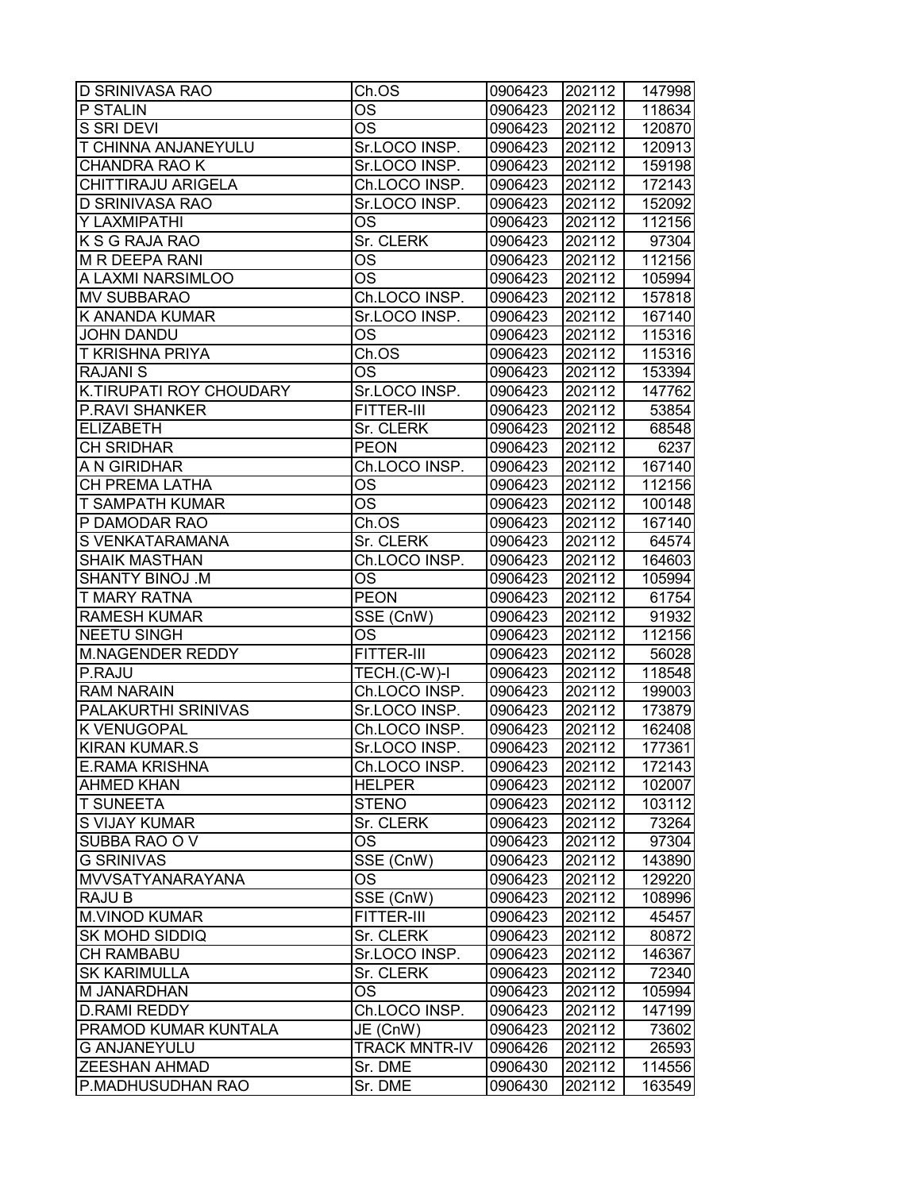| D SRINIVASA RAO | Ch.OS | 0906423 | 202112 | 147998 |
|---|---|---|---|---|
| P STALIN | OS | 0906423 | 202112 | 118634 |
| S SRI DEVI | OS | 0906423 | 202112 | 120870 |
| T CHINNA ANJANEYULU | Sr.LOCO INSP. | 0906423 | 202112 | 120913 |
| CHANDRA RAO K | Sr.LOCO INSP. | 0906423 | 202112 | 159198 |
| CHITTIRAJU ARIGELA | Ch.LOCO INSP. | 0906423 | 202112 | 172143 |
| D SRINIVASA RAO | Sr.LOCO INSP. | 0906423 | 202112 | 152092 |
| Y LAXMIPATHI | OS | 0906423 | 202112 | 112156 |
| K S G RAJA RAO | Sr. CLERK | 0906423 | 202112 | 97304 |
| M R DEEPA RANI | OS | 0906423 | 202112 | 112156 |
| A LAXMI NARSIMLOO | OS | 0906423 | 202112 | 105994 |
| MV SUBBARAO | Ch.LOCO INSP. | 0906423 | 202112 | 157818 |
| K ANANDA KUMAR | Sr.LOCO INSP. | 0906423 | 202112 | 167140 |
| JOHN DANDU | OS | 0906423 | 202112 | 115316 |
| T KRISHNA PRIYA | Ch.OS | 0906423 | 202112 | 115316 |
| RAJANI S | OS | 0906423 | 202112 | 153394 |
| K.TIRUPATI ROY CHOUDARY | Sr.LOCO INSP. | 0906423 | 202112 | 147762 |
| P.RAVI SHANKER | FITTER-III | 0906423 | 202112 | 53854 |
| ELIZABETH | Sr. CLERK | 0906423 | 202112 | 68548 |
| CH SRIDHAR | PEON | 0906423 | 202112 | 6237 |
| A N GIRIDHAR | Ch.LOCO INSP. | 0906423 | 202112 | 167140 |
| CH PREMA LATHA | OS | 0906423 | 202112 | 112156 |
| T SAMPATH KUMAR | OS | 0906423 | 202112 | 100148 |
| P DAMODAR RAO | Ch.OS | 0906423 | 202112 | 167140 |
| S VENKATARAMANA | Sr. CLERK | 0906423 | 202112 | 64574 |
| SHAIK MASTHAN | Ch.LOCO INSP. | 0906423 | 202112 | 164603 |
| SHANTY BINOJ .M | OS | 0906423 | 202112 | 105994 |
| T MARY RATNA | PEON | 0906423 | 202112 | 61754 |
| RAMESH KUMAR | SSE (CnW) | 0906423 | 202112 | 91932 |
| NEETU SINGH | OS | 0906423 | 202112 | 112156 |
| M.NAGENDER REDDY | FITTER-III | 0906423 | 202112 | 56028 |
| P.RAJU | TECH.(C-W)-I | 0906423 | 202112 | 118548 |
| RAM NARAIN | Ch.LOCO INSP. | 0906423 | 202112 | 199003 |
| PALAKURTHI SRINIVAS | Sr.LOCO INSP. | 0906423 | 202112 | 173879 |
| K VENUGOPAL | Ch.LOCO INSP. | 0906423 | 202112 | 162408 |
| KIRAN KUMAR.S | Sr.LOCO INSP. | 0906423 | 202112 | 177361 |
| E.RAMA KRISHNA | Ch.LOCO INSP. | 0906423 | 202112 | 172143 |
| AHMED KHAN | HELPER | 0906423 | 202112 | 102007 |
| T SUNEETA | STENO | 0906423 | 202112 | 103112 |
| S VIJAY KUMAR | Sr. CLERK | 0906423 | 202112 | 73264 |
| SUBBA RAO O V | OS | 0906423 | 202112 | 97304 |
| G SRINIVAS | SSE (CnW) | 0906423 | 202112 | 143890 |
| MVVSATYANARAYANA | OS | 0906423 | 202112 | 129220 |
| RAJU B | SSE (CnW) | 0906423 | 202112 | 108996 |
| M.VINOD KUMAR | FITTER-III | 0906423 | 202112 | 45457 |
| SK MOHD SIDDIQ | Sr. CLERK | 0906423 | 202112 | 80872 |
| CH RAMBABU | Sr.LOCO INSP. | 0906423 | 202112 | 146367 |
| SK KARIMULLA | Sr. CLERK | 0906423 | 202112 | 72340 |
| M JANARDHAN | OS | 0906423 | 202112 | 105994 |
| D.RAMI REDDY | Ch.LOCO INSP. | 0906423 | 202112 | 147199 |
| PRAMOD KUMAR KUNTALA | JE (CnW) | 0906423 | 202112 | 73602 |
| G ANJANEYULU | TRACK MNTR-IV | 0906426 | 202112 | 26593 |
| ZEESHAN AHMAD | Sr. DME | 0906430 | 202112 | 114556 |
| P.MADHUSUDHAN RAO | Sr. DME | 0906430 | 202112 | 163549 |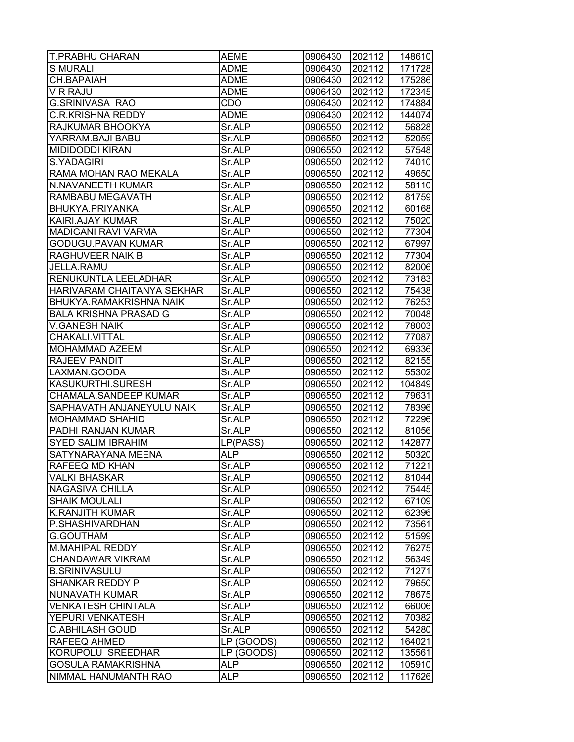| | | | | |
|---|---|---|---|---|
| T.PRABHU CHARAN | AEME | 0906430 | 202112 | 148610 |
| S MURALI | ADME | 0906430 | 202112 | 171728 |
| CH.BAPAIAH | ADME | 0906430 | 202112 | 175286 |
| V R RAJU | ADME | 0906430 | 202112 | 172345 |
| G.SRINIVASA RAO | CDO | 0906430 | 202112 | 174884 |
| C.R.KRISHNA REDDY | ADME | 0906430 | 202112 | 144074 |
| RAJKUMAR BHOOKYA | Sr.ALP | 0906550 | 202112 | 56828 |
| YARRAM.BAJI BABU | Sr.ALP | 0906550 | 202112 | 52059 |
| MIDIDODDI KIRAN | Sr.ALP | 0906550 | 202112 | 57548 |
| S.YADAGIRI | Sr.ALP | 0906550 | 202112 | 74010 |
| RAMA MOHAN RAO MEKALA | Sr.ALP | 0906550 | 202112 | 49650 |
| N.NAVANEETH KUMAR | Sr.ALP | 0906550 | 202112 | 58110 |
| RAMBABU MEGAVATH | Sr.ALP | 0906550 | 202112 | 81759 |
| BHUKYA.PRIYANKA | Sr.ALP | 0906550 | 202112 | 60168 |
| KAIRI.AJAY KUMAR | Sr.ALP | 0906550 | 202112 | 75020 |
| MADIGANI RAVI VARMA | Sr.ALP | 0906550 | 202112 | 77304 |
| GODUGU.PAVAN KUMAR | Sr.ALP | 0906550 | 202112 | 67997 |
| RAGHUVEER NAIK B | Sr.ALP | 0906550 | 202112 | 77304 |
| JELLA.RAMU | Sr.ALP | 0906550 | 202112 | 82006 |
| RENUKUNTLA LEELADHAR | Sr.ALP | 0906550 | 202112 | 73183 |
| HARIVARAM CHAITANYA SEKHAR | Sr.ALP | 0906550 | 202112 | 75438 |
| BHUKYA.RAMAKRISHNA NAIK | Sr.ALP | 0906550 | 202112 | 76253 |
| BALA KRISHNA PRASAD G | Sr.ALP | 0906550 | 202112 | 70048 |
| V.GANESH NAIK | Sr.ALP | 0906550 | 202112 | 78003 |
| CHAKALI.VITTAL | Sr.ALP | 0906550 | 202112 | 77087 |
| MOHAMMAD AZEEM | Sr.ALP | 0906550 | 202112 | 69336 |
| RAJEEV PANDIT | Sr.ALP | 0906550 | 202112 | 82155 |
| LAXMAN.GOODA | Sr.ALP | 0906550 | 202112 | 55302 |
| KASUKURTHI.SURESH | Sr.ALP | 0906550 | 202112 | 104849 |
| CHAMALA.SANDEEP KUMAR | Sr.ALP | 0906550 | 202112 | 79631 |
| SAPHAVATH ANJANEYULU NAIK | Sr.ALP | 0906550 | 202112 | 78396 |
| MOHAMMAD SHAHID | Sr.ALP | 0906550 | 202112 | 72296 |
| PADHI RANJAN KUMAR | Sr.ALP | 0906550 | 202112 | 81056 |
| SYED SALIM IBRAHIM | LP(PASS) | 0906550 | 202112 | 142877 |
| SATYNARAYANA MEENA | ALP | 0906550 | 202112 | 50320 |
| RAFEEQ MD KHAN | Sr.ALP | 0906550 | 202112 | 71221 |
| VALKI BHASKAR | Sr.ALP | 0906550 | 202112 | 81044 |
| NAGASIVA CHILLA | Sr.ALP | 0906550 | 202112 | 75445 |
| SHAIK MOULALI | Sr.ALP | 0906550 | 202112 | 67109 |
| K.RANJITH KUMAR | Sr.ALP | 0906550 | 202112 | 62396 |
| P.SHASHIVARDHAN | Sr.ALP | 0906550 | 202112 | 73561 |
| G.GOUTHAM | Sr.ALP | 0906550 | 202112 | 51599 |
| M.MAHIPAL REDDY | Sr.ALP | 0906550 | 202112 | 76275 |
| CHANDAWAR VIKRAM | Sr.ALP | 0906550 | 202112 | 56349 |
| B.SRINIVASULU | Sr.ALP | 0906550 | 202112 | 71271 |
| SHANKAR REDDY P | Sr.ALP | 0906550 | 202112 | 79650 |
| NUNAVATH KUMAR | Sr.ALP | 0906550 | 202112 | 78675 |
| VENKATESH CHINTALA | Sr.ALP | 0906550 | 202112 | 66006 |
| YEPURI VENKATESH | Sr.ALP | 0906550 | 202112 | 70382 |
| C.ABHILASH GOUD | Sr.ALP | 0906550 | 202112 | 54280 |
| RAFEEQ AHMED | LP (GOODS) | 0906550 | 202112 | 164021 |
| KORUPOLU SREEDHAR | LP (GOODS) | 0906550 | 202112 | 135561 |
| GOSULA RAMAKRISHNA | ALP | 0906550 | 202112 | 105910 |
| NIMMAL HANUMANTH RAO | ALP | 0906550 | 202112 | 117626 |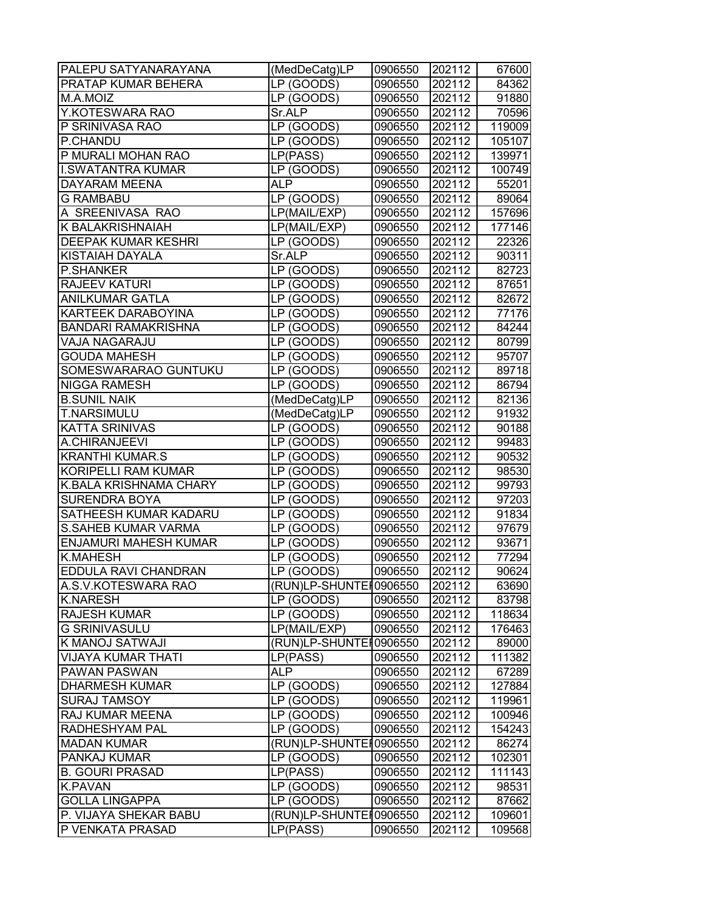| | | | | |
|---|---|---|---|---|
| PALEPU SATYANARAYANA | (MedDeCatg)LP | 0906550 | 202112 | 67600 |
| PRATAP KUMAR BEHERA | LP (GOODS) | 0906550 | 202112 | 84362 |
| M.A.MOIZ | LP (GOODS) | 0906550 | 202112 | 91880 |
| Y.KOTESWARA RAO | Sr.ALP | 0906550 | 202112 | 70596 |
| P SRINIVASA RAO | LP (GOODS) | 0906550 | 202112 | 119009 |
| P.CHANDU | LP (GOODS) | 0906550 | 202112 | 105107 |
| P MURALI MOHAN RAO | LP(PASS) | 0906550 | 202112 | 139971 |
| I.SWATANTRA KUMAR | LP (GOODS) | 0906550 | 202112 | 100749 |
| DAYARAM MEENA | ALP | 0906550 | 202112 | 55201 |
| G RAMBABU | LP (GOODS) | 0906550 | 202112 | 89064 |
| A SREENIVASA RAO | LP(MAIL/EXP) | 0906550 | 202112 | 157696 |
| K BALAKRISHNAIAH | LP(MAIL/EXP) | 0906550 | 202112 | 177146 |
| DEEPAK KUMAR KESHRI | LP (GOODS) | 0906550 | 202112 | 22326 |
| KISTAIAH DAYALA | Sr.ALP | 0906550 | 202112 | 90311 |
| P.SHANKER | LP (GOODS) | 0906550 | 202112 | 82723 |
| RAJEEV KATURI | LP (GOODS) | 0906550 | 202112 | 87651 |
| ANILKUMAR GATLA | LP (GOODS) | 0906550 | 202112 | 82672 |
| KARTEEK DARABOYINA | LP (GOODS) | 0906550 | 202112 | 77176 |
| BANDARI RAMAKRISHNA | LP (GOODS) | 0906550 | 202112 | 84244 |
| VAJA NAGARAJU | LP (GOODS) | 0906550 | 202112 | 80799 |
| GOUDA MAHESH | LP (GOODS) | 0906550 | 202112 | 95707 |
| SOMESWARARAO GUNTUKU | LP (GOODS) | 0906550 | 202112 | 89718 |
| NIGGA RAMESH | LP (GOODS) | 0906550 | 202112 | 86794 |
| B.SUNIL NAIK | (MedDeCatg)LP | 0906550 | 202112 | 82136 |
| T.NARSIMULU | (MedDeCatg)LP | 0906550 | 202112 | 91932 |
| KATTA SRINIVAS | LP (GOODS) | 0906550 | 202112 | 90188 |
| A.CHIRANJEEVI | LP (GOODS) | 0906550 | 202112 | 99483 |
| KRANTHI KUMAR.S | LP (GOODS) | 0906550 | 202112 | 90532 |
| KORIPELLI RAM KUMAR | LP (GOODS) | 0906550 | 202112 | 98530 |
| K.BALA KRISHNAMA CHARY | LP (GOODS) | 0906550 | 202112 | 99793 |
| SURENDRA BOYA | LP (GOODS) | 0906550 | 202112 | 97203 |
| SATHEESH KUMAR KADARU | LP (GOODS) | 0906550 | 202112 | 91834 |
| S.SAHEB KUMAR VARMA | LP (GOODS) | 0906550 | 202112 | 97679 |
| ENJAMURI MAHESH KUMAR | LP (GOODS) | 0906550 | 202112 | 93671 |
| K.MAHESH | LP (GOODS) | 0906550 | 202112 | 77294 |
| EDDULA RAVI CHANDRAN | LP (GOODS) | 0906550 | 202112 | 90624 |
| A.S.V.KOTESWARA RAO | (RUN)LP-SHUNTEI | 0906550 | 202112 | 63690 |
| K.NARESH | LP (GOODS) | 0906550 | 202112 | 83798 |
| RAJESH KUMAR | LP (GOODS) | 0906550 | 202112 | 118634 |
| G SRINIVASULU | LP(MAIL/EXP) | 0906550 | 202112 | 176463 |
| K MANOJ SATWAJI | (RUN)LP-SHUNTEI | 0906550 | 202112 | 89000 |
| VIJAYA KUMAR THATI | LP(PASS) | 0906550 | 202112 | 111382 |
| PAWAN PASWAN | ALP | 0906550 | 202112 | 67289 |
| DHARMESH KUMAR | LP (GOODS) | 0906550 | 202112 | 127884 |
| SURAJ TAMSOY | LP (GOODS) | 0906550 | 202112 | 119961 |
| RAJ KUMAR MEENA | LP (GOODS) | 0906550 | 202112 | 100946 |
| RADHESHYAM PAL | LP (GOODS) | 0906550 | 202112 | 154243 |
| MADAN KUMAR | (RUN)LP-SHUNTEI | 0906550 | 202112 | 86274 |
| PANKAJ KUMAR | LP (GOODS) | 0906550 | 202112 | 102301 |
| B. GOURI PRASAD | LP(PASS) | 0906550 | 202112 | 111143 |
| K.PAVAN | LP (GOODS) | 0906550 | 202112 | 98531 |
| GOLLA LINGAPPA | LP (GOODS) | 0906550 | 202112 | 87662 |
| P. VIJAYA SHEKAR BABU | (RUN)LP-SHUNTEI | 0906550 | 202112 | 109601 |
| P VENKATA PRASAD | LP(PASS) | 0906550 | 202112 | 109568 |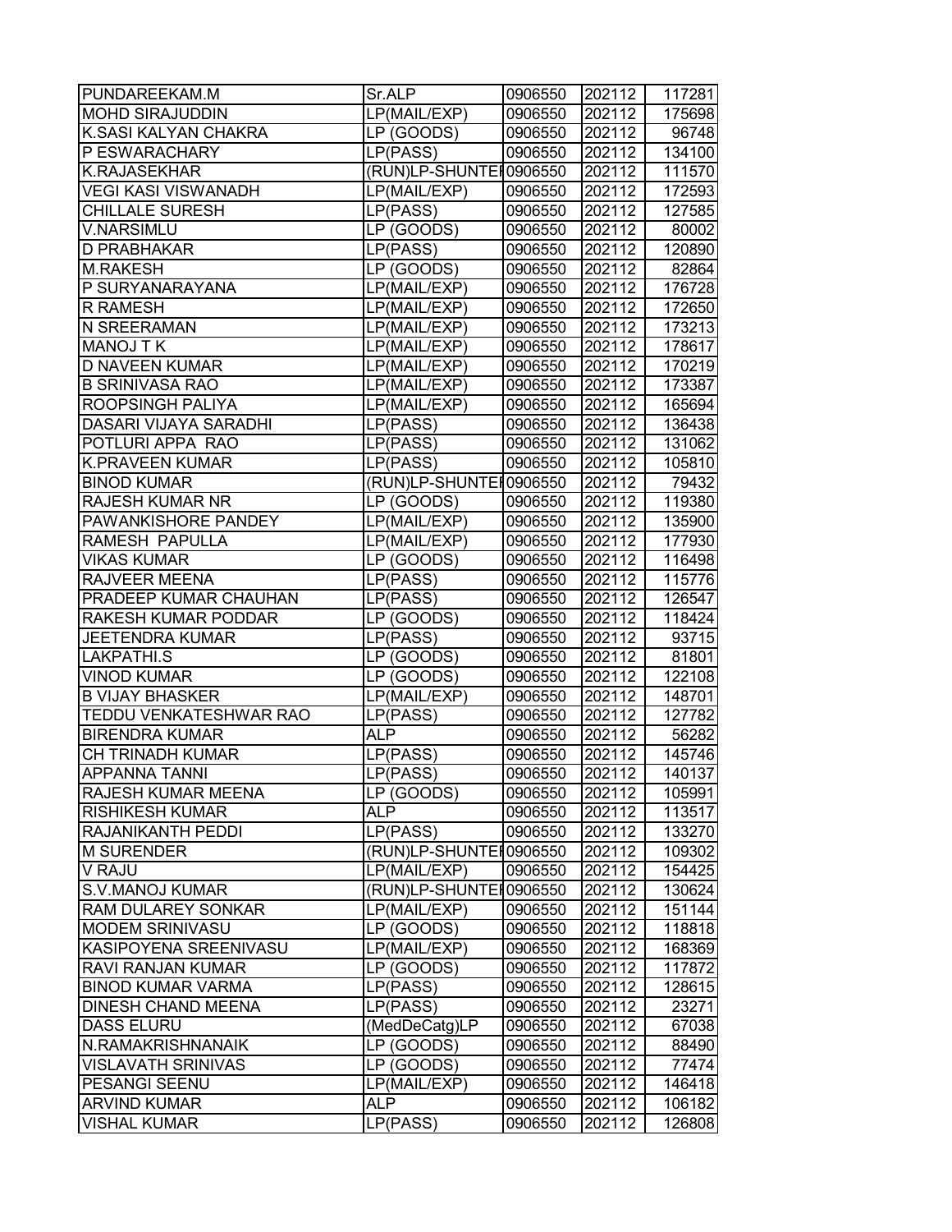| | | | | |
|---|---|---|---|---|
| PUNDAREEKAM.M | Sr.ALP | 0906550 | 202112 | 117281 |
| MOHD SIRAJUDDIN | LP(MAIL/EXP) | 0906550 | 202112 | 175698 |
| K.SASI KALYAN CHAKRA | LP (GOODS) | 0906550 | 202112 | 96748 |
| P ESWARACHARY | LP(PASS) | 0906550 | 202112 | 134100 |
| K.RAJASEKHAR | (RUN)LP-SHUNTEI | 0906550 | 202112 | 111570 |
| VEGI KASI VISWANADH | LP(MAIL/EXP) | 0906550 | 202112 | 172593 |
| CHILLALE SURESH | LP(PASS) | 0906550 | 202112 | 127585 |
| V.NARSIMLU | LP (GOODS) | 0906550 | 202112 | 80002 |
| D PRABHAKAR | LP(PASS) | 0906550 | 202112 | 120890 |
| M.RAKESH | LP (GOODS) | 0906550 | 202112 | 82864 |
| P SURYANARAYANA | LP(MAIL/EXP) | 0906550 | 202112 | 176728 |
| R RAMESH | LP(MAIL/EXP) | 0906550 | 202112 | 172650 |
| N SREERAMAN | LP(MAIL/EXP) | 0906550 | 202112 | 173213 |
| MANOJ T K | LP(MAIL/EXP) | 0906550 | 202112 | 178617 |
| D NAVEEN KUMAR | LP(MAIL/EXP) | 0906550 | 202112 | 170219 |
| B SRINIVASA RAO | LP(MAIL/EXP) | 0906550 | 202112 | 173387 |
| ROOPSINGH PALIYA | LP(MAIL/EXP) | 0906550 | 202112 | 165694 |
| DASARI VIJAYA SARADHI | LP(PASS) | 0906550 | 202112 | 136438 |
| POTLURI APPA RAO | LP(PASS) | 0906550 | 202112 | 131062 |
| K.PRAVEEN KUMAR | LP(PASS) | 0906550 | 202112 | 105810 |
| BINOD KUMAR | (RUN)LP-SHUNTEI | 0906550 | 202112 | 79432 |
| RAJESH KUMAR NR | LP (GOODS) | 0906550 | 202112 | 119380 |
| PAWANKISHORE PANDEY | LP(MAIL/EXP) | 0906550 | 202112 | 135900 |
| RAMESH PAPULLA | LP(MAIL/EXP) | 0906550 | 202112 | 177930 |
| VIKAS KUMAR | LP (GOODS) | 0906550 | 202112 | 116498 |
| RAJVEER MEENA | LP(PASS) | 0906550 | 202112 | 115776 |
| PRADEEP KUMAR CHAUHAN | LP(PASS) | 0906550 | 202112 | 126547 |
| RAKESH KUMAR PODDAR | LP (GOODS) | 0906550 | 202112 | 118424 |
| JEETENDRA KUMAR | LP(PASS) | 0906550 | 202112 | 93715 |
| LAKPATHI.S | LP (GOODS) | 0906550 | 202112 | 81801 |
| VINOD KUMAR | LP (GOODS) | 0906550 | 202112 | 122108 |
| B VIJAY BHASKER | LP(MAIL/EXP) | 0906550 | 202112 | 148701 |
| TEDDU VENKATESHWAR RAO | LP(PASS) | 0906550 | 202112 | 127782 |
| BIRENDRA KUMAR | ALP | 0906550 | 202112 | 56282 |
| CH TRINADH KUMAR | LP(PASS) | 0906550 | 202112 | 145746 |
| APPANNA TANNI | LP(PASS) | 0906550 | 202112 | 140137 |
| RAJESH KUMAR MEENA | LP (GOODS) | 0906550 | 202112 | 105991 |
| RISHIKESH KUMAR | ALP | 0906550 | 202112 | 113517 |
| RAJANIKANTH PEDDI | LP(PASS) | 0906550 | 202112 | 133270 |
| M SURENDER | (RUN)LP-SHUNTEI | 0906550 | 202112 | 109302 |
| V RAJU | LP(MAIL/EXP) | 0906550 | 202112 | 154425 |
| S.V.MANOJ KUMAR | (RUN)LP-SHUNTEI | 0906550 | 202112 | 130624 |
| RAM DULAREY SONKAR | LP(MAIL/EXP) | 0906550 | 202112 | 151144 |
| MODEM SRINIVASU | LP (GOODS) | 0906550 | 202112 | 118818 |
| KASIPOYENA SREENIVASU | LP(MAIL/EXP) | 0906550 | 202112 | 168369 |
| RAVI RANJAN KUMAR | LP (GOODS) | 0906550 | 202112 | 117872 |
| BINOD KUMAR VARMA | LP(PASS) | 0906550 | 202112 | 128615 |
| DINESH CHAND MEENA | LP(PASS) | 0906550 | 202112 | 23271 |
| DASS ELURU | (MedDeCatg)LP | 0906550 | 202112 | 67038 |
| N.RAMAKRISHNANAIK | LP (GOODS) | 0906550 | 202112 | 88490 |
| VISLAVATH SRINIVAS | LP (GOODS) | 0906550 | 202112 | 77474 |
| PESANGI SEENU | LP(MAIL/EXP) | 0906550 | 202112 | 146418 |
| ARVIND KUMAR | ALP | 0906550 | 202112 | 106182 |
| VISHAL KUMAR | LP(PASS) | 0906550 | 202112 | 126808 |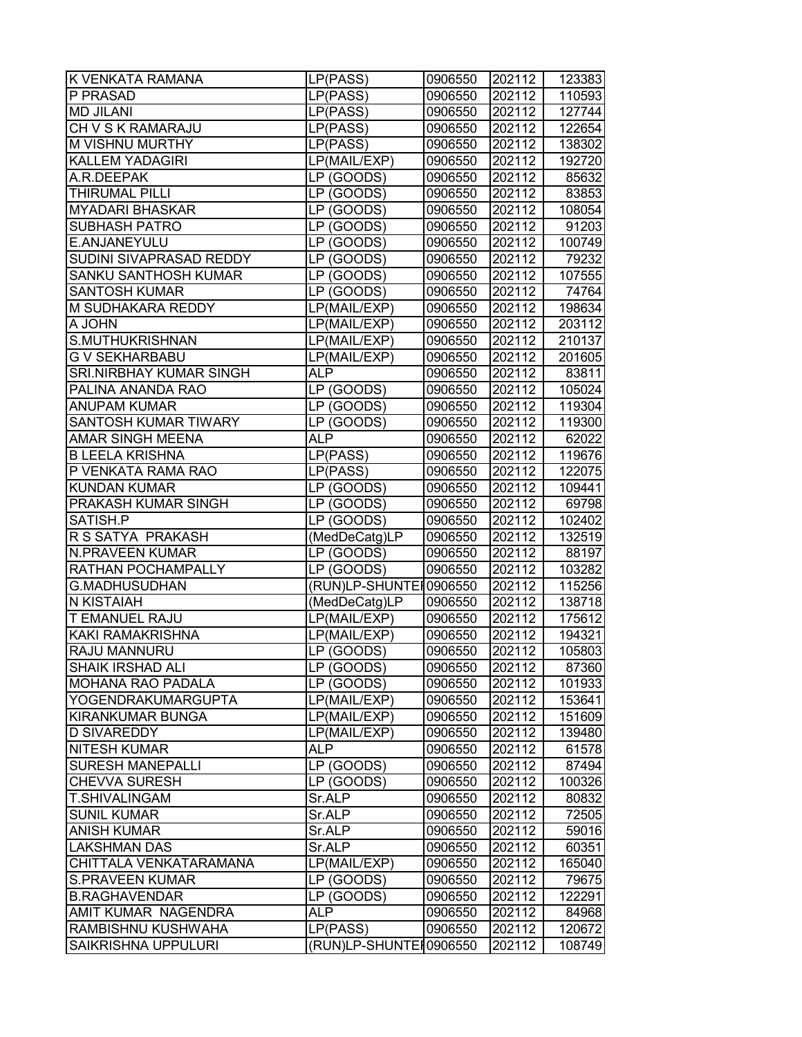| K VENKATA RAMANA | LP(PASS) | 0906550 | 202112 | 123383 |
|---|---|---|---|---|
| P PRASAD | LP(PASS) | 0906550 | 202112 | 110593 |
| MD JILANI | LP(PASS) | 0906550 | 202112 | 127744 |
| CH V S K RAMARAJU | LP(PASS) | 0906550 | 202112 | 122654 |
| M VISHNU MURTHY | LP(PASS) | 0906550 | 202112 | 138302 |
| KALLEM YADAGIRI | LP(MAIL/EXP) | 0906550 | 202112 | 192720 |
| A.R.DEEPAK | LP (GOODS) | 0906550 | 202112 | 85632 |
| THIRUMAL PILLI | LP (GOODS) | 0906550 | 202112 | 83853 |
| MYADARI BHASKAR | LP (GOODS) | 0906550 | 202112 | 108054 |
| SUBHASH PATRO | LP (GOODS) | 0906550 | 202112 | 91203 |
| E.ANJANEYULU | LP (GOODS) | 0906550 | 202112 | 100749 |
| SUDINI SIVAPRASAD REDDY | LP (GOODS) | 0906550 | 202112 | 79232 |
| SANKU SANTHOSH KUMAR | LP (GOODS) | 0906550 | 202112 | 107555 |
| SANTOSH KUMAR | LP (GOODS) | 0906550 | 202112 | 74764 |
| M SUDHAKARA REDDY | LP(MAIL/EXP) | 0906550 | 202112 | 198634 |
| A JOHN | LP(MAIL/EXP) | 0906550 | 202112 | 203112 |
| S.MUTHUKRISHNAN | LP(MAIL/EXP) | 0906550 | 202112 | 210137 |
| G V SEKHARBABU | LP(MAIL/EXP) | 0906550 | 202112 | 201605 |
| SRI.NIRBHAY KUMAR SINGH | ALP | 0906550 | 202112 | 83811 |
| PALINA ANANDA RAO | LP (GOODS) | 0906550 | 202112 | 105024 |
| ANUPAM KUMAR | LP (GOODS) | 0906550 | 202112 | 119304 |
| SANTOSH KUMAR TIWARY | LP (GOODS) | 0906550 | 202112 | 119300 |
| AMAR SINGH MEENA | ALP | 0906550 | 202112 | 62022 |
| B LEELA KRISHNA | LP(PASS) | 0906550 | 202112 | 119676 |
| P VENKATA RAMA RAO | LP(PASS) | 0906550 | 202112 | 122075 |
| KUNDAN KUMAR | LP (GOODS) | 0906550 | 202112 | 109441 |
| PRAKASH KUMAR SINGH | LP (GOODS) | 0906550 | 202112 | 69798 |
| SATISH.P | LP (GOODS) | 0906550 | 202112 | 102402 |
| R S SATYA PRAKASH | (MedDeCatg)LP | 0906550 | 202112 | 132519 |
| N.PRAVEEN KUMAR | LP (GOODS) | 0906550 | 202112 | 88197 |
| RATHAN POCHAMPALLY | LP (GOODS) | 0906550 | 202112 | 103282 |
| G.MADHUSUDHAN | (RUN)LP-SHUNTER | 0906550 | 202112 | 115256 |
| N KISTAIAH | (MedDeCatg)LP | 0906550 | 202112 | 138718 |
| T EMANUEL RAJU | LP(MAIL/EXP) | 0906550 | 202112 | 175612 |
| KAKI RAMAKRISHNA | LP(MAIL/EXP) | 0906550 | 202112 | 194321 |
| RAJU MANNURU | LP (GOODS) | 0906550 | 202112 | 105803 |
| SHAIK IRSHAD ALI | LP (GOODS) | 0906550 | 202112 | 87360 |
| MOHANA RAO PADALA | LP (GOODS) | 0906550 | 202112 | 101933 |
| YOGENDRAKUMARGUPTA | LP(MAIL/EXP) | 0906550 | 202112 | 153641 |
| KIRANKUMAR BUNGA | LP(MAIL/EXP) | 0906550 | 202112 | 151609 |
| D SIVAREDDY | LP(MAIL/EXP) | 0906550 | 202112 | 139480 |
| NITESH KUMAR | ALP | 0906550 | 202112 | 61578 |
| SURESH MANEPALLI | LP (GOODS) | 0906550 | 202112 | 87494 |
| CHEVVA SURESH | LP (GOODS) | 0906550 | 202112 | 100326 |
| T.SHIVALINGAM | Sr.ALP | 0906550 | 202112 | 80832 |
| SUNIL KUMAR | Sr.ALP | 0906550 | 202112 | 72505 |
| ANISH KUMAR | Sr.ALP | 0906550 | 202112 | 59016 |
| LAKSHMAN DAS | Sr.ALP | 0906550 | 202112 | 60351 |
| CHITTALA VENKATARAMANA | LP(MAIL/EXP) | 0906550 | 202112 | 165040 |
| S.PRAVEEN KUMAR | LP (GOODS) | 0906550 | 202112 | 79675 |
| B.RAGHAVENDAR | LP (GOODS) | 0906550 | 202112 | 122291 |
| AMIT KUMAR NAGENDRA | ALP | 0906550 | 202112 | 84968 |
| RAMBISHNU KUSHWAHA | LP(PASS) | 0906550 | 202112 | 120672 |
| SAIKRISHNA UPPULURI | (RUN)LP-SHUNTER | 0906550 | 202112 | 108749 |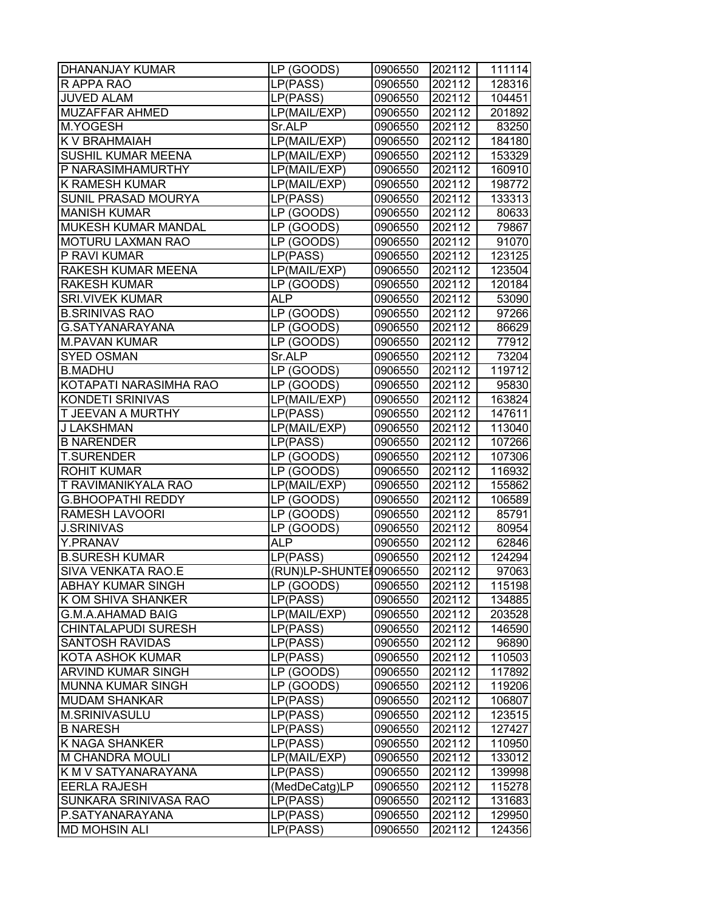| DHANANJAY KUMAR | LP (GOODS) | 0906550 | 202112 | 111114 |
|---|---|---|---|---|
| R APPA RAO | LP(PASS) | 0906550 | 202112 | 128316 |
| JUVED ALAM | LP(PASS) | 0906550 | 202112 | 104451 |
| MUZAFFAR AHMED | LP(MAIL/EXP) | 0906550 | 202112 | 201892 |
| M.YOGESH | Sr.ALP | 0906550 | 202112 | 83250 |
| K V BRAHMAIAH | LP(MAIL/EXP) | 0906550 | 202112 | 184180 |
| SUSHIL KUMAR MEENA | LP(MAIL/EXP) | 0906550 | 202112 | 153329 |
| P NARASIMHAMURTHY | LP(MAIL/EXP) | 0906550 | 202112 | 160910 |
| K RAMESH KUMAR | LP(MAIL/EXP) | 0906550 | 202112 | 198772 |
| SUNIL PRASAD MOURYA | LP(PASS) | 0906550 | 202112 | 133313 |
| MANISH KUMAR | LP (GOODS) | 0906550 | 202112 | 80633 |
| MUKESH KUMAR MANDAL | LP (GOODS) | 0906550 | 202112 | 79867 |
| MOTURU LAXMAN RAO | LP (GOODS) | 0906550 | 202112 | 91070 |
| P RAVI KUMAR | LP(PASS) | 0906550 | 202112 | 123125 |
| RAKESH KUMAR MEENA | LP(MAIL/EXP) | 0906550 | 202112 | 123504 |
| RAKESH KUMAR | LP (GOODS) | 0906550 | 202112 | 120184 |
| SRI.VIVEK KUMAR | ALP | 0906550 | 202112 | 53090 |
| B.SRINIVAS RAO | LP (GOODS) | 0906550 | 202112 | 97266 |
| G.SATYANARAYANA | LP (GOODS) | 0906550 | 202112 | 86629 |
| M.PAVAN KUMAR | LP (GOODS) | 0906550 | 202112 | 77912 |
| SYED OSMAN | Sr.ALP | 0906550 | 202112 | 73204 |
| B.MADHU | LP (GOODS) | 0906550 | 202112 | 119712 |
| KOTAPATI NARASIMHA RAO | LP (GOODS) | 0906550 | 202112 | 95830 |
| KONDETI SRINIVAS | LP(MAIL/EXP) | 0906550 | 202112 | 163824 |
| T JEEVAN A MURTHY | LP(PASS) | 0906550 | 202112 | 147611 |
| J LAKSHMAN | LP(MAIL/EXP) | 0906550 | 202112 | 113040 |
| B NARENDER | LP(PASS) | 0906550 | 202112 | 107266 |
| T.SURENDER | LP (GOODS) | 0906550 | 202112 | 107306 |
| ROHIT KUMAR | LP (GOODS) | 0906550 | 202112 | 116932 |
| T RAVIMANIKYALA RAO | LP(MAIL/EXP) | 0906550 | 202112 | 155862 |
| G.BHOOPATHI REDDY | LP (GOODS) | 0906550 | 202112 | 106589 |
| RAMESH LAVOORI | LP (GOODS) | 0906550 | 202112 | 85791 |
| J.SRINIVAS | LP (GOODS) | 0906550 | 202112 | 80954 |
| Y.PRANAV | ALP | 0906550 | 202112 | 62846 |
| B.SURESH KUMAR | LP(PASS) | 0906550 | 202112 | 124294 |
| SIVA VENKATA RAO.E | (RUN)LP-SHUNTEI | 0906550 | 202112 | 97063 |
| ABHAY KUMAR SINGH | LP (GOODS) | 0906550 | 202112 | 115198 |
| K OM SHIVA SHANKER | LP(PASS) | 0906550 | 202112 | 134885 |
| G.M.A.AHAMAD BAIG | LP(MAIL/EXP) | 0906550 | 202112 | 203528 |
| CHINTALAPUDI SURESH | LP(PASS) | 0906550 | 202112 | 146590 |
| SANTOSH RAVIDAS | LP(PASS) | 0906550 | 202112 | 96890 |
| KOTA ASHOK KUMAR | LP(PASS) | 0906550 | 202112 | 110503 |
| ARVIND KUMAR SINGH | LP (GOODS) | 0906550 | 202112 | 117892 |
| MUNNA KUMAR SINGH | LP (GOODS) | 0906550 | 202112 | 119206 |
| MUDAM SHANKAR | LP(PASS) | 0906550 | 202112 | 106807 |
| M.SRINIVASULU | LP(PASS) | 0906550 | 202112 | 123515 |
| B NARESH | LP(PASS) | 0906550 | 202112 | 127427 |
| K NAGA SHANKER | LP(PASS) | 0906550 | 202112 | 110950 |
| M CHANDRA MOULI | LP(MAIL/EXP) | 0906550 | 202112 | 133012 |
| K M V SATYANARAYANA | LP(PASS) | 0906550 | 202112 | 139998 |
| EERLA RAJESH | (MedDeCatg)LP | 0906550 | 202112 | 115278 |
| SUNKARA SRINIVASA RAO | LP(PASS) | 0906550 | 202112 | 131683 |
| P.SATYANARAYANA | LP(PASS) | 0906550 | 202112 | 129950 |
| MD MOHSIN ALI | LP(PASS) | 0906550 | 202112 | 124356 |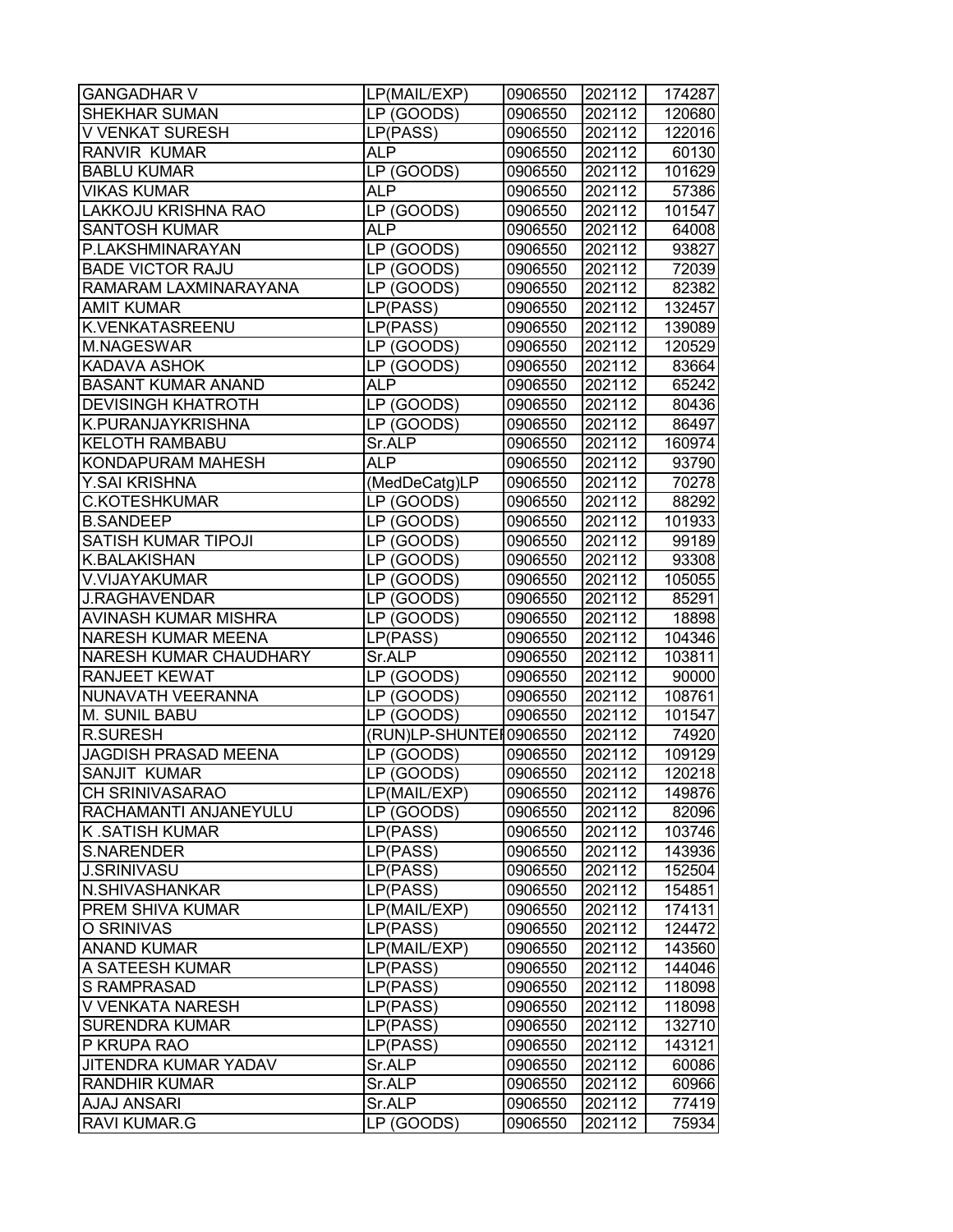| GANGADHAR V | LP(MAIL/EXP) | 0906550 | 202112 | 174287 |
|---|---|---|---|---|
| SHEKHAR SUMAN | LP (GOODS) | 0906550 | 202112 | 120680 |
| V VENKAT SURESH | LP(PASS) | 0906550 | 202112 | 122016 |
| RANVIR KUMAR | ALP | 0906550 | 202112 | 60130 |
| BABLU KUMAR | LP (GOODS) | 0906550 | 202112 | 101629 |
| VIKAS KUMAR | ALP | 0906550 | 202112 | 57386 |
| LAKKOJU KRISHNA RAO | LP (GOODS) | 0906550 | 202112 | 101547 |
| SANTOSH KUMAR | ALP | 0906550 | 202112 | 64008 |
| P.LAKSHMINARAYAN | LP (GOODS) | 0906550 | 202112 | 93827 |
| BADE VICTOR RAJU | LP (GOODS) | 0906550 | 202112 | 72039 |
| RAMARAM LAXMINARAYANA | LP (GOODS) | 0906550 | 202112 | 82382 |
| AMIT KUMAR | LP(PASS) | 0906550 | 202112 | 132457 |
| K.VENKATASREENU | LP(PASS) | 0906550 | 202112 | 139089 |
| M.NAGESWAR | LP (GOODS) | 0906550 | 202112 | 120529 |
| KADAVA ASHOK | LP (GOODS) | 0906550 | 202112 | 83664 |
| BASANT KUMAR ANAND | ALP | 0906550 | 202112 | 65242 |
| DEVISINGH KHATROTH | LP (GOODS) | 0906550 | 202112 | 80436 |
| K.PURANJAYKRISHNA | LP (GOODS) | 0906550 | 202112 | 86497 |
| KELOTH RAMBABU | Sr.ALP | 0906550 | 202112 | 160974 |
| KONDAPURAM MAHESH | ALP | 0906550 | 202112 | 93790 |
| Y.SAI KRISHNA | (MedDeCatg)LP | 0906550 | 202112 | 70278 |
| C.KOTESHKUMAR | LP (GOODS) | 0906550 | 202112 | 88292 |
| B.SANDEEP | LP (GOODS) | 0906550 | 202112 | 101933 |
| SATISH KUMAR TIPOJI | LP (GOODS) | 0906550 | 202112 | 99189 |
| K.BALAKISHAN | LP (GOODS) | 0906550 | 202112 | 93308 |
| V.VIJAYAKUMAR | LP (GOODS) | 0906550 | 202112 | 105055 |
| J.RAGHAVENDAR | LP (GOODS) | 0906550 | 202112 | 85291 |
| AVINASH KUMAR MISHRA | LP (GOODS) | 0906550 | 202112 | 18898 |
| NARESH KUMAR MEENA | LP(PASS) | 0906550 | 202112 | 104346 |
| NARESH KUMAR CHAUDHARY | Sr.ALP | 0906550 | 202112 | 103811 |
| RANJEET KEWAT | LP (GOODS) | 0906550 | 202112 | 90000 |
| NUNAVATH VEERANNA | LP (GOODS) | 0906550 | 202112 | 108761 |
| M. SUNIL BABU | LP (GOODS) | 0906550 | 202112 | 101547 |
| R.SURESH | (RUN)LP-SHUNTEI | 0906550 | 202112 | 74920 |
| JAGDISH PRASAD MEENA | LP (GOODS) | 0906550 | 202112 | 109129 |
| SANJIT KUMAR | LP (GOODS) | 0906550 | 202112 | 120218 |
| CH SRINIVASARAO | LP(MAIL/EXP) | 0906550 | 202112 | 149876 |
| RACHAMANTI ANJANEYULU | LP (GOODS) | 0906550 | 202112 | 82096 |
| K .SATISH KUMAR | LP(PASS) | 0906550 | 202112 | 103746 |
| S.NARENDER | LP(PASS) | 0906550 | 202112 | 143936 |
| J.SRINIVASU | LP(PASS) | 0906550 | 202112 | 152504 |
| N.SHIVASHANKAR | LP(PASS) | 0906550 | 202112 | 154851 |
| PREM SHIVA KUMAR | LP(MAIL/EXP) | 0906550 | 202112 | 174131 |
| O SRINIVAS | LP(PASS) | 0906550 | 202112 | 124472 |
| ANAND KUMAR | LP(MAIL/EXP) | 0906550 | 202112 | 143560 |
| A SATEESH KUMAR | LP(PASS) | 0906550 | 202112 | 144046 |
| S RAMPRASAD | LP(PASS) | 0906550 | 202112 | 118098 |
| V VENKATA NARESH | LP(PASS) | 0906550 | 202112 | 118098 |
| SURENDRA KUMAR | LP(PASS) | 0906550 | 202112 | 132710 |
| P KRUPA RAO | LP(PASS) | 0906550 | 202112 | 143121 |
| JITENDRA KUMAR YADAV | Sr.ALP | 0906550 | 202112 | 60086 |
| RANDHIR KUMAR | Sr.ALP | 0906550 | 202112 | 60966 |
| AJAJ ANSARI | Sr.ALP | 0906550 | 202112 | 77419 |
| RAVI KUMAR.G | LP (GOODS) | 0906550 | 202112 | 75934 |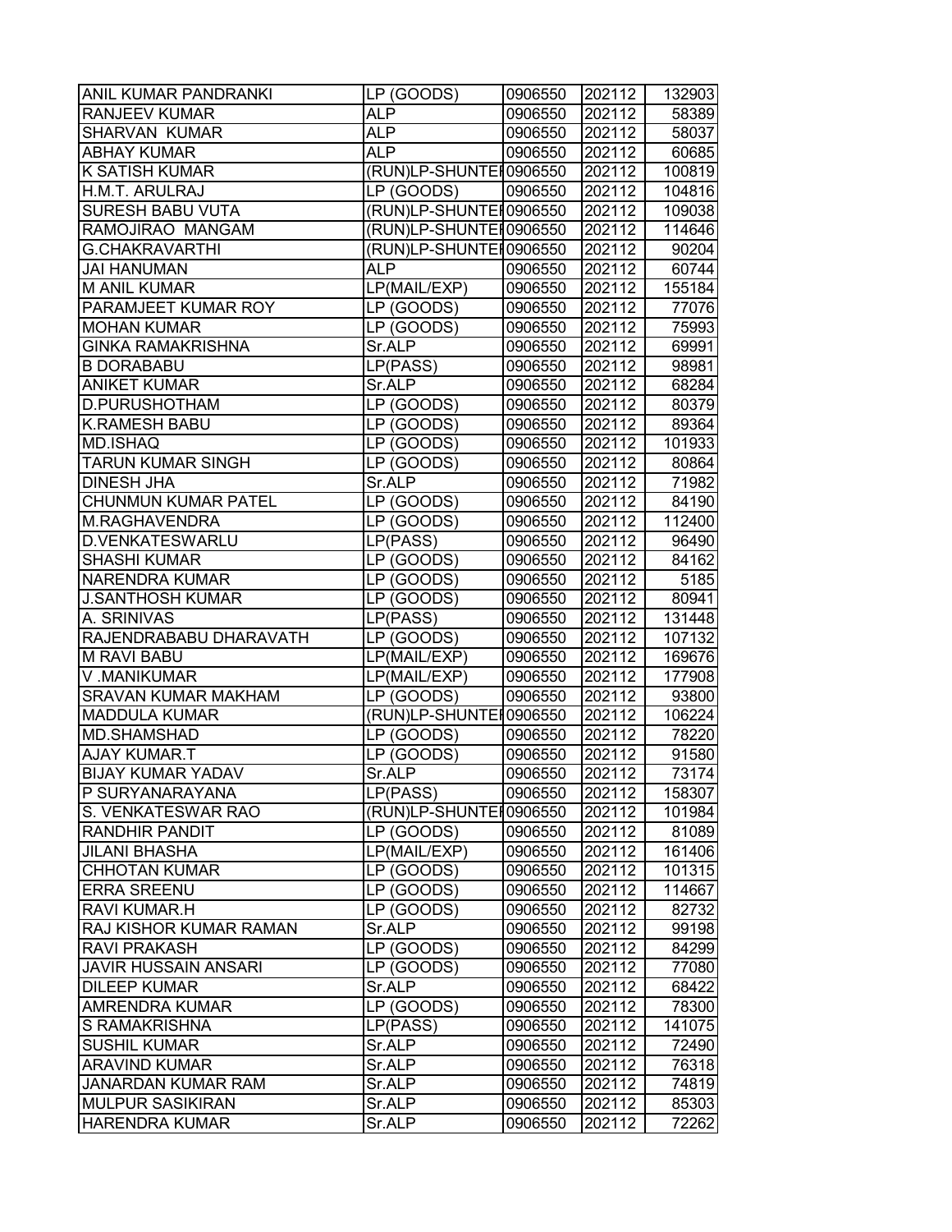| ANIL KUMAR PANDRANKI | LP (GOODS) | 0906550 | 202112 | 132903 |
|---|---|---|---|---|
| RANJEEV KUMAR | ALP | 0906550 | 202112 | 58389 |
| SHARVAN KUMAR | ALP | 0906550 | 202112 | 58037 |
| ABHAY KUMAR | ALP | 0906550 | 202112 | 60685 |
| K SATISH KUMAR | (RUN)LP-SHUNTEI | 0906550 | 202112 | 100819 |
| H.M.T. ARULRAJ | LP (GOODS) | 0906550 | 202112 | 104816 |
| SURESH BABU VUTA | (RUN)LP-SHUNTEI | 0906550 | 202112 | 109038 |
| RAMOJIRAO MANGAM | (RUN)LP-SHUNTEI | 0906550 | 202112 | 114646 |
| G.CHAKRAVARTHI | (RUN)LP-SHUNTEI | 0906550 | 202112 | 90204 |
| JAI HANUMAN | ALP | 0906550 | 202112 | 60744 |
| M ANIL KUMAR | LP(MAIL/EXP) | 0906550 | 202112 | 155184 |
| PARAMJEET KUMAR ROY | LP (GOODS) | 0906550 | 202112 | 77076 |
| MOHAN KUMAR | LP (GOODS) | 0906550 | 202112 | 75993 |
| GINKA RAMAKRISHNA | Sr.ALP | 0906550 | 202112 | 69991 |
| B DORABABU | LP(PASS) | 0906550 | 202112 | 98981 |
| ANIKET KUMAR | Sr.ALP | 0906550 | 202112 | 68284 |
| D.PURUSHOTHAM | LP (GOODS) | 0906550 | 202112 | 80379 |
| K.RAMESH BABU | LP (GOODS) | 0906550 | 202112 | 89364 |
| MD.ISHAQ | LP (GOODS) | 0906550 | 202112 | 101933 |
| TARUN KUMAR SINGH | LP (GOODS) | 0906550 | 202112 | 80864 |
| DINESH JHA | Sr.ALP | 0906550 | 202112 | 71982 |
| CHUNMUN KUMAR PATEL | LP (GOODS) | 0906550 | 202112 | 84190 |
| M.RAGHAVENDRA | LP (GOODS) | 0906550 | 202112 | 112400 |
| D.VENKATESWARLU | LP(PASS) | 0906550 | 202112 | 96490 |
| SHASHI KUMAR | LP (GOODS) | 0906550 | 202112 | 84162 |
| NARENDRA KUMAR | LP (GOODS) | 0906550 | 202112 | 5185 |
| J.SANTHOSH KUMAR | LP (GOODS) | 0906550 | 202112 | 80941 |
| A. SRINIVAS | LP(PASS) | 0906550 | 202112 | 131448 |
| RAJENDRABABU DHARAVATH | LP (GOODS) | 0906550 | 202112 | 107132 |
| M RAVI BABU | LP(MAIL/EXP) | 0906550 | 202112 | 169676 |
| V .MANIKUMAR | LP(MAIL/EXP) | 0906550 | 202112 | 177908 |
| SRAVAN KUMAR MAKHAM | LP (GOODS) | 0906550 | 202112 | 93800 |
| MADDULA KUMAR | (RUN)LP-SHUNTEI | 0906550 | 202112 | 106224 |
| MD.SHAMSHAD | LP (GOODS) | 0906550 | 202112 | 78220 |
| AJAY KUMAR.T | LP (GOODS) | 0906550 | 202112 | 91580 |
| BIJAY KUMAR YADAV | Sr.ALP | 0906550 | 202112 | 73174 |
| P SURYANARAYANA | LP(PASS) | 0906550 | 202112 | 158307 |
| S. VENKATESWAR RAO | (RUN)LP-SHUNTEI | 0906550 | 202112 | 101984 |
| RANDHIR PANDIT | LP (GOODS) | 0906550 | 202112 | 81089 |
| JILANI BHASHA | LP(MAIL/EXP) | 0906550 | 202112 | 161406 |
| CHHOTAN KUMAR | LP (GOODS) | 0906550 | 202112 | 101315 |
| ERRA SREENU | LP (GOODS) | 0906550 | 202112 | 114667 |
| RAVI KUMAR.H | LP (GOODS) | 0906550 | 202112 | 82732 |
| RAJ KISHOR KUMAR RAMAN | Sr.ALP | 0906550 | 202112 | 99198 |
| RAVI PRAKASH | LP (GOODS) | 0906550 | 202112 | 84299 |
| JAVIR HUSSAIN ANSARI | LP (GOODS) | 0906550 | 202112 | 77080 |
| DILEEP KUMAR | Sr.ALP | 0906550 | 202112 | 68422 |
| AMRENDRA KUMAR | LP (GOODS) | 0906550 | 202112 | 78300 |
| S RAMAKRISHNA | LP(PASS) | 0906550 | 202112 | 141075 |
| SUSHIL KUMAR | Sr.ALP | 0906550 | 202112 | 72490 |
| ARAVIND KUMAR | Sr.ALP | 0906550 | 202112 | 76318 |
| JANARDAN KUMAR RAM | Sr.ALP | 0906550 | 202112 | 74819 |
| MULPUR SASIKIRAN | Sr.ALP | 0906550 | 202112 | 85303 |
| HARENDRA KUMAR | Sr.ALP | 0906550 | 202112 | 72262 |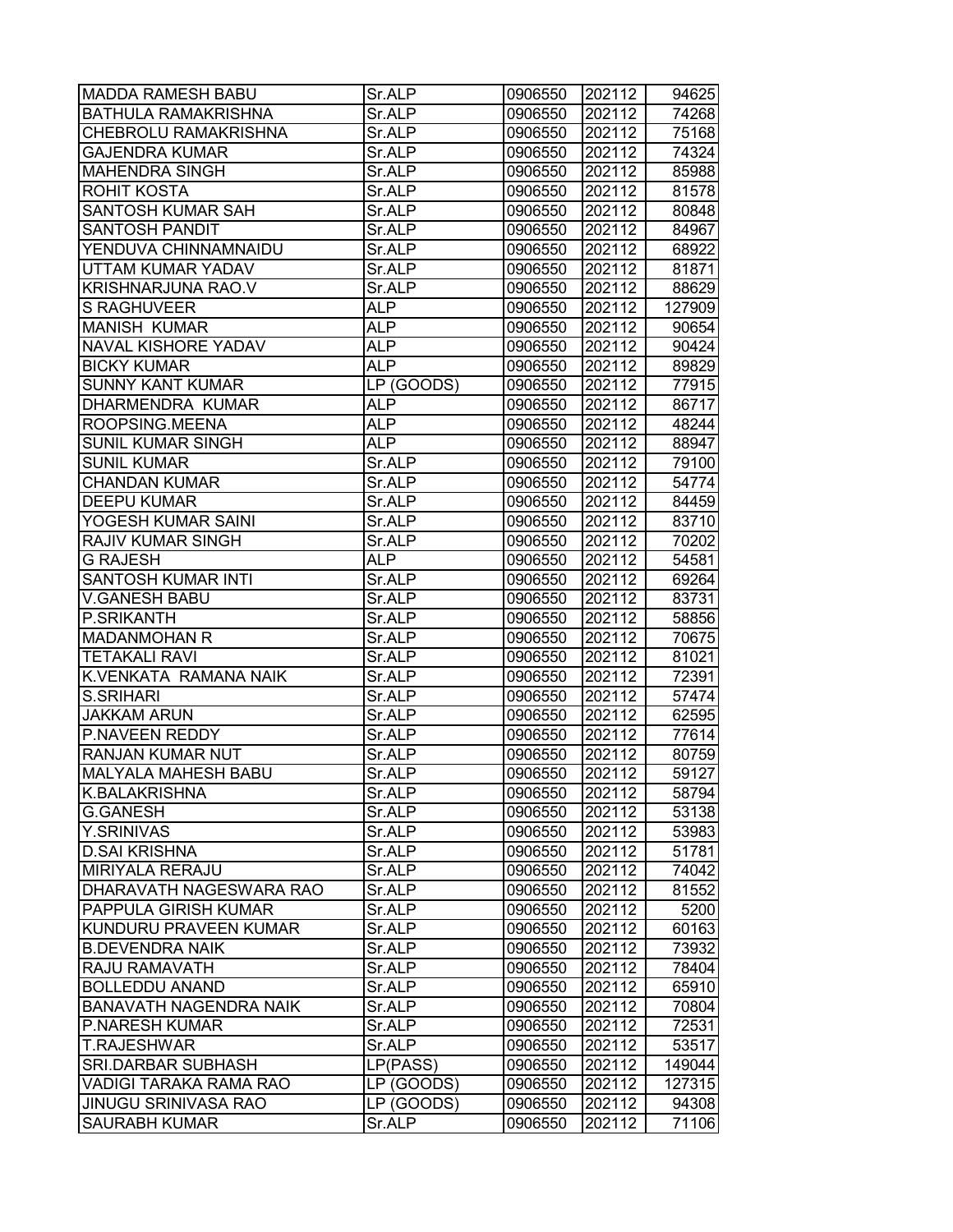| | | | | |
|---|---|---|---|---|
| MADDA RAMESH BABU | Sr.ALP | 0906550 | 202112 | 94625 |
| BATHULA RAMAKRISHNA | Sr.ALP | 0906550 | 202112 | 74268 |
| CHEBROLU RAMAKRISHNA | Sr.ALP | 0906550 | 202112 | 75168 |
| GAJENDRA KUMAR | Sr.ALP | 0906550 | 202112 | 74324 |
| MAHENDRA SINGH | Sr.ALP | 0906550 | 202112 | 85988 |
| ROHIT KOSTA | Sr.ALP | 0906550 | 202112 | 81578 |
| SANTOSH KUMAR SAH | Sr.ALP | 0906550 | 202112 | 80848 |
| SANTOSH PANDIT | Sr.ALP | 0906550 | 202112 | 84967 |
| YENDUVA CHINNAMNAIDU | Sr.ALP | 0906550 | 202112 | 68922 |
| UTTAM KUMAR YADAV | Sr.ALP | 0906550 | 202112 | 81871 |
| KRISHNARJUNA RAO.V | Sr.ALP | 0906550 | 202112 | 88629 |
| S RAGHUVEER | ALP | 0906550 | 202112 | 127909 |
| MANISH KUMAR | ALP | 0906550 | 202112 | 90654 |
| NAVAL KISHORE YADAV | ALP | 0906550 | 202112 | 90424 |
| BICKY KUMAR | ALP | 0906550 | 202112 | 89829 |
| SUNNY KANT KUMAR | LP (GOODS) | 0906550 | 202112 | 77915 |
| DHARMENDRA KUMAR | ALP | 0906550 | 202112 | 86717 |
| ROOPSING.MEENA | ALP | 0906550 | 202112 | 48244 |
| SUNIL KUMAR SINGH | ALP | 0906550 | 202112 | 88947 |
| SUNIL KUMAR | Sr.ALP | 0906550 | 202112 | 79100 |
| CHANDAN KUMAR | Sr.ALP | 0906550 | 202112 | 54774 |
| DEEPU KUMAR | Sr.ALP | 0906550 | 202112 | 84459 |
| YOGESH KUMAR SAINI | Sr.ALP | 0906550 | 202112 | 83710 |
| RAJIV KUMAR SINGH | Sr.ALP | 0906550 | 202112 | 70202 |
| G RAJESH | ALP | 0906550 | 202112 | 54581 |
| SANTOSH KUMAR INTI | Sr.ALP | 0906550 | 202112 | 69264 |
| V.GANESH BABU | Sr.ALP | 0906550 | 202112 | 83731 |
| P.SRIKANTH | Sr.ALP | 0906550 | 202112 | 58856 |
| MADANMOHAN R | Sr.ALP | 0906550 | 202112 | 70675 |
| TETAKALI RAVI | Sr.ALP | 0906550 | 202112 | 81021 |
| K.VENKATA RAMANA NAIK | Sr.ALP | 0906550 | 202112 | 72391 |
| S.SRIHARI | Sr.ALP | 0906550 | 202112 | 57474 |
| JAKKAM ARUN | Sr.ALP | 0906550 | 202112 | 62595 |
| P.NAVEEN REDDY | Sr.ALP | 0906550 | 202112 | 77614 |
| RANJAN KUMAR NUT | Sr.ALP | 0906550 | 202112 | 80759 |
| MALYALA MAHESH BABU | Sr.ALP | 0906550 | 202112 | 59127 |
| K.BALAKRISHNA | Sr.ALP | 0906550 | 202112 | 58794 |
| G.GANESH | Sr.ALP | 0906550 | 202112 | 53138 |
| Y.SRINIVAS | Sr.ALP | 0906550 | 202112 | 53983 |
| D.SAI KRISHNA | Sr.ALP | 0906550 | 202112 | 51781 |
| MIRIYALA RERAJU | Sr.ALP | 0906550 | 202112 | 74042 |
| DHARAVATH NAGESWARA RAO | Sr.ALP | 0906550 | 202112 | 81552 |
| PAPPULA GIRISH KUMAR | Sr.ALP | 0906550 | 202112 | 5200 |
| KUNDURU PRAVEEN KUMAR | Sr.ALP | 0906550 | 202112 | 60163 |
| B.DEVENDRA NAIK | Sr.ALP | 0906550 | 202112 | 73932 |
| RAJU RAMAVATH | Sr.ALP | 0906550 | 202112 | 78404 |
| BOLLEDDU ANAND | Sr.ALP | 0906550 | 202112 | 65910 |
| BANAVATH NAGENDRA NAIK | Sr.ALP | 0906550 | 202112 | 70804 |
| P.NARESH KUMAR | Sr.ALP | 0906550 | 202112 | 72531 |
| T.RAJESHWAR | Sr.ALP | 0906550 | 202112 | 53517 |
| SRI.DARBAR SUBHASH | LP(PASS) | 0906550 | 202112 | 149044 |
| VADIGI TARAKA RAMA RAO | LP (GOODS) | 0906550 | 202112 | 127315 |
| JINUGU SRINIVASA RAO | LP (GOODS) | 0906550 | 202112 | 94308 |
| SAURABH KUMAR | Sr.ALP | 0906550 | 202112 | 71106 |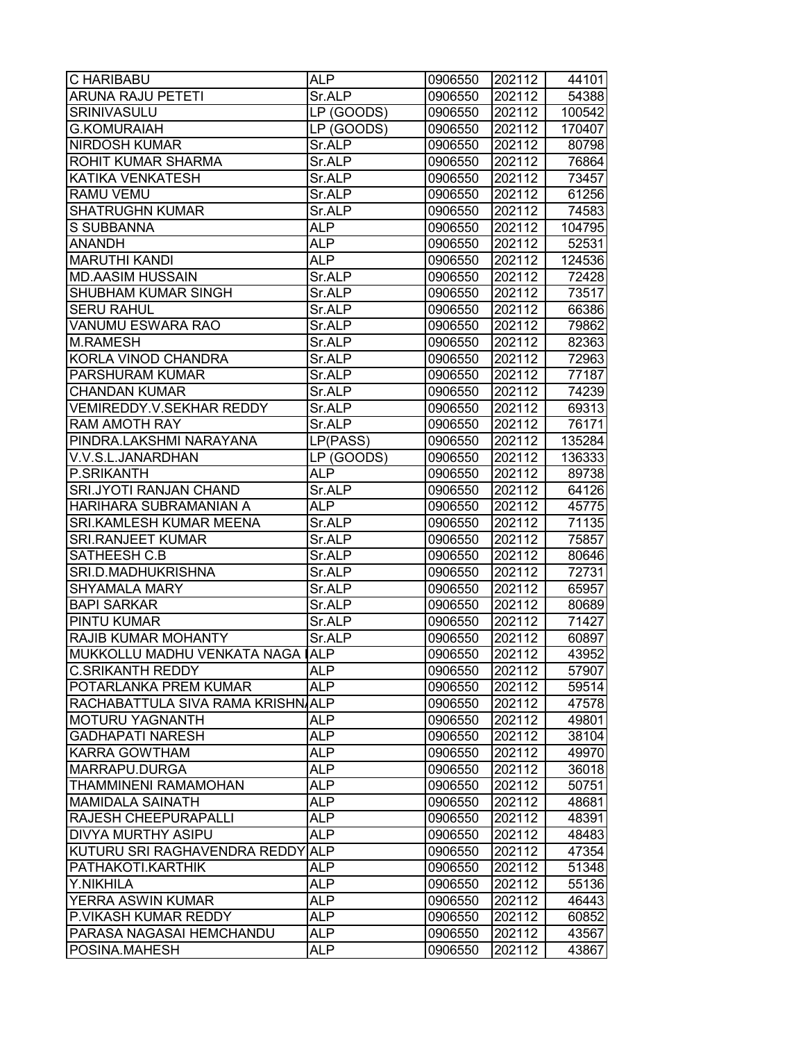| | | | | |
|---|---|---|---|---|
| C HARIBABU | ALP | 0906550 | 202112 | 44101 |
| ARUNA RAJU PETETI | Sr.ALP | 0906550 | 202112 | 54388 |
| SRINIVASULU | LP (GOODS) | 0906550 | 202112 | 100542 |
| G.KOMURAIAH | LP (GOODS) | 0906550 | 202112 | 170407 |
| NIRDOSH KUMAR | Sr.ALP | 0906550 | 202112 | 80798 |
| ROHIT KUMAR SHARMA | Sr.ALP | 0906550 | 202112 | 76864 |
| KATIKA VENKATESH | Sr.ALP | 0906550 | 202112 | 73457 |
| RAMU VEMU | Sr.ALP | 0906550 | 202112 | 61256 |
| SHATRUGHN KUMAR | Sr.ALP | 0906550 | 202112 | 74583 |
| S SUBBANNA | ALP | 0906550 | 202112 | 104795 |
| ANANDH | ALP | 0906550 | 202112 | 52531 |
| MARUTHI KANDI | ALP | 0906550 | 202112 | 124536 |
| MD.AASIM HUSSAIN | Sr.ALP | 0906550 | 202112 | 72428 |
| SHUBHAM KUMAR SINGH | Sr.ALP | 0906550 | 202112 | 73517 |
| SERU RAHUL | Sr.ALP | 0906550 | 202112 | 66386 |
| VANUMU ESWARA RAO | Sr.ALP | 0906550 | 202112 | 79862 |
| M.RAMESH | Sr.ALP | 0906550 | 202112 | 82363 |
| KORLA VINOD CHANDRA | Sr.ALP | 0906550 | 202112 | 72963 |
| PARSHURAM KUMAR | Sr.ALP | 0906550 | 202112 | 77187 |
| CHANDAN KUMAR | Sr.ALP | 0906550 | 202112 | 74239 |
| VEMIREDDY.V.SEKHAR REDDY | Sr.ALP | 0906550 | 202112 | 69313 |
| RAM AMOTH RAY | Sr.ALP | 0906550 | 202112 | 76171 |
| PINDRA.LAKSHMI NARAYANA | LP(PASS) | 0906550 | 202112 | 135284 |
| V.V.S.L.JANARDHAN | LP (GOODS) | 0906550 | 202112 | 136333 |
| P.SRIKANTH | ALP | 0906550 | 202112 | 89738 |
| SRI.JYOTI RANJAN CHAND | Sr.ALP | 0906550 | 202112 | 64126 |
| HARIHARA SUBRAMANIAN A | ALP | 0906550 | 202112 | 45775 |
| SRI.KAMLESH KUMAR MEENA | Sr.ALP | 0906550 | 202112 | 71135 |
| SRI.RANJEET KUMAR | Sr.ALP | 0906550 | 202112 | 75857 |
| SATHEESH C.B | Sr.ALP | 0906550 | 202112 | 80646 |
| SRI.D.MADHUKRISHNA | Sr.ALP | 0906550 | 202112 | 72731 |
| SHYAMALA MARY | Sr.ALP | 0906550 | 202112 | 65957 |
| BAPI SARKAR | Sr.ALP | 0906550 | 202112 | 80689 |
| PINTU KUMAR | Sr.ALP | 0906550 | 202112 | 71427 |
| RAJIB KUMAR MOHANTY | Sr.ALP | 0906550 | 202112 | 60897 |
| MUKKOLLU MADHU VENKATA NAGA I | ALP | 0906550 | 202112 | 43952 |
| C.SRIKANTH REDDY | ALP | 0906550 | 202112 | 57907 |
| POTARLANKA PREM KUMAR | ALP | 0906550 | 202112 | 59514 |
| RACHABATTULA SIVA RAMA KRISHNA | ALP | 0906550 | 202112 | 47578 |
| MOTURU YAGNANTH | ALP | 0906550 | 202112 | 49801 |
| GADHAPATI NARESH | ALP | 0906550 | 202112 | 38104 |
| KARRA GOWTHAM | ALP | 0906550 | 202112 | 49970 |
| MARRAPU.DURGA | ALP | 0906550 | 202112 | 36018 |
| THAMMINENI RAMAMOHAN | ALP | 0906550 | 202112 | 50751 |
| MAMIDALA SAINATH | ALP | 0906550 | 202112 | 48681 |
| RAJESH CHEEPURAPALLI | ALP | 0906550 | 202112 | 48391 |
| DIVYA MURTHY ASIPU | ALP | 0906550 | 202112 | 48483 |
| KUTURU SRI RAGHAVENDRA REDDY | ALP | 0906550 | 202112 | 47354 |
| PATHAKOTI.KARTHIK | ALP | 0906550 | 202112 | 51348 |
| Y.NIKHILA | ALP | 0906550 | 202112 | 55136 |
| YERRA ASWIN KUMAR | ALP | 0906550 | 202112 | 46443 |
| P.VIKASH KUMAR REDDY | ALP | 0906550 | 202112 | 60852 |
| PARASA NAGASAI HEMCHANDU | ALP | 0906550 | 202112 | 43567 |
| POSINA.MAHESH | ALP | 0906550 | 202112 | 43867 |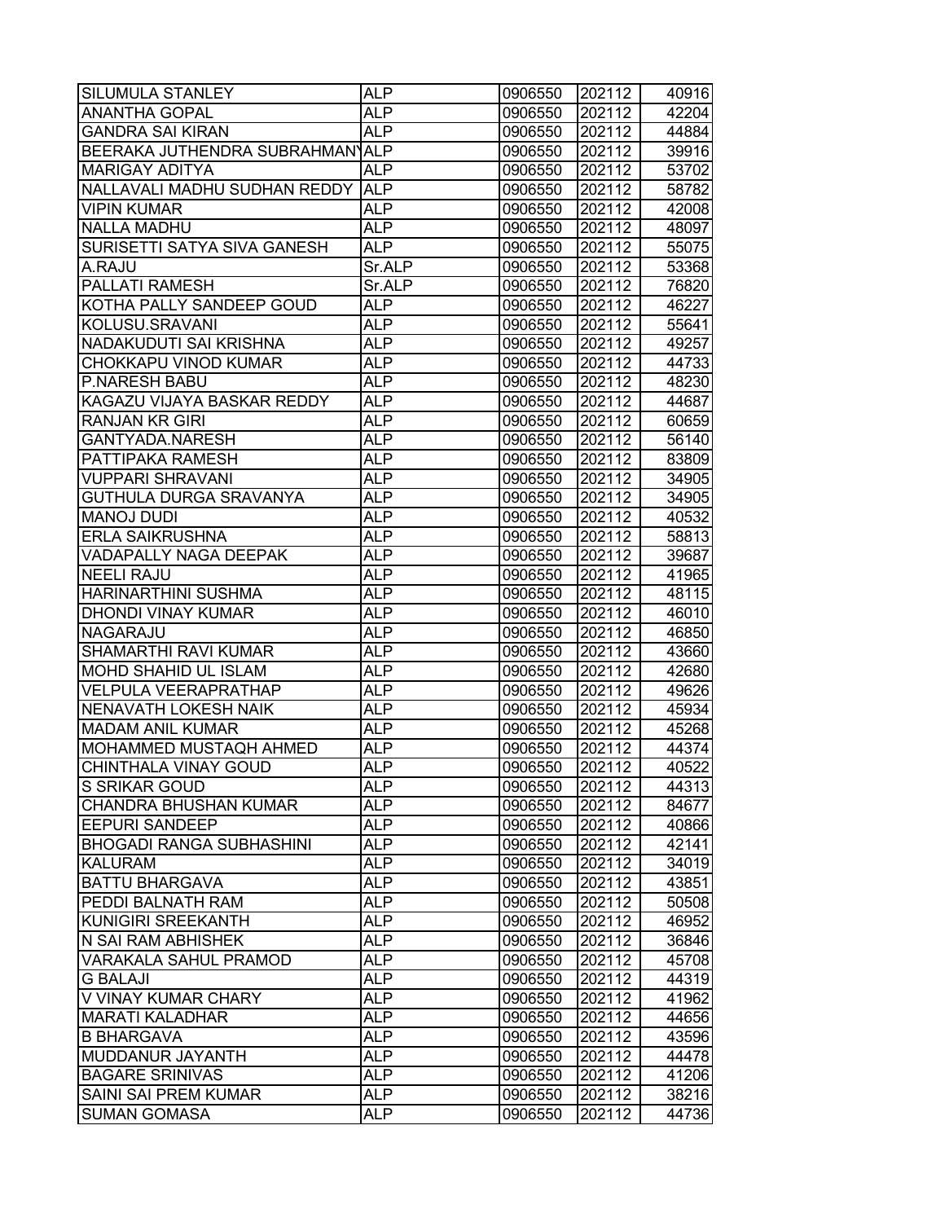| | | | | |
|---|---|---|---|---|
| SILUMULA STANLEY | ALP | 0906550 | 202112 | 40916 |
| ANANTHA GOPAL | ALP | 0906550 | 202112 | 42204 |
| GANDRA SAI KIRAN | ALP | 0906550 | 202112 | 44884 |
| BEERAKA JUTHENDRA SUBRAHMANY | ALP | 0906550 | 202112 | 39916 |
| MARIGAY ADITYA | ALP | 0906550 | 202112 | 53702 |
| NALLAVALI MADHU SUDHAN REDDY | ALP | 0906550 | 202112 | 58782 |
| VIPIN KUMAR | ALP | 0906550 | 202112 | 42008 |
| NALLA MADHU | ALP | 0906550 | 202112 | 48097 |
| SURISETTI SATYA SIVA GANESH | ALP | 0906550 | 202112 | 55075 |
| A.RAJU | Sr.ALP | 0906550 | 202112 | 53368 |
| PALLATI RAMESH | Sr.ALP | 0906550 | 202112 | 76820 |
| KOTHA PALLY SANDEEP GOUD | ALP | 0906550 | 202112 | 46227 |
| KOLUSU.SRAVANI | ALP | 0906550 | 202112 | 55641 |
| NADAKUDUTI SAI KRISHNA | ALP | 0906550 | 202112 | 49257 |
| CHOKKAPU VINOD KUMAR | ALP | 0906550 | 202112 | 44733 |
| P.NARESH BABU | ALP | 0906550 | 202112 | 48230 |
| KAGAZU VIJAYA BASKAR REDDY | ALP | 0906550 | 202112 | 44687 |
| RANJAN KR GIRI | ALP | 0906550 | 202112 | 60659 |
| GANTYADA.NARESH | ALP | 0906550 | 202112 | 56140 |
| PATTIPAKA RAMESH | ALP | 0906550 | 202112 | 83809 |
| VUPPARI SHRAVANI | ALP | 0906550 | 202112 | 34905 |
| GUTHULA DURGA SRAVANYA | ALP | 0906550 | 202112 | 34905 |
| MANOJ DUDI | ALP | 0906550 | 202112 | 40532 |
| ERLA SAIKRUSHNA | ALP | 0906550 | 202112 | 58813 |
| VADAPALLY NAGA DEEPAK | ALP | 0906550 | 202112 | 39687 |
| NEELI RAJU | ALP | 0906550 | 202112 | 41965 |
| HARINARTHINI SUSHMA | ALP | 0906550 | 202112 | 48115 |
| DHONDI VINAY KUMAR | ALP | 0906550 | 202112 | 46010 |
| NAGARAJU | ALP | 0906550 | 202112 | 46850 |
| SHAMARTHI RAVI KUMAR | ALP | 0906550 | 202112 | 43660 |
| MOHD SHAHID UL ISLAM | ALP | 0906550 | 202112 | 42680 |
| VELPULA VEERAPRATHAP | ALP | 0906550 | 202112 | 49626 |
| NENAVATH LOKESH NAIK | ALP | 0906550 | 202112 | 45934 |
| MADAM ANIL KUMAR | ALP | 0906550 | 202112 | 45268 |
| MOHAMMED MUSTAQH AHMED | ALP | 0906550 | 202112 | 44374 |
| CHINTHALA VINAY GOUD | ALP | 0906550 | 202112 | 40522 |
| S SRIKAR GOUD | ALP | 0906550 | 202112 | 44313 |
| CHANDRA BHUSHAN KUMAR | ALP | 0906550 | 202112 | 84677 |
| EEPURI SANDEEP | ALP | 0906550 | 202112 | 40866 |
| BHOGADI RANGA SUBHASHINI | ALP | 0906550 | 202112 | 42141 |
| KALURAM | ALP | 0906550 | 202112 | 34019 |
| BATTU BHARGAVA | ALP | 0906550 | 202112 | 43851 |
| PEDDI BALNATH RAM | ALP | 0906550 | 202112 | 50508 |
| KUNIGIRI SREEKANTH | ALP | 0906550 | 202112 | 46952 |
| N SAI RAM ABHISHEK | ALP | 0906550 | 202112 | 36846 |
| VARAKALA SAHUL PRAMOD | ALP | 0906550 | 202112 | 45708 |
| G BALAJI | ALP | 0906550 | 202112 | 44319 |
| V VINAY KUMAR CHARY | ALP | 0906550 | 202112 | 41962 |
| MARATI KALADHAR | ALP | 0906550 | 202112 | 44656 |
| B BHARGAVA | ALP | 0906550 | 202112 | 43596 |
| MUDDANUR JAYANTH | ALP | 0906550 | 202112 | 44478 |
| BAGARE SRINIVAS | ALP | 0906550 | 202112 | 41206 |
| SAINI SAI PREM KUMAR | ALP | 0906550 | 202112 | 38216 |
| SUMAN GOMASA | ALP | 0906550 | 202112 | 44736 |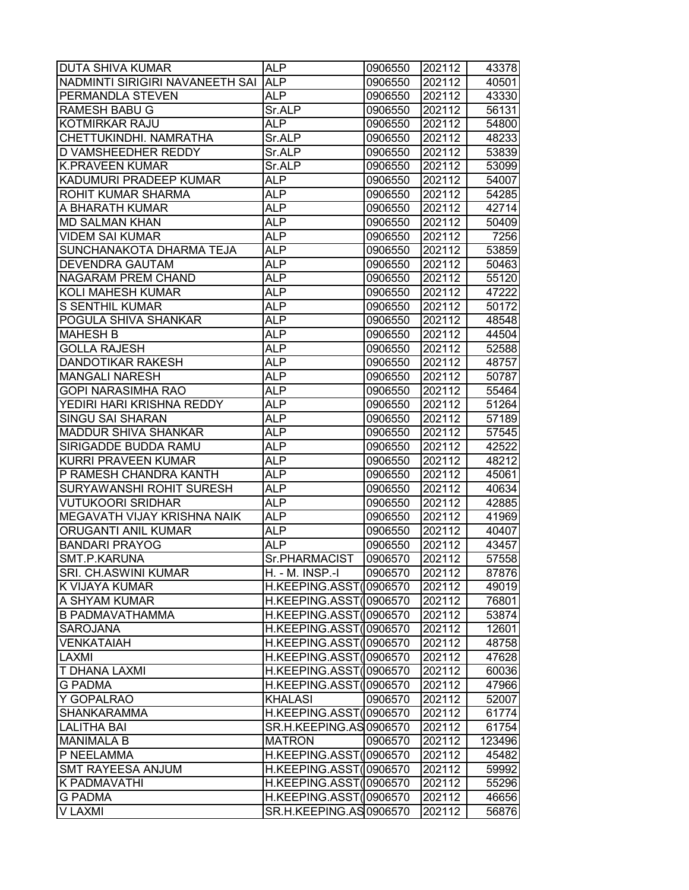| | | | | |
|---|---|---|---|---|
| DUTA SHIVA KUMAR | ALP | 0906550 | 202112 | 43378 |
| NADMINTI SIRIGIRI NAVANEETH SAI | ALP | 0906550 | 202112 | 40501 |
| PERMANDLA STEVEN | ALP | 0906550 | 202112 | 43330 |
| RAMESH BABU G | Sr.ALP | 0906550 | 202112 | 56131 |
| KOTMIRKAR RAJU | ALP | 0906550 | 202112 | 54800 |
| CHETTUKINDHI. NAMRATHA | Sr.ALP | 0906550 | 202112 | 48233 |
| D VAMSHEEDHER REDDY | Sr.ALP | 0906550 | 202112 | 53839 |
| K.PRAVEEN KUMAR | Sr.ALP | 0906550 | 202112 | 53099 |
| KADUMURI PRADEEP KUMAR | ALP | 0906550 | 202112 | 54007 |
| ROHIT KUMAR SHARMA | ALP | 0906550 | 202112 | 54285 |
| A BHARATH KUMAR | ALP | 0906550 | 202112 | 42714 |
| MD SALMAN KHAN | ALP | 0906550 | 202112 | 50409 |
| VIDEM SAI KUMAR | ALP | 0906550 | 202112 | 7256 |
| SUNCHANAKOTA DHARMA TEJA | ALP | 0906550 | 202112 | 53859 |
| DEVENDRA GAUTAM | ALP | 0906550 | 202112 | 50463 |
| NAGARAM PREM CHAND | ALP | 0906550 | 202112 | 55120 |
| KOLI MAHESH KUMAR | ALP | 0906550 | 202112 | 47222 |
| S SENTHIL KUMAR | ALP | 0906550 | 202112 | 50172 |
| POGULA SHIVA SHANKAR | ALP | 0906550 | 202112 | 48548 |
| MAHESH B | ALP | 0906550 | 202112 | 44504 |
| GOLLA RAJESH | ALP | 0906550 | 202112 | 52588 |
| DANDOTIKAR RAKESH | ALP | 0906550 | 202112 | 48757 |
| MANGALI NARESH | ALP | 0906550 | 202112 | 50787 |
| GOPI NARASIMHA RAO | ALP | 0906550 | 202112 | 55464 |
| YEDIRI HARI KRISHNA REDDY | ALP | 0906550 | 202112 | 51264 |
| SINGU SAI SHARAN | ALP | 0906550 | 202112 | 57189 |
| MADDUR SHIVA SHANKAR | ALP | 0906550 | 202112 | 57545 |
| SIRIGADDE BUDDA RAMU | ALP | 0906550 | 202112 | 42522 |
| KURRI PRAVEEN KUMAR | ALP | 0906550 | 202112 | 48212 |
| P RAMESH CHANDRA KANTH | ALP | 0906550 | 202112 | 45061 |
| SURYAWANSHI ROHIT SURESH | ALP | 0906550 | 202112 | 40634 |
| VUTUKOORI SRIDHAR | ALP | 0906550 | 202112 | 42885 |
| MEGAVATH VIJAY KRISHNA NAIK | ALP | 0906550 | 202112 | 41969 |
| ORUGANTI ANIL KUMAR | ALP | 0906550 | 202112 | 40407 |
| BANDARI PRAYOG | ALP | 0906550 | 202112 | 43457 |
| SMT.P.KARUNA | Sr.PHARMACIST | 0906570 | 202112 | 57558 |
| SRI. CH.ASWINI KUMAR | H. - M. INSP.-I | 0906570 | 202112 | 87876 |
| K VIJAYA KUMAR | H.KEEPING.ASST( | 0906570 | 202112 | 49019 |
| A SHYAM KUMAR | H.KEEPING.ASST( | 0906570 | 202112 | 76801 |
| B PADMAVATHAMMA | H.KEEPING.ASST( | 0906570 | 202112 | 53874 |
| SAROJANA | H.KEEPING.ASST( | 0906570 | 202112 | 12601 |
| VENKATAIAH | H.KEEPING.ASST( | 0906570 | 202112 | 48758 |
| LAXMI | H.KEEPING.ASST( | 0906570 | 202112 | 47628 |
| T DHANA LAXMI | H.KEEPING.ASST( | 0906570 | 202112 | 60036 |
| G PADMA | H.KEEPING.ASST( | 0906570 | 202112 | 47966 |
| Y GOPALRAO | KHALASI | 0906570 | 202112 | 52007 |
| SHANKARAMMA | H.KEEPING.ASST( | 0906570 | 202112 | 61774 |
| LALITHA BAI | SR.H.KEEPING.AS | 0906570 | 202112 | 61754 |
| MANIMALA B | MATRON | 0906570 | 202112 | 123496 |
| P NEELAMMA | H.KEEPING.ASST( | 0906570 | 202112 | 45482 |
| SMT RAYEESA ANJUM | H.KEEPING.ASST( | 0906570 | 202112 | 59992 |
| K PADMAVATHI | H.KEEPING.ASST( | 0906570 | 202112 | 55296 |
| G PADMA | H.KEEPING.ASST( | 0906570 | 202112 | 46656 |
| V LAXMI | SR.H.KEEPING.AS | 0906570 | 202112 | 56876 |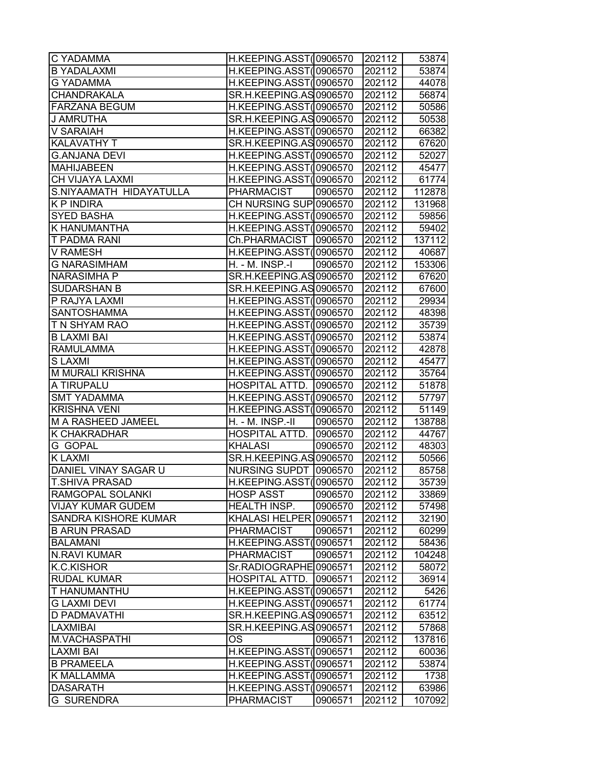| | | | | |
|---|---|---|---|---|
| C YADAMMA | H.KEEPING.ASST( | 0906570 | 202112 | 53874 |
| B YADALAXMI | H.KEEPING.ASST( | 0906570 | 202112 | 53874 |
| G YADAMMA | H.KEEPING.ASST( | 0906570 | 202112 | 44078 |
| CHANDRAKALA | SR.H.KEEPING.AS | 0906570 | 202112 | 56874 |
| FARZANA BEGUM | H.KEEPING.ASST( | 0906570 | 202112 | 50586 |
| J AMRUTHA | SR.H.KEEPING.AS | 0906570 | 202112 | 50538 |
| V SARAIAH | H.KEEPING.ASST( | 0906570 | 202112 | 66382 |
| KALAVATHY T | SR.H.KEEPING.AS | 0906570 | 202112 | 67620 |
| G.ANJANA DEVI | H.KEEPING.ASST( | 0906570 | 202112 | 52027 |
| MAHIJABEEN | H.KEEPING.ASST( | 0906570 | 202112 | 45477 |
| CH VIJAYA LAXMI | H.KEEPING.ASST( | 0906570 | 202112 | 61774 |
| S.NIYAAMATH HIDAYATULLA | PHARMACIST | 0906570 | 202112 | 112878 |
| K P INDIRA | CH NURSING SUP | 0906570 | 202112 | 131968 |
| SYED BASHA | H.KEEPING.ASST( | 0906570 | 202112 | 59856 |
| K HANUMANTHA | H.KEEPING.ASST( | 0906570 | 202112 | 59402 |
| T PADMA RANI | Ch.PHARMACIST | 0906570 | 202112 | 137112 |
| V RAMESH | H.KEEPING.ASST( | 0906570 | 202112 | 40687 |
| G NARASIMHAM | H. - M. INSP.-I | 0906570 | 202112 | 153306 |
| NARASIMHA P | SR.H.KEEPING.AS | 0906570 | 202112 | 67620 |
| SUDARSHAN B | SR.H.KEEPING.AS | 0906570 | 202112 | 67600 |
| P RAJYA LAXMI | H.KEEPING.ASST( | 0906570 | 202112 | 29934 |
| SANTOSHAMMA | H.KEEPING.ASST( | 0906570 | 202112 | 48398 |
| T N SHYAM RAO | H.KEEPING.ASST( | 0906570 | 202112 | 35739 |
| B LAXMI BAI | H.KEEPING.ASST( | 0906570 | 202112 | 53874 |
| RAMULAMMA | H.KEEPING.ASST( | 0906570 | 202112 | 42878 |
| S LAXMI | H.KEEPING.ASST( | 0906570 | 202112 | 45477 |
| M MURALI KRISHNA | H.KEEPING.ASST( | 0906570 | 202112 | 35764 |
| A TIRUPALU | HOSPITAL ATTD. | 0906570 | 202112 | 51878 |
| SMT YADAMMA | H.KEEPING.ASST( | 0906570 | 202112 | 57797 |
| KRISHNA VENI | H.KEEPING.ASST( | 0906570 | 202112 | 51149 |
| M A RASHEED JAMEEL | H. - M. INSP.-II | 0906570 | 202112 | 138788 |
| K CHAKRADHAR | HOSPITAL ATTD. | 0906570 | 202112 | 44767 |
| G GOPAL | KHALASI | 0906570 | 202112 | 48303 |
| K LAXMI | SR.H.KEEPING.AS | 0906570 | 202112 | 50566 |
| DANIEL VINAY SAGAR U | NURSING SUPDT | 0906570 | 202112 | 85758 |
| T.SHIVA PRASAD | H.KEEPING.ASST( | 0906570 | 202112 | 35739 |
| RAMGOPAL SOLANKI | HOSP ASST | 0906570 | 202112 | 33869 |
| VIJAY KUMAR GUDEM | HEALTH INSP. | 0906570 | 202112 | 57498 |
| SANDRA KISHORE KUMAR | KHALASI HELPER | 0906571 | 202112 | 32190 |
| B ARUN PRASAD | PHARMACIST | 0906571 | 202112 | 60299 |
| BALAMANI | H.KEEPING.ASST( | 0906571 | 202112 | 58436 |
| N.RAVI KUMAR | PHARMACIST | 0906571 | 202112 | 104248 |
| K.C.KISHOR | Sr.RADIOGRAPHE | 0906571 | 202112 | 58072 |
| RUDAL KUMAR | HOSPITAL ATTD. | 0906571 | 202112 | 36914 |
| T HANUMANTHU | H.KEEPING.ASST( | 0906571 | 202112 | 5426 |
| G LAXMI DEVI | H.KEEPING.ASST( | 0906571 | 202112 | 61774 |
| D PADMAVATHI | SR.H.KEEPING.AS | 0906571 | 202112 | 63512 |
| LAXMIBAI | SR.H.KEEPING.AS | 0906571 | 202112 | 57868 |
| M.VACHASPATHI | OS | 0906571 | 202112 | 137816 |
| LAXMI BAI | H.KEEPING.ASST( | 0906571 | 202112 | 60036 |
| B PRAMEELA | H.KEEPING.ASST( | 0906571 | 202112 | 53874 |
| K MALLAMMA | H.KEEPING.ASST( | 0906571 | 202112 | 1738 |
| DASARATH | H.KEEPING.ASST( | 0906571 | 202112 | 63986 |
| G SURENDRA | PHARMACIST | 0906571 | 202112 | 107092 |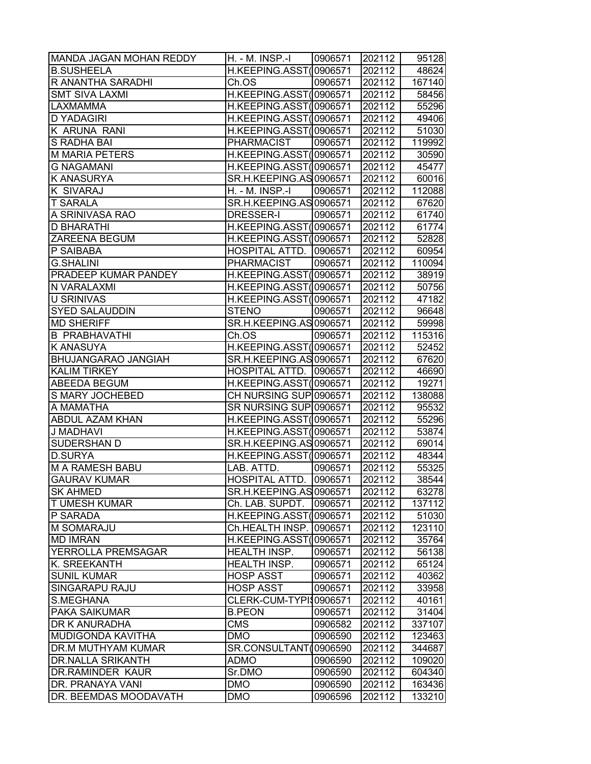| | | | | |
|---|---|---|---|---|
| MANDA JAGAN MOHAN REDDY | H. - M. INSP.-I | 0906571 | 202112 | 95128 |
| B.SUSHEELA | H.KEEPING.ASST( | 0906571 | 202112 | 48624 |
| R ANANTHA SARADHI | Ch.OS | 0906571 | 202112 | 167140 |
| SMT SIVA LAXMI | H.KEEPING.ASST( | 0906571 | 202112 | 58456 |
| LAXMAMMA | H.KEEPING.ASST( | 0906571 | 202112 | 55296 |
| D YADAGIRI | H.KEEPING.ASST( | 0906571 | 202112 | 49406 |
| K ARUNA RANI | H.KEEPING.ASST( | 0906571 | 202112 | 51030 |
| S RADHA BAI | PHARMACIST | 0906571 | 202112 | 119992 |
| M MARIA PETERS | H.KEEPING.ASST( | 0906571 | 202112 | 30590 |
| G NAGAMANI | H.KEEPING.ASST( | 0906571 | 202112 | 45477 |
| K ANASURYA | SR.H.KEEPING.AS | 0906571 | 202112 | 60016 |
| K SIVARAJ | H. - M. INSP.-I | 0906571 | 202112 | 112088 |
| T SARALA | SR.H.KEEPING.AS | 0906571 | 202112 | 67620 |
| A SRINIVASA RAO | DRESSER-I | 0906571 | 202112 | 61740 |
| D BHARATHI | H.KEEPING.ASST( | 0906571 | 202112 | 61774 |
| ZAREENA BEGUM | H.KEEPING.ASST( | 0906571 | 202112 | 52828 |
| P SAIBABA | HOSPITAL ATTD. | 0906571 | 202112 | 60954 |
| G.SHALINI | PHARMACIST | 0906571 | 202112 | 110094 |
| PRADEEP KUMAR PANDEY | H.KEEPING.ASST( | 0906571 | 202112 | 38919 |
| N VARALAXMI | H.KEEPING.ASST( | 0906571 | 202112 | 50756 |
| U SRINIVAS | H.KEEPING.ASST( | 0906571 | 202112 | 47182 |
| SYED SALAUDDIN | STENO | 0906571 | 202112 | 96648 |
| MD SHERIFF | SR.H.KEEPING.AS | 0906571 | 202112 | 59998 |
| B PRABHAVATHI | Ch.OS | 0906571 | 202112 | 115316 |
| K ANASUYA | H.KEEPING.ASST( | 0906571 | 202112 | 52452 |
| BHUJANGARAO JANGIAH | SR.H.KEEPING.AS | 0906571 | 202112 | 67620 |
| KALIM TIRKEY | HOSPITAL ATTD. | 0906571 | 202112 | 46690 |
| ABEEDA BEGUM | H.KEEPING.ASST( | 0906571 | 202112 | 19271 |
| S MARY JOCHEBED | CH NURSING SUP | 0906571 | 202112 | 138088 |
| A MAMATHA | SR NURSING SUP | 0906571 | 202112 | 95532 |
| ABDUL AZAM KHAN | H.KEEPING.ASST( | 0906571 | 202112 | 55296 |
| J MADHAVI | H.KEEPING.ASST( | 0906571 | 202112 | 53874 |
| SUDERSHAN D | SR.H.KEEPING.AS | 0906571 | 202112 | 69014 |
| D.SURYA | H.KEEPING.ASST( | 0906571 | 202112 | 48344 |
| M A RAMESH BABU | LAB. ATTD. | 0906571 | 202112 | 55325 |
| GAURAV KUMAR | HOSPITAL ATTD. | 0906571 | 202112 | 38544 |
| SK AHMED | SR.H.KEEPING.AS | 0906571 | 202112 | 63278 |
| T UMESH KUMAR | Ch. LAB. SUPDT. | 0906571 | 202112 | 137112 |
| P SARADA | H.KEEPING.ASST( | 0906571 | 202112 | 51030 |
| M SOMARAJU | Ch.HEALTH INSP. | 0906571 | 202112 | 123110 |
| MD IMRAN | H.KEEPING.ASST( | 0906571 | 202112 | 35764 |
| YERROLLA PREMSAGAR | HEALTH INSP. | 0906571 | 202112 | 56138 |
| K. SREEKANTH | HEALTH INSP. | 0906571 | 202112 | 65124 |
| SUNIL KUMAR | HOSP ASST | 0906571 | 202112 | 40362 |
| SINGARAPU RAJU | HOSP ASST | 0906571 | 202112 | 33958 |
| S.MEGHANA | CLERK-CUM-TYPI | 0906571 | 202112 | 40161 |
| PAKA SAIKUMAR | B.PEON | 0906571 | 202112 | 31404 |
| DR K ANURADHA | CMS | 0906582 | 202112 | 337107 |
| MUDIGONDA KAVITHA | DMO | 0906590 | 202112 | 123463 |
| DR.M MUTHYAM KUMAR | SR.CONSULTANT( | 0906590 | 202112 | 344687 |
| DR.NALLA SRIKANTH | ADMO | 0906590 | 202112 | 109020 |
| DR.RAMINDER KAUR | Sr.DMO | 0906590 | 202112 | 604340 |
| DR. PRANAYA VANI | DMO | 0906590 | 202112 | 163436 |
| DR. BEEMDAS MOODAVATH | DMO | 0906596 | 202112 | 133210 |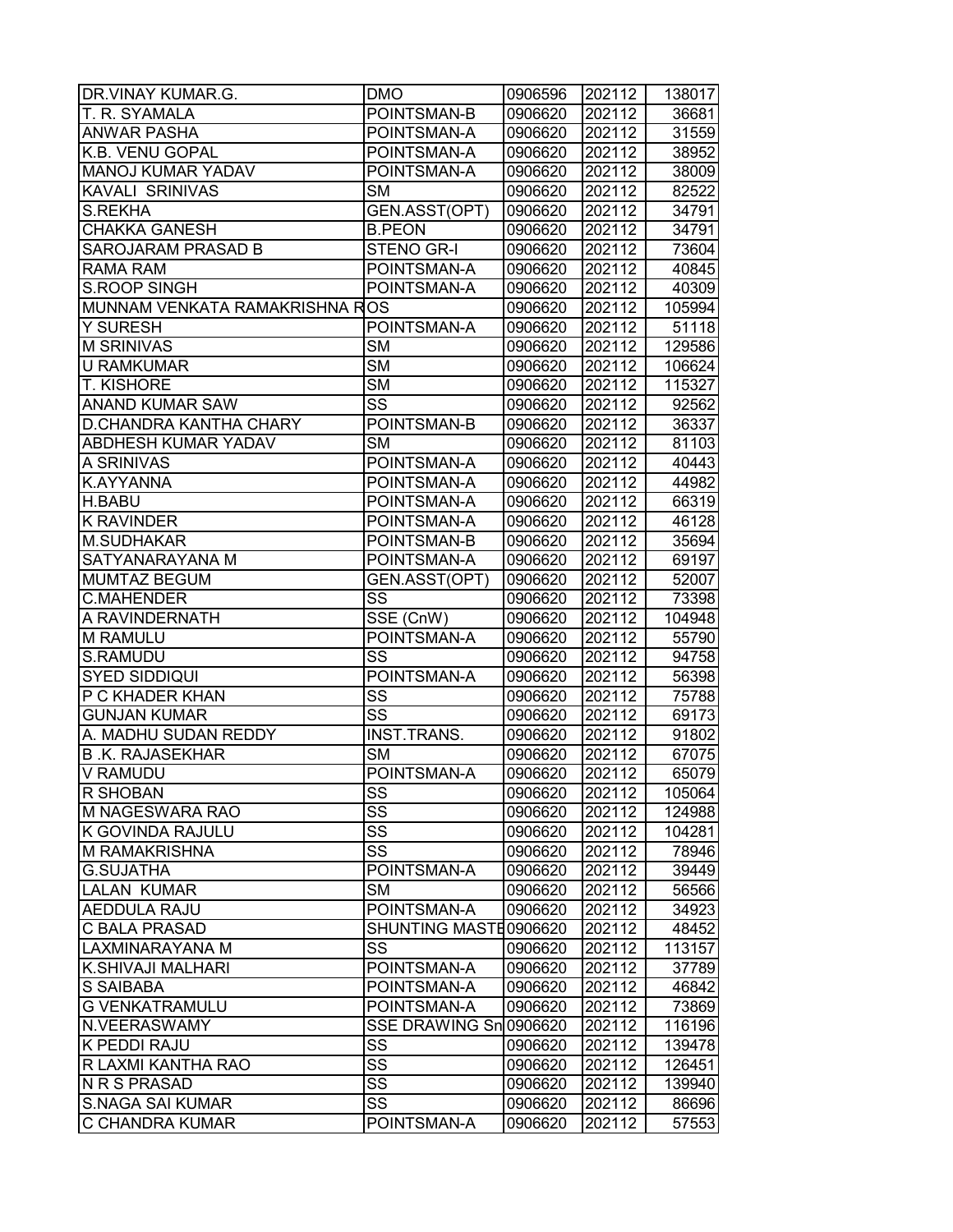| | | | | |
|---|---|---|---|---|
| DR.VINAY KUMAR.G. | DMO | 0906596 | 202112 | 138017 |
| T. R. SYAMALA | POINTSMAN-B | 0906620 | 202112 | 36681 |
| ANWAR PASHA | POINTSMAN-A | 0906620 | 202112 | 31559 |
| K.B. VENU GOPAL | POINTSMAN-A | 0906620 | 202112 | 38952 |
| MANOJ KUMAR YADAV | POINTSMAN-A | 0906620 | 202112 | 38009 |
| KAVALI SRINIVAS | SM | 0906620 | 202112 | 82522 |
| S.REKHA | GEN.ASST(OPT) | 0906620 | 202112 | 34791 |
| CHAKKA GANESH | B.PEON | 0906620 | 202112 | 34791 |
| SAROJARAM PRASAD B | STENO GR-I | 0906620 | 202112 | 73604 |
| RAMA RAM | POINTSMAN-A | 0906620 | 202112 | 40845 |
| S.ROOP SINGH | POINTSMAN-A | 0906620 | 202112 | 40309 |
| MUNNAM VENKATA RAMAKRISHNA R | OS | 0906620 | 202112 | 105994 |
| Y SURESH | POINTSMAN-A | 0906620 | 202112 | 51118 |
| M SRINIVAS | SM | 0906620 | 202112 | 129586 |
| U RAMKUMAR | SM | 0906620 | 202112 | 106624 |
| T. KISHORE | SM | 0906620 | 202112 | 115327 |
| ANAND KUMAR SAW | SS | 0906620 | 202112 | 92562 |
| D.CHANDRA KANTHA CHARY | POINTSMAN-B | 0906620 | 202112 | 36337 |
| ABDHESH KUMAR YADAV | SM | 0906620 | 202112 | 81103 |
| A SRINIVAS | POINTSMAN-A | 0906620 | 202112 | 40443 |
| K.AYYANNA | POINTSMAN-A | 0906620 | 202112 | 44982 |
| H.BABU | POINTSMAN-A | 0906620 | 202112 | 66319 |
| K RAVINDER | POINTSMAN-A | 0906620 | 202112 | 46128 |
| M.SUDHAKAR | POINTSMAN-B | 0906620 | 202112 | 35694 |
| SATYANARAYANA M | POINTSMAN-A | 0906620 | 202112 | 69197 |
| MUMTAZ BEGUM | GEN.ASST(OPT) | 0906620 | 202112 | 52007 |
| C.MAHENDER | SS | 0906620 | 202112 | 73398 |
| A RAVINDERNATH | SSE (CnW) | 0906620 | 202112 | 104948 |
| M RAMULU | POINTSMAN-A | 0906620 | 202112 | 55790 |
| S.RAMUDU | SS | 0906620 | 202112 | 94758 |
| SYED SIDDIQUI | POINTSMAN-A | 0906620 | 202112 | 56398 |
| P C KHADER KHAN | SS | 0906620 | 202112 | 75788 |
| GUNJAN KUMAR | SS | 0906620 | 202112 | 69173 |
| A. MADHU SUDAN REDDY | INST.TRANS. | 0906620 | 202112 | 91802 |
| B .K. RAJASEKHAR | SM | 0906620 | 202112 | 67075 |
| V RAMUDU | POINTSMAN-A | 0906620 | 202112 | 65079 |
| R SHOBAN | SS | 0906620 | 202112 | 105064 |
| M NAGESWARA RAO | SS | 0906620 | 202112 | 124988 |
| K GOVINDA RAJULU | SS | 0906620 | 202112 | 104281 |
| M RAMAKRISHNA | SS | 0906620 | 202112 | 78946 |
| G.SUJATHA | POINTSMAN-A | 0906620 | 202112 | 39449 |
| LALAN KUMAR | SM | 0906620 | 202112 | 56566 |
| AEDDULA RAJU | POINTSMAN-A | 0906620 | 202112 | 34923 |
| C BALA PRASAD | SHUNTING MASTE | 0906620 | 202112 | 48452 |
| LAXMINARAYANA M | SS | 0906620 | 202112 | 113157 |
| K.SHIVAJI MALHARI | POINTSMAN-A | 0906620 | 202112 | 37789 |
| S SAIBABA | POINTSMAN-A | 0906620 | 202112 | 46842 |
| G VENKATRAMULU | POINTSMAN-A | 0906620 | 202112 | 73869 |
| N.VEERASWAMY | SSE DRAWING Sn | 0906620 | 202112 | 116196 |
| K PEDDI RAJU | SS | 0906620 | 202112 | 139478 |
| R LAXMI KANTHA RAO | SS | 0906620 | 202112 | 126451 |
| N R S PRASAD | SS | 0906620 | 202112 | 139940 |
| S.NAGA SAI KUMAR | SS | 0906620 | 202112 | 86696 |
| C CHANDRA KUMAR | POINTSMAN-A | 0906620 | 202112 | 57553 |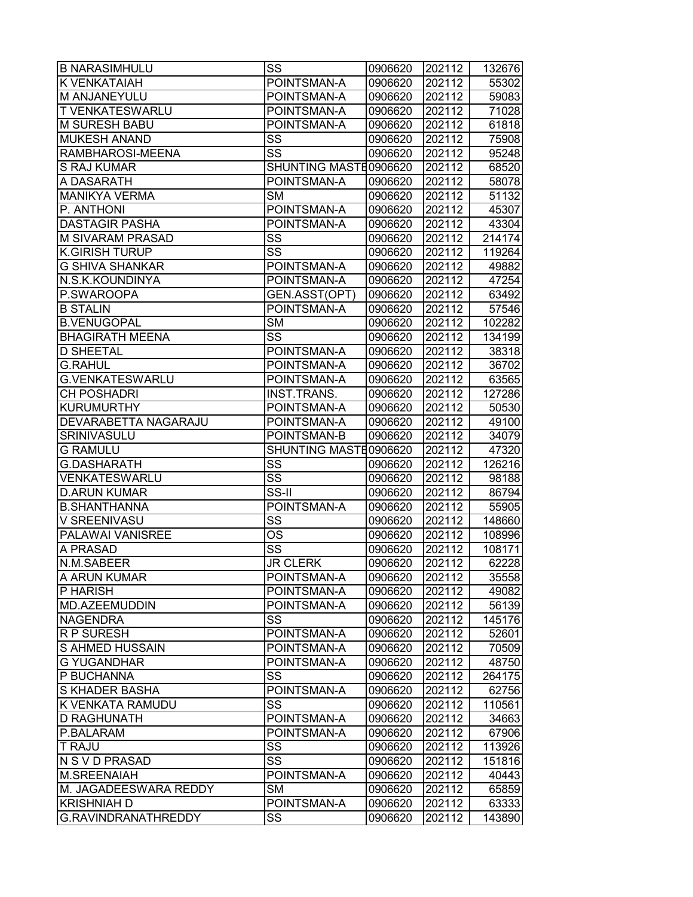| | | | | |
|---|---|---|---|---|
| B NARASIMHULU | SS | 0906620 | 202112 | 132676 |
| K VENKATAIAH | POINTSMAN-A | 0906620 | 202112 | 55302 |
| M ANJANEYULU | POINTSMAN-A | 0906620 | 202112 | 59083 |
| T VENKATESWARLU | POINTSMAN-A | 0906620 | 202112 | 71028 |
| M SURESH BABU | POINTSMAN-A | 0906620 | 202112 | 61818 |
| MUKESH ANAND | SS | 0906620 | 202112 | 75908 |
| RAMBHAROSI-MEENA | SS | 0906620 | 202112 | 95248 |
| S RAJ KUMAR | SHUNTING MASTE | 0906620 | 202112 | 68520 |
| A DASARATH | POINTSMAN-A | 0906620 | 202112 | 58078 |
| MANIKYA VERMA | SM | 0906620 | 202112 | 51132 |
| P. ANTHONI | POINTSMAN-A | 0906620 | 202112 | 45307 |
| DASTAGIR PASHA | POINTSMAN-A | 0906620 | 202112 | 43304 |
| M SIVARAM PRASAD | SS | 0906620 | 202112 | 214174 |
| K.GIRISH TURUP | SS | 0906620 | 202112 | 119264 |
| G SHIVA SHANKAR | POINTSMAN-A | 0906620 | 202112 | 49882 |
| N.S.K.KOUNDINYA | POINTSMAN-A | 0906620 | 202112 | 47254 |
| P.SWAROOPA | GEN.ASST(OPT) | 0906620 | 202112 | 63492 |
| B STALIN | POINTSMAN-A | 0906620 | 202112 | 57546 |
| B.VENUGOPAL | SM | 0906620 | 202112 | 102282 |
| BHAGIRATH MEENA | SS | 0906620 | 202112 | 134199 |
| D SHEETAL | POINTSMAN-A | 0906620 | 202112 | 38318 |
| G.RAHUL | POINTSMAN-A | 0906620 | 202112 | 36702 |
| G.VENKATESWARLU | POINTSMAN-A | 0906620 | 202112 | 63565 |
| CH POSHADRI | INST.TRANS. | 0906620 | 202112 | 127286 |
| KURUMURTHY | POINTSMAN-A | 0906620 | 202112 | 50530 |
| DEVARABETTA NAGARAJU | POINTSMAN-A | 0906620 | 202112 | 49100 |
| SRINIVASULU | POINTSMAN-B | 0906620 | 202112 | 34079 |
| G RAMULU | SHUNTING MASTE | 0906620 | 202112 | 47320 |
| G.DASHARATH | SS | 0906620 | 202112 | 126216 |
| VENKATESWARLU | SS | 0906620 | 202112 | 98188 |
| D.ARUN KUMAR | SS-II | 0906620 | 202112 | 86794 |
| B.SHANTHANNA | POINTSMAN-A | 0906620 | 202112 | 55905 |
| V SREENIVASU | SS | 0906620 | 202112 | 148660 |
| PALAWAI VANISREE | OS | 0906620 | 202112 | 108996 |
| A PRASAD | SS | 0906620 | 202112 | 108171 |
| N.M.SABEER | JR CLERK | 0906620 | 202112 | 62228 |
| A ARUN KUMAR | POINTSMAN-A | 0906620 | 202112 | 35558 |
| P HARISH | POINTSMAN-A | 0906620 | 202112 | 49082 |
| MD.AZEEMUDDIN | POINTSMAN-A | 0906620 | 202112 | 56139 |
| NAGENDRA | SS | 0906620 | 202112 | 145176 |
| R P SURESH | POINTSMAN-A | 0906620 | 202112 | 52601 |
| S AHMED HUSSAIN | POINTSMAN-A | 0906620 | 202112 | 70509 |
| G YUGANDHAR | POINTSMAN-A | 0906620 | 202112 | 48750 |
| P BUCHANNA | SS | 0906620 | 202112 | 264175 |
| S KHADER BASHA | POINTSMAN-A | 0906620 | 202112 | 62756 |
| K VENKATA RAMUDU | SS | 0906620 | 202112 | 110561 |
| D RAGHUNATH | POINTSMAN-A | 0906620 | 202112 | 34663 |
| P.BALARAM | POINTSMAN-A | 0906620 | 202112 | 67906 |
| T RAJU | SS | 0906620 | 202112 | 113926 |
| N S V D PRASAD | SS | 0906620 | 202112 | 151816 |
| M.SREENAIAH | POINTSMAN-A | 0906620 | 202112 | 40443 |
| M. JAGADEESWARA REDDY | SM | 0906620 | 202112 | 65859 |
| KRISHNIAH D | POINTSMAN-A | 0906620 | 202112 | 63333 |
| G.RAVINDRANATHREDDY | SS | 0906620 | 202112 | 143890 |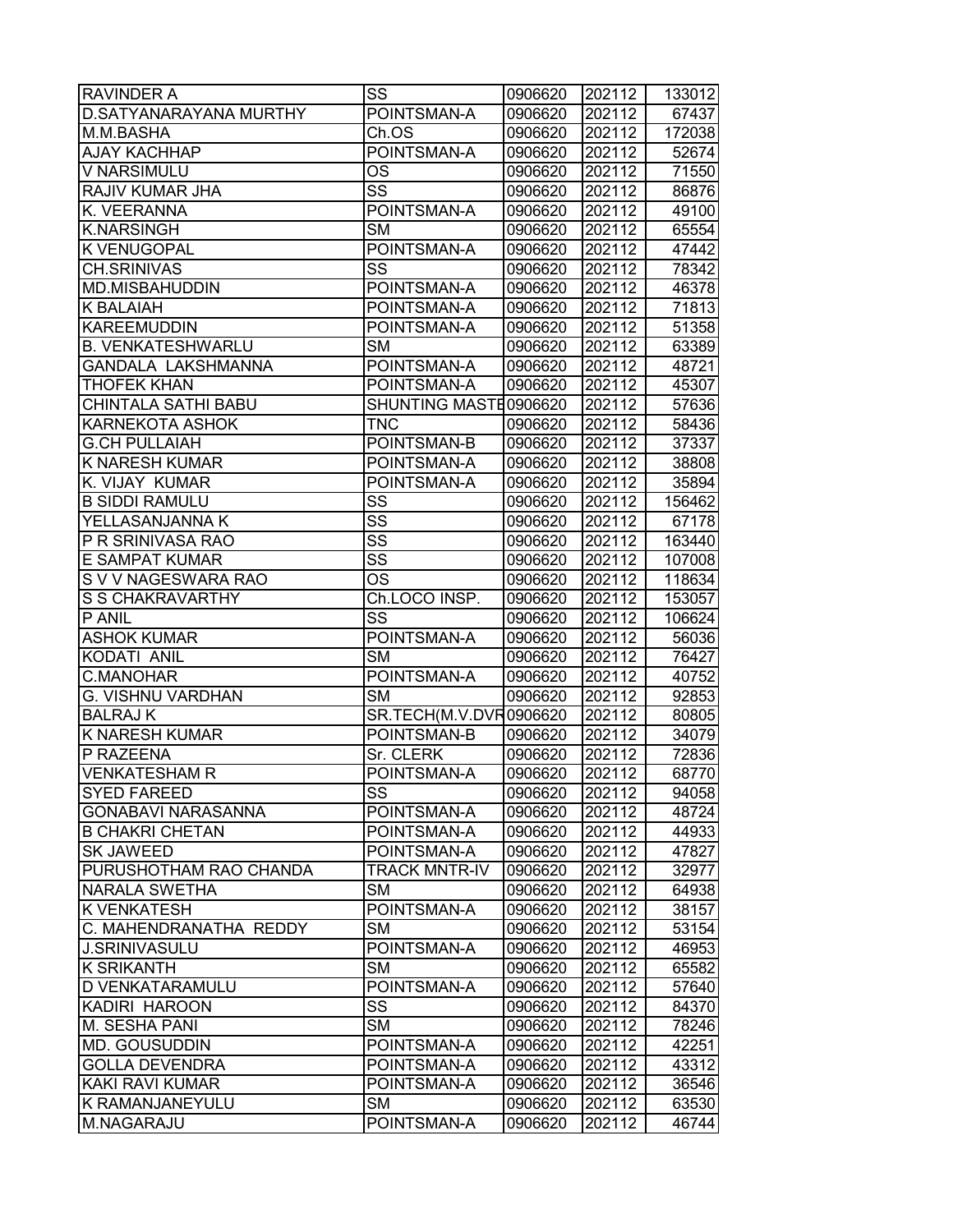| RAVINDER A | SS | 0906620 | 202112 | 133012 |
|---|---|---|---|---|
| D.SATYANARAYANA MURTHY | POINTSMAN-A | 0906620 | 202112 | 67437 |
| M.M.BASHA | Ch.OS | 0906620 | 202112 | 172038 |
| AJAY KACHHAP | POINTSMAN-A | 0906620 | 202112 | 52674 |
| V NARSIMULU | OS | 0906620 | 202112 | 71550 |
| RAJIV KUMAR JHA | SS | 0906620 | 202112 | 86876 |
| K. VEERANNA | POINTSMAN-A | 0906620 | 202112 | 49100 |
| K.NARSINGH | SM | 0906620 | 202112 | 65554 |
| K VENUGOPAL | POINTSMAN-A | 0906620 | 202112 | 47442 |
| CH.SRINIVAS | SS | 0906620 | 202112 | 78342 |
| MD.MISBAHUDDIN | POINTSMAN-A | 0906620 | 202112 | 46378 |
| K BALAIAH | POINTSMAN-A | 0906620 | 202112 | 71813 |
| KAREEMUDDIN | POINTSMAN-A | 0906620 | 202112 | 51358 |
| B. VENKATESHWARLU | SM | 0906620 | 202112 | 63389 |
| GANDALA LAKSHMANNA | POINTSMAN-A | 0906620 | 202112 | 48721 |
| THOFEK KHAN | POINTSMAN-A | 0906620 | 202112 | 45307 |
| CHINTALA SATHI BABU | SHUNTING MASTE | 0906620 | 202112 | 57636 |
| KARNEKOTA ASHOK | TNC | 0906620 | 202112 | 58436 |
| G.CH PULLAIAH | POINTSMAN-B | 0906620 | 202112 | 37337 |
| K NARESH KUMAR | POINTSMAN-A | 0906620 | 202112 | 38808 |
| K. VIJAY KUMAR | POINTSMAN-A | 0906620 | 202112 | 35894 |
| B SIDDI RAMULU | SS | 0906620 | 202112 | 156462 |
| YELLASANJANNA K | SS | 0906620 | 202112 | 67178 |
| P R SRINIVASA RAO | SS | 0906620 | 202112 | 163440 |
| E SAMPAT KUMAR | SS | 0906620 | 202112 | 107008 |
| S V V NAGESWARA RAO | OS | 0906620 | 202112 | 118634 |
| S S CHAKRAVARTHY | Ch.LOCO INSP. | 0906620 | 202112 | 153057 |
| P ANIL | SS | 0906620 | 202112 | 106624 |
| ASHOK KUMAR | POINTSMAN-A | 0906620 | 202112 | 56036 |
| KODATI ANIL | SM | 0906620 | 202112 | 76427 |
| C.MANOHAR | POINTSMAN-A | 0906620 | 202112 | 40752 |
| G. VISHNU VARDHAN | SM | 0906620 | 202112 | 92853 |
| BALRAJ K | SR.TECH(M.V.DVR | 0906620 | 202112 | 80805 |
| K NARESH KUMAR | POINTSMAN-B | 0906620 | 202112 | 34079 |
| P RAZEENA | Sr. CLERK | 0906620 | 202112 | 72836 |
| VENKATESHAM R | POINTSMAN-A | 0906620 | 202112 | 68770 |
| SYED FAREED | SS | 0906620 | 202112 | 94058 |
| GONABAVI NARASANNA | POINTSMAN-A | 0906620 | 202112 | 48724 |
| B CHAKRI CHETAN | POINTSMAN-A | 0906620 | 202112 | 44933 |
| SK JAWEED | POINTSMAN-A | 0906620 | 202112 | 47827 |
| PURUSHOTHAM RAO CHANDA | TRACK MNTR-IV | 0906620 | 202112 | 32977 |
| NARALA SWETHA | SM | 0906620 | 202112 | 64938 |
| K VENKATESH | POINTSMAN-A | 0906620 | 202112 | 38157 |
| C. MAHENDRANATHA REDDY | SM | 0906620 | 202112 | 53154 |
| J.SRINIVASULU | POINTSMAN-A | 0906620 | 202112 | 46953 |
| K SRIKANTH | SM | 0906620 | 202112 | 65582 |
| D VENKATARAMULU | POINTSMAN-A | 0906620 | 202112 | 57640 |
| KADIRI HAROON | SS | 0906620 | 202112 | 84370 |
| M. SESHA PANI | SM | 0906620 | 202112 | 78246 |
| MD. GOUSUDDIN | POINTSMAN-A | 0906620 | 202112 | 42251 |
| GOLLA DEVENDRA | POINTSMAN-A | 0906620 | 202112 | 43312 |
| KAKI RAVI KUMAR | POINTSMAN-A | 0906620 | 202112 | 36546 |
| K RAMANJANEYULU | SM | 0906620 | 202112 | 63530 |
| M.NAGARAJU | POINTSMAN-A | 0906620 | 202112 | 46744 |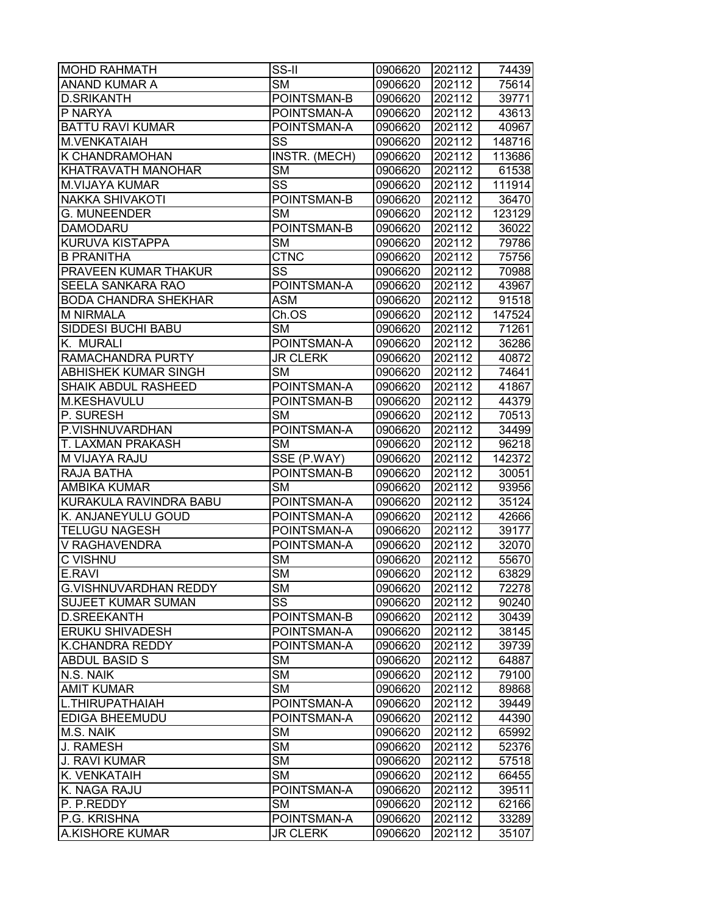| MOHD RAHMATH | SS-II | 0906620 | 202112 | 74439 |
|---|---|---|---|---|
| ANAND KUMAR A | SM | 0906620 | 202112 | 75614 |
| D.SRIKANTH | POINTSMAN-B | 0906620 | 202112 | 39771 |
| P NARYA | POINTSMAN-A | 0906620 | 202112 | 43613 |
| BATTU RAVI KUMAR | POINTSMAN-A | 0906620 | 202112 | 40967 |
| M.VENKATAIAH | SS | 0906620 | 202112 | 148716 |
| K CHANDRAMOHAN | INSTR. (MECH) | 0906620 | 202112 | 113686 |
| KHATRAVATH MANOHAR | SM | 0906620 | 202112 | 61538 |
| M.VIJAYA KUMAR | SS | 0906620 | 202112 | 111914 |
| NAKKA SHIVAKOTI | POINTSMAN-B | 0906620 | 202112 | 36470 |
| G. MUNEENDER | SM | 0906620 | 202112 | 123129 |
| DAMODARU | POINTSMAN-B | 0906620 | 202112 | 36022 |
| KURUVA KISTAPPA | SM | 0906620 | 202112 | 79786 |
| B PRANITHA | CTNC | 0906620 | 202112 | 75756 |
| PRAVEEN KUMAR THAKUR | SS | 0906620 | 202112 | 70988 |
| SEELA SANKARA RAO | POINTSMAN-A | 0906620 | 202112 | 43967 |
| BODA CHANDRA SHEKHAR | ASM | 0906620 | 202112 | 91518 |
| M NIRMALA | Ch.OS | 0906620 | 202112 | 147524 |
| SIDDESI BUCHI BABU | SM | 0906620 | 202112 | 71261 |
| K. MURALI | POINTSMAN-A | 0906620 | 202112 | 36286 |
| RAMACHANDRA PURTY | JR CLERK | 0906620 | 202112 | 40872 |
| ABHISHEK KUMAR SINGH | SM | 0906620 | 202112 | 74641 |
| SHAIK ABDUL RASHEED | POINTSMAN-A | 0906620 | 202112 | 41867 |
| M.KESHAVULU | POINTSMAN-B | 0906620 | 202112 | 44379 |
| P. SURESH | SM | 0906620 | 202112 | 70513 |
| P.VISHNUVARDHAN | POINTSMAN-A | 0906620 | 202112 | 34499 |
| T. LAXMAN PRAKASH | SM | 0906620 | 202112 | 96218 |
| M VIJAYA RAJU | SSE (P.WAY) | 0906620 | 202112 | 142372 |
| RAJA BATHA | POINTSMAN-B | 0906620 | 202112 | 30051 |
| AMBIKA KUMAR | SM | 0906620 | 202112 | 93956 |
| KURAKULA RAVINDRA BABU | POINTSMAN-A | 0906620 | 202112 | 35124 |
| K. ANJANEYULU GOUD | POINTSMAN-A | 0906620 | 202112 | 42666 |
| TELUGU NAGESH | POINTSMAN-A | 0906620 | 202112 | 39177 |
| V RAGHAVENDRA | POINTSMAN-A | 0906620 | 202112 | 32070 |
| C VISHNU | SM | 0906620 | 202112 | 55670 |
| E.RAVI | SM | 0906620 | 202112 | 63829 |
| G.VISHNUVARDHAN REDDY | SM | 0906620 | 202112 | 72278 |
| SUJEET KUMAR SUMAN | SS | 0906620 | 202112 | 90240 |
| D.SREEKANTH | POINTSMAN-B | 0906620 | 202112 | 30439 |
| ERUKU SHIVADESH | POINTSMAN-A | 0906620 | 202112 | 38145 |
| K.CHANDRA REDDY | POINTSMAN-A | 0906620 | 202112 | 39739 |
| ABDUL BASID S | SM | 0906620 | 202112 | 64887 |
| N.S. NAIK | SM | 0906620 | 202112 | 79100 |
| AMIT KUMAR | SM | 0906620 | 202112 | 89868 |
| L.THIRUPATHAIAH | POINTSMAN-A | 0906620 | 202112 | 39449 |
| EDIGA BHEEMUDU | POINTSMAN-A | 0906620 | 202112 | 44390 |
| M.S. NAIK | SM | 0906620 | 202112 | 65992 |
| J. RAMESH | SM | 0906620 | 202112 | 52376 |
| J. RAVI KUMAR | SM | 0906620 | 202112 | 57518 |
| K. VENKATAIH | SM | 0906620 | 202112 | 66455 |
| K. NAGA RAJU | POINTSMAN-A | 0906620 | 202112 | 39511 |
| P. P.REDDY | SM | 0906620 | 202112 | 62166 |
| P.G. KRISHNA | POINTSMAN-A | 0906620 | 202112 | 33289 |
| A.KISHORE KUMAR | JR CLERK | 0906620 | 202112 | 35107 |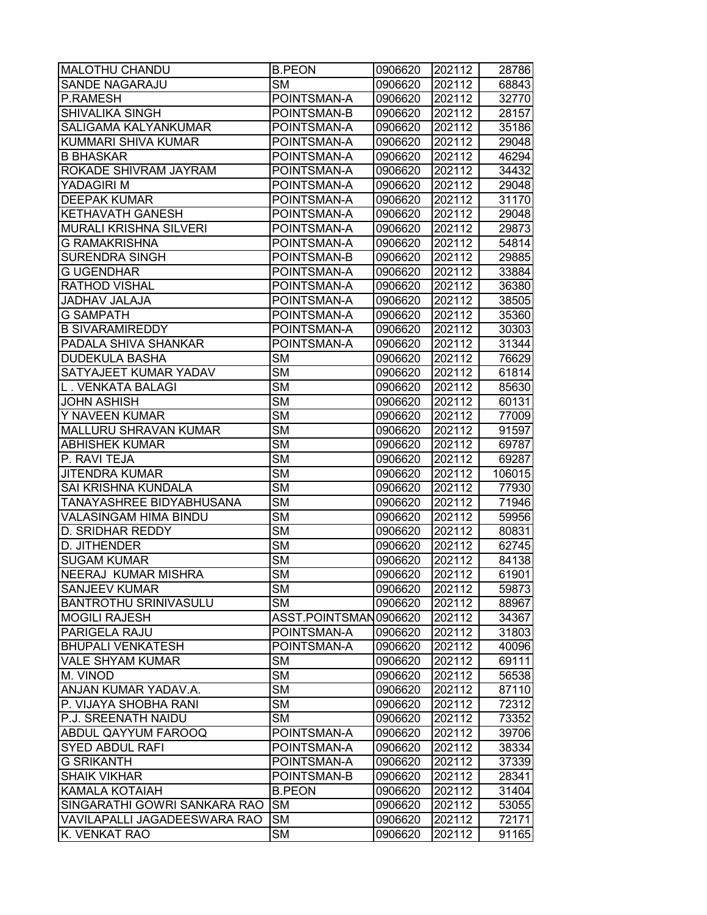| | | | | |
|---|---|---|---|---|
| MALOTHU CHANDU | B.PEON | 0906620 | 202112 | 28786 |
| SANDE NAGARAJU | SM | 0906620 | 202112 | 68843 |
| P.RAMESH | POINTSMAN-A | 0906620 | 202112 | 32770 |
| SHIVALIKA SINGH | POINTSMAN-B | 0906620 | 202112 | 28157 |
| SALIGAMA KALYANKUMAR | POINTSMAN-A | 0906620 | 202112 | 35186 |
| KUMMARI SHIVA KUMAR | POINTSMAN-A | 0906620 | 202112 | 29048 |
| B BHASKAR | POINTSMAN-A | 0906620 | 202112 | 46294 |
| ROKADE SHIVRAM JAYRAM | POINTSMAN-A | 0906620 | 202112 | 34432 |
| YADAGIRI M | POINTSMAN-A | 0906620 | 202112 | 29048 |
| DEEPAK KUMAR | POINTSMAN-A | 0906620 | 202112 | 31170 |
| KETHAVATH GANESH | POINTSMAN-A | 0906620 | 202112 | 29048 |
| MURALI KRISHNA SILVERI | POINTSMAN-A | 0906620 | 202112 | 29873 |
| G RAMAKRISHNA | POINTSMAN-A | 0906620 | 202112 | 54814 |
| SURENDRA SINGH | POINTSMAN-B | 0906620 | 202112 | 29885 |
| G UGENDHAR | POINTSMAN-A | 0906620 | 202112 | 33884 |
| RATHOD VISHAL | POINTSMAN-A | 0906620 | 202112 | 36380 |
| JADHAV JALAJA | POINTSMAN-A | 0906620 | 202112 | 38505 |
| G SAMPATH | POINTSMAN-A | 0906620 | 202112 | 35360 |
| B SIVARAMIREDDY | POINTSMAN-A | 0906620 | 202112 | 30303 |
| PADALA SHIVA SHANKAR | POINTSMAN-A | 0906620 | 202112 | 31344 |
| DUDEKULA BASHA | SM | 0906620 | 202112 | 76629 |
| SATYAJEET KUMAR YADAV | SM | 0906620 | 202112 | 61814 |
| L . VENKATA BALAGI | SM | 0906620 | 202112 | 85630 |
| JOHN ASHISH | SM | 0906620 | 202112 | 60131 |
| Y NAVEEN KUMAR | SM | 0906620 | 202112 | 77009 |
| MALLURU SHRAVAN KUMAR | SM | 0906620 | 202112 | 91597 |
| ABHISHEK KUMAR | SM | 0906620 | 202112 | 69787 |
| P. RAVI TEJA | SM | 0906620 | 202112 | 69287 |
| JITENDRA KUMAR | SM | 0906620 | 202112 | 106015 |
| SAI KRISHNA KUNDALA | SM | 0906620 | 202112 | 77930 |
| TANAYASHREE BIDYABHUSANA | SM | 0906620 | 202112 | 71946 |
| VALASINGAM HIMA BINDU | SM | 0906620 | 202112 | 59956 |
| D. SRIDHAR REDDY | SM | 0906620 | 202112 | 80831 |
| D. JITHENDER | SM | 0906620 | 202112 | 62745 |
| SUGAM KUMAR | SM | 0906620 | 202112 | 84138 |
| NEERAJ KUMAR MISHRA | SM | 0906620 | 202112 | 61901 |
| SANJEEV KUMAR | SM | 0906620 | 202112 | 59873 |
| BANTROTHU SRINIVASULU | SM | 0906620 | 202112 | 88967 |
| MOGILI RAJESH | ASST.POINTSMAN | 0906620 | 202112 | 34367 |
| PARIGELA RAJU | POINTSMAN-A | 0906620 | 202112 | 31803 |
| BHUPALI VENKATESH | POINTSMAN-A | 0906620 | 202112 | 40096 |
| VALE SHYAM KUMAR | SM | 0906620 | 202112 | 69111 |
| M. VINOD | SM | 0906620 | 202112 | 56538 |
| ANJAN KUMAR YADAV.A. | SM | 0906620 | 202112 | 87110 |
| P. VIJAYA SHOBHA RANI | SM | 0906620 | 202112 | 72312 |
| P.J. SREENATH NAIDU | SM | 0906620 | 202112 | 73352 |
| ABDUL QAYYUM FAROOQ | POINTSMAN-A | 0906620 | 202112 | 39706 |
| SYED ABDUL RAFI | POINTSMAN-A | 0906620 | 202112 | 38334 |
| G SRIKANTH | POINTSMAN-A | 0906620 | 202112 | 37339 |
| SHAIK VIKHAR | POINTSMAN-B | 0906620 | 202112 | 28341 |
| KAMALA KOTAIAH | B.PEON | 0906620 | 202112 | 31404 |
| SINGARATHI GOWRI SANKARA RAO | SM | 0906620 | 202112 | 53055 |
| VAVILAPALLI JAGADEESWARA RAO | SM | 0906620 | 202112 | 72171 |
| K. VENKAT RAO | SM | 0906620 | 202112 | 91165 |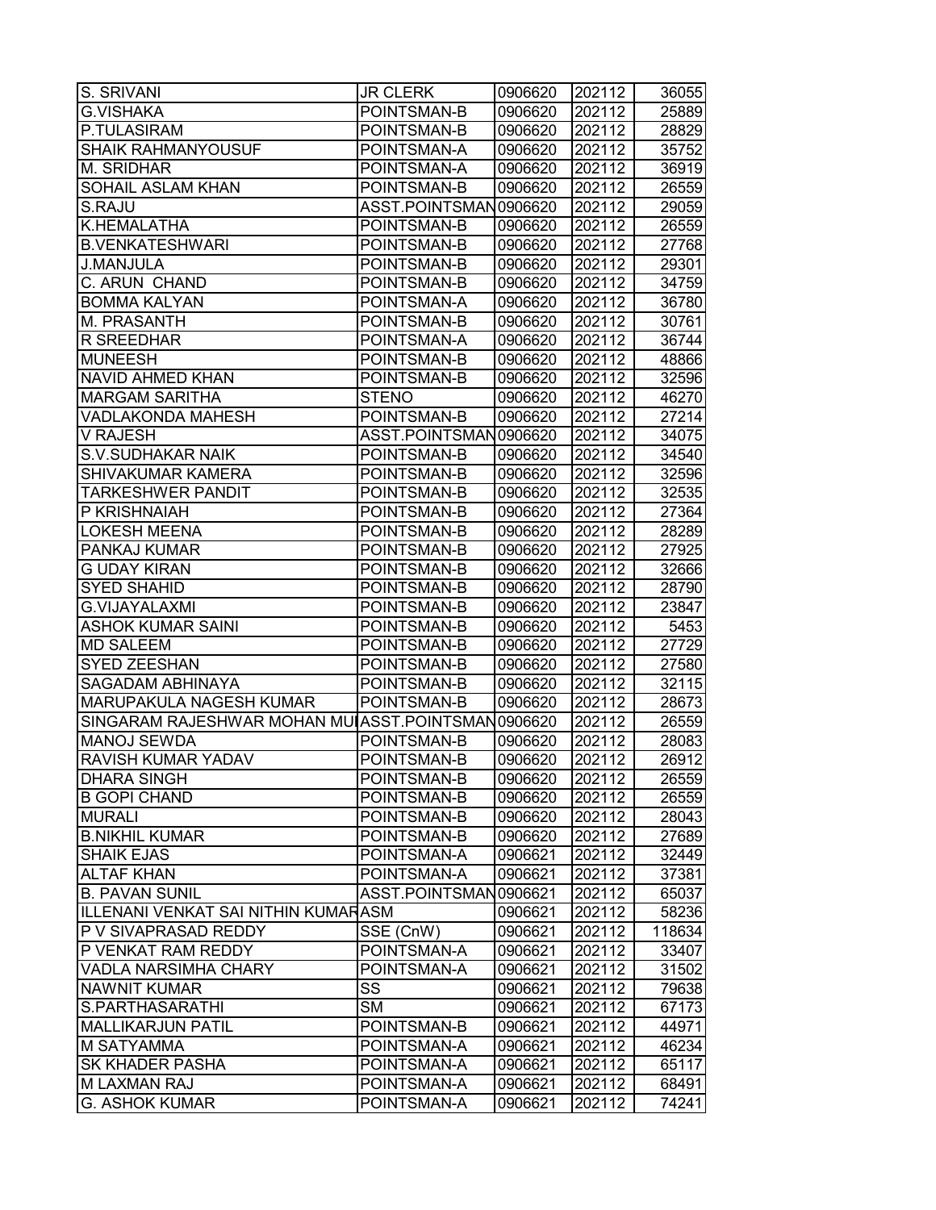| | | | | |
|---|---|---|---|---|
| S. SRIVANI | JR CLERK | 0906620 | 202112 | 36055 |
| G.VISHAKA | POINTSMAN-B | 0906620 | 202112 | 25889 |
| P.TULASIRAM | POINTSMAN-B | 0906620 | 202112 | 28829 |
| SHAIK RAHMANYOUSUF | POINTSMAN-A | 0906620 | 202112 | 35752 |
| M. SRIDHAR | POINTSMAN-A | 0906620 | 202112 | 36919 |
| SOHAIL ASLAM KHAN | POINTSMAN-B | 0906620 | 202112 | 26559 |
| S.RAJU | ASST.POINTSMAN | 0906620 | 202112 | 29059 |
| K.HEMALATHA | POINTSMAN-B | 0906620 | 202112 | 26559 |
| B.VENKATESHWARI | POINTSMAN-B | 0906620 | 202112 | 27768 |
| J.MANJULA | POINTSMAN-B | 0906620 | 202112 | 29301 |
| C. ARUN CHAND | POINTSMAN-B | 0906620 | 202112 | 34759 |
| BOMMA KALYAN | POINTSMAN-A | 0906620 | 202112 | 36780 |
| M. PRASANTH | POINTSMAN-B | 0906620 | 202112 | 30761 |
| R SREEDHAR | POINTSMAN-A | 0906620 | 202112 | 36744 |
| MUNEESH | POINTSMAN-B | 0906620 | 202112 | 48866 |
| NAVID AHMED KHAN | POINTSMAN-B | 0906620 | 202112 | 32596 |
| MARGAM SARITHA | STENO | 0906620 | 202112 | 46270 |
| VADLAKONDA MAHESH | POINTSMAN-B | 0906620 | 202112 | 27214 |
| V RAJESH | ASST.POINTSMAN | 0906620 | 202112 | 34075 |
| S.V.SUDHAKAR NAIK | POINTSMAN-B | 0906620 | 202112 | 34540 |
| SHIVAKUMAR KAMERA | POINTSMAN-B | 0906620 | 202112 | 32596 |
| TARKESHWER PANDIT | POINTSMAN-B | 0906620 | 202112 | 32535 |
| P KRISHNAIAH | POINTSMAN-B | 0906620 | 202112 | 27364 |
| LOKESH MEENA | POINTSMAN-B | 0906620 | 202112 | 28289 |
| PANKAJ KUMAR | POINTSMAN-B | 0906620 | 202112 | 27925 |
| G UDAY KIRAN | POINTSMAN-B | 0906620 | 202112 | 32666 |
| SYED SHAHID | POINTSMAN-B | 0906620 | 202112 | 28790 |
| G.VIJAYALAXMI | POINTSMAN-B | 0906620 | 202112 | 23847 |
| ASHOK KUMAR SAINI | POINTSMAN-B | 0906620 | 202112 | 5453 |
| MD SALEEM | POINTSMAN-B | 0906620 | 202112 | 27729 |
| SYED ZEESHAN | POINTSMAN-B | 0906620 | 202112 | 27580 |
| SAGADAM ABHINAYA | POINTSMAN-B | 0906620 | 202112 | 32115 |
| MARUPAKULA NAGESH KUMAR | POINTSMAN-B | 0906620 | 202112 | 28673 |
| SINGARAM RAJESHWAR MOHAN MU | ASST.POINTSMAN | 0906620 | 202112 | 26559 |
| MANOJ SEWDA | POINTSMAN-B | 0906620 | 202112 | 28083 |
| RAVISH KUMAR YADAV | POINTSMAN-B | 0906620 | 202112 | 26912 |
| DHARA SINGH | POINTSMAN-B | 0906620 | 202112 | 26559 |
| B GOPI CHAND | POINTSMAN-B | 0906620 | 202112 | 26559 |
| MURALI | POINTSMAN-B | 0906620 | 202112 | 28043 |
| B.NIKHIL KUMAR | POINTSMAN-B | 0906620 | 202112 | 27689 |
| SHAIK EJAS | POINTSMAN-A | 0906621 | 202112 | 32449 |
| ALTAF KHAN | POINTSMAN-A | 0906621 | 202112 | 37381 |
| B. PAVAN SUNIL | ASST.POINTSMAN | 0906621 | 202112 | 65037 |
| ILLENANI VENKAT SAI NITHIN KUMAR | ASM | 0906621 | 202112 | 58236 |
| P V SIVAPRASAD REDDY | SSE (CnW) | 0906621 | 202112 | 118634 |
| P VENKAT RAM REDDY | POINTSMAN-A | 0906621 | 202112 | 33407 |
| VADLA NARSIMHA CHARY | POINTSMAN-A | 0906621 | 202112 | 31502 |
| NAWNIT KUMAR | SS | 0906621 | 202112 | 79638 |
| S.PARTHASARATHI | SM | 0906621 | 202112 | 67173 |
| MALLIKARJUN PATIL | POINTSMAN-B | 0906621 | 202112 | 44971 |
| M SATYAMMA | POINTSMAN-A | 0906621 | 202112 | 46234 |
| SK KHADER PASHA | POINTSMAN-A | 0906621 | 202112 | 65117 |
| M LAXMAN RAJ | POINTSMAN-A | 0906621 | 202112 | 68491 |
| G. ASHOK KUMAR | POINTSMAN-A | 0906621 | 202112 | 74241 |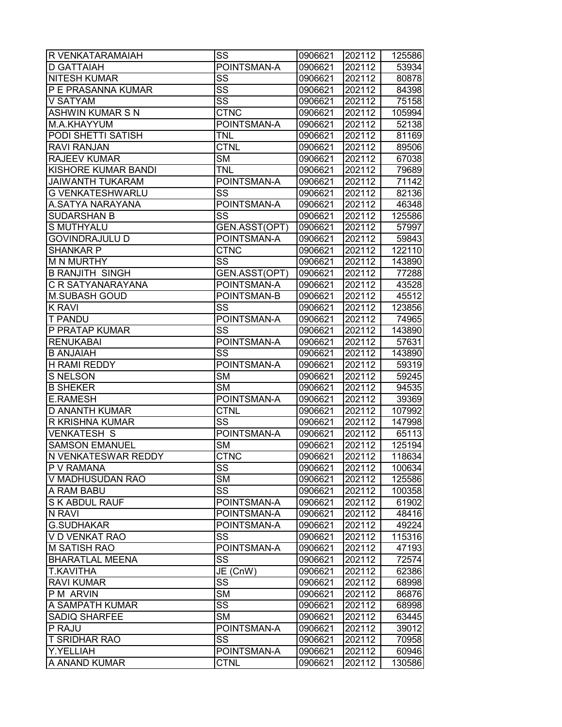| R VENKATARAMAIAH | SS | 0906621 | 202112 | 125586 |
|---|---|---|---|---|
| D GATTAIAH | POINTSMAN-A | 0906621 | 202112 | 53934 |
| NITESH KUMAR | SS | 0906621 | 202112 | 80878 |
| P E PRASANNA KUMAR | SS | 0906621 | 202112 | 84398 |
| V SATYAM | SS | 0906621 | 202112 | 75158 |
| ASHWIN KUMAR S N | CTNC | 0906621 | 202112 | 105994 |
| M.A.KHAYYUM | POINTSMAN-A | 0906621 | 202112 | 52138 |
| PODI SHETTI SATISH | TNL | 0906621 | 202112 | 81169 |
| RAVI RANJAN | CTNL | 0906621 | 202112 | 89506 |
| RAJEEV KUMAR | SM | 0906621 | 202112 | 67038 |
| KISHORE KUMAR BANDI | TNL | 0906621 | 202112 | 79689 |
| JAIWANTH TUKARAM | POINTSMAN-A | 0906621 | 202112 | 71142 |
| G VENKATESHWARLU | SS | 0906621 | 202112 | 82136 |
| A.SATYA NARAYANA | POINTSMAN-A | 0906621 | 202112 | 46348 |
| SUDARSHAN B | SS | 0906621 | 202112 | 125586 |
| S MUTHYALU | GEN.ASST(OPT) | 0906621 | 202112 | 57997 |
| GOVINDRAJULU D | POINTSMAN-A | 0906621 | 202112 | 59843 |
| SHANKAR P | CTNC | 0906621 | 202112 | 122110 |
| M N MURTHY | SS | 0906621 | 202112 | 143890 |
| B RANJITH SINGH | GEN.ASST(OPT) | 0906621 | 202112 | 77288 |
| C R SATYANARAYANA | POINTSMAN-A | 0906621 | 202112 | 43528 |
| M.SUBASH GOUD | POINTSMAN-B | 0906621 | 202112 | 45512 |
| K RAVI | SS | 0906621 | 202112 | 123856 |
| T PANDU | POINTSMAN-A | 0906621 | 202112 | 74965 |
| P PRATAP KUMAR | SS | 0906621 | 202112 | 143890 |
| RENUKABAI | POINTSMAN-A | 0906621 | 202112 | 57631 |
| B ANJAIAH | SS | 0906621 | 202112 | 143890 |
| H RAMI REDDY | POINTSMAN-A | 0906621 | 202112 | 59319 |
| S NELSON | SM | 0906621 | 202112 | 59245 |
| B SHEKER | SM | 0906621 | 202112 | 94535 |
| E.RAMESH | POINTSMAN-A | 0906621 | 202112 | 39369 |
| D ANANTH KUMAR | CTNL | 0906621 | 202112 | 107992 |
| R KRISHNA KUMAR | SS | 0906621 | 202112 | 147998 |
| VENKATESH S | POINTSMAN-A | 0906621 | 202112 | 65113 |
| SAMSON EMANUEL | SM | 0906621 | 202112 | 125194 |
| N VENKATESWAR REDDY | CTNC | 0906621 | 202112 | 118634 |
| P V RAMANA | SS | 0906621 | 202112 | 100634 |
| V MADHUSUDAN RAO | SM | 0906621 | 202112 | 125586 |
| A RAM BABU | SS | 0906621 | 202112 | 100358 |
| S K ABDUL RAUF | POINTSMAN-A | 0906621 | 202112 | 61902 |
| N RAVI | POINTSMAN-A | 0906621 | 202112 | 48416 |
| G.SUDHAKAR | POINTSMAN-A | 0906621 | 202112 | 49224 |
| V D VENKAT RAO | SS | 0906621 | 202112 | 115316 |
| M SATISH RAO | POINTSMAN-A | 0906621 | 202112 | 47193 |
| BHARATLAL MEENA | SS | 0906621 | 202112 | 72574 |
| T.KAVITHA | JE (CnW) | 0906621 | 202112 | 62386 |
| RAVI KUMAR | SS | 0906621 | 202112 | 68998 |
| P M ARVIN | SM | 0906621 | 202112 | 86876 |
| A SAMPATH KUMAR | SS | 0906621 | 202112 | 68998 |
| SADIQ SHARFEE | SM | 0906621 | 202112 | 63445 |
| P RAJU | POINTSMAN-A | 0906621 | 202112 | 39012 |
| T SRIDHAR RAO | SS | 0906621 | 202112 | 70958 |
| Y.YELLIAH | POINTSMAN-A | 0906621 | 202112 | 60946 |
| A ANAND KUMAR | CTNL | 0906621 | 202112 | 130586 |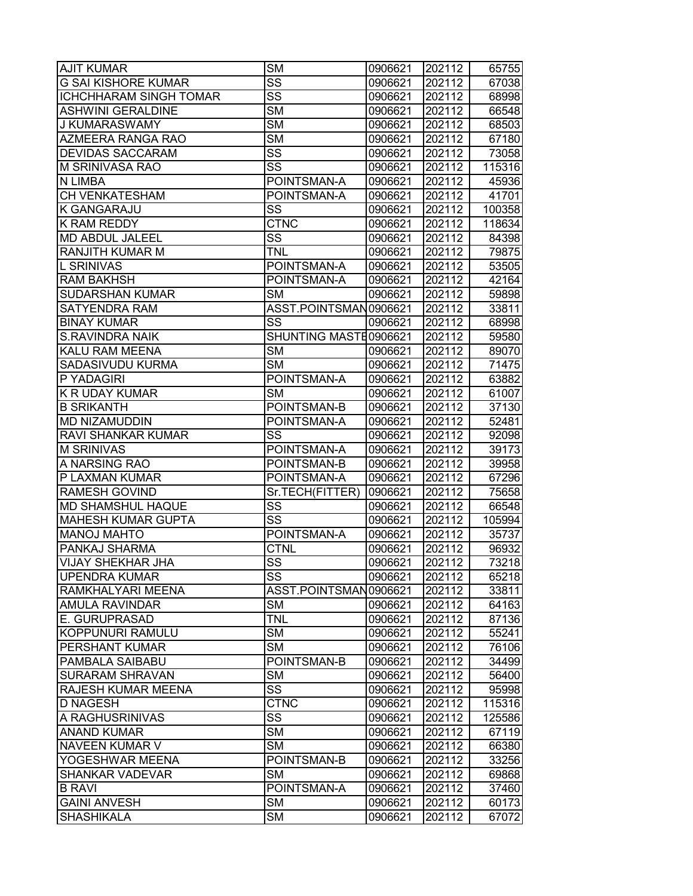| | | | | |
|---|---|---|---|---|
| AJIT KUMAR | SM | 0906621 | 202112 | 65755 |
| G SAI KISHORE KUMAR | SS | 0906621 | 202112 | 67038 |
| ICHCHHARAM SINGH TOMAR | SS | 0906621 | 202112 | 68998 |
| ASHWINI GERALDINE | SM | 0906621 | 202112 | 66548 |
| J KUMARASWAMY | SM | 0906621 | 202112 | 68503 |
| AZMEERA RANGA RAO | SM | 0906621 | 202112 | 67180 |
| DEVIDAS SACCARAM | SS | 0906621 | 202112 | 73058 |
| M SRINIVASA RAO | SS | 0906621 | 202112 | 115316 |
| N LIMBA | POINTSMAN-A | 0906621 | 202112 | 45936 |
| CH VENKATESHAM | POINTSMAN-A | 0906621 | 202112 | 41701 |
| K GANGARAJU | SS | 0906621 | 202112 | 100358 |
| K RAM REDDY | CTNC | 0906621 | 202112 | 118634 |
| MD ABDUL JALEEL | SS | 0906621 | 202112 | 84398 |
| RANJITH KUMAR M | TNL | 0906621 | 202112 | 79875 |
| L SRINIVAS | POINTSMAN-A | 0906621 | 202112 | 53505 |
| RAM BAKHSH | POINTSMAN-A | 0906621 | 202112 | 42164 |
| SUDARSHAN KUMAR | SM | 0906621 | 202112 | 59898 |
| SATYENDRA RAM | ASST.POINTSMAN | 0906621 | 202112 | 33811 |
| BINAY KUMAR | SS | 0906621 | 202112 | 68998 |
| S.RAVINDRA NAIK | SHUNTING MASTE | 0906621 | 202112 | 59580 |
| KALU RAM MEENA | SM | 0906621 | 202112 | 89070 |
| SADASIVUDU KURMA | SM | 0906621 | 202112 | 71475 |
| P YADAGIRI | POINTSMAN-A | 0906621 | 202112 | 63882 |
| K R UDAY KUMAR | SM | 0906621 | 202112 | 61007 |
| B SRIKANTH | POINTSMAN-B | 0906621 | 202112 | 37130 |
| MD NIZAMUDDIN | POINTSMAN-A | 0906621 | 202112 | 52481 |
| RAVI SHANKAR KUMAR | SS | 0906621 | 202112 | 92098 |
| M SRINIVAS | POINTSMAN-A | 0906621 | 202112 | 39173 |
| A NARSING RAO | POINTSMAN-B | 0906621 | 202112 | 39958 |
| P LAXMAN KUMAR | POINTSMAN-A | 0906621 | 202112 | 67296 |
| RAMESH GOVIND | Sr.TECH(FITTER) | 0906621 | 202112 | 75658 |
| MD SHAMSHUL HAQUE | SS | 0906621 | 202112 | 66548 |
| MAHESH KUMAR GUPTA | SS | 0906621 | 202112 | 105994 |
| MANOJ MAHTO | POINTSMAN-A | 0906621 | 202112 | 35737 |
| PANKAJ SHARMA | CTNL | 0906621 | 202112 | 96932 |
| VIJAY SHEKHAR JHA | SS | 0906621 | 202112 | 73218 |
| UPENDRA KUMAR | SS | 0906621 | 202112 | 65218 |
| RAMKHALYARI MEENA | ASST.POINTSMAN | 0906621 | 202112 | 33811 |
| AMULA RAVINDAR | SM | 0906621 | 202112 | 64163 |
| E. GURUPRASAD | TNL | 0906621 | 202112 | 87136 |
| KOPPUNURI RAMULU | SM | 0906621 | 202112 | 55241 |
| PERSHANT KUMAR | SM | 0906621 | 202112 | 76106 |
| PAMBALA SAIBABU | POINTSMAN-B | 0906621 | 202112 | 34499 |
| SURARAM SHRAVAN | SM | 0906621 | 202112 | 56400 |
| RAJESH KUMAR MEENA | SS | 0906621 | 202112 | 95998 |
| D NAGESH | CTNC | 0906621 | 202112 | 115316 |
| A RAGHUSRINIVAS | SS | 0906621 | 202112 | 125586 |
| ANAND KUMAR | SM | 0906621 | 202112 | 67119 |
| NAVEEN KUMAR V | SM | 0906621 | 202112 | 66380 |
| YOGESHWAR MEENA | POINTSMAN-B | 0906621 | 202112 | 33256 |
| SHANKAR VADEVAR | SM | 0906621 | 202112 | 69868 |
| B RAVI | POINTSMAN-A | 0906621 | 202112 | 37460 |
| GAINI ANVESH | SM | 0906621 | 202112 | 60173 |
| SHASHIKALA | SM | 0906621 | 202112 | 67072 |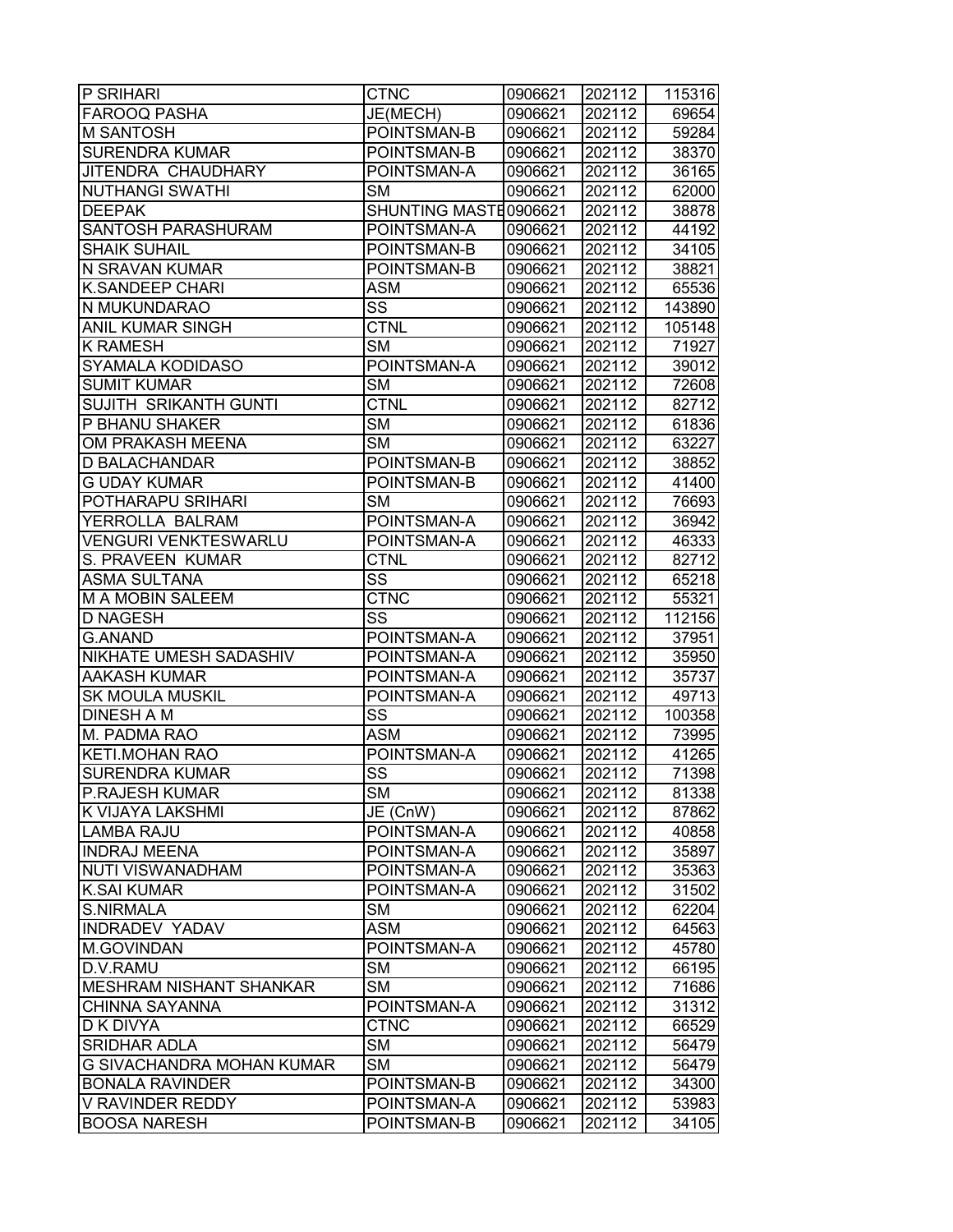| P SRIHARI | CTNC | 0906621 | 202112 | 115316 |
|---|---|---|---|---|
| FAROOQ PASHA | JE(MECH) | 0906621 | 202112 | 69654 |
| M SANTOSH | POINTSMAN-B | 0906621 | 202112 | 59284 |
| SURENDRA KUMAR | POINTSMAN-B | 0906621 | 202112 | 38370 |
| JITENDRA CHAUDHARY | POINTSMAN-A | 0906621 | 202112 | 36165 |
| NUTHANGI SWATHI | SM | 0906621 | 202112 | 62000 |
| DEEPAK | SHUNTING MASTE | 0906621 | 202112 | 38878 |
| SANTOSH PARASHURAM | POINTSMAN-A | 0906621 | 202112 | 44192 |
| SHAIK SUHAIL | POINTSMAN-B | 0906621 | 202112 | 34105 |
| N SRAVAN KUMAR | POINTSMAN-B | 0906621 | 202112 | 38821 |
| K.SANDEEP CHARI | ASM | 0906621 | 202112 | 65536 |
| N MUKUNDARAO | SS | 0906621 | 202112 | 143890 |
| ANIL KUMAR SINGH | CTNL | 0906621 | 202112 | 105148 |
| K RAMESH | SM | 0906621 | 202112 | 71927 |
| SYAMALA KODIDASO | POINTSMAN-A | 0906621 | 202112 | 39012 |
| SUMIT KUMAR | SM | 0906621 | 202112 | 72608 |
| SUJITH SRIKANTH GUNTI | CTNL | 0906621 | 202112 | 82712 |
| P BHANU SHAKER | SM | 0906621 | 202112 | 61836 |
| OM PRAKASH MEENA | SM | 0906621 | 202112 | 63227 |
| D BALACHANDAR | POINTSMAN-B | 0906621 | 202112 | 38852 |
| G UDAY KUMAR | POINTSMAN-B | 0906621 | 202112 | 41400 |
| POTHARAPU SRIHARI | SM | 0906621 | 202112 | 76693 |
| YERROLLA BALRAM | POINTSMAN-A | 0906621 | 202112 | 36942 |
| VENGURI VENKTESWARLU | POINTSMAN-A | 0906621 | 202112 | 46333 |
| S. PRAVEEN KUMAR | CTNL | 0906621 | 202112 | 82712 |
| ASMA SULTANA | SS | 0906621 | 202112 | 65218 |
| M A MOBIN SALEEM | CTNC | 0906621 | 202112 | 55321 |
| D NAGESH | SS | 0906621 | 202112 | 112156 |
| G.ANAND | POINTSMAN-A | 0906621 | 202112 | 37951 |
| NIKHATE UMESH SADASHIV | POINTSMAN-A | 0906621 | 202112 | 35950 |
| AAKASH KUMAR | POINTSMAN-A | 0906621 | 202112 | 35737 |
| SK MOULA MUSKIL | POINTSMAN-A | 0906621 | 202112 | 49713 |
| DINESH A M | SS | 0906621 | 202112 | 100358 |
| M. PADMA RAO | ASM | 0906621 | 202112 | 73995 |
| KETI.MOHAN RAO | POINTSMAN-A | 0906621 | 202112 | 41265 |
| SURENDRA KUMAR | SS | 0906621 | 202112 | 71398 |
| P.RAJESH KUMAR | SM | 0906621 | 202112 | 81338 |
| K VIJAYA LAKSHMI | JE (CnW) | 0906621 | 202112 | 87862 |
| LAMBA RAJU | POINTSMAN-A | 0906621 | 202112 | 40858 |
| INDRAJ MEENA | POINTSMAN-A | 0906621 | 202112 | 35897 |
| NUTI VISWANADHAM | POINTSMAN-A | 0906621 | 202112 | 35363 |
| K.SAI KUMAR | POINTSMAN-A | 0906621 | 202112 | 31502 |
| S.NIRMALA | SM | 0906621 | 202112 | 62204 |
| INDRADEV YADAV | ASM | 0906621 | 202112 | 64563 |
| M.GOVINDAN | POINTSMAN-A | 0906621 | 202112 | 45780 |
| D.V.RAMU | SM | 0906621 | 202112 | 66195 |
| MESHRAM NISHANT SHANKAR | SM | 0906621 | 202112 | 71686 |
| CHINNA SAYANNA | POINTSMAN-A | 0906621 | 202112 | 31312 |
| D K DIVYA | CTNC | 0906621 | 202112 | 66529 |
| SRIDHAR ADLA | SM | 0906621 | 202112 | 56479 |
| G SIVACHANDRA MOHAN KUMAR | SM | 0906621 | 202112 | 56479 |
| BONALA RAVINDER | POINTSMAN-B | 0906621 | 202112 | 34300 |
| V RAVINDER REDDY | POINTSMAN-A | 0906621 | 202112 | 53983 |
| BOOSA NARESH | POINTSMAN-B | 0906621 | 202112 | 34105 |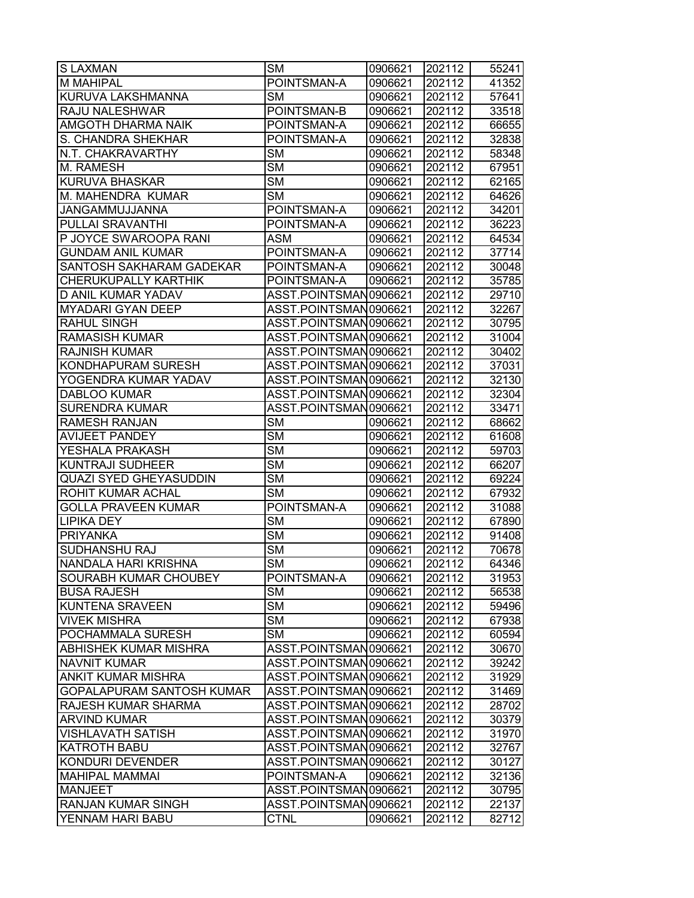| S LAXMAN | SM | 0906621 | 202112 | 55241 |
|---|---|---|---|---|
| M MAHIPAL | POINTSMAN-A | 0906621 | 202112 | 41352 |
| KURUVA LAKSHMANNA | SM | 0906621 | 202112 | 57641 |
| RAJU NALESHWAR | POINTSMAN-B | 0906621 | 202112 | 33518 |
| AMGOTH DHARMA NAIK | POINTSMAN-A | 0906621 | 202112 | 66655 |
| S. CHANDRA SHEKHAR | POINTSMAN-A | 0906621 | 202112 | 32838 |
| N.T. CHAKRAVARTHY | SM | 0906621 | 202112 | 58348 |
| M. RAMESH | SM | 0906621 | 202112 | 67951 |
| KURUVA BHASKAR | SM | 0906621 | 202112 | 62165 |
| M. MAHENDRA KUMAR | SM | 0906621 | 202112 | 64626 |
| JANGAMMUJJANNA | POINTSMAN-A | 0906621 | 202112 | 34201 |
| PULLAI SRAVANTHI | POINTSMAN-A | 0906621 | 202112 | 36223 |
| P JOYCE SWAROOPA RANI | ASM | 0906621 | 202112 | 64534 |
| GUNDAM ANIL KUMAR | POINTSMAN-A | 0906621 | 202112 | 37714 |
| SANTOSH SAKHARAM GADEKAR | POINTSMAN-A | 0906621 | 202112 | 30048 |
| CHERUKUPALLY KARTHIK | POINTSMAN-A | 0906621 | 202112 | 35785 |
| D ANIL KUMAR YADAV | ASST.POINTSMAN | 0906621 | 202112 | 29710 |
| MYADARI GYAN DEEP | ASST.POINTSMAN | 0906621 | 202112 | 32267 |
| RAHUL SINGH | ASST.POINTSMAN | 0906621 | 202112 | 30795 |
| RAMASISH KUMAR | ASST.POINTSMAN | 0906621 | 202112 | 31004 |
| RAJNISH KUMAR | ASST.POINTSMAN | 0906621 | 202112 | 30402 |
| KONDHAPURAM SURESH | ASST.POINTSMAN | 0906621 | 202112 | 37031 |
| YOGENDRA KUMAR YADAV | ASST.POINTSMAN | 0906621 | 202112 | 32130 |
| DABLOO KUMAR | ASST.POINTSMAN | 0906621 | 202112 | 32304 |
| SURENDRA KUMAR | ASST.POINTSMAN | 0906621 | 202112 | 33471 |
| RAMESH RANJAN | SM | 0906621 | 202112 | 68662 |
| AVIJEET PANDEY | SM | 0906621 | 202112 | 61608 |
| YESHALA PRAKASH | SM | 0906621 | 202112 | 59703 |
| KUNTRAJI SUDHEER | SM | 0906621 | 202112 | 66207 |
| QUAZI SYED GHEYASUDDIN | SM | 0906621 | 202112 | 69224 |
| ROHIT KUMAR ACHAL | SM | 0906621 | 202112 | 67932 |
| GOLLA PRAVEEN KUMAR | POINTSMAN-A | 0906621 | 202112 | 31088 |
| LIPIKA DEY | SM | 0906621 | 202112 | 67890 |
| PRIYANKA | SM | 0906621 | 202112 | 91408 |
| SUDHANSHU RAJ | SM | 0906621 | 202112 | 70678 |
| NANDALA HARI KRISHNA | SM | 0906621 | 202112 | 64346 |
| SOURABH KUMAR CHOUBEY | POINTSMAN-A | 0906621 | 202112 | 31953 |
| BUSA RAJESH | SM | 0906621 | 202112 | 56538 |
| KUNTENA SRAVEEN | SM | 0906621 | 202112 | 59496 |
| VIVEK MISHRA | SM | 0906621 | 202112 | 67938 |
| POCHAMMALA SURESH | SM | 0906621 | 202112 | 60594 |
| ABHISHEK KUMAR MISHRA | ASST.POINTSMAN | 0906621 | 202112 | 30670 |
| NAVNIT KUMAR | ASST.POINTSMAN | 0906621 | 202112 | 39242 |
| ANKIT KUMAR MISHRA | ASST.POINTSMAN | 0906621 | 202112 | 31929 |
| GOPALAPURAM SANTOSH KUMAR | ASST.POINTSMAN | 0906621 | 202112 | 31469 |
| RAJESH KUMAR SHARMA | ASST.POINTSMAN | 0906621 | 202112 | 28702 |
| ARVIND KUMAR | ASST.POINTSMAN | 0906621 | 202112 | 30379 |
| VISHLAVATH SATISH | ASST.POINTSMAN | 0906621 | 202112 | 31970 |
| KATROTH BABU | ASST.POINTSMAN | 0906621 | 202112 | 32767 |
| KONDURI DEVENDER | ASST.POINTSMAN | 0906621 | 202112 | 30127 |
| MAHIPAL MAMMAI | POINTSMAN-A | 0906621 | 202112 | 32136 |
| MANJEET | ASST.POINTSMAN | 0906621 | 202112 | 30795 |
| RANJAN KUMAR SINGH | ASST.POINTSMAN | 0906621 | 202112 | 22137 |
| YENNAM HARI BABU | CTNL | 0906621 | 202112 | 82712 |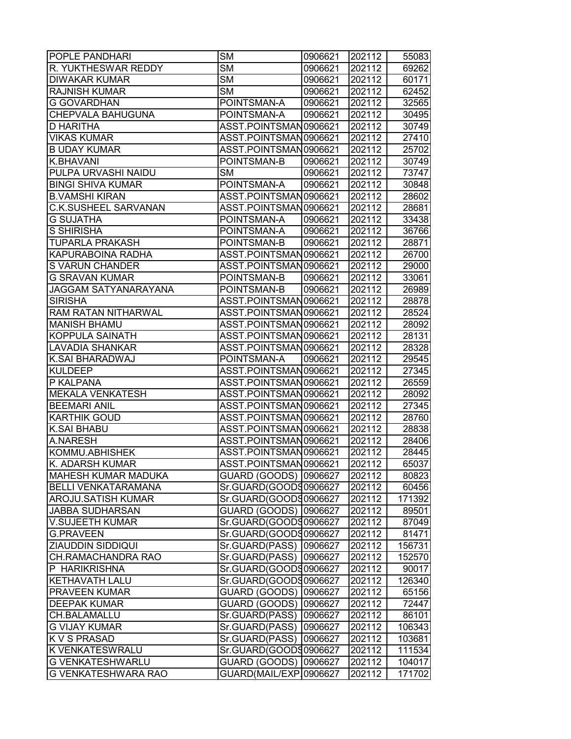| POPLE PANDHARI | SM | 0906621 | 202112 | 55083 |
|---|---|---|---|---|
| R. YUKTHESWAR REDDY | SM | 0906621 | 202112 | 69262 |
| DIWAKAR KUMAR | SM | 0906621 | 202112 | 60171 |
| RAJNISH KUMAR | SM | 0906621 | 202112 | 62452 |
| G GOVARDHAN | POINTSMAN-A | 0906621 | 202112 | 32565 |
| CHEPVALA BAHUGUNA | POINTSMAN-A | 0906621 | 202112 | 30495 |
| D HARITHA | ASST.POINTSMAN | 0906621 | 202112 | 30749 |
| VIKAS KUMAR | ASST.POINTSMAN | 0906621 | 202112 | 27410 |
| B UDAY KUMAR | ASST.POINTSMAN | 0906621 | 202112 | 25702 |
| K.BHAVANI | POINTSMAN-B | 0906621 | 202112 | 30749 |
| PULPA URVASHI NAIDU | SM | 0906621 | 202112 | 73747 |
| BINGI SHIVA KUMAR | POINTSMAN-A | 0906621 | 202112 | 30848 |
| B.VAMSHI KIRAN | ASST.POINTSMAN | 0906621 | 202112 | 28602 |
| C.K.SUSHEEL SARVANAN | ASST.POINTSMAN | 0906621 | 202112 | 28681 |
| G SUJATHA | POINTSMAN-A | 0906621 | 202112 | 33438 |
| S SHIRISHA | POINTSMAN-A | 0906621 | 202112 | 36766 |
| TUPARLA PRAKASH | POINTSMAN-B | 0906621 | 202112 | 28871 |
| KAPURABOINA RADHA | ASST.POINTSMAN | 0906621 | 202112 | 26700 |
| S VARUN CHANDER | ASST.POINTSMAN | 0906621 | 202112 | 29000 |
| G SRAVAN KUMAR | POINTSMAN-B | 0906621 | 202112 | 33061 |
| JAGGAM SATYANARAYANA | POINTSMAN-B | 0906621 | 202112 | 26989 |
| SIRISHA | ASST.POINTSMAN | 0906621 | 202112 | 28878 |
| RAM RATAN NITHARWAL | ASST.POINTSMAN | 0906621 | 202112 | 28524 |
| MANISH BHAMU | ASST.POINTSMAN | 0906621 | 202112 | 28092 |
| KOPPULA SAINATH | ASST.POINTSMAN | 0906621 | 202112 | 28131 |
| LAVADIA SHANKAR | ASST.POINTSMAN | 0906621 | 202112 | 28328 |
| K.SAI BHARADWAJ | POINTSMAN-A | 0906621 | 202112 | 29545 |
| KULDEEP | ASST.POINTSMAN | 0906621 | 202112 | 27345 |
| P KALPANA | ASST.POINTSMAN | 0906621 | 202112 | 26559 |
| MEKALA VENKATESH | ASST.POINTSMAN | 0906621 | 202112 | 28092 |
| BEEMARI ANIL | ASST.POINTSMAN | 0906621 | 202112 | 27345 |
| KARTHIK GOUD | ASST.POINTSMAN | 0906621 | 202112 | 28760 |
| K.SAI BHABU | ASST.POINTSMAN | 0906621 | 202112 | 28838 |
| A.NARESH | ASST.POINTSMAN | 0906621 | 202112 | 28406 |
| KOMMU.ABHISHEK | ASST.POINTSMAN | 0906621 | 202112 | 28445 |
| K. ADARSH KUMAR | ASST.POINTSMAN | 0906621 | 202112 | 65037 |
| MAHESH KUMAR MADUKA | GUARD (GOODS) | 0906627 | 202112 | 80823 |
| BELLI VENKATARAMANA | Sr.GUARD(GOODS | 0906627 | 202112 | 60456 |
| AROJU.SATISH KUMAR | Sr.GUARD(GOODS | 0906627 | 202112 | 171392 |
| JABBA SUDHARSAN | GUARD (GOODS) | 0906627 | 202112 | 89501 |
| V.SUJEETH KUMAR | Sr.GUARD(GOODS | 0906627 | 202112 | 87049 |
| G.PRAVEEN | Sr.GUARD(GOODS | 0906627 | 202112 | 81471 |
| ZIAUDDIN SIDDIQUI | Sr.GUARD(PASS) | 0906627 | 202112 | 156731 |
| CH.RAMACHANDRA RAO | Sr.GUARD(PASS) | 0906627 | 202112 | 152570 |
| P HARIKRISHNA | Sr.GUARD(GOODS | 0906627 | 202112 | 90017 |
| KETHAVATH LALU | Sr.GUARD(GOODS | 0906627 | 202112 | 126340 |
| PRAVEEN KUMAR | GUARD (GOODS) | 0906627 | 202112 | 65156 |
| DEEPAK KUMAR | GUARD (GOODS) | 0906627 | 202112 | 72447 |
| CH.BALAMALLU | Sr.GUARD(PASS) | 0906627 | 202112 | 86101 |
| G VIJAY KUMAR | Sr.GUARD(PASS) | 0906627 | 202112 | 106343 |
| K V S PRASAD | Sr.GUARD(PASS) | 0906627 | 202112 | 103681 |
| K VENKATESWRALU | Sr.GUARD(GOODS | 0906627 | 202112 | 111534 |
| G VENKATESHWARLU | GUARD (GOODS) | 0906627 | 202112 | 104017 |
| G VENKATESHWARA RAO | GUARD(MAIL/EXP | 0906627 | 202112 | 171702 |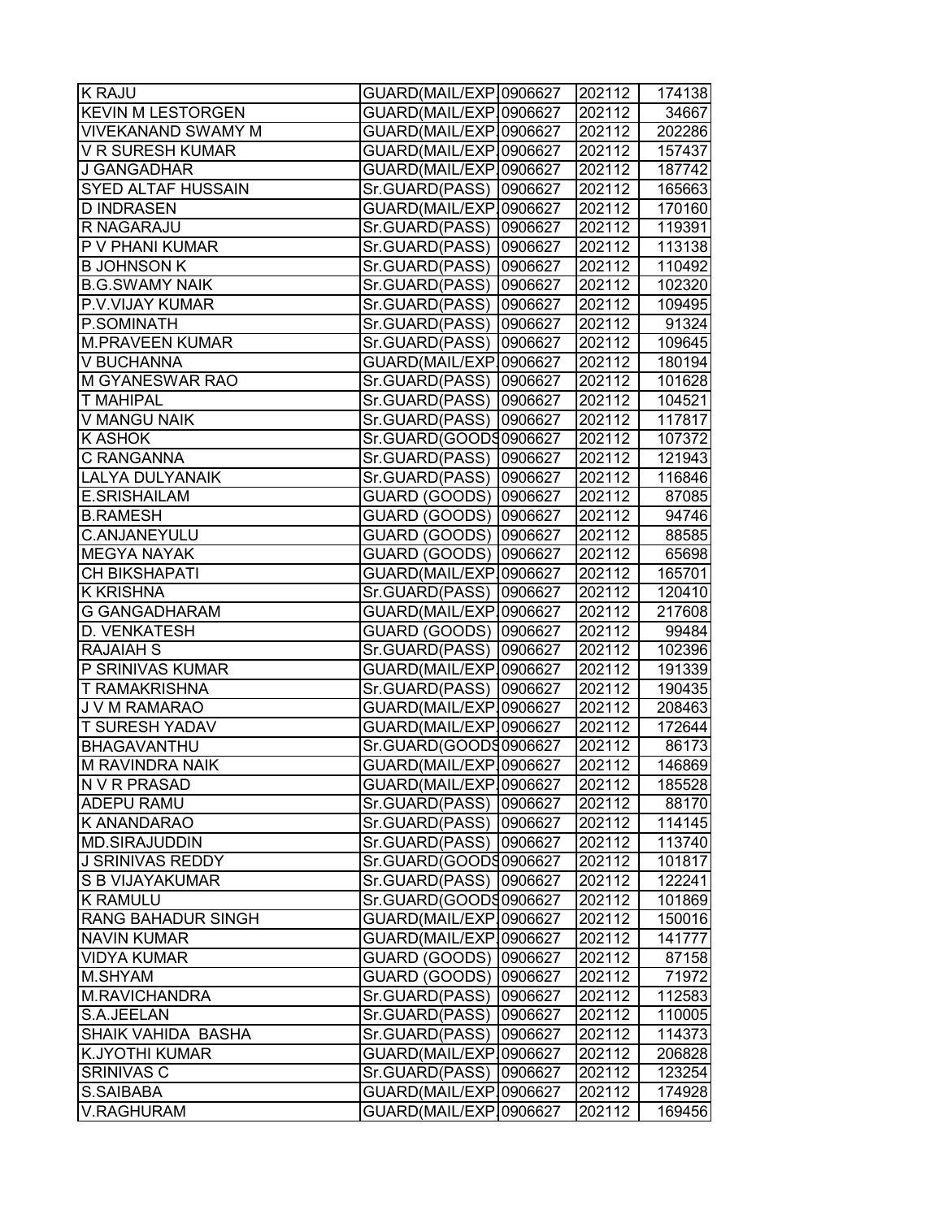| | | | | |
|---|---|---|---|---|
| K RAJU | GUARD(MAIL/EXP | 0906627 | 202112 | 174138 |
| KEVIN M LESTORGEN | GUARD(MAIL/EXP | 0906627 | 202112 | 34667 |
| VIVEKANAND SWAMY M | GUARD(MAIL/EXP | 0906627 | 202112 | 202286 |
| V R SURESH KUMAR | GUARD(MAIL/EXP | 0906627 | 202112 | 157437 |
| J GANGADHAR | GUARD(MAIL/EXP | 0906627 | 202112 | 187742 |
| SYED ALTAF HUSSAIN | Sr.GUARD(PASS) | 0906627 | 202112 | 165663 |
| D INDRASEN | GUARD(MAIL/EXP | 0906627 | 202112 | 170160 |
| R NAGARAJU | Sr.GUARD(PASS) | 0906627 | 202112 | 119391 |
| P V PHANI KUMAR | Sr.GUARD(PASS) | 0906627 | 202112 | 113138 |
| B JOHNSON K | Sr.GUARD(PASS) | 0906627 | 202112 | 110492 |
| B.G.SWAMY NAIK | Sr.GUARD(PASS) | 0906627 | 202112 | 102320 |
| P.V.VIJAY KUMAR | Sr.GUARD(PASS) | 0906627 | 202112 | 109495 |
| P.SOMINATH | Sr.GUARD(PASS) | 0906627 | 202112 | 91324 |
| M.PRAVEEN KUMAR | Sr.GUARD(PASS) | 0906627 | 202112 | 109645 |
| V BUCHANNA | GUARD(MAIL/EXP | 0906627 | 202112 | 180194 |
| M GYANESWAR RAO | Sr.GUARD(PASS) | 0906627 | 202112 | 101628 |
| T MAHIPAL | Sr.GUARD(PASS) | 0906627 | 202112 | 104521 |
| V MANGU NAIK | Sr.GUARD(PASS) | 0906627 | 202112 | 117817 |
| K ASHOK | Sr.GUARD(GOODS | 0906627 | 202112 | 107372 |
| C RANGANNA | Sr.GUARD(PASS) | 0906627 | 202112 | 121943 |
| LALYA DULYANAIK | Sr.GUARD(PASS) | 0906627 | 202112 | 116846 |
| E.SRISHAILAM | GUARD (GOODS) | 0906627 | 202112 | 87085 |
| B.RAMESH | GUARD (GOODS) | 0906627 | 202112 | 94746 |
| C.ANJANEYULU | GUARD (GOODS) | 0906627 | 202112 | 88585 |
| MEGYA NAYAK | GUARD (GOODS) | 0906627 | 202112 | 65698 |
| CH BIKSHAPATI | GUARD(MAIL/EXP | 0906627 | 202112 | 165701 |
| K KRISHNA | Sr.GUARD(PASS) | 0906627 | 202112 | 120410 |
| G GANGADHARAM | GUARD(MAIL/EXP | 0906627 | 202112 | 217608 |
| D. VENKATESH | GUARD (GOODS) | 0906627 | 202112 | 99484 |
| RAJAIAH S | Sr.GUARD(PASS) | 0906627 | 202112 | 102396 |
| P SRINIVAS KUMAR | GUARD(MAIL/EXP | 0906627 | 202112 | 191339 |
| T RAMAKRISHNA | Sr.GUARD(PASS) | 0906627 | 202112 | 190435 |
| J V M RAMARAO | GUARD(MAIL/EXP | 0906627 | 202112 | 208463 |
| T SURESH YADAV | GUARD(MAIL/EXP | 0906627 | 202112 | 172644 |
| BHAGAVANTHU | Sr.GUARD(GOODS | 0906627 | 202112 | 86173 |
| M RAVINDRA NAIK | GUARD(MAIL/EXP | 0906627 | 202112 | 146869 |
| N V R PRASAD | GUARD(MAIL/EXP | 0906627 | 202112 | 185528 |
| ADEPU RAMU | Sr.GUARD(PASS) | 0906627 | 202112 | 88170 |
| K ANANDARAO | Sr.GUARD(PASS) | 0906627 | 202112 | 114145 |
| MD.SIRAJUDDIN | Sr.GUARD(PASS) | 0906627 | 202112 | 113740 |
| J SRINIVAS REDDY | Sr.GUARD(GOODS | 0906627 | 202112 | 101817 |
| S B VIJAYAKUMAR | Sr.GUARD(PASS) | 0906627 | 202112 | 122241 |
| K RAMULU | Sr.GUARD(GOODS | 0906627 | 202112 | 101869 |
| RANG BAHADUR SINGH | GUARD(MAIL/EXP | 0906627 | 202112 | 150016 |
| NAVIN KUMAR | GUARD(MAIL/EXP | 0906627 | 202112 | 141777 |
| VIDYA KUMAR | GUARD (GOODS) | 0906627 | 202112 | 87158 |
| M.SHYAM | GUARD (GOODS) | 0906627 | 202112 | 71972 |
| M.RAVICHANDRA | Sr.GUARD(PASS) | 0906627 | 202112 | 112583 |
| S.A.JEELAN | Sr.GUARD(PASS) | 0906627 | 202112 | 110005 |
| SHAIK VAHIDA BASHA | Sr.GUARD(PASS) | 0906627 | 202112 | 114373 |
| K.JYOTHI KUMAR | GUARD(MAIL/EXP | 0906627 | 202112 | 206828 |
| SRINIVAS C | Sr.GUARD(PASS) | 0906627 | 202112 | 123254 |
| S.SAIBABA | GUARD(MAIL/EXP | 0906627 | 202112 | 174928 |
| V.RAGHURAM | GUARD(MAIL/EXP | 0906627 | 202112 | 169456 |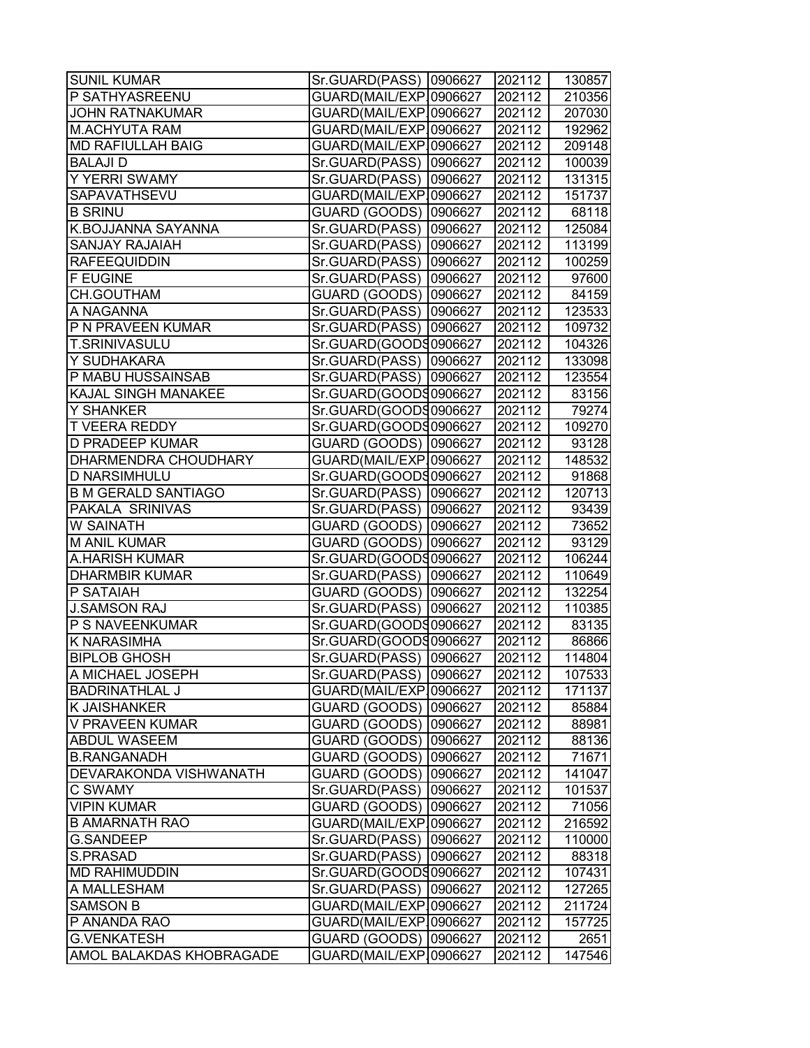| | | | | |
|---|---|---|---|---|
| SUNIL KUMAR | Sr.GUARD(PASS) | 0906627 | 202112 | 130857 |
| P SATHYASREENU | GUARD(MAIL/EXP. | 0906627 | 202112 | 210356 |
| JOHN RATNAKUMAR | GUARD(MAIL/EXP. | 0906627 | 202112 | 207030 |
| M.ACHYUTA RAM | GUARD(MAIL/EXP. | 0906627 | 202112 | 192962 |
| MD RAFIULLAH BAIG | GUARD(MAIL/EXP. | 0906627 | 202112 | 209148 |
| BALAJI D | Sr.GUARD(PASS) | 0906627 | 202112 | 100039 |
| Y YERRI SWAMY | Sr.GUARD(PASS) | 0906627 | 202112 | 131315 |
| SAPAVATHSEVU | GUARD(MAIL/EXP. | 0906627 | 202112 | 151737 |
| B SRINU | GUARD (GOODS) | 0906627 | 202112 | 68118 |
| K.BOJJANNA SAYANNA | Sr.GUARD(PASS) | 0906627 | 202112 | 125084 |
| SANJAY RAJAIAH | Sr.GUARD(PASS) | 0906627 | 202112 | 113199 |
| RAFEEQUIDDIN | Sr.GUARD(PASS) | 0906627 | 202112 | 100259 |
| F EUGINE | Sr.GUARD(PASS) | 0906627 | 202112 | 97600 |
| CH.GOUTHAM | GUARD (GOODS) | 0906627 | 202112 | 84159 |
| A NAGANNA | Sr.GUARD(PASS) | 0906627 | 202112 | 123533 |
| P N PRAVEEN KUMAR | Sr.GUARD(PASS) | 0906627 | 202112 | 109732 |
| T.SRINIVASULU | Sr.GUARD(GOODS | 0906627 | 202112 | 104326 |
| Y SUDHAKARA | Sr.GUARD(PASS) | 0906627 | 202112 | 133098 |
| P MABU HUSSAINSAB | Sr.GUARD(PASS) | 0906627 | 202112 | 123554 |
| KAJAL SINGH MANAKEE | Sr.GUARD(GOODS | 0906627 | 202112 | 83156 |
| Y SHANKER | Sr.GUARD(GOODS | 0906627 | 202112 | 79274 |
| T VEERA REDDY | Sr.GUARD(GOODS | 0906627 | 202112 | 109270 |
| D PRADEEP KUMAR | GUARD (GOODS) | 0906627 | 202112 | 93128 |
| DHARMENDRA CHOUDHARY | GUARD(MAIL/EXP. | 0906627 | 202112 | 148532 |
| D NARSIMHULU | Sr.GUARD(GOODS | 0906627 | 202112 | 91868 |
| B M GERALD SANTIAGO | Sr.GUARD(PASS) | 0906627 | 202112 | 120713 |
| PAKALA SRINIVAS | Sr.GUARD(PASS) | 0906627 | 202112 | 93439 |
| W SAINATH | GUARD (GOODS) | 0906627 | 202112 | 73652 |
| M ANIL KUMAR | GUARD (GOODS) | 0906627 | 202112 | 93129 |
| A.HARISH KUMAR | Sr.GUARD(GOODS | 0906627 | 202112 | 106244 |
| DHARMBIR KUMAR | Sr.GUARD(PASS) | 0906627 | 202112 | 110649 |
| P SATAIAH | GUARD (GOODS) | 0906627 | 202112 | 132254 |
| J.SAMSON RAJ | Sr.GUARD(PASS) | 0906627 | 202112 | 110385 |
| P S NAVEENKUMAR | Sr.GUARD(GOODS | 0906627 | 202112 | 83135 |
| K NARASIMHA | Sr.GUARD(GOODS | 0906627 | 202112 | 86866 |
| BIPLOB GHOSH | Sr.GUARD(PASS) | 0906627 | 202112 | 114804 |
| A MICHAEL JOSEPH | Sr.GUARD(PASS) | 0906627 | 202112 | 107533 |
| BADRINATHLAL J | GUARD(MAIL/EXP. | 0906627 | 202112 | 171137 |
| K JAISHANKER | GUARD (GOODS) | 0906627 | 202112 | 85884 |
| V PRAVEEN KUMAR | GUARD (GOODS) | 0906627 | 202112 | 88981 |
| ABDUL WASEEM | GUARD (GOODS) | 0906627 | 202112 | 88136 |
| B.RANGANADH | GUARD (GOODS) | 0906627 | 202112 | 71671 |
| DEVARAKONDA VISHWANATH | GUARD (GOODS) | 0906627 | 202112 | 141047 |
| C SWAMY | Sr.GUARD(PASS) | 0906627 | 202112 | 101537 |
| VIPIN KUMAR | GUARD (GOODS) | 0906627 | 202112 | 71056 |
| B AMARNATH RAO | GUARD(MAIL/EXP. | 0906627 | 202112 | 216592 |
| G.SANDEEP | Sr.GUARD(PASS) | 0906627 | 202112 | 110000 |
| S.PRASAD | Sr.GUARD(PASS) | 0906627 | 202112 | 88318 |
| MD RAHIMUDDIN | Sr.GUARD(GOODS | 0906627 | 202112 | 107431 |
| A MALLESHAM | Sr.GUARD(PASS) | 0906627 | 202112 | 127265 |
| SAMSON B | GUARD(MAIL/EXP. | 0906627 | 202112 | 211724 |
| P ANANDA RAO | GUARD(MAIL/EXP. | 0906627 | 202112 | 157725 |
| G.VENKATESH | GUARD (GOODS) | 0906627 | 202112 | 2651 |
| AMOL BALAKDAS KHOBRAGADE | GUARD(MAIL/EXP. | 0906627 | 202112 | 147546 |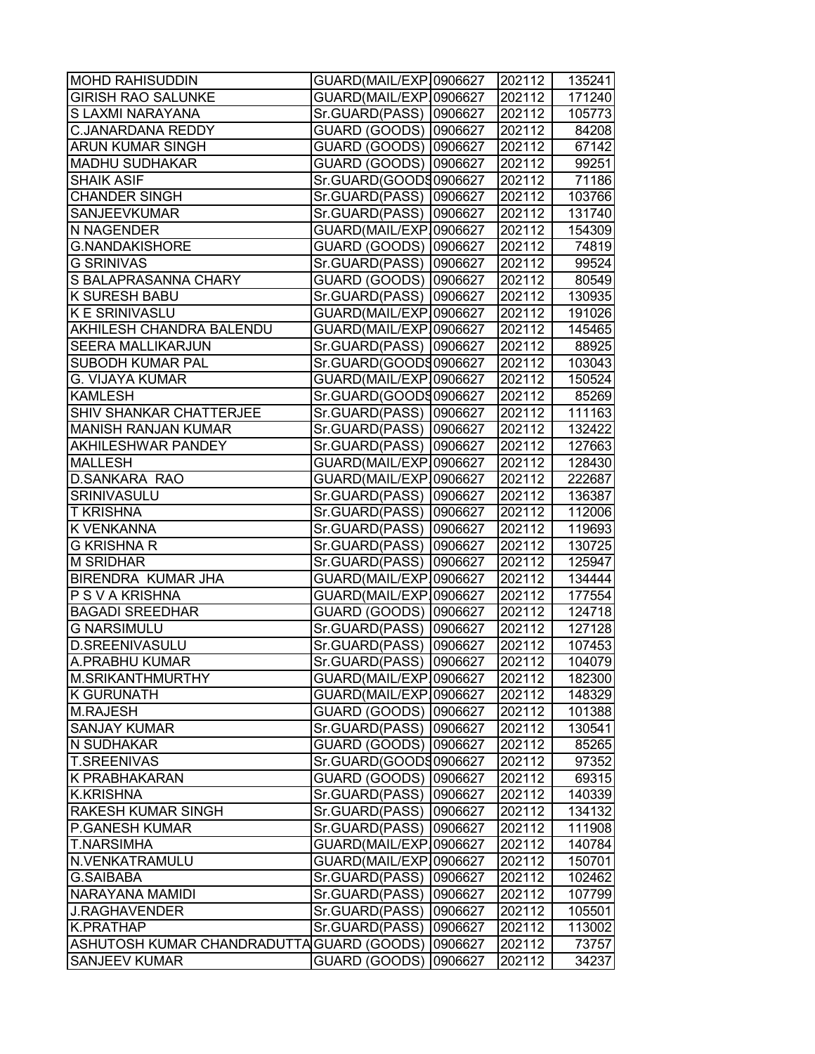| | | | | |
|---|---|---|---|---|
| MOHD RAHISUDDIN | GUARD(MAIL/EXP. | 0906627 | 202112 | 135241 |
| GIRISH RAO SALUNKE | GUARD(MAIL/EXP. | 0906627 | 202112 | 171240 |
| S LAXMI NARAYANA | Sr.GUARD(PASS) | 0906627 | 202112 | 105773 |
| C.JANARDANA REDDY | GUARD (GOODS) | 0906627 | 202112 | 84208 |
| ARUN KUMAR SINGH | GUARD (GOODS) | 0906627 | 202112 | 67142 |
| MADHU SUDHAKAR | GUARD (GOODS) | 0906627 | 202112 | 99251 |
| SHAIK ASIF | Sr.GUARD(GOODS | 0906627 | 202112 | 71186 |
| CHANDER SINGH | Sr.GUARD(PASS) | 0906627 | 202112 | 103766 |
| SANJEEVKUMAR | Sr.GUARD(PASS) | 0906627 | 202112 | 131740 |
| N NAGENDER | GUARD(MAIL/EXP. | 0906627 | 202112 | 154309 |
| G.NANDAKISHORE | GUARD (GOODS) | 0906627 | 202112 | 74819 |
| G SRINIVAS | Sr.GUARD(PASS) | 0906627 | 202112 | 99524 |
| S BALAPRASANNA CHARY | GUARD (GOODS) | 0906627 | 202112 | 80549 |
| K SURESH BABU | Sr.GUARD(PASS) | 0906627 | 202112 | 130935 |
| K E SRINIVASLU | GUARD(MAIL/EXP. | 0906627 | 202112 | 191026 |
| AKHILESH CHANDRA BALENDU | GUARD(MAIL/EXP. | 0906627 | 202112 | 145465 |
| SEERA MALLIKARJUN | Sr.GUARD(PASS) | 0906627 | 202112 | 88925 |
| SUBODH KUMAR PAL | Sr.GUARD(GOODS | 0906627 | 202112 | 103043 |
| G. VIJAYA KUMAR | GUARD(MAIL/EXP. | 0906627 | 202112 | 150524 |
| KAMLESH | Sr.GUARD(GOODS | 0906627 | 202112 | 85269 |
| SHIV SHANKAR CHATTERJEE | Sr.GUARD(PASS) | 0906627 | 202112 | 111163 |
| MANISH RANJAN KUMAR | Sr.GUARD(PASS) | 0906627 | 202112 | 132422 |
| AKHILESHWAR PANDEY | Sr.GUARD(PASS) | 0906627 | 202112 | 127663 |
| MALLESH | GUARD(MAIL/EXP. | 0906627 | 202112 | 128430 |
| D.SANKARA RAO | GUARD(MAIL/EXP. | 0906627 | 202112 | 222687 |
| SRINIVASULU | Sr.GUARD(PASS) | 0906627 | 202112 | 136387 |
| T KRISHNA | Sr.GUARD(PASS) | 0906627 | 202112 | 112006 |
| K VENKANNA | Sr.GUARD(PASS) | 0906627 | 202112 | 119693 |
| G KRISHNA R | Sr.GUARD(PASS) | 0906627 | 202112 | 130725 |
| M SRIDHAR | Sr.GUARD(PASS) | 0906627 | 202112 | 125947 |
| BIRENDRA KUMAR JHA | GUARD(MAIL/EXP. | 0906627 | 202112 | 134444 |
| P S V A KRISHNA | GUARD(MAIL/EXP. | 0906627 | 202112 | 177554 |
| BAGADI SREEDHAR | GUARD (GOODS) | 0906627 | 202112 | 124718 |
| G NARSIMULU | Sr.GUARD(PASS) | 0906627 | 202112 | 127128 |
| D.SREENIVASULU | Sr.GUARD(PASS) | 0906627 | 202112 | 107453 |
| A.PRABHU KUMAR | Sr.GUARD(PASS) | 0906627 | 202112 | 104079 |
| M.SRIKANTHMURTHY | GUARD(MAIL/EXP. | 0906627 | 202112 | 182300 |
| K GURUNATH | GUARD(MAIL/EXP. | 0906627 | 202112 | 148329 |
| M.RAJESH | GUARD (GOODS) | 0906627 | 202112 | 101388 |
| SANJAY KUMAR | Sr.GUARD(PASS) | 0906627 | 202112 | 130541 |
| N SUDHAKAR | GUARD (GOODS) | 0906627 | 202112 | 85265 |
| T.SREENIVAS | Sr.GUARD(GOODS | 0906627 | 202112 | 97352 |
| K PRABHAKARAN | GUARD (GOODS) | 0906627 | 202112 | 69315 |
| K.KRISHNA | Sr.GUARD(PASS) | 0906627 | 202112 | 140339 |
| RAKESH KUMAR SINGH | Sr.GUARD(PASS) | 0906627 | 202112 | 134132 |
| P.GANESH KUMAR | Sr.GUARD(PASS) | 0906627 | 202112 | 111908 |
| T.NARSIMHA | GUARD(MAIL/EXP. | 0906627 | 202112 | 140784 |
| N.VENKATRAMULU | GUARD(MAIL/EXP. | 0906627 | 202112 | 150701 |
| G.SAIBABA | Sr.GUARD(PASS) | 0906627 | 202112 | 102462 |
| NARAYANA MAMIDI | Sr.GUARD(PASS) | 0906627 | 202112 | 107799 |
| J.RAGHAVENDER | Sr.GUARD(PASS) | 0906627 | 202112 | 105501 |
| K.PRATHAP | Sr.GUARD(PASS) | 0906627 | 202112 | 113002 |
| ASHUTOSH KUMAR CHANDRADUTTA | GUARD (GOODS) | 0906627 | 202112 | 73757 |
| SANJEEV KUMAR | GUARD (GOODS) | 0906627 | 202112 | 34237 |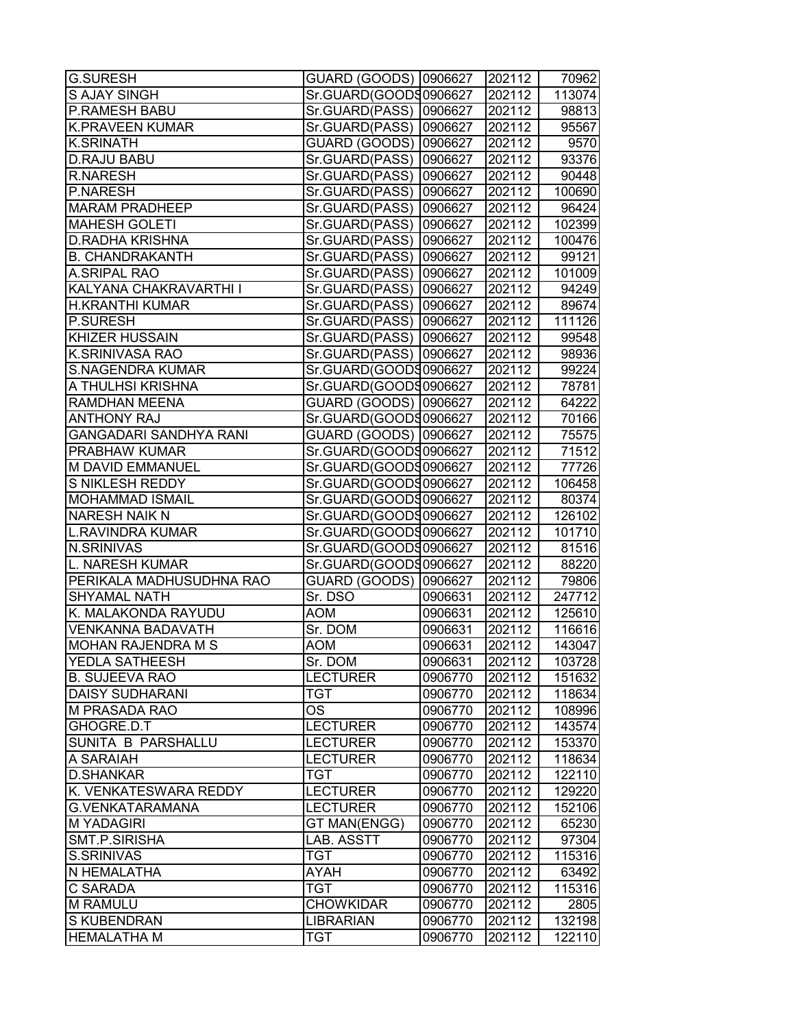| | | | | |
|---|---|---|---|---|
| G.SURESH | GUARD (GOODS) | 0906627 | 202112 | 70962 |
| S AJAY SINGH | Sr.GUARD(GOODS | 0906627 | 202112 | 113074 |
| P.RAMESH BABU | Sr.GUARD(PASS) | 0906627 | 202112 | 98813 |
| K.PRAVEEN KUMAR | Sr.GUARD(PASS) | 0906627 | 202112 | 95567 |
| K.SRINATH | GUARD (GOODS) | 0906627 | 202112 | 9570 |
| D.RAJU BABU | Sr.GUARD(PASS) | 0906627 | 202112 | 93376 |
| R.NARESH | Sr.GUARD(PASS) | 0906627 | 202112 | 90448 |
| P.NARESH | Sr.GUARD(PASS) | 0906627 | 202112 | 100690 |
| MARAM PRADHEEP | Sr.GUARD(PASS) | 0906627 | 202112 | 96424 |
| MAHESH GOLETI | Sr.GUARD(PASS) | 0906627 | 202112 | 102399 |
| D.RADHA KRISHNA | Sr.GUARD(PASS) | 0906627 | 202112 | 100476 |
| B. CHANDRAKANTH | Sr.GUARD(PASS) | 0906627 | 202112 | 99121 |
| A.SRIPAL RAO | Sr.GUARD(PASS) | 0906627 | 202112 | 101009 |
| KALYANA CHAKRAVARTHI I | Sr.GUARD(PASS) | 0906627 | 202112 | 94249 |
| H.KRANTHI KUMAR | Sr.GUARD(PASS) | 0906627 | 202112 | 89674 |
| P.SURESH | Sr.GUARD(PASS) | 0906627 | 202112 | 111126 |
| KHIZER HUSSAIN | Sr.GUARD(PASS) | 0906627 | 202112 | 99548 |
| K.SRINIVASA RAO | Sr.GUARD(PASS) | 0906627 | 202112 | 98936 |
| S.NAGENDRA KUMAR | Sr.GUARD(GOODS | 0906627 | 202112 | 99224 |
| A THULHSI KRISHNA | Sr.GUARD(GOODS | 0906627 | 202112 | 78781 |
| RAMDHAN MEENA | GUARD (GOODS) | 0906627 | 202112 | 64222 |
| ANTHONY RAJ | Sr.GUARD(GOODS | 0906627 | 202112 | 70166 |
| GANGADARI SANDHYA RANI | GUARD (GOODS) | 0906627 | 202112 | 75575 |
| PRABHAW KUMAR | Sr.GUARD(GOODS | 0906627 | 202112 | 71512 |
| M DAVID EMMANUEL | Sr.GUARD(GOODS | 0906627 | 202112 | 77726 |
| S NIKLESH REDDY | Sr.GUARD(GOODS | 0906627 | 202112 | 106458 |
| MOHAMMAD ISMAIL | Sr.GUARD(GOODS | 0906627 | 202112 | 80374 |
| NARESH NAIK N | Sr.GUARD(GOODS | 0906627 | 202112 | 126102 |
| L.RAVINDRA KUMAR | Sr.GUARD(GOODS | 0906627 | 202112 | 101710 |
| N.SRINIVAS | Sr.GUARD(GOODS | 0906627 | 202112 | 81516 |
| L. NARESH KUMAR | Sr.GUARD(GOODS | 0906627 | 202112 | 88220 |
| PERIKALA MADHUSUDHNA RAO | GUARD (GOODS) | 0906627 | 202112 | 79806 |
| SHYAMAL NATH | Sr. DSO | 0906631 | 202112 | 247712 |
| K. MALAKONDA RAYUDU | AOM | 0906631 | 202112 | 125610 |
| VENKANNA BADAVATH | Sr. DOM | 0906631 | 202112 | 116616 |
| MOHAN RAJENDRA M S | AOM | 0906631 | 202112 | 143047 |
| YEDLA SATHEESH | Sr. DOM | 0906631 | 202112 | 103728 |
| B. SUJEEVA RAO | LECTURER | 0906770 | 202112 | 151632 |
| DAISY SUDHARANI | TGT | 0906770 | 202112 | 118634 |
| M PRASADA RAO | OS | 0906770 | 202112 | 108996 |
| GHOGRE.D.T | LECTURER | 0906770 | 202112 | 143574 |
| SUNITA B PARSHALLU | LECTURER | 0906770 | 202112 | 153370 |
| A SARAIAH | LECTURER | 0906770 | 202112 | 118634 |
| D.SHANKAR | TGT | 0906770 | 202112 | 122110 |
| K. VENKATESWARA REDDY | LECTURER | 0906770 | 202112 | 129220 |
| G.VENKATARAMANA | LECTURER | 0906770 | 202112 | 152106 |
| M YADAGIRI | GT MAN(ENGG) | 0906770 | 202112 | 65230 |
| SMT.P.SIRISHA | LAB. ASSTT | 0906770 | 202112 | 97304 |
| S.SRINIVAS | TGT | 0906770 | 202112 | 115316 |
| N HEMALATHA | AYAH | 0906770 | 202112 | 63492 |
| C SARADA | TGT | 0906770 | 202112 | 115316 |
| M RAMULU | CHOWKIDAR | 0906770 | 202112 | 2805 |
| S KUBENDRAN | LIBRARIAN | 0906770 | 202112 | 132198 |
| HEMALATHA M | TGT | 0906770 | 202112 | 122110 |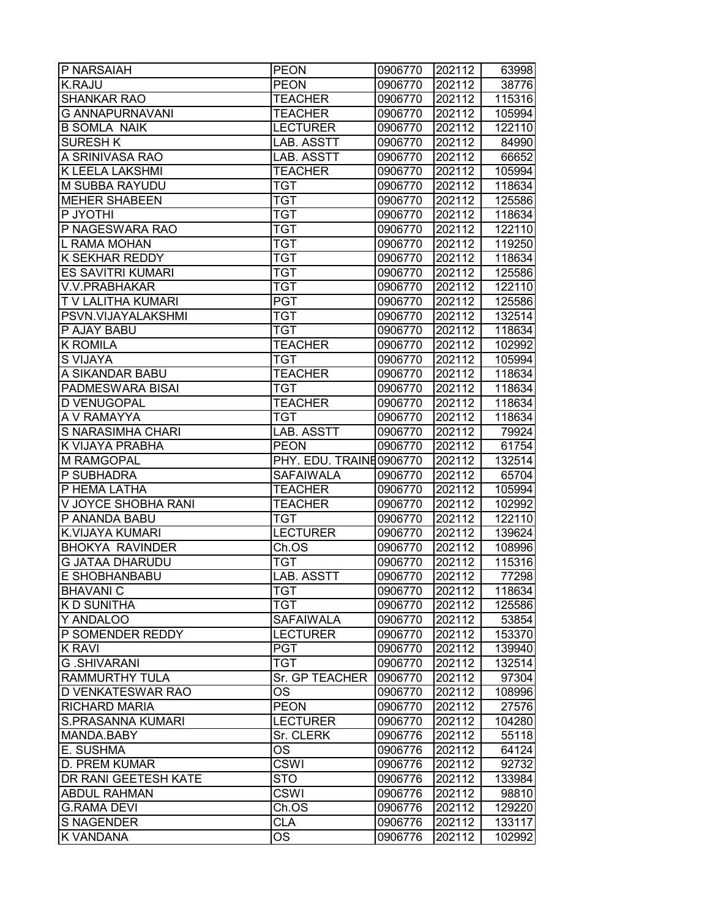| | | | | |
|---|---|---|---|---|
| P NARSAIAH | PEON | 0906770 | 202112 | 63998 |
| K.RAJU | PEON | 0906770 | 202112 | 38776 |
| SHANKAR RAO | TEACHER | 0906770 | 202112 | 115316 |
| G ANNAPURNAVANI | TEACHER | 0906770 | 202112 | 105994 |
| B SOMLA NAIK | LECTURER | 0906770 | 202112 | 122110 |
| SURESH K | LAB. ASSTT | 0906770 | 202112 | 84990 |
| A SRINIVASA RAO | LAB. ASSTT | 0906770 | 202112 | 66652 |
| K LEELA LAKSHMI | TEACHER | 0906770 | 202112 | 105994 |
| M SUBBA RAYUDU | TGT | 0906770 | 202112 | 118634 |
| MEHER SHABEEN | TGT | 0906770 | 202112 | 125586 |
| P JYOTHI | TGT | 0906770 | 202112 | 118634 |
| P NAGESWARA RAO | TGT | 0906770 | 202112 | 122110 |
| L RAMA MOHAN | TGT | 0906770 | 202112 | 119250 |
| K SEKHAR REDDY | TGT | 0906770 | 202112 | 118634 |
| ES SAVITRI KUMARI | TGT | 0906770 | 202112 | 125586 |
| V.V.PRABHAKAR | TGT | 0906770 | 202112 | 122110 |
| T V LALITHA KUMARI | PGT | 0906770 | 202112 | 125586 |
| PSVN.VIJAYALAKSHMI | TGT | 0906770 | 202112 | 132514 |
| P AJAY BABU | TGT | 0906770 | 202112 | 118634 |
| K ROMILA | TEACHER | 0906770 | 202112 | 102992 |
| S VIJAYA | TGT | 0906770 | 202112 | 105994 |
| A SIKANDAR BABU | TEACHER | 0906770 | 202112 | 118634 |
| PADMESWARA BISAI | TGT | 0906770 | 202112 | 118634 |
| D VENUGOPAL | TEACHER | 0906770 | 202112 | 118634 |
| A V RAMAYYA | TGT | 0906770 | 202112 | 118634 |
| S NARASIMHA CHARI | LAB. ASSTT | 0906770 | 202112 | 79924 |
| K VIJAYA PRABHA | PEON | 0906770 | 202112 | 61754 |
| M RAMGOPAL | PHY. EDU. TRAINE | 0906770 | 202112 | 132514 |
| P SUBHADRA | SAFAIWALA | 0906770 | 202112 | 65704 |
| P HEMA LATHA | TEACHER | 0906770 | 202112 | 105994 |
| V JOYCE SHOBHA RANI | TEACHER | 0906770 | 202112 | 102992 |
| P ANANDA BABU | TGT | 0906770 | 202112 | 122110 |
| K.VIJAYA KUMARI | LECTURER | 0906770 | 202112 | 139624 |
| BHOKYA RAVINDER | Ch.OS | 0906770 | 202112 | 108996 |
| G JATAA DHARUDU | TGT | 0906770 | 202112 | 115316 |
| E SHOBHANBABU | LAB. ASSTT | 0906770 | 202112 | 77298 |
| BHAVANI C | TGT | 0906770 | 202112 | 118634 |
| K D SUNITHA | TGT | 0906770 | 202112 | 125586 |
| Y ANDALOO | SAFAIWALA | 0906770 | 202112 | 53854 |
| P SOMENDER REDDY | LECTURER | 0906770 | 202112 | 153370 |
| K RAVI | PGT | 0906770 | 202112 | 139940 |
| G .SHIVARANI | TGT | 0906770 | 202112 | 132514 |
| RAMMURTHY TULA | Sr. GP TEACHER | 0906770 | 202112 | 97304 |
| D VENKATESWAR RAO | OS | 0906770 | 202112 | 108996 |
| RICHARD MARIA | PEON | 0906770 | 202112 | 27576 |
| S.PRASANNA KUMARI | LECTURER | 0906770 | 202112 | 104280 |
| MANDA.BABY | Sr. CLERK | 0906776 | 202112 | 55118 |
| E. SUSHMA | OS | 0906776 | 202112 | 64124 |
| D. PREM KUMAR | CSWI | 0906776 | 202112 | 92732 |
| DR RANI GEETESH KATE | STO | 0906776 | 202112 | 133984 |
| ABDUL RAHMAN | CSWI | 0906776 | 202112 | 98810 |
| G.RAMA DEVI | Ch.OS | 0906776 | 202112 | 129220 |
| S NAGENDER | CLA | 0906776 | 202112 | 133117 |
| K VANDANA | OS | 0906776 | 202112 | 102992 |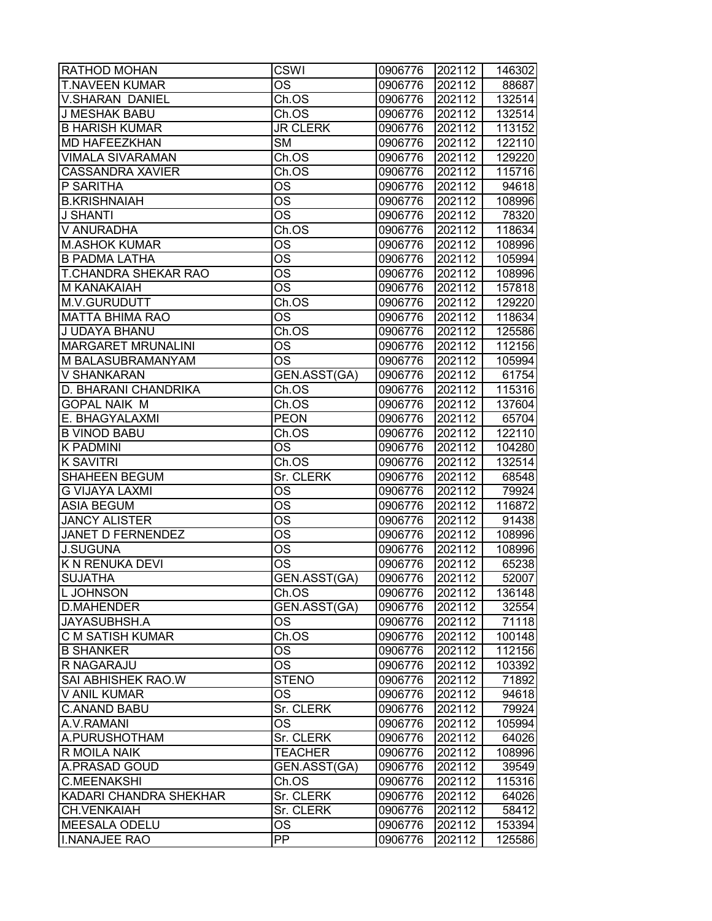| | | | | |
|---|---|---|---|---|
| RATHOD MOHAN | CSWI | 0906776 | 202112 | 146302 |
| T.NAVEEN KUMAR | OS | 0906776 | 202112 | 88687 |
| V.SHARAN  DANIEL | Ch.OS | 0906776 | 202112 | 132514 |
| J MESHAK BABU | Ch.OS | 0906776 | 202112 | 132514 |
| B HARISH KUMAR | JR CLERK | 0906776 | 202112 | 113152 |
| MD HAFEEZKHAN | SM | 0906776 | 202112 | 122110 |
| VIMALA SIVARAMAN | Ch.OS | 0906776 | 202112 | 129220 |
| CASSANDRA XAVIER | Ch.OS | 0906776 | 202112 | 115716 |
| P SARITHA | OS | 0906776 | 202112 | 94618 |
| B.KRISHNAIAH | OS | 0906776 | 202112 | 108996 |
| J SHANTI | OS | 0906776 | 202112 | 78320 |
| V ANURADHA | Ch.OS | 0906776 | 202112 | 118634 |
| M.ASHOK KUMAR | OS | 0906776 | 202112 | 108996 |
| B PADMA LATHA | OS | 0906776 | 202112 | 105994 |
| T.CHANDRA SHEKAR RAO | OS | 0906776 | 202112 | 108996 |
| M KANAKAIAH | OS | 0906776 | 202112 | 157818 |
| M.V.GURUDUTT | Ch.OS | 0906776 | 202112 | 129220 |
| MATTA BHIMA RAO | OS | 0906776 | 202112 | 118634 |
| J UDAYA BHANU | Ch.OS | 0906776 | 202112 | 125586 |
| MARGARET MRUNALINI | OS | 0906776 | 202112 | 112156 |
| M BALASUBRAMANYAM | OS | 0906776 | 202112 | 105994 |
| V SHANKARAN | GEN.ASST(GA) | 0906776 | 202112 | 61754 |
| D. BHARANI CHANDRIKA | Ch.OS | 0906776 | 202112 | 115316 |
| GOPAL NAIK  M | Ch.OS | 0906776 | 202112 | 137604 |
| E. BHAGYALAXMI | PEON | 0906776 | 202112 | 65704 |
| B VINOD BABU | Ch.OS | 0906776 | 202112 | 122110 |
| K PADMINI | OS | 0906776 | 202112 | 104280 |
| K SAVITRI | Ch.OS | 0906776 | 202112 | 132514 |
| SHAHEEN BEGUM | Sr. CLERK | 0906776 | 202112 | 68548 |
| G VIJAYA LAXMI | OS | 0906776 | 202112 | 79924 |
| ASIA BEGUM | OS | 0906776 | 202112 | 116872 |
| JANCY ALISTER | OS | 0906776 | 202112 | 91438 |
| JANET D FERNENDEZ | OS | 0906776 | 202112 | 108996 |
| J.SUGUNA | OS | 0906776 | 202112 | 108996 |
| K N RENUKA DEVI | OS | 0906776 | 202112 | 65238 |
| SUJATHA | GEN.ASST(GA) | 0906776 | 202112 | 52007 |
| L JOHNSON | Ch.OS | 0906776 | 202112 | 136148 |
| D.MAHENDER | GEN.ASST(GA) | 0906776 | 202112 | 32554 |
| JAYASUBHSH.A | OS | 0906776 | 202112 | 71118 |
| C M SATISH KUMAR | Ch.OS | 0906776 | 202112 | 100148 |
| B SHANKER | OS | 0906776 | 202112 | 112156 |
| R NAGARAJU | OS | 0906776 | 202112 | 103392 |
| SAI ABHISHEK RAO.W | STENO | 0906776 | 202112 | 71892 |
| V ANIL KUMAR | OS | 0906776 | 202112 | 94618 |
| C.ANAND BABU | Sr. CLERK | 0906776 | 202112 | 79924 |
| A.V.RAMANI | OS | 0906776 | 202112 | 105994 |
| A.PURUSHOTHAM | Sr. CLERK | 0906776 | 202112 | 64026 |
| R MOILA NAIK | TEACHER | 0906776 | 202112 | 108996 |
| A.PRASAD GOUD | GEN.ASST(GA) | 0906776 | 202112 | 39549 |
| C.MEENAKSHI | Ch.OS | 0906776 | 202112 | 115316 |
| KADARI CHANDRA SHEKHAR | Sr. CLERK | 0906776 | 202112 | 64026 |
| CH.VENKAIAH | Sr. CLERK | 0906776 | 202112 | 58412 |
| MEESALA ODELU | OS | 0906776 | 202112 | 153394 |
| I.NANAJEE RAO | PP | 0906776 | 202112 | 125586 |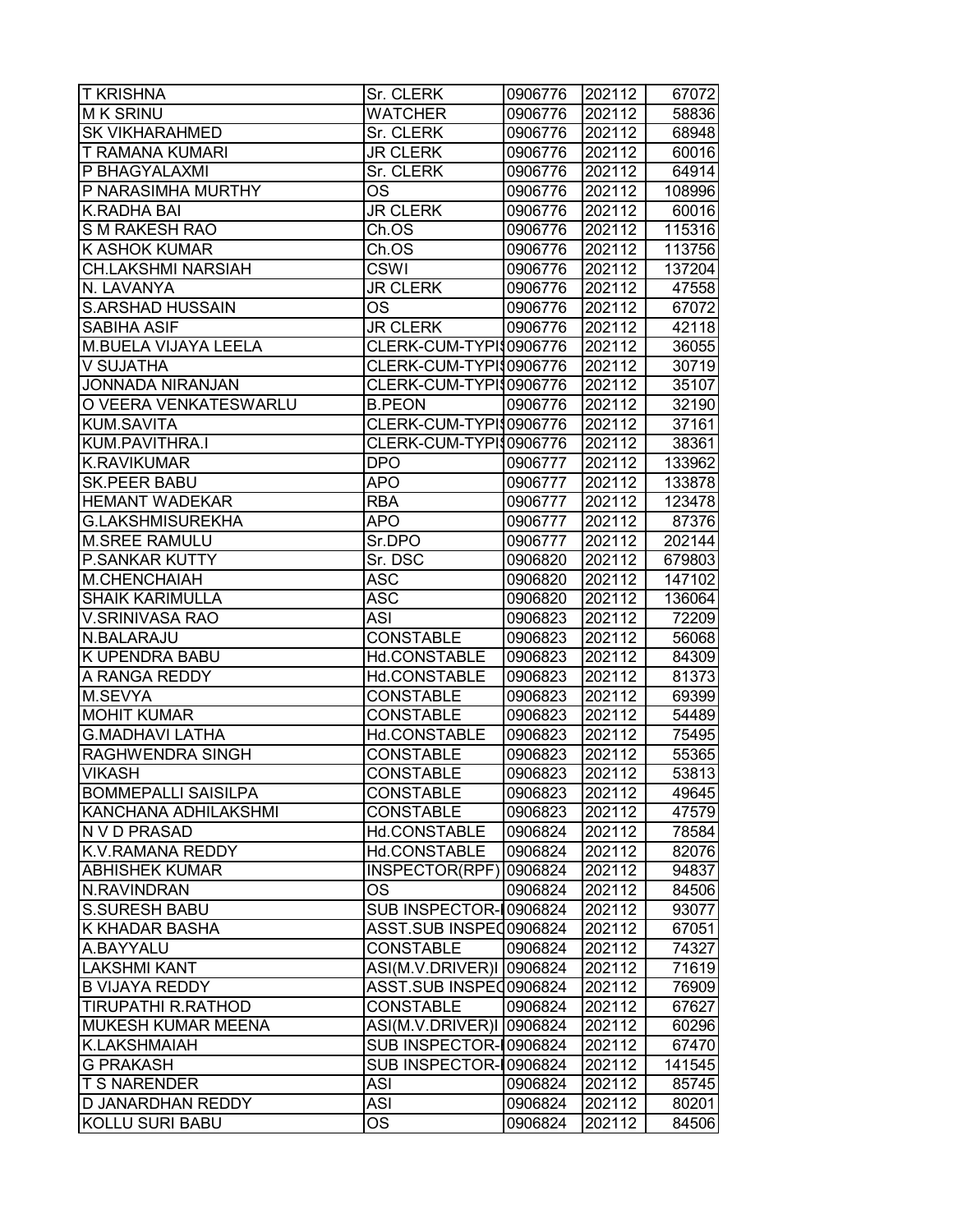| T KRISHNA | Sr. CLERK | 0906776 | 202112 | 67072 |
|---|---|---|---|---|
| M K SRINU | WATCHER | 0906776 | 202112 | 58836 |
| SK VIKHARAHMED | Sr. CLERK | 0906776 | 202112 | 68948 |
| T RAMANA KUMARI | JR CLERK | 0906776 | 202112 | 60016 |
| P BHAGYALAXMI | Sr. CLERK | 0906776 | 202112 | 64914 |
| P NARASIMHA MURTHY | OS | 0906776 | 202112 | 108996 |
| K.RADHA BAI | JR CLERK | 0906776 | 202112 | 60016 |
| S M RAKESH RAO | Ch.OS | 0906776 | 202112 | 115316 |
| K ASHOK KUMAR | Ch.OS | 0906776 | 202112 | 113756 |
| CH.LAKSHMI NARSIAH | CSWI | 0906776 | 202112 | 137204 |
| N. LAVANYA | JR CLERK | 0906776 | 202112 | 47558 |
| S.ARSHAD HUSSAIN | OS | 0906776 | 202112 | 67072 |
| SABIHA ASIF | JR CLERK | 0906776 | 202112 | 42118 |
| M.BUELA VIJAYA LEELA | CLERK-CUM-TYPIS | 0906776 | 202112 | 36055 |
| V SUJATHA | CLERK-CUM-TYPIS | 0906776 | 202112 | 30719 |
| JONNADA NIRANJAN | CLERK-CUM-TYPIS | 0906776 | 202112 | 35107 |
| O VEERA VENKATESWARLU | B.PEON | 0906776 | 202112 | 32190 |
| KUM.SAVITA | CLERK-CUM-TYPIS | 0906776 | 202112 | 37161 |
| KUM.PAVITHRA.I | CLERK-CUM-TYPIS | 0906776 | 202112 | 38361 |
| K.RAVIKUMAR | DPO | 0906777 | 202112 | 133962 |
| SK.PEER BABU | APO | 0906777 | 202112 | 133878 |
| HEMANT WADEKAR | RBA | 0906777 | 202112 | 123478 |
| G.LAKSHMISUREKHA | APO | 0906777 | 202112 | 87376 |
| M.SREE RAMULU | Sr.DPO | 0906777 | 202112 | 202144 |
| P.SANKAR KUTTY | Sr. DSC | 0906820 | 202112 | 679803 |
| M.CHENCHAIAH | ASC | 0906820 | 202112 | 147102 |
| SHAIK KARIMULLA | ASC | 0906820 | 202112 | 136064 |
| V.SRINIVASA RAO | ASI | 0906823 | 202112 | 72209 |
| N.BALARAJU | CONSTABLE | 0906823 | 202112 | 56068 |
| K UPENDRA BABU | Hd.CONSTABLE | 0906823 | 202112 | 84309 |
| A RANGA REDDY | Hd.CONSTABLE | 0906823 | 202112 | 81373 |
| M.SEVYA | CONSTABLE | 0906823 | 202112 | 69399 |
| MOHIT KUMAR | CONSTABLE | 0906823 | 202112 | 54489 |
| G.MADHAVI LATHA | Hd.CONSTABLE | 0906823 | 202112 | 75495 |
| RAGHWENDRA SINGH | CONSTABLE | 0906823 | 202112 | 55365 |
| VIKASH | CONSTABLE | 0906823 | 202112 | 53813 |
| BOMMEPALLI SAISILPA | CONSTABLE | 0906823 | 202112 | 49645 |
| KANCHANA ADHILAKSHMI | CONSTABLE | 0906823 | 202112 | 47579 |
| N V D PRASAD | Hd.CONSTABLE | 0906824 | 202112 | 78584 |
| K.V.RAMANA REDDY | Hd.CONSTABLE | 0906824 | 202112 | 82076 |
| ABHISHEK KUMAR | INSPECTOR(RPF) | 0906824 | 202112 | 94837 |
| N.RAVINDRAN | OS | 0906824 | 202112 | 84506 |
| S.SURESH BABU | SUB INSPECTOR-I | 0906824 | 202112 | 93077 |
| K KHADAR BASHA | ASST.SUB INSPEC | 0906824 | 202112 | 67051 |
| A.BAYYALU | CONSTABLE | 0906824 | 202112 | 74327 |
| LAKSHMI KANT | ASI(M.V.DRIVER)I | 0906824 | 202112 | 71619 |
| B VIJAYA REDDY | ASST.SUB INSPEC | 0906824 | 202112 | 76909 |
| TIRUPATHI R.RATHOD | CONSTABLE | 0906824 | 202112 | 67627 |
| MUKESH KUMAR MEENA | ASI(M.V.DRIVER)I | 0906824 | 202112 | 60296 |
| K.LAKSHMAIAH | SUB INSPECTOR-I | 0906824 | 202112 | 67470 |
| G PRAKASH | SUB INSPECTOR-I | 0906824 | 202112 | 141545 |
| T S NARENDER | ASI | 0906824 | 202112 | 85745 |
| D JANARDHAN REDDY | ASI | 0906824 | 202112 | 80201 |
| KOLLU SURI BABU | OS | 0906824 | 202112 | 84506 |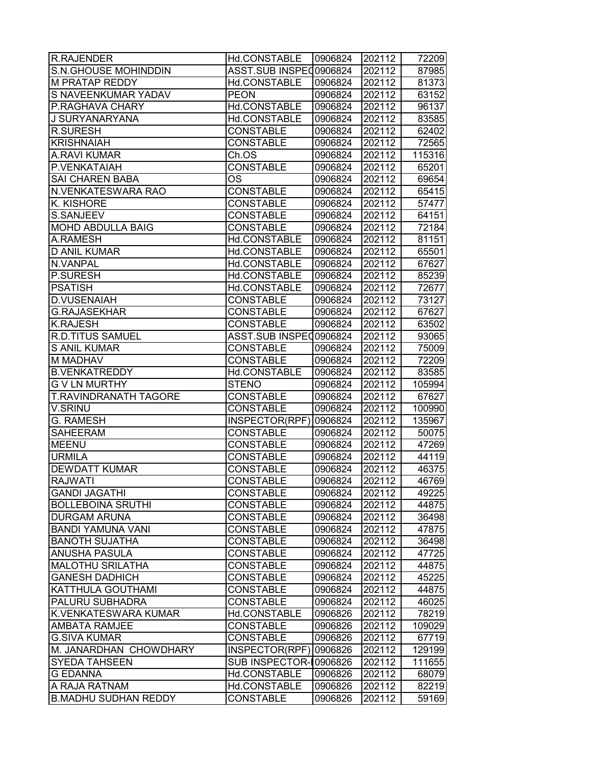| R.RAJENDER | Hd.CONSTABLE | 0906824 | 202112 | 72209 |
|---|---|---|---|---|
| S.N.GHOUSE MOHINDDIN | ASST.SUB INSPEC | 0906824 | 202112 | 87985 |
| M PRATAP REDDY | Hd.CONSTABLE | 0906824 | 202112 | 81373 |
| S NAVEENKUMAR YADAV | PEON | 0906824 | 202112 | 63152 |
| P.RAGHAVA CHARY | Hd.CONSTABLE | 0906824 | 202112 | 96137 |
| J SURYANARYANA | Hd.CONSTABLE | 0906824 | 202112 | 83585 |
| R.SURESH | CONSTABLE | 0906824 | 202112 | 62402 |
| KRISHNAIAH | CONSTABLE | 0906824 | 202112 | 72565 |
| A.RAVI KUMAR | Ch.OS | 0906824 | 202112 | 115316 |
| P.VENKATAIAH | CONSTABLE | 0906824 | 202112 | 65201 |
| SAI CHAREN BABA | OS | 0906824 | 202112 | 69654 |
| N.VENKATESWARA RAO | CONSTABLE | 0906824 | 202112 | 65415 |
| K. KISHORE | CONSTABLE | 0906824 | 202112 | 57477 |
| S.SANJEEV | CONSTABLE | 0906824 | 202112 | 64151 |
| MOHD ABDULLA BAIG | CONSTABLE | 0906824 | 202112 | 72184 |
| A.RAMESH | Hd.CONSTABLE | 0906824 | 202112 | 81151 |
| D ANIL KUMAR | Hd.CONSTABLE | 0906824 | 202112 | 65501 |
| N.VANPAL | Hd.CONSTABLE | 0906824 | 202112 | 67627 |
| P.SURESH | Hd.CONSTABLE | 0906824 | 202112 | 85239 |
| PSATISH | Hd.CONSTABLE | 0906824 | 202112 | 72677 |
| D.VUSENAIAH | CONSTABLE | 0906824 | 202112 | 73127 |
| G.RAJASEKHAR | CONSTABLE | 0906824 | 202112 | 67627 |
| K.RAJESH | CONSTABLE | 0906824 | 202112 | 63502 |
| R.D.TITUS SAMUEL | ASST.SUB INSPEC | 0906824 | 202112 | 93065 |
| S ANIL KUMAR | CONSTABLE | 0906824 | 202112 | 75009 |
| M MADHAV | CONSTABLE | 0906824 | 202112 | 72209 |
| B.VENKATREDDY | Hd.CONSTABLE | 0906824 | 202112 | 83585 |
| G V LN MURTHY | STENO | 0906824 | 202112 | 105994 |
| T.RAVINDRANATH TAGORE | CONSTABLE | 0906824 | 202112 | 67627 |
| V.SRINU | CONSTABLE | 0906824 | 202112 | 100990 |
| G. RAMESH | INSPECTOR(RPF) | 0906824 | 202112 | 135967 |
| SAHEERAM | CONSTABLE | 0906824 | 202112 | 50075 |
| MEENU | CONSTABLE | 0906824 | 202112 | 47269 |
| URMILA | CONSTABLE | 0906824 | 202112 | 44119 |
| DEWDATT KUMAR | CONSTABLE | 0906824 | 202112 | 46375 |
| RAJWATI | CONSTABLE | 0906824 | 202112 | 46769 |
| GANDI JAGATHI | CONSTABLE | 0906824 | 202112 | 49225 |
| BOLLEBOINA SRUTHI | CONSTABLE | 0906824 | 202112 | 44875 |
| DURGAM ARUNA | CONSTABLE | 0906824 | 202112 | 36498 |
| BANDI YAMUNA VANI | CONSTABLE | 0906824 | 202112 | 47875 |
| BANOTH SUJATHA | CONSTABLE | 0906824 | 202112 | 36498 |
| ANUSHA PASULA | CONSTABLE | 0906824 | 202112 | 47725 |
| MALOTHU SRILATHA | CONSTABLE | 0906824 | 202112 | 44875 |
| GANESH DADHICH | CONSTABLE | 0906824 | 202112 | 45225 |
| KATTHULA GOUTHAMI | CONSTABLE | 0906824 | 202112 | 44875 |
| PALURU SUBHADRA | CONSTABLE | 0906824 | 202112 | 46025 |
| K.VENKATESWARA KUMAR | Hd.CONSTABLE | 0906826 | 202112 | 78219 |
| AMBATA RAMJEE | CONSTABLE | 0906826 | 202112 | 109029 |
| G.SIVA KUMAR | CONSTABLE | 0906826 | 202112 | 67719 |
| M. JANARDHAN CHOWDHARY | INSPECTOR(RPF) | 0906826 | 202112 | 129199 |
| SYEDA TAHSEEN | SUB INSPECTOR-I | 0906826 | 202112 | 111655 |
| G EDANNA | Hd.CONSTABLE | 0906826 | 202112 | 68079 |
| A RAJA RATNAM | Hd.CONSTABLE | 0906826 | 202112 | 82219 |
| B.MADHU SUDHAN REDDY | CONSTABLE | 0906826 | 202112 | 59169 |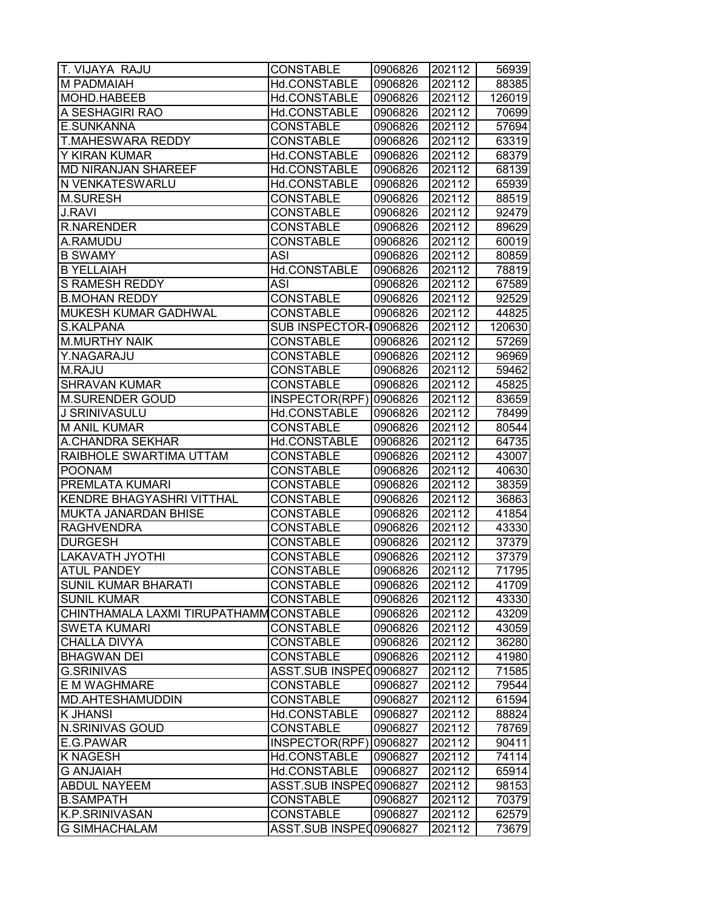| T. VIJAYA  RAJU | CONSTABLE | 0906826 | 202112 | 56939 |
|---|---|---|---|---|
| M PADMAIAH | Hd.CONSTABLE | 0906826 | 202112 | 88385 |
| MOHD.HABEEB | Hd.CONSTABLE | 0906826 | 202112 | 126019 |
| A SESHAGIRI RAO | Hd.CONSTABLE | 0906826 | 202112 | 70699 |
| E.SUNKANNA | CONSTABLE | 0906826 | 202112 | 57694 |
| T.MAHESWARA REDDY | CONSTABLE | 0906826 | 202112 | 63319 |
| Y KIRAN KUMAR | Hd.CONSTABLE | 0906826 | 202112 | 68379 |
| MD NIRANJAN SHAREEF | Hd.CONSTABLE | 0906826 | 202112 | 68139 |
| N VENKATESWARLU | Hd.CONSTABLE | 0906826 | 202112 | 65939 |
| M.SURESH | CONSTABLE | 0906826 | 202112 | 88519 |
| J.RAVI | CONSTABLE | 0906826 | 202112 | 92479 |
| R.NARENDER | CONSTABLE | 0906826 | 202112 | 89629 |
| A.RAMUDU | CONSTABLE | 0906826 | 202112 | 60019 |
| B SWAMY | ASI | 0906826 | 202112 | 80859 |
| B YELLAIAH | Hd.CONSTABLE | 0906826 | 202112 | 78819 |
| S RAMESH REDDY | ASI | 0906826 | 202112 | 67589 |
| B.MOHAN REDDY | CONSTABLE | 0906826 | 202112 | 92529 |
| MUKESH KUMAR GADHWAL | CONSTABLE | 0906826 | 202112 | 44825 |
| S.KALPANA | SUB INSPECTOR-I | 0906826 | 202112 | 120630 |
| M.MURTHY NAIK | CONSTABLE | 0906826 | 202112 | 57269 |
| Y.NAGARAJU | CONSTABLE | 0906826 | 202112 | 96969 |
| M.RAJU | CONSTABLE | 0906826 | 202112 | 59462 |
| SHRAVAN KUMAR | CONSTABLE | 0906826 | 202112 | 45825 |
| M.SURENDER GOUD | INSPECTOR(RPF) | 0906826 | 202112 | 83659 |
| J SRINIVASULU | Hd.CONSTABLE | 0906826 | 202112 | 78499 |
| M ANIL KUMAR | CONSTABLE | 0906826 | 202112 | 80544 |
| A.CHANDRA SEKHAR | Hd.CONSTABLE | 0906826 | 202112 | 64735 |
| RAIBHOLE SWARTIMA UTTAM | CONSTABLE | 0906826 | 202112 | 43007 |
| POONAM | CONSTABLE | 0906826 | 202112 | 40630 |
| PREMLATA KUMARI | CONSTABLE | 0906826 | 202112 | 38359 |
| KENDRE BHAGYASHRI VITTHAL | CONSTABLE | 0906826 | 202112 | 36863 |
| MUKTA JANARDAN BHISE | CONSTABLE | 0906826 | 202112 | 41854 |
| RAGHVENDRA | CONSTABLE | 0906826 | 202112 | 43330 |
| DURGESH | CONSTABLE | 0906826 | 202112 | 37379 |
| LAKAVATH JYOTHI | CONSTABLE | 0906826 | 202112 | 37379 |
| ATUL PANDEY | CONSTABLE | 0906826 | 202112 | 71795 |
| SUNIL KUMAR BHARATI | CONSTABLE | 0906826 | 202112 | 41709 |
| SUNIL KUMAR | CONSTABLE | 0906826 | 202112 | 43330 |
| CHINTHAMALA LAXMI TIRUPATHAMM | CONSTABLE | 0906826 | 202112 | 43209 |
| SWETA KUMARI | CONSTABLE | 0906826 | 202112 | 43059 |
| CHALLA DIVYA | CONSTABLE | 0906826 | 202112 | 36280 |
| BHAGWAN DEI | CONSTABLE | 0906826 | 202112 | 41980 |
| G.SRINIVAS | ASST.SUB INSPEC | 0906827 | 202112 | 71585 |
| E M WAGHMARE | CONSTABLE | 0906827 | 202112 | 79544 |
| MD.AHTESHAMUDDIN | CONSTABLE | 0906827 | 202112 | 61594 |
| K JHANSI | Hd.CONSTABLE | 0906827 | 202112 | 88824 |
| N.SRINIVAS GOUD | CONSTABLE | 0906827 | 202112 | 78769 |
| E.G.PAWAR | INSPECTOR(RPF) | 0906827 | 202112 | 90411 |
| K NAGESH | Hd.CONSTABLE | 0906827 | 202112 | 74114 |
| G ANJAIAH | Hd.CONSTABLE | 0906827 | 202112 | 65914 |
| ABDUL NAYEEM | ASST.SUB INSPEC | 0906827 | 202112 | 98153 |
| B.SAMPATH | CONSTABLE | 0906827 | 202112 | 70379 |
| K.P.SRINIVASAN | CONSTABLE | 0906827 | 202112 | 62579 |
| G SIMHACHALAM | ASST.SUB INSPEC | 0906827 | 202112 | 73679 |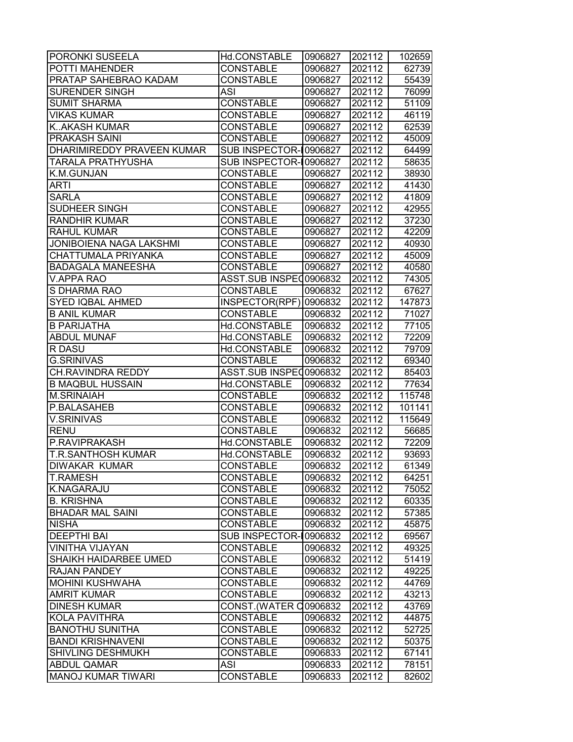| | | | | |
|---|---|---|---|---|
| PORONKI SUSEELA | Hd.CONSTABLE | 0906827 | 202112 | 102659 |
| POTTI MAHENDER | CONSTABLE | 0906827 | 202112 | 62739 |
| PRATAP SAHEBRAO KADAM | CONSTABLE | 0906827 | 202112 | 55439 |
| SURENDER SINGH | ASI | 0906827 | 202112 | 76099 |
| SUMIT SHARMA | CONSTABLE | 0906827 | 202112 | 51109 |
| VIKAS KUMAR | CONSTABLE | 0906827 | 202112 | 46119 |
| K..AKASH KUMAR | CONSTABLE | 0906827 | 202112 | 62539 |
| PRAKASH SAINI | CONSTABLE | 0906827 | 202112 | 45009 |
| DHARIMIREDDY PRAVEEN KUMAR | SUB INSPECTOR-I | 0906827 | 202112 | 64499 |
| TARALA PRATHYUSHA | SUB INSPECTOR-I | 0906827 | 202112 | 58635 |
| K.M.GUNJAN | CONSTABLE | 0906827 | 202112 | 38930 |
| ARTI | CONSTABLE | 0906827 | 202112 | 41430 |
| SARLA | CONSTABLE | 0906827 | 202112 | 41809 |
| SUDHEER SINGH | CONSTABLE | 0906827 | 202112 | 42955 |
| RANDHIR KUMAR | CONSTABLE | 0906827 | 202112 | 37230 |
| RAHUL KUMAR | CONSTABLE | 0906827 | 202112 | 42209 |
| JONIBOIENA NAGA LAKSHMI | CONSTABLE | 0906827 | 202112 | 40930 |
| CHATTUMALA PRIYANKA | CONSTABLE | 0906827 | 202112 | 45009 |
| BADAGALA MANEESHA | CONSTABLE | 0906827 | 202112 | 40580 |
| V.APPA RAO | ASST.SUB INSPEC | 0906832 | 202112 | 74305 |
| S DHARMA RAO | CONSTABLE | 0906832 | 202112 | 67627 |
| SYED IQBAL AHMED | INSPECTOR(RPF) | 0906832 | 202112 | 147873 |
| B ANIL KUMAR | CONSTABLE | 0906832 | 202112 | 71027 |
| B PARIJATHA | Hd.CONSTABLE | 0906832 | 202112 | 77105 |
| ABDUL MUNAF | Hd.CONSTABLE | 0906832 | 202112 | 72209 |
| R DASU | Hd.CONSTABLE | 0906832 | 202112 | 79709 |
| G.SRINIVAS | CONSTABLE | 0906832 | 202112 | 69340 |
| CH.RAVINDRA REDDY | ASST.SUB INSPEC | 0906832 | 202112 | 85403 |
| B MAQBUL HUSSAIN | Hd.CONSTABLE | 0906832 | 202112 | 77634 |
| M.SRINAIAH | CONSTABLE | 0906832 | 202112 | 115748 |
| P.BALASAHEB | CONSTABLE | 0906832 | 202112 | 101141 |
| V.SRINIVAS | CONSTABLE | 0906832 | 202112 | 115649 |
| RENU | CONSTABLE | 0906832 | 202112 | 56685 |
| P.RAVIPRAKASH | Hd.CONSTABLE | 0906832 | 202112 | 72209 |
| T.R.SANTHOSH KUMAR | Hd.CONSTABLE | 0906832 | 202112 | 93693 |
| DIWAKAR KUMAR | CONSTABLE | 0906832 | 202112 | 61349 |
| T.RAMESH | CONSTABLE | 0906832 | 202112 | 64251 |
| K.NAGARAJU | CONSTABLE | 0906832 | 202112 | 75052 |
| B. KRISHNA | CONSTABLE | 0906832 | 202112 | 60335 |
| BHADAR MAL SAINI | CONSTABLE | 0906832 | 202112 | 57385 |
| NISHA | CONSTABLE | 0906832 | 202112 | 45875 |
| DEEPTHI BAI | SUB INSPECTOR-I | 0906832 | 202112 | 69567 |
| VINITHA VIJAYAN | CONSTABLE | 0906832 | 202112 | 49325 |
| SHAIKH HAIDARBEE UMED | CONSTABLE | 0906832 | 202112 | 51419 |
| RAJAN PANDEY | CONSTABLE | 0906832 | 202112 | 49225 |
| MOHINI KUSHWAHA | CONSTABLE | 0906832 | 202112 | 44769 |
| AMRIT KUMAR | CONSTABLE | 0906832 | 202112 | 43213 |
| DINESH KUMAR | CONST.(WATER C | 0906832 | 202112 | 43769 |
| KOLA PAVITHRA | CONSTABLE | 0906832 | 202112 | 44875 |
| BANOTHU SUNITHA | CONSTABLE | 0906832 | 202112 | 52725 |
| BANDI KRISHNAVENI | CONSTABLE | 0906832 | 202112 | 50375 |
| SHIVLING DESHMUKH | CONSTABLE | 0906833 | 202112 | 67141 |
| ABDUL QAMAR | ASI | 0906833 | 202112 | 78151 |
| MANOJ KUMAR TIWARI | CONSTABLE | 0906833 | 202112 | 82602 |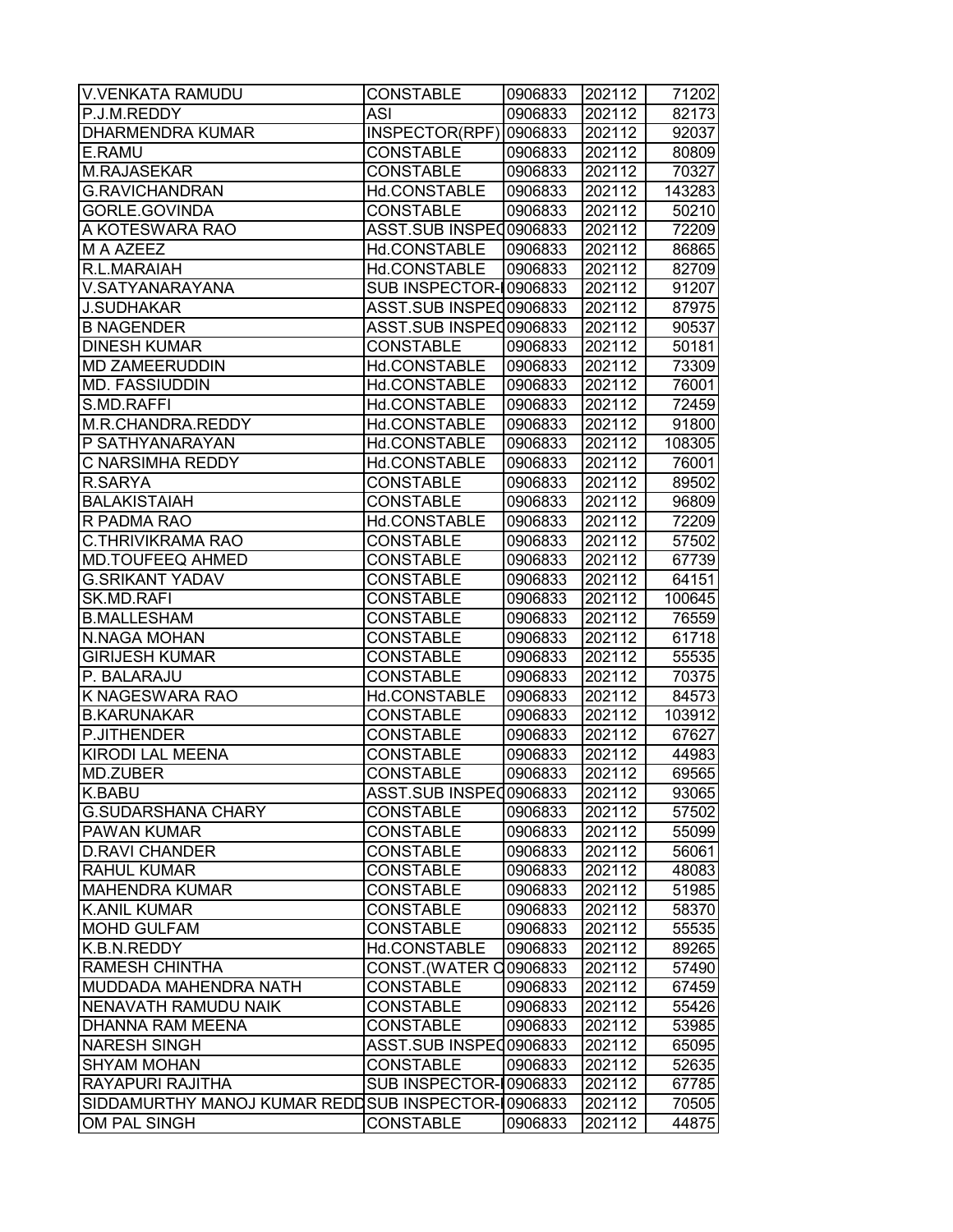| | | | | |
|---|---|---|---|---|
| V.VENKATA RAMUDU | CONSTABLE | 0906833 | 202112 | 71202 |
| P.J.M.REDDY | ASI | 0906833 | 202112 | 82173 |
| DHARMENDRA KUMAR | INSPECTOR(RPF) | 0906833 | 202112 | 92037 |
| E.RAMU | CONSTABLE | 0906833 | 202112 | 80809 |
| M.RAJASEKAR | CONSTABLE | 0906833 | 202112 | 70327 |
| G.RAVICHANDRAN | Hd.CONSTABLE | 0906833 | 202112 | 143283 |
| GORLE.GOVINDA | CONSTABLE | 0906833 | 202112 | 50210 |
| A KOTESWARA RAO | ASST.SUB INSPEC | 0906833 | 202112 | 72209 |
| M A AZEEZ | Hd.CONSTABLE | 0906833 | 202112 | 86865 |
| R.L.MARAIAH | Hd.CONSTABLE | 0906833 | 202112 | 82709 |
| V.SATYANARAYANA | SUB INSPECTOR-I | 0906833 | 202112 | 91207 |
| J.SUDHAKAR | ASST.SUB INSPEC | 0906833 | 202112 | 87975 |
| B NAGENDER | ASST.SUB INSPEC | 0906833 | 202112 | 90537 |
| DINESH KUMAR | CONSTABLE | 0906833 | 202112 | 50181 |
| MD ZAMEERUDDIN | Hd.CONSTABLE | 0906833 | 202112 | 73309 |
| MD. FASSIUDDIN | Hd.CONSTABLE | 0906833 | 202112 | 76001 |
| S.MD.RAFFI | Hd.CONSTABLE | 0906833 | 202112 | 72459 |
| M.R.CHANDRA.REDDY | Hd.CONSTABLE | 0906833 | 202112 | 91800 |
| P SATHYANARAYAN | Hd.CONSTABLE | 0906833 | 202112 | 108305 |
| C NARSIMHA REDDY | Hd.CONSTABLE | 0906833 | 202112 | 76001 |
| R.SARYA | CONSTABLE | 0906833 | 202112 | 89502 |
| BALAKISTAIAH | CONSTABLE | 0906833 | 202112 | 96809 |
| R PADMA RAO | Hd.CONSTABLE | 0906833 | 202112 | 72209 |
| C.THRIVIKRAMA RAO | CONSTABLE | 0906833 | 202112 | 57502 |
| MD.TOUFEEQ AHMED | CONSTABLE | 0906833 | 202112 | 67739 |
| G.SRIKANT YADAV | CONSTABLE | 0906833 | 202112 | 64151 |
| SK.MD.RAFI | CONSTABLE | 0906833 | 202112 | 100645 |
| B.MALLESHAM | CONSTABLE | 0906833 | 202112 | 76559 |
| N.NAGA MOHAN | CONSTABLE | 0906833 | 202112 | 61718 |
| GIRIJESH KUMAR | CONSTABLE | 0906833 | 202112 | 55535 |
| P. BALARAJU | CONSTABLE | 0906833 | 202112 | 70375 |
| K NAGESWARA RAO | Hd.CONSTABLE | 0906833 | 202112 | 84573 |
| B.KARUNAKAR | CONSTABLE | 0906833 | 202112 | 103912 |
| P.JITHENDER | CONSTABLE | 0906833 | 202112 | 67627 |
| KIRODI LAL MEENA | CONSTABLE | 0906833 | 202112 | 44983 |
| MD.ZUBER | CONSTABLE | 0906833 | 202112 | 69565 |
| K.BABU | ASST.SUB INSPEC | 0906833 | 202112 | 93065 |
| G.SUDARSHANA CHARY | CONSTABLE | 0906833 | 202112 | 57502 |
| PAWAN KUMAR | CONSTABLE | 0906833 | 202112 | 55099 |
| D.RAVI CHANDER | CONSTABLE | 0906833 | 202112 | 56061 |
| RAHUL KUMAR | CONSTABLE | 0906833 | 202112 | 48083 |
| MAHENDRA KUMAR | CONSTABLE | 0906833 | 202112 | 51985 |
| K.ANIL KUMAR | CONSTABLE | 0906833 | 202112 | 58370 |
| MOHD GULFAM | CONSTABLE | 0906833 | 202112 | 55535 |
| K.B.N.REDDY | Hd.CONSTABLE | 0906833 | 202112 | 89265 |
| RAMESH CHINTHA | CONST.(WATER C | 0906833 | 202112 | 57490 |
| MUDDADA MAHENDRA NATH | CONSTABLE | 0906833 | 202112 | 67459 |
| NENAVATH RAMUDU NAIK | CONSTABLE | 0906833 | 202112 | 55426 |
| DHANNA RAM MEENA | CONSTABLE | 0906833 | 202112 | 53985 |
| NARESH SINGH | ASST.SUB INSPEC | 0906833 | 202112 | 65095 |
| SHYAM MOHAN | CONSTABLE | 0906833 | 202112 | 52635 |
| RAYAPURI RAJITHA | SUB INSPECTOR-I | 0906833 | 202112 | 67785 |
| SIDDAMURTHY MANOJ KUMAR REDD | SUB INSPECTOR-I | 0906833 | 202112 | 70505 |
| OM PAL SINGH | CONSTABLE | 0906833 | 202112 | 44875 |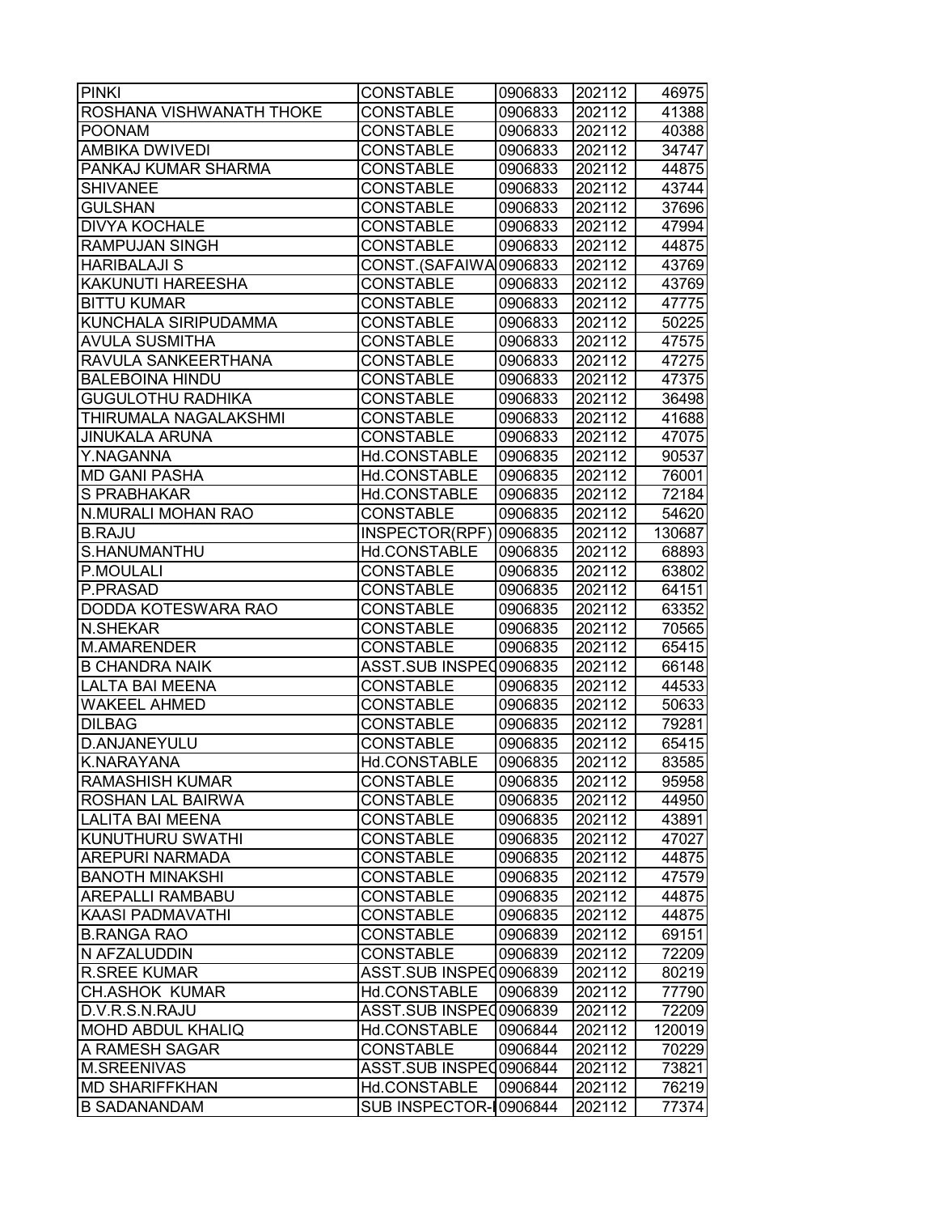| | | | | |
|---|---|---|---|---|
| PINKI | CONSTABLE | 0906833 | 202112 | 46975 |
| ROSHANA VISHWANATH THOKE | CONSTABLE | 0906833 | 202112 | 41388 |
| POONAM | CONSTABLE | 0906833 | 202112 | 40388 |
| AMBIKA DWIVEDI | CONSTABLE | 0906833 | 202112 | 34747 |
| PANKAJ KUMAR SHARMA | CONSTABLE | 0906833 | 202112 | 44875 |
| SHIVANEE | CONSTABLE | 0906833 | 202112 | 43744 |
| GULSHAN | CONSTABLE | 0906833 | 202112 | 37696 |
| DIVYA KOCHALE | CONSTABLE | 0906833 | 202112 | 47994 |
| RAMPUJAN SINGH | CONSTABLE | 0906833 | 202112 | 44875 |
| HARIBALAJI S | CONST.(SAFAIWA | 0906833 | 202112 | 43769 |
| KAKUNUTI HAREESHA | CONSTABLE | 0906833 | 202112 | 43769 |
| BITTU KUMAR | CONSTABLE | 0906833 | 202112 | 47775 |
| KUNCHALA SIRIPUDAMMA | CONSTABLE | 0906833 | 202112 | 50225 |
| AVULA SUSMITHA | CONSTABLE | 0906833 | 202112 | 47575 |
| RAVULA SANKEERTHANA | CONSTABLE | 0906833 | 202112 | 47275 |
| BALEBOINA HINDU | CONSTABLE | 0906833 | 202112 | 47375 |
| GUGULOTHU RADHIKA | CONSTABLE | 0906833 | 202112 | 36498 |
| THIRUMALA NAGALAKSHMI | CONSTABLE | 0906833 | 202112 | 41688 |
| JINUKALA ARUNA | CONSTABLE | 0906833 | 202112 | 47075 |
| Y.NAGANNA | Hd.CONSTABLE | 0906835 | 202112 | 90537 |
| MD GANI PASHA | Hd.CONSTABLE | 0906835 | 202112 | 76001 |
| S PRABHAKAR | Hd.CONSTABLE | 0906835 | 202112 | 72184 |
| N.MURALI MOHAN RAO | CONSTABLE | 0906835 | 202112 | 54620 |
| B.RAJU | INSPECTOR(RPF) | 0906835 | 202112 | 130687 |
| S.HANUMANTHU | Hd.CONSTABLE | 0906835 | 202112 | 68893 |
| P.MOULALI | CONSTABLE | 0906835 | 202112 | 63802 |
| P.PRASAD | CONSTABLE | 0906835 | 202112 | 64151 |
| DODDA KOTESWARA RAO | CONSTABLE | 0906835 | 202112 | 63352 |
| N.SHEKAR | CONSTABLE | 0906835 | 202112 | 70565 |
| M.AMARENDER | CONSTABLE | 0906835 | 202112 | 65415 |
| B CHANDRA NAIK | ASST.SUB INSPEC | 0906835 | 202112 | 66148 |
| LALTA BAI MEENA | CONSTABLE | 0906835 | 202112 | 44533 |
| WAKEEL AHMED | CONSTABLE | 0906835 | 202112 | 50633 |
| DILBAG | CONSTABLE | 0906835 | 202112 | 79281 |
| D.ANJANEYULU | CONSTABLE | 0906835 | 202112 | 65415 |
| K.NARAYANA | Hd.CONSTABLE | 0906835 | 202112 | 83585 |
| RAMASHISH KUMAR | CONSTABLE | 0906835 | 202112 | 95958 |
| ROSHAN LAL BAIRWA | CONSTABLE | 0906835 | 202112 | 44950 |
| LALITA BAI MEENA | CONSTABLE | 0906835 | 202112 | 43891 |
| KUNUTHURU SWATHI | CONSTABLE | 0906835 | 202112 | 47027 |
| AREPURI NARMADA | CONSTABLE | 0906835 | 202112 | 44875 |
| BANOTH MINAKSHI | CONSTABLE | 0906835 | 202112 | 47579 |
| AREPALLI RAMBABU | CONSTABLE | 0906835 | 202112 | 44875 |
| KAASI PADMAVATHI | CONSTABLE | 0906835 | 202112 | 44875 |
| B.RANGA RAO | CONSTABLE | 0906839 | 202112 | 69151 |
| N AFZALUDDIN | CONSTABLE | 0906839 | 202112 | 72209 |
| R.SREE KUMAR | ASST.SUB INSPEC | 0906839 | 202112 | 80219 |
| CH.ASHOK KUMAR | Hd.CONSTABLE | 0906839 | 202112 | 77790 |
| D.V.R.S.N.RAJU | ASST.SUB INSPEC | 0906839 | 202112 | 72209 |
| MOHD ABDUL KHALIQ | Hd.CONSTABLE | 0906844 | 202112 | 120019 |
| A RAMESH SAGAR | CONSTABLE | 0906844 | 202112 | 70229 |
| M.SREENIVAS | ASST.SUB INSPEC | 0906844 | 202112 | 73821 |
| MD SHARIFFKHAN | Hd.CONSTABLE | 0906844 | 202112 | 76219 |
| B SADANANDAM | SUB INSPECTOR-I | 0906844 | 202112 | 77374 |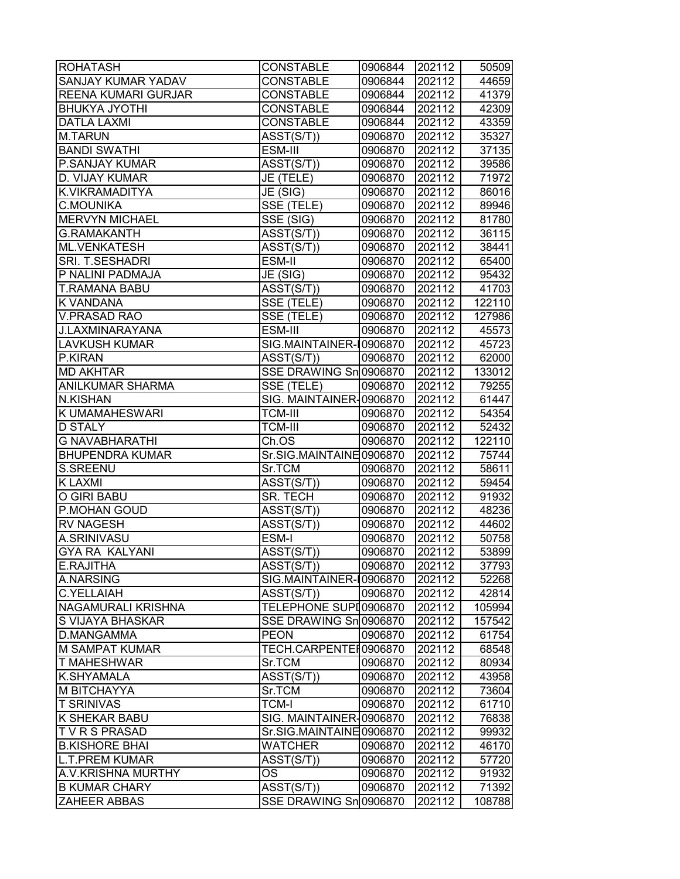| ROHATASH | CONSTABLE | 0906844 | 202112 | 50509 |
|---|---|---|---|---|
| SANJAY KUMAR YADAV | CONSTABLE | 0906844 | 202112 | 44659 |
| REENA KUMARI GURJAR | CONSTABLE | 0906844 | 202112 | 41379 |
| BHUKYA JYOTHI | CONSTABLE | 0906844 | 202112 | 42309 |
| DATLA LAXMI | CONSTABLE | 0906844 | 202112 | 43359 |
| M.TARUN | ASST(S/T)) | 0906870 | 202112 | 35327 |
| BANDI SWATHI | ESM-III | 0906870 | 202112 | 37135 |
| P.SANJAY KUMAR | ASST(S/T)) | 0906870 | 202112 | 39586 |
| D. VIJAY KUMAR | JE (TELE) | 0906870 | 202112 | 71972 |
| K.VIKRAMADITYA | JE (SIG) | 0906870 | 202112 | 86016 |
| C.MOUNIKA | SSE (TELE) | 0906870 | 202112 | 89946 |
| MERVYN MICHAEL | SSE (SIG) | 0906870 | 202112 | 81780 |
| G.RAMAKANTH | ASST(S/T)) | 0906870 | 202112 | 36115 |
| ML.VENKATESH | ASST(S/T)) | 0906870 | 202112 | 38441 |
| SRI. T.SESHADRI | ESM-II | 0906870 | 202112 | 65400 |
| P NALINI PADMAJA | JE (SIG) | 0906870 | 202112 | 95432 |
| T.RAMANA BABU | ASST(S/T)) | 0906870 | 202112 | 41703 |
| K VANDANA | SSE (TELE) | 0906870 | 202112 | 122110 |
| V.PRASAD RAO | SSE (TELE) | 0906870 | 202112 | 127986 |
| J.LAXMINARAYANA | ESM-III | 0906870 | 202112 | 45573 |
| LAVKUSH KUMAR | SIG.MAINTAINER-I | 0906870 | 202112 | 45723 |
| P.KIRAN | ASST(S/T)) | 0906870 | 202112 | 62000 |
| MD AKHTAR | SSE DRAWING Sn | 0906870 | 202112 | 133012 |
| ANILKUMAR SHARMA | SSE (TELE) | 0906870 | 202112 | 79255 |
| N.KISHAN | SIG. MAINTAINER- | 0906870 | 202112 | 61447 |
| K UMAMAHESWARI | TCM-III | 0906870 | 202112 | 54354 |
| D STALY | TCM-III | 0906870 | 202112 | 52432 |
| G NAVABHARATHI | Ch.OS | 0906870 | 202112 | 122110 |
| BHUPENDRA KUMAR | Sr.SIG.MAINTAINE | 0906870 | 202112 | 75744 |
| S.SREENU | Sr.TCM | 0906870 | 202112 | 58611 |
| K LAXMI | ASST(S/T)) | 0906870 | 202112 | 59454 |
| O GIRI BABU | SR. TECH | 0906870 | 202112 | 91932 |
| P.MOHAN GOUD | ASST(S/T)) | 0906870 | 202112 | 48236 |
| RV NAGESH | ASST(S/T)) | 0906870 | 202112 | 44602 |
| A.SRINIVASU | ESM-I | 0906870 | 202112 | 50758 |
| GYA RA KALYANI | ASST(S/T)) | 0906870 | 202112 | 53899 |
| E.RAJITHA | ASST(S/T)) | 0906870 | 202112 | 37793 |
| A.NARSING | SIG.MAINTAINER-I | 0906870 | 202112 | 52268 |
| C.YELLAIAH | ASST(S/T)) | 0906870 | 202112 | 42814 |
| NAGAMURALI KRISHNA | TELEPHONE SUPI | 0906870 | 202112 | 105994 |
| S VIJAYA BHASKAR | SSE DRAWING Sn | 0906870 | 202112 | 157542 |
| D.MANGAMMA | PEON | 0906870 | 202112 | 61754 |
| M SAMPAT KUMAR | TECH.CARPENTEI | 0906870 | 202112 | 68548 |
| T MAHESHWAR | Sr.TCM | 0906870 | 202112 | 80934 |
| K.SHYAMALA | ASST(S/T)) | 0906870 | 202112 | 43958 |
| M BITCHAYYA | Sr.TCM | 0906870 | 202112 | 73604 |
| T SRINIVAS | TCM-I | 0906870 | 202112 | 61710 |
| K SHEKAR BABU | SIG. MAINTAINER- | 0906870 | 202112 | 76838 |
| T V R S PRASAD | Sr.SIG.MAINTAINE | 0906870 | 202112 | 99932 |
| B.KISHORE BHAI | WATCHER | 0906870 | 202112 | 46170 |
| L.T.PREM KUMAR | ASST(S/T)) | 0906870 | 202112 | 57720 |
| A.V.KRISHNA MURTHY | OS | 0906870 | 202112 | 91932 |
| B KUMAR CHARY | ASST(S/T)) | 0906870 | 202112 | 71392 |
| ZAHEER ABBAS | SSE DRAWING Sn | 0906870 | 202112 | 108788 |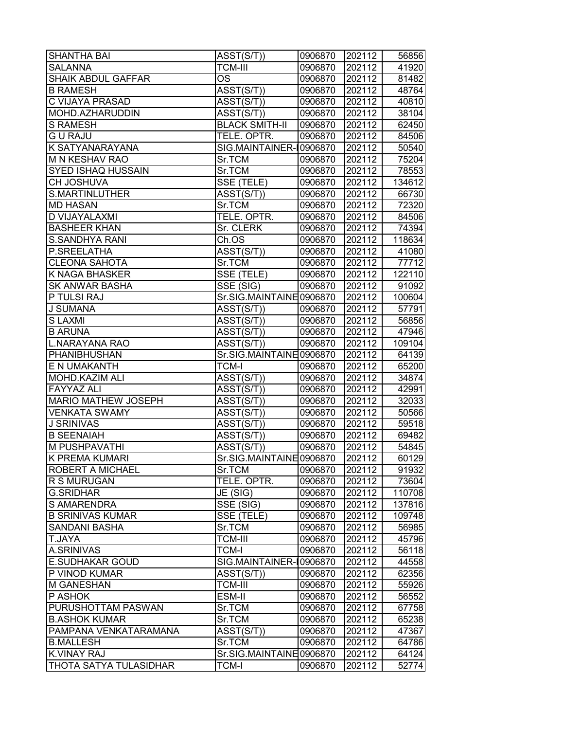| SHANTHA BAI | ASST(S/T)) | 0906870 | 202112 | 56856 |
|---|---|---|---|---|
| SALANNA | TCM-III | 0906870 | 202112 | 41920 |
| SHAIK ABDUL GAFFAR | OS | 0906870 | 202112 | 81482 |
| B RAMESH | ASST(S/T)) | 0906870 | 202112 | 48764 |
| C VIJAYA PRASAD | ASST(S/T)) | 0906870 | 202112 | 40810 |
| MOHD.AZHARUDDIN | ASST(S/T)) | 0906870 | 202112 | 38104 |
| S RAMESH | BLACK SMITH-II | 0906870 | 202112 | 62450 |
| G U RAJU | TELE. OPTR. | 0906870 | 202112 | 84506 |
| K SATYANARAYANA | SIG.MAINTAINER-I | 0906870 | 202112 | 50540 |
| M N KESHAV RAO | Sr.TCM | 0906870 | 202112 | 75204 |
| SYED ISHAQ HUSSAIN | Sr.TCM | 0906870 | 202112 | 78553 |
| CH JOSHUVA | SSE (TELE) | 0906870 | 202112 | 134612 |
| S.MARTINLUTHER | ASST(S/T)) | 0906870 | 202112 | 66730 |
| MD HASAN | Sr.TCM | 0906870 | 202112 | 72320 |
| D VIJAYALAXMI | TELE. OPTR. | 0906870 | 202112 | 84506 |
| BASHEER KHAN | Sr. CLERK | 0906870 | 202112 | 74394 |
| S.SANDHYA RANI | Ch.OS | 0906870 | 202112 | 118634 |
| P.SREELATHA | ASST(S/T)) | 0906870 | 202112 | 41080 |
| CLEONA SAHOTA | Sr.TCM | 0906870 | 202112 | 77712 |
| K NAGA BHASKER | SSE (TELE) | 0906870 | 202112 | 122110 |
| SK ANWAR BASHA | SSE (SIG) | 0906870 | 202112 | 91092 |
| P TULSI RAJ | Sr.SIG.MAINTAINE | 0906870 | 202112 | 100604 |
| J SUMANA | ASST(S/T)) | 0906870 | 202112 | 57791 |
| S LAXMI | ASST(S/T)) | 0906870 | 202112 | 56856 |
| B ARUNA | ASST(S/T)) | 0906870 | 202112 | 47946 |
| L.NARAYANA RAO | ASST(S/T)) | 0906870 | 202112 | 109104 |
| PHANIBHUSHAN | Sr.SIG.MAINTAINE | 0906870 | 202112 | 64139 |
| E N UMAKANTH | TCM-I | 0906870 | 202112 | 65200 |
| MOHD.KAZIM ALI | ASST(S/T)) | 0906870 | 202112 | 34874 |
| FAYYAZ ALI | ASST(S/T)) | 0906870 | 202112 | 42991 |
| MARIO MATHEW JOSEPH | ASST(S/T)) | 0906870 | 202112 | 32033 |
| VENKATA SWAMY | ASST(S/T)) | 0906870 | 202112 | 50566 |
| J SRINIVAS | ASST(S/T)) | 0906870 | 202112 | 59518 |
| B SEENAIAH | ASST(S/T)) | 0906870 | 202112 | 69482 |
| M PUSHPAVATHI | ASST(S/T)) | 0906870 | 202112 | 54845 |
| K PREMA KUMARI | Sr.SIG.MAINTAINE | 0906870 | 202112 | 60129 |
| ROBERT A MICHAEL | Sr.TCM | 0906870 | 202112 | 91932 |
| R S MURUGAN | TELE. OPTR. | 0906870 | 202112 | 73604 |
| G.SRIDHAR | JE (SIG) | 0906870 | 202112 | 110708 |
| S AMARENDRA | SSE (SIG) | 0906870 | 202112 | 137816 |
| B SRINIVAS KUMAR | SSE (TELE) | 0906870 | 202112 | 109748 |
| SANDANI BASHA | Sr.TCM | 0906870 | 202112 | 56985 |
| T.JAYA | TCM-III | 0906870 | 202112 | 45796 |
| A.SRINIVAS | TCM-I | 0906870 | 202112 | 56118 |
| E.SUDHAKAR GOUD | SIG.MAINTAINER-I | 0906870 | 202112 | 44558 |
| P VINOD KUMAR | ASST(S/T)) | 0906870 | 202112 | 62356 |
| M GANESHAN | TCM-III | 0906870 | 202112 | 55926 |
| P ASHOK | ESM-II | 0906870 | 202112 | 56552 |
| PURUSHOTTAM PASWAN | Sr.TCM | 0906870 | 202112 | 67758 |
| B.ASHOK KUMAR | Sr.TCM | 0906870 | 202112 | 65238 |
| PAMPANA VENKATARAMANA | ASST(S/T)) | 0906870 | 202112 | 47367 |
| B.MALLESH | Sr.TCM | 0906870 | 202112 | 64786 |
| K.VINAY RAJ | Sr.SIG.MAINTAINE | 0906870 | 202112 | 64124 |
| THOTA SATYA TULASIDHAR | TCM-I | 0906870 | 202112 | 52774 |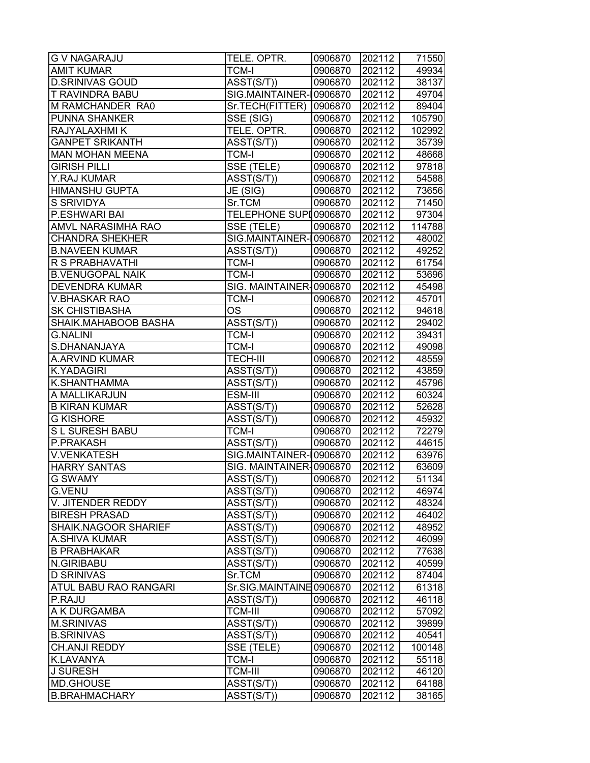| G V NAGARAJU | TELE. OPTR. | 0906870 | 202112 | 71550 |
|---|---|---|---|---|
| AMIT KUMAR | TCM-I | 0906870 | 202112 | 49934 |
| D.SRINIVAS GOUD | ASST(S/T)) | 0906870 | 202112 | 38137 |
| T RAVINDRA BABU | SIG.MAINTAINER-I | 0906870 | 202112 | 49704 |
| M RAMCHANDER RA0 | Sr.TECH(FITTER) | 0906870 | 202112 | 89404 |
| PUNNA SHANKER | SSE (SIG) | 0906870 | 202112 | 105790 |
| RAJYALAXHMI K | TELE. OPTR. | 0906870 | 202112 | 102992 |
| GANPET SRIKANTH | ASST(S/T)) | 0906870 | 202112 | 35739 |
| MAN MOHAN MEENA | TCM-I | 0906870 | 202112 | 48668 |
| GIRISH PILLI | SSE (TELE) | 0906870 | 202112 | 97818 |
| Y.RAJ KUMAR | ASST(S/T)) | 0906870 | 202112 | 54588 |
| HIMANSHU GUPTA | JE (SIG) | 0906870 | 202112 | 73656 |
| S SRIVIDYA | Sr.TCM | 0906870 | 202112 | 71450 |
| P.ESHWARI BAI | TELEPHONE SUPD | 0906870 | 202112 | 97304 |
| AMVL NARASIMHA RAO | SSE (TELE) | 0906870 | 202112 | 114788 |
| CHANDRA SHEKHER | SIG.MAINTAINER-I | 0906870 | 202112 | 48002 |
| B.NAVEEN KUMAR | ASST(S/T)) | 0906870 | 202112 | 49252 |
| R S PRABHAVATHI | TCM-I | 0906870 | 202112 | 61754 |
| B.VENUGOPAL NAIK | TCM-I | 0906870 | 202112 | 53696 |
| DEVENDRA KUMAR | SIG. MAINTAINER- | 0906870 | 202112 | 45498 |
| V.BHASKAR RAO | TCM-I | 0906870 | 202112 | 45701 |
| SK CHISTIBASHA | OS | 0906870 | 202112 | 94618 |
| SHAIK.MAHABOOB BASHA | ASST(S/T)) | 0906870 | 202112 | 29402 |
| G.NALINI | TCM-I | 0906870 | 202112 | 39431 |
| S.DHANANJAYA | TCM-I | 0906870 | 202112 | 49098 |
| A.ARVIND KUMAR | TECH-III | 0906870 | 202112 | 48559 |
| K.YADAGIRI | ASST(S/T)) | 0906870 | 202112 | 43859 |
| K.SHANTHAMMA | ASST(S/T)) | 0906870 | 202112 | 45796 |
| A MALLIKARJUN | ESM-III | 0906870 | 202112 | 60324 |
| B KIRAN KUMAR | ASST(S/T)) | 0906870 | 202112 | 52628 |
| G KISHORE | ASST(S/T)) | 0906870 | 202112 | 45932 |
| S L SURESH BABU | TCM-I | 0906870 | 202112 | 72279 |
| P.PRAKASH | ASST(S/T)) | 0906870 | 202112 | 44615 |
| V.VENKATESH | SIG.MAINTAINER-I | 0906870 | 202112 | 63976 |
| HARRY SANTAS | SIG. MAINTAINER- | 0906870 | 202112 | 63609 |
| G SWAMY | ASST(S/T)) | 0906870 | 202112 | 51134 |
| G.VENU | ASST(S/T)) | 0906870 | 202112 | 46974 |
| V. JITENDER REDDY | ASST(S/T)) | 0906870 | 202112 | 48324 |
| BIRESH PRASAD | ASST(S/T)) | 0906870 | 202112 | 46402 |
| SHAIK.NAGOOR SHARIEF | ASST(S/T)) | 0906870 | 202112 | 48952 |
| A.SHIVA KUMAR | ASST(S/T)) | 0906870 | 202112 | 46099 |
| B PRABHAKAR | ASST(S/T)) | 0906870 | 202112 | 77638 |
| N.GIRIBABU | ASST(S/T)) | 0906870 | 202112 | 40599 |
| D SRINIVAS | Sr.TCM | 0906870 | 202112 | 87404 |
| ATUL BABU RAO RANGARI | Sr.SIG.MAINTAINE | 0906870 | 202112 | 61318 |
| P.RAJU | ASST(S/T)) | 0906870 | 202112 | 46118 |
| A K DURGAMBA | TCM-III | 0906870 | 202112 | 57092 |
| M.SRINIVAS | ASST(S/T)) | 0906870 | 202112 | 39899 |
| B.SRINIVAS | ASST(S/T)) | 0906870 | 202112 | 40541 |
| CH.ANJI REDDY | SSE (TELE) | 0906870 | 202112 | 100148 |
| K.LAVANYA | TCM-I | 0906870 | 202112 | 55118 |
| J SURESH | TCM-III | 0906870 | 202112 | 46120 |
| MD.GHOUSE | ASST(S/T)) | 0906870 | 202112 | 64188 |
| B.BRAHMACHARY | ASST(S/T)) | 0906870 | 202112 | 38165 |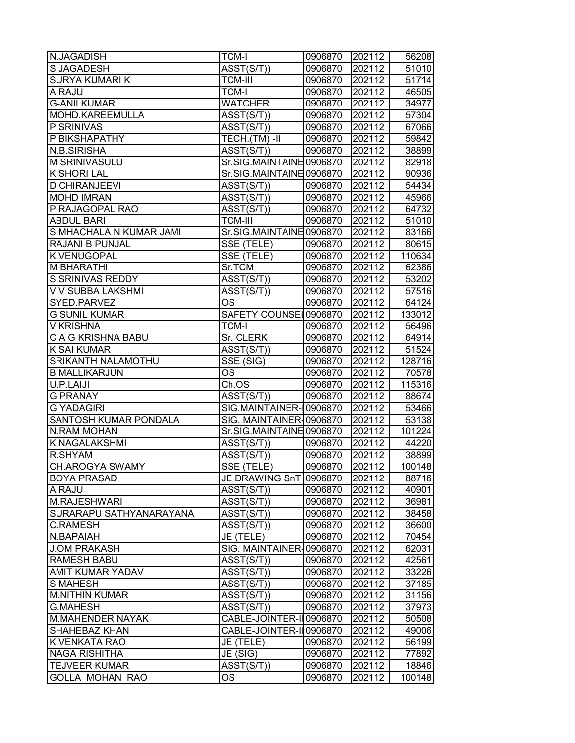| | | | | |
|---|---|---|---|---|
| N.JAGADISH | TCM-I | 0906870 | 202112 | 56208 |
| S JAGADESH | ASST(S/T)) | 0906870 | 202112 | 51010 |
| SURYA KUMARI K | TCM-III | 0906870 | 202112 | 51714 |
| A RAJU | TCM-I | 0906870 | 202112 | 46505 |
| G-ANILKUMAR | WATCHER | 0906870 | 202112 | 34977 |
| MOHD.KAREEMULLA | ASST(S/T)) | 0906870 | 202112 | 57304 |
| P SRINIVAS | ASST(S/T)) | 0906870 | 202112 | 67066 |
| P BIKSHAPATHY | TECH.(TM) -II | 0906870 | 202112 | 59842 |
| N.B.SIRISHA | ASST(S/T)) | 0906870 | 202112 | 38899 |
| M SRINIVASULU | Sr.SIG.MAINTAINE | 0906870 | 202112 | 82918 |
| KISHORI LAL | Sr.SIG.MAINTAINE | 0906870 | 202112 | 90936 |
| D CHIRANJEEVI | ASST(S/T)) | 0906870 | 202112 | 54434 |
| MOHD IMRAN | ASST(S/T)) | 0906870 | 202112 | 45966 |
| P RAJAGOPAL RAO | ASST(S/T)) | 0906870 | 202112 | 64732 |
| ABDUL BARI | TCM-III | 0906870 | 202112 | 51010 |
| SIMHACHALA N KUMAR JAMI | Sr.SIG.MAINTAINE | 0906870 | 202112 | 83166 |
| RAJANI B PUNJAL | SSE (TELE) | 0906870 | 202112 | 80615 |
| K.VENUGOPAL | SSE (TELE) | 0906870 | 202112 | 110634 |
| M BHARATHI | Sr.TCM | 0906870 | 202112 | 62386 |
| S.SRINIVAS REDDY | ASST(S/T)) | 0906870 | 202112 | 53202 |
| V V SUBBA LAKSHMI | ASST(S/T)) | 0906870 | 202112 | 57516 |
| SYED.PARVEZ | OS | 0906870 | 202112 | 64124 |
| G SUNIL KUMAR | SAFETY COUNSEL | 0906870 | 202112 | 133012 |
| V KRISHNA | TCM-I | 0906870 | 202112 | 56496 |
| C A G KRISHNA BABU | Sr. CLERK | 0906870 | 202112 | 64914 |
| K.SAI KUMAR | ASST(S/T)) | 0906870 | 202112 | 51524 |
| SRIKANTH NALAMOTHU | SSE (SIG) | 0906870 | 202112 | 128716 |
| B.MALLIKARJUN | OS | 0906870 | 202112 | 70578 |
| U.P.LAIJI | Ch.OS | 0906870 | 202112 | 115316 |
| G PRANAY | ASST(S/T)) | 0906870 | 202112 | 88674 |
| G YADAGIRI | SIG.MAINTAINER-I | 0906870 | 202112 | 53466 |
| SANTOSH KUMAR PONDALA | SIG. MAINTAINER- | 0906870 | 202112 | 53138 |
| N.RAM MOHAN | Sr.SIG.MAINTAINE | 0906870 | 202112 | 101224 |
| K.NAGALAKSHMI | ASST(S/T)) | 0906870 | 202112 | 44220 |
| R.SHYAM | ASST(S/T)) | 0906870 | 202112 | 38899 |
| CH.AROGYA SWAMY | SSE (TELE) | 0906870 | 202112 | 100148 |
| BOYA PRASAD | JE DRAWING SnT | 0906870 | 202112 | 88716 |
| A.RAJU | ASST(S/T)) | 0906870 | 202112 | 40901 |
| M.RAJESHWARI | ASST(S/T)) | 0906870 | 202112 | 36981 |
| SURARAPU SATHYANARAYANA | ASST(S/T)) | 0906870 | 202112 | 38458 |
| C.RAMESH | ASST(S/T)) | 0906870 | 202112 | 36600 |
| N.BAPAIAH | JE (TELE) | 0906870 | 202112 | 70454 |
| J.OM PRAKASH | SIG. MAINTAINER- | 0906870 | 202112 | 62031 |
| RAMESH BABU | ASST(S/T)) | 0906870 | 202112 | 42561 |
| AMIT KUMAR YADAV | ASST(S/T)) | 0906870 | 202112 | 33226 |
| S MAHESH | ASST(S/T)) | 0906870 | 202112 | 37185 |
| M.NITHIN KUMAR | ASST(S/T)) | 0906870 | 202112 | 31156 |
| G.MAHESH | ASST(S/T)) | 0906870 | 202112 | 37973 |
| M.MAHENDER NAYAK | CABLE-JOINTER-I | 0906870 | 202112 | 50508 |
| SHAHEBAZ KHAN | CABLE-JOINTER-I | 0906870 | 202112 | 49006 |
| K.VENKATA RAO | JE (TELE) | 0906870 | 202112 | 56199 |
| NAGA RISHITHA | JE (SIG) | 0906870 | 202112 | 77892 |
| TEJVEER KUMAR | ASST(S/T)) | 0906870 | 202112 | 18846 |
| GOLLA MOHAN RAO | OS | 0906870 | 202112 | 100148 |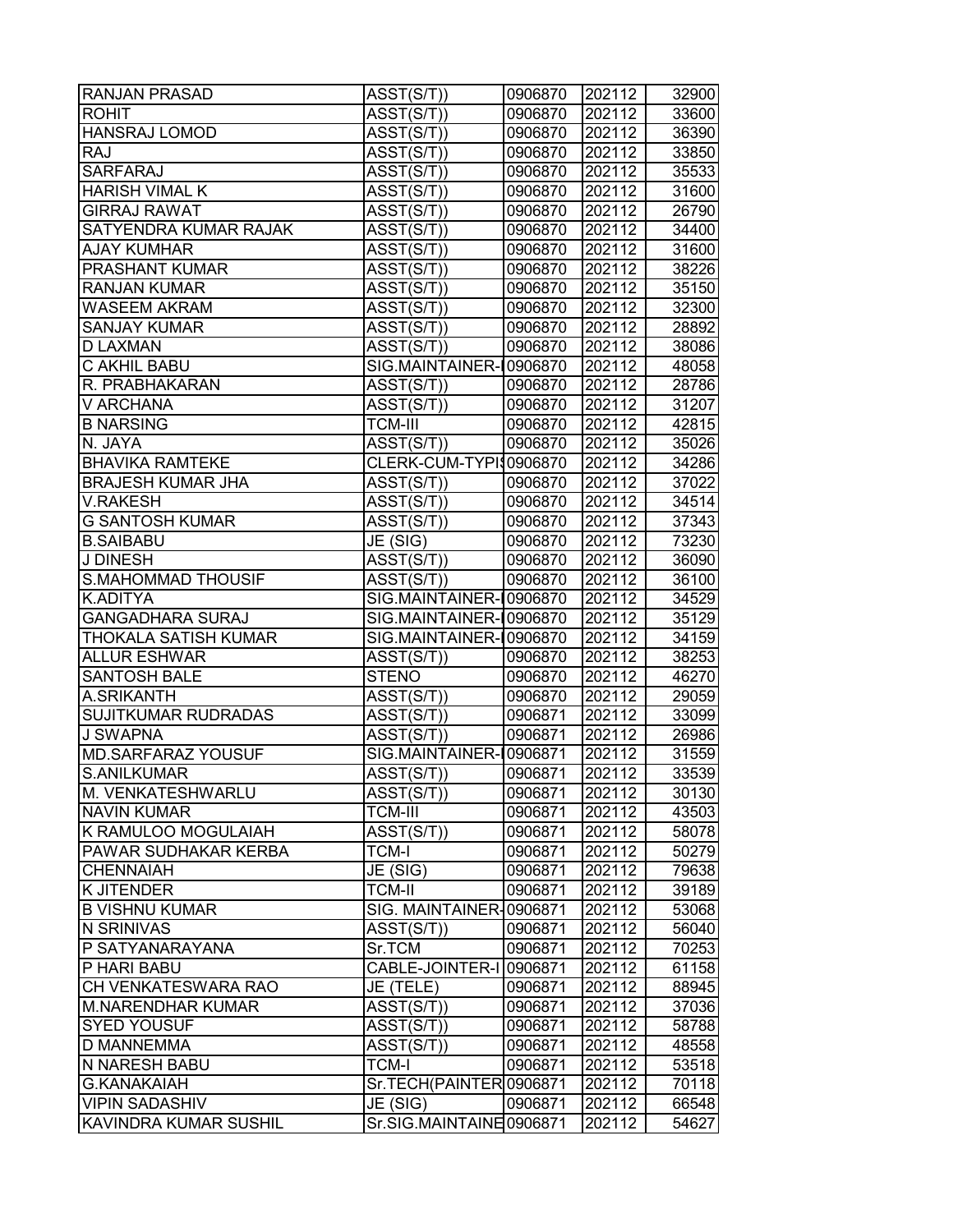| | | | | |
|---|---|---|---|---|
| RANJAN PRASAD | ASST(S/T)) | 0906870 | 202112 | 32900 |
| ROHIT | ASST(S/T)) | 0906870 | 202112 | 33600 |
| HANSRAJ LOMOD | ASST(S/T)) | 0906870 | 202112 | 36390 |
| RAJ | ASST(S/T)) | 0906870 | 202112 | 33850 |
| SARFARAJ | ASST(S/T)) | 0906870 | 202112 | 35533 |
| HARISH VIMAL K | ASST(S/T)) | 0906870 | 202112 | 31600 |
| GIRRAJ RAWAT | ASST(S/T)) | 0906870 | 202112 | 26790 |
| SATYENDRA KUMAR RAJAK | ASST(S/T)) | 0906870 | 202112 | 34400 |
| AJAY KUMHAR | ASST(S/T)) | 0906870 | 202112 | 31600 |
| PRASHANT KUMAR | ASST(S/T)) | 0906870 | 202112 | 38226 |
| RANJAN KUMAR | ASST(S/T)) | 0906870 | 202112 | 35150 |
| WASEEM AKRAM | ASST(S/T)) | 0906870 | 202112 | 32300 |
| SANJAY KUMAR | ASST(S/T)) | 0906870 | 202112 | 28892 |
| D LAXMAN | ASST(S/T)) | 0906870 | 202112 | 38086 |
| C AKHIL BABU | SIG.MAINTAINER-I | 0906870 | 202112 | 48058 |
| R. PRABHAKARAN | ASST(S/T)) | 0906870 | 202112 | 28786 |
| V ARCHANA | ASST(S/T)) | 0906870 | 202112 | 31207 |
| B NARSING | TCM-III | 0906870 | 202112 | 42815 |
| N. JAYA | ASST(S/T)) | 0906870 | 202112 | 35026 |
| BHAVIKA RAMTEKE | CLERK-CUM-TYPIS | 0906870 | 202112 | 34286 |
| BRAJESH KUMAR JHA | ASST(S/T)) | 0906870 | 202112 | 37022 |
| V.RAKESH | ASST(S/T)) | 0906870 | 202112 | 34514 |
| G SANTOSH KUMAR | ASST(S/T)) | 0906870 | 202112 | 37343 |
| B.SAIBABU | JE (SIG) | 0906870 | 202112 | 73230 |
| J DINESH | ASST(S/T)) | 0906870 | 202112 | 36090 |
| S.MAHOMMAD THOUSIF | ASST(S/T)) | 0906870 | 202112 | 36100 |
| K.ADITYA | SIG.MAINTAINER-I | 0906870 | 202112 | 34529 |
| GANGADHARA SURAJ | SIG.MAINTAINER-I | 0906870 | 202112 | 35129 |
| THOKALA SATISH KUMAR | SIG.MAINTAINER-I | 0906870 | 202112 | 34159 |
| ALLUR ESHWAR | ASST(S/T)) | 0906870 | 202112 | 38253 |
| SANTOSH BALE | STENO | 0906870 | 202112 | 46270 |
| A.SRIKANTH | ASST(S/T)) | 0906870 | 202112 | 29059 |
| SUJITKUMAR RUDRADAS | ASST(S/T)) | 0906871 | 202112 | 33099 |
| J SWAPNA | ASST(S/T)) | 0906871 | 202112 | 26986 |
| MD.SARFARAZ YOUSUF | SIG.MAINTAINER-I | 0906871 | 202112 | 31559 |
| S.ANILKUMAR | ASST(S/T)) | 0906871 | 202112 | 33539 |
| M. VENKATESHWARLU | ASST(S/T)) | 0906871 | 202112 | 30130 |
| NAVIN KUMAR | TCM-III | 0906871 | 202112 | 43503 |
| K RAMULOO MOGULAIAH | ASST(S/T)) | 0906871 | 202112 | 58078 |
| PAWAR SUDHAKAR KERBA | TCM-I | 0906871 | 202112 | 50279 |
| CHENNAIAH | JE (SIG) | 0906871 | 202112 | 79638 |
| K JITENDER | TCM-II | 0906871 | 202112 | 39189 |
| B VISHNU KUMAR | SIG. MAINTAINER- | 0906871 | 202112 | 53068 |
| N SRINIVAS | ASST(S/T)) | 0906871 | 202112 | 56040 |
| P SATYANARAYANA | Sr.TCM | 0906871 | 202112 | 70253 |
| P HARI BABU | CABLE-JOINTER-I | 0906871 | 202112 | 61158 |
| CH VENKATESWARA RAO | JE (TELE) | 0906871 | 202112 | 88945 |
| M.NARENDHAR KUMAR | ASST(S/T)) | 0906871 | 202112 | 37036 |
| SYED YOUSUF | ASST(S/T)) | 0906871 | 202112 | 58788 |
| D MANNEMMA | ASST(S/T)) | 0906871 | 202112 | 48558 |
| N NARESH BABU | TCM-I | 0906871 | 202112 | 53518 |
| G.KANAKAIAH | Sr.TECH(PAINTER | 0906871 | 202112 | 70118 |
| VIPIN SADASHIV | JE (SIG) | 0906871 | 202112 | 66548 |
| KAVINDRA KUMAR SUSHIL | Sr.SIG.MAINTAINE | 0906871 | 202112 | 54627 |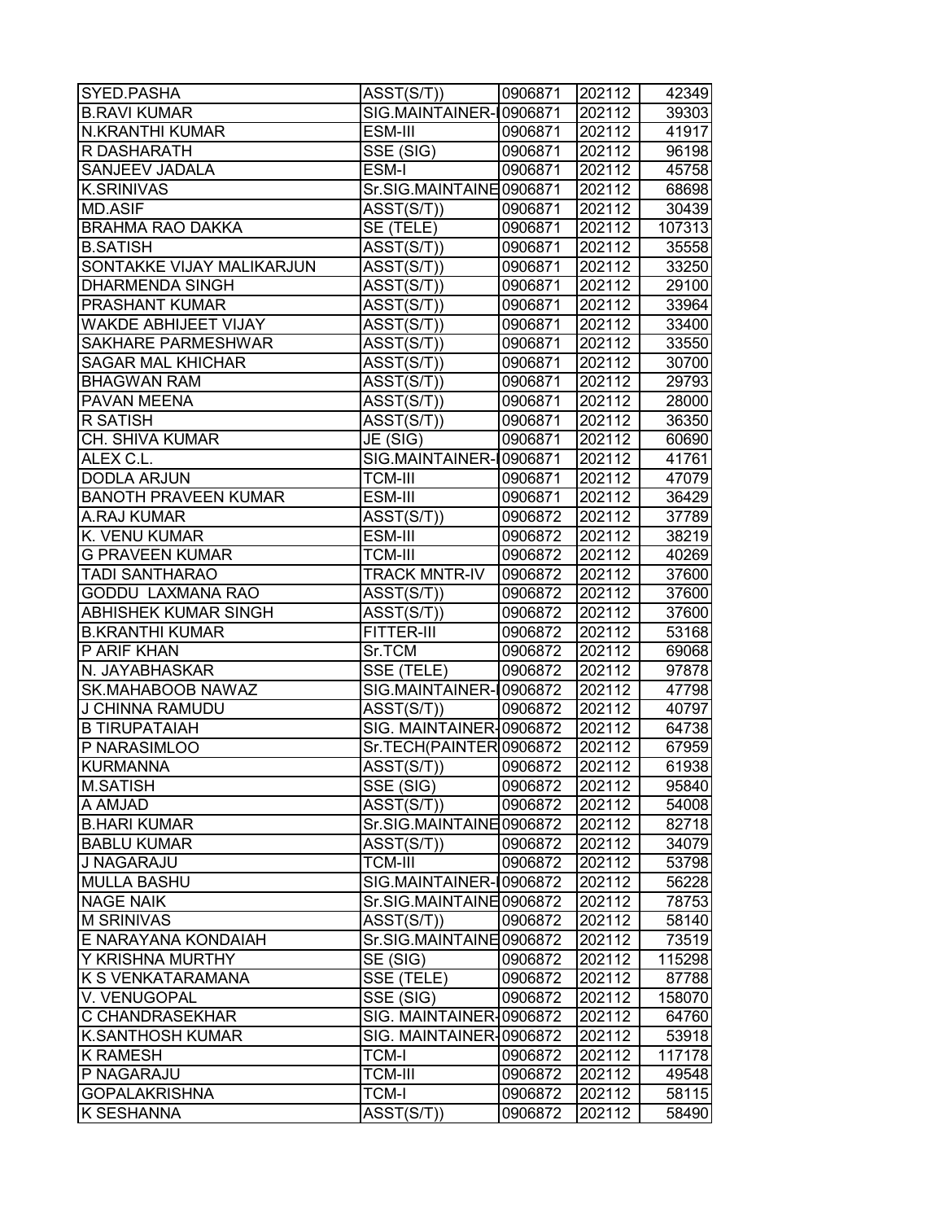| | | | | |
|---|---|---|---|---|
| SYED.PASHA | ASST(S/T)) | 0906871 | 202112 | 42349 |
| B.RAVI KUMAR | SIG.MAINTAINER-I | 0906871 | 202112 | 39303 |
| N.KRANTHI KUMAR | ESM-III | 0906871 | 202112 | 41917 |
| R DASHARATH | SSE (SIG) | 0906871 | 202112 | 96198 |
| SANJEEV JADALA | ESM-I | 0906871 | 202112 | 45758 |
| K.SRINIVAS | Sr.SIG.MAINTAINE | 0906871 | 202112 | 68698 |
| MD.ASIF | ASST(S/T)) | 0906871 | 202112 | 30439 |
| BRAHMA RAO DAKKA | SE (TELE) | 0906871 | 202112 | 107313 |
| B.SATISH | ASST(S/T)) | 0906871 | 202112 | 35558 |
| SONTAKKE VIJAY MALIKARJUN | ASST(S/T)) | 0906871 | 202112 | 33250 |
| DHARMENDA SINGH | ASST(S/T)) | 0906871 | 202112 | 29100 |
| PRASHANT KUMAR | ASST(S/T)) | 0906871 | 202112 | 33964 |
| WAKDE ABHIJEET VIJAY | ASST(S/T)) | 0906871 | 202112 | 33400 |
| SAKHARE PARMESHWAR | ASST(S/T)) | 0906871 | 202112 | 33550 |
| SAGAR MAL KHICHAR | ASST(S/T)) | 0906871 | 202112 | 30700 |
| BHAGWAN RAM | ASST(S/T)) | 0906871 | 202112 | 29793 |
| PAVAN MEENA | ASST(S/T)) | 0906871 | 202112 | 28000 |
| R SATISH | ASST(S/T)) | 0906871 | 202112 | 36350 |
| CH. SHIVA KUMAR | JE (SIG) | 0906871 | 202112 | 60690 |
| ALEX C.L. | SIG.MAINTAINER-I | 0906871 | 202112 | 41761 |
| DODLA ARJUN | TCM-III | 0906871 | 202112 | 47079 |
| BANOTH PRAVEEN KUMAR | ESM-III | 0906871 | 202112 | 36429 |
| A.RAJ KUMAR | ASST(S/T)) | 0906872 | 202112 | 37789 |
| K. VENU KUMAR | ESM-III | 0906872 | 202112 | 38219 |
| G PRAVEEN KUMAR | TCM-III | 0906872 | 202112 | 40269 |
| TADI SANTHARAO | TRACK MNTR-IV | 0906872 | 202112 | 37600 |
| GODDU LAXMANA RAO | ASST(S/T)) | 0906872 | 202112 | 37600 |
| ABHISHEK KUMAR SINGH | ASST(S/T)) | 0906872 | 202112 | 37600 |
| B.KRANTHI KUMAR | FITTER-III | 0906872 | 202112 | 53168 |
| P ARIF KHAN | Sr.TCM | 0906872 | 202112 | 69068 |
| N. JAYABHASKAR | SSE (TELE) | 0906872 | 202112 | 97878 |
| SK.MAHABOOB NAWAZ | SIG.MAINTAINER-I | 0906872 | 202112 | 47798 |
| J CHINNA RAMUDU | ASST(S/T)) | 0906872 | 202112 | 40797 |
| B TIRUPATAIAH | SIG. MAINTAINER- | 0906872 | 202112 | 64738 |
| P NARASIMLOO | Sr.TECH(PAINTER | 0906872 | 202112 | 67959 |
| KURMANNA | ASST(S/T)) | 0906872 | 202112 | 61938 |
| M.SATISH | SSE (SIG) | 0906872 | 202112 | 95840 |
| A AMJAD | ASST(S/T)) | 0906872 | 202112 | 54008 |
| B.HARI KUMAR | Sr.SIG.MAINTAINE | 0906872 | 202112 | 82718 |
| BABLU KUMAR | ASST(S/T)) | 0906872 | 202112 | 34079 |
| J NAGARAJU | TCM-III | 0906872 | 202112 | 53798 |
| MULLA BASHU | SIG.MAINTAINER-I | 0906872 | 202112 | 56228 |
| NAGE NAIK | Sr.SIG.MAINTAINE | 0906872 | 202112 | 78753 |
| M SRINIVAS | ASST(S/T)) | 0906872 | 202112 | 58140 |
| E NARAYANA KONDAIAH | Sr.SIG.MAINTAINE | 0906872 | 202112 | 73519 |
| Y KRISHNA MURTHY | SE (SIG) | 0906872 | 202112 | 115298 |
| K S VENKATARAMANA | SSE (TELE) | 0906872 | 202112 | 87788 |
| V. VENUGOPAL | SSE (SIG) | 0906872 | 202112 | 158070 |
| C CHANDRASEKHAR | SIG. MAINTAINER- | 0906872 | 202112 | 64760 |
| K.SANTHOSH KUMAR | SIG. MAINTAINER- | 0906872 | 202112 | 53918 |
| K RAMESH | TCM-I | 0906872 | 202112 | 117178 |
| P NAGARAJU | TCM-III | 0906872 | 202112 | 49548 |
| GOPALAKRISHNA | TCM-I | 0906872 | 202112 | 58115 |
| K SESHANNA | ASST(S/T)) | 0906872 | 202112 | 58490 |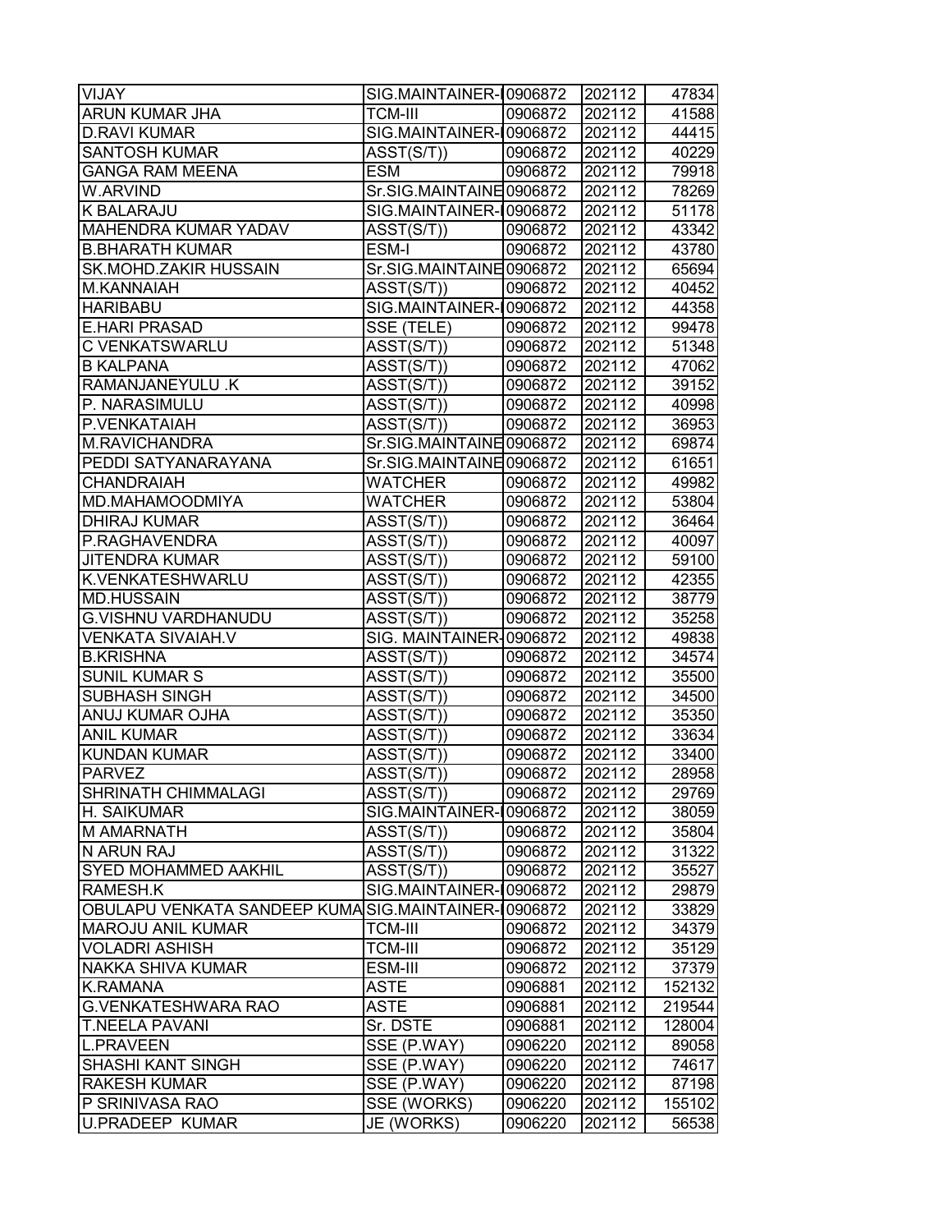| | | | | |
|---|---|---|---|---|
| VIJAY | SIG.MAINTAINER-I | 0906872 | 202112 | 47834 |
| ARUN KUMAR JHA | TCM-III | 0906872 | 202112 | 41588 |
| D.RAVI KUMAR | SIG.MAINTAINER-I | 0906872 | 202112 | 44415 |
| SANTOSH KUMAR | ASST(S/T)) | 0906872 | 202112 | 40229 |
| GANGA RAM MEENA | ESM | 0906872 | 202112 | 79918 |
| W.ARVIND | Sr.SIG.MAINTAINE | 0906872 | 202112 | 78269 |
| K BALARAJU | SIG.MAINTAINER-I | 0906872 | 202112 | 51178 |
| MAHENDRA KUMAR YADAV | ASST(S/T)) | 0906872 | 202112 | 43342 |
| B.BHARATH KUMAR | ESM-I | 0906872 | 202112 | 43780 |
| SK.MOHD.ZAKIR HUSSAIN | Sr.SIG.MAINTAINE | 0906872 | 202112 | 65694 |
| M.KANNAIAH | ASST(S/T)) | 0906872 | 202112 | 40452 |
| HARIBABU | SIG.MAINTAINER-I | 0906872 | 202112 | 44358 |
| E.HARI PRASAD | SSE (TELE) | 0906872 | 202112 | 99478 |
| C VENKATSWARLU | ASST(S/T)) | 0906872 | 202112 | 51348 |
| B KALPANA | ASST(S/T)) | 0906872 | 202112 | 47062 |
| RAMANJANEYULU .K | ASST(S/T)) | 0906872 | 202112 | 39152 |
| P. NARASIMULU | ASST(S/T)) | 0906872 | 202112 | 40998 |
| P.VENKATAIAH | ASST(S/T)) | 0906872 | 202112 | 36953 |
| M.RAVICHANDRA | Sr.SIG.MAINTAINE | 0906872 | 202112 | 69874 |
| PEDDI SATYANARAYANA | Sr.SIG.MAINTAINE | 0906872 | 202112 | 61651 |
| CHANDRAIAH | WATCHER | 0906872 | 202112 | 49982 |
| MD.MAHAMOODMIYA | WATCHER | 0906872 | 202112 | 53804 |
| DHIRAJ KUMAR | ASST(S/T)) | 0906872 | 202112 | 36464 |
| P.RAGHAVENDRA | ASST(S/T)) | 0906872 | 202112 | 40097 |
| JITENDRA KUMAR | ASST(S/T)) | 0906872 | 202112 | 59100 |
| K.VENKATESHWARLU | ASST(S/T)) | 0906872 | 202112 | 42355 |
| MD.HUSSAIN | ASST(S/T)) | 0906872 | 202112 | 38779 |
| G.VISHNU VARDHANUDU | ASST(S/T)) | 0906872 | 202112 | 35258 |
| VENKATA SIVAIAH.V | SIG. MAINTAINER- | 0906872 | 202112 | 49838 |
| B.KRISHNA | ASST(S/T)) | 0906872 | 202112 | 34574 |
| SUNIL KUMAR S | ASST(S/T)) | 0906872 | 202112 | 35500 |
| SUBHASH SINGH | ASST(S/T)) | 0906872 | 202112 | 34500 |
| ANUJ KUMAR OJHA | ASST(S/T)) | 0906872 | 202112 | 35350 |
| ANIL KUMAR | ASST(S/T)) | 0906872 | 202112 | 33634 |
| KUNDAN KUMAR | ASST(S/T)) | 0906872 | 202112 | 33400 |
| PARVEZ | ASST(S/T)) | 0906872 | 202112 | 28958 |
| SHRINATH CHIMMALAGI | ASST(S/T)) | 0906872 | 202112 | 29769 |
| H. SAIKUMAR | SIG.MAINTAINER-I | 0906872 | 202112 | 38059 |
| M AMARNATH | ASST(S/T)) | 0906872 | 202112 | 35804 |
| N ARUN RAJ | ASST(S/T)) | 0906872 | 202112 | 31322 |
| SYED MOHAMMED AAKHIL | ASST(S/T)) | 0906872 | 202112 | 35527 |
| RAMESH.K | SIG.MAINTAINER-I | 0906872 | 202112 | 29879 |
| OBULAPU VENKATA SANDEEP KUMA | SIG.MAINTAINER-I | 0906872 | 202112 | 33829 |
| MAROJU ANIL KUMAR | TCM-III | 0906872 | 202112 | 34379 |
| VOLADRI ASHISH | TCM-III | 0906872 | 202112 | 35129 |
| NAKKA SHIVA KUMAR | ESM-III | 0906872 | 202112 | 37379 |
| K.RAMANA | ASTE | 0906881 | 202112 | 152132 |
| G.VENKATESHWARA RAO | ASTE | 0906881 | 202112 | 219544 |
| T.NEELA PAVANI | Sr. DSTE | 0906881 | 202112 | 128004 |
| L.PRAVEEN | SSE (P.WAY) | 0906220 | 202112 | 89058 |
| SHASHI KANT SINGH | SSE (P.WAY) | 0906220 | 202112 | 74617 |
| RAKESH KUMAR | SSE (P.WAY) | 0906220 | 202112 | 87198 |
| P SRINIVASA RAO | SSE (WORKS) | 0906220 | 202112 | 155102 |
| U.PRADEEP KUMAR | JE (WORKS) | 0906220 | 202112 | 56538 |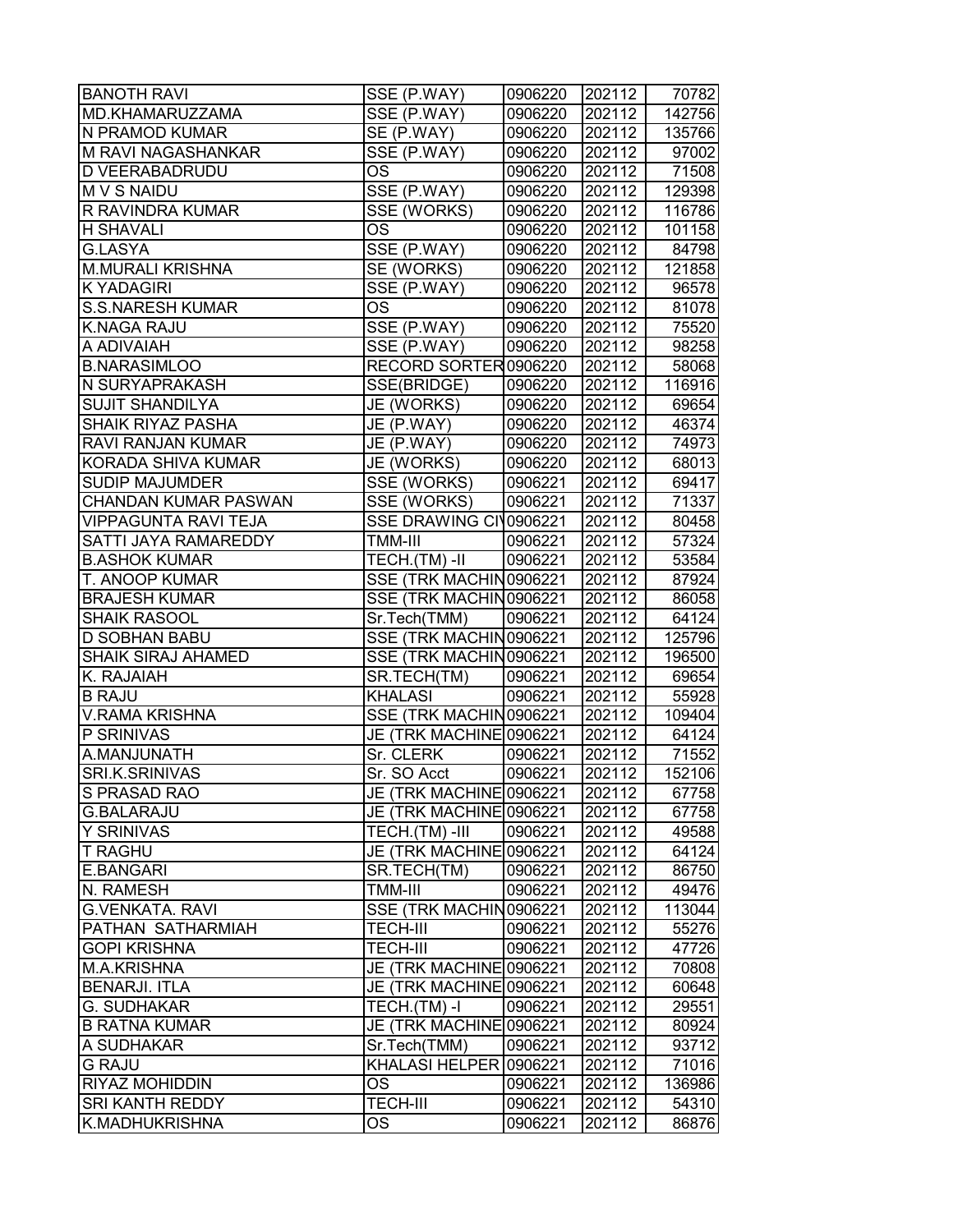| BANOTH RAVI | SSE (P.WAY) | 0906220 | 202112 | 70782 |
|---|---|---|---|---|
| MD.KHAMARUZZAMA | SSE (P.WAY) | 0906220 | 202112 | 142756 |
| N PRAMOD KUMAR | SE (P.WAY) | 0906220 | 202112 | 135766 |
| M RAVI NAGASHANKAR | SSE (P.WAY) | 0906220 | 202112 | 97002 |
| D VEERABADRUDU | OS | 0906220 | 202112 | 71508 |
| M V S NAIDU | SSE (P.WAY) | 0906220 | 202112 | 129398 |
| R RAVINDRA KUMAR | SSE (WORKS) | 0906220 | 202112 | 116786 |
| H SHAVALI | OS | 0906220 | 202112 | 101158 |
| G.LASYA | SSE (P.WAY) | 0906220 | 202112 | 84798 |
| M.MURALI KRISHNA | SE (WORKS) | 0906220 | 202112 | 121858 |
| K YADAGIRI | SSE (P.WAY) | 0906220 | 202112 | 96578 |
| S.S.NARESH KUMAR | OS | 0906220 | 202112 | 81078 |
| K.NAGA RAJU | SSE (P.WAY) | 0906220 | 202112 | 75520 |
| A ADIVAIAH | SSE (P.WAY) | 0906220 | 202112 | 98258 |
| B.NARASIMLOO | RECORD SORTER | 0906220 | 202112 | 58068 |
| N SURYAPRAKASH | SSE(BRIDGE) | 0906220 | 202112 | 116916 |
| SUJIT SHANDILYA | JE (WORKS) | 0906220 | 202112 | 69654 |
| SHAIK RIYAZ PASHA | JE (P.WAY) | 0906220 | 202112 | 46374 |
| RAVI RANJAN KUMAR | JE (P.WAY) | 0906220 | 202112 | 74973 |
| KORADA SHIVA KUMAR | JE (WORKS) | 0906220 | 202112 | 68013 |
| SUDIP MAJUMDER | SSE (WORKS) | 0906221 | 202112 | 69417 |
| CHANDAN KUMAR PASWAN | SSE (WORKS) | 0906221 | 202112 | 71337 |
| VIPPAGUNTA RAVI TEJA | SSE DRAWING CI\ | 0906221 | 202112 | 80458 |
| SATTI JAYA RAMAREDDY | TMM-III | 0906221 | 202112 | 57324 |
| B.ASHOK KUMAR | TECH.(TM) -II | 0906221 | 202112 | 53584 |
| T. ANOOP KUMAR | SSE (TRK MACHIN | 0906221 | 202112 | 87924 |
| BRAJESH KUMAR | SSE (TRK MACHIN | 0906221 | 202112 | 86058 |
| SHAIK RASOOL | Sr.Tech(TMM) | 0906221 | 202112 | 64124 |
| D SOBHAN BABU | SSE (TRK MACHIN | 0906221 | 202112 | 125796 |
| SHAIK SIRAJ AHAMED | SSE (TRK MACHIN | 0906221 | 202112 | 196500 |
| K. RAJAIAH | SR.TECH(TM) | 0906221 | 202112 | 69654 |
| B RAJU | KHALASI | 0906221 | 202112 | 55928 |
| V.RAMA KRISHNA | SSE (TRK MACHIN | 0906221 | 202112 | 109404 |
| P SRINIVAS | JE (TRK MACHINE | 0906221 | 202112 | 64124 |
| A.MANJUNATH | Sr. CLERK | 0906221 | 202112 | 71552 |
| SRI.K.SRINIVAS | Sr. SO Acct | 0906221 | 202112 | 152106 |
| S PRASAD RAO | JE (TRK MACHINE | 0906221 | 202112 | 67758 |
| G.BALARAJU | JE (TRK MACHINE | 0906221 | 202112 | 67758 |
| Y SRINIVAS | TECH.(TM) -III | 0906221 | 202112 | 49588 |
| T RAGHU | JE (TRK MACHINE | 0906221 | 202112 | 64124 |
| E.BANGARI | SR.TECH(TM) | 0906221 | 202112 | 86750 |
| N. RAMESH | TMM-III | 0906221 | 202112 | 49476 |
| G.VENKATA. RAVI | SSE (TRK MACHIN | 0906221 | 202112 | 113044 |
| PATHAN SATHARMIAH | TECH-III | 0906221 | 202112 | 55276 |
| GOPI KRISHNA | TECH-III | 0906221 | 202112 | 47726 |
| M.A.KRISHNA | JE (TRK MACHINE | 0906221 | 202112 | 70808 |
| BENARJI. ITLA | JE (TRK MACHINE | 0906221 | 202112 | 60648 |
| G. SUDHAKAR | TECH.(TM) -I | 0906221 | 202112 | 29551 |
| B RATNA KUMAR | JE (TRK MACHINE | 0906221 | 202112 | 80924 |
| A SUDHAKAR | Sr.Tech(TMM) | 0906221 | 202112 | 93712 |
| G RAJU | KHALASI HELPER | 0906221 | 202112 | 71016 |
| RIYAZ MOHIDDIN | OS | 0906221 | 202112 | 136986 |
| SRI KANTH REDDY | TECH-III | 0906221 | 202112 | 54310 |
| K.MADHUKRISHNA | OS | 0906221 | 202112 | 86876 |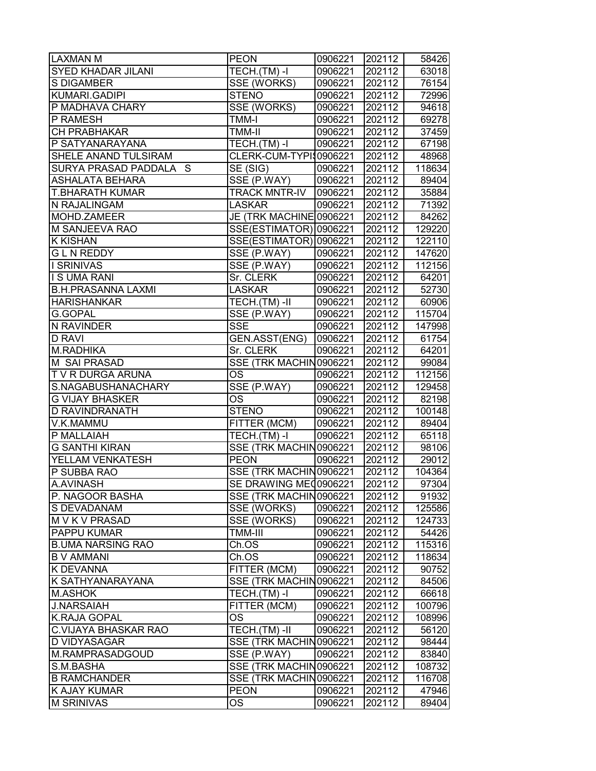| | | | | |
|---|---|---|---|---|
| LAXMAN M | PEON | 0906221 | 202112 | 58426 |
| SYED KHADAR JILANI | TECH.(TM) -I | 0906221 | 202112 | 63018 |
| S DIGAMBER | SSE (WORKS) | 0906221 | 202112 | 76154 |
| KUMARI.GADIPI | STENO | 0906221 | 202112 | 72996 |
| P MADHAVA CHARY | SSE (WORKS) | 0906221 | 202112 | 94618 |
| P RAMESH | TMM-I | 0906221 | 202112 | 69278 |
| CH PRABHAKAR | TMM-II | 0906221 | 202112 | 37459 |
| P SATYANARAYANA | TECH.(TM) -I | 0906221 | 202112 | 67198 |
| SHELE ANAND TULSIRAM | CLERK-CUM-TYPIS | 0906221 | 202112 | 48968 |
| SURYA PRASAD PADDALA S | SE (SIG) | 0906221 | 202112 | 118634 |
| ASHALATA BEHARA | SSE (P.WAY) | 0906221 | 202112 | 89404 |
| T.BHARATH KUMAR | TRACK MNTR-IV | 0906221 | 202112 | 35884 |
| N RAJALINGAM | LASKAR | 0906221 | 202112 | 71392 |
| MOHD.ZAMEER | JE (TRK MACHINE | 0906221 | 202112 | 84262 |
| M SANJEEVA RAO | SSE(ESTIMATOR) | 0906221 | 202112 | 129220 |
| K KISHAN | SSE(ESTIMATOR) | 0906221 | 202112 | 122110 |
| G L N REDDY | SSE (P.WAY) | 0906221 | 202112 | 147620 |
| I SRINIVAS | SSE (P.WAY) | 0906221 | 202112 | 112156 |
| I S UMA RANI | Sr. CLERK | 0906221 | 202112 | 64201 |
| B.H.PRASANNA LAXMI | LASKAR | 0906221 | 202112 | 52730 |
| HARISHANKAR | TECH.(TM) -II | 0906221 | 202112 | 60906 |
| G.GOPAL | SSE (P.WAY) | 0906221 | 202112 | 115704 |
| N RAVINDER | SSE | 0906221 | 202112 | 147998 |
| D RAVI | GEN.ASST(ENG) | 0906221 | 202112 | 61754 |
| M.RADHIKA | Sr. CLERK | 0906221 | 202112 | 64201 |
| M SAI PRASAD | SSE (TRK MACHIN | 0906221 | 202112 | 99084 |
| T V R DURGA ARUNA | OS | 0906221 | 202112 | 112156 |
| S.NAGABUSHANACHARY | SSE (P.WAY) | 0906221 | 202112 | 129458 |
| G VIJAY BHASKER | OS | 0906221 | 202112 | 82198 |
| D RAVINDRANATH | STENO | 0906221 | 202112 | 100148 |
| V.K.MAMMU | FITTER (MCM) | 0906221 | 202112 | 89404 |
| P MALLAIAH | TECH.(TM) -I | 0906221 | 202112 | 65118 |
| G SANTHI KIRAN | SSE (TRK MACHIN | 0906221 | 202112 | 98106 |
| YELLAM VENKATESH | PEON | 0906221 | 202112 | 29012 |
| P SUBBA RAO | SSE (TRK MACHIN | 0906221 | 202112 | 104364 |
| A.AVINASH | SE DRAWING MEC | 0906221 | 202112 | 97304 |
| P. NAGOOR BASHA | SSE (TRK MACHIN | 0906221 | 202112 | 91932 |
| S DEVADANAM | SSE (WORKS) | 0906221 | 202112 | 125586 |
| M V K V PRASAD | SSE (WORKS) | 0906221 | 202112 | 124733 |
| PAPPU KUMAR | TMM-III | 0906221 | 202112 | 54426 |
| B.UMA NARSING RAO | Ch.OS | 0906221 | 202112 | 115316 |
| B V AMMANI | Ch.OS | 0906221 | 202112 | 118634 |
| K DEVANNA | FITTER (MCM) | 0906221 | 202112 | 90752 |
| K SATHYANARAYANA | SSE (TRK MACHIN | 0906221 | 202112 | 84506 |
| M.ASHOK | TECH.(TM) -I | 0906221 | 202112 | 66618 |
| J.NARSAIAH | FITTER (MCM) | 0906221 | 202112 | 100796 |
| K.RAJA GOPAL | OS | 0906221 | 202112 | 108996 |
| C.VIJAYA BHASKAR RAO | TECH.(TM) -II | 0906221 | 202112 | 56120 |
| D VIDYASAGAR | SSE (TRK MACHIN | 0906221 | 202112 | 98444 |
| M.RAMPRASADGOUD | SSE (P.WAY) | 0906221 | 202112 | 83840 |
| S.M.BASHA | SSE (TRK MACHIN | 0906221 | 202112 | 108732 |
| B RAMCHANDER | SSE (TRK MACHIN | 0906221 | 202112 | 116708 |
| K AJAY KUMAR | PEON | 0906221 | 202112 | 47946 |
| M SRINIVAS | OS | 0906221 | 202112 | 89404 |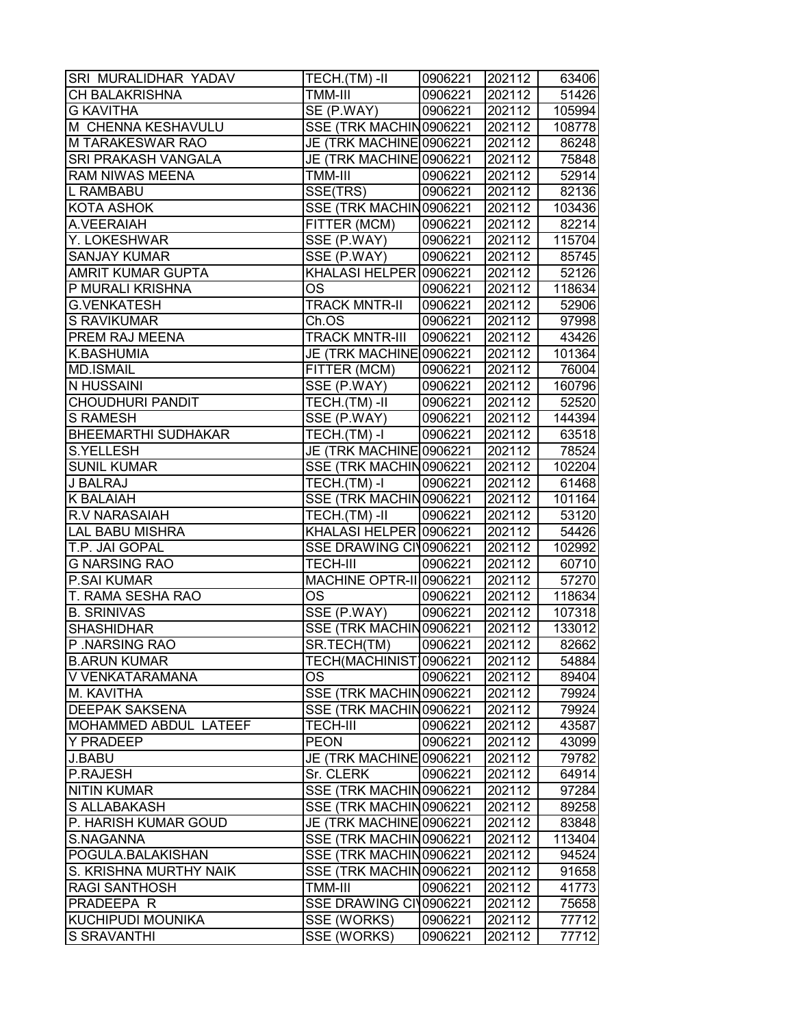| | | | | |
|---|---|---|---|---|
| SRI MURALIDHAR YADAV | TECH.(TM) -II | 0906221 | 202112 | 63406 |
| CH BALAKRISHNA | TMM-III | 0906221 | 202112 | 51426 |
| G KAVITHA | SE (P.WAY) | 0906221 | 202112 | 105994 |
| M CHENNA KESHAVULU | SSE (TRK MACHIN | 0906221 | 202112 | 108778 |
| M TARAKESWAR RAO | JE (TRK MACHINE | 0906221 | 202112 | 86248 |
| SRI PRAKASH VANGALA | JE (TRK MACHINE | 0906221 | 202112 | 75848 |
| RAM NIWAS MEENA | TMM-III | 0906221 | 202112 | 52914 |
| L RAMBABU | SSE(TRS) | 0906221 | 202112 | 82136 |
| KOTA ASHOK | SSE (TRK MACHIN | 0906221 | 202112 | 103436 |
| A.VEERAIAH | FITTER (MCM) | 0906221 | 202112 | 82214 |
| Y. LOKESHWAR | SSE (P.WAY) | 0906221 | 202112 | 115704 |
| SANJAY KUMAR | SSE (P.WAY) | 0906221 | 202112 | 85745 |
| AMRIT KUMAR GUPTA | KHALASI HELPER | 0906221 | 202112 | 52126 |
| P MURALI KRISHNA | OS | 0906221 | 202112 | 118634 |
| G.VENKATESH | TRACK MNTR-II | 0906221 | 202112 | 52906 |
| S RAVIKUMAR | Ch.OS | 0906221 | 202112 | 97998 |
| PREM RAJ MEENA | TRACK MNTR-III | 0906221 | 202112 | 43426 |
| K.BASHUMIA | JE (TRK MACHINE | 0906221 | 202112 | 101364 |
| MD.ISMAIL | FITTER (MCM) | 0906221 | 202112 | 76004 |
| N HUSSAINI | SSE (P.WAY) | 0906221 | 202112 | 160796 |
| CHOUDHURI PANDIT | TECH.(TM) -II | 0906221 | 202112 | 52520 |
| S RAMESH | SSE (P.WAY) | 0906221 | 202112 | 144394 |
| BHEEMARTHI SUDHAKAR | TECH.(TM) -I | 0906221 | 202112 | 63518 |
| S.YELLESH | JE (TRK MACHINE | 0906221 | 202112 | 78524 |
| SUNIL KUMAR | SSE (TRK MACHIN | 0906221 | 202112 | 102204 |
| J BALRAJ | TECH.(TM) -I | 0906221 | 202112 | 61468 |
| K BALAIAH | SSE (TRK MACHIN | 0906221 | 202112 | 101164 |
| R.V NARASAIAH | TECH.(TM) -II | 0906221 | 202112 | 53120 |
| LAL BABU MISHRA | KHALASI HELPER | 0906221 | 202112 | 54426 |
| T.P. JAI GOPAL | SSE DRAWING CI\ | 0906221 | 202112 | 102992 |
| G NARSING RAO | TECH-III | 0906221 | 202112 | 60710 |
| P.SAI KUMAR | MACHINE OPTR-II | 0906221 | 202112 | 57270 |
| T. RAMA SESHA RAO | OS | 0906221 | 202112 | 118634 |
| B. SRINIVAS | SSE (P.WAY) | 0906221 | 202112 | 107318 |
| SHASHIDHAR | SSE (TRK MACHIN | 0906221 | 202112 | 133012 |
| P .NARSING RAO | SR.TECH(TM) | 0906221 | 202112 | 82662 |
| B.ARUN KUMAR | TECH(MACHINIST) | 0906221 | 202112 | 54884 |
| V VENKATARAMANA | OS | 0906221 | 202112 | 89404 |
| M. KAVITHA | SSE (TRK MACHIN | 0906221 | 202112 | 79924 |
| DEEPAK SAKSENA | SSE (TRK MACHIN | 0906221 | 202112 | 79924 |
| MOHAMMED ABDUL LATEEF | TECH-III | 0906221 | 202112 | 43587 |
| Y PRADEEP | PEON | 0906221 | 202112 | 43099 |
| J.BABU | JE (TRK MACHINE | 0906221 | 202112 | 79782 |
| P.RAJESH | Sr. CLERK | 0906221 | 202112 | 64914 |
| NITIN KUMAR | SSE (TRK MACHIN | 0906221 | 202112 | 97284 |
| S ALLABAKASH | SSE (TRK MACHIN | 0906221 | 202112 | 89258 |
| P. HARISH KUMAR GOUD | JE (TRK MACHINE | 0906221 | 202112 | 83848 |
| S.NAGANNA | SSE (TRK MACHIN | 0906221 | 202112 | 113404 |
| POGULA.BALAKISHAN | SSE (TRK MACHIN | 0906221 | 202112 | 94524 |
| S. KRISHNA MURTHY NAIK | SSE (TRK MACHIN | 0906221 | 202112 | 91658 |
| RAGI SANTHOSH | TMM-III | 0906221 | 202112 | 41773 |
| PRADEEPA R | SSE DRAWING CI\ | 0906221 | 202112 | 75658 |
| KUCHIPUDI MOUNIKA | SSE (WORKS) | 0906221 | 202112 | 77712 |
| S SRAVANTHI | SSE (WORKS) | 0906221 | 202112 | 77712 |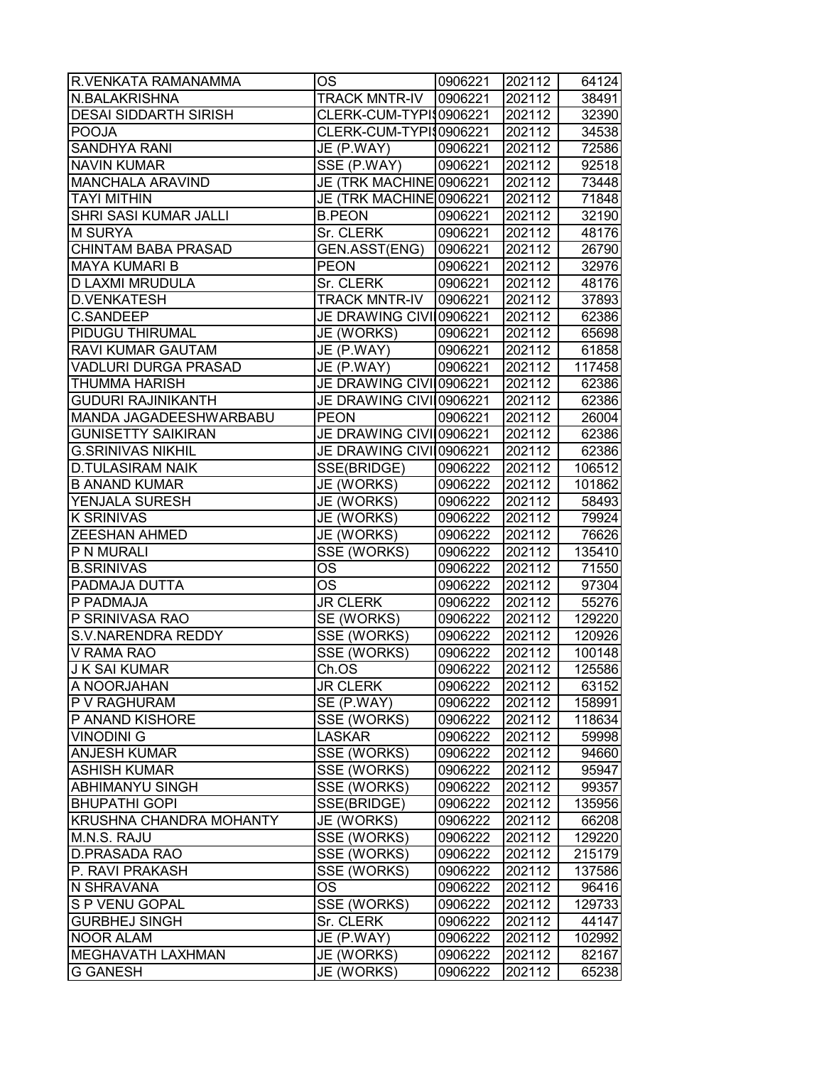| | | | | |
|---|---|---|---|---|
| R.VENKATA RAMANAMMA | OS | 0906221 | 202112 | 64124 |
| N.BALAKRISHNA | TRACK MNTR-IV | 0906221 | 202112 | 38491 |
| DESAI SIDDARTH SIRISH | CLERK-CUM-TYPI | 0906221 | 202112 | 32390 |
| POOJA | CLERK-CUM-TYPI | 0906221 | 202112 | 34538 |
| SANDHYA RANI | JE (P.WAY) | 0906221 | 202112 | 72586 |
| NAVIN KUMAR | SSE (P.WAY) | 0906221 | 202112 | 92518 |
| MANCHALA ARAVIND | JE (TRK MACHINE | 0906221 | 202112 | 73448 |
| TAYI MITHIN | JE (TRK MACHINE | 0906221 | 202112 | 71848 |
| SHRI SASI KUMAR JALLI | B.PEON | 0906221 | 202112 | 32190 |
| M SURYA | Sr. CLERK | 0906221 | 202112 | 48176 |
| CHINTAM BABA PRASAD | GEN.ASST(ENG) | 0906221 | 202112 | 26790 |
| MAYA KUMARI B | PEON | 0906221 | 202112 | 32976 |
| D LAXMI MRUDULA | Sr. CLERK | 0906221 | 202112 | 48176 |
| D.VENKATESH | TRACK MNTR-IV | 0906221 | 202112 | 37893 |
| C.SANDEEP | JE DRAWING CIVI | 0906221 | 202112 | 62386 |
| PIDUGU THIRUMAL | JE (WORKS) | 0906221 | 202112 | 65698 |
| RAVI KUMAR GAUTAM | JE (P.WAY) | 0906221 | 202112 | 61858 |
| VADLURI DURGA PRASAD | JE (P.WAY) | 0906221 | 202112 | 117458 |
| THUMMA HARISH | JE DRAWING CIVI | 0906221 | 202112 | 62386 |
| GUDURI RAJINIKANTH | JE DRAWING CIVI | 0906221 | 202112 | 62386 |
| MANDA JAGADEESHWARBABU | PEON | 0906221 | 202112 | 26004 |
| GUNISETTY SAIKIRAN | JE DRAWING CIVI | 0906221 | 202112 | 62386 |
| G.SRINIVAS NIKHIL | JE DRAWING CIVI | 0906221 | 202112 | 62386 |
| D.TULASIRAM NAIK | SSE(BRIDGE) | 0906222 | 202112 | 106512 |
| B ANAND KUMAR | JE (WORKS) | 0906222 | 202112 | 101862 |
| YENJALA SURESH | JE (WORKS) | 0906222 | 202112 | 58493 |
| K SRINIVAS | JE (WORKS) | 0906222 | 202112 | 79924 |
| ZEESHAN AHMED | JE (WORKS) | 0906222 | 202112 | 76626 |
| P N MURALI | SSE (WORKS) | 0906222 | 202112 | 135410 |
| B.SRINIVAS | OS | 0906222 | 202112 | 71550 |
| PADMAJA DUTTA | OS | 0906222 | 202112 | 97304 |
| P PADMAJA | JR CLERK | 0906222 | 202112 | 55276 |
| P SRINIVASA RAO | SE (WORKS) | 0906222 | 202112 | 129220 |
| S.V.NARENDRA REDDY | SSE (WORKS) | 0906222 | 202112 | 120926 |
| V RAMA RAO | SSE (WORKS) | 0906222 | 202112 | 100148 |
| J K SAI KUMAR | Ch.OS | 0906222 | 202112 | 125586 |
| A NOORJAHAN | JR CLERK | 0906222 | 202112 | 63152 |
| P V RAGHURAM | SE (P.WAY) | 0906222 | 202112 | 158991 |
| P ANAND KISHORE | SSE (WORKS) | 0906222 | 202112 | 118634 |
| VINODINI G | LASKAR | 0906222 | 202112 | 59998 |
| ANJESH KUMAR | SSE (WORKS) | 0906222 | 202112 | 94660 |
| ASHISH KUMAR | SSE (WORKS) | 0906222 | 202112 | 95947 |
| ABHIMANYU SINGH | SSE (WORKS) | 0906222 | 202112 | 99357 |
| BHUPATHI GOPI | SSE(BRIDGE) | 0906222 | 202112 | 135956 |
| KRUSHNA CHANDRA MOHANTY | JE (WORKS) | 0906222 | 202112 | 66208 |
| M.N.S. RAJU | SSE (WORKS) | 0906222 | 202112 | 129220 |
| D.PRASADA RAO | SSE (WORKS) | 0906222 | 202112 | 215179 |
| P. RAVI PRAKASH | SSE (WORKS) | 0906222 | 202112 | 137586 |
| N SHRAVANA | OS | 0906222 | 202112 | 96416 |
| S P VENU GOPAL | SSE (WORKS) | 0906222 | 202112 | 129733 |
| GURBHEJ SINGH | Sr. CLERK | 0906222 | 202112 | 44147 |
| NOOR ALAM | JE (P.WAY) | 0906222 | 202112 | 102992 |
| MEGHAVATH LAXHMAN | JE (WORKS) | 0906222 | 202112 | 82167 |
| G GANESH | JE (WORKS) | 0906222 | 202112 | 65238 |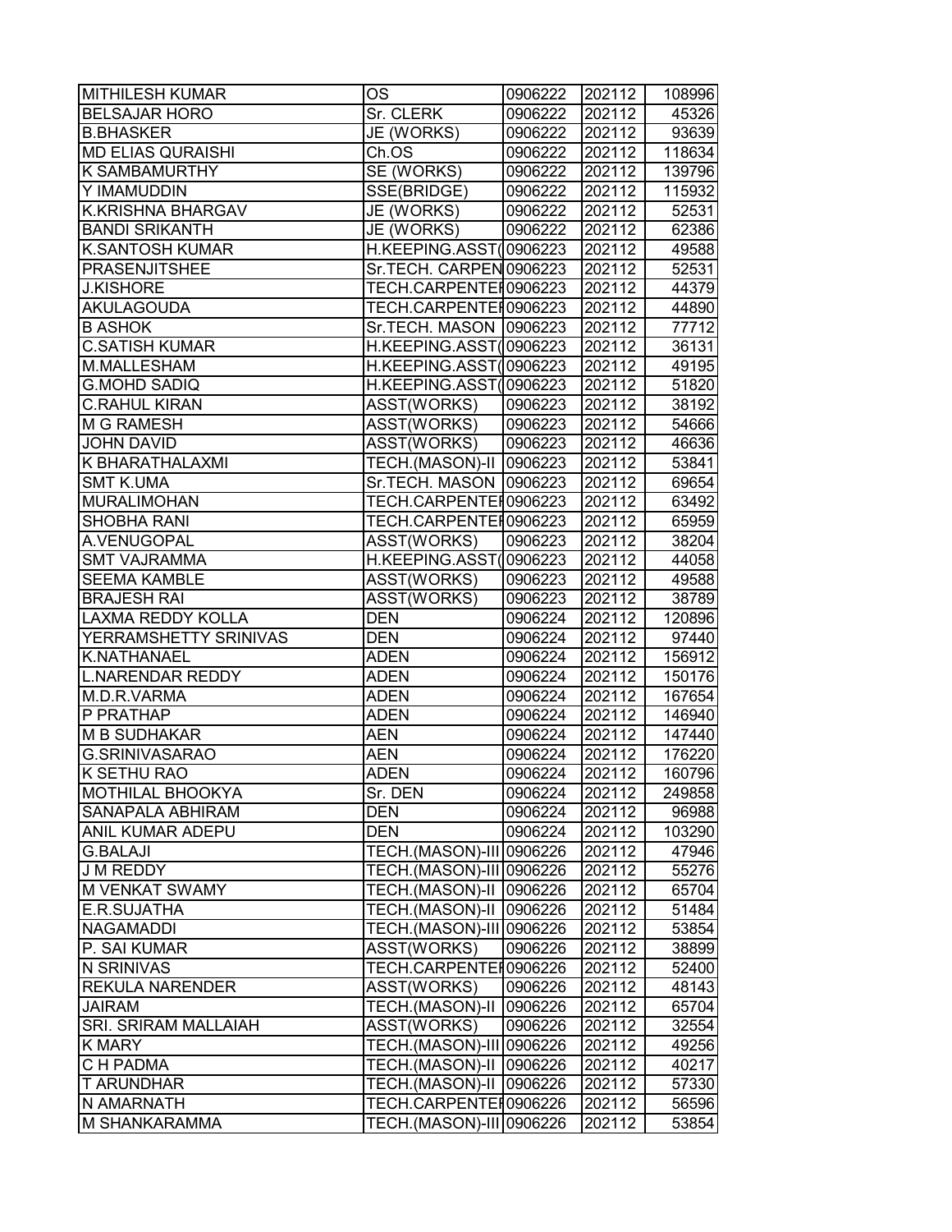| | | | | |
|---|---|---|---|---|
| MITHILESH KUMAR | OS | 0906222 | 202112 | 108996 |
| BELSAJAR HORO | Sr. CLERK | 0906222 | 202112 | 45326 |
| B.BHASKER | JE (WORKS) | 0906222 | 202112 | 93639 |
| MD ELIAS QURAISHI | Ch.OS | 0906222 | 202112 | 118634 |
| K SAMBAMURTHY | SE (WORKS) | 0906222 | 202112 | 139796 |
| Y IMAMUDDIN | SSE(BRIDGE) | 0906222 | 202112 | 115932 |
| K.KRISHNA BHARGAV | JE (WORKS) | 0906222 | 202112 | 52531 |
| BANDI SRIKANTH | JE (WORKS) | 0906222 | 202112 | 62386 |
| K.SANTOSH KUMAR | H.KEEPING.ASST( | 0906223 | 202112 | 49588 |
| PRASENJITSHEE | Sr.TECH. CARPEN | 0906223 | 202112 | 52531 |
| J.KISHORE | TECH.CARPENTEI | 0906223 | 202112 | 44379 |
| AKULAGOUDA | TECH.CARPENTEI | 0906223 | 202112 | 44890 |
| B ASHOK | Sr.TECH. MASON | 0906223 | 202112 | 77712 |
| C.SATISH KUMAR | H.KEEPING.ASST( | 0906223 | 202112 | 36131 |
| M.MALLESHAM | H.KEEPING.ASST( | 0906223 | 202112 | 49195 |
| G.MOHD SADIQ | H.KEEPING.ASST( | 0906223 | 202112 | 51820 |
| C.RAHUL KIRAN | ASST(WORKS) | 0906223 | 202112 | 38192 |
| M G RAMESH | ASST(WORKS) | 0906223 | 202112 | 54666 |
| JOHN DAVID | ASST(WORKS) | 0906223 | 202112 | 46636 |
| K BHARATHALAXMI | TECH.(MASON)-II | 0906223 | 202112 | 53841 |
| SMT K.UMA | Sr.TECH. MASON | 0906223 | 202112 | 69654 |
| MURALIMOHAN | TECH.CARPENTEI | 0906223 | 202112 | 63492 |
| SHOBHA RANI | TECH.CARPENTEI | 0906223 | 202112 | 65959 |
| A.VENUGOPAL | ASST(WORKS) | 0906223 | 202112 | 38204 |
| SMT VAJRAMMA | H.KEEPING.ASST( | 0906223 | 202112 | 44058 |
| SEEMA KAMBLE | ASST(WORKS) | 0906223 | 202112 | 49588 |
| BRAJESH RAI | ASST(WORKS) | 0906223 | 202112 | 38789 |
| LAXMA REDDY KOLLA | DEN | 0906224 | 202112 | 120896 |
| YERRAMSHETTY SRINIVAS | DEN | 0906224 | 202112 | 97440 |
| K.NATHANAEL | ADEN | 0906224 | 202112 | 156912 |
| L.NARENDAR REDDY | ADEN | 0906224 | 202112 | 150176 |
| M.D.R.VARMA | ADEN | 0906224 | 202112 | 167654 |
| P PRATHAP | ADEN | 0906224 | 202112 | 146940 |
| M B SUDHAKAR | AEN | 0906224 | 202112 | 147440 |
| G.SRINIVASARAO | AEN | 0906224 | 202112 | 176220 |
| K SETHU RAO | ADEN | 0906224 | 202112 | 160796 |
| MOTHILAL BHOOKYA | Sr. DEN | 0906224 | 202112 | 249858 |
| SANAPALA ABHIRAM | DEN | 0906224 | 202112 | 96988 |
| ANIL KUMAR ADEPU | DEN | 0906224 | 202112 | 103290 |
| G.BALAJI | TECH.(MASON)-III | 0906226 | 202112 | 47946 |
| J M REDDY | TECH.(MASON)-III | 0906226 | 202112 | 55276 |
| M VENKAT SWAMY | TECH.(MASON)-II | 0906226 | 202112 | 65704 |
| E.R.SUJATHA | TECH.(MASON)-II | 0906226 | 202112 | 51484 |
| NAGAMADDI | TECH.(MASON)-III | 0906226 | 202112 | 53854 |
| P. SAI KUMAR | ASST(WORKS) | 0906226 | 202112 | 38899 |
| N SRINIVAS | TECH.CARPENTEI | 0906226 | 202112 | 52400 |
| REKULA NARENDER | ASST(WORKS) | 0906226 | 202112 | 48143 |
| JAIRAM | TECH.(MASON)-II | 0906226 | 202112 | 65704 |
| SRI. SRIRAM MALLAIAH | ASST(WORKS) | 0906226 | 202112 | 32554 |
| K MARY | TECH.(MASON)-III | 0906226 | 202112 | 49256 |
| C H PADMA | TECH.(MASON)-II | 0906226 | 202112 | 40217 |
| T ARUNDHAR | TECH.(MASON)-II | 0906226 | 202112 | 57330 |
| N AMARNATH | TECH.CARPENTEI | 0906226 | 202112 | 56596 |
| M SHANKARAMMA | TECH.(MASON)-III | 0906226 | 202112 | 53854 |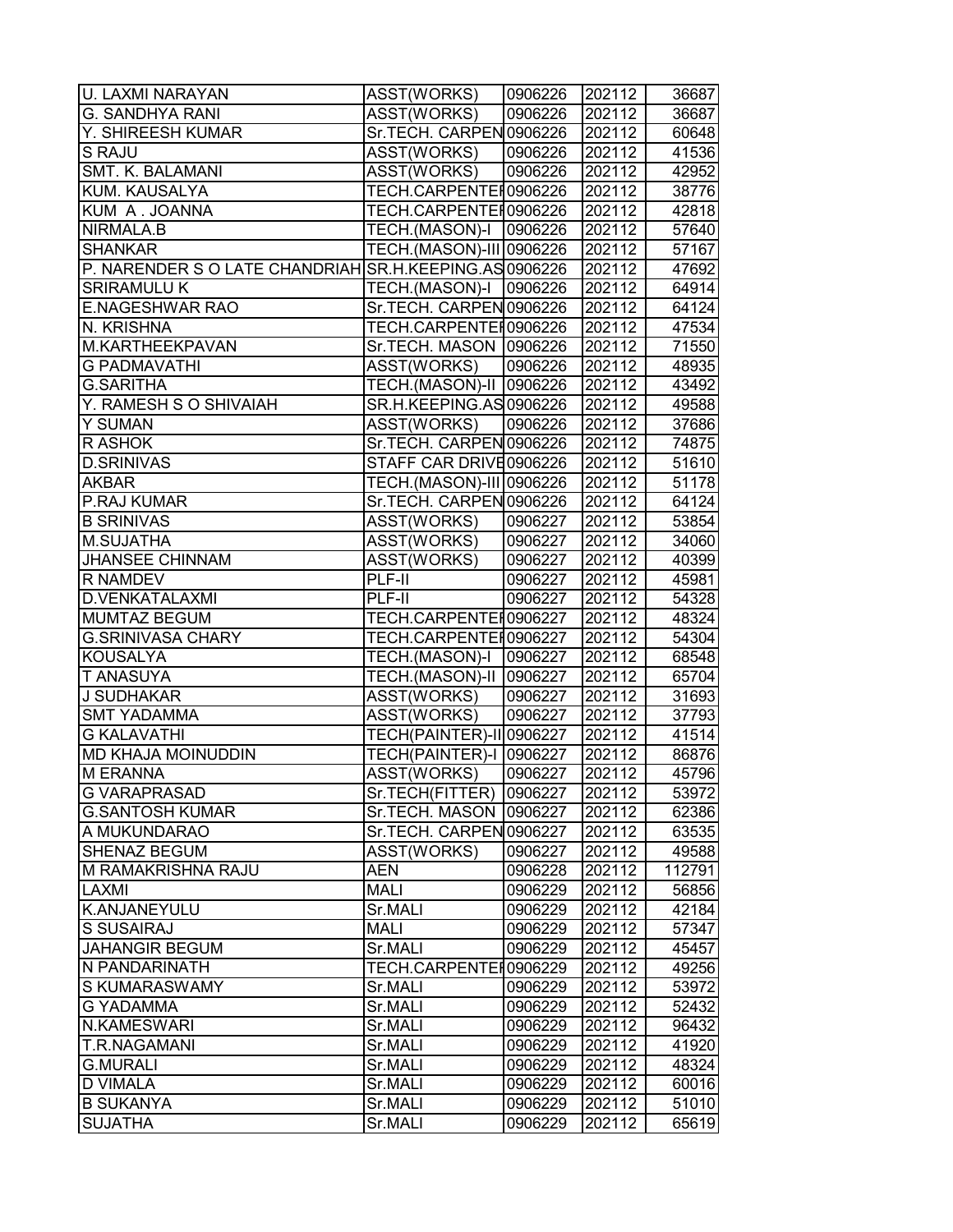| | | | | |
|---|---|---|---|---|
| U. LAXMI NARAYAN | ASST(WORKS) | 0906226 | 202112 | 36687 |
| G. SANDHYA RANI | ASST(WORKS) | 0906226 | 202112 | 36687 |
| Y. SHIREESH KUMAR | Sr.TECH. CARPEN | 0906226 | 202112 | 60648 |
| S RAJU | ASST(WORKS) | 0906226 | 202112 | 41536 |
| SMT. K. BALAMANI | ASST(WORKS) | 0906226 | 202112 | 42952 |
| KUM. KAUSALYA | TECH.CARPENTEI | 0906226 | 202112 | 38776 |
| KUM A . JOANNA | TECH.CARPENTEI | 0906226 | 202112 | 42818 |
| NIRMALA.B | TECH.(MASON)-I | 0906226 | 202112 | 57640 |
| SHANKAR | TECH.(MASON)-III | 0906226 | 202112 | 57167 |
| P. NARENDER S O LATE CHANDRIAH | SR.H.KEEPING.AS | 0906226 | 202112 | 47692 |
| SRIRAMULU K | TECH.(MASON)-I | 0906226 | 202112 | 64914 |
| E.NAGESHWAR RAO | Sr.TECH. CARPEN | 0906226 | 202112 | 64124 |
| N. KRISHNA | TECH.CARPENTEI | 0906226 | 202112 | 47534 |
| M.KARTHEEKPAVAN | Sr.TECH. MASON | 0906226 | 202112 | 71550 |
| G PADMAVATHI | ASST(WORKS) | 0906226 | 202112 | 48935 |
| G.SARITHA | TECH.(MASON)-II | 0906226 | 202112 | 43492 |
| Y. RAMESH S O SHIVAIAH | SR.H.KEEPING.AS | 0906226 | 202112 | 49588 |
| Y SUMAN | ASST(WORKS) | 0906226 | 202112 | 37686 |
| R ASHOK | Sr.TECH. CARPEN | 0906226 | 202112 | 74875 |
| D.SRINIVAS | STAFF CAR DRIVE | 0906226 | 202112 | 51610 |
| AKBAR | TECH.(MASON)-III | 0906226 | 202112 | 51178 |
| P.RAJ KUMAR | Sr.TECH. CARPEN | 0906226 | 202112 | 64124 |
| B SRINIVAS | ASST(WORKS) | 0906227 | 202112 | 53854 |
| M.SUJATHA | ASST(WORKS) | 0906227 | 202112 | 34060 |
| JHANSEE CHINNAM | ASST(WORKS) | 0906227 | 202112 | 40399 |
| R NAMDEV | PLF-II | 0906227 | 202112 | 45981 |
| D.VENKATALAXMI | PLF-II | 0906227 | 202112 | 54328 |
| MUMTAZ BEGUM | TECH.CARPENTEI | 0906227 | 202112 | 48324 |
| G.SRINIVASA CHARY | TECH.CARPENTEI | 0906227 | 202112 | 54304 |
| KOUSALYA | TECH.(MASON)-I | 0906227 | 202112 | 68548 |
| T ANASUYA | TECH.(MASON)-II | 0906227 | 202112 | 65704 |
| J SUDHAKAR | ASST(WORKS) | 0906227 | 202112 | 31693 |
| SMT YADAMMA | ASST(WORKS) | 0906227 | 202112 | 37793 |
| G KALAVATHI | TECH(PAINTER)-II | 0906227 | 202112 | 41514 |
| MD KHAJA MOINUDDIN | TECH(PAINTER)-I | 0906227 | 202112 | 86876 |
| M ERANNA | ASST(WORKS) | 0906227 | 202112 | 45796 |
| G VARAPRASAD | Sr.TECH(FITTER) | 0906227 | 202112 | 53972 |
| G.SANTOSH KUMAR | Sr.TECH. MASON | 0906227 | 202112 | 62386 |
| A MUKUNDARAO | Sr.TECH. CARPEN | 0906227 | 202112 | 63535 |
| SHENAZ BEGUM | ASST(WORKS) | 0906227 | 202112 | 49588 |
| M RAMAKRISHNA RAJU | AEN | 0906228 | 202112 | 112791 |
| LAXMI | MALI | 0906229 | 202112 | 56856 |
| K.ANJANEYULU | Sr.MALI | 0906229 | 202112 | 42184 |
| S SUSAIRAJ | MALI | 0906229 | 202112 | 57347 |
| JAHANGIR BEGUM | Sr.MALI | 0906229 | 202112 | 45457 |
| N PANDARINATH | TECH.CARPENTEI | 0906229 | 202112 | 49256 |
| S KUMARASWAMY | Sr.MALI | 0906229 | 202112 | 53972 |
| G YADAMMA | Sr.MALI | 0906229 | 202112 | 52432 |
| N.KAMESWARI | Sr.MALI | 0906229 | 202112 | 96432 |
| T.R.NAGAMANI | Sr.MALI | 0906229 | 202112 | 41920 |
| G.MURALI | Sr.MALI | 0906229 | 202112 | 48324 |
| D VIMALA | Sr.MALI | 0906229 | 202112 | 60016 |
| B SUKANYA | Sr.MALI | 0906229 | 202112 | 51010 |
| SUJATHA | Sr.MALI | 0906229 | 202112 | 65619 |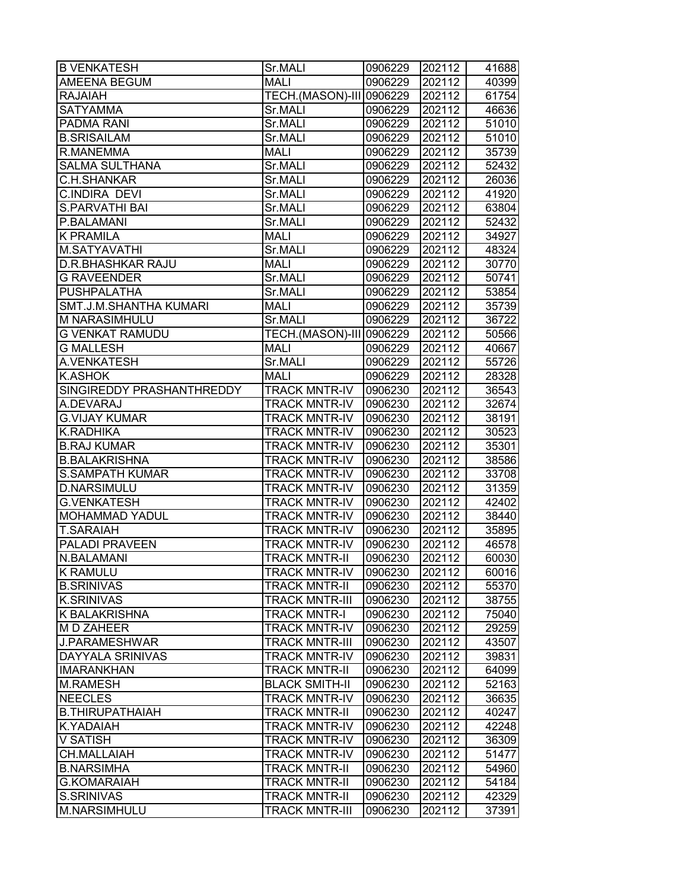| B VENKATESH | Sr.MALI | 0906229 | 202112 | 41688 |
|---|---|---|---|---|
| AMEENA BEGUM | MALI | 0906229 | 202112 | 40399 |
| RAJAIAH | TECH.(MASON)-III | 0906229 | 202112 | 61754 |
| SATYAMMA | Sr.MALI | 0906229 | 202112 | 46636 |
| PADMA RANI | Sr.MALI | 0906229 | 202112 | 51010 |
| B.SRISAILAM | Sr.MALI | 0906229 | 202112 | 51010 |
| R.MANEMMA | MALI | 0906229 | 202112 | 35739 |
| SALMA SULTHANA | Sr.MALI | 0906229 | 202112 | 52432 |
| C.H.SHANKAR | Sr.MALI | 0906229 | 202112 | 26036 |
| C.INDIRA DEVI | Sr.MALI | 0906229 | 202112 | 41920 |
| S.PARVATHI BAI | Sr.MALI | 0906229 | 202112 | 63804 |
| P.BALAMANI | Sr.MALI | 0906229 | 202112 | 52432 |
| K PRAMILA | MALI | 0906229 | 202112 | 34927 |
| M.SATYAVATHI | Sr.MALI | 0906229 | 202112 | 48324 |
| D.R.BHASHKAR RAJU | MALI | 0906229 | 202112 | 30770 |
| G RAVEENDER | Sr.MALI | 0906229 | 202112 | 50741 |
| PUSHPALATHA | Sr.MALI | 0906229 | 202112 | 53854 |
| SMT.J.M.SHANTHA KUMARI | MALI | 0906229 | 202112 | 35739 |
| M NARASIMHULU | Sr.MALI | 0906229 | 202112 | 36722 |
| G VENKAT RAMUDU | TECH.(MASON)-III | 0906229 | 202112 | 50566 |
| G MALLESH | MALI | 0906229 | 202112 | 40667 |
| A.VENKATESH | Sr.MALI | 0906229 | 202112 | 55726 |
| K.ASHOK | MALI | 0906229 | 202112 | 28328 |
| SINGIREDDY PRASHANTHREDDY | TRACK MNTR-IV | 0906230 | 202112 | 36543 |
| A.DEVARAJ | TRACK MNTR-IV | 0906230 | 202112 | 32674 |
| G.VIJAY KUMAR | TRACK MNTR-IV | 0906230 | 202112 | 38191 |
| K.RADHIKA | TRACK MNTR-IV | 0906230 | 202112 | 30523 |
| B.RAJ KUMAR | TRACK MNTR-IV | 0906230 | 202112 | 35301 |
| B.BALAKRISHNA | TRACK MNTR-IV | 0906230 | 202112 | 38586 |
| S.SAMPATH KUMAR | TRACK MNTR-IV | 0906230 | 202112 | 33708 |
| D.NARSIMULU | TRACK MNTR-IV | 0906230 | 202112 | 31359 |
| G.VENKATESH | TRACK MNTR-IV | 0906230 | 202112 | 42402 |
| MOHAMMAD YADUL | TRACK MNTR-IV | 0906230 | 202112 | 38440 |
| T.SARAIAH | TRACK MNTR-IV | 0906230 | 202112 | 35895 |
| PALADI PRAVEEN | TRACK MNTR-IV | 0906230 | 202112 | 46578 |
| N.BALAMANI | TRACK MNTR-II | 0906230 | 202112 | 60030 |
| K RAMULU | TRACK MNTR-IV | 0906230 | 202112 | 60016 |
| B.SRINIVAS | TRACK MNTR-II | 0906230 | 202112 | 55370 |
| K.SRINIVAS | TRACK MNTR-III | 0906230 | 202112 | 38755 |
| K BALAKRISHNA | TRACK MNTR-I | 0906230 | 202112 | 75040 |
| M D ZAHEER | TRACK MNTR-IV | 0906230 | 202112 | 29259 |
| J.PARAMESHWAR | TRACK MNTR-III | 0906230 | 202112 | 43507 |
| DAYYALA SRINIVAS | TRACK MNTR-IV | 0906230 | 202112 | 39831 |
| IMARANKHAN | TRACK MNTR-II | 0906230 | 202112 | 64099 |
| M.RAMESH | BLACK SMITH-II | 0906230 | 202112 | 52163 |
| NEECLES | TRACK MNTR-IV | 0906230 | 202112 | 36635 |
| B.THIRUPATHAIAH | TRACK MNTR-II | 0906230 | 202112 | 40247 |
| K.YADAIAH | TRACK MNTR-IV | 0906230 | 202112 | 42248 |
| V SATISH | TRACK MNTR-IV | 0906230 | 202112 | 36309 |
| CH.MALLAIAH | TRACK MNTR-IV | 0906230 | 202112 | 51477 |
| B.NARSIMHA | TRACK MNTR-II | 0906230 | 202112 | 54960 |
| G.KOMARAIAH | TRACK MNTR-II | 0906230 | 202112 | 54184 |
| S.SRINIVAS | TRACK MNTR-II | 0906230 | 202112 | 42329 |
| M.NARSIMHULU | TRACK MNTR-III | 0906230 | 202112 | 37391 |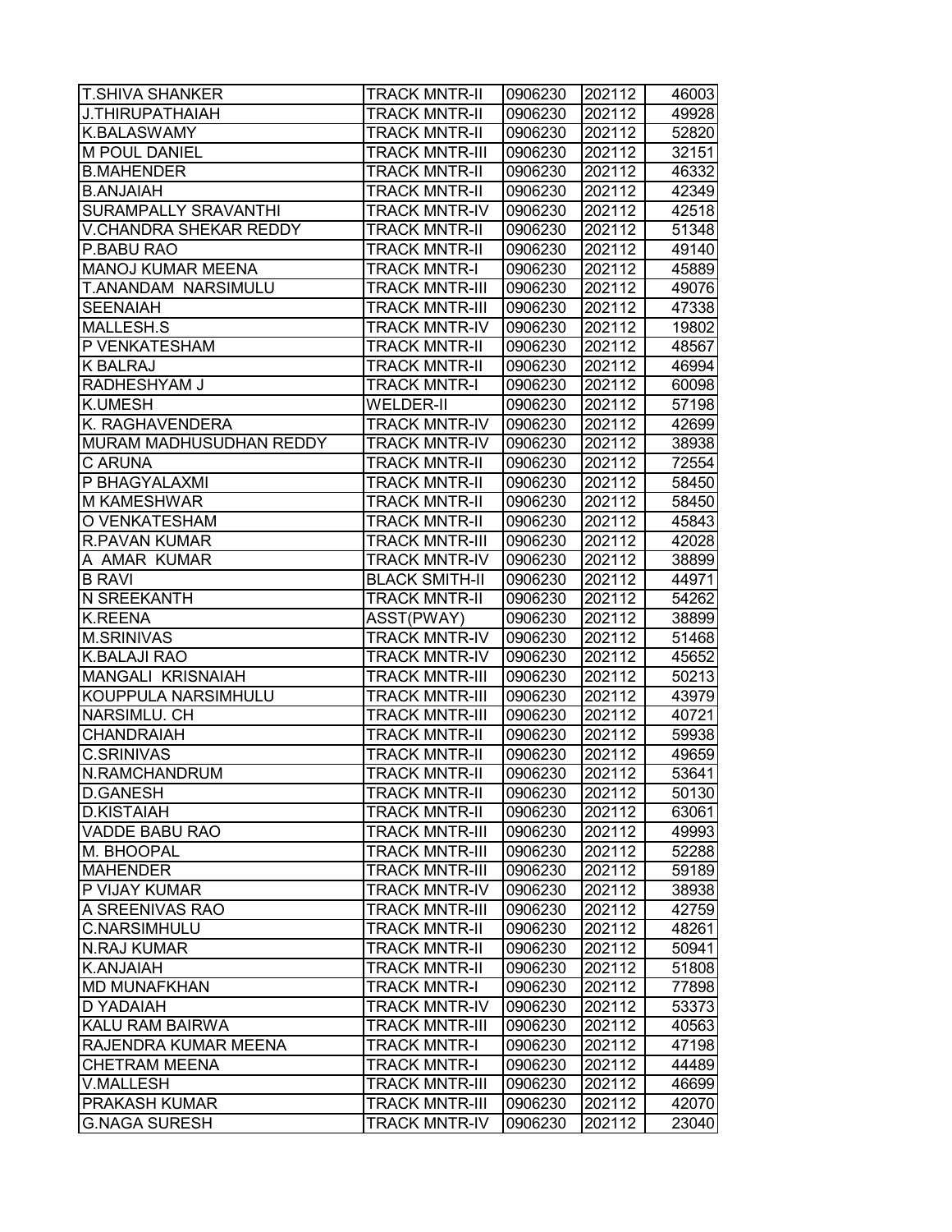| | | | | |
|---|---|---|---|---|
| T.SHIVA SHANKER | TRACK MNTR-II | 0906230 | 202112 | 46003 |
| J.THIRUPATHAIAH | TRACK MNTR-II | 0906230 | 202112 | 49928 |
| K.BALASWAMY | TRACK MNTR-II | 0906230 | 202112 | 52820 |
| M POUL DANIEL | TRACK MNTR-III | 0906230 | 202112 | 32151 |
| B.MAHENDER | TRACK MNTR-II | 0906230 | 202112 | 46332 |
| B.ANJAIAH | TRACK MNTR-II | 0906230 | 202112 | 42349 |
| SURAMPALLY SRAVANTHI | TRACK MNTR-IV | 0906230 | 202112 | 42518 |
| V.CHANDRA SHEKAR REDDY | TRACK MNTR-II | 0906230 | 202112 | 51348 |
| P.BABU RAO | TRACK MNTR-II | 0906230 | 202112 | 49140 |
| MANOJ KUMAR MEENA | TRACK MNTR-I | 0906230 | 202112 | 45889 |
| T.ANANDAM NARSIMULU | TRACK MNTR-III | 0906230 | 202112 | 49076 |
| SEENAIAH | TRACK MNTR-III | 0906230 | 202112 | 47338 |
| MALLESH.S | TRACK MNTR-IV | 0906230 | 202112 | 19802 |
| P VENKATESHAM | TRACK MNTR-II | 0906230 | 202112 | 48567 |
| K BALRAJ | TRACK MNTR-II | 0906230 | 202112 | 46994 |
| RADHESHYAM J | TRACK MNTR-I | 0906230 | 202112 | 60098 |
| K.UMESH | WELDER-II | 0906230 | 202112 | 57198 |
| K. RAGHAVENDERA | TRACK MNTR-IV | 0906230 | 202112 | 42699 |
| MURAM MADHUSUDHAN REDDY | TRACK MNTR-IV | 0906230 | 202112 | 38938 |
| C ARUNA | TRACK MNTR-II | 0906230 | 202112 | 72554 |
| P BHAGYALAXMI | TRACK MNTR-II | 0906230 | 202112 | 58450 |
| M KAMESHWAR | TRACK MNTR-II | 0906230 | 202112 | 58450 |
| O VENKATESHAM | TRACK MNTR-II | 0906230 | 202112 | 45843 |
| R.PAVAN KUMAR | TRACK MNTR-III | 0906230 | 202112 | 42028 |
| A AMAR KUMAR | TRACK MNTR-IV | 0906230 | 202112 | 38899 |
| B RAVI | BLACK SMITH-II | 0906230 | 202112 | 44971 |
| N SREEKANTH | TRACK MNTR-II | 0906230 | 202112 | 54262 |
| K.REENA | ASST(PWAY) | 0906230 | 202112 | 38899 |
| M.SRINIVAS | TRACK MNTR-IV | 0906230 | 202112 | 51468 |
| K.BALAJI RAO | TRACK MNTR-IV | 0906230 | 202112 | 45652 |
| MANGALI KRISNAIAH | TRACK MNTR-III | 0906230 | 202112 | 50213 |
| KOUPPULA NARSIMHULU | TRACK MNTR-III | 0906230 | 202112 | 43979 |
| NARSIMLU. CH | TRACK MNTR-III | 0906230 | 202112 | 40721 |
| CHANDRAIAH | TRACK MNTR-II | 0906230 | 202112 | 59938 |
| C.SRINIVAS | TRACK MNTR-II | 0906230 | 202112 | 49659 |
| N.RAMCHANDRUM | TRACK MNTR-II | 0906230 | 202112 | 53641 |
| D.GANESH | TRACK MNTR-II | 0906230 | 202112 | 50130 |
| D.KISTAIAH | TRACK MNTR-II | 0906230 | 202112 | 63061 |
| VADDE BABU RAO | TRACK MNTR-III | 0906230 | 202112 | 49993 |
| M. BHOOPAL | TRACK MNTR-III | 0906230 | 202112 | 52288 |
| MAHENDER | TRACK MNTR-III | 0906230 | 202112 | 59189 |
| P VIJAY KUMAR | TRACK MNTR-IV | 0906230 | 202112 | 38938 |
| A SREENIVAS RAO | TRACK MNTR-III | 0906230 | 202112 | 42759 |
| C.NARSIMHULU | TRACK MNTR-II | 0906230 | 202112 | 48261 |
| N.RAJ KUMAR | TRACK MNTR-II | 0906230 | 202112 | 50941 |
| K.ANJAIAH | TRACK MNTR-II | 0906230 | 202112 | 51808 |
| MD MUNAFKHAN | TRACK MNTR-I | 0906230 | 202112 | 77898 |
| D YADAIAH | TRACK MNTR-IV | 0906230 | 202112 | 53373 |
| KALU RAM BAIRWA | TRACK MNTR-III | 0906230 | 202112 | 40563 |
| RAJENDRA KUMAR MEENA | TRACK MNTR-I | 0906230 | 202112 | 47198 |
| CHETRAM MEENA | TRACK MNTR-I | 0906230 | 202112 | 44489 |
| V.MALLESH | TRACK MNTR-III | 0906230 | 202112 | 46699 |
| PRAKASH KUMAR | TRACK MNTR-III | 0906230 | 202112 | 42070 |
| G.NAGA SURESH | TRACK MNTR-IV | 0906230 | 202112 | 23040 |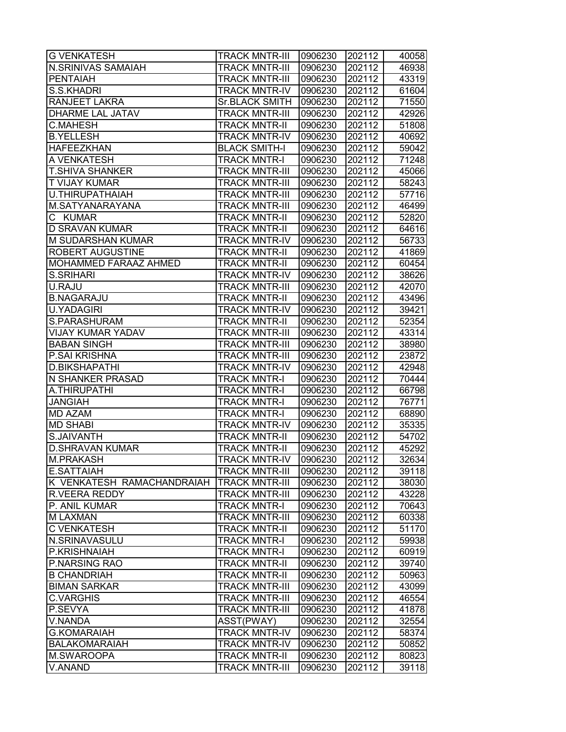| G VENKATESH | TRACK MNTR-III | 0906230 | 202112 | 40058 |
|---|---|---|---|---|
| N.SRINIVAS SAMAIAH | TRACK MNTR-III | 0906230 | 202112 | 46938 |
| PENTAIAH | TRACK MNTR-III | 0906230 | 202112 | 43319 |
| S.S.KHADRI | TRACK MNTR-IV | 0906230 | 202112 | 61604 |
| RANJEET LAKRA | Sr.BLACK SMITH | 0906230 | 202112 | 71550 |
| DHARME LAL JATAV | TRACK MNTR-III | 0906230 | 202112 | 42926 |
| C.MAHESH | TRACK MNTR-II | 0906230 | 202112 | 51808 |
| B.YELLESH | TRACK MNTR-IV | 0906230 | 202112 | 40692 |
| HAFEEZKHAN | BLACK SMITH-I | 0906230 | 202112 | 59042 |
| A VENKATESH | TRACK MNTR-I | 0906230 | 202112 | 71248 |
| T.SHIVA SHANKER | TRACK MNTR-III | 0906230 | 202112 | 45066 |
| T VIJAY KUMAR | TRACK MNTR-III | 0906230 | 202112 | 58243 |
| U.THIRUPATHAIAH | TRACK MNTR-III | 0906230 | 202112 | 57716 |
| M.SATYANARAYANA | TRACK MNTR-III | 0906230 | 202112 | 46499 |
| C KUMAR | TRACK MNTR-II | 0906230 | 202112 | 52820 |
| D SRAVAN KUMAR | TRACK MNTR-II | 0906230 | 202112 | 64616 |
| M SUDARSHAN KUMAR | TRACK MNTR-IV | 0906230 | 202112 | 56733 |
| ROBERT AUGUSTINE | TRACK MNTR-II | 0906230 | 202112 | 41869 |
| MOHAMMED FARAAZ AHMED | TRACK MNTR-II | 0906230 | 202112 | 60454 |
| S.SRIHARI | TRACK MNTR-IV | 0906230 | 202112 | 38626 |
| U.RAJU | TRACK MNTR-III | 0906230 | 202112 | 42070 |
| B.NAGARAJU | TRACK MNTR-II | 0906230 | 202112 | 43496 |
| U.YADAGIRI | TRACK MNTR-IV | 0906230 | 202112 | 39421 |
| S.PARASHURAM | TRACK MNTR-II | 0906230 | 202112 | 52354 |
| VIJAY KUMAR YADAV | TRACK MNTR-III | 0906230 | 202112 | 43314 |
| BABAN SINGH | TRACK MNTR-III | 0906230 | 202112 | 38980 |
| P.SAI KRISHNA | TRACK MNTR-III | 0906230 | 202112 | 23872 |
| D.BIKSHAPATHI | TRACK MNTR-IV | 0906230 | 202112 | 42948 |
| N SHANKER PRASAD | TRACK MNTR-I | 0906230 | 202112 | 70444 |
| A.THIRUPATHI | TRACK MNTR-I | 0906230 | 202112 | 66798 |
| JANGIAH | TRACK MNTR-I | 0906230 | 202112 | 76771 |
| MD AZAM | TRACK MNTR-I | 0906230 | 202112 | 68890 |
| MD SHABI | TRACK MNTR-IV | 0906230 | 202112 | 35335 |
| S.JAIVANTH | TRACK MNTR-II | 0906230 | 202112 | 54702 |
| D.SHRAVAN KUMAR | TRACK MNTR-II | 0906230 | 202112 | 45292 |
| M.PRAKASH | TRACK MNTR-IV | 0906230 | 202112 | 32634 |
| E.SATTAIAH | TRACK MNTR-III | 0906230 | 202112 | 39118 |
| K VENKATESH RAMACHANDRAIAH | TRACK MNTR-III | 0906230 | 202112 | 38030 |
| R.VEERA REDDY | TRACK MNTR-III | 0906230 | 202112 | 43228 |
| P. ANIL KUMAR | TRACK MNTR-I | 0906230 | 202112 | 70643 |
| M LAXMAN | TRACK MNTR-III | 0906230 | 202112 | 60338 |
| C VENKATESH | TRACK MNTR-II | 0906230 | 202112 | 51170 |
| N.SRINAVASULU | TRACK MNTR-I | 0906230 | 202112 | 59938 |
| P.KRISHNAIAH | TRACK MNTR-I | 0906230 | 202112 | 60919 |
| P.NARSING RAO | TRACK MNTR-II | 0906230 | 202112 | 39740 |
| B CHANDRIAH | TRACK MNTR-II | 0906230 | 202112 | 50963 |
| BIMAN SARKAR | TRACK MNTR-III | 0906230 | 202112 | 43099 |
| C.VARGHIS | TRACK MNTR-III | 0906230 | 202112 | 46554 |
| P.SEVYA | TRACK MNTR-III | 0906230 | 202112 | 41878 |
| V.NANDA | ASST(PWAY) | 0906230 | 202112 | 32554 |
| G.KOMARAIAH | TRACK MNTR-IV | 0906230 | 202112 | 58374 |
| BALAKOMARAIAH | TRACK MNTR-IV | 0906230 | 202112 | 50852 |
| M.SWAROOPA | TRACK MNTR-II | 0906230 | 202112 | 80823 |
| V.ANAND | TRACK MNTR-III | 0906230 | 202112 | 39118 |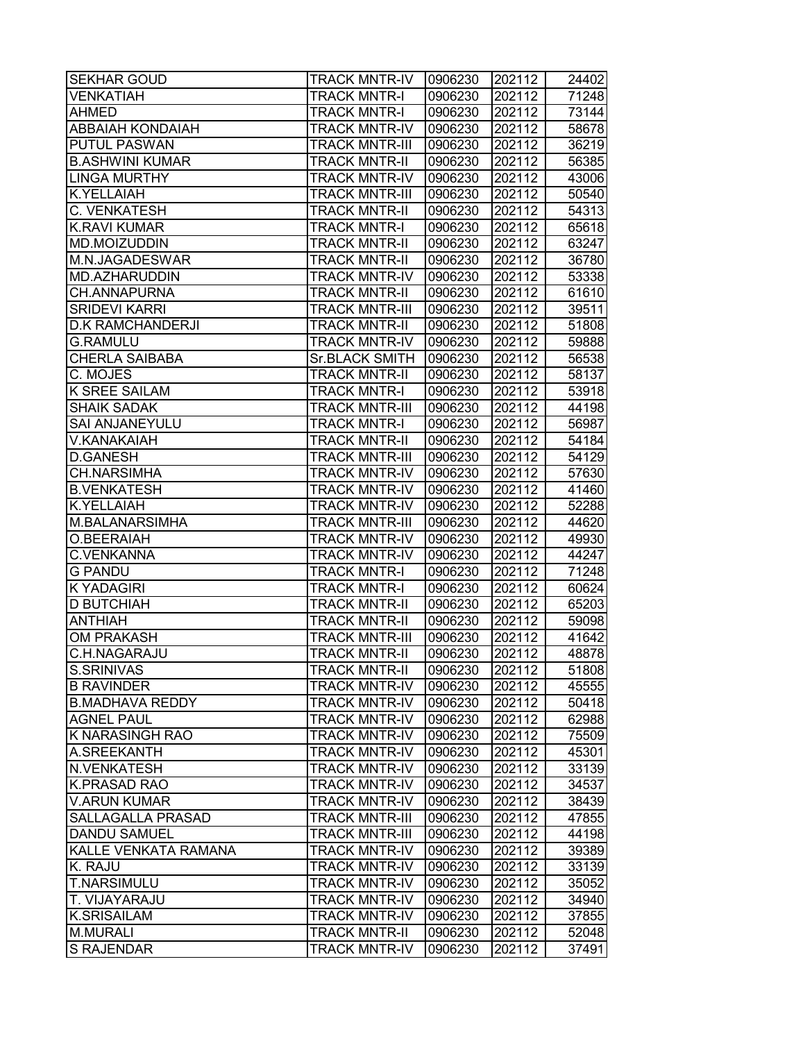| SEKHAR GOUD | TRACK MNTR-IV | 0906230 | 202112 | 24402 |
|---|---|---|---|---|
| VENKATIAH | TRACK MNTR-I | 0906230 | 202112 | 71248 |
| AHMED | TRACK MNTR-I | 0906230 | 202112 | 73144 |
| ABBAIAH KONDAIAH | TRACK MNTR-IV | 0906230 | 202112 | 58678 |
| PUTUL PASWAN | TRACK MNTR-III | 0906230 | 202112 | 36219 |
| B.ASHWINI KUMAR | TRACK MNTR-II | 0906230 | 202112 | 56385 |
| LINGA MURTHY | TRACK MNTR-IV | 0906230 | 202112 | 43006 |
| K.YELLAIAH | TRACK MNTR-III | 0906230 | 202112 | 50540 |
| C. VENKATESH | TRACK MNTR-II | 0906230 | 202112 | 54313 |
| K.RAVI KUMAR | TRACK MNTR-I | 0906230 | 202112 | 65618 |
| MD.MOIZUDDIN | TRACK MNTR-II | 0906230 | 202112 | 63247 |
| M.N.JAGADESWAR | TRACK MNTR-II | 0906230 | 202112 | 36780 |
| MD.AZHARUDDIN | TRACK MNTR-IV | 0906230 | 202112 | 53338 |
| CH.ANNAPURNA | TRACK MNTR-II | 0906230 | 202112 | 61610 |
| SRIDEVI KARRI | TRACK MNTR-III | 0906230 | 202112 | 39511 |
| D.K RAMCHANDERJI | TRACK MNTR-II | 0906230 | 202112 | 51808 |
| G.RAMULU | TRACK MNTR-IV | 0906230 | 202112 | 59888 |
| CHERLA SAIBABA | Sr.BLACK SMITH | 0906230 | 202112 | 56538 |
| C. MOJES | TRACK MNTR-II | 0906230 | 202112 | 58137 |
| K SREE SAILAM | TRACK MNTR-I | 0906230 | 202112 | 53918 |
| SHAIK SADAK | TRACK MNTR-III | 0906230 | 202112 | 44198 |
| SAI ANJANEYULU | TRACK MNTR-I | 0906230 | 202112 | 56987 |
| V.KANAKAIAH | TRACK MNTR-II | 0906230 | 202112 | 54184 |
| D.GANESH | TRACK MNTR-III | 0906230 | 202112 | 54129 |
| CH.NARSIMHA | TRACK MNTR-IV | 0906230 | 202112 | 57630 |
| B.VENKATESH | TRACK MNTR-IV | 0906230 | 202112 | 41460 |
| K.YELLAIAH | TRACK MNTR-IV | 0906230 | 202112 | 52288 |
| M.BALANARSIMHA | TRACK MNTR-III | 0906230 | 202112 | 44620 |
| O.BEERAIAH | TRACK MNTR-IV | 0906230 | 202112 | 49930 |
| C.VENKANNA | TRACK MNTR-IV | 0906230 | 202112 | 44247 |
| G PANDU | TRACK MNTR-I | 0906230 | 202112 | 71248 |
| K YADAGIRI | TRACK MNTR-I | 0906230 | 202112 | 60624 |
| D BUTCHIAH | TRACK MNTR-II | 0906230 | 202112 | 65203 |
| ANTHIAH | TRACK MNTR-II | 0906230 | 202112 | 59098 |
| OM PRAKASH | TRACK MNTR-III | 0906230 | 202112 | 41642 |
| C.H.NAGARAJU | TRACK MNTR-II | 0906230 | 202112 | 48878 |
| S.SRINIVAS | TRACK MNTR-II | 0906230 | 202112 | 51808 |
| B RAVINDER | TRACK MNTR-IV | 0906230 | 202112 | 45555 |
| B.MADHAVA REDDY | TRACK MNTR-IV | 0906230 | 202112 | 50418 |
| AGNEL PAUL | TRACK MNTR-IV | 0906230 | 202112 | 62988 |
| K NARASINGH RAO | TRACK MNTR-IV | 0906230 | 202112 | 75509 |
| A.SREEKANTH | TRACK MNTR-IV | 0906230 | 202112 | 45301 |
| N.VENKATESH | TRACK MNTR-IV | 0906230 | 202112 | 33139 |
| K.PRASAD RAO | TRACK MNTR-IV | 0906230 | 202112 | 34537 |
| V.ARUN KUMAR | TRACK MNTR-IV | 0906230 | 202112 | 38439 |
| SALLAGALLA PRASAD | TRACK MNTR-III | 0906230 | 202112 | 47855 |
| DANDU SAMUEL | TRACK MNTR-III | 0906230 | 202112 | 44198 |
| KALLE VENKATA RAMANA | TRACK MNTR-IV | 0906230 | 202112 | 39389 |
| K. RAJU | TRACK MNTR-IV | 0906230 | 202112 | 33139 |
| T.NARSIMULU | TRACK MNTR-IV | 0906230 | 202112 | 35052 |
| T. VIJAYARAJU | TRACK MNTR-IV | 0906230 | 202112 | 34940 |
| K.SRISAILAM | TRACK MNTR-IV | 0906230 | 202112 | 37855 |
| M.MURALI | TRACK MNTR-II | 0906230 | 202112 | 52048 |
| S RAJENDAR | TRACK MNTR-IV | 0906230 | 202112 | 37491 |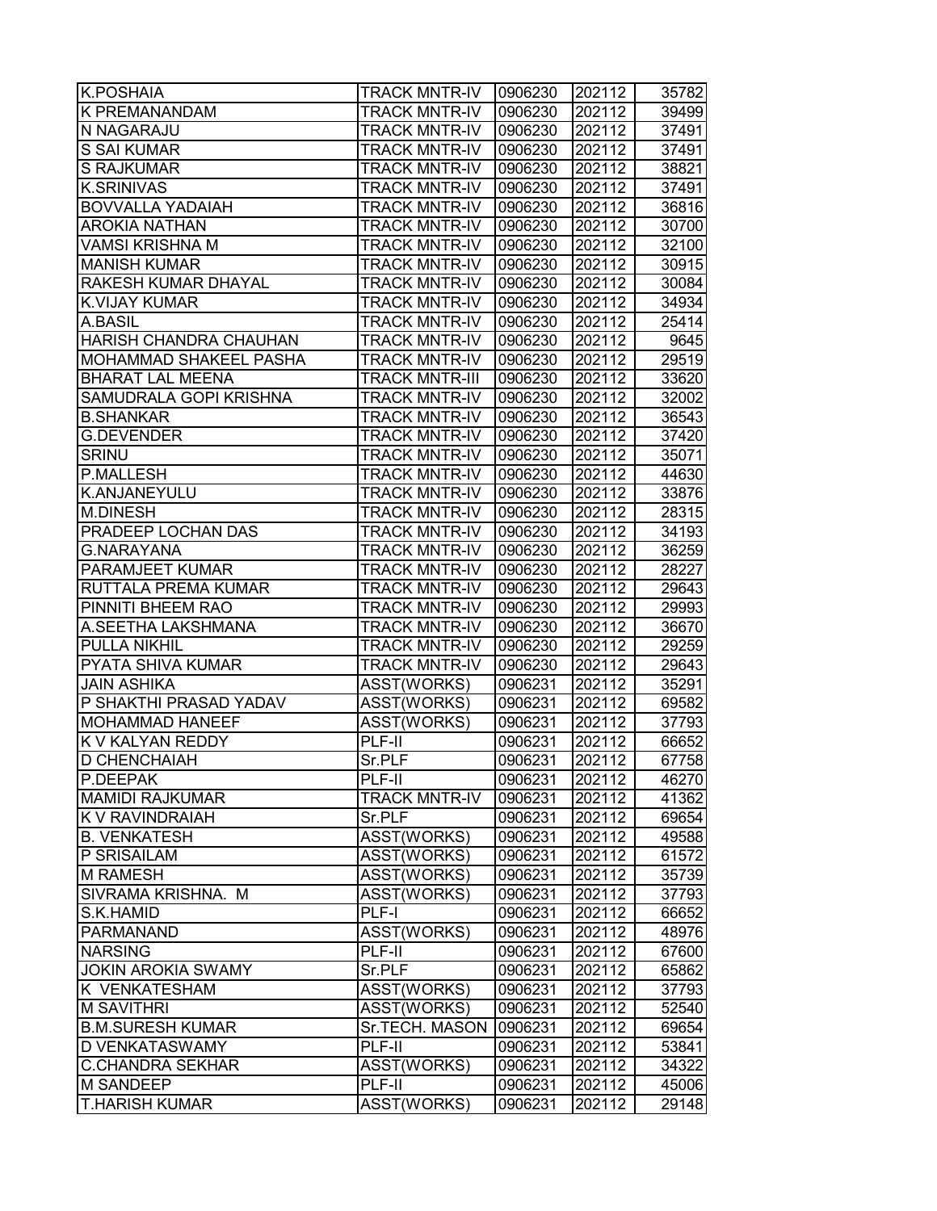| | | | | |
|---|---|---|---|---|
| K.POSHAIA | TRACK MNTR-IV | 0906230 | 202112 | 35782 |
| K PREMANANDAM | TRACK MNTR-IV | 0906230 | 202112 | 39499 |
| N NAGARAJU | TRACK MNTR-IV | 0906230 | 202112 | 37491 |
| S SAI KUMAR | TRACK MNTR-IV | 0906230 | 202112 | 37491 |
| S RAJKUMAR | TRACK MNTR-IV | 0906230 | 202112 | 38821 |
| K.SRINIVAS | TRACK MNTR-IV | 0906230 | 202112 | 37491 |
| BOVVALLA YADAIAH | TRACK MNTR-IV | 0906230 | 202112 | 36816 |
| AROKIA NATHAN | TRACK MNTR-IV | 0906230 | 202112 | 30700 |
| VAMSI KRISHNA M | TRACK MNTR-IV | 0906230 | 202112 | 32100 |
| MANISH KUMAR | TRACK MNTR-IV | 0906230 | 202112 | 30915 |
| RAKESH KUMAR DHAYAL | TRACK MNTR-IV | 0906230 | 202112 | 30084 |
| K.VIJAY KUMAR | TRACK MNTR-IV | 0906230 | 202112 | 34934 |
| A.BASIL | TRACK MNTR-IV | 0906230 | 202112 | 25414 |
| HARISH CHANDRA CHAUHAN | TRACK MNTR-IV | 0906230 | 202112 | 9645 |
| MOHAMMAD SHAKEEL PASHA | TRACK MNTR-IV | 0906230 | 202112 | 29519 |
| BHARAT LAL MEENA | TRACK MNTR-III | 0906230 | 202112 | 33620 |
| SAMUDRALA GOPI KRISHNA | TRACK MNTR-IV | 0906230 | 202112 | 32002 |
| B.SHANKAR | TRACK MNTR-IV | 0906230 | 202112 | 36543 |
| G.DEVENDER | TRACK MNTR-IV | 0906230 | 202112 | 37420 |
| SRINU | TRACK MNTR-IV | 0906230 | 202112 | 35071 |
| P.MALLESH | TRACK MNTR-IV | 0906230 | 202112 | 44630 |
| K.ANJANEYULU | TRACK MNTR-IV | 0906230 | 202112 | 33876 |
| M.DINESH | TRACK MNTR-IV | 0906230 | 202112 | 28315 |
| PRADEEP LOCHAN DAS | TRACK MNTR-IV | 0906230 | 202112 | 34193 |
| G.NARAYANA | TRACK MNTR-IV | 0906230 | 202112 | 36259 |
| PARAMJEET KUMAR | TRACK MNTR-IV | 0906230 | 202112 | 28227 |
| RUTTALA PREMA KUMAR | TRACK MNTR-IV | 0906230 | 202112 | 29643 |
| PINNITI BHEEM RAO | TRACK MNTR-IV | 0906230 | 202112 | 29993 |
| A.SEETHA LAKSHMANA | TRACK MNTR-IV | 0906230 | 202112 | 36670 |
| PULLA NIKHIL | TRACK MNTR-IV | 0906230 | 202112 | 29259 |
| PYATA SHIVA KUMAR | TRACK MNTR-IV | 0906230 | 202112 | 29643 |
| JAIN ASHIKA | ASST(WORKS) | 0906231 | 202112 | 35291 |
| P SHAKTHI PRASAD YADAV | ASST(WORKS) | 0906231 | 202112 | 69582 |
| MOHAMMAD HANEEF | ASST(WORKS) | 0906231 | 202112 | 37793 |
| K V KALYAN REDDY | PLF-II | 0906231 | 202112 | 66652 |
| D CHENCHAIAH | Sr.PLF | 0906231 | 202112 | 67758 |
| P.DEEPAK | PLF-II | 0906231 | 202112 | 46270 |
| MAMIDI RAJKUMAR | TRACK MNTR-IV | 0906231 | 202112 | 41362 |
| K V RAVINDRAIAH | Sr.PLF | 0906231 | 202112 | 69654 |
| B. VENKATESH | ASST(WORKS) | 0906231 | 202112 | 49588 |
| P SRISAILAM | ASST(WORKS) | 0906231 | 202112 | 61572 |
| M RAMESH | ASST(WORKS) | 0906231 | 202112 | 35739 |
| SIVRAMA KRISHNA. M | ASST(WORKS) | 0906231 | 202112 | 37793 |
| S.K.HAMID | PLF-I | 0906231 | 202112 | 66652 |
| PARMANAND | ASST(WORKS) | 0906231 | 202112 | 48976 |
| NARSING | PLF-II | 0906231 | 202112 | 67600 |
| JOKIN AROKIA SWAMY | Sr.PLF | 0906231 | 202112 | 65862 |
| K VENKATESHAM | ASST(WORKS) | 0906231 | 202112 | 37793 |
| M SAVITHRI | ASST(WORKS) | 0906231 | 202112 | 52540 |
| B.M.SURESH KUMAR | Sr.TECH. MASON | 0906231 | 202112 | 69654 |
| D VENKATASWAMY | PLF-II | 0906231 | 202112 | 53841 |
| C.CHANDRA SEKHAR | ASST(WORKS) | 0906231 | 202112 | 34322 |
| M SANDEEP | PLF-II | 0906231 | 202112 | 45006 |
| T.HARISH KUMAR | ASST(WORKS) | 0906231 | 202112 | 29148 |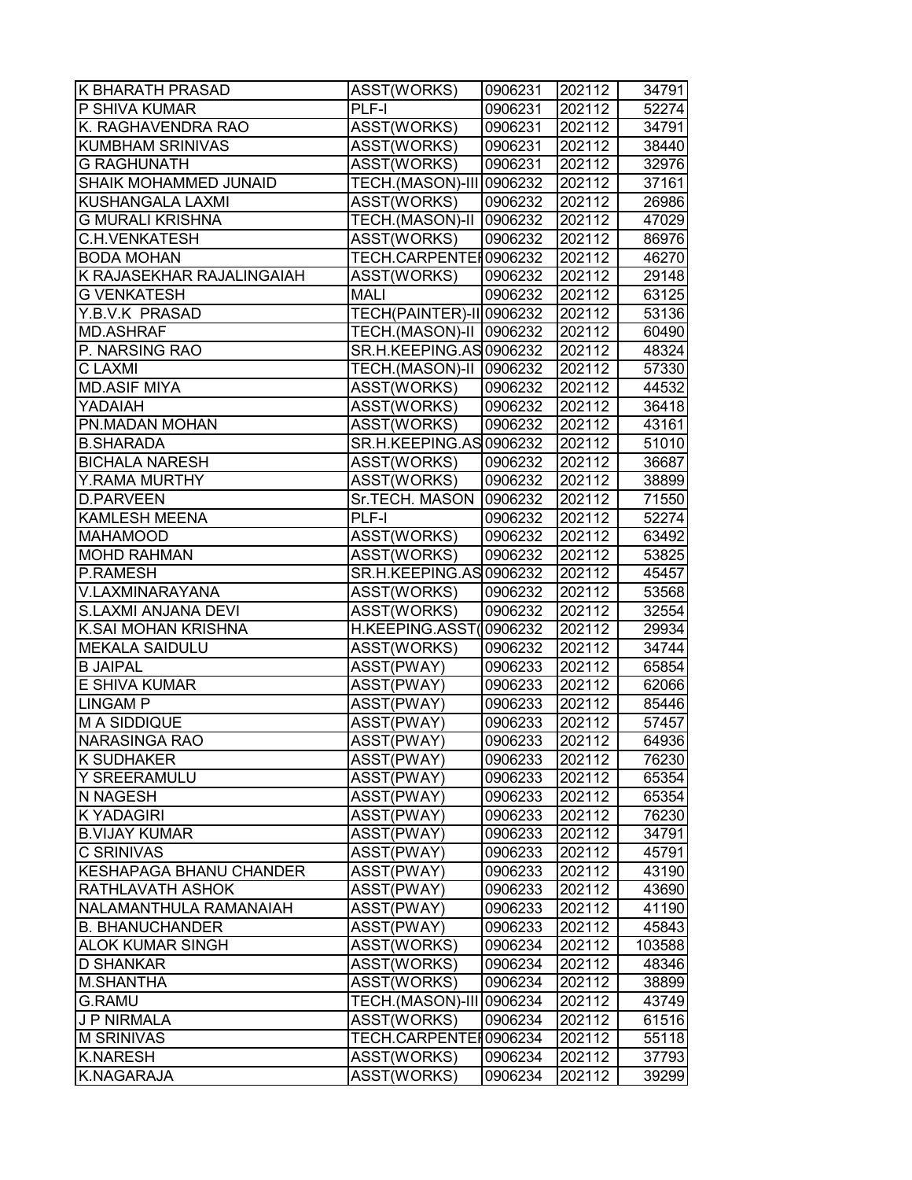| | | | | |
|---|---|---|---|---|
| K BHARATH PRASAD | ASST(WORKS) | 0906231 | 202112 | 34791 |
| P SHIVA KUMAR | PLF-I | 0906231 | 202112 | 52274 |
| K. RAGHAVENDRA RAO | ASST(WORKS) | 0906231 | 202112 | 34791 |
| KUMBHAM SRINIVAS | ASST(WORKS) | 0906231 | 202112 | 38440 |
| G RAGHUNATH | ASST(WORKS) | 0906231 | 202112 | 32976 |
| SHAIK MOHAMMED JUNAID | TECH.(MASON)-III | 0906232 | 202112 | 37161 |
| KUSHANGALA LAXMI | ASST(WORKS) | 0906232 | 202112 | 26986 |
| G MURALI KRISHNA | TECH.(MASON)-II | 0906232 | 202112 | 47029 |
| C.H.VENKATESH | ASST(WORKS) | 0906232 | 202112 | 86976 |
| BODA MOHAN | TECH.CARPENTEI | 0906232 | 202112 | 46270 |
| K RAJASEKHAR RAJALINGAIAH | ASST(WORKS) | 0906232 | 202112 | 29148 |
| G VENKATESH | MALI | 0906232 | 202112 | 63125 |
| Y.B.V.K PRASAD | TECH(PAINTER)-II | 0906232 | 202112 | 53136 |
| MD.ASHRAF | TECH.(MASON)-II | 0906232 | 202112 | 60490 |
| P. NARSING RAO | SR.H.KEEPING.AS | 0906232 | 202112 | 48324 |
| C LAXMI | TECH.(MASON)-II | 0906232 | 202112 | 57330 |
| MD.ASIF MIYA | ASST(WORKS) | 0906232 | 202112 | 44532 |
| YADAIAH | ASST(WORKS) | 0906232 | 202112 | 36418 |
| PN.MADAN MOHAN | ASST(WORKS) | 0906232 | 202112 | 43161 |
| B.SHARADA | SR.H.KEEPING.AS | 0906232 | 202112 | 51010 |
| BICHALA NARESH | ASST(WORKS) | 0906232 | 202112 | 36687 |
| Y.RAMA MURTHY | ASST(WORKS) | 0906232 | 202112 | 38899 |
| D.PARVEEN | Sr.TECH. MASON | 0906232 | 202112 | 71550 |
| KAMLESH MEENA | PLF-I | 0906232 | 202112 | 52274 |
| MAHAMOOD | ASST(WORKS) | 0906232 | 202112 | 63492 |
| MOHD RAHMAN | ASST(WORKS) | 0906232 | 202112 | 53825 |
| P.RAMESH | SR.H.KEEPING.AS | 0906232 | 202112 | 45457 |
| V.LAXMINARAYANA | ASST(WORKS) | 0906232 | 202112 | 53568 |
| S.LAXMI ANJANA DEVI | ASST(WORKS) | 0906232 | 202112 | 32554 |
| K.SAI MOHAN KRISHNA | H.KEEPING.ASST( | 0906232 | 202112 | 29934 |
| MEKALA SAIDULU | ASST(WORKS) | 0906232 | 202112 | 34744 |
| B JAIPAL | ASST(PWAY) | 0906233 | 202112 | 65854 |
| E SHIVA KUMAR | ASST(PWAY) | 0906233 | 202112 | 62066 |
| LINGAM P | ASST(PWAY) | 0906233 | 202112 | 85446 |
| M A SIDDIQUE | ASST(PWAY) | 0906233 | 202112 | 57457 |
| NARASINGA RAO | ASST(PWAY) | 0906233 | 202112 | 64936 |
| K SUDHAKER | ASST(PWAY) | 0906233 | 202112 | 76230 |
| Y SREERAMULU | ASST(PWAY) | 0906233 | 202112 | 65354 |
| N NAGESH | ASST(PWAY) | 0906233 | 202112 | 65354 |
| K YADAGIRI | ASST(PWAY) | 0906233 | 202112 | 76230 |
| B.VIJAY KUMAR | ASST(PWAY) | 0906233 | 202112 | 34791 |
| C SRINIVAS | ASST(PWAY) | 0906233 | 202112 | 45791 |
| KESHAPAGA BHANU CHANDER | ASST(PWAY) | 0906233 | 202112 | 43190 |
| RATHLAVATH ASHOK | ASST(PWAY) | 0906233 | 202112 | 43690 |
| NALAMANTHULA RAMANAIAH | ASST(PWAY) | 0906233 | 202112 | 41190 |
| B. BHANUCHANDER | ASST(PWAY) | 0906233 | 202112 | 45843 |
| ALOK KUMAR SINGH | ASST(WORKS) | 0906234 | 202112 | 103588 |
| D SHANKAR | ASST(WORKS) | 0906234 | 202112 | 48346 |
| M.SHANTHA | ASST(WORKS) | 0906234 | 202112 | 38899 |
| G.RAMU | TECH.(MASON)-III | 0906234 | 202112 | 43749 |
| J P NIRMALA | ASST(WORKS) | 0906234 | 202112 | 61516 |
| M SRINIVAS | TECH.CARPENTEI | 0906234 | 202112 | 55118 |
| K.NARESH | ASST(WORKS) | 0906234 | 202112 | 37793 |
| K.NAGARAJA | ASST(WORKS) | 0906234 | 202112 | 39299 |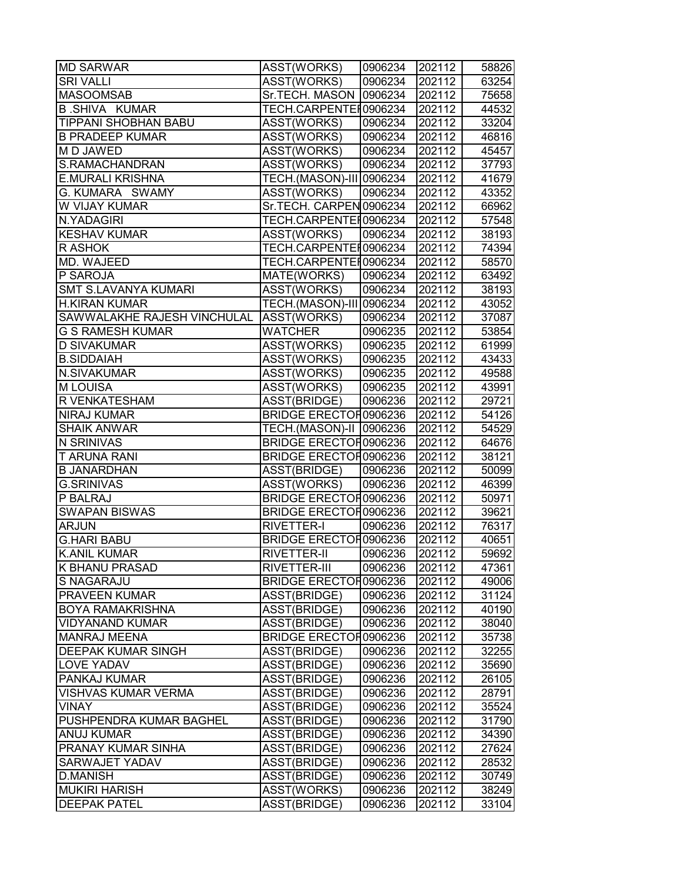| | | | | |
|---|---|---|---|---|
| MD SARWAR | ASST(WORKS) | 0906234 | 202112 | 58826 |
| SRI VALLI | ASST(WORKS) | 0906234 | 202112 | 63254 |
| MASOOMSAB | Sr.TECH. MASON | 0906234 | 202112 | 75658 |
| B .SHIVA KUMAR | TECH.CARPENTEI | 0906234 | 202112 | 44532 |
| TIPPANI SHOBHAN BABU | ASST(WORKS) | 0906234 | 202112 | 33204 |
| B PRADEEP KUMAR | ASST(WORKS) | 0906234 | 202112 | 46816 |
| M D JAWED | ASST(WORKS) | 0906234 | 202112 | 45457 |
| S.RAMACHANDRAN | ASST(WORKS) | 0906234 | 202112 | 37793 |
| E.MURALI KRISHNA | TECH.(MASON)-III | 0906234 | 202112 | 41679 |
| G. KUMARA SWAMY | ASST(WORKS) | 0906234 | 202112 | 43352 |
| W VIJAY KUMAR | Sr.TECH. CARPEN | 0906234 | 202112 | 66962 |
| N.YADAGIRI | TECH.CARPENTEI | 0906234 | 202112 | 57548 |
| KESHAV KUMAR | ASST(WORKS) | 0906234 | 202112 | 38193 |
| R ASHOK | TECH.CARPENTEI | 0906234 | 202112 | 74394 |
| MD. WAJEED | TECH.CARPENTEI | 0906234 | 202112 | 58570 |
| P SAROJA | MATE(WORKS) | 0906234 | 202112 | 63492 |
| SMT S.LAVANYA KUMARI | ASST(WORKS) | 0906234 | 202112 | 38193 |
| H.KIRAN KUMAR | TECH.(MASON)-III | 0906234 | 202112 | 43052 |
| SAWWALAKHE RAJESH VINCHULAL | ASST(WORKS) | 0906234 | 202112 | 37087 |
| G S RAMESH KUMAR | WATCHER | 0906235 | 202112 | 53854 |
| D SIVAKUMAR | ASST(WORKS) | 0906235 | 202112 | 61999 |
| B.SIDDAIAH | ASST(WORKS) | 0906235 | 202112 | 43433 |
| N.SIVAKUMAR | ASST(WORKS) | 0906235 | 202112 | 49588 |
| M LOUISA | ASST(WORKS) | 0906235 | 202112 | 43991 |
| R VENKATESHAM | ASST(BRIDGE) | 0906236 | 202112 | 29721 |
| NIRAJ KUMAR | BRIDGE ERECTOF | 0906236 | 202112 | 54126 |
| SHAIK ANWAR | TECH.(MASON)-II | 0906236 | 202112 | 54529 |
| N SRINIVAS | BRIDGE ERECTOF | 0906236 | 202112 | 64676 |
| T ARUNA RANI | BRIDGE ERECTOF | 0906236 | 202112 | 38121 |
| B JANARDHAN | ASST(BRIDGE) | 0906236 | 202112 | 50099 |
| G.SRINIVAS | ASST(WORKS) | 0906236 | 202112 | 46399 |
| P BALRAJ | BRIDGE ERECTOF | 0906236 | 202112 | 50971 |
| SWAPAN BISWAS | BRIDGE ERECTOF | 0906236 | 202112 | 39621 |
| ARJUN | RIVETTER-I | 0906236 | 202112 | 76317 |
| G.HARI BABU | BRIDGE ERECTOF | 0906236 | 202112 | 40651 |
| K.ANIL KUMAR | RIVETTER-II | 0906236 | 202112 | 59692 |
| K BHANU PRASAD | RIVETTER-III | 0906236 | 202112 | 47361 |
| S NAGARAJU | BRIDGE ERECTOF | 0906236 | 202112 | 49006 |
| PRAVEEN KUMAR | ASST(BRIDGE) | 0906236 | 202112 | 31124 |
| BOYA RAMAKRISHNA | ASST(BRIDGE) | 0906236 | 202112 | 40190 |
| VIDYANAND KUMAR | ASST(BRIDGE) | 0906236 | 202112 | 38040 |
| MANRAJ MEENA | BRIDGE ERECTOF | 0906236 | 202112 | 35738 |
| DEEPAK KUMAR SINGH | ASST(BRIDGE) | 0906236 | 202112 | 32255 |
| LOVE YADAV | ASST(BRIDGE) | 0906236 | 202112 | 35690 |
| PANKAJ KUMAR | ASST(BRIDGE) | 0906236 | 202112 | 26105 |
| VISHVAS KUMAR VERMA | ASST(BRIDGE) | 0906236 | 202112 | 28791 |
| VINAY | ASST(BRIDGE) | 0906236 | 202112 | 35524 |
| PUSHPENDRA KUMAR BAGHEL | ASST(BRIDGE) | 0906236 | 202112 | 31790 |
| ANUJ KUMAR | ASST(BRIDGE) | 0906236 | 202112 | 34390 |
| PRANAY KUMAR SINHA | ASST(BRIDGE) | 0906236 | 202112 | 27624 |
| SARWAJET YADAV | ASST(BRIDGE) | 0906236 | 202112 | 28532 |
| D.MANISH | ASST(BRIDGE) | 0906236 | 202112 | 30749 |
| MUKIRI HARISH | ASST(WORKS) | 0906236 | 202112 | 38249 |
| DEEPAK PATEL | ASST(BRIDGE) | 0906236 | 202112 | 33104 |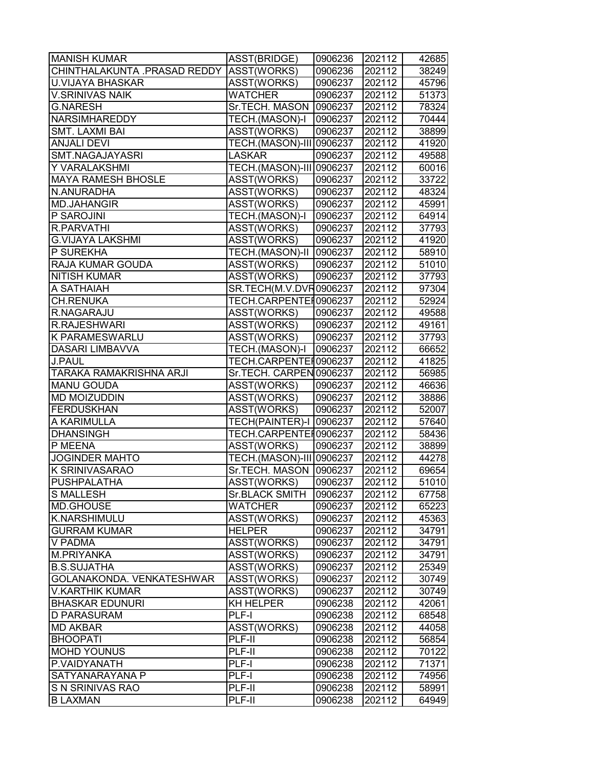| | | | | |
|---|---|---|---|---|
| MANISH KUMAR | ASST(BRIDGE) | 0906236 | 202112 | 42685 |
| CHINTHALAKUNTA .PRASAD REDDY | ASST(WORKS) | 0906236 | 202112 | 38249 |
| U.VIJAYA BHASKAR | ASST(WORKS) | 0906237 | 202112 | 45796 |
| V.SRINIVAS NAIK | WATCHER | 0906237 | 202112 | 51373 |
| G.NARESH | Sr.TECH. MASON | 0906237 | 202112 | 78324 |
| NARSIMHAREDDY | TECH.(MASON)-I | 0906237 | 202112 | 70444 |
| SMT. LAXMI BAI | ASST(WORKS) | 0906237 | 202112 | 38899 |
| ANJALI DEVI | TECH.(MASON)-III | 0906237 | 202112 | 41920 |
| SMT.NAGAJAYASRI | LASKAR | 0906237 | 202112 | 49588 |
| Y VARALAKSHMI | TECH.(MASON)-III | 0906237 | 202112 | 60016 |
| MAYA RAMESH BHOSLE | ASST(WORKS) | 0906237 | 202112 | 33722 |
| N.ANURADHA | ASST(WORKS) | 0906237 | 202112 | 48324 |
| MD.JAHANGIR | ASST(WORKS) | 0906237 | 202112 | 45991 |
| P SAROJINI | TECH.(MASON)-I | 0906237 | 202112 | 64914 |
| R.PARVATHI | ASST(WORKS) | 0906237 | 202112 | 37793 |
| G.VIJAYA LAKSHMI | ASST(WORKS) | 0906237 | 202112 | 41920 |
| P SUREKHA | TECH.(MASON)-II | 0906237 | 202112 | 58910 |
| RAJA KUMAR GOUDA | ASST(WORKS) | 0906237 | 202112 | 51010 |
| NITISH KUMAR | ASST(WORKS) | 0906237 | 202112 | 37793 |
| A SATHAIAH | SR.TECH(M.V.DVR | 0906237 | 202112 | 97304 |
| CH.RENUKA | TECH.CARPENTEI | 0906237 | 202112 | 52924 |
| R.NAGARAJU | ASST(WORKS) | 0906237 | 202112 | 49588 |
| R.RAJESHWARI | ASST(WORKS) | 0906237 | 202112 | 49161 |
| K PARAMESWARLU | ASST(WORKS) | 0906237 | 202112 | 37793 |
| DASARI LIMBAVVA | TECH.(MASON)-I | 0906237 | 202112 | 66652 |
| J.PAUL | TECH.CARPENTEI | 0906237 | 202112 | 41825 |
| TARAKA RAMAKRISHNA ARJI | Sr.TECH. CARPEN | 0906237 | 202112 | 56985 |
| MANU GOUDA | ASST(WORKS) | 0906237 | 202112 | 46636 |
| MD MOIZUDDIN | ASST(WORKS) | 0906237 | 202112 | 38886 |
| FERDUSKHAN | ASST(WORKS) | 0906237 | 202112 | 52007 |
| A KARIMULLA | TECH(PAINTER)-I | 0906237 | 202112 | 57640 |
| DHANSINGH | TECH.CARPENTEI | 0906237 | 202112 | 58436 |
| P MEENA | ASST(WORKS) | 0906237 | 202112 | 38899 |
| JOGINDER MAHTO | TECH.(MASON)-III | 0906237 | 202112 | 44278 |
| K SRINIVASARAO | Sr.TECH. MASON | 0906237 | 202112 | 69654 |
| PUSHPALATHA | ASST(WORKS) | 0906237 | 202112 | 51010 |
| S MALLESH | Sr.BLACK SMITH | 0906237 | 202112 | 67758 |
| MD.GHOUSE | WATCHER | 0906237 | 202112 | 65223 |
| K.NARSHIMULU | ASST(WORKS) | 0906237 | 202112 | 45363 |
| GURRAM KUMAR | HELPER | 0906237 | 202112 | 34791 |
| V PADMA | ASST(WORKS) | 0906237 | 202112 | 34791 |
| M.PRIYANKA | ASST(WORKS) | 0906237 | 202112 | 34791 |
| B.S.SUJATHA | ASST(WORKS) | 0906237 | 202112 | 25349 |
| GOLANAKONDA. VENKATESHWAR | ASST(WORKS) | 0906237 | 202112 | 30749 |
| V.KARTHIK KUMAR | ASST(WORKS) | 0906237 | 202112 | 30749 |
| BHASKAR EDUNURI | KH HELPER | 0906238 | 202112 | 42061 |
| D PARASURAM | PLF-I | 0906238 | 202112 | 68548 |
| MD AKBAR | ASST(WORKS) | 0906238 | 202112 | 44058 |
| BHOOPATI | PLF-II | 0906238 | 202112 | 56854 |
| MOHD YOUNUS | PLF-II | 0906238 | 202112 | 70122 |
| P.VAIDYANATH | PLF-I | 0906238 | 202112 | 71371 |
| SATYANARAYANA P | PLF-I | 0906238 | 202112 | 74956 |
| S N SRINIVAS RAO | PLF-II | 0906238 | 202112 | 58991 |
| B LAXMAN | PLF-II | 0906238 | 202112 | 64949 |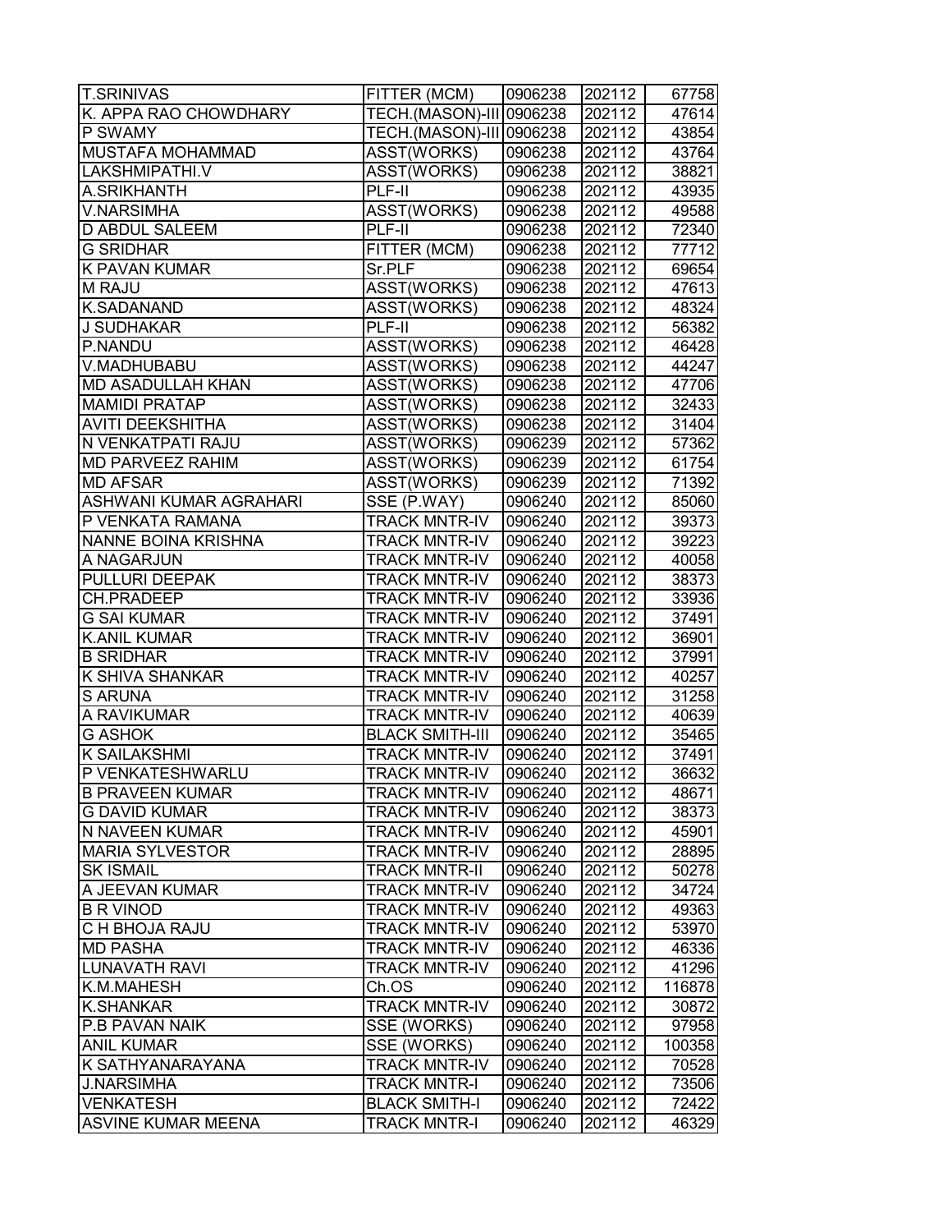| | | | | |
|---|---|---|---|---|
| T.SRINIVAS | FITTER (MCM) | 0906238 | 202112 | 67758 |
| K. APPA RAO CHOWDHARY | TECH.(MASON)-III | 0906238 | 202112 | 47614 |
| P SWAMY | TECH.(MASON)-III | 0906238 | 202112 | 43854 |
| MUSTAFA MOHAMMAD | ASST(WORKS) | 0906238 | 202112 | 43764 |
| LAKSHMIPATHI.V | ASST(WORKS) | 0906238 | 202112 | 38821 |
| A.SRIKHANTH | PLF-II | 0906238 | 202112 | 43935 |
| V.NARSIMHA | ASST(WORKS) | 0906238 | 202112 | 49588 |
| D ABDUL SALEEM | PLF-II | 0906238 | 202112 | 72340 |
| G SRIDHAR | FITTER (MCM) | 0906238 | 202112 | 77712 |
| K PAVAN KUMAR | Sr.PLF | 0906238 | 202112 | 69654 |
| M RAJU | ASST(WORKS) | 0906238 | 202112 | 47613 |
| K.SADANAND | ASST(WORKS) | 0906238 | 202112 | 48324 |
| J SUDHAKAR | PLF-II | 0906238 | 202112 | 56382 |
| P.NANDU | ASST(WORKS) | 0906238 | 202112 | 46428 |
| V.MADHUBABU | ASST(WORKS) | 0906238 | 202112 | 44247 |
| MD ASADULLAH KHAN | ASST(WORKS) | 0906238 | 202112 | 47706 |
| MAMIDI PRATAP | ASST(WORKS) | 0906238 | 202112 | 32433 |
| AVITI DEEKSHITHA | ASST(WORKS) | 0906238 | 202112 | 31404 |
| N VENKATPATI RAJU | ASST(WORKS) | 0906239 | 202112 | 57362 |
| MD PARVEEZ RAHIM | ASST(WORKS) | 0906239 | 202112 | 61754 |
| MD AFSAR | ASST(WORKS) | 0906239 | 202112 | 71392 |
| ASHWANI KUMAR AGRAHARI | SSE (P.WAY) | 0906240 | 202112 | 85060 |
| P VENKATA RAMANA | TRACK MNTR-IV | 0906240 | 202112 | 39373 |
| NANNE BOINA KRISHNA | TRACK MNTR-IV | 0906240 | 202112 | 39223 |
| A NAGARJUN | TRACK MNTR-IV | 0906240 | 202112 | 40058 |
| PULLURI DEEPAK | TRACK MNTR-IV | 0906240 | 202112 | 38373 |
| CH.PRADEEP | TRACK MNTR-IV | 0906240 | 202112 | 33936 |
| G SAI KUMAR | TRACK MNTR-IV | 0906240 | 202112 | 37491 |
| K.ANIL KUMAR | TRACK MNTR-IV | 0906240 | 202112 | 36901 |
| B SRIDHAR | TRACK MNTR-IV | 0906240 | 202112 | 37991 |
| K SHIVA SHANKAR | TRACK MNTR-IV | 0906240 | 202112 | 40257 |
| S ARUNA | TRACK MNTR-IV | 0906240 | 202112 | 31258 |
| A RAVIKUMAR | TRACK MNTR-IV | 0906240 | 202112 | 40639 |
| G ASHOK | BLACK SMITH-III | 0906240 | 202112 | 35465 |
| K SAILAKSHMI | TRACK MNTR-IV | 0906240 | 202112 | 37491 |
| P VENKATESHWARLU | TRACK MNTR-IV | 0906240 | 202112 | 36632 |
| B PRAVEEN KUMAR | TRACK MNTR-IV | 0906240 | 202112 | 48671 |
| G DAVID KUMAR | TRACK MNTR-IV | 0906240 | 202112 | 38373 |
| N NAVEEN KUMAR | TRACK MNTR-IV | 0906240 | 202112 | 45901 |
| MARIA SYLVESTOR | TRACK MNTR-IV | 0906240 | 202112 | 28895 |
| SK ISMAIL | TRACK MNTR-II | 0906240 | 202112 | 50278 |
| A JEEVAN KUMAR | TRACK MNTR-IV | 0906240 | 202112 | 34724 |
| B R VINOD | TRACK MNTR-IV | 0906240 | 202112 | 49363 |
| C H BHOJA RAJU | TRACK MNTR-IV | 0906240 | 202112 | 53970 |
| MD PASHA | TRACK MNTR-IV | 0906240 | 202112 | 46336 |
| LUNAVATH RAVI | TRACK MNTR-IV | 0906240 | 202112 | 41296 |
| K.M.MAHESH | Ch.OS | 0906240 | 202112 | 116878 |
| K.SHANKAR | TRACK MNTR-IV | 0906240 | 202112 | 30872 |
| P.B PAVAN NAIK | SSE (WORKS) | 0906240 | 202112 | 97958 |
| ANIL KUMAR | SSE (WORKS) | 0906240 | 202112 | 100358 |
| K SATHYANARAYANA | TRACK MNTR-IV | 0906240 | 202112 | 70528 |
| J.NARSIMHA | TRACK MNTR-I | 0906240 | 202112 | 73506 |
| VENKATESH | BLACK SMITH-I | 0906240 | 202112 | 72422 |
| ASVINE KUMAR MEENA | TRACK MNTR-I | 0906240 | 202112 | 46329 |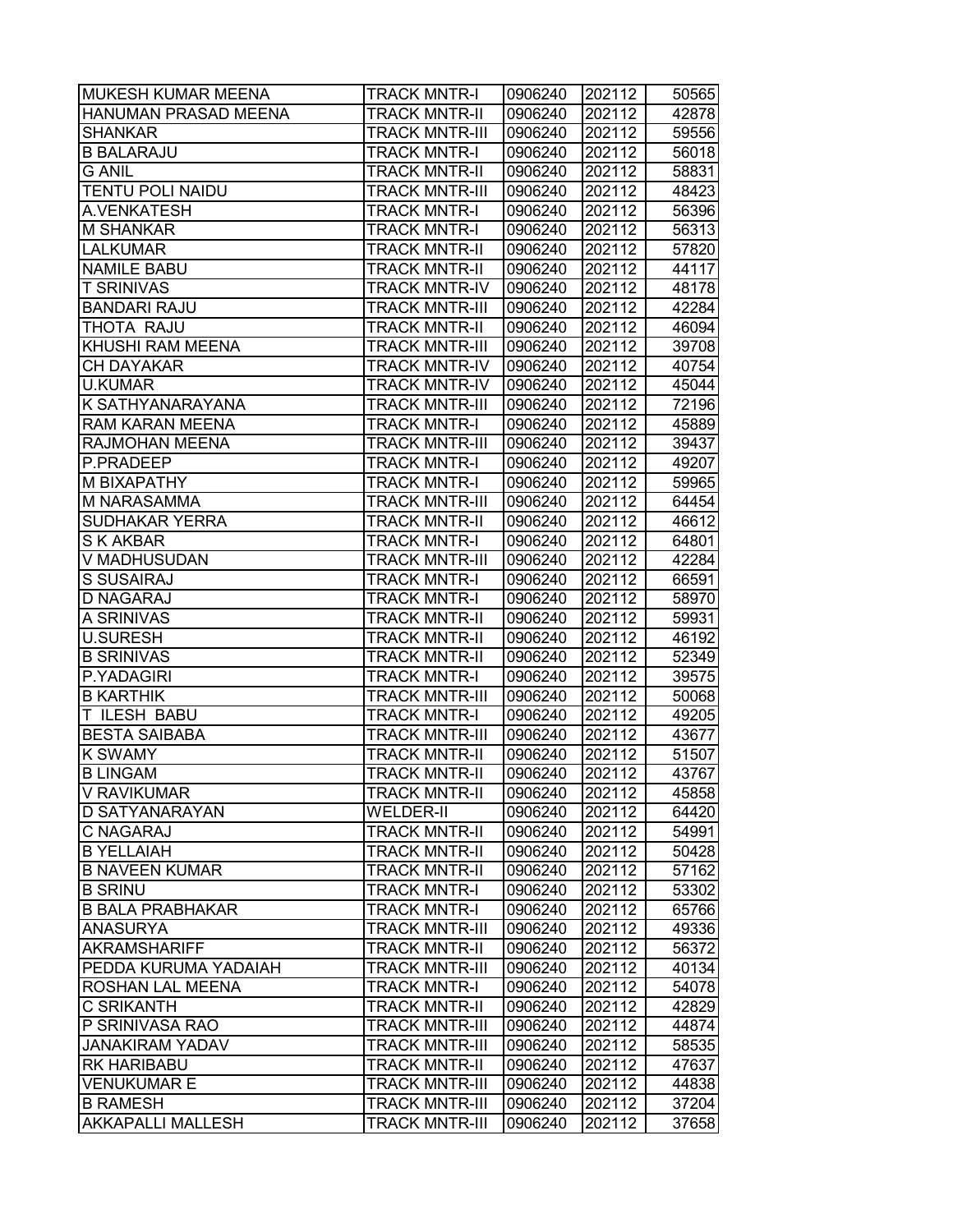| | | | | |
|---|---|---|---|---|
| MUKESH KUMAR MEENA | TRACK MNTR-I | 0906240 | 202112 | 50565 |
| HANUMAN PRASAD MEENA | TRACK MNTR-II | 0906240 | 202112 | 42878 |
| SHANKAR | TRACK MNTR-III | 0906240 | 202112 | 59556 |
| B BALARAJU | TRACK MNTR-I | 0906240 | 202112 | 56018 |
| G ANIL | TRACK MNTR-II | 0906240 | 202112 | 58831 |
| TENTU POLI NAIDU | TRACK MNTR-III | 0906240 | 202112 | 48423 |
| A.VENKATESH | TRACK MNTR-I | 0906240 | 202112 | 56396 |
| M SHANKAR | TRACK MNTR-I | 0906240 | 202112 | 56313 |
| LALKUMAR | TRACK MNTR-II | 0906240 | 202112 | 57820 |
| NAMILE BABU | TRACK MNTR-II | 0906240 | 202112 | 44117 |
| T SRINIVAS | TRACK MNTR-IV | 0906240 | 202112 | 48178 |
| BANDARI RAJU | TRACK MNTR-III | 0906240 | 202112 | 42284 |
| THOTA RAJU | TRACK MNTR-II | 0906240 | 202112 | 46094 |
| KHUSHI RAM MEENA | TRACK MNTR-III | 0906240 | 202112 | 39708 |
| CH DAYAKAR | TRACK MNTR-IV | 0906240 | 202112 | 40754 |
| U.KUMAR | TRACK MNTR-IV | 0906240 | 202112 | 45044 |
| K SATHYANARAYANA | TRACK MNTR-III | 0906240 | 202112 | 72196 |
| RAM KARAN MEENA | TRACK MNTR-I | 0906240 | 202112 | 45889 |
| RAJMOHAN MEENA | TRACK MNTR-III | 0906240 | 202112 | 39437 |
| P.PRADEEP | TRACK MNTR-I | 0906240 | 202112 | 49207 |
| M BIXAPATHY | TRACK MNTR-I | 0906240 | 202112 | 59965 |
| M NARASAMMA | TRACK MNTR-III | 0906240 | 202112 | 64454 |
| SUDHAKAR YERRA | TRACK MNTR-II | 0906240 | 202112 | 46612 |
| S K AKBAR | TRACK MNTR-I | 0906240 | 202112 | 64801 |
| V MADHUSUDAN | TRACK MNTR-III | 0906240 | 202112 | 42284 |
| S SUSAIRAJ | TRACK MNTR-I | 0906240 | 202112 | 66591 |
| D NAGARAJ | TRACK MNTR-I | 0906240 | 202112 | 58970 |
| A SRINIVAS | TRACK MNTR-II | 0906240 | 202112 | 59931 |
| U.SURESH | TRACK MNTR-II | 0906240 | 202112 | 46192 |
| B SRINIVAS | TRACK MNTR-II | 0906240 | 202112 | 52349 |
| P.YADAGIRI | TRACK MNTR-I | 0906240 | 202112 | 39575 |
| B KARTHIK | TRACK MNTR-III | 0906240 | 202112 | 50068 |
| T ILESH BABU | TRACK MNTR-I | 0906240 | 202112 | 49205 |
| BESTA SAIBABA | TRACK MNTR-III | 0906240 | 202112 | 43677 |
| K SWAMY | TRACK MNTR-II | 0906240 | 202112 | 51507 |
| B LINGAM | TRACK MNTR-II | 0906240 | 202112 | 43767 |
| V RAVIKUMAR | TRACK MNTR-II | 0906240 | 202112 | 45858 |
| D SATYANARAYAN | WELDER-II | 0906240 | 202112 | 64420 |
| C NAGARAJ | TRACK MNTR-II | 0906240 | 202112 | 54991 |
| B YELLAIAH | TRACK MNTR-II | 0906240 | 202112 | 50428 |
| B NAVEEN KUMAR | TRACK MNTR-II | 0906240 | 202112 | 57162 |
| B SRINU | TRACK MNTR-I | 0906240 | 202112 | 53302 |
| B BALA PRABHAKAR | TRACK MNTR-I | 0906240 | 202112 | 65766 |
| ANASURYA | TRACK MNTR-III | 0906240 | 202112 | 49336 |
| AKRAMSHARIFF | TRACK MNTR-II | 0906240 | 202112 | 56372 |
| PEDDA KURUMA YADAIAH | TRACK MNTR-III | 0906240 | 202112 | 40134 |
| ROSHAN LAL MEENA | TRACK MNTR-I | 0906240 | 202112 | 54078 |
| C SRIKANTH | TRACK MNTR-II | 0906240 | 202112 | 42829 |
| P SRINIVASA RAO | TRACK MNTR-III | 0906240 | 202112 | 44874 |
| JANAKIRAM YADAV | TRACK MNTR-III | 0906240 | 202112 | 58535 |
| RK HARIBABU | TRACK MNTR-II | 0906240 | 202112 | 47637 |
| VENUKUMAR E | TRACK MNTR-III | 0906240 | 202112 | 44838 |
| B RAMESH | TRACK MNTR-III | 0906240 | 202112 | 37204 |
| AKKAPALLI MALLESH | TRACK MNTR-III | 0906240 | 202112 | 37658 |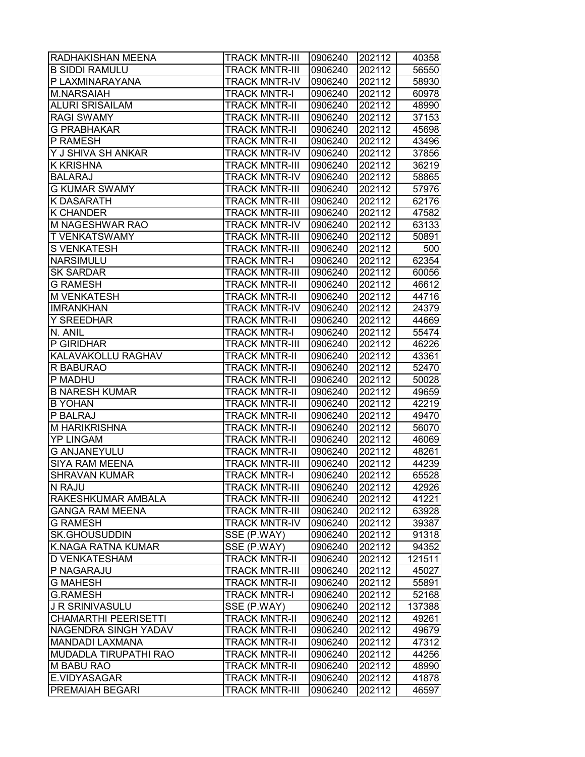| | | | | |
|---|---|---|---|---|
| RADHAKISHAN MEENA | TRACK MNTR-III | 0906240 | 202112 | 40358 |
| B SIDDI RAMULU | TRACK MNTR-III | 0906240 | 202112 | 56550 |
| P LAXMINARAYANA | TRACK MNTR-IV | 0906240 | 202112 | 58930 |
| M.NARSAIAH | TRACK MNTR-I | 0906240 | 202112 | 60978 |
| ALURI SRISAILAM | TRACK MNTR-II | 0906240 | 202112 | 48990 |
| RAGI SWAMY | TRACK MNTR-III | 0906240 | 202112 | 37153 |
| G PRABHAKAR | TRACK MNTR-II | 0906240 | 202112 | 45698 |
| P RAMESH | TRACK MNTR-II | 0906240 | 202112 | 43496 |
| Y J SHIVA SH ANKAR | TRACK MNTR-IV | 0906240 | 202112 | 37856 |
| K KRISHNA | TRACK MNTR-III | 0906240 | 202112 | 36219 |
| BALARAJ | TRACK MNTR-IV | 0906240 | 202112 | 58865 |
| G KUMAR SWAMY | TRACK MNTR-III | 0906240 | 202112 | 57976 |
| K DASARATH | TRACK MNTR-III | 0906240 | 202112 | 62176 |
| K CHANDER | TRACK MNTR-III | 0906240 | 202112 | 47582 |
| M NAGESHWAR RAO | TRACK MNTR-IV | 0906240 | 202112 | 63133 |
| T VENKATSWAMY | TRACK MNTR-III | 0906240 | 202112 | 50891 |
| S VENKATESH | TRACK MNTR-III | 0906240 | 202112 | 500 |
| NARSIMULU | TRACK MNTR-I | 0906240 | 202112 | 62354 |
| SK SARDAR | TRACK MNTR-III | 0906240 | 202112 | 60056 |
| G RAMESH | TRACK MNTR-II | 0906240 | 202112 | 46612 |
| M VENKATESH | TRACK MNTR-II | 0906240 | 202112 | 44716 |
| IMRANKHAN | TRACK MNTR-IV | 0906240 | 202112 | 24379 |
| Y SREEDHAR | TRACK MNTR-II | 0906240 | 202112 | 44669 |
| N. ANIL | TRACK MNTR-I | 0906240 | 202112 | 55474 |
| P GIRIDHAR | TRACK MNTR-III | 0906240 | 202112 | 46226 |
| KALAVAKOLLU RAGHAV | TRACK MNTR-II | 0906240 | 202112 | 43361 |
| R BABURAO | TRACK MNTR-II | 0906240 | 202112 | 52470 |
| P MADHU | TRACK MNTR-II | 0906240 | 202112 | 50028 |
| B NARESH KUMAR | TRACK MNTR-II | 0906240 | 202112 | 49659 |
| B YOHAN | TRACK MNTR-II | 0906240 | 202112 | 42219 |
| P BALRAJ | TRACK MNTR-II | 0906240 | 202112 | 49470 |
| M HARIKRISHNA | TRACK MNTR-II | 0906240 | 202112 | 56070 |
| YP LINGAM | TRACK MNTR-II | 0906240 | 202112 | 46069 |
| G ANJANEYULU | TRACK MNTR-II | 0906240 | 202112 | 48261 |
| SIYA RAM MEENA | TRACK MNTR-III | 0906240 | 202112 | 44239 |
| SHRAVAN KUMAR | TRACK MNTR-I | 0906240 | 202112 | 65528 |
| N RAJU | TRACK MNTR-III | 0906240 | 202112 | 42926 |
| RAKESHKUMAR AMBALA | TRACK MNTR-III | 0906240 | 202112 | 41221 |
| GANGA RAM MEENA | TRACK MNTR-III | 0906240 | 202112 | 63928 |
| G RAMESH | TRACK MNTR-IV | 0906240 | 202112 | 39387 |
| SK.GHOUSUDDIN | SSE (P.WAY) | 0906240 | 202112 | 91318 |
| K.NAGA RATNA KUMAR | SSE (P.WAY) | 0906240 | 202112 | 94352 |
| D VENKATESHAM | TRACK MNTR-II | 0906240 | 202112 | 121511 |
| P NAGARAJU | TRACK MNTR-III | 0906240 | 202112 | 45027 |
| G MAHESH | TRACK MNTR-II | 0906240 | 202112 | 55891 |
| G.RAMESH | TRACK MNTR-I | 0906240 | 202112 | 52168 |
| J R SRINIVASULU | SSE (P.WAY) | 0906240 | 202112 | 137388 |
| CHAMARTHI PEERISETTI | TRACK MNTR-II | 0906240 | 202112 | 49261 |
| NAGENDRA SINGH YADAV | TRACK MNTR-II | 0906240 | 202112 | 49679 |
| MANDADI LAXMANA | TRACK MNTR-II | 0906240 | 202112 | 47312 |
| MUDADLA TIRUPATHI RAO | TRACK MNTR-II | 0906240 | 202112 | 44256 |
| M BABU RAO | TRACK MNTR-II | 0906240 | 202112 | 48990 |
| E.VIDYASAGAR | TRACK MNTR-II | 0906240 | 202112 | 41878 |
| PREMAIAH BEGARI | TRACK MNTR-III | 0906240 | 202112 | 46597 |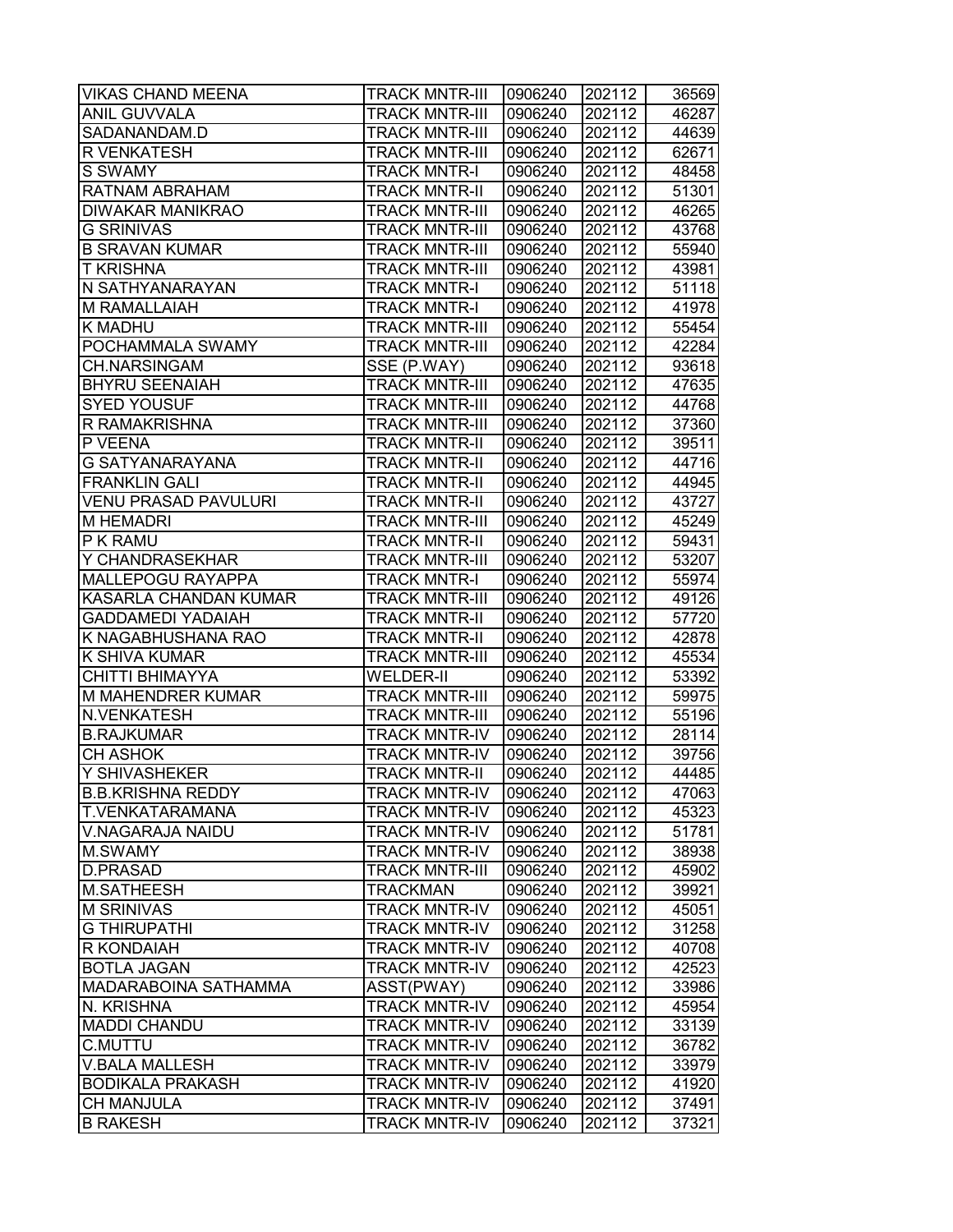| | | | | |
|---|---|---|---|---|
| VIKAS CHAND MEENA | TRACK MNTR-III | 0906240 | 202112 | 36569 |
| ANIL GUVVALA | TRACK MNTR-III | 0906240 | 202112 | 46287 |
| SADANANDAM.D | TRACK MNTR-III | 0906240 | 202112 | 44639 |
| R VENKATESH | TRACK MNTR-III | 0906240 | 202112 | 62671 |
| S SWAMY | TRACK MNTR-I | 0906240 | 202112 | 48458 |
| RATNAM ABRAHAM | TRACK MNTR-II | 0906240 | 202112 | 51301 |
| DIWAKAR MANIKRAO | TRACK MNTR-III | 0906240 | 202112 | 46265 |
| G SRINIVAS | TRACK MNTR-III | 0906240 | 202112 | 43768 |
| B SRAVAN KUMAR | TRACK MNTR-III | 0906240 | 202112 | 55940 |
| T KRISHNA | TRACK MNTR-III | 0906240 | 202112 | 43981 |
| N SATHYANARAYAN | TRACK MNTR-I | 0906240 | 202112 | 51118 |
| M RAMALLAIAH | TRACK MNTR-I | 0906240 | 202112 | 41978 |
| K MADHU | TRACK MNTR-III | 0906240 | 202112 | 55454 |
| POCHAMMALA SWAMY | TRACK MNTR-III | 0906240 | 202112 | 42284 |
| CH.NARSINGAM | SSE (P.WAY) | 0906240 | 202112 | 93618 |
| BHYRU SEENAIAH | TRACK MNTR-III | 0906240 | 202112 | 47635 |
| SYED YOUSUF | TRACK MNTR-III | 0906240 | 202112 | 44768 |
| R RAMAKRISHNA | TRACK MNTR-III | 0906240 | 202112 | 37360 |
| P VEENA | TRACK MNTR-II | 0906240 | 202112 | 39511 |
| G SATYANARAYANA | TRACK MNTR-II | 0906240 | 202112 | 44716 |
| FRANKLIN GALI | TRACK MNTR-II | 0906240 | 202112 | 44945 |
| VENU PRASAD PAVULURI | TRACK MNTR-II | 0906240 | 202112 | 43727 |
| M HEMADRI | TRACK MNTR-III | 0906240 | 202112 | 45249 |
| P K RAMU | TRACK MNTR-II | 0906240 | 202112 | 59431 |
| Y CHANDRASEKHAR | TRACK MNTR-III | 0906240 | 202112 | 53207 |
| MALLEPOGU RAYAPPA | TRACK MNTR-I | 0906240 | 202112 | 55974 |
| KASARLA CHANDAN KUMAR | TRACK MNTR-III | 0906240 | 202112 | 49126 |
| GADDAMEDI YADAIAH | TRACK MNTR-II | 0906240 | 202112 | 57720 |
| K NAGABHUSHANA RAO | TRACK MNTR-II | 0906240 | 202112 | 42878 |
| K SHIVA KUMAR | TRACK MNTR-III | 0906240 | 202112 | 45534 |
| CHITTI BHIMAYYA | WELDER-II | 0906240 | 202112 | 53392 |
| M MAHENDRER KUMAR | TRACK MNTR-III | 0906240 | 202112 | 59975 |
| N.VENKATESH | TRACK MNTR-III | 0906240 | 202112 | 55196 |
| B.RAJKUMAR | TRACK MNTR-IV | 0906240 | 202112 | 28114 |
| CH ASHOK | TRACK MNTR-IV | 0906240 | 202112 | 39756 |
| Y SHIVASHEKER | TRACK MNTR-II | 0906240 | 202112 | 44485 |
| B.B.KRISHNA REDDY | TRACK MNTR-IV | 0906240 | 202112 | 47063 |
| T.VENKATARAMANA | TRACK MNTR-IV | 0906240 | 202112 | 45323 |
| V.NAGARAJA NAIDU | TRACK MNTR-IV | 0906240 | 202112 | 51781 |
| M.SWAMY | TRACK MNTR-IV | 0906240 | 202112 | 38938 |
| D.PRASAD | TRACK MNTR-III | 0906240 | 202112 | 45902 |
| M.SATHEESH | TRACKMAN | 0906240 | 202112 | 39921 |
| M SRINIVAS | TRACK MNTR-IV | 0906240 | 202112 | 45051 |
| G THIRUPATHI | TRACK MNTR-IV | 0906240 | 202112 | 31258 |
| R KONDAIAH | TRACK MNTR-IV | 0906240 | 202112 | 40708 |
| BOTLA JAGAN | TRACK MNTR-IV | 0906240 | 202112 | 42523 |
| MADARABOINA SATHAMMA | ASST(PWAY) | 0906240 | 202112 | 33986 |
| N. KRISHNA | TRACK MNTR-IV | 0906240 | 202112 | 45954 |
| MADDI CHANDU | TRACK MNTR-IV | 0906240 | 202112 | 33139 |
| C.MUTTU | TRACK MNTR-IV | 0906240 | 202112 | 36782 |
| V.BALA MALLESH | TRACK MNTR-IV | 0906240 | 202112 | 33979 |
| BODIKALA PRAKASH | TRACK MNTR-IV | 0906240 | 202112 | 41920 |
| CH MANJULA | TRACK MNTR-IV | 0906240 | 202112 | 37491 |
| B RAKESH | TRACK MNTR-IV | 0906240 | 202112 | 37321 |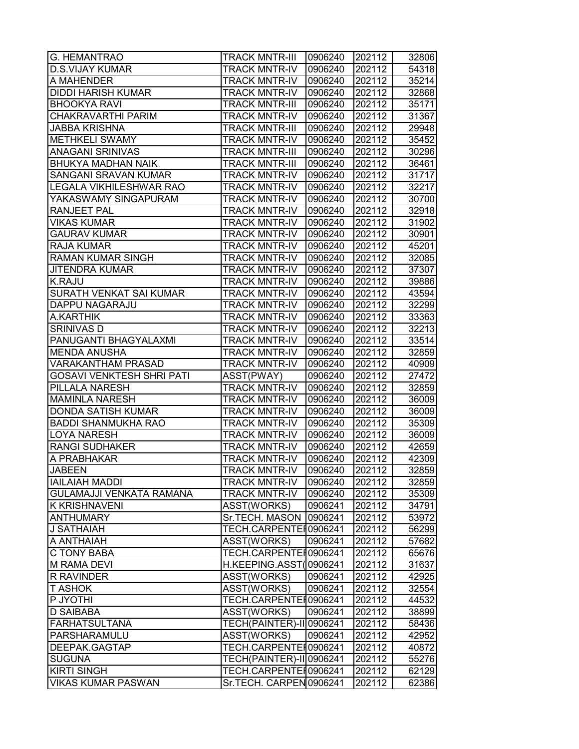| | | | | |
|---|---|---|---|---|
| G. HEMANTRAO | TRACK MNTR-III | 0906240 | 202112 | 32806 |
| D.S.VIJAY KUMAR | TRACK MNTR-IV | 0906240 | 202112 | 54318 |
| A MAHENDER | TRACK MNTR-IV | 0906240 | 202112 | 35214 |
| DIDDI HARISH KUMAR | TRACK MNTR-IV | 0906240 | 202112 | 32868 |
| BHOOKYA RAVI | TRACK MNTR-III | 0906240 | 202112 | 35171 |
| CHAKRAVARTHI PARIM | TRACK MNTR-IV | 0906240 | 202112 | 31367 |
| JABBA KRISHNA | TRACK MNTR-III | 0906240 | 202112 | 29948 |
| METHKELI SWAMY | TRACK MNTR-IV | 0906240 | 202112 | 35452 |
| ANAGANI SRINIVAS | TRACK MNTR-III | 0906240 | 202112 | 30296 |
| BHUKYA MADHAN NAIK | TRACK MNTR-III | 0906240 | 202112 | 36461 |
| SANGANI SRAVAN KUMAR | TRACK MNTR-IV | 0906240 | 202112 | 31717 |
| LEGALA VIKHILESHWAR RAO | TRACK MNTR-IV | 0906240 | 202112 | 32217 |
| YAKASWAMY SINGAPURAM | TRACK MNTR-IV | 0906240 | 202112 | 30700 |
| RANJEET PAL | TRACK MNTR-IV | 0906240 | 202112 | 32918 |
| VIKAS KUMAR | TRACK MNTR-IV | 0906240 | 202112 | 31902 |
| GAURAV KUMAR | TRACK MNTR-IV | 0906240 | 202112 | 30901 |
| RAJA KUMAR | TRACK MNTR-IV | 0906240 | 202112 | 45201 |
| RAMAN KUMAR SINGH | TRACK MNTR-IV | 0906240 | 202112 | 32085 |
| JITENDRA KUMAR | TRACK MNTR-IV | 0906240 | 202112 | 37307 |
| K.RAJU | TRACK MNTR-IV | 0906240 | 202112 | 39886 |
| SURATH VENKAT SAI KUMAR | TRACK MNTR-IV | 0906240 | 202112 | 43594 |
| DAPPU NAGARAJU | TRACK MNTR-IV | 0906240 | 202112 | 32299 |
| A.KARTHIK | TRACK MNTR-IV | 0906240 | 202112 | 33363 |
| SRINIVAS D | TRACK MNTR-IV | 0906240 | 202112 | 32213 |
| PANUGANTI BHAGYALAXMI | TRACK MNTR-IV | 0906240 | 202112 | 33514 |
| MENDA ANUSHA | TRACK MNTR-IV | 0906240 | 202112 | 32859 |
| VARAKANTHAM PRASAD | TRACK MNTR-IV | 0906240 | 202112 | 40909 |
| GOSAVI VENKTESH SHRI PATI | ASST(PWAY) | 0906240 | 202112 | 27472 |
| PILLALA NARESH | TRACK MNTR-IV | 0906240 | 202112 | 32859 |
| MAMINLA NARESH | TRACK MNTR-IV | 0906240 | 202112 | 36009 |
| DONDA SATISH KUMAR | TRACK MNTR-IV | 0906240 | 202112 | 36009 |
| BADDI SHANMUKHA RAO | TRACK MNTR-IV | 0906240 | 202112 | 35309 |
| LOYA NARESH | TRACK MNTR-IV | 0906240 | 202112 | 36009 |
| RANGI SUDHAKER | TRACK MNTR-IV | 0906240 | 202112 | 42659 |
| A PRABHAKAR | TRACK MNTR-IV | 0906240 | 202112 | 42309 |
| JABEEN | TRACK MNTR-IV | 0906240 | 202112 | 32859 |
| IAILAIAH MADDI | TRACK MNTR-IV | 0906240 | 202112 | 32859 |
| GULAMAJJI VENKATA RAMANA | TRACK MNTR-IV | 0906240 | 202112 | 35309 |
| K KRISHNAVENI | ASST(WORKS) | 0906241 | 202112 | 34791 |
| ANTHUMARY | Sr.TECH. MASON | 0906241 | 202112 | 53972 |
| J SATHAIAH | TECH.CARPENTER | 0906241 | 202112 | 56299 |
| A ANTHAIAH | ASST(WORKS) | 0906241 | 202112 | 57682 |
| C TONY BABA | TECH.CARPENTER | 0906241 | 202112 | 65676 |
| M RAMA DEVI | H.KEEPING.ASST( | 0906241 | 202112 | 31637 |
| R RAVINDER | ASST(WORKS) | 0906241 | 202112 | 42925 |
| T ASHOK | ASST(WORKS) | 0906241 | 202112 | 32554 |
| P JYOTHI | TECH.CARPENTER | 0906241 | 202112 | 44532 |
| D SAIBABA | ASST(WORKS) | 0906241 | 202112 | 38899 |
| FARHATSULTANA | TECH(PAINTER)-II | 0906241 | 202112 | 58436 |
| PARSHARAMULU | ASST(WORKS) | 0906241 | 202112 | 42952 |
| DEEPAK.GAGTAP | TECH.CARPENTER | 0906241 | 202112 | 40872 |
| SUGUNA | TECH(PAINTER)-II | 0906241 | 202112 | 55276 |
| KIRTI SINGH | TECH.CARPENTER | 0906241 | 202112 | 62129 |
| VIKAS KUMAR PASWAN | Sr.TECH. CARPEN | 0906241 | 202112 | 62386 |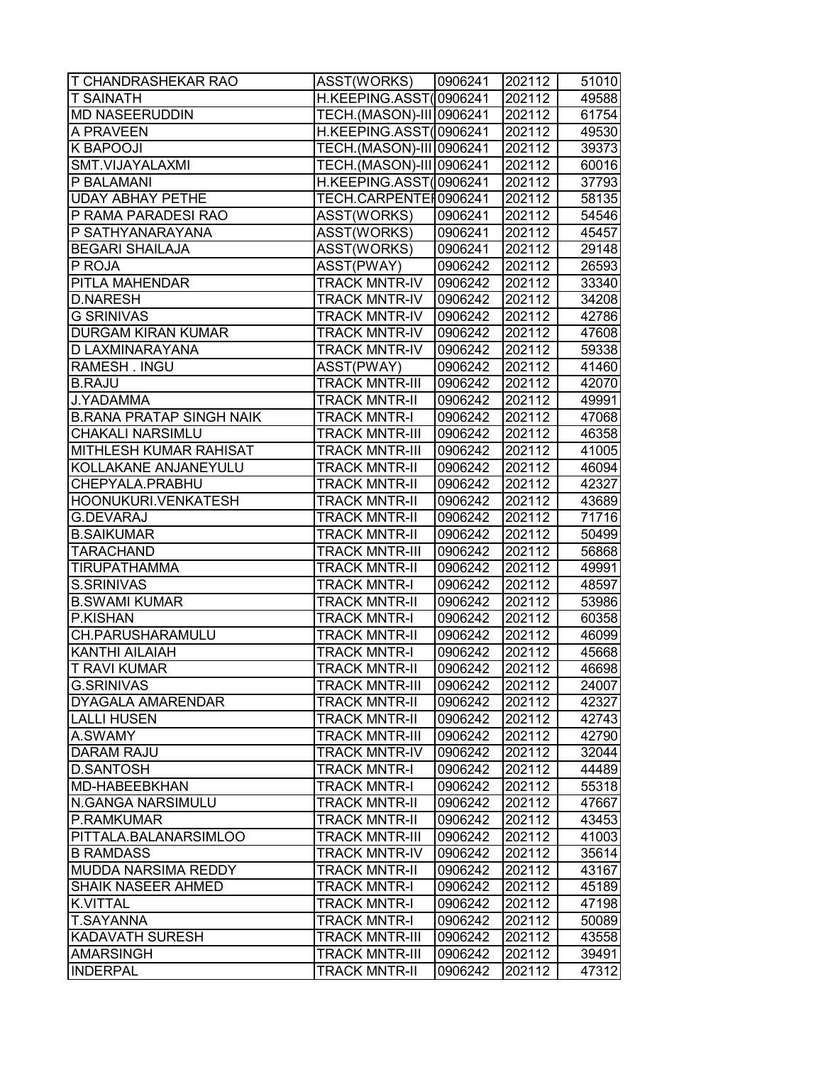| T CHANDRASHEKAR RAO | ASST(WORKS) | 0906241 | 202112 | 51010 |
|---|---|---|---|---|
| T SAINATH | H.KEEPING.ASST( | 0906241 | 202112 | 49588 |
| MD NASEERUDDIN | TECH.(MASON)-III | 0906241 | 202112 | 61754 |
| A PRAVEEN | H.KEEPING.ASST( | 0906241 | 202112 | 49530 |
| K BAPOOJI | TECH.(MASON)-III | 0906241 | 202112 | 39373 |
| SMT.VIJAYALAXMI | TECH.(MASON)-III | 0906241 | 202112 | 60016 |
| P BALAMANI | H.KEEPING.ASST( | 0906241 | 202112 | 37793 |
| UDAY ABHAY PETHE | TECH.CARPENTE | 0906241 | 202112 | 58135 |
| P RAMA PARADESI RAO | ASST(WORKS) | 0906241 | 202112 | 54546 |
| P SATHYANARAYANA | ASST(WORKS) | 0906241 | 202112 | 45457 |
| BEGARI SHAILAJA | ASST(WORKS) | 0906241 | 202112 | 29148 |
| P ROJA | ASST(PWAY) | 0906242 | 202112 | 26593 |
| PITLA MAHENDAR | TRACK MNTR-IV | 0906242 | 202112 | 33340 |
| D.NARESH | TRACK MNTR-IV | 0906242 | 202112 | 34208 |
| G SRINIVAS | TRACK MNTR-IV | 0906242 | 202112 | 42786 |
| DURGAM KIRAN KUMAR | TRACK MNTR-IV | 0906242 | 202112 | 47608 |
| D LAXMINARAYANA | TRACK MNTR-IV | 0906242 | 202112 | 59338 |
| RAMESH . INGU | ASST(PWAY) | 0906242 | 202112 | 41460 |
| B.RAJU | TRACK MNTR-III | 0906242 | 202112 | 42070 |
| J.YADAMMA | TRACK MNTR-II | 0906242 | 202112 | 49991 |
| B.RANA PRATAP SINGH NAIK | TRACK MNTR-I | 0906242 | 202112 | 47068 |
| CHAKALI NARSIMLU | TRACK MNTR-III | 0906242 | 202112 | 46358 |
| MITHLESH KUMAR RAHISAT | TRACK MNTR-III | 0906242 | 202112 | 41005 |
| KOLLAKANE ANJANEYULU | TRACK MNTR-II | 0906242 | 202112 | 46094 |
| CHEPYALA.PRABHU | TRACK MNTR-II | 0906242 | 202112 | 42327 |
| HOONUKURI.VENKATESH | TRACK MNTR-II | 0906242 | 202112 | 43689 |
| G.DEVARAJ | TRACK MNTR-II | 0906242 | 202112 | 71716 |
| B.SAIKUMAR | TRACK MNTR-II | 0906242 | 202112 | 50499 |
| TARACHAND | TRACK MNTR-III | 0906242 | 202112 | 56868 |
| TIRUPATHAMMA | TRACK MNTR-II | 0906242 | 202112 | 49991 |
| S.SRINIVAS | TRACK MNTR-I | 0906242 | 202112 | 48597 |
| B.SWAMI KUMAR | TRACK MNTR-II | 0906242 | 202112 | 53986 |
| P.KISHAN | TRACK MNTR-I | 0906242 | 202112 | 60358 |
| CH.PARUSHARAMULU | TRACK MNTR-II | 0906242 | 202112 | 46099 |
| KANTHI AILAIAH | TRACK MNTR-I | 0906242 | 202112 | 45668 |
| T RAVI KUMAR | TRACK MNTR-II | 0906242 | 202112 | 46698 |
| G.SRINIVAS | TRACK MNTR-III | 0906242 | 202112 | 24007 |
| DYAGALA AMARENDAR | TRACK MNTR-II | 0906242 | 202112 | 42327 |
| LALLI HUSEN | TRACK MNTR-II | 0906242 | 202112 | 42743 |
| A.SWAMY | TRACK MNTR-III | 0906242 | 202112 | 42790 |
| DARAM RAJU | TRACK MNTR-IV | 0906242 | 202112 | 32044 |
| D.SANTOSH | TRACK MNTR-I | 0906242 | 202112 | 44489 |
| MD-HABEEBKHAN | TRACK MNTR-I | 0906242 | 202112 | 55318 |
| N.GANGA NARSIMULU | TRACK MNTR-II | 0906242 | 202112 | 47667 |
| P.RAMKUMAR | TRACK MNTR-II | 0906242 | 202112 | 43453 |
| PITTALA.BALANARSIMLOO | TRACK MNTR-III | 0906242 | 202112 | 41003 |
| B RAMDASS | TRACK MNTR-IV | 0906242 | 202112 | 35614 |
| MUDDA NARSIMA REDDY | TRACK MNTR-II | 0906242 | 202112 | 43167 |
| SHAIK NASEER AHMED | TRACK MNTR-I | 0906242 | 202112 | 45189 |
| K.VITTAL | TRACK MNTR-I | 0906242 | 202112 | 47198 |
| T.SAYANNA | TRACK MNTR-I | 0906242 | 202112 | 50089 |
| KADAVATH SURESH | TRACK MNTR-III | 0906242 | 202112 | 43558 |
| AMARSINGH | TRACK MNTR-III | 0906242 | 202112 | 39491 |
| INDERPAL | TRACK MNTR-II | 0906242 | 202112 | 47312 |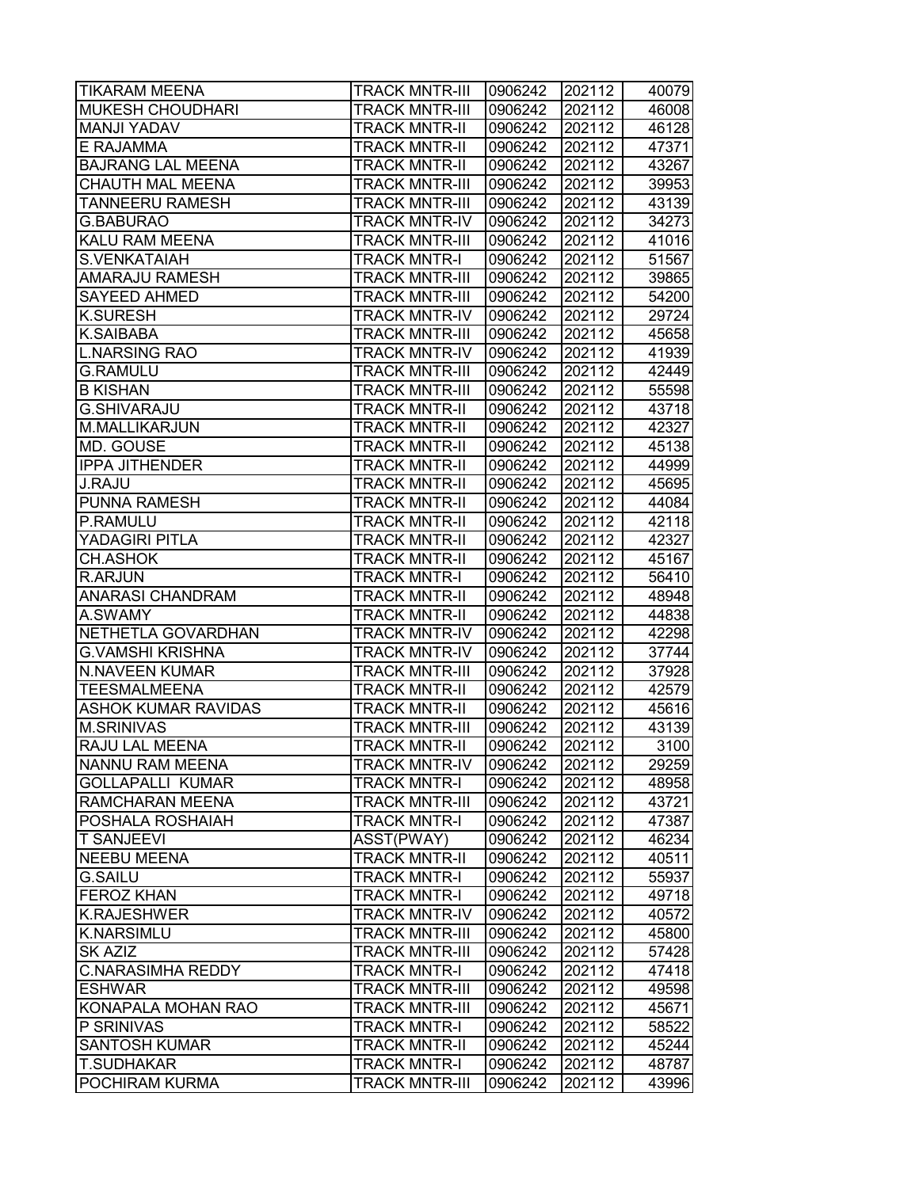| TIKARAM MEENA | TRACK MNTR-III | 0906242 | 202112 | 40079 |
|---|---|---|---|---|
| MUKESH CHOUDHARI | TRACK MNTR-III | 0906242 | 202112 | 46008 |
| MANJI YADAV | TRACK MNTR-II | 0906242 | 202112 | 46128 |
| E RAJAMMA | TRACK MNTR-II | 0906242 | 202112 | 47371 |
| BAJRANG LAL MEENA | TRACK MNTR-II | 0906242 | 202112 | 43267 |
| CHAUTH MAL MEENA | TRACK MNTR-III | 0906242 | 202112 | 39953 |
| TANNEERU RAMESH | TRACK MNTR-III | 0906242 | 202112 | 43139 |
| G.BABURAO | TRACK MNTR-IV | 0906242 | 202112 | 34273 |
| KALU RAM MEENA | TRACK MNTR-III | 0906242 | 202112 | 41016 |
| S.VENKATAIAH | TRACK MNTR-I | 0906242 | 202112 | 51567 |
| AMARAJU RAMESH | TRACK MNTR-III | 0906242 | 202112 | 39865 |
| SAYEED AHMED | TRACK MNTR-III | 0906242 | 202112 | 54200 |
| K.SURESH | TRACK MNTR-IV | 0906242 | 202112 | 29724 |
| K.SAIBABA | TRACK MNTR-III | 0906242 | 202112 | 45658 |
| L.NARSING RAO | TRACK MNTR-IV | 0906242 | 202112 | 41939 |
| G.RAMULU | TRACK MNTR-III | 0906242 | 202112 | 42449 |
| B KISHAN | TRACK MNTR-III | 0906242 | 202112 | 55598 |
| G.SHIVARAJU | TRACK MNTR-II | 0906242 | 202112 | 43718 |
| M.MALLIKARJUN | TRACK MNTR-II | 0906242 | 202112 | 42327 |
| MD. GOUSE | TRACK MNTR-II | 0906242 | 202112 | 45138 |
| IPPA JITHENDER | TRACK MNTR-II | 0906242 | 202112 | 44999 |
| J.RAJU | TRACK MNTR-II | 0906242 | 202112 | 45695 |
| PUNNA RAMESH | TRACK MNTR-II | 0906242 | 202112 | 44084 |
| P.RAMULU | TRACK MNTR-II | 0906242 | 202112 | 42118 |
| YADAGIRI PITLA | TRACK MNTR-II | 0906242 | 202112 | 42327 |
| CH.ASHOK | TRACK MNTR-II | 0906242 | 202112 | 45167 |
| R.ARJUN | TRACK MNTR-I | 0906242 | 202112 | 56410 |
| ANARASI CHANDRAM | TRACK MNTR-II | 0906242 | 202112 | 48948 |
| A.SWAMY | TRACK MNTR-II | 0906242 | 202112 | 44838 |
| NETHETLA GOVARDHAN | TRACK MNTR-IV | 0906242 | 202112 | 42298 |
| G.VAMSHI KRISHNA | TRACK MNTR-IV | 0906242 | 202112 | 37744 |
| N.NAVEEN KUMAR | TRACK MNTR-III | 0906242 | 202112 | 37928 |
| TEESMALMEENA | TRACK MNTR-II | 0906242 | 202112 | 42579 |
| ASHOK KUMAR RAVIDAS | TRACK MNTR-II | 0906242 | 202112 | 45616 |
| M.SRINIVAS | TRACK MNTR-III | 0906242 | 202112 | 43139 |
| RAJU LAL MEENA | TRACK MNTR-II | 0906242 | 202112 | 3100 |
| NANNU RAM MEENA | TRACK MNTR-IV | 0906242 | 202112 | 29259 |
| GOLLAPALLI KUMAR | TRACK MNTR-I | 0906242 | 202112 | 48958 |
| RAMCHARAN MEENA | TRACK MNTR-III | 0906242 | 202112 | 43721 |
| POSHALA ROSHAIAH | TRACK MNTR-I | 0906242 | 202112 | 47387 |
| T SANJEEVI | ASST(PWAY) | 0906242 | 202112 | 46234 |
| NEEBU MEENA | TRACK MNTR-II | 0906242 | 202112 | 40511 |
| G.SAILU | TRACK MNTR-I | 0906242 | 202112 | 55937 |
| FEROZ KHAN | TRACK MNTR-I | 0906242 | 202112 | 49718 |
| K.RAJESHWER | TRACK MNTR-IV | 0906242 | 202112 | 40572 |
| K.NARSIMLU | TRACK MNTR-III | 0906242 | 202112 | 45800 |
| SK AZIZ | TRACK MNTR-III | 0906242 | 202112 | 57428 |
| C.NARASIMHA REDDY | TRACK MNTR-I | 0906242 | 202112 | 47418 |
| ESHWAR | TRACK MNTR-III | 0906242 | 202112 | 49598 |
| KONAPALA MOHAN RAO | TRACK MNTR-III | 0906242 | 202112 | 45671 |
| P SRINIVAS | TRACK MNTR-I | 0906242 | 202112 | 58522 |
| SANTOSH KUMAR | TRACK MNTR-II | 0906242 | 202112 | 45244 |
| T.SUDHAKAR | TRACK MNTR-I | 0906242 | 202112 | 48787 |
| POCHIRAM KURMA | TRACK MNTR-III | 0906242 | 202112 | 43996 |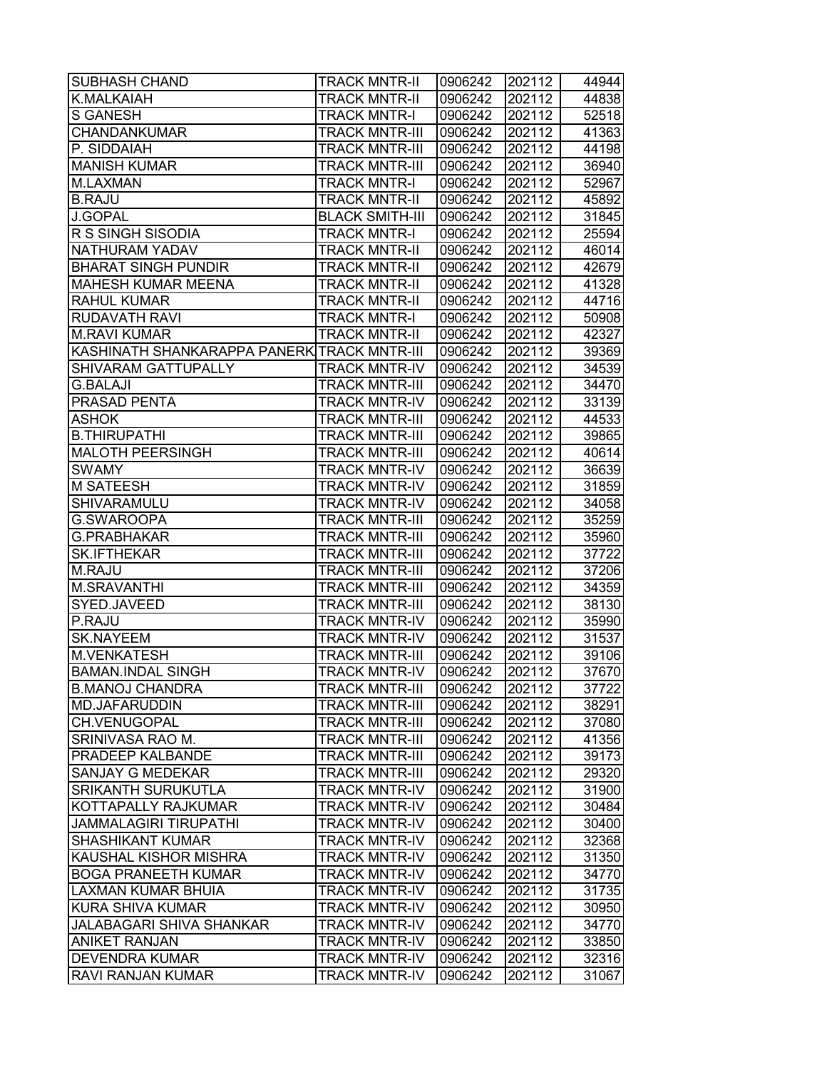| SUBHASH CHAND | TRACK MNTR-II | 0906242 | 202112 | 44944 |
|---|---|---|---|---|
| K.MALKAIAH | TRACK MNTR-II | 0906242 | 202112 | 44838 |
| S GANESH | TRACK MNTR-I | 0906242 | 202112 | 52518 |
| CHANDANKUMAR | TRACK MNTR-III | 0906242 | 202112 | 41363 |
| P. SIDDAIAH | TRACK MNTR-III | 0906242 | 202112 | 44198 |
| MANISH KUMAR | TRACK MNTR-III | 0906242 | 202112 | 36940 |
| M.LAXMAN | TRACK MNTR-I | 0906242 | 202112 | 52967 |
| B.RAJU | TRACK MNTR-II | 0906242 | 202112 | 45892 |
| J.GOPAL | BLACK SMITH-III | 0906242 | 202112 | 31845 |
| R S SINGH SISODIA | TRACK MNTR-I | 0906242 | 202112 | 25594 |
| NATHURAM YADAV | TRACK MNTR-II | 0906242 | 202112 | 46014 |
| BHARAT SINGH PUNDIR | TRACK MNTR-II | 0906242 | 202112 | 42679 |
| MAHESH KUMAR MEENA | TRACK MNTR-II | 0906242 | 202112 | 41328 |
| RAHUL KUMAR | TRACK MNTR-II | 0906242 | 202112 | 44716 |
| RUDAVATH RAVI | TRACK MNTR-I | 0906242 | 202112 | 50908 |
| M.RAVI KUMAR | TRACK MNTR-II | 0906242 | 202112 | 42327 |
| KASHINATH SHANKARAPPA PANERK | TRACK MNTR-III | 0906242 | 202112 | 39369 |
| SHIVARAM GATTUPALLY | TRACK MNTR-IV | 0906242 | 202112 | 34539 |
| G.BALAJI | TRACK MNTR-III | 0906242 | 202112 | 34470 |
| PRASAD PENTA | TRACK MNTR-IV | 0906242 | 202112 | 33139 |
| ASHOK | TRACK MNTR-III | 0906242 | 202112 | 44533 |
| B.THIRUPATHI | TRACK MNTR-III | 0906242 | 202112 | 39865 |
| MALOTH PEERSINGH | TRACK MNTR-III | 0906242 | 202112 | 40614 |
| SWAMY | TRACK MNTR-IV | 0906242 | 202112 | 36639 |
| M SATEESH | TRACK MNTR-IV | 0906242 | 202112 | 31859 |
| SHIVARAMULU | TRACK MNTR-IV | 0906242 | 202112 | 34058 |
| G.SWAROOPA | TRACK MNTR-III | 0906242 | 202112 | 35259 |
| G.PRABHAKAR | TRACK MNTR-III | 0906242 | 202112 | 35960 |
| SK.IFTHEKAR | TRACK MNTR-III | 0906242 | 202112 | 37722 |
| M.RAJU | TRACK MNTR-III | 0906242 | 202112 | 37206 |
| M.SRAVANTHI | TRACK MNTR-III | 0906242 | 202112 | 34359 |
| SYED.JAVEED | TRACK MNTR-III | 0906242 | 202112 | 38130 |
| P.RAJU | TRACK MNTR-IV | 0906242 | 202112 | 35990 |
| SK.NAYEEM | TRACK MNTR-IV | 0906242 | 202112 | 31537 |
| M.VENKATESH | TRACK MNTR-III | 0906242 | 202112 | 39106 |
| BAMAN.INDAL SINGH | TRACK MNTR-IV | 0906242 | 202112 | 37670 |
| B.MANOJ CHANDRA | TRACK MNTR-III | 0906242 | 202112 | 37722 |
| MD.JAFARUDDIN | TRACK MNTR-III | 0906242 | 202112 | 38291 |
| CH.VENUGOPAL | TRACK MNTR-III | 0906242 | 202112 | 37080 |
| SRINIVASA RAO M. | TRACK MNTR-III | 0906242 | 202112 | 41356 |
| PRADEEP KALBANDE | TRACK MNTR-III | 0906242 | 202112 | 39173 |
| SANJAY G MEDEKAR | TRACK MNTR-III | 0906242 | 202112 | 29320 |
| SRIKANTH SURUKUTLA | TRACK MNTR-IV | 0906242 | 202112 | 31900 |
| KOTTAPALLY RAJKUMAR | TRACK MNTR-IV | 0906242 | 202112 | 30484 |
| JAMMALAGIRI TIRUPATHI | TRACK MNTR-IV | 0906242 | 202112 | 30400 |
| SHASHIKANT KUMAR | TRACK MNTR-IV | 0906242 | 202112 | 32368 |
| KAUSHAL KISHOR MISHRA | TRACK MNTR-IV | 0906242 | 202112 | 31350 |
| BOGA PRANEETH KUMAR | TRACK MNTR-IV | 0906242 | 202112 | 34770 |
| LAXMAN KUMAR BHUIA | TRACK MNTR-IV | 0906242 | 202112 | 31735 |
| KURA SHIVA KUMAR | TRACK MNTR-IV | 0906242 | 202112 | 30950 |
| JALABAGARI SHIVA SHANKAR | TRACK MNTR-IV | 0906242 | 202112 | 34770 |
| ANIKET RANJAN | TRACK MNTR-IV | 0906242 | 202112 | 33850 |
| DEVENDRA KUMAR | TRACK MNTR-IV | 0906242 | 202112 | 32316 |
| RAVI RANJAN KUMAR | TRACK MNTR-IV | 0906242 | 202112 | 31067 |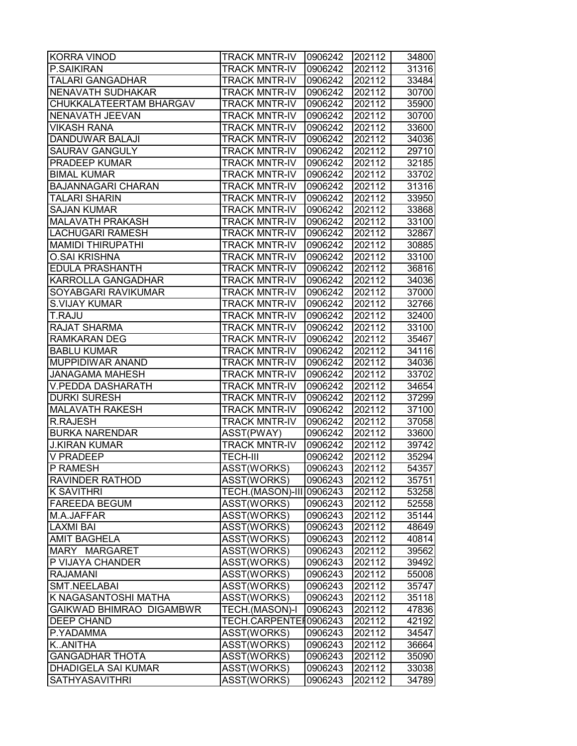| KORRA VINOD | TRACK MNTR-IV | 0906242 | 202112 | 34800 |
|---|---|---|---|---|
| P.SAIKIRAN | TRACK MNTR-IV | 0906242 | 202112 | 31316 |
| TALARI GANGADHAR | TRACK MNTR-IV | 0906242 | 202112 | 33484 |
| NENAVATH SUDHAKAR | TRACK MNTR-IV | 0906242 | 202112 | 30700 |
| CHUKKALATEERTAM BHARGAV | TRACK MNTR-IV | 0906242 | 202112 | 35900 |
| NENAVATH JEEVAN | TRACK MNTR-IV | 0906242 | 202112 | 30700 |
| VIKASH RANA | TRACK MNTR-IV | 0906242 | 202112 | 33600 |
| DANDUWAR BALAJI | TRACK MNTR-IV | 0906242 | 202112 | 34036 |
| SAURAV GANGULY | TRACK MNTR-IV | 0906242 | 202112 | 29710 |
| PRADEEP KUMAR | TRACK MNTR-IV | 0906242 | 202112 | 32185 |
| BIMAL KUMAR | TRACK MNTR-IV | 0906242 | 202112 | 33702 |
| BAJANNAGARI CHARAN | TRACK MNTR-IV | 0906242 | 202112 | 31316 |
| TALARI SHARIN | TRACK MNTR-IV | 0906242 | 202112 | 33950 |
| SAJAN KUMAR | TRACK MNTR-IV | 0906242 | 202112 | 33868 |
| MALAVATH PRAKASH | TRACK MNTR-IV | 0906242 | 202112 | 33100 |
| LACHUGARI RAMESH | TRACK MNTR-IV | 0906242 | 202112 | 32867 |
| MAMIDI THIRUPATHI | TRACK MNTR-IV | 0906242 | 202112 | 30885 |
| O.SAI KRISHNA | TRACK MNTR-IV | 0906242 | 202112 | 33100 |
| EDULA PRASHANTH | TRACK MNTR-IV | 0906242 | 202112 | 36816 |
| KARROLLA GANGADHAR | TRACK MNTR-IV | 0906242 | 202112 | 34036 |
| SOYABGARI RAVIKUMAR | TRACK MNTR-IV | 0906242 | 202112 | 37000 |
| S.VIJAY KUMAR | TRACK MNTR-IV | 0906242 | 202112 | 32766 |
| T.RAJU | TRACK MNTR-IV | 0906242 | 202112 | 32400 |
| RAJAT SHARMA | TRACK MNTR-IV | 0906242 | 202112 | 33100 |
| RAMKARAN DEG | TRACK MNTR-IV | 0906242 | 202112 | 35467 |
| BABLU KUMAR | TRACK MNTR-IV | 0906242 | 202112 | 34116 |
| MUPPIDIWAR ANAND | TRACK MNTR-IV | 0906242 | 202112 | 34036 |
| JANAGAMA MAHESH | TRACK MNTR-IV | 0906242 | 202112 | 33702 |
| V.PEDDA DASHARATH | TRACK MNTR-IV | 0906242 | 202112 | 34654 |
| DURKI SURESH | TRACK MNTR-IV | 0906242 | 202112 | 37299 |
| MALAVATH RAKESH | TRACK MNTR-IV | 0906242 | 202112 | 37100 |
| R.RAJESH | TRACK MNTR-IV | 0906242 | 202112 | 37058 |
| BURKA NARENDAR | ASST(PWAY) | 0906242 | 202112 | 33600 |
| J.KIRAN KUMAR | TRACK MNTR-IV | 0906242 | 202112 | 39742 |
| V PRADEEP | TECH-III | 0906242 | 202112 | 35294 |
| P RAMESH | ASST(WORKS) | 0906243 | 202112 | 54357 |
| RAVINDER RATHOD | ASST(WORKS) | 0906243 | 202112 | 35751 |
| K SAVITHRI | TECH.(MASON)-III | 0906243 | 202112 | 53258 |
| FAREEDA BEGUM | ASST(WORKS) | 0906243 | 202112 | 52558 |
| M.A.JAFFAR | ASST(WORKS) | 0906243 | 202112 | 35144 |
| LAXMI BAI | ASST(WORKS) | 0906243 | 202112 | 48649 |
| AMIT BAGHELA | ASST(WORKS) | 0906243 | 202112 | 40814 |
| MARY MARGARET | ASST(WORKS) | 0906243 | 202112 | 39562 |
| P VIJAYA CHANDER | ASST(WORKS) | 0906243 | 202112 | 39492 |
| RAJAMANI | ASST(WORKS) | 0906243 | 202112 | 55008 |
| SMT.NEELABAI | ASST(WORKS) | 0906243 | 202112 | 35747 |
| K NAGASANTOSHI MATHA | ASST(WORKS) | 0906243 | 202112 | 35118 |
| GAIKWAD BHIMRAO DIGAMBWR | TECH.(MASON)-I | 0906243 | 202112 | 47836 |
| DEEP CHAND | TECH.CARPENTEI | 0906243 | 202112 | 42192 |
| P.YADAMMA | ASST(WORKS) | 0906243 | 202112 | 34547 |
| K..ANITHA | ASST(WORKS) | 0906243 | 202112 | 36664 |
| GANGADHAR THOTA | ASST(WORKS) | 0906243 | 202112 | 35090 |
| DHADIGELA SAI KUMAR | ASST(WORKS) | 0906243 | 202112 | 33038 |
| SATHYASAVITHRI | ASST(WORKS) | 0906243 | 202112 | 34789 |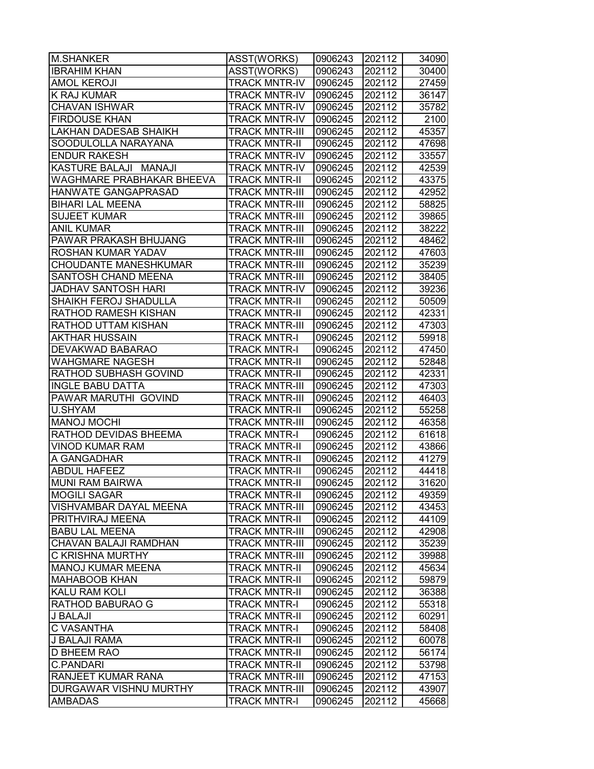| M.SHANKER | ASST(WORKS) | 0906243 | 202112 | 34090 |
|---|---|---|---|---|
| IBRAHIM KHAN | ASST(WORKS) | 0906243 | 202112 | 30400 |
| AMOL KEROJI | TRACK MNTR-IV | 0906245 | 202112 | 27459 |
| K RAJ KUMAR | TRACK MNTR-IV | 0906245 | 202112 | 36147 |
| CHAVAN ISHWAR | TRACK MNTR-IV | 0906245 | 202112 | 35782 |
| FIRDOUSE KHAN | TRACK MNTR-IV | 0906245 | 202112 | 2100 |
| LAKHAN DADESAB SHAIKH | TRACK MNTR-III | 0906245 | 202112 | 45357 |
| SOODULOLLA NARAYANA | TRACK MNTR-II | 0906245 | 202112 | 47698 |
| ENDUR RAKESH | TRACK MNTR-IV | 0906245 | 202112 | 33557 |
| KASTURE BALAJI MANAJI | TRACK MNTR-IV | 0906245 | 202112 | 42539 |
| WAGHMARE PRABHAKAR BHEEVA | TRACK MNTR-II | 0906245 | 202112 | 43375 |
| HANWATE GANGAPRASAD | TRACK MNTR-III | 0906245 | 202112 | 42952 |
| BIHARI LAL MEENA | TRACK MNTR-III | 0906245 | 202112 | 58825 |
| SUJEET KUMAR | TRACK MNTR-III | 0906245 | 202112 | 39865 |
| ANIL KUMAR | TRACK MNTR-III | 0906245 | 202112 | 38222 |
| PAWAR PRAKASH BHUJANG | TRACK MNTR-III | 0906245 | 202112 | 48462 |
| ROSHAN KUMAR YADAV | TRACK MNTR-III | 0906245 | 202112 | 47603 |
| CHOUDANTE MANESHKUMAR | TRACK MNTR-III | 0906245 | 202112 | 35239 |
| SANTOSH CHAND MEENA | TRACK MNTR-III | 0906245 | 202112 | 38405 |
| JADHAV SANTOSH HARI | TRACK MNTR-IV | 0906245 | 202112 | 39236 |
| SHAIKH FEROJ SHADULLA | TRACK MNTR-II | 0906245 | 202112 | 50509 |
| RATHOD RAMESH KISHAN | TRACK MNTR-II | 0906245 | 202112 | 42331 |
| RATHOD UTTAM KISHAN | TRACK MNTR-III | 0906245 | 202112 | 47303 |
| AKTHAR HUSSAIN | TRACK MNTR-I | 0906245 | 202112 | 59918 |
| DEVAKWAD BABARAO | TRACK MNTR-I | 0906245 | 202112 | 47450 |
| WAHGMARE NAGESH | TRACK MNTR-II | 0906245 | 202112 | 52848 |
| RATHOD SUBHASH GOVIND | TRACK MNTR-II | 0906245 | 202112 | 42331 |
| INGLE BABU DATTA | TRACK MNTR-III | 0906245 | 202112 | 47303 |
| PAWAR MARUTHI GOVIND | TRACK MNTR-III | 0906245 | 202112 | 46403 |
| U.SHYAM | TRACK MNTR-II | 0906245 | 202112 | 55258 |
| MANOJ MOCHI | TRACK MNTR-III | 0906245 | 202112 | 46358 |
| RATHOD DEVIDAS BHEEMA | TRACK MNTR-I | 0906245 | 202112 | 61618 |
| VINOD KUMAR RAM | TRACK MNTR-II | 0906245 | 202112 | 43866 |
| A GANGADHAR | TRACK MNTR-II | 0906245 | 202112 | 41279 |
| ABDUL HAFEEZ | TRACK MNTR-II | 0906245 | 202112 | 44418 |
| MUNI RAM BAIRWA | TRACK MNTR-II | 0906245 | 202112 | 31620 |
| MOGILI SAGAR | TRACK MNTR-II | 0906245 | 202112 | 49359 |
| VISHVAMBAR DAYAL MEENA | TRACK MNTR-III | 0906245 | 202112 | 43453 |
| PRITHVIRAJ MEENA | TRACK MNTR-II | 0906245 | 202112 | 44109 |
| BABU LAL MEENA | TRACK MNTR-III | 0906245 | 202112 | 42908 |
| CHAVAN BALAJI RAMDHAN | TRACK MNTR-III | 0906245 | 202112 | 35239 |
| C KRISHNA MURTHY | TRACK MNTR-III | 0906245 | 202112 | 39988 |
| MANOJ KUMAR MEENA | TRACK MNTR-II | 0906245 | 202112 | 45634 |
| MAHABOOB KHAN | TRACK MNTR-II | 0906245 | 202112 | 59879 |
| KALU RAM KOLI | TRACK MNTR-II | 0906245 | 202112 | 36388 |
| RATHOD BABURAO G | TRACK MNTR-I | 0906245 | 202112 | 55318 |
| J BALAJI | TRACK MNTR-II | 0906245 | 202112 | 60291 |
| C VASANTHA | TRACK MNTR-I | 0906245 | 202112 | 58408 |
| J BALAJI RAMA | TRACK MNTR-II | 0906245 | 202112 | 60078 |
| D BHEEM RAO | TRACK MNTR-II | 0906245 | 202112 | 56174 |
| C.PANDARI | TRACK MNTR-II | 0906245 | 202112 | 53798 |
| RANJEET KUMAR RANA | TRACK MNTR-III | 0906245 | 202112 | 47153 |
| DURGAWAR VISHNU MURTHY | TRACK MNTR-III | 0906245 | 202112 | 43907 |
| AMBADAS | TRACK MNTR-I | 0906245 | 202112 | 45668 |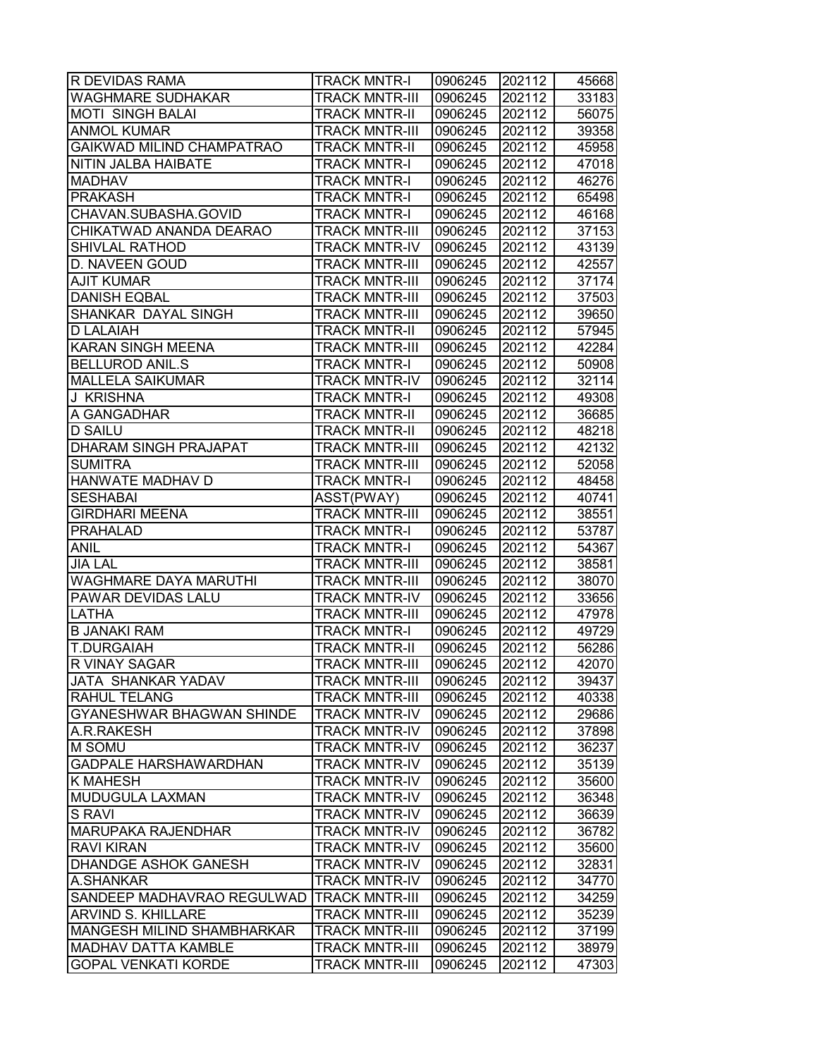| R DEVIDAS RAMA | TRACK MNTR-I | 0906245 | 202112 | 45668 |
|---|---|---|---|---|
| WAGHMARE SUDHAKAR | TRACK MNTR-III | 0906245 | 202112 | 33183 |
| MOTI SINGH BALAI | TRACK MNTR-II | 0906245 | 202112 | 56075 |
| ANMOL KUMAR | TRACK MNTR-III | 0906245 | 202112 | 39358 |
| GAIKWAD MILIND CHAMPATRAO | TRACK MNTR-II | 0906245 | 202112 | 45958 |
| NITIN JALBA HAIBATE | TRACK MNTR-I | 0906245 | 202112 | 47018 |
| MADHAV | TRACK MNTR-I | 0906245 | 202112 | 46276 |
| PRAKASH | TRACK MNTR-I | 0906245 | 202112 | 65498 |
| CHAVAN.SUBASHA.GOVID | TRACK MNTR-I | 0906245 | 202112 | 46168 |
| CHIKATWAD ANANDA DEARAO | TRACK MNTR-III | 0906245 | 202112 | 37153 |
| SHIVLAL RATHOD | TRACK MNTR-IV | 0906245 | 202112 | 43139 |
| D. NAVEEN GOUD | TRACK MNTR-III | 0906245 | 202112 | 42557 |
| AJIT KUMAR | TRACK MNTR-III | 0906245 | 202112 | 37174 |
| DANISH EQBAL | TRACK MNTR-III | 0906245 | 202112 | 37503 |
| SHANKAR DAYAL SINGH | TRACK MNTR-III | 0906245 | 202112 | 39650 |
| D LALAIAH | TRACK MNTR-II | 0906245 | 202112 | 57945 |
| KARAN SINGH MEENA | TRACK MNTR-III | 0906245 | 202112 | 42284 |
| BELLUROD ANIL.S | TRACK MNTR-I | 0906245 | 202112 | 50908 |
| MALLELA SAIKUMAR | TRACK MNTR-IV | 0906245 | 202112 | 32114 |
| J KRISHNA | TRACK MNTR-I | 0906245 | 202112 | 49308 |
| A GANGADHAR | TRACK MNTR-II | 0906245 | 202112 | 36685 |
| D SAILU | TRACK MNTR-II | 0906245 | 202112 | 48218 |
| DHARAM SINGH PRAJAPAT | TRACK MNTR-III | 0906245 | 202112 | 42132 |
| SUMITRA | TRACK MNTR-III | 0906245 | 202112 | 52058 |
| HANWATE MADHAV D | TRACK MNTR-I | 0906245 | 202112 | 48458 |
| SESHABAI | ASST(PWAY) | 0906245 | 202112 | 40741 |
| GIRDHARI MEENA | TRACK MNTR-III | 0906245 | 202112 | 38551 |
| PRAHALAD | TRACK MNTR-I | 0906245 | 202112 | 53787 |
| ANIL | TRACK MNTR-I | 0906245 | 202112 | 54367 |
| JIA LAL | TRACK MNTR-III | 0906245 | 202112 | 38581 |
| WAGHMARE DAYA MARUTHI | TRACK MNTR-III | 0906245 | 202112 | 38070 |
| PAWAR DEVIDAS LALU | TRACK MNTR-IV | 0906245 | 202112 | 33656 |
| LATHA | TRACK MNTR-III | 0906245 | 202112 | 47978 |
| B JANAKI RAM | TRACK MNTR-I | 0906245 | 202112 | 49729 |
| T.DURGAIAH | TRACK MNTR-II | 0906245 | 202112 | 56286 |
| R VINAY SAGAR | TRACK MNTR-III | 0906245 | 202112 | 42070 |
| JATA SHANKAR YADAV | TRACK MNTR-III | 0906245 | 202112 | 39437 |
| RAHUL TELANG | TRACK MNTR-III | 0906245 | 202112 | 40338 |
| GYANESHWAR BHAGWAN SHINDE | TRACK MNTR-IV | 0906245 | 202112 | 29686 |
| A.R.RAKESH | TRACK MNTR-IV | 0906245 | 202112 | 37898 |
| M SOMU | TRACK MNTR-IV | 0906245 | 202112 | 36237 |
| GADPALE HARSHAWARDHAN | TRACK MNTR-IV | 0906245 | 202112 | 35139 |
| K MAHESH | TRACK MNTR-IV | 0906245 | 202112 | 35600 |
| MUDUGULA LAXMAN | TRACK MNTR-IV | 0906245 | 202112 | 36348 |
| S RAVI | TRACK MNTR-IV | 0906245 | 202112 | 36639 |
| MARUPAKA RAJENDHAR | TRACK MNTR-IV | 0906245 | 202112 | 36782 |
| RAVI KIRAN | TRACK MNTR-IV | 0906245 | 202112 | 35600 |
| DHANDGE ASHOK GANESH | TRACK MNTR-IV | 0906245 | 202112 | 32831 |
| A.SHANKAR | TRACK MNTR-IV | 0906245 | 202112 | 34770 |
| SANDEEP MADHAVRAO REGULWAD | TRACK MNTR-III | 0906245 | 202112 | 34259 |
| ARVIND S. KHILLARE | TRACK MNTR-III | 0906245 | 202112 | 35239 |
| MANGESH MILIND SHAMBHARKAR | TRACK MNTR-III | 0906245 | 202112 | 37199 |
| MADHAV DATTA KAMBLE | TRACK MNTR-III | 0906245 | 202112 | 38979 |
| GOPAL VENKATI KORDE | TRACK MNTR-III | 0906245 | 202112 | 47303 |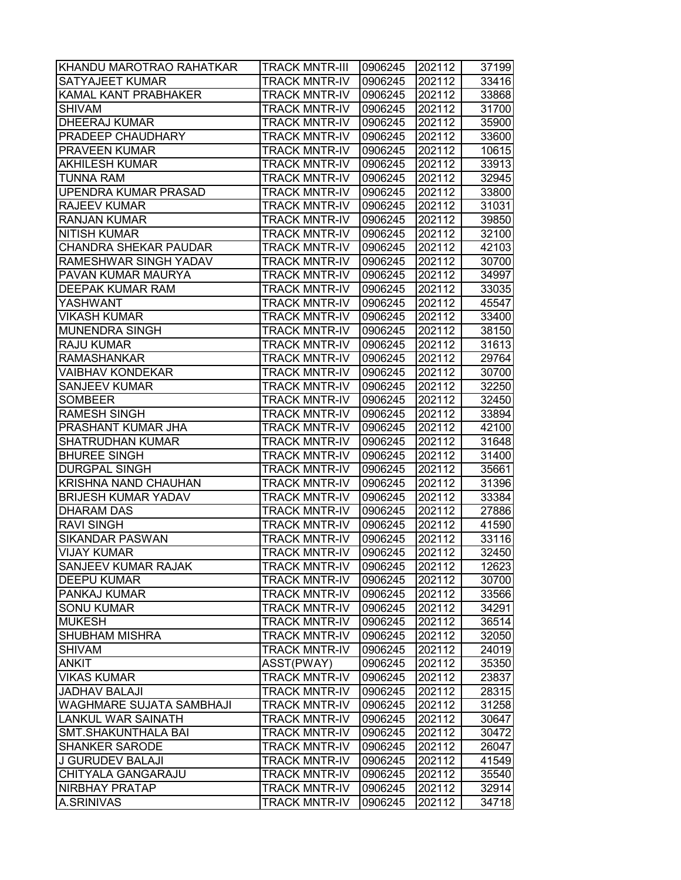| | | | | |
|---|---|---|---|---|
| KHANDU MAROTRAO RAHATKAR | TRACK MNTR-III | 0906245 | 202112 | 37199 |
| SATYAJEET KUMAR | TRACK MNTR-IV | 0906245 | 202112 | 33416 |
| KAMAL KANT PRABHAKER | TRACK MNTR-IV | 0906245 | 202112 | 33868 |
| SHIVAM | TRACK MNTR-IV | 0906245 | 202112 | 31700 |
| DHEERAJ KUMAR | TRACK MNTR-IV | 0906245 | 202112 | 35900 |
| PRADEEP CHAUDHARY | TRACK MNTR-IV | 0906245 | 202112 | 33600 |
| PRAVEEN KUMAR | TRACK MNTR-IV | 0906245 | 202112 | 10615 |
| AKHILESH KUMAR | TRACK MNTR-IV | 0906245 | 202112 | 33913 |
| TUNNA RAM | TRACK MNTR-IV | 0906245 | 202112 | 32945 |
| UPENDRA KUMAR PRASAD | TRACK MNTR-IV | 0906245 | 202112 | 33800 |
| RAJEEV KUMAR | TRACK MNTR-IV | 0906245 | 202112 | 31031 |
| RANJAN KUMAR | TRACK MNTR-IV | 0906245 | 202112 | 39850 |
| NITISH KUMAR | TRACK MNTR-IV | 0906245 | 202112 | 32100 |
| CHANDRA SHEKAR PAUDAR | TRACK MNTR-IV | 0906245 | 202112 | 42103 |
| RAMESHWAR SINGH YADAV | TRACK MNTR-IV | 0906245 | 202112 | 30700 |
| PAVAN KUMAR MAURYA | TRACK MNTR-IV | 0906245 | 202112 | 34997 |
| DEEPAK KUMAR RAM | TRACK MNTR-IV | 0906245 | 202112 | 33035 |
| YASHWANT | TRACK MNTR-IV | 0906245 | 202112 | 45547 |
| VIKASH KUMAR | TRACK MNTR-IV | 0906245 | 202112 | 33400 |
| MUNENDRA SINGH | TRACK MNTR-IV | 0906245 | 202112 | 38150 |
| RAJU KUMAR | TRACK MNTR-IV | 0906245 | 202112 | 31613 |
| RAMASHANKAR | TRACK MNTR-IV | 0906245 | 202112 | 29764 |
| VAIBHAV KONDEKAR | TRACK MNTR-IV | 0906245 | 202112 | 30700 |
| SANJEEV KUMAR | TRACK MNTR-IV | 0906245 | 202112 | 32250 |
| SOMBEER | TRACK MNTR-IV | 0906245 | 202112 | 32450 |
| RAMESH SINGH | TRACK MNTR-IV | 0906245 | 202112 | 33894 |
| PRASHANT KUMAR JHA | TRACK MNTR-IV | 0906245 | 202112 | 42100 |
| SHATRUDHAN KUMAR | TRACK MNTR-IV | 0906245 | 202112 | 31648 |
| BHUREE SINGH | TRACK MNTR-IV | 0906245 | 202112 | 31400 |
| DURGPAL SINGH | TRACK MNTR-IV | 0906245 | 202112 | 35661 |
| KRISHNA NAND CHAUHAN | TRACK MNTR-IV | 0906245 | 202112 | 31396 |
| BRIJESH KUMAR YADAV | TRACK MNTR-IV | 0906245 | 202112 | 33384 |
| DHARAM DAS | TRACK MNTR-IV | 0906245 | 202112 | 27886 |
| RAVI SINGH | TRACK MNTR-IV | 0906245 | 202112 | 41590 |
| SIKANDAR PASWAN | TRACK MNTR-IV | 0906245 | 202112 | 33116 |
| VIJAY KUMAR | TRACK MNTR-IV | 0906245 | 202112 | 32450 |
| SANJEEV KUMAR RAJAK | TRACK MNTR-IV | 0906245 | 202112 | 12623 |
| DEEPU KUMAR | TRACK MNTR-IV | 0906245 | 202112 | 30700 |
| PANKAJ KUMAR | TRACK MNTR-IV | 0906245 | 202112 | 33566 |
| SONU KUMAR | TRACK MNTR-IV | 0906245 | 202112 | 34291 |
| MUKESH | TRACK MNTR-IV | 0906245 | 202112 | 36514 |
| SHUBHAM MISHRA | TRACK MNTR-IV | 0906245 | 202112 | 32050 |
| SHIVAM | TRACK MNTR-IV | 0906245 | 202112 | 24019 |
| ANKIT | ASST(PWAY) | 0906245 | 202112 | 35350 |
| VIKAS KUMAR | TRACK MNTR-IV | 0906245 | 202112 | 23837 |
| JADHAV BALAJI | TRACK MNTR-IV | 0906245 | 202112 | 28315 |
| WAGHMARE SUJATA SAMBHAJI | TRACK MNTR-IV | 0906245 | 202112 | 31258 |
| LANKUL WAR SAINATH | TRACK MNTR-IV | 0906245 | 202112 | 30647 |
| SMT.SHAKUNTHALA BAI | TRACK MNTR-IV | 0906245 | 202112 | 30472 |
| SHANKER SARODE | TRACK MNTR-IV | 0906245 | 202112 | 26047 |
| J GURUDEV BALAJI | TRACK MNTR-IV | 0906245 | 202112 | 41549 |
| CHITYALA GANGARAJU | TRACK MNTR-IV | 0906245 | 202112 | 35540 |
| NIRBHAY PRATAP | TRACK MNTR-IV | 0906245 | 202112 | 32914 |
| A.SRINIVAS | TRACK MNTR-IV | 0906245 | 202112 | 34718 |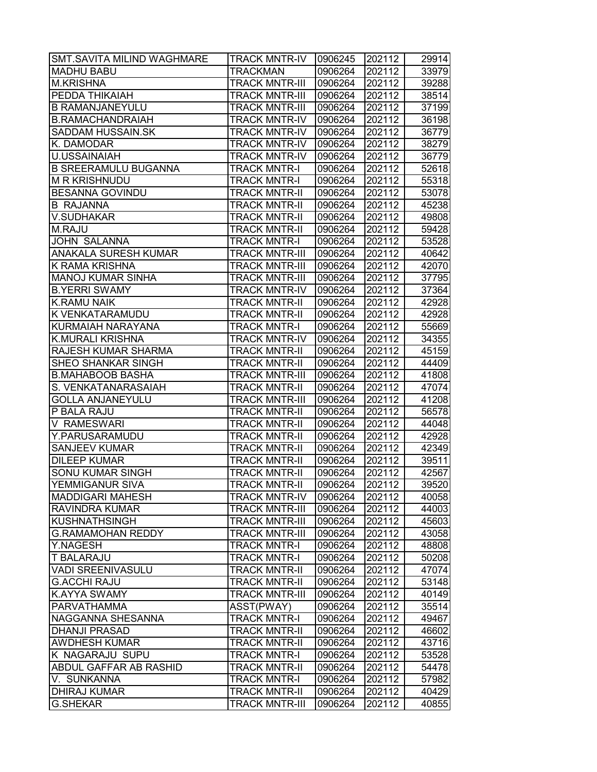| SMT.SAVITA MILIND WAGHMARE | TRACK MNTR-IV | 0906245 | 202112 | 29914 |
|---|---|---|---|---|
| MADHU BABU | TRACKMAN | 0906264 | 202112 | 33979 |
| M.KRISHNA | TRACK MNTR-III | 0906264 | 202112 | 39288 |
| PEDDA THIKAIAH | TRACK MNTR-III | 0906264 | 202112 | 38514 |
| B RAMANJANEYULU | TRACK MNTR-III | 0906264 | 202112 | 37199 |
| B.RAMACHANDRAIAH | TRACK MNTR-IV | 0906264 | 202112 | 36198 |
| SADDAM HUSSAIN.SK | TRACK MNTR-IV | 0906264 | 202112 | 36779 |
| K. DAMODAR | TRACK MNTR-IV | 0906264 | 202112 | 38279 |
| U.USSAINAIAH | TRACK MNTR-IV | 0906264 | 202112 | 36779 |
| B SREERAMULU BUGANNA | TRACK MNTR-I | 0906264 | 202112 | 52618 |
| M R KRISHNUDU | TRACK MNTR-I | 0906264 | 202112 | 55318 |
| BESANNA GOVINDU | TRACK MNTR-II | 0906264 | 202112 | 53078 |
| B RAJANNA | TRACK MNTR-II | 0906264 | 202112 | 45238 |
| V.SUDHAKAR | TRACK MNTR-II | 0906264 | 202112 | 49808 |
| M.RAJU | TRACK MNTR-II | 0906264 | 202112 | 59428 |
| JOHN SALANNA | TRACK MNTR-I | 0906264 | 202112 | 53528 |
| ANAKALA SURESH KUMAR | TRACK MNTR-III | 0906264 | 202112 | 40642 |
| K RAMA KRISHNA | TRACK MNTR-III | 0906264 | 202112 | 42070 |
| MANOJ KUMAR SINHA | TRACK MNTR-III | 0906264 | 202112 | 37795 |
| B.YERRI SWAMY | TRACK MNTR-IV | 0906264 | 202112 | 37364 |
| K.RAMU NAIK | TRACK MNTR-II | 0906264 | 202112 | 42928 |
| K VENKATARAMUDU | TRACK MNTR-II | 0906264 | 202112 | 42928 |
| KURMAIAH NARAYANA | TRACK MNTR-I | 0906264 | 202112 | 55669 |
| K.MURALI KRISHNA | TRACK MNTR-IV | 0906264 | 202112 | 34355 |
| RAJESH KUMAR SHARMA | TRACK MNTR-II | 0906264 | 202112 | 45159 |
| SHEO SHANKAR SINGH | TRACK MNTR-II | 0906264 | 202112 | 44409 |
| B.MAHABOOB BASHA | TRACK MNTR-III | 0906264 | 202112 | 41808 |
| S. VENKATANARASAIAH | TRACK MNTR-II | 0906264 | 202112 | 47074 |
| GOLLA ANJANEYULU | TRACK MNTR-III | 0906264 | 202112 | 41208 |
| P BALA RAJU | TRACK MNTR-II | 0906264 | 202112 | 56578 |
| V RAMESWARI | TRACK MNTR-II | 0906264 | 202112 | 44048 |
| Y.PARUSARAMUDU | TRACK MNTR-II | 0906264 | 202112 | 42928 |
| SANJEEV KUMAR | TRACK MNTR-II | 0906264 | 202112 | 42349 |
| DILEEP KUMAR | TRACK MNTR-II | 0906264 | 202112 | 39511 |
| SONU KUMAR SINGH | TRACK MNTR-II | 0906264 | 202112 | 42567 |
| YEMMIGANUR SIVA | TRACK MNTR-II | 0906264 | 202112 | 39520 |
| MADDIGARI MAHESH | TRACK MNTR-IV | 0906264 | 202112 | 40058 |
| RAVINDRA KUMAR | TRACK MNTR-III | 0906264 | 202112 | 44003 |
| KUSHNATHSINGH | TRACK MNTR-III | 0906264 | 202112 | 45603 |
| G.RAMAMOHAN REDDY | TRACK MNTR-III | 0906264 | 202112 | 43058 |
| Y.NAGESH | TRACK MNTR-I | 0906264 | 202112 | 48808 |
| T BALARAJU | TRACK MNTR-I | 0906264 | 202112 | 50208 |
| VADI SREENIVASULU | TRACK MNTR-II | 0906264 | 202112 | 47074 |
| G.ACCHI RAJU | TRACK MNTR-II | 0906264 | 202112 | 53148 |
| K.AYYA SWAMY | TRACK MNTR-III | 0906264 | 202112 | 40149 |
| PARVATHAMMA | ASST(PWAY) | 0906264 | 202112 | 35514 |
| NAGGANNA SHESANNA | TRACK MNTR-I | 0906264 | 202112 | 49467 |
| DHANJI PRASAD | TRACK MNTR-II | 0906264 | 202112 | 46602 |
| AWDHESH KUMAR | TRACK MNTR-II | 0906264 | 202112 | 43716 |
| K NAGARAJU SUPU | TRACK MNTR-I | 0906264 | 202112 | 53528 |
| ABDUL GAFFAR AB RASHID | TRACK MNTR-II | 0906264 | 202112 | 54478 |
| V. SUNKANNA | TRACK MNTR-I | 0906264 | 202112 | 57982 |
| DHIRAJ KUMAR | TRACK MNTR-II | 0906264 | 202112 | 40429 |
| G.SHEKAR | TRACK MNTR-III | 0906264 | 202112 | 40855 |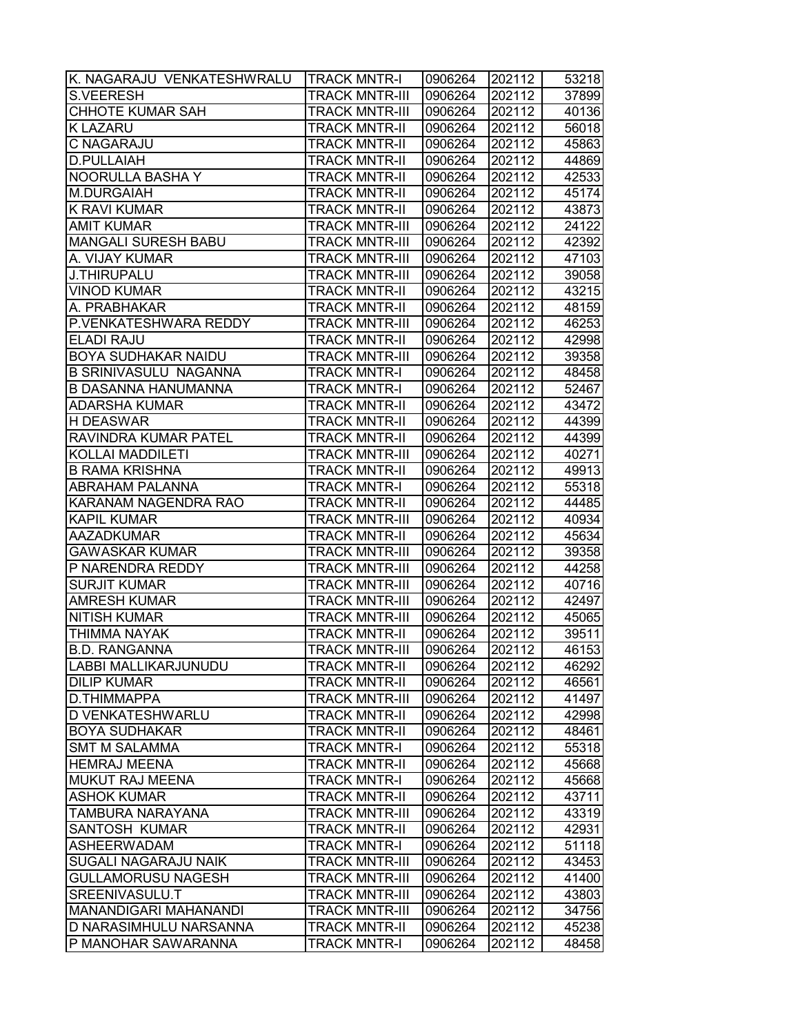| K. NAGARAJU VENKATESHWRALU | TRACK MNTR-I | 0906264 | 202112 | 53218 |
|---|---|---|---|---|
| S.VEERESH | TRACK MNTR-III | 0906264 | 202112 | 37899 |
| CHHOTE KUMAR SAH | TRACK MNTR-III | 0906264 | 202112 | 40136 |
| K LAZARU | TRACK MNTR-II | 0906264 | 202112 | 56018 |
| C NAGARAJU | TRACK MNTR-II | 0906264 | 202112 | 45863 |
| D.PULLAIAH | TRACK MNTR-II | 0906264 | 202112 | 44869 |
| NOORULLA BASHA Y | TRACK MNTR-II | 0906264 | 202112 | 42533 |
| M.DURGAIAH | TRACK MNTR-II | 0906264 | 202112 | 45174 |
| K RAVI KUMAR | TRACK MNTR-II | 0906264 | 202112 | 43873 |
| AMIT KUMAR | TRACK MNTR-III | 0906264 | 202112 | 24122 |
| MANGALI SURESH BABU | TRACK MNTR-III | 0906264 | 202112 | 42392 |
| A. VIJAY KUMAR | TRACK MNTR-III | 0906264 | 202112 | 47103 |
| J.THIRUPALU | TRACK MNTR-III | 0906264 | 202112 | 39058 |
| VINOD KUMAR | TRACK MNTR-II | 0906264 | 202112 | 43215 |
| A. PRABHAKAR | TRACK MNTR-II | 0906264 | 202112 | 48159 |
| P.VENKATESHWARA REDDY | TRACK MNTR-III | 0906264 | 202112 | 46253 |
| ELADI RAJU | TRACK MNTR-II | 0906264 | 202112 | 42998 |
| BOYA SUDHAKAR NAIDU | TRACK MNTR-III | 0906264 | 202112 | 39358 |
| B SRINIVASULU NAGANNA | TRACK MNTR-I | 0906264 | 202112 | 48458 |
| B DASANNA HANUMANNA | TRACK MNTR-I | 0906264 | 202112 | 52467 |
| ADARSHA KUMAR | TRACK MNTR-II | 0906264 | 202112 | 43472 |
| H DEASWAR | TRACK MNTR-II | 0906264 | 202112 | 44399 |
| RAVINDRA KUMAR PATEL | TRACK MNTR-II | 0906264 | 202112 | 44399 |
| KOLLAI MADDILETI | TRACK MNTR-III | 0906264 | 202112 | 40271 |
| B RAMA KRISHNA | TRACK MNTR-II | 0906264 | 202112 | 49913 |
| ABRAHAM PALANNA | TRACK MNTR-I | 0906264 | 202112 | 55318 |
| KARANAM NAGENDRA RAO | TRACK MNTR-II | 0906264 | 202112 | 44485 |
| KAPIL KUMAR | TRACK MNTR-III | 0906264 | 202112 | 40934 |
| AAZADKUMAR | TRACK MNTR-II | 0906264 | 202112 | 45634 |
| GAWASKAR KUMAR | TRACK MNTR-III | 0906264 | 202112 | 39358 |
| P NARENDRA REDDY | TRACK MNTR-III | 0906264 | 202112 | 44258 |
| SURJIT KUMAR | TRACK MNTR-III | 0906264 | 202112 | 40716 |
| AMRESH KUMAR | TRACK MNTR-III | 0906264 | 202112 | 42497 |
| NITISH KUMAR | TRACK MNTR-III | 0906264 | 202112 | 45065 |
| THIMMA NAYAK | TRACK MNTR-II | 0906264 | 202112 | 39511 |
| B.D. RANGANNA | TRACK MNTR-III | 0906264 | 202112 | 46153 |
| LABBI MALLIKARJUNUDU | TRACK MNTR-II | 0906264 | 202112 | 46292 |
| DILIP KUMAR | TRACK MNTR-II | 0906264 | 202112 | 46561 |
| D.THIMMAPPA | TRACK MNTR-III | 0906264 | 202112 | 41497 |
| D VENKATESHWARLU | TRACK MNTR-II | 0906264 | 202112 | 42998 |
| BOYA SUDHAKAR | TRACK MNTR-II | 0906264 | 202112 | 48461 |
| SMT M SALAMMA | TRACK MNTR-I | 0906264 | 202112 | 55318 |
| HEMRAJ MEENA | TRACK MNTR-II | 0906264 | 202112 | 45668 |
| MUKUT RAJ MEENA | TRACK MNTR-I | 0906264 | 202112 | 45668 |
| ASHOK KUMAR | TRACK MNTR-II | 0906264 | 202112 | 43711 |
| TAMBURA NARAYANA | TRACK MNTR-III | 0906264 | 202112 | 43319 |
| SANTOSH KUMAR | TRACK MNTR-II | 0906264 | 202112 | 42931 |
| ASHEERWADAM | TRACK MNTR-I | 0906264 | 202112 | 51118 |
| SUGALI NAGARAJU NAIK | TRACK MNTR-III | 0906264 | 202112 | 43453 |
| GULLAMORUSU NAGESH | TRACK MNTR-III | 0906264 | 202112 | 41400 |
| SREENIVASULU.T | TRACK MNTR-III | 0906264 | 202112 | 43803 |
| MANANDIGARI MAHANANDI | TRACK MNTR-III | 0906264 | 202112 | 34756 |
| D NARASIMHULU NARSANNA | TRACK MNTR-II | 0906264 | 202112 | 45238 |
| P MANOHAR SAWARANNA | TRACK MNTR-I | 0906264 | 202112 | 48458 |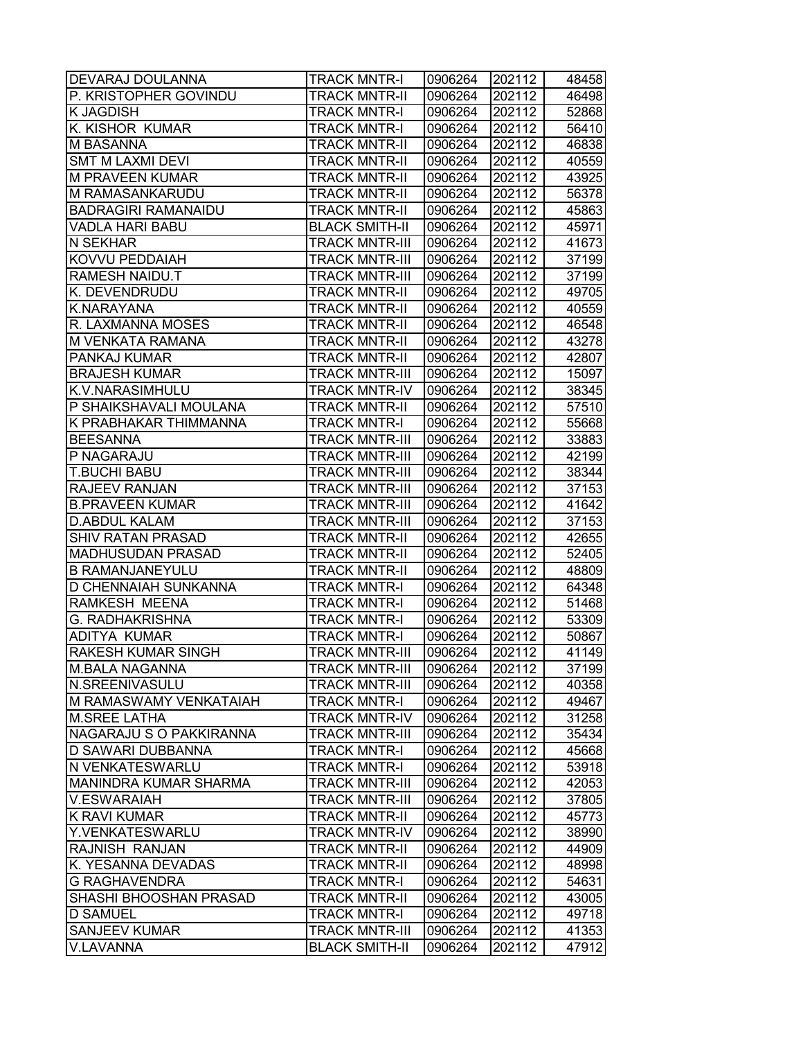| | | | | |
|---|---|---|---|---|
| DEVARAJ DOULANNA | TRACK MNTR-I | 0906264 | 202112 | 48458 |
| P. KRISTOPHER GOVINDU | TRACK MNTR-II | 0906264 | 202112 | 46498 |
| K JAGDISH | TRACK MNTR-I | 0906264 | 202112 | 52868 |
| K. KISHOR KUMAR | TRACK MNTR-I | 0906264 | 202112 | 56410 |
| M BASANNA | TRACK MNTR-II | 0906264 | 202112 | 46838 |
| SMT M LAXMI DEVI | TRACK MNTR-II | 0906264 | 202112 | 40559 |
| M PRAVEEN KUMAR | TRACK MNTR-II | 0906264 | 202112 | 43925 |
| M RAMASANKARUDU | TRACK MNTR-II | 0906264 | 202112 | 56378 |
| BADRAGIRI RAMANAIDU | TRACK MNTR-II | 0906264 | 202112 | 45863 |
| VADLA HARI BABU | BLACK SMITH-II | 0906264 | 202112 | 45971 |
| N SEKHAR | TRACK MNTR-III | 0906264 | 202112 | 41673 |
| KOVVU PEDDAIAH | TRACK MNTR-III | 0906264 | 202112 | 37199 |
| RAMESH NAIDU.T | TRACK MNTR-III | 0906264 | 202112 | 37199 |
| K. DEVENDRUDU | TRACK MNTR-II | 0906264 | 202112 | 49705 |
| K.NARAYANA | TRACK MNTR-II | 0906264 | 202112 | 40559 |
| R. LAXMANNA MOSES | TRACK MNTR-II | 0906264 | 202112 | 46548 |
| M VENKATA RAMANA | TRACK MNTR-II | 0906264 | 202112 | 43278 |
| PANKAJ KUMAR | TRACK MNTR-II | 0906264 | 202112 | 42807 |
| BRAJESH KUMAR | TRACK MNTR-III | 0906264 | 202112 | 15097 |
| K.V.NARASIMHULU | TRACK MNTR-IV | 0906264 | 202112 | 38345 |
| P SHAIKSHAVALI MOULANA | TRACK MNTR-II | 0906264 | 202112 | 57510 |
| K PRABHAKAR THIMMANNA | TRACK MNTR-I | 0906264 | 202112 | 55668 |
| BEESANNA | TRACK MNTR-III | 0906264 | 202112 | 33883 |
| P NAGARAJU | TRACK MNTR-III | 0906264 | 202112 | 42199 |
| T.BUCHI BABU | TRACK MNTR-III | 0906264 | 202112 | 38344 |
| RAJEEV RANJAN | TRACK MNTR-III | 0906264 | 202112 | 37153 |
| B.PRAVEEN KUMAR | TRACK MNTR-III | 0906264 | 202112 | 41642 |
| D.ABDUL KALAM | TRACK MNTR-III | 0906264 | 202112 | 37153 |
| SHIV RATAN PRASAD | TRACK MNTR-II | 0906264 | 202112 | 42655 |
| MADHUSUDAN PRASAD | TRACK MNTR-II | 0906264 | 202112 | 52405 |
| B RAMANJANEYULU | TRACK MNTR-II | 0906264 | 202112 | 48809 |
| D CHENNAIAH SUNKANNA | TRACK MNTR-I | 0906264 | 202112 | 64348 |
| RAMKESH MEENA | TRACK MNTR-I | 0906264 | 202112 | 51468 |
| G. RADHAKRISHNA | TRACK MNTR-I | 0906264 | 202112 | 53309 |
| ADITYA KUMAR | TRACK MNTR-I | 0906264 | 202112 | 50867 |
| RAKESH KUMAR SINGH | TRACK MNTR-III | 0906264 | 202112 | 41149 |
| M.BALA NAGANNA | TRACK MNTR-III | 0906264 | 202112 | 37199 |
| N.SREENIVASULU | TRACK MNTR-III | 0906264 | 202112 | 40358 |
| M RAMASWAMY VENKATAIAH | TRACK MNTR-I | 0906264 | 202112 | 49467 |
| M.SREE LATHA | TRACK MNTR-IV | 0906264 | 202112 | 31258 |
| NAGARAJU S O PAKKIRANNA | TRACK MNTR-III | 0906264 | 202112 | 35434 |
| D SAWARI DUBBANNA | TRACK MNTR-I | 0906264 | 202112 | 45668 |
| N VENKATESWARLU | TRACK MNTR-I | 0906264 | 202112 | 53918 |
| MANINDRA KUMAR SHARMA | TRACK MNTR-III | 0906264 | 202112 | 42053 |
| V.ESWARAIAH | TRACK MNTR-III | 0906264 | 202112 | 37805 |
| K RAVI KUMAR | TRACK MNTR-II | 0906264 | 202112 | 45773 |
| Y.VENKATESWARLU | TRACK MNTR-IV | 0906264 | 202112 | 38990 |
| RAJNISH RANJAN | TRACK MNTR-II | 0906264 | 202112 | 44909 |
| K. YESANNA DEVADAS | TRACK MNTR-II | 0906264 | 202112 | 48998 |
| G RAGHAVENDRA | TRACK MNTR-I | 0906264 | 202112 | 54631 |
| SHASHI BHOOSHAN PRASAD | TRACK MNTR-II | 0906264 | 202112 | 43005 |
| D SAMUEL | TRACK MNTR-I | 0906264 | 202112 | 49718 |
| SANJEEV KUMAR | TRACK MNTR-III | 0906264 | 202112 | 41353 |
| V.LAVANNA | BLACK SMITH-II | 0906264 | 202112 | 47912 |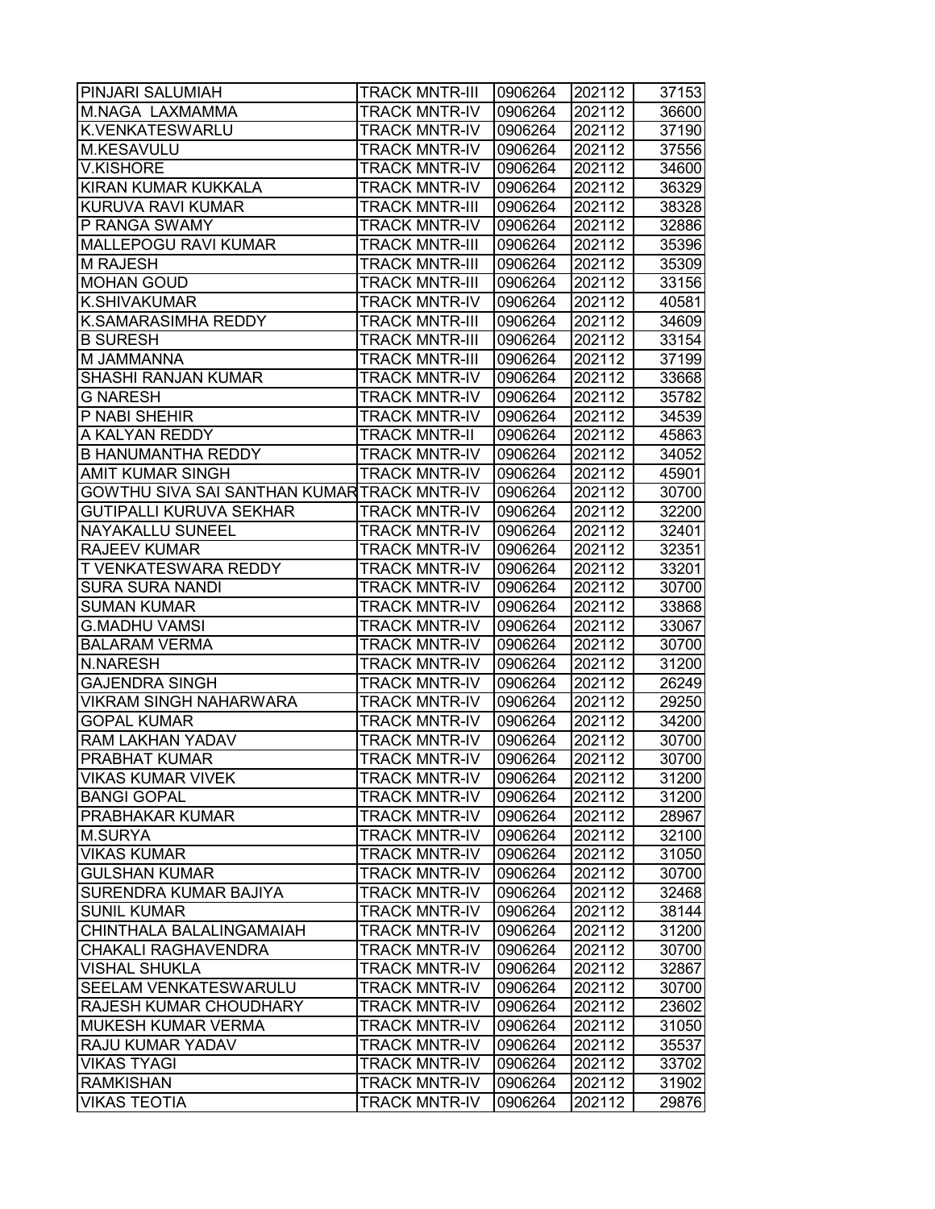| PINJARI SALUMIAH | TRACK MNTR-III | 0906264 | 202112 | 37153 |
|---|---|---|---|---|
| M.NAGA LAXMAMMA | TRACK MNTR-IV | 0906264 | 202112 | 36600 |
| K.VENKATESWARLU | TRACK MNTR-IV | 0906264 | 202112 | 37190 |
| M.KESAVULU | TRACK MNTR-IV | 0906264 | 202112 | 37556 |
| V.KISHORE | TRACK MNTR-IV | 0906264 | 202112 | 34600 |
| KIRAN KUMAR KUKKALA | TRACK MNTR-IV | 0906264 | 202112 | 36329 |
| KURUVA RAVI KUMAR | TRACK MNTR-III | 0906264 | 202112 | 38328 |
| P RANGA SWAMY | TRACK MNTR-IV | 0906264 | 202112 | 32886 |
| MALLEPOGU RAVI KUMAR | TRACK MNTR-III | 0906264 | 202112 | 35396 |
| M RAJESH | TRACK MNTR-III | 0906264 | 202112 | 35309 |
| MOHAN GOUD | TRACK MNTR-III | 0906264 | 202112 | 33156 |
| K.SHIVAKUMAR | TRACK MNTR-IV | 0906264 | 202112 | 40581 |
| K.SAMARASIMHA REDDY | TRACK MNTR-III | 0906264 | 202112 | 34609 |
| B SURESH | TRACK MNTR-III | 0906264 | 202112 | 33154 |
| M JAMMANNA | TRACK MNTR-III | 0906264 | 202112 | 37199 |
| SHASHI RANJAN KUMAR | TRACK MNTR-IV | 0906264 | 202112 | 33668 |
| G NARESH | TRACK MNTR-IV | 0906264 | 202112 | 35782 |
| P NABI SHEHIR | TRACK MNTR-IV | 0906264 | 202112 | 34539 |
| A KALYAN REDDY | TRACK MNTR-II | 0906264 | 202112 | 45863 |
| B HANUMANTHA REDDY | TRACK MNTR-IV | 0906264 | 202112 | 34052 |
| AMIT KUMAR SINGH | TRACK MNTR-IV | 0906264 | 202112 | 45901 |
| GOWTHU SIVA SAI SANTHAN KUMAR | TRACK MNTR-IV | 0906264 | 202112 | 30700 |
| GUTIPALLI KURUVA SEKHAR | TRACK MNTR-IV | 0906264 | 202112 | 32200 |
| NAYAKALLU SUNEEL | TRACK MNTR-IV | 0906264 | 202112 | 32401 |
| RAJEEV KUMAR | TRACK MNTR-IV | 0906264 | 202112 | 32351 |
| T VENKATESWARA REDDY | TRACK MNTR-IV | 0906264 | 202112 | 33201 |
| SURA SURA NANDI | TRACK MNTR-IV | 0906264 | 202112 | 30700 |
| SUMAN KUMAR | TRACK MNTR-IV | 0906264 | 202112 | 33868 |
| G.MADHU VAMSI | TRACK MNTR-IV | 0906264 | 202112 | 33067 |
| BALARAM VERMA | TRACK MNTR-IV | 0906264 | 202112 | 30700 |
| N.NARESH | TRACK MNTR-IV | 0906264 | 202112 | 31200 |
| GAJENDRA SINGH | TRACK MNTR-IV | 0906264 | 202112 | 26249 |
| VIKRAM SINGH NAHARWARA | TRACK MNTR-IV | 0906264 | 202112 | 29250 |
| GOPAL KUMAR | TRACK MNTR-IV | 0906264 | 202112 | 34200 |
| RAM LAKHAN YADAV | TRACK MNTR-IV | 0906264 | 202112 | 30700 |
| PRABHAT KUMAR | TRACK MNTR-IV | 0906264 | 202112 | 30700 |
| VIKAS KUMAR VIVEK | TRACK MNTR-IV | 0906264 | 202112 | 31200 |
| BANGI GOPAL | TRACK MNTR-IV | 0906264 | 202112 | 31200 |
| PRABHAKAR KUMAR | TRACK MNTR-IV | 0906264 | 202112 | 28967 |
| M.SURYA | TRACK MNTR-IV | 0906264 | 202112 | 32100 |
| VIKAS KUMAR | TRACK MNTR-IV | 0906264 | 202112 | 31050 |
| GULSHAN KUMAR | TRACK MNTR-IV | 0906264 | 202112 | 30700 |
| SURENDRA KUMAR BAJIYA | TRACK MNTR-IV | 0906264 | 202112 | 32468 |
| SUNIL KUMAR | TRACK MNTR-IV | 0906264 | 202112 | 38144 |
| CHINTHALA BALALINGAMAIAH | TRACK MNTR-IV | 0906264 | 202112 | 31200 |
| CHAKALI RAGHAVENDRA | TRACK MNTR-IV | 0906264 | 202112 | 30700 |
| VISHAL SHUKLA | TRACK MNTR-IV | 0906264 | 202112 | 32867 |
| SEELAM VENKATESWARULU | TRACK MNTR-IV | 0906264 | 202112 | 30700 |
| RAJESH KUMAR CHOUDHARY | TRACK MNTR-IV | 0906264 | 202112 | 23602 |
| MUKESH KUMAR VERMA | TRACK MNTR-IV | 0906264 | 202112 | 31050 |
| RAJU KUMAR YADAV | TRACK MNTR-IV | 0906264 | 202112 | 35537 |
| VIKAS TYAGI | TRACK MNTR-IV | 0906264 | 202112 | 33702 |
| RAMKISHAN | TRACK MNTR-IV | 0906264 | 202112 | 31902 |
| VIKAS TEOTIA | TRACK MNTR-IV | 0906264 | 202112 | 29876 |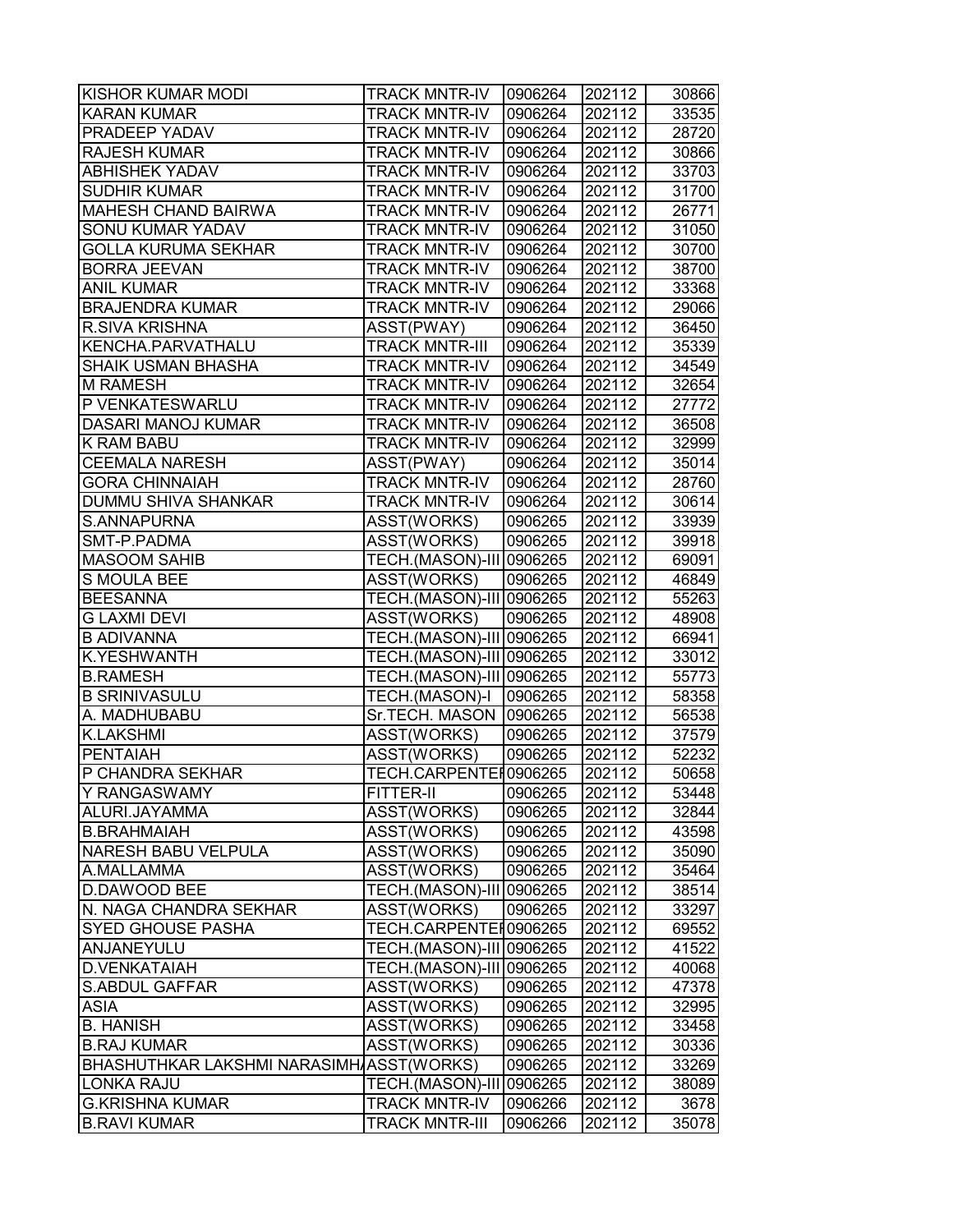| | | | | |
|---|---|---|---|---|
| KISHOR KUMAR MODI | TRACK MNTR-IV | 0906264 | 202112 | 30866 |
| KARAN KUMAR | TRACK MNTR-IV | 0906264 | 202112 | 33535 |
| PRADEEP YADAV | TRACK MNTR-IV | 0906264 | 202112 | 28720 |
| RAJESH KUMAR | TRACK MNTR-IV | 0906264 | 202112 | 30866 |
| ABHISHEK YADAV | TRACK MNTR-IV | 0906264 | 202112 | 33703 |
| SUDHIR KUMAR | TRACK MNTR-IV | 0906264 | 202112 | 31700 |
| MAHESH CHAND BAIRWA | TRACK MNTR-IV | 0906264 | 202112 | 26771 |
| SONU KUMAR YADAV | TRACK MNTR-IV | 0906264 | 202112 | 31050 |
| GOLLA KURUMA SEKHAR | TRACK MNTR-IV | 0906264 | 202112 | 30700 |
| BORRA JEEVAN | TRACK MNTR-IV | 0906264 | 202112 | 38700 |
| ANIL KUMAR | TRACK MNTR-IV | 0906264 | 202112 | 33368 |
| BRAJENDRA KUMAR | TRACK MNTR-IV | 0906264 | 202112 | 29066 |
| R.SIVA KRISHNA | ASST(PWAY) | 0906264 | 202112 | 36450 |
| KENCHA.PARVATHALU | TRACK MNTR-III | 0906264 | 202112 | 35339 |
| SHAIK USMAN BHASHA | TRACK MNTR-IV | 0906264 | 202112 | 34549 |
| M RAMESH | TRACK MNTR-IV | 0906264 | 202112 | 32654 |
| P VENKATESWARLU | TRACK MNTR-IV | 0906264 | 202112 | 27772 |
| DASARI MANOJ KUMAR | TRACK MNTR-IV | 0906264 | 202112 | 36508 |
| K RAM BABU | TRACK MNTR-IV | 0906264 | 202112 | 32999 |
| CEEMALA NARESH | ASST(PWAY) | 0906264 | 202112 | 35014 |
| GORA CHINNAIAH | TRACK MNTR-IV | 0906264 | 202112 | 28760 |
| DUMMU SHIVA SHANKAR | TRACK MNTR-IV | 0906264 | 202112 | 30614 |
| S.ANNAPURNA | ASST(WORKS) | 0906265 | 202112 | 33939 |
| SMT-P.PADMA | ASST(WORKS) | 0906265 | 202112 | 39918 |
| MASOOM SAHIB | TECH.(MASON)-III | 0906265 | 202112 | 69091 |
| S MOULA BEE | ASST(WORKS) | 0906265 | 202112 | 46849 |
| BEESANNA | TECH.(MASON)-III | 0906265 | 202112 | 55263 |
| G LAXMI DEVI | ASST(WORKS) | 0906265 | 202112 | 48908 |
| B ADIVANNA | TECH.(MASON)-III | 0906265 | 202112 | 66941 |
| K.YESHWANTH | TECH.(MASON)-III | 0906265 | 202112 | 33012 |
| B.RAMESH | TECH.(MASON)-III | 0906265 | 202112 | 55773 |
| B SRINIVASULU | TECH.(MASON)-I | 0906265 | 202112 | 58358 |
| A. MADHUBABU | Sr.TECH. MASON | 0906265 | 202112 | 56538 |
| K.LAKSHMI | ASST(WORKS) | 0906265 | 202112 | 37579 |
| PENTAIAH | ASST(WORKS) | 0906265 | 202112 | 52232 |
| P CHANDRA SEKHAR | TECH.CARPENTER | 0906265 | 202112 | 50658 |
| Y RANGASWAMY | FITTER-II | 0906265 | 202112 | 53448 |
| ALURI.JAYAMMA | ASST(WORKS) | 0906265 | 202112 | 32844 |
| B.BRAHMAIAH | ASST(WORKS) | 0906265 | 202112 | 43598 |
| NARESH BABU VELPULA | ASST(WORKS) | 0906265 | 202112 | 35090 |
| A.MALLAMMA | ASST(WORKS) | 0906265 | 202112 | 35464 |
| D.DAWOOD BEE | TECH.(MASON)-III | 0906265 | 202112 | 38514 |
| N. NAGA CHANDRA SEKHAR | ASST(WORKS) | 0906265 | 202112 | 33297 |
| SYED GHOUSE PASHA | TECH.CARPENTER | 0906265 | 202112 | 69552 |
| ANJANEYULU | TECH.(MASON)-III | 0906265 | 202112 | 41522 |
| D.VENKATAIAH | TECH.(MASON)-III | 0906265 | 202112 | 40068 |
| S.ABDUL GAFFAR | ASST(WORKS) | 0906265 | 202112 | 47378 |
| ASIA | ASST(WORKS) | 0906265 | 202112 | 32995 |
| B. HANISH | ASST(WORKS) | 0906265 | 202112 | 33458 |
| B.RAJ KUMAR | ASST(WORKS) | 0906265 | 202112 | 30336 |
| BHASHUTHKAR LAKSHMI NARASIMHA | ASST(WORKS) | 0906265 | 202112 | 33269 |
| LONKA RAJU | TECH.(MASON)-III | 0906265 | 202112 | 38089 |
| G.KRISHNA KUMAR | TRACK MNTR-IV | 0906266 | 202112 | 3678 |
| B.RAVI KUMAR | TRACK MNTR-III | 0906266 | 202112 | 35078 |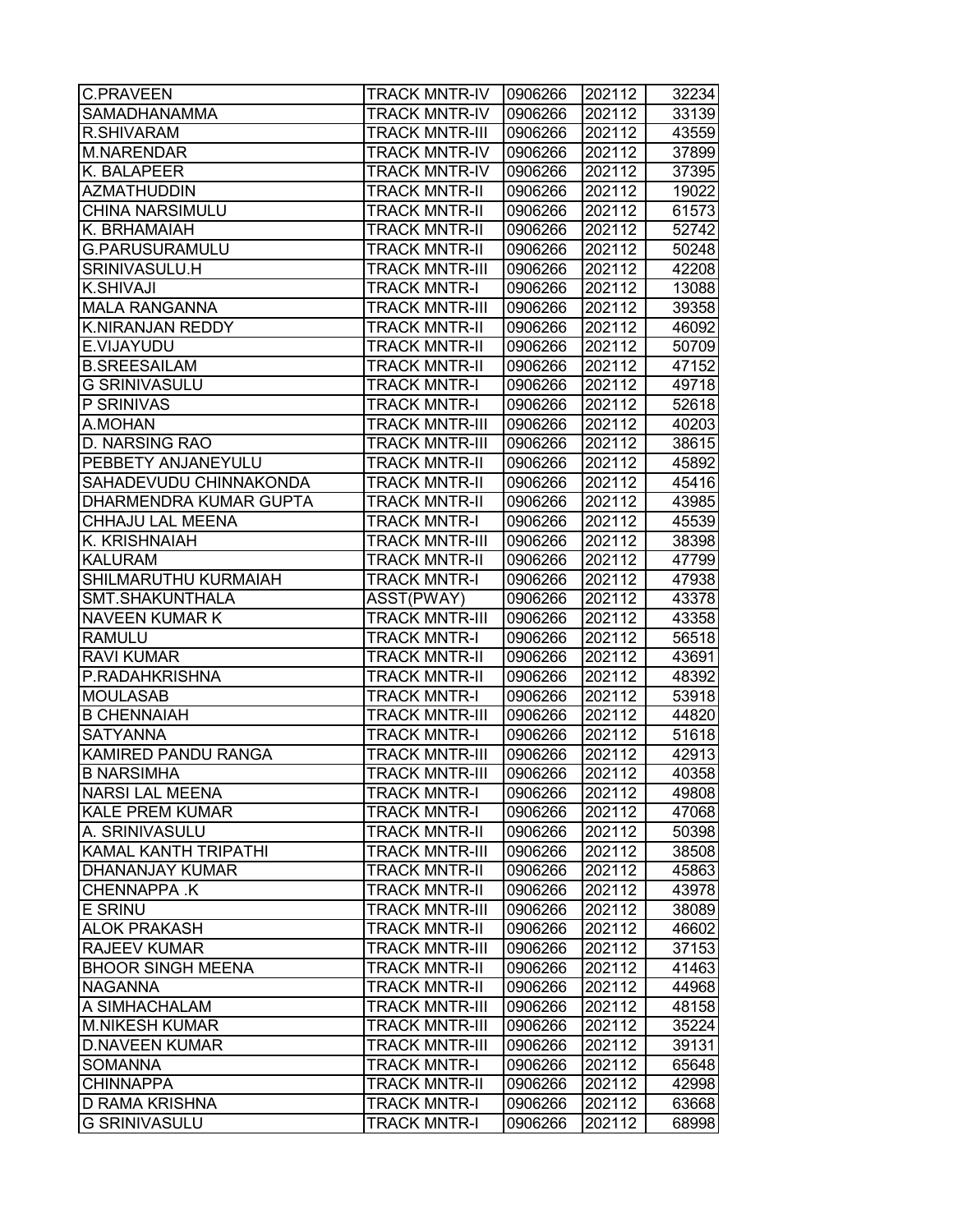| C.PRAVEEN | TRACK MNTR-IV | 0906266 | 202112 | 32234 |
|---|---|---|---|---|
| SAMADHANAMMA | TRACK MNTR-IV | 0906266 | 202112 | 33139 |
| R.SHIVARAM | TRACK MNTR-III | 0906266 | 202112 | 43559 |
| M.NARENDAR | TRACK MNTR-IV | 0906266 | 202112 | 37899 |
| K. BALAPEER | TRACK MNTR-IV | 0906266 | 202112 | 37395 |
| AZMATHUDDIN | TRACK MNTR-II | 0906266 | 202112 | 19022 |
| CHINA NARSIMULU | TRACK MNTR-II | 0906266 | 202112 | 61573 |
| K. BRHAMAIAH | TRACK MNTR-II | 0906266 | 202112 | 52742 |
| G.PARUSURAMULU | TRACK MNTR-II | 0906266 | 202112 | 50248 |
| SRINIVASULU.H | TRACK MNTR-III | 0906266 | 202112 | 42208 |
| K.SHIVAJI | TRACK MNTR-I | 0906266 | 202112 | 13088 |
| MALA RANGANNA | TRACK MNTR-III | 0906266 | 202112 | 39358 |
| K.NIRANJAN REDDY | TRACK MNTR-II | 0906266 | 202112 | 46092 |
| E.VIJAYUDU | TRACK MNTR-II | 0906266 | 202112 | 50709 |
| B.SREESAILAM | TRACK MNTR-II | 0906266 | 202112 | 47152 |
| G SRINIVASULU | TRACK MNTR-I | 0906266 | 202112 | 49718 |
| P SRINIVAS | TRACK MNTR-I | 0906266 | 202112 | 52618 |
| A.MOHAN | TRACK MNTR-III | 0906266 | 202112 | 40203 |
| D. NARSING RAO | TRACK MNTR-III | 0906266 | 202112 | 38615 |
| PEBBETY ANJANEYULU | TRACK MNTR-II | 0906266 | 202112 | 45892 |
| SAHADEVUDU CHINNAKONDA | TRACK MNTR-II | 0906266 | 202112 | 45416 |
| DHARMENDRA KUMAR GUPTA | TRACK MNTR-II | 0906266 | 202112 | 43985 |
| CHHAJU LAL MEENA | TRACK MNTR-I | 0906266 | 202112 | 45539 |
| K. KRISHNAIAH | TRACK MNTR-III | 0906266 | 202112 | 38398 |
| KALURAM | TRACK MNTR-II | 0906266 | 202112 | 47799 |
| SHILMARUTHU KURMAIAH | TRACK MNTR-I | 0906266 | 202112 | 47938 |
| SMT.SHAKUNTHALA | ASST(PWAY) | 0906266 | 202112 | 43378 |
| NAVEEN KUMAR K | TRACK MNTR-III | 0906266 | 202112 | 43358 |
| RAMULU | TRACK MNTR-I | 0906266 | 202112 | 56518 |
| RAVI KUMAR | TRACK MNTR-II | 0906266 | 202112 | 43691 |
| P.RADAHKRISHNA | TRACK MNTR-II | 0906266 | 202112 | 48392 |
| MOULASAB | TRACK MNTR-I | 0906266 | 202112 | 53918 |
| B CHENNAIAH | TRACK MNTR-III | 0906266 | 202112 | 44820 |
| SATYANNA | TRACK MNTR-I | 0906266 | 202112 | 51618 |
| KAMIRED PANDU RANGA | TRACK MNTR-III | 0906266 | 202112 | 42913 |
| B NARSIMHA | TRACK MNTR-III | 0906266 | 202112 | 40358 |
| NARSI LAL MEENA | TRACK MNTR-I | 0906266 | 202112 | 49808 |
| KALE PREM KUMAR | TRACK MNTR-I | 0906266 | 202112 | 47068 |
| A. SRINIVASULU | TRACK MNTR-II | 0906266 | 202112 | 50398 |
| KAMAL KANTH TRIPATHI | TRACK MNTR-III | 0906266 | 202112 | 38508 |
| DHANANJAY KUMAR | TRACK MNTR-II | 0906266 | 202112 | 45863 |
| CHENNAPPA .K | TRACK MNTR-II | 0906266 | 202112 | 43978 |
| E SRINU | TRACK MNTR-III | 0906266 | 202112 | 38089 |
| ALOK PRAKASH | TRACK MNTR-II | 0906266 | 202112 | 46602 |
| RAJEEV KUMAR | TRACK MNTR-III | 0906266 | 202112 | 37153 |
| BHOOR SINGH MEENA | TRACK MNTR-II | 0906266 | 202112 | 41463 |
| NAGANNA | TRACK MNTR-II | 0906266 | 202112 | 44968 |
| A SIMHACHALAM | TRACK MNTR-III | 0906266 | 202112 | 48158 |
| M.NIKESH KUMAR | TRACK MNTR-III | 0906266 | 202112 | 35224 |
| D.NAVEEN KUMAR | TRACK MNTR-III | 0906266 | 202112 | 39131 |
| SOMANNA | TRACK MNTR-I | 0906266 | 202112 | 65648 |
| CHINNAPPA | TRACK MNTR-II | 0906266 | 202112 | 42998 |
| D RAMA KRISHNA | TRACK MNTR-I | 0906266 | 202112 | 63668 |
| G SRINIVASULU | TRACK MNTR-I | 0906266 | 202112 | 68998 |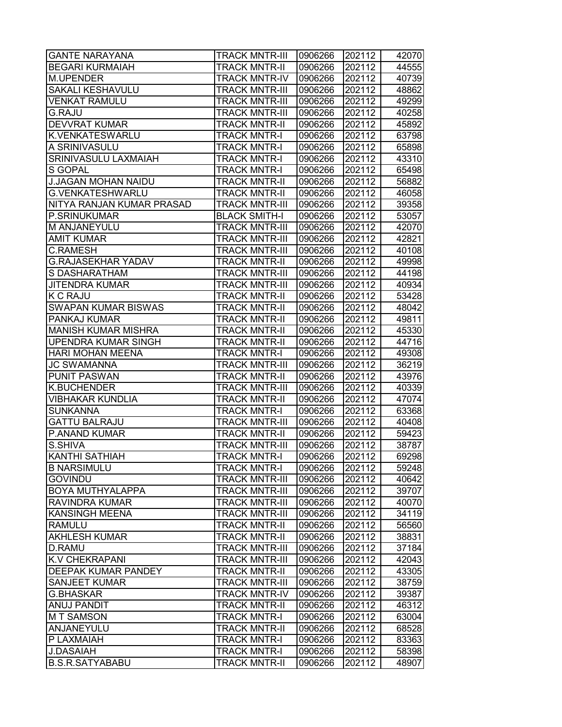| GANTE NARAYANA | TRACK MNTR-III | 0906266 | 202112 | 42070 |
|---|---|---|---|---|
| BEGARI KURMAIAH | TRACK MNTR-II | 0906266 | 202112 | 44555 |
| M.UPENDER | TRACK MNTR-IV | 0906266 | 202112 | 40739 |
| SAKALI KESHAVULU | TRACK MNTR-III | 0906266 | 202112 | 48862 |
| VENKAT RAMULU | TRACK MNTR-III | 0906266 | 202112 | 49299 |
| G.RAJU | TRACK MNTR-III | 0906266 | 202112 | 40258 |
| DEVVRAT KUMAR | TRACK MNTR-II | 0906266 | 202112 | 45892 |
| K.VENKATESWARLU | TRACK MNTR-I | 0906266 | 202112 | 63798 |
| A SRINIVASULU | TRACK MNTR-I | 0906266 | 202112 | 65898 |
| SRINIVASULU LAXMAIAH | TRACK MNTR-I | 0906266 | 202112 | 43310 |
| S GOPAL | TRACK MNTR-I | 0906266 | 202112 | 65498 |
| J.JAGAN MOHAN NAIDU | TRACK MNTR-II | 0906266 | 202112 | 56882 |
| G.VENKATESHWARLU | TRACK MNTR-II | 0906266 | 202112 | 46058 |
| NITYA RANJAN KUMAR PRASAD | TRACK MNTR-III | 0906266 | 202112 | 39358 |
| P.SRINUKUMAR | BLACK SMITH-I | 0906266 | 202112 | 53057 |
| M ANJANEYULU | TRACK MNTR-III | 0906266 | 202112 | 42070 |
| AMIT KUMAR | TRACK MNTR-III | 0906266 | 202112 | 42821 |
| C.RAMESH | TRACK MNTR-III | 0906266 | 202112 | 40108 |
| G.RAJASEKHAR YADAV | TRACK MNTR-II | 0906266 | 202112 | 49998 |
| S DASHARATHAM | TRACK MNTR-III | 0906266 | 202112 | 44198 |
| JITENDRA KUMAR | TRACK MNTR-III | 0906266 | 202112 | 40934 |
| K C RAJU | TRACK MNTR-II | 0906266 | 202112 | 53428 |
| SWAPAN KUMAR BISWAS | TRACK MNTR-II | 0906266 | 202112 | 48042 |
| PANKAJ KUMAR | TRACK MNTR-II | 0906266 | 202112 | 49811 |
| MANISH KUMAR MISHRA | TRACK MNTR-II | 0906266 | 202112 | 45330 |
| UPENDRA KUMAR SINGH | TRACK MNTR-II | 0906266 | 202112 | 44716 |
| HARI MOHAN MEENA | TRACK MNTR-I | 0906266 | 202112 | 49308 |
| JC SWAMANNA | TRACK MNTR-III | 0906266 | 202112 | 36219 |
| PUNIT PASWAN | TRACK MNTR-II | 0906266 | 202112 | 43976 |
| K.BUCHENDER | TRACK MNTR-III | 0906266 | 202112 | 40339 |
| VIBHAKAR KUNDLIA | TRACK MNTR-II | 0906266 | 202112 | 47074 |
| SUNKANNA | TRACK MNTR-I | 0906266 | 202112 | 63368 |
| GATTU BALRAJU | TRACK MNTR-III | 0906266 | 202112 | 40408 |
| P.ANAND KUMAR | TRACK MNTR-II | 0906266 | 202112 | 59423 |
| S.SHIVA | TRACK MNTR-III | 0906266 | 202112 | 38787 |
| KANTHI SATHIAH | TRACK MNTR-I | 0906266 | 202112 | 69298 |
| B NARSIMULU | TRACK MNTR-I | 0906266 | 202112 | 59248 |
| GOVINDU | TRACK MNTR-III | 0906266 | 202112 | 40642 |
| BOYA MUTHYALAPPA | TRACK MNTR-III | 0906266 | 202112 | 39707 |
| RAVINDRA KUMAR | TRACK MNTR-III | 0906266 | 202112 | 40070 |
| KANSINGH MEENA | TRACK MNTR-III | 0906266 | 202112 | 34119 |
| RAMULU | TRACK MNTR-II | 0906266 | 202112 | 56560 |
| AKHLESH KUMAR | TRACK MNTR-II | 0906266 | 202112 | 38831 |
| D.RAMU | TRACK MNTR-III | 0906266 | 202112 | 37184 |
| K.V CHEKRAPANI | TRACK MNTR-III | 0906266 | 202112 | 42043 |
| DEEPAK KUMAR PANDEY | TRACK MNTR-II | 0906266 | 202112 | 43305 |
| SANJEET KUMAR | TRACK MNTR-III | 0906266 | 202112 | 38759 |
| G.BHASKAR | TRACK MNTR-IV | 0906266 | 202112 | 39387 |
| ANUJ PANDIT | TRACK MNTR-II | 0906266 | 202112 | 46312 |
| M T SAMSON | TRACK MNTR-I | 0906266 | 202112 | 63004 |
| ANJANEYULU | TRACK MNTR-II | 0906266 | 202112 | 68528 |
| P LAXMAIAH | TRACK MNTR-I | 0906266 | 202112 | 83363 |
| J.DASAIAH | TRACK MNTR-I | 0906266 | 202112 | 58398 |
| B.S.R.SATYABABU | TRACK MNTR-II | 0906266 | 202112 | 48907 |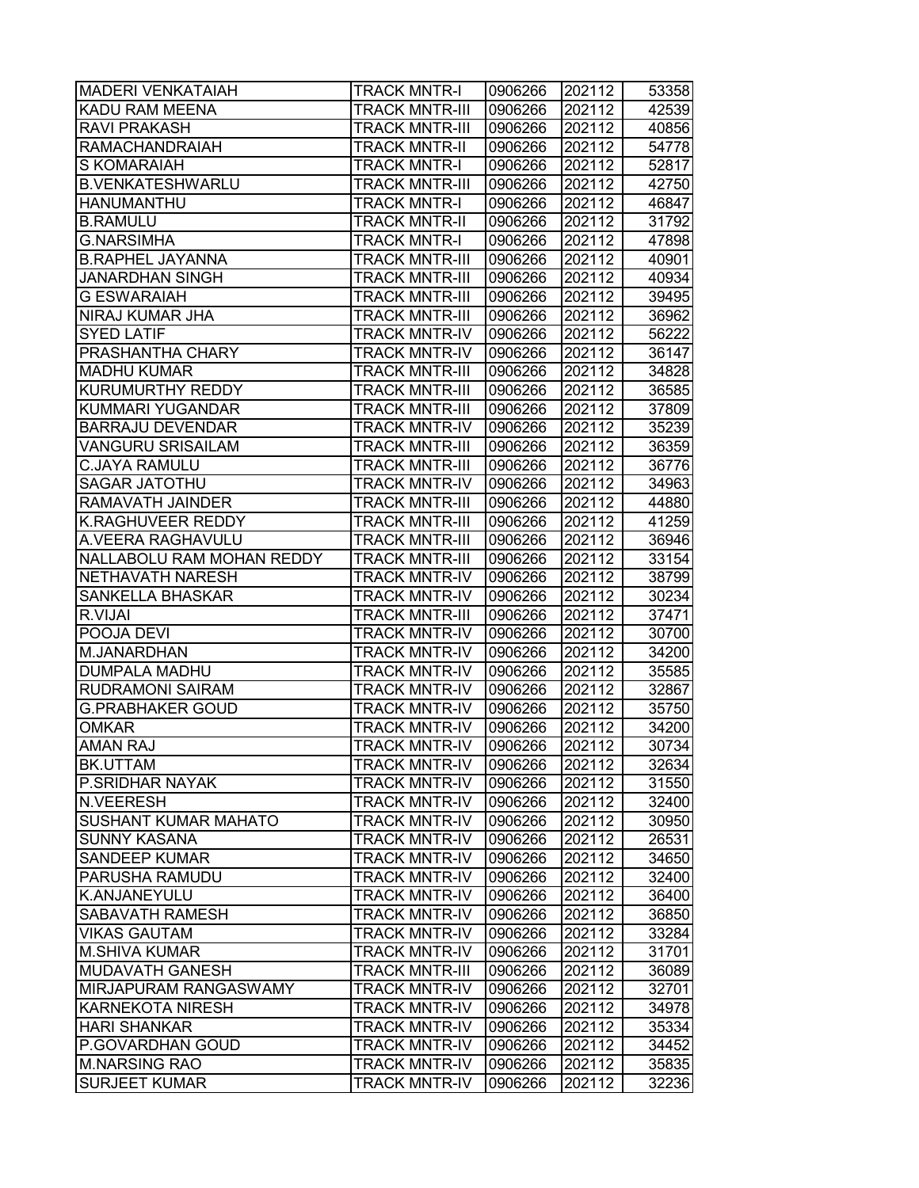| MADERI VENKATAIAH | TRACK MNTR-I | 0906266 | 202112 | 53358 |
|---|---|---|---|---|
| KADU RAM MEENA | TRACK MNTR-III | 0906266 | 202112 | 42539 |
| RAVI PRAKASH | TRACK MNTR-III | 0906266 | 202112 | 40856 |
| RAMACHANDRAIAH | TRACK MNTR-II | 0906266 | 202112 | 54778 |
| S KOMARAIAH | TRACK MNTR-I | 0906266 | 202112 | 52817 |
| B.VENKATESHWARLU | TRACK MNTR-III | 0906266 | 202112 | 42750 |
| HANUMANTHU | TRACK MNTR-I | 0906266 | 202112 | 46847 |
| B.RAMULU | TRACK MNTR-II | 0906266 | 202112 | 31792 |
| G.NARSIMHA | TRACK MNTR-I | 0906266 | 202112 | 47898 |
| B.RAPHEL JAYANNA | TRACK MNTR-III | 0906266 | 202112 | 40901 |
| JANARDHAN SINGH | TRACK MNTR-III | 0906266 | 202112 | 40934 |
| G ESWARAIAH | TRACK MNTR-III | 0906266 | 202112 | 39495 |
| NIRAJ KUMAR JHA | TRACK MNTR-III | 0906266 | 202112 | 36962 |
| SYED LATIF | TRACK MNTR-IV | 0906266 | 202112 | 56222 |
| PRASHANTHA CHARY | TRACK MNTR-IV | 0906266 | 202112 | 36147 |
| MADHU KUMAR | TRACK MNTR-III | 0906266 | 202112 | 34828 |
| KURUMURTHY REDDY | TRACK MNTR-III | 0906266 | 202112 | 36585 |
| KUMMARI YUGANDAR | TRACK MNTR-III | 0906266 | 202112 | 37809 |
| BARRAJU DEVENDAR | TRACK MNTR-IV | 0906266 | 202112 | 35239 |
| VANGURU SRISAILAM | TRACK MNTR-III | 0906266 | 202112 | 36359 |
| C.JAYA RAMULU | TRACK MNTR-III | 0906266 | 202112 | 36776 |
| SAGAR JATOTHU | TRACK MNTR-IV | 0906266 | 202112 | 34963 |
| RAMAVATH JAINDER | TRACK MNTR-III | 0906266 | 202112 | 44880 |
| K.RAGHUVEER REDDY | TRACK MNTR-III | 0906266 | 202112 | 41259 |
| A.VEERA RAGHAVULU | TRACK MNTR-III | 0906266 | 202112 | 36946 |
| NALLABOLU RAM MOHAN REDDY | TRACK MNTR-III | 0906266 | 202112 | 33154 |
| NETHAVATH NARESH | TRACK MNTR-IV | 0906266 | 202112 | 38799 |
| SANKELLA BHASKAR | TRACK MNTR-IV | 0906266 | 202112 | 30234 |
| R.VIJAI | TRACK MNTR-III | 0906266 | 202112 | 37471 |
| POOJA DEVI | TRACK MNTR-IV | 0906266 | 202112 | 30700 |
| M.JANARDHAN | TRACK MNTR-IV | 0906266 | 202112 | 34200 |
| DUMPALA MADHU | TRACK MNTR-IV | 0906266 | 202112 | 35585 |
| RUDRAMONI SAIRAM | TRACK MNTR-IV | 0906266 | 202112 | 32867 |
| G.PRABHAKER GOUD | TRACK MNTR-IV | 0906266 | 202112 | 35750 |
| OMKAR | TRACK MNTR-IV | 0906266 | 202112 | 34200 |
| AMAN RAJ | TRACK MNTR-IV | 0906266 | 202112 | 30734 |
| BK.UTTAM | TRACK MNTR-IV | 0906266 | 202112 | 32634 |
| P.SRIDHAR NAYAK | TRACK MNTR-IV | 0906266 | 202112 | 31550 |
| N.VEERESH | TRACK MNTR-IV | 0906266 | 202112 | 32400 |
| SUSHANT KUMAR MAHATO | TRACK MNTR-IV | 0906266 | 202112 | 30950 |
| SUNNY KASANA | TRACK MNTR-IV | 0906266 | 202112 | 26531 |
| SANDEEP KUMAR | TRACK MNTR-IV | 0906266 | 202112 | 34650 |
| PARUSHA RAMUDU | TRACK MNTR-IV | 0906266 | 202112 | 32400 |
| K.ANJANEYULU | TRACK MNTR-IV | 0906266 | 202112 | 36400 |
| SABAVATH RAMESH | TRACK MNTR-IV | 0906266 | 202112 | 36850 |
| VIKAS GAUTAM | TRACK MNTR-IV | 0906266 | 202112 | 33284 |
| M.SHIVA KUMAR | TRACK MNTR-IV | 0906266 | 202112 | 31701 |
| MUDAVATH GANESH | TRACK MNTR-III | 0906266 | 202112 | 36089 |
| MIRJAPURAM RANGASWAMY | TRACK MNTR-IV | 0906266 | 202112 | 32701 |
| KARNEKOTA NIRESH | TRACK MNTR-IV | 0906266 | 202112 | 34978 |
| HARI SHANKAR | TRACK MNTR-IV | 0906266 | 202112 | 35334 |
| P.GOVARDHAN GOUD | TRACK MNTR-IV | 0906266 | 202112 | 34452 |
| M.NARSING RAO | TRACK MNTR-IV | 0906266 | 202112 | 35835 |
| SURJEET KUMAR | TRACK MNTR-IV | 0906266 | 202112 | 32236 |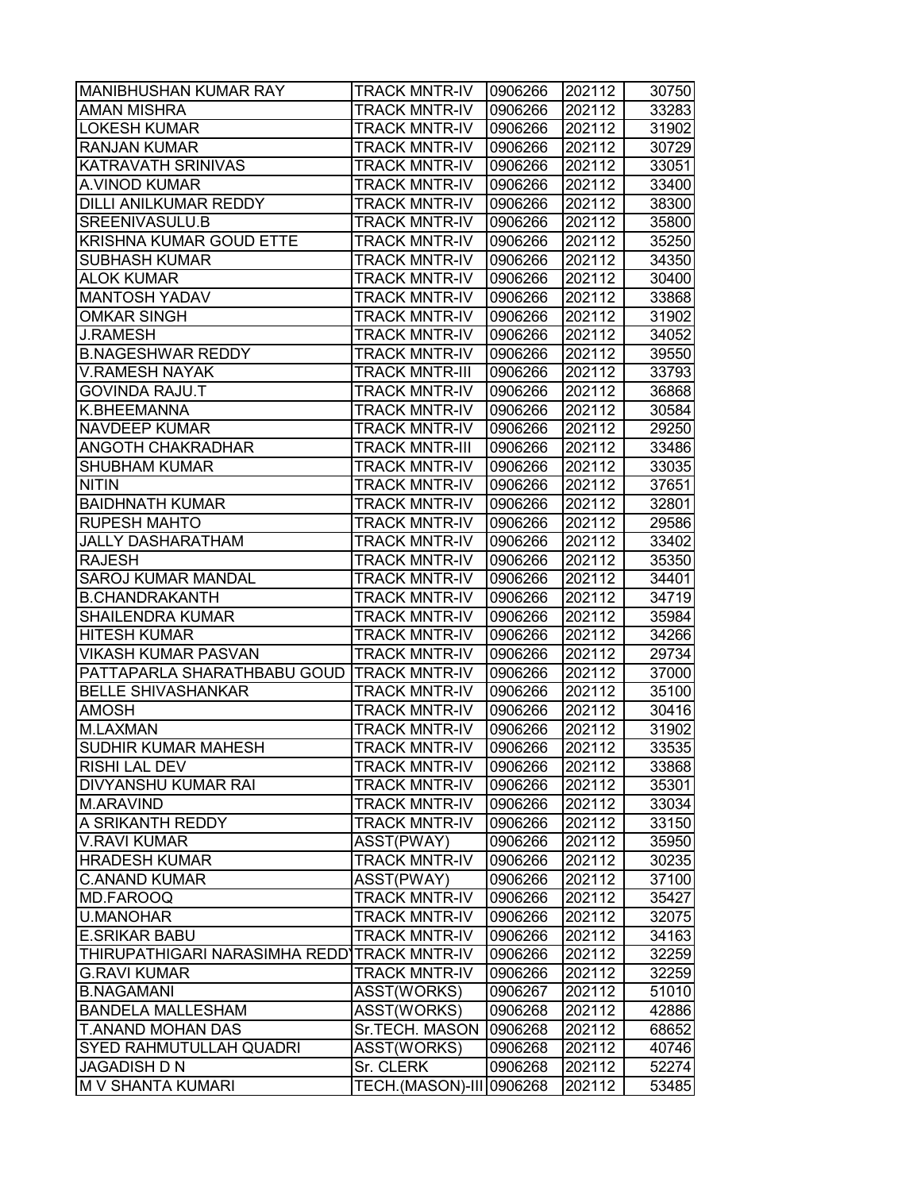| | | | | |
|---|---|---|---|---|
| MANIBHUSHAN KUMAR RAY | TRACK MNTR-IV | 0906266 | 202112 | 30750 |
| AMAN MISHRA | TRACK MNTR-IV | 0906266 | 202112 | 33283 |
| LOKESH KUMAR | TRACK MNTR-IV | 0906266 | 202112 | 31902 |
| RANJAN KUMAR | TRACK MNTR-IV | 0906266 | 202112 | 30729 |
| KATRAVATH SRINIVAS | TRACK MNTR-IV | 0906266 | 202112 | 33051 |
| A.VINOD KUMAR | TRACK MNTR-IV | 0906266 | 202112 | 33400 |
| DILLI ANILKUMAR REDDY | TRACK MNTR-IV | 0906266 | 202112 | 38300 |
| SREENIVASULU.B | TRACK MNTR-IV | 0906266 | 202112 | 35800 |
| KRISHNA KUMAR GOUD ETTE | TRACK MNTR-IV | 0906266 | 202112 | 35250 |
| SUBHASH KUMAR | TRACK MNTR-IV | 0906266 | 202112 | 34350 |
| ALOK KUMAR | TRACK MNTR-IV | 0906266 | 202112 | 30400 |
| MANTOSH YADAV | TRACK MNTR-IV | 0906266 | 202112 | 33868 |
| OMKAR SINGH | TRACK MNTR-IV | 0906266 | 202112 | 31902 |
| J.RAMESH | TRACK MNTR-IV | 0906266 | 202112 | 34052 |
| B.NAGESHWAR REDDY | TRACK MNTR-IV | 0906266 | 202112 | 39550 |
| V.RAMESH NAYAK | TRACK MNTR-III | 0906266 | 202112 | 33793 |
| GOVINDA RAJU.T | TRACK MNTR-IV | 0906266 | 202112 | 36868 |
| K.BHEEMANNA | TRACK MNTR-IV | 0906266 | 202112 | 30584 |
| NAVDEEP KUMAR | TRACK MNTR-IV | 0906266 | 202112 | 29250 |
| ANGOTH CHAKRADHAR | TRACK MNTR-III | 0906266 | 202112 | 33486 |
| SHUBHAM KUMAR | TRACK MNTR-IV | 0906266 | 202112 | 33035 |
| NITIN | TRACK MNTR-IV | 0906266 | 202112 | 37651 |
| BAIDHNATH KUMAR | TRACK MNTR-IV | 0906266 | 202112 | 32801 |
| RUPESH MAHTO | TRACK MNTR-IV | 0906266 | 202112 | 29586 |
| JALLY DASHARATHAM | TRACK MNTR-IV | 0906266 | 202112 | 33402 |
| RAJESH | TRACK MNTR-IV | 0906266 | 202112 | 35350 |
| SAROJ KUMAR MANDAL | TRACK MNTR-IV | 0906266 | 202112 | 34401 |
| B.CHANDRAKANTH | TRACK MNTR-IV | 0906266 | 202112 | 34719 |
| SHAILENDRA KUMAR | TRACK MNTR-IV | 0906266 | 202112 | 35984 |
| HITESH KUMAR | TRACK MNTR-IV | 0906266 | 202112 | 34266 |
| VIKASH KUMAR PASVAN | TRACK MNTR-IV | 0906266 | 202112 | 29734 |
| PATTAPARLA SHARATHBABU GOUD | TRACK MNTR-IV | 0906266 | 202112 | 37000 |
| BELLE SHIVASHANKAR | TRACK MNTR-IV | 0906266 | 202112 | 35100 |
| AMOSH | TRACK MNTR-IV | 0906266 | 202112 | 30416 |
| M.LAXMAN | TRACK MNTR-IV | 0906266 | 202112 | 31902 |
| SUDHIR KUMAR MAHESH | TRACK MNTR-IV | 0906266 | 202112 | 33535 |
| RISHI LAL DEV | TRACK MNTR-IV | 0906266 | 202112 | 33868 |
| DIVYANSHU KUMAR RAI | TRACK MNTR-IV | 0906266 | 202112 | 35301 |
| M.ARAVIND | TRACK MNTR-IV | 0906266 | 202112 | 33034 |
| A SRIKANTH REDDY | TRACK MNTR-IV | 0906266 | 202112 | 33150 |
| V.RAVI KUMAR | ASST(PWAY) | 0906266 | 202112 | 35950 |
| HRADESH KUMAR | TRACK MNTR-IV | 0906266 | 202112 | 30235 |
| C.ANAND KUMAR | ASST(PWAY) | 0906266 | 202112 | 37100 |
| MD.FAROOQ | TRACK MNTR-IV | 0906266 | 202112 | 35427 |
| U.MANOHAR | TRACK MNTR-IV | 0906266 | 202112 | 32075 |
| E.SRIKAR BABU | TRACK MNTR-IV | 0906266 | 202112 | 34163 |
| THIRUPATHIGARI NARASIMHA REDDY | TRACK MNTR-IV | 0906266 | 202112 | 32259 |
| G.RAVI KUMAR | TRACK MNTR-IV | 0906266 | 202112 | 32259 |
| B.NAGAMANI | ASST(WORKS) | 0906267 | 202112 | 51010 |
| BANDELA MALLESHAM | ASST(WORKS) | 0906268 | 202112 | 42886 |
| T.ANAND MOHAN DAS | Sr.TECH. MASON | 0906268 | 202112 | 68652 |
| SYED RAHMUTULLAH QUADRI | ASST(WORKS) | 0906268 | 202112 | 40746 |
| JAGADISH D N | Sr. CLERK | 0906268 | 202112 | 52274 |
| M V SHANTA KUMARI | TECH.(MASON)-III | 0906268 | 202112 | 53485 |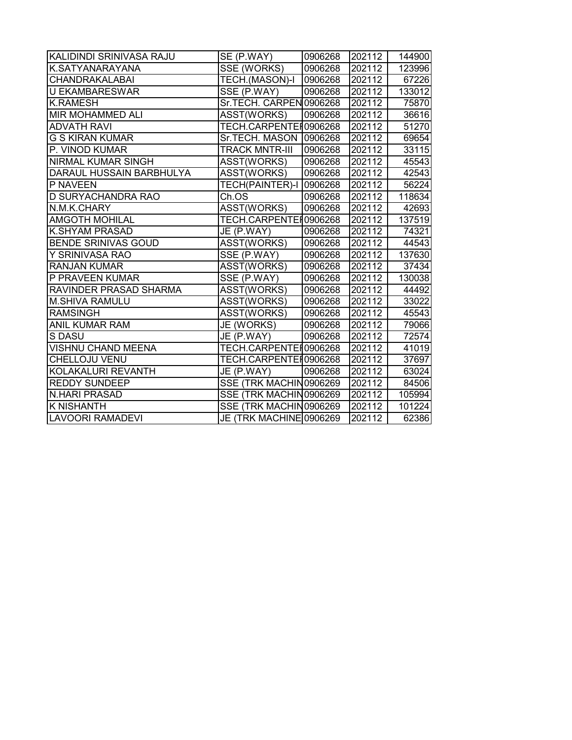| | | | | |
|---|---|---|---|---|
| KALIDINDI SRINIVASA RAJU | SE (P.WAY) | 0906268 | 202112 | 144900 |
| K.SATYANARAYANA | SSE (WORKS) | 0906268 | 202112 | 123996 |
| CHANDRAKALABAI | TECH.(MASON)-I | 0906268 | 202112 | 67226 |
| U EKAMBARESWAR | SSE (P.WAY) | 0906268 | 202112 | 133012 |
| K.RAMESH | Sr.TECH. CARPEN | 0906268 | 202112 | 75870 |
| MIR MOHAMMED ALI | ASST(WORKS) | 0906268 | 202112 | 36616 |
| ADVATH RAVI | TECH.CARPENTE | 0906268 | 202112 | 51270 |
| G S KIRAN KUMAR | Sr.TECH. MASON | 0906268 | 202112 | 69654 |
| P. VINOD KUMAR | TRACK MNTR-III | 0906268 | 202112 | 33115 |
| NIRMAL KUMAR SINGH | ASST(WORKS) | 0906268 | 202112 | 45543 |
| DARAUL HUSSAIN BARBHULYA | ASST(WORKS) | 0906268 | 202112 | 42543 |
| P NAVEEN | TECH(PAINTER)-I | 0906268 | 202112 | 56224 |
| D SURYACHANDRA RAO | Ch.OS | 0906268 | 202112 | 118634 |
| N.M.K.CHARY | ASST(WORKS) | 0906268 | 202112 | 42693 |
| AMGOTH MOHILAL | TECH.CARPENTE | 0906268 | 202112 | 137519 |
| K.SHYAM PRASAD | JE (P.WAY) | 0906268 | 202112 | 74321 |
| BENDE SRINIVAS GOUD | ASST(WORKS) | 0906268 | 202112 | 44543 |
| Y SRINIVASA RAO | SSE (P.WAY) | 0906268 | 202112 | 137630 |
| RANJAN KUMAR | ASST(WORKS) | 0906268 | 202112 | 37434 |
| P PRAVEEN KUMAR | SSE (P.WAY) | 0906268 | 202112 | 130038 |
| RAVINDER PRASAD SHARMA | ASST(WORKS) | 0906268 | 202112 | 44492 |
| M.SHIVA RAMULU | ASST(WORKS) | 0906268 | 202112 | 33022 |
| RAMSINGH | ASST(WORKS) | 0906268 | 202112 | 45543 |
| ANIL KUMAR RAM | JE (WORKS) | 0906268 | 202112 | 79066 |
| S DASU | JE (P.WAY) | 0906268 | 202112 | 72574 |
| VISHNU CHAND MEENA | TECH.CARPENTE | 0906268 | 202112 | 41019 |
| CHELLOJU VENU | TECH.CARPENTE | 0906268 | 202112 | 37697 |
| KOLAKALURI REVANTH | JE (P.WAY) | 0906268 | 202112 | 63024 |
| REDDY SUNDEEP | SSE (TRK MACHIN | 0906269 | 202112 | 84506 |
| N.HARI PRASAD | SSE (TRK MACHIN | 0906269 | 202112 | 105994 |
| K NISHANTH | SSE (TRK MACHIN | 0906269 | 202112 | 101224 |
| LAVOORI RAMADEVI | JE (TRK MACHINE | 0906269 | 202112 | 62386 |